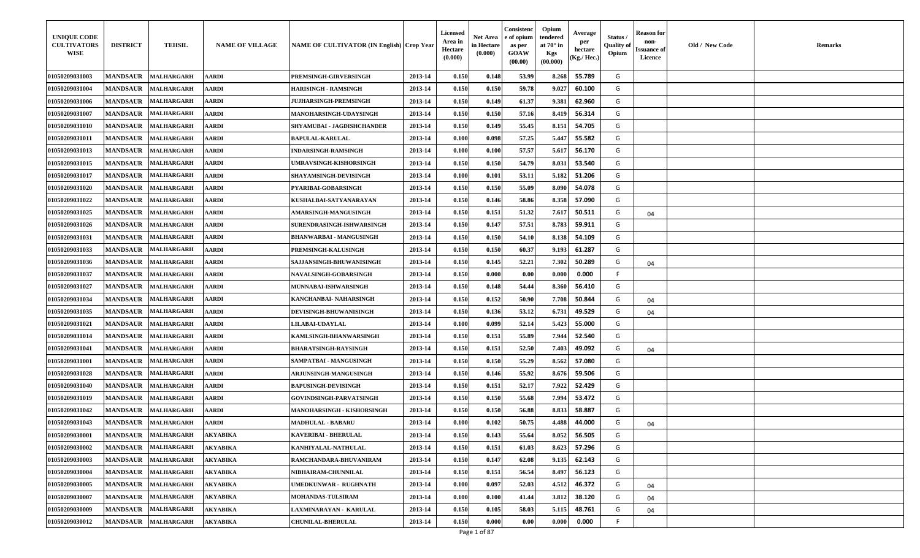| UNIQUE CODE CULTIVATORS WISE | DISTRICT | TEHSIL | NAME OF VILLAGE | NAME OF CULTIVATOR (IN English) | Crop Year | Licensed Area in Hectare (0.000) | Net Area in Hectare (0.000) | Consistence of opium as per GOAW (00.00) | Opium tendered at 70° in Kgs (00.000) | Average per hectare (Kg./ Hec.) | Status / Quality of Opium | Reason for non-Issuance of Licence | Old / New Code | Remarks |
|---|---|---|---|---|---|---|---|---|---|---|---|---|---|---|
| 01050209031003 | MANDSAUR | MALHARGARH | AARDI | PREMSINGH-GIRVERSINGH | 2013-14 | 0.150 | 0.148 | 53.99 | 8.268 | 55.789 | G | | | |
| 01050209031004 | MANDSAUR | MALHARGARH | AARDI | HARISINGH - RAMSINGH | 2013-14 | 0.150 | 0.150 | 59.78 | 9.027 | 60.100 | G | | | |
| 01050209031006 | MANDSAUR | MALHARGARH | AARDI | JUJHARSINGH-PREMSINGH | 2013-14 | 0.150 | 0.149 | 61.37 | 9.381 | 62.960 | G | | | |
| 01050209031007 | MANDSAUR | MALHARGARH | AARDI | MANOHARSINGH-UDAYSINGH | 2013-14 | 0.150 | 0.150 | 57.16 | 8.419 | 56.314 | G | | | |
| 01050209031010 | MANDSAUR | MALHARGARH | AARDI | SHYAMUBAI - JAGDISHCHANDER | 2013-14 | 0.150 | 0.149 | 55.45 | 8.151 | 54.705 | G | | | |
| 01050209031011 | MANDSAUR | MALHARGARH | AARDI | BAPULAL-KARULAL | 2013-14 | 0.100 | 0.098 | 57.25 | 5.447 | 55.582 | G | | | |
| 01050209031013 | MANDSAUR | MALHARGARH | AARDI | INDARSINGH-RAMSINGH | 2013-14 | 0.100 | 0.100 | 57.57 | 5.617 | 56.170 | G | | | |
| 01050209031015 | MANDSAUR | MALHARGARH | AARDI | UMRAVSINGH-KISHORSINGH | 2013-14 | 0.150 | 0.150 | 54.79 | 8.031 | 53.540 | G | | | |
| 01050209031017 | MANDSAUR | MALHARGARH | AARDI | SHAYAMSINGH-DEVISINGH | 2013-14 | 0.100 | 0.101 | 53.11 | 5.182 | 51.206 | G | | | |
| 01050209031020 | MANDSAUR | MALHARGARH | AARDI | PYARIBAI-GOBARSINGH | 2013-14 | 0.150 | 0.150 | 55.09 | 8.090 | 54.078 | G | | | |
| 01050209031022 | MANDSAUR | MALHARGARH | AARDI | KUSHALBAI-SATYANARAYAN | 2013-14 | 0.150 | 0.146 | 58.86 | 8.358 | 57.090 | G | | | |
| 01050209031025 | MANDSAUR | MALHARGARH | AARDI | AMARSINGH-MANGUSINGH | 2013-14 | 0.150 | 0.151 | 51.32 | 7.617 | 50.511 | G | 04 | | |
| 01050209031026 | MANDSAUR | MALHARGARH | AARDI | SURENDRASINGH-ISHWARSINGH | 2013-14 | 0.150 | 0.147 | 57.51 | 8.783 | 59.911 | G | | | |
| 01050209031031 | MANDSAUR | MALHARGARH | AARDI | BHANWARBAI - MANGUSINGH | 2013-14 | 0.150 | 0.150 | 54.10 | 8.138 | 54.109 | G | | | |
| 01050209031033 | MANDSAUR | MALHARGARH | AARDI | PREMSINGH-KALUSINGH | 2013-14 | 0.150 | 0.150 | 60.37 | 9.193 | 61.287 | G | | | |
| 01050209031036 | MANDSAUR | MALHARGARH | AARDI | SAJJANSINGH-BHUWANISINGH | 2013-14 | 0.150 | 0.145 | 52.21 | 7.302 | 50.289 | G | 04 | | |
| 01050209031037 | MANDSAUR | MALHARGARH | AARDI | NAVALSINGH-GOBARSINGH | 2013-14 | 0.150 | 0.000 | 0.00 | 0.000 | 0.000 | F | | | |
| 01050209031027 | MANDSAUR | MALHARGARH | AARDI | MUNNABAI-ISHWARSINGH | 2013-14 | 0.150 | 0.148 | 54.44 | 8.360 | 56.410 | G | | | |
| 01050209031034 | MANDSAUR | MALHARGARH | AARDI | KANCHANBAI- NAHARSINGH | 2013-14 | 0.150 | 0.152 | 50.90 | 7.708 | 50.844 | G | 04 | | |
| 01050209031035 | MANDSAUR | MALHARGARH | AARDI | DEVISINGH-BHUWANISINGH | 2013-14 | 0.150 | 0.136 | 53.12 | 6.731 | 49.529 | G | 04 | | |
| 01050209031021 | MANDSAUR | MALHARGARH | AARDI | LILABAI-UDAYLAL | 2013-14 | 0.100 | 0.099 | 52.14 | 5.423 | 55.000 | G | | | |
| 01050209031014 | MANDSAUR | MALHARGARH | AARDI | KAMLSINGH-BHANWARSINGH | 2013-14 | 0.150 | 0.151 | 55.89 | 7.944 | 52.540 | G | | | |
| 01050209031041 | MANDSAUR | MALHARGARH | AARDI | BHARATSINGH-RAYSINGH | 2013-14 | 0.150 | 0.151 | 52.50 | 7.403 | 49.092 | G | 04 | | |
| 01050209031001 | MANDSAUR | MALHARGARH | AARDI | SAMPATBAI - MANGUSINGH | 2013-14 | 0.150 | 0.150 | 55.29 | 8.562 | 57.080 | G | | | |
| 01050209031028 | MANDSAUR | MALHARGARH | AARDI | ARJUNSINGH-MANGUSINGH | 2013-14 | 0.150 | 0.146 | 55.92 | 8.676 | 59.506 | G | | | |
| 01050209031040 | MANDSAUR | MALHARGARH | AARDI | BAPUSINGH-DEVISINGH | 2013-14 | 0.150 | 0.151 | 52.17 | 7.922 | 52.429 | G | | | |
| 01050209031019 | MANDSAUR | MALHARGARH | AARDI | GOVINDSINGH-PARVATSINGH | 2013-14 | 0.150 | 0.150 | 55.68 | 7.994 | 53.472 | G | | | |
| 01050209031042 | MANDSAUR | MALHARGARH | AARDI | MANOHARSINGH - KISHORSINGH | 2013-14 | 0.150 | 0.150 | 56.88 | 8.833 | 58.887 | G | | | |
| 01050209031043 | MANDSAUR | MALHARGARH | AARDI | MADHULAL - BABARU | 2013-14 | 0.100 | 0.102 | 50.75 | 4.488 | 44.000 | G | 04 | | |
| 01050209030001 | MANDSAUR | MALHARGARH | AKYABIKA | KAVERIBAI - BHERULAL | 2013-14 | 0.150 | 0.143 | 55.64 | 8.052 | 56.505 | G | | | |
| 01050209030002 | MANDSAUR | MALHARGARH | AKYABIKA | KANHIYALAL-NATHULAL | 2013-14 | 0.150 | 0.151 | 61.03 | 8.623 | 57.296 | G | | | |
| 01050209030003 | MANDSAUR | MALHARGARH | AKYABIKA | RAMCHANDARA-BHUVANIRAM | 2013-14 | 0.150 | 0.147 | 62.08 | 9.135 | 62.143 | G | | | |
| 01050209030004 | MANDSAUR | MALHARGARH | AKYABIKA | NIBHAIRAM-CHUNNILAL | 2013-14 | 0.150 | 0.151 | 56.54 | 8.497 | 56.123 | G | | | |
| 01050209030005 | MANDSAUR | MALHARGARH | AKYABIKA | UMEDKUNWAR - RUGHNATH | 2013-14 | 0.100 | 0.097 | 52.03 | 4.512 | 46.372 | G | 04 | | |
| 01050209030007 | MANDSAUR | MALHARGARH | AKYABIKA | MOHANDAS-TULSIRAM | 2013-14 | 0.100 | 0.100 | 41.44 | 3.812 | 38.120 | G | 04 | | |
| 01050209030009 | MANDSAUR | MALHARGARH | AKYABIKA | LAXMINARAYAN - KARULAL | 2013-14 | 0.150 | 0.105 | 58.03 | 5.115 | 48.761 | G | 04 | | |
| 01050209030012 | MANDSAUR | MALHARGARH | AKYABIKA | CHUNILAL-BHERULAL | 2013-14 | 0.150 | 0.000 | 0.00 | 0.000 | 0.000 | F | | | |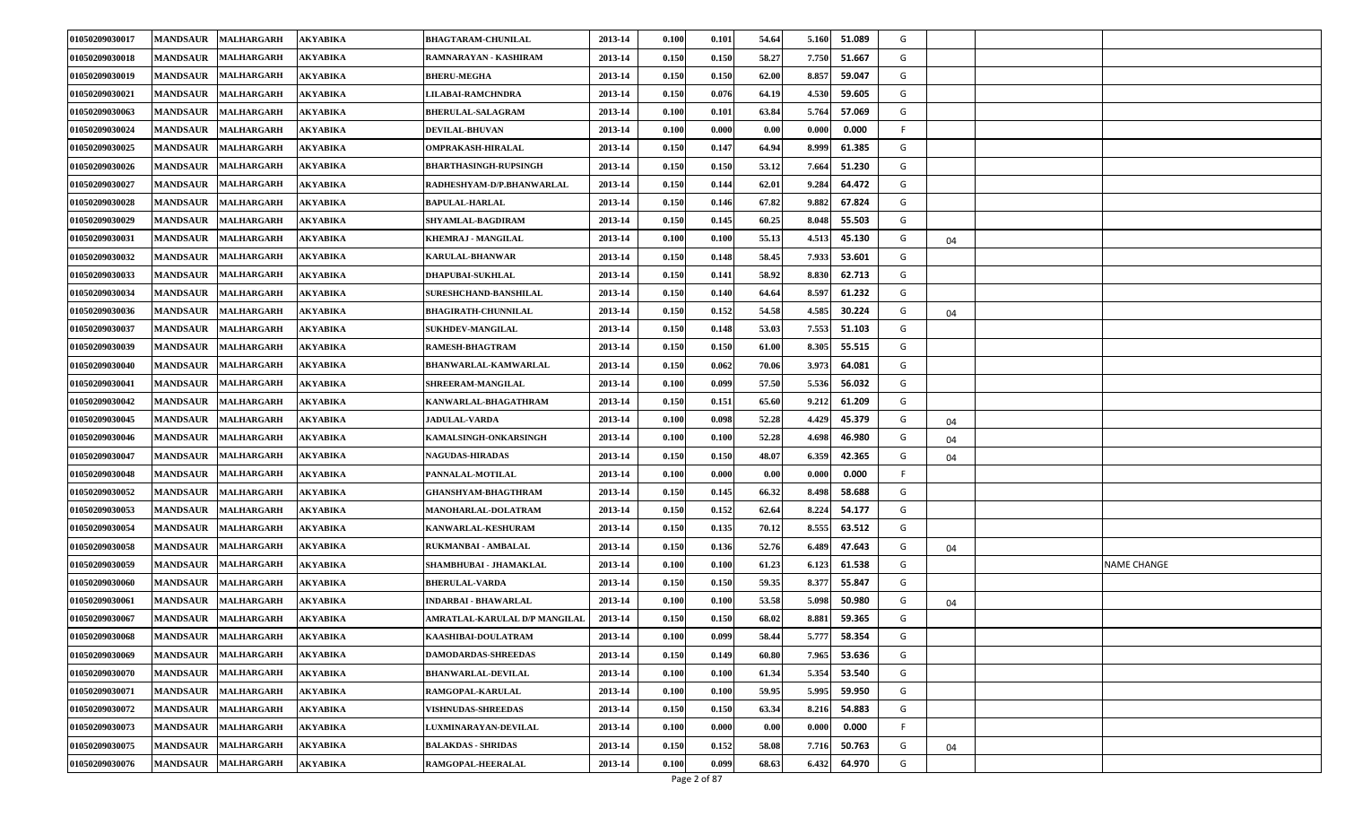| | | | | | | | | | | | | | | |
|---|---|---|---|---|---|---|---|---|---|---|---|---|---|---|
| 01050209030017 | MANDSAUR | MALHARGARH | AKYABIKA | BHAGTARAM-CHUNILAL | 2013-14 | 0.100 | 0.101 | 54.64 | 5.160 | 51.089 | G | | | |
| 01050209030018 | MANDSAUR | MALHARGARH | AKYABIKA | RAMNARAYAN - KASHIRAM | 2013-14 | 0.150 | 0.150 | 58.27 | 7.750 | 51.667 | G | | | |
| 01050209030019 | MANDSAUR | MALHARGARH | AKYABIKA | BHERU-MEGHA | 2013-14 | 0.150 | 0.150 | 62.00 | 8.857 | 59.047 | G | | | |
| 01050209030021 | MANDSAUR | MALHARGARH | AKYABIKA | LILABAI-RAMCHNDRA | 2013-14 | 0.150 | 0.076 | 64.19 | 4.530 | 59.605 | G | | | |
| 01050209030063 | MANDSAUR | MALHARGARH | AKYABIKA | BHERULAL-SALAGRAM | 2013-14 | 0.100 | 0.101 | 63.84 | 5.764 | 57.069 | G | | | |
| 01050209030024 | MANDSAUR | MALHARGARH | AKYABIKA | DEVILAL-BHUVAN | 2013-14 | 0.100 | 0.000 | 0.00 | 0.000 | 0.000 | F | | | |
| 01050209030025 | MANDSAUR | MALHARGARH | AKYABIKA | OMPRAKASH-HIRALAL | 2013-14 | 0.150 | 0.147 | 64.94 | 8.999 | 61.385 | G | | | |
| 01050209030026 | MANDSAUR | MALHARGARH | AKYABIKA | BHARTHASINGH-RUPSINGH | 2013-14 | 0.150 | 0.150 | 53.12 | 7.664 | 51.230 | G | | | |
| 01050209030027 | MANDSAUR | MALHARGARH | AKYABIKA | RADHESHYAM-D/P.BHANWARLAL | 2013-14 | 0.150 | 0.144 | 62.01 | 9.284 | 64.472 | G | | | |
| 01050209030028 | MANDSAUR | MALHARGARH | AKYABIKA | BAPULAL-HARLAL | 2013-14 | 0.150 | 0.146 | 67.82 | 9.882 | 67.824 | G | | | |
| 01050209030029 | MANDSAUR | MALHARGARH | AKYABIKA | SHYAMLAL-BAGDIRAM | 2013-14 | 0.150 | 0.145 | 60.25 | 8.048 | 55.503 | G | | | |
| 01050209030031 | MANDSAUR | MALHARGARH | AKYABIKA | KHEMRAJ - MANGILAL | 2013-14 | 0.100 | 0.100 | 55.13 | 4.513 | 45.130 | G | 04 | | |
| 01050209030032 | MANDSAUR | MALHARGARH | AKYABIKA | KARULAL-BHANWAR | 2013-14 | 0.150 | 0.148 | 58.45 | 7.933 | 53.601 | G | | | |
| 01050209030033 | MANDSAUR | MALHARGARH | AKYABIKA | DHAPUBAI-SUKHLAL | 2013-14 | 0.150 | 0.141 | 58.92 | 8.830 | 62.713 | G | | | |
| 01050209030034 | MANDSAUR | MALHARGARH | AKYABIKA | SURESHCHAND-BANSHILAL | 2013-14 | 0.150 | 0.140 | 64.64 | 8.597 | 61.232 | G | | | |
| 01050209030036 | MANDSAUR | MALHARGARH | AKYABIKA | BHAGIRATH-CHUNNILAL | 2013-14 | 0.150 | 0.152 | 54.58 | 4.585 | 30.224 | G | 04 | | |
| 01050209030037 | MANDSAUR | MALHARGARH | AKYABIKA | SUKHDEV-MANGILAL | 2013-14 | 0.150 | 0.148 | 53.03 | 7.553 | 51.103 | G | | | |
| 01050209030039 | MANDSAUR | MALHARGARH | AKYABIKA | RAMESH-BHAGTRAM | 2013-14 | 0.150 | 0.150 | 61.00 | 8.305 | 55.515 | G | | | |
| 01050209030040 | MANDSAUR | MALHARGARH | AKYABIKA | BHANWARLAL-KAMWARLAL | 2013-14 | 0.150 | 0.062 | 70.06 | 3.973 | 64.081 | G | | | |
| 01050209030041 | MANDSAUR | MALHARGARH | AKYABIKA | SHREERAM-MANGILAL | 2013-14 | 0.100 | 0.099 | 57.50 | 5.536 | 56.032 | G | | | |
| 01050209030042 | MANDSAUR | MALHARGARH | AKYABIKA | KANWARLAL-BHAGATHRAM | 2013-14 | 0.150 | 0.151 | 65.60 | 9.212 | 61.209 | G | | | |
| 01050209030045 | MANDSAUR | MALHARGARH | AKYABIKA | JADULAL-VARDA | 2013-14 | 0.100 | 0.098 | 52.28 | 4.429 | 45.379 | G | 04 | | |
| 01050209030046 | MANDSAUR | MALHARGARH | AKYABIKA | KAMALSINGH-ONKARSINGH | 2013-14 | 0.100 | 0.100 | 52.28 | 4.698 | 46.980 | G | 04 | | |
| 01050209030047 | MANDSAUR | MALHARGARH | AKYABIKA | NAGUDAS-HIRADAS | 2013-14 | 0.150 | 0.150 | 48.07 | 6.359 | 42.365 | G | 04 | | |
| 01050209030048 | MANDSAUR | MALHARGARH | AKYABIKA | PANNALAL-MOTILAL | 2013-14 | 0.100 | 0.000 | 0.00 | 0.000 | 0.000 | F | | | |
| 01050209030052 | MANDSAUR | MALHARGARH | AKYABIKA | GHANSHYAM-BHAGTHRAM | 2013-14 | 0.150 | 0.145 | 66.32 | 8.498 | 58.688 | G | | | |
| 01050209030053 | MANDSAUR | MALHARGARH | AKYABIKA | MANOHARLAL-DOLATRAM | 2013-14 | 0.150 | 0.152 | 62.64 | 8.224 | 54.177 | G | | | |
| 01050209030054 | MANDSAUR | MALHARGARH | AKYABIKA | KANWARLAL-KESHURAM | 2013-14 | 0.150 | 0.135 | 70.12 | 8.555 | 63.512 | G | | | |
| 01050209030058 | MANDSAUR | MALHARGARH | AKYABIKA | RUKMANBAI - AMBALAL | 2013-14 | 0.150 | 0.136 | 52.76 | 6.489 | 47.643 | G | 04 | | |
| 01050209030059 | MANDSAUR | MALHARGARH | AKYABIKA | SHAMBHUBAI - JHAMAKLAL | 2013-14 | 0.100 | 0.100 | 61.23 | 6.123 | 61.538 | G | | | NAME CHANGE |
| 01050209030060 | MANDSAUR | MALHARGARH | AKYABIKA | BHERULAL-VARDA | 2013-14 | 0.150 | 0.150 | 59.35 | 8.377 | 55.847 | G | | | |
| 01050209030061 | MANDSAUR | MALHARGARH | AKYABIKA | INDARBAI - BHAWARLAL | 2013-14 | 0.100 | 0.100 | 53.58 | 5.098 | 50.980 | G | 04 | | |
| 01050209030067 | MANDSAUR | MALHARGARH | AKYABIKA | AMRATLAL-KARULAL D/P MANGILAL | 2013-14 | 0.150 | 0.150 | 68.02 | 8.881 | 59.365 | G | | | |
| 01050209030068 | MANDSAUR | MALHARGARH | AKYABIKA | KAASHIBAI-DOULATRAM | 2013-14 | 0.100 | 0.099 | 58.44 | 5.777 | 58.354 | G | | | |
| 01050209030069 | MANDSAUR | MALHARGARH | AKYABIKA | DAMODARDAS-SHREEDAS | 2013-14 | 0.150 | 0.149 | 60.80 | 7.965 | 53.636 | G | | | |
| 01050209030070 | MANDSAUR | MALHARGARH | AKYABIKA | BHANWARLAL-DEVILAL | 2013-14 | 0.100 | 0.100 | 61.34 | 5.354 | 53.540 | G | | | |
| 01050209030071 | MANDSAUR | MALHARGARH | AKYABIKA | RAMGOPAL-KARULAL | 2013-14 | 0.100 | 0.100 | 59.95 | 5.995 | 59.950 | G | | | |
| 01050209030072 | MANDSAUR | MALHARGARH | AKYABIKA | VISHNUDAS-SHREEDAS | 2013-14 | 0.150 | 0.150 | 63.34 | 8.216 | 54.883 | G | | | |
| 01050209030073 | MANDSAUR | MALHARGARH | AKYABIKA | LUXMINARAYAN-DEVILAL | 2013-14 | 0.100 | 0.000 | 0.00 | 0.000 | 0.000 | F | | | |
| 01050209030075 | MANDSAUR | MALHARGARH | AKYABIKA | BALAKDAS - SHRIDAS | 2013-14 | 0.150 | 0.152 | 58.08 | 7.716 | 50.763 | G | 04 | | |
| 01050209030076 | MANDSAUR | MALHARGARH | AKYABIKA | RAMGOPAL-HEERALAL | 2013-14 | 0.100 | 0.099 | 68.63 | 6.432 | 64.970 | G | | | |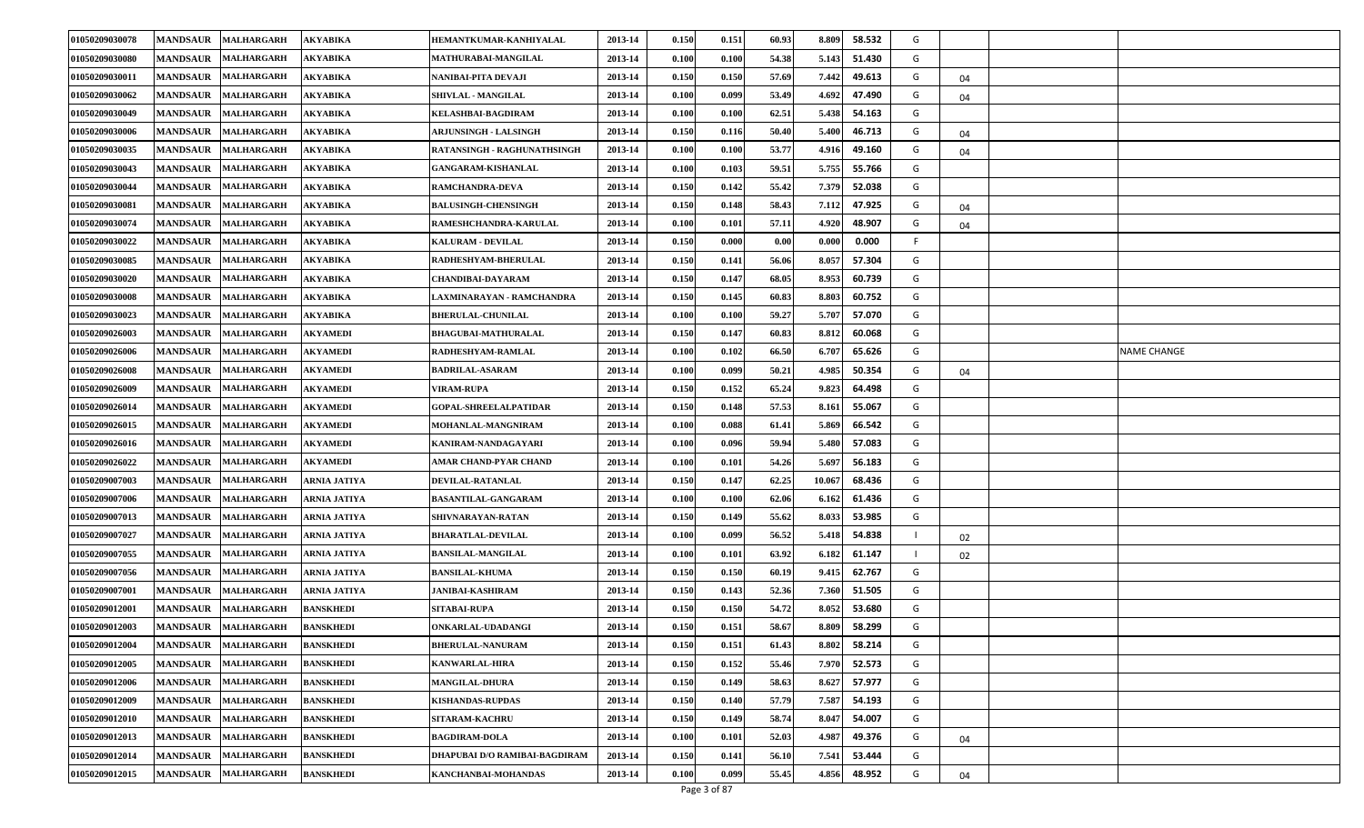| | | | | | | | | | | | | | | |
|---|---|---|---|---|---|---|---|---|---|---|---|---|---|---|
| 01050209030078 | MANDSAUR | MALHARGARH | AKYABIKA | HEMANTKUMAR-KANHIYALAL | 2013-14 | 0.150 | 0.151 | 60.93 | 8.809 | 58.532 | G | | | |
| 01050209030080 | MANDSAUR | MALHARGARH | AKYABIKA | MATHURABAI-MANGILAL | 2013-14 | 0.100 | 0.100 | 54.38 | 5.143 | 51.430 | G | | | |
| 01050209030011 | MANDSAUR | MALHARGARH | AKYABIKA | NANIBAI-PITA DEVAJI | 2013-14 | 0.150 | 0.150 | 57.69 | 7.442 | 49.613 | G | 04 | | |
| 01050209030062 | MANDSAUR | MALHARGARH | AKYABIKA | SHIVLAL - MANGILAL | 2013-14 | 0.100 | 0.099 | 53.49 | 4.692 | 47.490 | G | 04 | | |
| 01050209030049 | MANDSAUR | MALHARGARH | AKYABIKA | KELASHBAI-BAGDIRAM | 2013-14 | 0.100 | 0.100 | 62.51 | 5.438 | 54.163 | G | | | |
| 01050209030006 | MANDSAUR | MALHARGARH | AKYABIKA | ARJUNSINGH - LALSINGH | 2013-14 | 0.150 | 0.116 | 50.40 | 5.400 | 46.713 | G | 04 | | |
| 01050209030035 | MANDSAUR | MALHARGARH | AKYABIKA | RATANSINGH - RAGHUNATHSINGH | 2013-14 | 0.100 | 0.100 | 53.77 | 4.916 | 49.160 | G | 04 | | |
| 01050209030043 | MANDSAUR | MALHARGARH | AKYABIKA | GANGARAM-KISHANLAL | 2013-14 | 0.100 | 0.103 | 59.51 | 5.755 | 55.766 | G | | | |
| 01050209030044 | MANDSAUR | MALHARGARH | AKYABIKA | RAMCHANDRA-DEVA | 2013-14 | 0.150 | 0.142 | 55.42 | 7.379 | 52.038 | G | | | |
| 01050209030081 | MANDSAUR | MALHARGARH | AKYABIKA | BALUSINGH-CHENSINGH | 2013-14 | 0.150 | 0.148 | 58.43 | 7.112 | 47.925 | G | 04 | | |
| 01050209030074 | MANDSAUR | MALHARGARH | AKYABIKA | RAMESHCHANDRA-KARULAL | 2013-14 | 0.100 | 0.101 | 57.11 | 4.920 | 48.907 | G | 04 | | |
| 01050209030022 | MANDSAUR | MALHARGARH | AKYABIKA | KALURAM - DEVILAL | 2013-14 | 0.150 | 0.000 | 0.00 | 0.000 | 0.000 | F | | | |
| 01050209030085 | MANDSAUR | MALHARGARH | AKYABIKA | RADHESHYAM-BHERULAL | 2013-14 | 0.150 | 0.141 | 56.06 | 8.057 | 57.304 | G | | | |
| 01050209030020 | MANDSAUR | MALHARGARH | AKYABIKA | CHANDIBAI-DAYARAM | 2013-14 | 0.150 | 0.147 | 68.05 | 8.953 | 60.739 | G | | | |
| 01050209030008 | MANDSAUR | MALHARGARH | AKYABIKA | LAXMINARAYAN - RAMCHANDRA | 2013-14 | 0.150 | 0.145 | 60.83 | 8.803 | 60.752 | G | | | |
| 01050209030023 | MANDSAUR | MALHARGARH | AKYABIKA | BHERULAL-CHUNILAL | 2013-14 | 0.100 | 0.100 | 59.27 | 5.707 | 57.070 | G | | | |
| 01050209026003 | MANDSAUR | MALHARGARH | AKYAMEDI | BHAGUBAI-MATHURALAL | 2013-14 | 0.150 | 0.147 | 60.83 | 8.812 | 60.068 | G | | | |
| 01050209026006 | MANDSAUR | MALHARGARH | AKYAMEDI | RADHESHYAM-RAMLAL | 2013-14 | 0.100 | 0.102 | 66.50 | 6.707 | 65.626 | G | | | NAME CHANGE |
| 01050209026008 | MANDSAUR | MALHARGARH | AKYAMEDI | BADRILAL-ASARAM | 2013-14 | 0.100 | 0.099 | 50.21 | 4.985 | 50.354 | G | 04 | | |
| 01050209026009 | MANDSAUR | MALHARGARH | AKYAMEDI | VIRAM-RUPA | 2013-14 | 0.150 | 0.152 | 65.24 | 9.823 | 64.498 | G | | | |
| 01050209026014 | MANDSAUR | MALHARGARH | AKYAMEDI | GOPAL-SHREELALPATIDAR | 2013-14 | 0.150 | 0.148 | 57.53 | 8.161 | 55.067 | G | | | |
| 01050209026015 | MANDSAUR | MALHARGARH | AKYAMEDI | MOHANLAL-MANGNIRAM | 2013-14 | 0.100 | 0.088 | 61.41 | 5.869 | 66.542 | G | | | |
| 01050209026016 | MANDSAUR | MALHARGARH | AKYAMEDI | KANIRAM-NANDAGAYARI | 2013-14 | 0.100 | 0.096 | 59.94 | 5.480 | 57.083 | G | | | |
| 01050209026022 | MANDSAUR | MALHARGARH | AKYAMEDI | AMAR CHAND-PYAR CHAND | 2013-14 | 0.100 | 0.101 | 54.26 | 5.697 | 56.183 | G | | | |
| 01050209007003 | MANDSAUR | MALHARGARH | ARNIA JATIYA | DEVILAL-RATANLAL | 2013-14 | 0.150 | 0.147 | 62.25 | 10.067 | 68.436 | G | | | |
| 01050209007006 | MANDSAUR | MALHARGARH | ARNIA JATIYA | BASANTILAL-GANGARAM | 2013-14 | 0.100 | 0.100 | 62.06 | 6.162 | 61.436 | G | | | |
| 01050209007013 | MANDSAUR | MALHARGARH | ARNIA JATIYA | SHIVNARAYAN-RATAN | 2013-14 | 0.150 | 0.149 | 55.62 | 8.033 | 53.985 | G | | | |
| 01050209007027 | MANDSAUR | MALHARGARH | ARNIA JATIYA | BHARATLAL-DEVILAL | 2013-14 | 0.100 | 0.099 | 56.52 | 5.418 | 54.838 | I | 02 | | |
| 01050209007055 | MANDSAUR | MALHARGARH | ARNIA JATIYA | BANSILAL-MANGILAL | 2013-14 | 0.100 | 0.101 | 63.92 | 6.182 | 61.147 | I | 02 | | |
| 01050209007056 | MANDSAUR | MALHARGARH | ARNIA JATIYA | BANSILAL-KHUMA | 2013-14 | 0.150 | 0.150 | 60.19 | 9.415 | 62.767 | G | | | |
| 01050209007001 | MANDSAUR | MALHARGARH | ARNIA JATIYA | JANIBAI-KASHIRAM | 2013-14 | 0.150 | 0.143 | 52.36 | 7.360 | 51.505 | G | | | |
| 01050209012001 | MANDSAUR | MALHARGARH | BANSKHEDI | SITABAI-RUPA | 2013-14 | 0.150 | 0.150 | 54.72 | 8.052 | 53.680 | G | | | |
| 01050209012003 | MANDSAUR | MALHARGARH | BANSKHEDI | ONKARLAL-UDADANGI | 2013-14 | 0.150 | 0.151 | 58.67 | 8.809 | 58.299 | G | | | |
| 01050209012004 | MANDSAUR | MALHARGARH | BANSKHEDI | BHERULAL-NANURAM | 2013-14 | 0.150 | 0.151 | 61.43 | 8.802 | 58.214 | G | | | |
| 01050209012005 | MANDSAUR | MALHARGARH | BANSKHEDI | KANWARLAL-HIRA | 2013-14 | 0.150 | 0.152 | 55.46 | 7.970 | 52.573 | G | | | |
| 01050209012006 | MANDSAUR | MALHARGARH | BANSKHEDI | MANGILAL-DHURA | 2013-14 | 0.150 | 0.149 | 58.63 | 8.627 | 57.977 | G | | | |
| 01050209012009 | MANDSAUR | MALHARGARH | BANSKHEDI | KISHANDAS-RUPDAS | 2013-14 | 0.150 | 0.140 | 57.79 | 7.587 | 54.193 | G | | | |
| 01050209012010 | MANDSAUR | MALHARGARH | BANSKHEDI | SITARAM-KACHRU | 2013-14 | 0.150 | 0.149 | 58.74 | 8.047 | 54.007 | G | | | |
| 01050209012013 | MANDSAUR | MALHARGARH | BANSKHEDI | BAGDIRAM-DOLA | 2013-14 | 0.100 | 0.101 | 52.03 | 4.987 | 49.376 | G | 04 | | |
| 01050209012014 | MANDSAUR | MALHARGARH | BANSKHEDI | DHAPUBAI D/O RAMIBAI-BAGDIRAM | 2013-14 | 0.150 | 0.141 | 56.10 | 7.541 | 53.444 | G | | | |
| 01050209012015 | MANDSAUR | MALHARGARH | BANSKHEDI | KANCHANBAI-MOHANDAS | 2013-14 | 0.100 | 0.099 | 55.45 | 4.856 | 48.952 | G | 04 | | |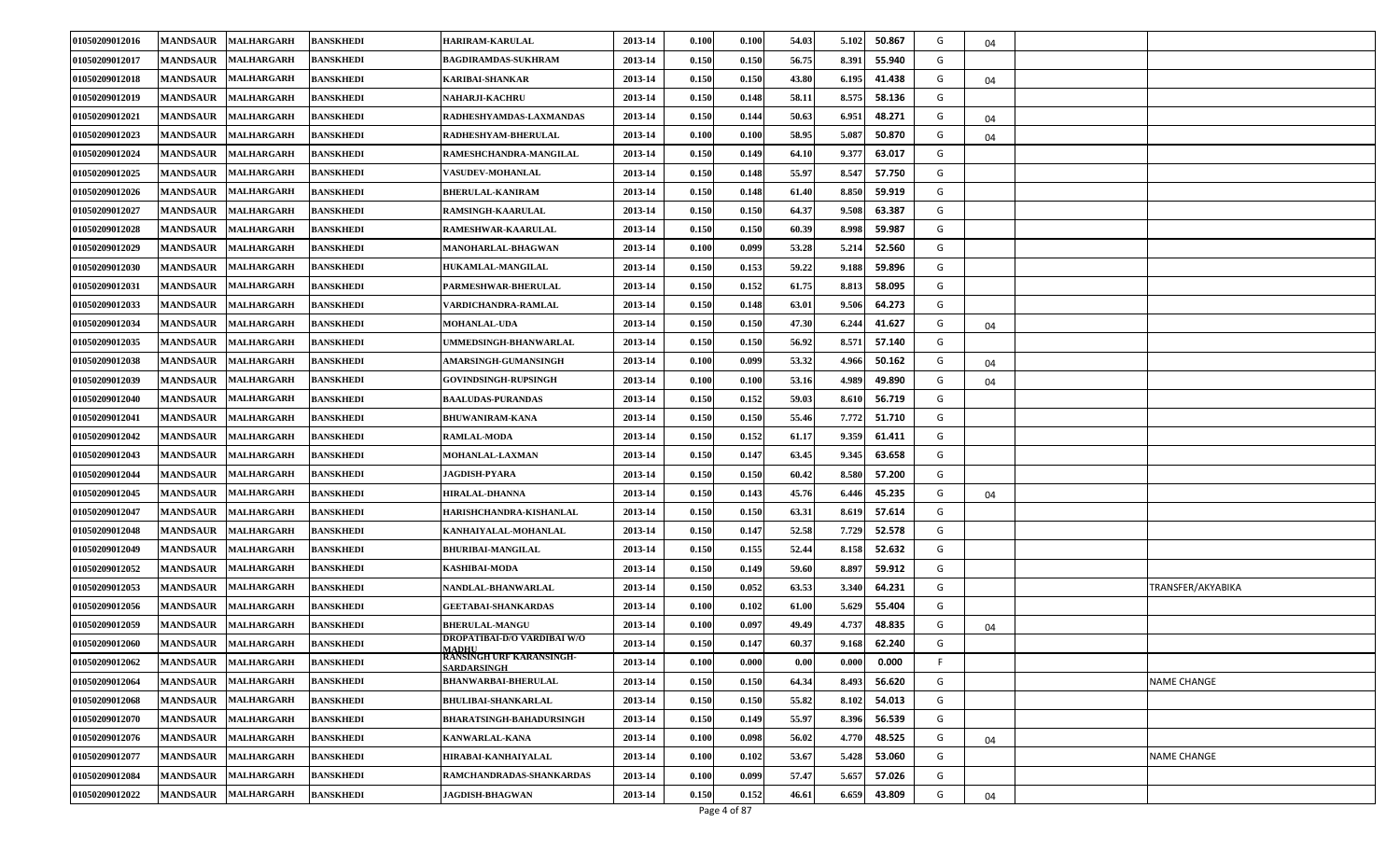| | | | | | | | | | | | | | | |
|---|---|---|---|---|---|---|---|---|---|---|---|---|---|---|
| 01050209012016 | MANDSAUR | MALHARGARH | BANSKHEDI | HARIRAM-KARULAL | 2013-14 | 0.100 | 0.100 | 54.03 | 5.102 | 50.867 | G | 04 | | |
| 01050209012017 | MANDSAUR | MALHARGARH | BANSKHEDI | BAGDIRAMDAS-SUKHRAM | 2013-14 | 0.150 | 0.150 | 56.75 | 8.391 | 55.940 | G | | | |
| 01050209012018 | MANDSAUR | MALHARGARH | BANSKHEDI | KARIBAI-SHANKAR | 2013-14 | 0.150 | 0.150 | 43.80 | 6.195 | 41.438 | G | 04 | | |
| 01050209012019 | MANDSAUR | MALHARGARH | BANSKHEDI | NAHARJI-KACHRU | 2013-14 | 0.150 | 0.148 | 58.11 | 8.575 | 58.136 | G | | | |
| 01050209012021 | MANDSAUR | MALHARGARH | BANSKHEDI | RADHESHYAMDAS-LAXMANDAS | 2013-14 | 0.150 | 0.144 | 50.63 | 6.951 | 48.271 | G | 04 | | |
| 01050209012023 | MANDSAUR | MALHARGARH | BANSKHEDI | RADHESHYAM-BHERULAL | 2013-14 | 0.100 | 0.100 | 58.95 | 5.087 | 50.870 | G | 04 | | |
| 01050209012024 | MANDSAUR | MALHARGARH | BANSKHEDI | RAMESHCHANDRA-MANGILAL | 2013-14 | 0.150 | 0.149 | 64.10 | 9.377 | 63.017 | G | | | |
| 01050209012025 | MANDSAUR | MALHARGARH | BANSKHEDI | VASUDEV-MOHANLAL | 2013-14 | 0.150 | 0.148 | 55.97 | 8.547 | 57.750 | G | | | |
| 01050209012026 | MANDSAUR | MALHARGARH | BANSKHEDI | BHERULAL-KANIRAM | 2013-14 | 0.150 | 0.148 | 61.40 | 8.850 | 59.919 | G | | | |
| 01050209012027 | MANDSAUR | MALHARGARH | BANSKHEDI | RAMSINGH-KAARULAL | 2013-14 | 0.150 | 0.150 | 64.37 | 9.508 | 63.387 | G | | | |
| 01050209012028 | MANDSAUR | MALHARGARH | BANSKHEDI | RAMESHWAR-KAARULAL | 2013-14 | 0.150 | 0.150 | 60.39 | 8.998 | 59.987 | G | | | |
| 01050209012029 | MANDSAUR | MALHARGARH | BANSKHEDI | MANOHARLAL-BHAGWAN | 2013-14 | 0.100 | 0.099 | 53.28 | 5.214 | 52.560 | G | | | |
| 01050209012030 | MANDSAUR | MALHARGARH | BANSKHEDI | HUKAMLAL-MANGILAL | 2013-14 | 0.150 | 0.153 | 59.22 | 9.188 | 59.896 | G | | | |
| 01050209012031 | MANDSAUR | MALHARGARH | BANSKHEDI | PARMESHWAR-BHERULAL | 2013-14 | 0.150 | 0.152 | 61.75 | 8.813 | 58.095 | G | | | |
| 01050209012033 | MANDSAUR | MALHARGARH | BANSKHEDI | VARDICHANDRA-RAMLAL | 2013-14 | 0.150 | 0.148 | 63.01 | 9.506 | 64.273 | G | | | |
| 01050209012034 | MANDSAUR | MALHARGARH | BANSKHEDI | MOHANLAL-UDA | 2013-14 | 0.150 | 0.150 | 47.30 | 6.244 | 41.627 | G | 04 | | |
| 01050209012035 | MANDSAUR | MALHARGARH | BANSKHEDI | UMMEDSINGH-BHANWARLAL | 2013-14 | 0.150 | 0.150 | 56.92 | 8.571 | 57.140 | G | | | |
| 01050209012038 | MANDSAUR | MALHARGARH | BANSKHEDI | AMARSINGH-GUMANSINGH | 2013-14 | 0.100 | 0.099 | 53.32 | 4.966 | 50.162 | G | 04 | | |
| 01050209012039 | MANDSAUR | MALHARGARH | BANSKHEDI | GOVINDSINGH-RUPSINGH | 2013-14 | 0.100 | 0.100 | 53.16 | 4.989 | 49.890 | G | 04 | | |
| 01050209012040 | MANDSAUR | MALHARGARH | BANSKHEDI | BAALUDAS-PURANDAS | 2013-14 | 0.150 | 0.152 | 59.03 | 8.610 | 56.719 | G | | | |
| 01050209012041 | MANDSAUR | MALHARGARH | BANSKHEDI | BHUWANIRAM-KANA | 2013-14 | 0.150 | 0.150 | 55.46 | 7.772 | 51.710 | G | | | |
| 01050209012042 | MANDSAUR | MALHARGARH | BANSKHEDI | RAMLAL-MODA | 2013-14 | 0.150 | 0.152 | 61.17 | 9.359 | 61.411 | G | | | |
| 01050209012043 | MANDSAUR | MALHARGARH | BANSKHEDI | MOHANLAL-LAXMAN | 2013-14 | 0.150 | 0.147 | 63.45 | 9.345 | 63.658 | G | | | |
| 01050209012044 | MANDSAUR | MALHARGARH | BANSKHEDI | JAGDISH-PYARA | 2013-14 | 0.150 | 0.150 | 60.42 | 8.580 | 57.200 | G | | | |
| 01050209012045 | MANDSAUR | MALHARGARH | BANSKHEDI | HIRALAL-DHANNA | 2013-14 | 0.150 | 0.143 | 45.76 | 6.446 | 45.235 | G | 04 | | |
| 01050209012047 | MANDSAUR | MALHARGARH | BANSKHEDI | HARISHCHANDRA-KISHANLAL | 2013-14 | 0.150 | 0.150 | 63.31 | 8.619 | 57.614 | G | | | |
| 01050209012048 | MANDSAUR | MALHARGARH | BANSKHEDI | KANHAIYALAL-MOHANLAL | 2013-14 | 0.150 | 0.147 | 52.58 | 7.729 | 52.578 | G | | | |
| 01050209012049 | MANDSAUR | MALHARGARH | BANSKHEDI | BHURIBAI-MANGILAL | 2013-14 | 0.150 | 0.155 | 52.44 | 8.158 | 52.632 | G | | | |
| 01050209012052 | MANDSAUR | MALHARGARH | BANSKHEDI | KASHIBAI-MODA | 2013-14 | 0.150 | 0.149 | 59.60 | 8.897 | 59.912 | G | | | |
| 01050209012053 | MANDSAUR | MALHARGARH | BANSKHEDI | NANDLAL-BHANWARLAL | 2013-14 | 0.150 | 0.052 | 63.53 | 3.340 | 64.231 | G | | | TRANSFER/AKYABIKA |
| 01050209012056 | MANDSAUR | MALHARGARH | BANSKHEDI | GEETABAI-SHANKARDAS | 2013-14 | 0.100 | 0.102 | 61.00 | 5.629 | 55.404 | G | | | |
| 01050209012059 | MANDSAUR | MALHARGARH | BANSKHEDI | BHERULAL-MANGU | 2013-14 | 0.100 | 0.097 | 49.49 | 4.737 | 48.835 | G | 04 | | |
| 01050209012060 | MANDSAUR | MALHARGARH | BANSKHEDI | DROPATIBAI-D/O VARDIBAI W/O MADHU | 2013-14 | 0.150 | 0.147 | 60.37 | 9.168 | 62.240 | G | | | |
| 01050209012062 | MANDSAUR | MALHARGARH | BANSKHEDI | RANSINGH URF KARANSINGH-SARDARSINGH | 2013-14 | 0.100 | 0.000 | 0.00 | 0.000 | 0.000 | F | | | |
| 01050209012064 | MANDSAUR | MALHARGARH | BANSKHEDI | BHANWARBAI-BHERULAL | 2013-14 | 0.150 | 0.150 | 64.34 | 8.493 | 56.620 | G | | | NAME CHANGE |
| 01050209012068 | MANDSAUR | MALHARGARH | BANSKHEDI | BHULIBAI-SHANKARLAL | 2013-14 | 0.150 | 0.150 | 55.82 | 8.102 | 54.013 | G | | | |
| 01050209012070 | MANDSAUR | MALHARGARH | BANSKHEDI | BHARATSINGH-BAHADURSINGH | 2013-14 | 0.150 | 0.149 | 55.97 | 8.396 | 56.539 | G | | | |
| 01050209012076 | MANDSAUR | MALHARGARH | BANSKHEDI | KANWARLAL-KANA | 2013-14 | 0.100 | 0.098 | 56.02 | 4.770 | 48.525 | G | 04 | | |
| 01050209012077 | MANDSAUR | MALHARGARH | BANSKHEDI | HIRABAI-KANHAIYALAL | 2013-14 | 0.100 | 0.102 | 53.67 | 5.428 | 53.060 | G | | | NAME CHANGE |
| 01050209012084 | MANDSAUR | MALHARGARH | BANSKHEDI | RAMCHANDRADAS-SHANKARDAS | 2013-14 | 0.100 | 0.099 | 57.47 | 5.657 | 57.026 | G | | | |
| 01050209012022 | MANDSAUR | MALHARGARH | BANSKHEDI | JAGDISH-BHAGWAN | 2013-14 | 0.150 | 0.152 | 46.61 | 6.659 | 43.809 | G | 04 | | |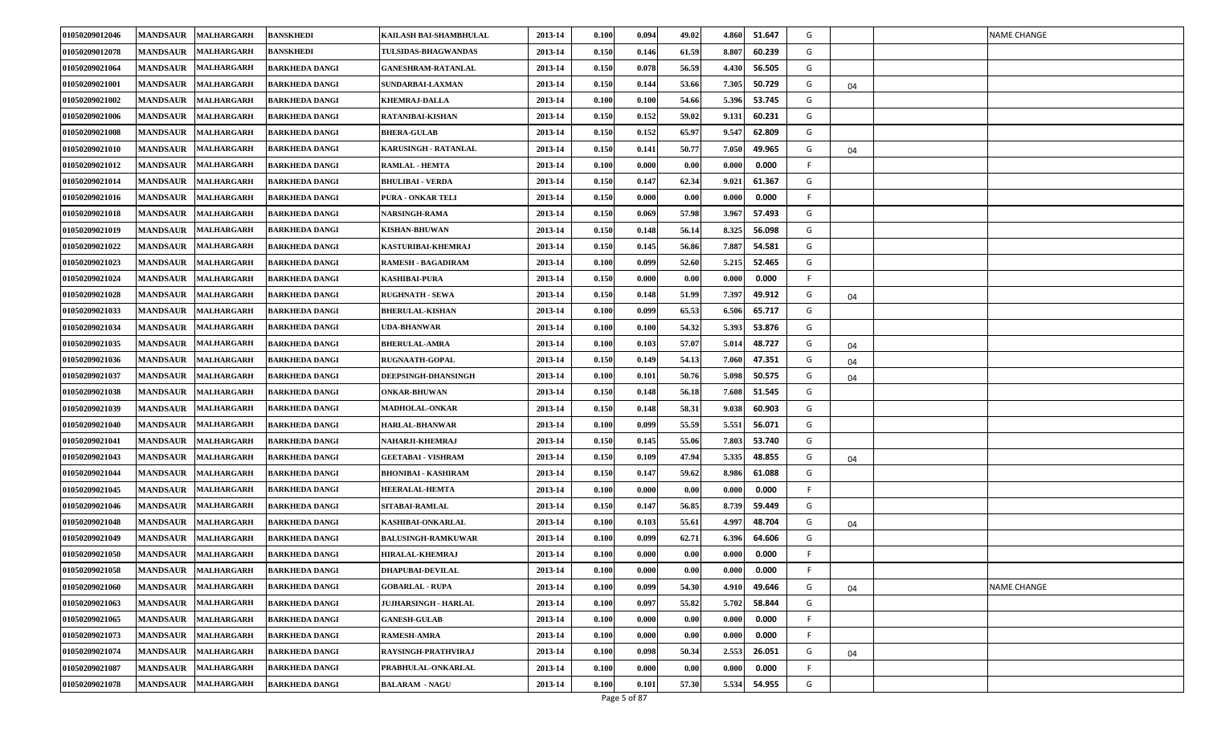| | | | | | | | | | | | | | | |
|---|---|---|---|---|---|---|---|---|---|---|---|---|---|---|
| 01050209012046 | MANDSAUR | MALHARGARH | BANSKHEDI | KAILASH BAI-SHAMBHULAL | 2013-14 | 0.100 | 0.094 | 49.02 | 4.860 | 51.647 | G | | | NAME CHANGE |
| 01050209012078 | MANDSAUR | MALHARGARH | BANSKHEDI | TULSIDAS-BHAGWANDAS | 2013-14 | 0.150 | 0.146 | 61.59 | 8.807 | 60.239 | G | | | |
| 01050209021064 | MANDSAUR | MALHARGARH | BARKHEDA DANGI | GANESHRAM-RATANLAL | 2013-14 | 0.150 | 0.078 | 56.59 | 4.430 | 56.505 | G | | | |
| 01050209021001 | MANDSAUR | MALHARGARH | BARKHEDA DANGI | SUNDARBAI-LAXMAN | 2013-14 | 0.150 | 0.144 | 53.66 | 7.305 | 50.729 | G | 04 | | |
| 01050209021002 | MANDSAUR | MALHARGARH | BARKHEDA DANGI | KHEMRAJ-DALLA | 2013-14 | 0.100 | 0.100 | 54.66 | 5.396 | 53.745 | G | | | |
| 01050209021006 | MANDSAUR | MALHARGARH | BARKHEDA DANGI | RATANIBAI-KISHAN | 2013-14 | 0.150 | 0.152 | 59.02 | 9.131 | 60.231 | G | | | |
| 01050209021008 | MANDSAUR | MALHARGARH | BARKHEDA DANGI | BHERA-GULAB | 2013-14 | 0.150 | 0.152 | 65.97 | 9.547 | 62.809 | G | | | |
| 01050209021010 | MANDSAUR | MALHARGARH | BARKHEDA DANGI | KARUSINGH - RATANLAL | 2013-14 | 0.150 | 0.141 | 50.77 | 7.050 | 49.965 | G | 04 | | |
| 01050209021012 | MANDSAUR | MALHARGARH | BARKHEDA DANGI | RAMLAL - HEMTA | 2013-14 | 0.100 | 0.000 | 0.00 | 0.000 | 0.000 | F | | | |
| 01050209021014 | MANDSAUR | MALHARGARH | BARKHEDA DANGI | BHULIBAI - VERDA | 2013-14 | 0.150 | 0.147 | 62.34 | 9.021 | 61.367 | G | | | |
| 01050209021016 | MANDSAUR | MALHARGARH | BARKHEDA DANGI | PURA - ONKAR TELI | 2013-14 | 0.150 | 0.000 | 0.00 | 0.000 | 0.000 | F | | | |
| 01050209021018 | MANDSAUR | MALHARGARH | BARKHEDA DANGI | NARSINGH-RAMA | 2013-14 | 0.150 | 0.069 | 57.98 | 3.967 | 57.493 | G | | | |
| 01050209021019 | MANDSAUR | MALHARGARH | BARKHEDA DANGI | KISHAN-BHUWAN | 2013-14 | 0.150 | 0.148 | 56.14 | 8.325 | 56.098 | G | | | |
| 01050209021022 | MANDSAUR | MALHARGARH | BARKHEDA DANGI | KASTURIBAI-KHEMRAJ | 2013-14 | 0.150 | 0.145 | 56.86 | 7.887 | 54.581 | G | | | |
| 01050209021023 | MANDSAUR | MALHARGARH | BARKHEDA DANGI | RAMESH - BAGADIRAM | 2013-14 | 0.100 | 0.099 | 52.60 | 5.215 | 52.465 | G | | | |
| 01050209021024 | MANDSAUR | MALHARGARH | BARKHEDA DANGI | KASHIBAI-PURA | 2013-14 | 0.150 | 0.000 | 0.00 | 0.000 | 0.000 | F | | | |
| 01050209021028 | MANDSAUR | MALHARGARH | BARKHEDA DANGI | RUGHNATH - SEWA | 2013-14 | 0.150 | 0.148 | 51.99 | 7.397 | 49.912 | G | 04 | | |
| 01050209021033 | MANDSAUR | MALHARGARH | BARKHEDA DANGI | BHERULAL-KISHAN | 2013-14 | 0.100 | 0.099 | 65.53 | 6.506 | 65.717 | G | | | |
| 01050209021034 | MANDSAUR | MALHARGARH | BARKHEDA DANGI | UDA-BHANWAR | 2013-14 | 0.100 | 0.100 | 54.32 | 5.393 | 53.876 | G | | | |
| 01050209021035 | MANDSAUR | MALHARGARH | BARKHEDA DANGI | BHERULAL-AMRA | 2013-14 | 0.100 | 0.103 | 57.07 | 5.014 | 48.727 | G | 04 | | |
| 01050209021036 | MANDSAUR | MALHARGARH | BARKHEDA DANGI | RUGNAATH-GOPAL | 2013-14 | 0.150 | 0.149 | 54.13 | 7.060 | 47.351 | G | 04 | | |
| 01050209021037 | MANDSAUR | MALHARGARH | BARKHEDA DANGI | DEEPSINGH-DHANSINGH | 2013-14 | 0.100 | 0.101 | 50.76 | 5.098 | 50.575 | G | 04 | | |
| 01050209021038 | MANDSAUR | MALHARGARH | BARKHEDA DANGI | ONKAR-BHUWAN | 2013-14 | 0.150 | 0.148 | 56.18 | 7.608 | 51.545 | G | | | |
| 01050209021039 | MANDSAUR | MALHARGARH | BARKHEDA DANGI | MADHOLAL-ONKAR | 2013-14 | 0.150 | 0.148 | 58.31 | 9.038 | 60.903 | G | | | |
| 01050209021040 | MANDSAUR | MALHARGARH | BARKHEDA DANGI | HARLAL-BHANWAR | 2013-14 | 0.100 | 0.099 | 55.59 | 5.551 | 56.071 | G | | | |
| 01050209021041 | MANDSAUR | MALHARGARH | BARKHEDA DANGI | NAHARJI-KHEMRAJ | 2013-14 | 0.150 | 0.145 | 55.06 | 7.803 | 53.740 | G | | | |
| 01050209021043 | MANDSAUR | MALHARGARH | BARKHEDA DANGI | GEETABAI - VISHRAM | 2013-14 | 0.150 | 0.109 | 47.94 | 5.335 | 48.855 | G | 04 | | |
| 01050209021044 | MANDSAUR | MALHARGARH | BARKHEDA DANGI | BHONIBAI - KASHIRAM | 2013-14 | 0.150 | 0.147 | 59.62 | 8.986 | 61.088 | G | | | |
| 01050209021045 | MANDSAUR | MALHARGARH | BARKHEDA DANGI | HEERALAL-HEMTA | 2013-14 | 0.100 | 0.000 | 0.00 | 0.000 | 0.000 | F | | | |
| 01050209021046 | MANDSAUR | MALHARGARH | BARKHEDA DANGI | SITABAI-RAMLAL | 2013-14 | 0.150 | 0.147 | 56.85 | 8.739 | 59.449 | G | | | |
| 01050209021048 | MANDSAUR | MALHARGARH | BARKHEDA DANGI | KASHIBAI-ONKARLAL | 2013-14 | 0.100 | 0.103 | 55.61 | 4.997 | 48.704 | G | 04 | | |
| 01050209021049 | MANDSAUR | MALHARGARH | BARKHEDA DANGI | BALUSINGH-RAMKUWAR | 2013-14 | 0.100 | 0.099 | 62.71 | 6.396 | 64.606 | G | | | |
| 01050209021050 | MANDSAUR | MALHARGARH | BARKHEDA DANGI | HIRALAL-KHEMRAJ | 2013-14 | 0.100 | 0.000 | 0.00 | 0.000 | 0.000 | F | | | |
| 01050209021058 | MANDSAUR | MALHARGARH | BARKHEDA DANGI | DHAPUBAI-DEVILAL | 2013-14 | 0.100 | 0.000 | 0.00 | 0.000 | 0.000 | F | | | |
| 01050209021060 | MANDSAUR | MALHARGARH | BARKHEDA DANGI | GOBARLAL - RUPA | 2013-14 | 0.100 | 0.099 | 54.30 | 4.910 | 49.646 | G | 04 | | NAME CHANGE |
| 01050209021063 | MANDSAUR | MALHARGARH | BARKHEDA DANGI | JUJHARSINGH - HARLAL | 2013-14 | 0.100 | 0.097 | 55.82 | 5.702 | 58.844 | G | | | |
| 01050209021065 | MANDSAUR | MALHARGARH | BARKHEDA DANGI | GANESH-GULAB | 2013-14 | 0.100 | 0.000 | 0.00 | 0.000 | 0.000 | F | | | |
| 01050209021073 | MANDSAUR | MALHARGARH | BARKHEDA DANGI | RAMESH-AMRA | 2013-14 | 0.100 | 0.000 | 0.00 | 0.000 | 0.000 | F | | | |
| 01050209021074 | MANDSAUR | MALHARGARH | BARKHEDA DANGI | RAYSINGH-PRATHVIRAJ | 2013-14 | 0.100 | 0.098 | 50.34 | 2.553 | 26.051 | G | 04 | | |
| 01050209021087 | MANDSAUR | MALHARGARH | BARKHEDA DANGI | PRABHULAL-ONKARLAL | 2013-14 | 0.100 | 0.000 | 0.00 | 0.000 | 0.000 | F | | | |
| 01050209021078 | MANDSAUR | MALHARGARH | BARKHEDA DANGI | BALARAM - NAGU | 2013-14 | 0.100 | 0.101 | 57.30 | 5.534 | 54.955 | G | | | |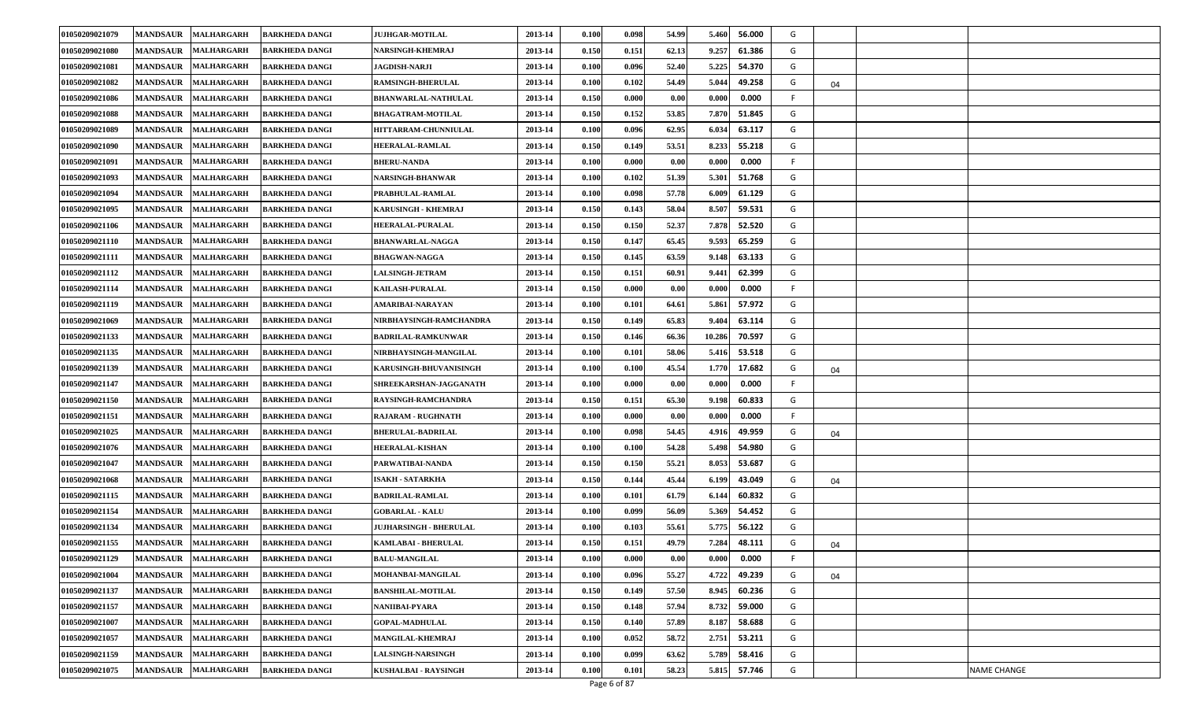| | | | | | | | | | | | | | | | |
|---|---|---|---|---|---|---|---|---|---|---|---|---|---|---|---|
| 01050209021079 | MANDSAUR | MALHARGARH | BARKHEDA DANGI | JUJHGAR-MOTILAL | 2013-14 | 0.100 | 0.098 | 54.99 | 5.460 | 56.000 | G | | | |
| 01050209021080 | MANDSAUR | MALHARGARH | BARKHEDA DANGI | NARSINGH-KHEMRAJ | 2013-14 | 0.150 | 0.151 | 62.13 | 9.257 | 61.386 | G | | | |
| 01050209021081 | MANDSAUR | MALHARGARH | BARKHEDA DANGI | JAGDISH-NARJI | 2013-14 | 0.100 | 0.096 | 52.40 | 5.225 | 54.370 | G | | | |
| 01050209021082 | MANDSAUR | MALHARGARH | BARKHEDA DANGI | RAMSINGH-BHERULAL | 2013-14 | 0.100 | 0.102 | 54.49 | 5.044 | 49.258 | G | 04 | | |
| 01050209021086 | MANDSAUR | MALHARGARH | BARKHEDA DANGI | BHANWARLAL-NATHULAL | 2013-14 | 0.150 | 0.000 | 0.00 | 0.000 | 0.000 | F | | | |
| 01050209021088 | MANDSAUR | MALHARGARH | BARKHEDA DANGI | BHAGATRAM-MOTILAL | 2013-14 | 0.150 | 0.152 | 53.85 | 7.870 | 51.845 | G | | | |
| 01050209021089 | MANDSAUR | MALHARGARH | BARKHEDA DANGI | HITTARRAM-CHUNNIULAL | 2013-14 | 0.100 | 0.096 | 62.95 | 6.034 | 63.117 | G | | | |
| 01050209021090 | MANDSAUR | MALHARGARH | BARKHEDA DANGI | HEERALAL-RAMLAL | 2013-14 | 0.150 | 0.149 | 53.51 | 8.233 | 55.218 | G | | | |
| 01050209021091 | MANDSAUR | MALHARGARH | BARKHEDA DANGI | BHERU-NANDA | 2013-14 | 0.100 | 0.000 | 0.00 | 0.000 | 0.000 | F | | | |
| 01050209021093 | MANDSAUR | MALHARGARH | BARKHEDA DANGI | NARSINGH-BHANWAR | 2013-14 | 0.100 | 0.102 | 51.39 | 5.301 | 51.768 | G | | | |
| 01050209021094 | MANDSAUR | MALHARGARH | BARKHEDA DANGI | PRABHULAL-RAMLAL | 2013-14 | 0.100 | 0.098 | 57.78 | 6.009 | 61.129 | G | | | |
| 01050209021095 | MANDSAUR | MALHARGARH | BARKHEDA DANGI | KARUSINGH - KHEMRAJ | 2013-14 | 0.150 | 0.143 | 58.04 | 8.507 | 59.531 | G | | | |
| 01050209021106 | MANDSAUR | MALHARGARH | BARKHEDA DANGI | HEERALAL-PURALAL | 2013-14 | 0.150 | 0.150 | 52.37 | 7.878 | 52.520 | G | | | |
| 01050209021110 | MANDSAUR | MALHARGARH | BARKHEDA DANGI | BHANWARLAL-NAGGA | 2013-14 | 0.150 | 0.147 | 65.45 | 9.593 | 65.259 | G | | | |
| 01050209021111 | MANDSAUR | MALHARGARH | BARKHEDA DANGI | BHAGWAN-NAGGA | 2013-14 | 0.150 | 0.145 | 63.59 | 9.148 | 63.133 | G | | | |
| 01050209021112 | MANDSAUR | MALHARGARH | BARKHEDA DANGI | LALSINGH-JETRAM | 2013-14 | 0.150 | 0.151 | 60.91 | 9.441 | 62.399 | G | | | |
| 01050209021114 | MANDSAUR | MALHARGARH | BARKHEDA DANGI | KAILASH-PURALAL | 2013-14 | 0.150 | 0.000 | 0.00 | 0.000 | 0.000 | F | | | |
| 01050209021119 | MANDSAUR | MALHARGARH | BARKHEDA DANGI | AMARIBAI-NARAYAN | 2013-14 | 0.100 | 0.101 | 64.61 | 5.861 | 57.972 | G | | | |
| 01050209021069 | MANDSAUR | MALHARGARH | BARKHEDA DANGI | NIRBHAYSINGH-RAMCHANDRA | 2013-14 | 0.150 | 0.149 | 65.83 | 9.404 | 63.114 | G | | | |
| 01050209021133 | MANDSAUR | MALHARGARH | BARKHEDA DANGI | BADRILAL-RAMKUNWAR | 2013-14 | 0.150 | 0.146 | 66.36 | 10.286 | 70.597 | G | | | |
| 01050209021135 | MANDSAUR | MALHARGARH | BARKHEDA DANGI | NIRBHAYSINGH-MANGILAL | 2013-14 | 0.100 | 0.101 | 58.06 | 5.416 | 53.518 | G | | | |
| 01050209021139 | MANDSAUR | MALHARGARH | BARKHEDA DANGI | KARUSINGH-BHUVANISINGH | 2013-14 | 0.100 | 0.100 | 45.54 | 1.770 | 17.682 | G | 04 | | |
| 01050209021147 | MANDSAUR | MALHARGARH | BARKHEDA DANGI | SHREEKARSHAN-JAGGANATH | 2013-14 | 0.100 | 0.000 | 0.00 | 0.000 | 0.000 | F | | | |
| 01050209021150 | MANDSAUR | MALHARGARH | BARKHEDA DANGI | RAYSINGH-RAMCHANDRA | 2013-14 | 0.150 | 0.151 | 65.30 | 9.198 | 60.833 | G | | | |
| 01050209021151 | MANDSAUR | MALHARGARH | BARKHEDA DANGI | RAJARAM - RUGHNATH | 2013-14 | 0.100 | 0.000 | 0.00 | 0.000 | 0.000 | F | | | |
| 01050209021025 | MANDSAUR | MALHARGARH | BARKHEDA DANGI | BHERULAL-BADRILAL | 2013-14 | 0.100 | 0.098 | 54.45 | 4.916 | 49.959 | G | 04 | | |
| 01050209021076 | MANDSAUR | MALHARGARH | BARKHEDA DANGI | HEERALAL-KISHAN | 2013-14 | 0.100 | 0.100 | 54.28 | 5.498 | 54.980 | G | | | |
| 01050209021047 | MANDSAUR | MALHARGARH | BARKHEDA DANGI | PARWATIBAI-NANDA | 2013-14 | 0.150 | 0.150 | 55.21 | 8.053 | 53.687 | G | | | |
| 01050209021068 | MANDSAUR | MALHARGARH | BARKHEDA DANGI | ISAKH - SATARKHA | 2013-14 | 0.150 | 0.144 | 45.44 | 6.199 | 43.049 | G | 04 | | |
| 01050209021115 | MANDSAUR | MALHARGARH | BARKHEDA DANGI | BADRILAL-RAMLAL | 2013-14 | 0.100 | 0.101 | 61.79 | 6.144 | 60.832 | G | | | |
| 01050209021154 | MANDSAUR | MALHARGARH | BARKHEDA DANGI | GOBARLAL - KALU | 2013-14 | 0.100 | 0.099 | 56.09 | 5.369 | 54.452 | G | | | |
| 01050209021134 | MANDSAUR | MALHARGARH | BARKHEDA DANGI | JUJHARSINGH - BHERULAL | 2013-14 | 0.100 | 0.103 | 55.61 | 5.775 | 56.122 | G | | | |
| 01050209021155 | MANDSAUR | MALHARGARH | BARKHEDA DANGI | KAMLABAI - BHERULAL | 2013-14 | 0.150 | 0.151 | 49.79 | 7.284 | 48.111 | G | 04 | | |
| 01050209021129 | MANDSAUR | MALHARGARH | BARKHEDA DANGI | BALU-MANGILAL | 2013-14 | 0.100 | 0.000 | 0.00 | 0.000 | 0.000 | F | | | |
| 01050209021004 | MANDSAUR | MALHARGARH | BARKHEDA DANGI | MOHANBAI-MANGILAL | 2013-14 | 0.100 | 0.096 | 55.27 | 4.722 | 49.239 | G | 04 | | |
| 01050209021137 | MANDSAUR | MALHARGARH | BARKHEDA DANGI | BANSHILAL-MOTILAL | 2013-14 | 0.150 | 0.149 | 57.50 | 8.945 | 60.236 | G | | | |
| 01050209021157 | MANDSAUR | MALHARGARH | BARKHEDA DANGI | NANIIBAI-PYARA | 2013-14 | 0.150 | 0.148 | 57.94 | 8.732 | 59.000 | G | | | |
| 01050209021007 | MANDSAUR | MALHARGARH | BARKHEDA DANGI | GOPAL-MADHULAL | 2013-14 | 0.150 | 0.140 | 57.89 | 8.187 | 58.688 | G | | | |
| 01050209021057 | MANDSAUR | MALHARGARH | BARKHEDA DANGI | MANGILAL-KHEMRAJ | 2013-14 | 0.100 | 0.052 | 58.72 | 2.751 | 53.211 | G | | | |
| 01050209021159 | MANDSAUR | MALHARGARH | BARKHEDA DANGI | LALSINGH-NARSINGH | 2013-14 | 0.100 | 0.099 | 63.62 | 5.789 | 58.416 | G | | | |
| 01050209021075 | MANDSAUR | MALHARGARH | BARKHEDA DANGI | KUSHALBAI - RAYSINGH | 2013-14 | 0.100 | 0.101 | 58.23 | 5.815 | 57.746 | G | | | NAME CHANGE |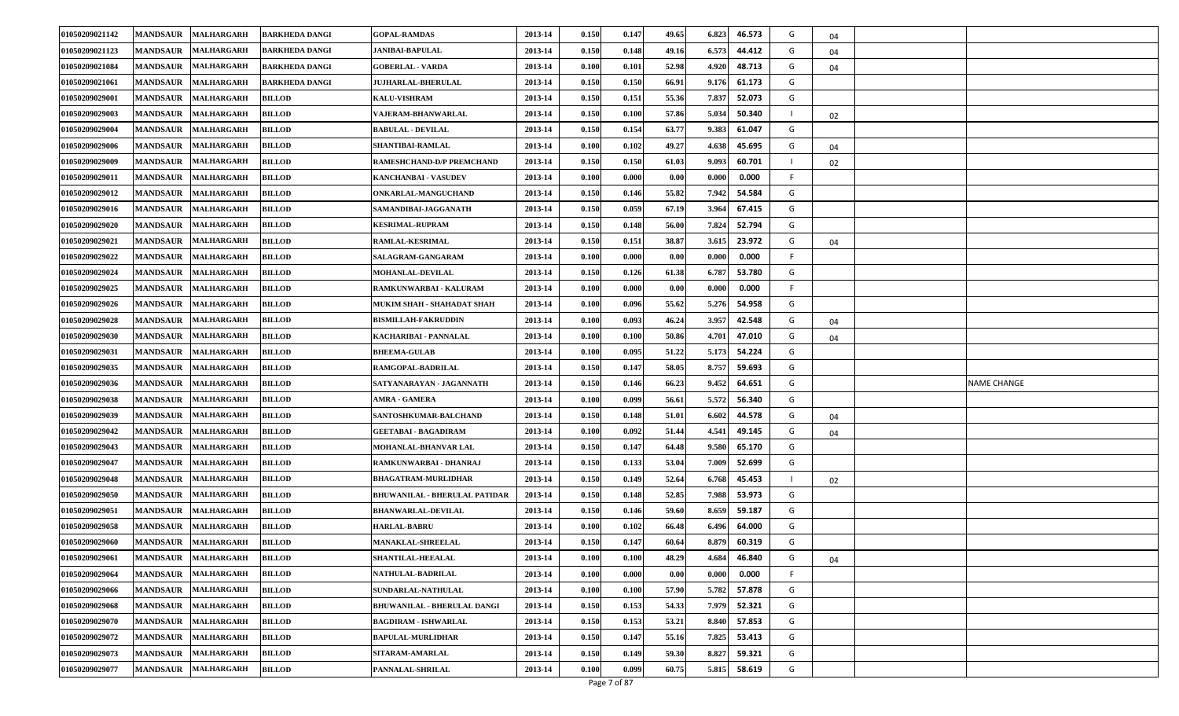| | | | | | | | | | | | | | | |
|---|---|---|---|---|---|---|---|---|---|---|---|---|---|---|
| 01050209021142 | MANDSAUR | MALHARGARH | BARKHEDA DANGI | GOPAL-RAMDAS | 2013-14 | 0.150 | 0.147 | 49.65 | 6.823 | 46.573 | G | 04 | | |
| 01050209021123 | MANDSAUR | MALHARGARH | BARKHEDA DANGI | JANIBAI-BAPULAL | 2013-14 | 0.150 | 0.148 | 49.16 | 6.573 | 44.412 | G | 04 | | |
| 01050209021084 | MANDSAUR | MALHARGARH | BARKHEDA DANGI | GOBERLAL - VARDA | 2013-14 | 0.100 | 0.101 | 52.98 | 4.920 | 48.713 | G | 04 | | |
| 01050209021061 | MANDSAUR | MALHARGARH | BARKHEDA DANGI | JUJHARLAL-BHERULAL | 2013-14 | 0.150 | 0.150 | 66.91 | 9.176 | 61.173 | G | | | |
| 01050209029001 | MANDSAUR | MALHARGARH | BILLOD | KALU-VISHRAM | 2013-14 | 0.150 | 0.151 | 55.36 | 7.837 | 52.073 | G | | | |
| 01050209029003 | MANDSAUR | MALHARGARH | BILLOD | VAJERAM-BHANWARLAL | 2013-14 | 0.150 | 0.100 | 57.86 | 5.034 | 50.340 | I | 02 | | |
| 01050209029004 | MANDSAUR | MALHARGARH | BILLOD | BABULAL - DEVILAL | 2013-14 | 0.150 | 0.154 | 63.77 | 9.383 | 61.047 | G | | | |
| 01050209029006 | MANDSAUR | MALHARGARH | BILLOD | SHANTIBAI-RAMLAL | 2013-14 | 0.100 | 0.102 | 49.27 | 4.638 | 45.695 | G | 04 | | |
| 01050209029009 | MANDSAUR | MALHARGARH | BILLOD | RAMESHCHAND-D/P PREMCHAND | 2013-14 | 0.150 | 0.150 | 61.03 | 9.093 | 60.701 | I | 02 | | |
| 01050209029011 | MANDSAUR | MALHARGARH | BILLOD | KANCHANBAI - VASUDEV | 2013-14 | 0.100 | 0.000 | 0.00 | 0.000 | 0.000 | F | | | |
| 01050209029012 | MANDSAUR | MALHARGARH | BILLOD | ONKARLAL-MANGUCHAND | 2013-14 | 0.150 | 0.146 | 55.82 | 7.942 | 54.584 | G | | | |
| 01050209029016 | MANDSAUR | MALHARGARH | BILLOD | SAMANDIBAI-JAGGANATH | 2013-14 | 0.150 | 0.059 | 67.19 | 3.964 | 67.415 | G | | | |
| 01050209029020 | MANDSAUR | MALHARGARH | BILLOD | KESRIMAL-RUPRAM | 2013-14 | 0.150 | 0.148 | 56.00 | 7.824 | 52.794 | G | | | |
| 01050209029021 | MANDSAUR | MALHARGARH | BILLOD | RAMLAL-KESRIMAL | 2013-14 | 0.150 | 0.151 | 38.87 | 3.615 | 23.972 | G | 04 | | |
| 01050209029022 | MANDSAUR | MALHARGARH | BILLOD | SALAGRAM-GANGARAM | 2013-14 | 0.100 | 0.000 | 0.00 | 0.000 | 0.000 | F | | | |
| 01050209029024 | MANDSAUR | MALHARGARH | BILLOD | MOHANLAL-DEVILAL | 2013-14 | 0.150 | 0.126 | 61.38 | 6.787 | 53.780 | G | | | |
| 01050209029025 | MANDSAUR | MALHARGARH | BILLOD | RAMKUNWARBAI - KALURAM | 2013-14 | 0.100 | 0.000 | 0.00 | 0.000 | 0.000 | F | | | |
| 01050209029026 | MANDSAUR | MALHARGARH | BILLOD | MUKIM SHAH - SHAHADAT SHAH | 2013-14 | 0.100 | 0.096 | 55.62 | 5.276 | 54.958 | G | | | |
| 01050209029028 | MANDSAUR | MALHARGARH | BILLOD | BISMILLAH-FAKRUDDIN | 2013-14 | 0.100 | 0.093 | 46.24 | 3.957 | 42.548 | G | 04 | | |
| 01050209029030 | MANDSAUR | MALHARGARH | BILLOD | KACHARIBAI - PANNALAL | 2013-14 | 0.100 | 0.100 | 50.86 | 4.701 | 47.010 | G | 04 | | |
| 01050209029031 | MANDSAUR | MALHARGARH | BILLOD | BHEEMA-GULAB | 2013-14 | 0.100 | 0.095 | 51.22 | 5.173 | 54.224 | G | | | |
| 01050209029035 | MANDSAUR | MALHARGARH | BILLOD | RAMGOPAL-BADRILAL | 2013-14 | 0.150 | 0.147 | 58.05 | 8.757 | 59.693 | G | | | |
| 01050209029036 | MANDSAUR | MALHARGARH | BILLOD | SATYANARAYAN - JAGANNATH | 2013-14 | 0.150 | 0.146 | 66.23 | 9.452 | 64.651 | G | | | NAME CHANGE |
| 01050209029038 | MANDSAUR | MALHARGARH | BILLOD | AMRA - GAMERA | 2013-14 | 0.100 | 0.099 | 56.61 | 5.572 | 56.340 | G | | | |
| 01050209029039 | MANDSAUR | MALHARGARH | BILLOD | SANTOSHKUMAR-BALCHAND | 2013-14 | 0.150 | 0.148 | 51.01 | 6.602 | 44.578 | G | 04 | | |
| 01050209029042 | MANDSAUR | MALHARGARH | BILLOD | GEETABAI - BAGADIRAM | 2013-14 | 0.100 | 0.092 | 51.44 | 4.541 | 49.145 | G | 04 | | |
| 01050209029043 | MANDSAUR | MALHARGARH | BILLOD | MOHANLAL-BHANVAR LAL | 2013-14 | 0.150 | 0.147 | 64.48 | 9.580 | 65.170 | G | | | |
| 01050209029047 | MANDSAUR | MALHARGARH | BILLOD | RAMKUNWARBAI - DHANRAJ | 2013-14 | 0.150 | 0.133 | 53.04 | 7.009 | 52.699 | G | | | |
| 01050209029048 | MANDSAUR | MALHARGARH | BILLOD | BHAGATRAM-MURLIDHAR | 2013-14 | 0.150 | 0.149 | 52.64 | 6.768 | 45.453 | I | 02 | | |
| 01050209029050 | MANDSAUR | MALHARGARH | BILLOD | BHUWANILAL - BHERULAL PATIDAR | 2013-14 | 0.150 | 0.148 | 52.85 | 7.988 | 53.973 | G | | | |
| 01050209029051 | MANDSAUR | MALHARGARH | BILLOD | BHANWARLAL-DEVILAL | 2013-14 | 0.150 | 0.146 | 59.60 | 8.659 | 59.187 | G | | | |
| 01050209029058 | MANDSAUR | MALHARGARH | BILLOD | HARLAL-BABRU | 2013-14 | 0.100 | 0.102 | 66.48 | 6.496 | 64.000 | G | | | |
| 01050209029060 | MANDSAUR | MALHARGARH | BILLOD | MANAKLAL-SHREELAL | 2013-14 | 0.150 | 0.147 | 60.64 | 8.879 | 60.319 | G | | | |
| 01050209029061 | MANDSAUR | MALHARGARH | BILLOD | SHANTILAL-HEEALAL | 2013-14 | 0.100 | 0.100 | 48.29 | 4.684 | 46.840 | G | 04 | | |
| 01050209029064 | MANDSAUR | MALHARGARH | BILLOD | NATHULAL-BADRILAL | 2013-14 | 0.100 | 0.000 | 0.00 | 0.000 | 0.000 | F | | | |
| 01050209029066 | MANDSAUR | MALHARGARH | BILLOD | SUNDARLAL-NATHULAL | 2013-14 | 0.100 | 0.100 | 57.90 | 5.782 | 57.878 | G | | | |
| 01050209029068 | MANDSAUR | MALHARGARH | BILLOD | BHUWANILAL - BHERULAL DANGI | 2013-14 | 0.150 | 0.153 | 54.33 | 7.979 | 52.321 | G | | | |
| 01050209029070 | MANDSAUR | MALHARGARH | BILLOD | BAGDIRAM - ISHWARLAL | 2013-14 | 0.150 | 0.153 | 53.21 | 8.840 | 57.853 | G | | | |
| 01050209029072 | MANDSAUR | MALHARGARH | BILLOD | BAPULAL-MURLIDHAR | 2013-14 | 0.150 | 0.147 | 55.16 | 7.825 | 53.413 | G | | | |
| 01050209029073 | MANDSAUR | MALHARGARH | BILLOD | SITARAM-AMARLAL | 2013-14 | 0.150 | 0.149 | 59.30 | 8.827 | 59.321 | G | | | |
| 01050209029077 | MANDSAUR | MALHARGARH | BILLOD | PANNALAL-SHRILAL | 2013-14 | 0.100 | 0.099 | 60.75 | 5.815 | 58.619 | G | | | |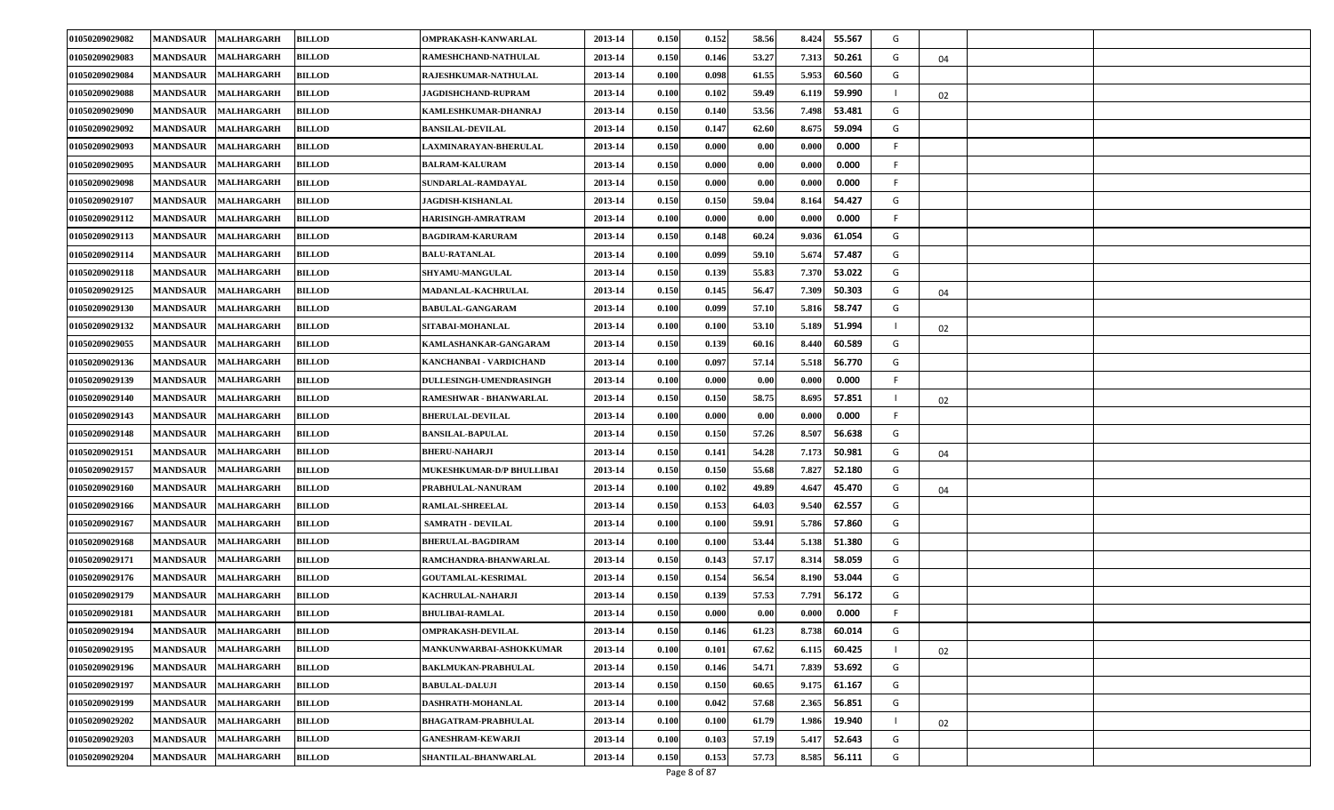| | | | | | | | | | | | | | | |
|---|---|---|---|---|---|---|---|---|---|---|---|---|---|---|
| 01050209029082 | MANDSAUR | MALHARGARH | BILLOD | OMPRAKASH-KANWARLAL | 2013-14 | 0.150 | 0.152 | 58.56 | 8.424 | 55.567 | G | | | |
| 01050209029083 | MANDSAUR | MALHARGARH | BILLOD | RAMESHCHAND-NATHULAL | 2013-14 | 0.150 | 0.146 | 53.27 | 7.313 | 50.261 | G | 04 | | |
| 01050209029084 | MANDSAUR | MALHARGARH | BILLOD | RAJESHKUMAR-NATHULAL | 2013-14 | 0.100 | 0.098 | 61.55 | 5.953 | 60.560 | G | | | |
| 01050209029088 | MANDSAUR | MALHARGARH | BILLOD | JAGDISHCHAND-RUPRAM | 2013-14 | 0.100 | 0.102 | 59.49 | 6.119 | 59.990 | I | 02 | | |
| 01050209029090 | MANDSAUR | MALHARGARH | BILLOD | KAMLESHKUMAR-DHANRAJ | 2013-14 | 0.150 | 0.140 | 53.56 | 7.498 | 53.481 | G | | | |
| 01050209029092 | MANDSAUR | MALHARGARH | BILLOD | BANSILAL-DEVILAL | 2013-14 | 0.150 | 0.147 | 62.60 | 8.675 | 59.094 | G | | | |
| 01050209029093 | MANDSAUR | MALHARGARH | BILLOD | LAXMINARAYAN-BHERULAL | 2013-14 | 0.150 | 0.000 | 0.00 | 0.000 | 0.000 | F | | | |
| 01050209029095 | MANDSAUR | MALHARGARH | BILLOD | BALRAM-KALURAM | 2013-14 | 0.150 | 0.000 | 0.00 | 0.000 | 0.000 | F | | | |
| 01050209029098 | MANDSAUR | MALHARGARH | BILLOD | SUNDARLAL-RAMDAYAL | 2013-14 | 0.150 | 0.000 | 0.00 | 0.000 | 0.000 | F | | | |
| 01050209029107 | MANDSAUR | MALHARGARH | BILLOD | JAGDISH-KISHANLAL | 2013-14 | 0.150 | 0.150 | 59.04 | 8.164 | 54.427 | G | | | |
| 01050209029112 | MANDSAUR | MALHARGARH | BILLOD | HARISINGH-AMRATRAM | 2013-14 | 0.100 | 0.000 | 0.00 | 0.000 | 0.000 | F | | | |
| 01050209029113 | MANDSAUR | MALHARGARH | BILLOD | BAGDIRAM-KARURAM | 2013-14 | 0.150 | 0.148 | 60.24 | 9.036 | 61.054 | G | | | |
| 01050209029114 | MANDSAUR | MALHARGARH | BILLOD | BALU-RATANLAL | 2013-14 | 0.100 | 0.099 | 59.10 | 5.674 | 57.487 | G | | | |
| 01050209029118 | MANDSAUR | MALHARGARH | BILLOD | SHYAMU-MANGULAL | 2013-14 | 0.150 | 0.139 | 55.83 | 7.370 | 53.022 | G | | | |
| 01050209029125 | MANDSAUR | MALHARGARH | BILLOD | MADANLAL-KACHRULAL | 2013-14 | 0.150 | 0.145 | 56.47 | 7.309 | 50.303 | G | 04 | | |
| 01050209029130 | MANDSAUR | MALHARGARH | BILLOD | BABULAL-GANGARAM | 2013-14 | 0.100 | 0.099 | 57.10 | 5.816 | 58.747 | G | | | |
| 01050209029132 | MANDSAUR | MALHARGARH | BILLOD | SITABAI-MOHANLAL | 2013-14 | 0.100 | 0.100 | 53.10 | 5.189 | 51.994 | I | 02 | | |
| 01050209029055 | MANDSAUR | MALHARGARH | BILLOD | KAMLASHANKAR-GANGARAM | 2013-14 | 0.150 | 0.139 | 60.16 | 8.440 | 60.589 | G | | | |
| 01050209029136 | MANDSAUR | MALHARGARH | BILLOD | KANCHANBAI - VARDICHAND | 2013-14 | 0.100 | 0.097 | 57.14 | 5.518 | 56.770 | G | | | |
| 01050209029139 | MANDSAUR | MALHARGARH | BILLOD | DULLESINGH-UMENDRASINGH | 2013-14 | 0.100 | 0.000 | 0.00 | 0.000 | 0.000 | F | | | |
| 01050209029140 | MANDSAUR | MALHARGARH | BILLOD | RAMESHWAR - BHANWARLAL | 2013-14 | 0.150 | 0.150 | 58.75 | 8.695 | 57.851 | I | 02 | | |
| 01050209029143 | MANDSAUR | MALHARGARH | BILLOD | BHERULAL-DEVILAL | 2013-14 | 0.100 | 0.000 | 0.00 | 0.000 | 0.000 | F | | | |
| 01050209029148 | MANDSAUR | MALHARGARH | BILLOD | BANSILAL-BAPULAL | 2013-14 | 0.150 | 0.150 | 57.26 | 8.507 | 56.638 | G | | | |
| 01050209029151 | MANDSAUR | MALHARGARH | BILLOD | BHERU-NAHARJI | 2013-14 | 0.150 | 0.141 | 54.28 | 7.173 | 50.981 | G | 04 | | |
| 01050209029157 | MANDSAUR | MALHARGARH | BILLOD | MUKESHKUMAR-D/P BHULLIBAI | 2013-14 | 0.150 | 0.150 | 55.68 | 7.827 | 52.180 | G | | | |
| 01050209029160 | MANDSAUR | MALHARGARH | BILLOD | PRABHULAL-NANURAM | 2013-14 | 0.100 | 0.102 | 49.89 | 4.647 | 45.470 | G | 04 | | |
| 01050209029166 | MANDSAUR | MALHARGARH | BILLOD | RAMLAL-SHREELAL | 2013-14 | 0.150 | 0.153 | 64.03 | 9.540 | 62.557 | G | | | |
| 01050209029167 | MANDSAUR | MALHARGARH | BILLOD | SAMRATH - DEVILAL | 2013-14 | 0.100 | 0.100 | 59.91 | 5.786 | 57.860 | G | | | |
| 01050209029168 | MANDSAUR | MALHARGARH | BILLOD | BHERULAL-BAGDIRAM | 2013-14 | 0.100 | 0.100 | 53.44 | 5.138 | 51.380 | G | | | |
| 01050209029171 | MANDSAUR | MALHARGARH | BILLOD | RAMCHANDRA-BHANWARLAL | 2013-14 | 0.150 | 0.143 | 57.17 | 8.314 | 58.059 | G | | | |
| 01050209029176 | MANDSAUR | MALHARGARH | BILLOD | GOUTAMLAL-KESRIMAL | 2013-14 | 0.150 | 0.154 | 56.54 | 8.190 | 53.044 | G | | | |
| 01050209029179 | MANDSAUR | MALHARGARH | BILLOD | KACHRULAL-NAHARJI | 2013-14 | 0.150 | 0.139 | 57.53 | 7.791 | 56.172 | G | | | |
| 01050209029181 | MANDSAUR | MALHARGARH | BILLOD | BHULIBAI-RAMLAL | 2013-14 | 0.150 | 0.000 | 0.00 | 0.000 | 0.000 | F | | | |
| 01050209029194 | MANDSAUR | MALHARGARH | BILLOD | OMPRAKASH-DEVILAL | 2013-14 | 0.150 | 0.146 | 61.23 | 8.738 | 60.014 | G | | | |
| 01050209029195 | MANDSAUR | MALHARGARH | BILLOD | MANKUNWARBAI-ASHOKKUMAR | 2013-14 | 0.100 | 0.101 | 67.62 | 6.115 | 60.425 | I | 02 | | |
| 01050209029196 | MANDSAUR | MALHARGARH | BILLOD | BAKLMUKAN-PRABHULAL | 2013-14 | 0.150 | 0.146 | 54.71 | 7.839 | 53.692 | G | | | |
| 01050209029197 | MANDSAUR | MALHARGARH | BILLOD | BABULAL-DALUJI | 2013-14 | 0.150 | 0.150 | 60.65 | 9.175 | 61.167 | G | | | |
| 01050209029199 | MANDSAUR | MALHARGARH | BILLOD | DASHRATH-MOHANLAL | 2013-14 | 0.100 | 0.042 | 57.68 | 2.365 | 56.851 | G | | | |
| 01050209029202 | MANDSAUR | MALHARGARH | BILLOD | BHAGATRAM-PRABHULAL | 2013-14 | 0.100 | 0.100 | 61.79 | 1.986 | 19.940 | I | 02 | | |
| 01050209029203 | MANDSAUR | MALHARGARH | BILLOD | GANESHRAM-KEWARJI | 2013-14 | 0.100 | 0.103 | 57.19 | 5.417 | 52.643 | G | | | |
| 01050209029204 | MANDSAUR | MALHARGARH | BILLOD | SHANTILAL-BHANWARLAL | 2013-14 | 0.150 | 0.153 | 57.73 | 8.585 | 56.111 | G | | | |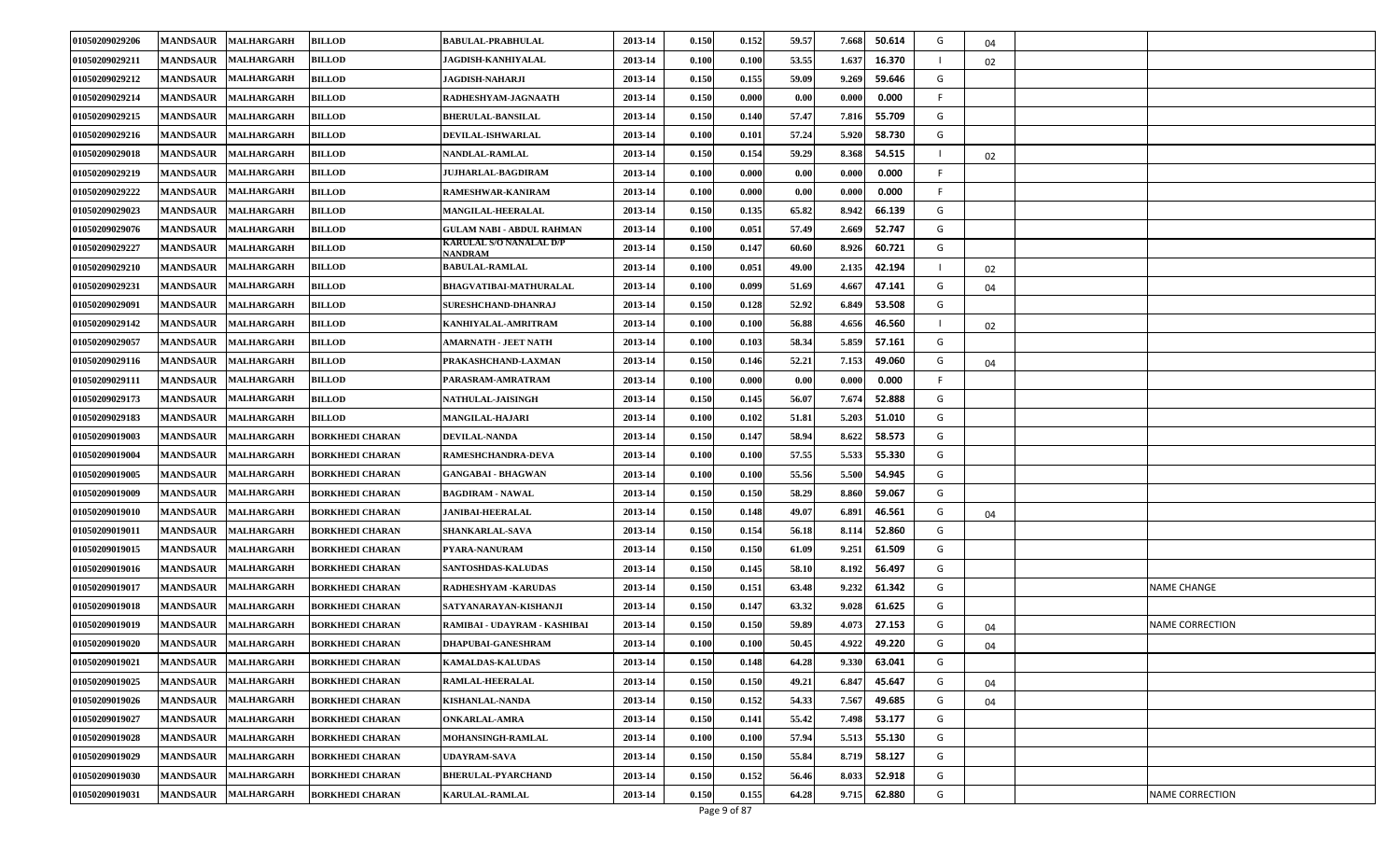| | | | | | | | | | | | | | | |
|---|---|---|---|---|---|---|---|---|---|---|---|---|---|---|
| 01050209029206 | MANDSAUR | MALHARGARH | BILLOD | BABULAL-PRABHULAL | 2013-14 | 0.150 | 0.152 | 59.57 | 7.668 | 50.614 | G | 04 | | |
| 01050209029211 | MANDSAUR | MALHARGARH | BILLOD | JAGDISH-KANHIYALAL | 2013-14 | 0.100 | 0.100 | 53.55 | 1.637 | 16.370 | I | 02 | | |
| 01050209029212 | MANDSAUR | MALHARGARH | BILLOD | JAGDISH-NAHARJI | 2013-14 | 0.150 | 0.155 | 59.09 | 9.269 | 59.646 | G | | | |
| 01050209029214 | MANDSAUR | MALHARGARH | BILLOD | RADHESHYAM-JAGNAATH | 2013-14 | 0.150 | 0.000 | 0.00 | 0.000 | 0.000 | F | | | |
| 01050209029215 | MANDSAUR | MALHARGARH | BILLOD | BHERULAL-BANSILAL | 2013-14 | 0.150 | 0.140 | 57.47 | 7.816 | 55.709 | G | | | |
| 01050209029216 | MANDSAUR | MALHARGARH | BILLOD | DEVILAL-ISHWARLAL | 2013-14 | 0.100 | 0.101 | 57.24 | 5.920 | 58.730 | G | | | |
| 01050209029018 | MANDSAUR | MALHARGARH | BILLOD | NANDLAL-RAMLAL | 2013-14 | 0.150 | 0.154 | 59.29 | 8.368 | 54.515 | I | 02 | | |
| 01050209029219 | MANDSAUR | MALHARGARH | BILLOD | JUJHARLAL-BAGDIRAM | 2013-14 | 0.100 | 0.000 | 0.00 | 0.000 | 0.000 | F | | | |
| 01050209029222 | MANDSAUR | MALHARGARH | BILLOD | RAMESHWAR-KANIRAM | 2013-14 | 0.100 | 0.000 | 0.00 | 0.000 | 0.000 | F | | | |
| 01050209029023 | MANDSAUR | MALHARGARH | BILLOD | MANGILAL-HEERALAL | 2013-14 | 0.150 | 0.135 | 65.82 | 8.942 | 66.139 | G | | | |
| 01050209029076 | MANDSAUR | MALHARGARH | BILLOD | GULAM NABI - ABDUL RAHMAN | 2013-14 | 0.100 | 0.051 | 57.49 | 2.669 | 52.747 | G | | | |
| 01050209029227 | MANDSAUR | MALHARGARH | BILLOD | KARULAL S/O NANALAL D/P NANDRAM | 2013-14 | 0.150 | 0.147 | 60.60 | 8.926 | 60.721 | G | | | |
| 01050209029210 | MANDSAUR | MALHARGARH | BILLOD | BABULAL-RAMLAL | 2013-14 | 0.100 | 0.051 | 49.00 | 2.135 | 42.194 | I | 02 | | |
| 01050209029231 | MANDSAUR | MALHARGARH | BILLOD | BHAGVATIBAI-MATHURALAL | 2013-14 | 0.100 | 0.099 | 51.69 | 4.667 | 47.141 | G | 04 | | |
| 01050209029091 | MANDSAUR | MALHARGARH | BILLOD | SURESHCHAND-DHANRAJ | 2013-14 | 0.150 | 0.128 | 52.92 | 6.849 | 53.508 | G | | | |
| 01050209029142 | MANDSAUR | MALHARGARH | BILLOD | KANHIYALAL-AMRITRAM | 2013-14 | 0.100 | 0.100 | 56.88 | 4.656 | 46.560 | I | 02 | | |
| 01050209029057 | MANDSAUR | MALHARGARH | BILLOD | AMARNATH - JEET NATH | 2013-14 | 0.100 | 0.103 | 58.34 | 5.859 | 57.161 | G | | | |
| 01050209029116 | MANDSAUR | MALHARGARH | BILLOD | PRAKASHCHAND-LAXMAN | 2013-14 | 0.150 | 0.146 | 52.21 | 7.153 | 49.060 | G | 04 | | |
| 01050209029111 | MANDSAUR | MALHARGARH | BILLOD | PARASRAM-AMRATRAM | 2013-14 | 0.100 | 0.000 | 0.00 | 0.000 | 0.000 | F | | | |
| 01050209029173 | MANDSAUR | MALHARGARH | BILLOD | NATHULAL-JAISINGH | 2013-14 | 0.150 | 0.145 | 56.07 | 7.674 | 52.888 | G | | | |
| 01050209029183 | MANDSAUR | MALHARGARH | BILLOD | MANGILAL-HAJARI | 2013-14 | 0.100 | 0.102 | 51.81 | 5.203 | 51.010 | G | | | |
| 01050209019003 | MANDSAUR | MALHARGARH | BORKHEDI CHARAN | DEVILAL-NANDA | 2013-14 | 0.150 | 0.147 | 58.94 | 8.622 | 58.573 | G | | | |
| 01050209019004 | MANDSAUR | MALHARGARH | BORKHEDI CHARAN | RAMESHCHANDRA-DEVA | 2013-14 | 0.100 | 0.100 | 57.55 | 5.533 | 55.330 | G | | | |
| 01050209019005 | MANDSAUR | MALHARGARH | BORKHEDI CHARAN | GANGABAI - BHAGWAN | 2013-14 | 0.100 | 0.100 | 55.56 | 5.500 | 54.945 | G | | | |
| 01050209019009 | MANDSAUR | MALHARGARH | BORKHEDI CHARAN | BAGDIRAM - NAWAL | 2013-14 | 0.150 | 0.150 | 58.29 | 8.860 | 59.067 | G | | | |
| 01050209019010 | MANDSAUR | MALHARGARH | BORKHEDI CHARAN | JANIBAI-HEERALAL | 2013-14 | 0.150 | 0.148 | 49.07 | 6.891 | 46.561 | G | 04 | | |
| 01050209019011 | MANDSAUR | MALHARGARH | BORKHEDI CHARAN | SHANKARLAL-SAVA | 2013-14 | 0.150 | 0.154 | 56.18 | 8.114 | 52.860 | G | | | |
| 01050209019015 | MANDSAUR | MALHARGARH | BORKHEDI CHARAN | PYARA-NANURAM | 2013-14 | 0.150 | 0.150 | 61.09 | 9.251 | 61.509 | G | | | |
| 01050209019016 | MANDSAUR | MALHARGARH | BORKHEDI CHARAN | SANTOSHDAS-KALUDAS | 2013-14 | 0.150 | 0.145 | 58.10 | 8.192 | 56.497 | G | | | |
| 01050209019017 | MANDSAUR | MALHARGARH | BORKHEDI CHARAN | RADHESHYAM -KARUDAS | 2013-14 | 0.150 | 0.151 | 63.48 | 9.232 | 61.342 | G | | | NAME CHANGE |
| 01050209019018 | MANDSAUR | MALHARGARH | BORKHEDI CHARAN | SATYANARAYAN-KISHANJI | 2013-14 | 0.150 | 0.147 | 63.32 | 9.028 | 61.625 | G | | | |
| 01050209019019 | MANDSAUR | MALHARGARH | BORKHEDI CHARAN | RAMIBAI - UDAYRAM - KASHIBAI | 2013-14 | 0.150 | 0.150 | 59.89 | 4.073 | 27.153 | G | 04 | | NAME CORRECTION |
| 01050209019020 | MANDSAUR | MALHARGARH | BORKHEDI CHARAN | DHAPUBAI-GANESHRAM | 2013-14 | 0.100 | 0.100 | 50.45 | 4.922 | 49.220 | G | 04 | | |
| 01050209019021 | MANDSAUR | MALHARGARH | BORKHEDI CHARAN | KAMALDAS-KALUDAS | 2013-14 | 0.150 | 0.148 | 64.28 | 9.330 | 63.041 | G | | | |
| 01050209019025 | MANDSAUR | MALHARGARH | BORKHEDI CHARAN | RAMLAL-HEERALAL | 2013-14 | 0.150 | 0.150 | 49.21 | 6.847 | 45.647 | G | 04 | | |
| 01050209019026 | MANDSAUR | MALHARGARH | BORKHEDI CHARAN | KISHANLAL-NANDA | 2013-14 | 0.150 | 0.152 | 54.33 | 7.567 | 49.685 | G | 04 | | |
| 01050209019027 | MANDSAUR | MALHARGARH | BORKHEDI CHARAN | ONKARLAL-AMRA | 2013-14 | 0.150 | 0.141 | 55.42 | 7.498 | 53.177 | G | | | |
| 01050209019028 | MANDSAUR | MALHARGARH | BORKHEDI CHARAN | MOHANSINGH-RAMLAL | 2013-14 | 0.100 | 0.100 | 57.94 | 5.513 | 55.130 | G | | | |
| 01050209019029 | MANDSAUR | MALHARGARH | BORKHEDI CHARAN | UDAYRAM-SAVA | 2013-14 | 0.150 | 0.150 | 55.84 | 8.719 | 58.127 | G | | | |
| 01050209019030 | MANDSAUR | MALHARGARH | BORKHEDI CHARAN | BHERULAL-PYARCHAND | 2013-14 | 0.150 | 0.152 | 56.46 | 8.033 | 52.918 | G | | | |
| 01050209019031 | MANDSAUR | MALHARGARH | BORKHEDI CHARAN | KARULAL-RAMLAL | 2013-14 | 0.150 | 0.155 | 64.28 | 9.715 | 62.880 | G | | | NAME CORRECTION |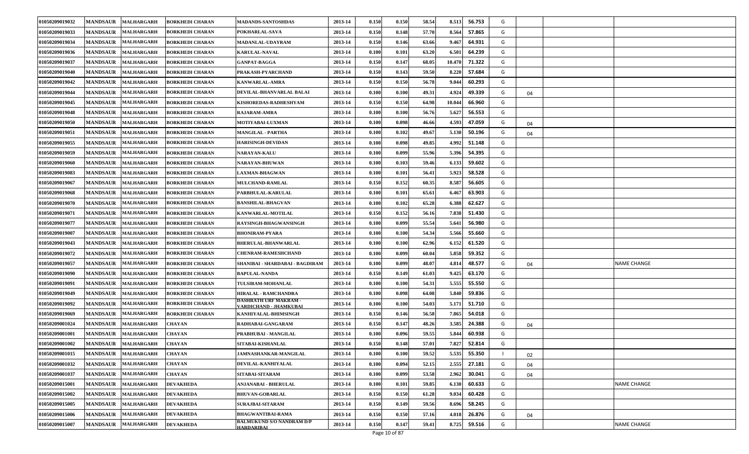| | | | | | | | | | | | | | | |
|---|---|---|---|---|---|---|---|---|---|---|---|---|---|---|
| 01050209019032 | MANDSAUR | MALHARGARH | BORKHEDI CHARAN | MADANDS-SANTOSHDAS | 2013-14 | 0.150 | 0.150 | 58.54 | 8.513 | 56.753 | G | | | |
| 01050209019033 | MANDSAUR | MALHARGARH | BORKHEDI CHARAN | POKHARLAL-SAVA | 2013-14 | 0.150 | 0.148 | 57.70 | 8.564 | 57.865 | G | | | |
| 01050209019034 | MANDSAUR | MALHARGARH | BORKHEDI CHARAN | MADANLAL-UDAYRAM | 2013-14 | 0.150 | 0.146 | 63.66 | 9.467 | 64.931 | G | | | |
| 01050209019036 | MANDSAUR | MALHARGARH | BORKHEDI CHARAN | KARULAL-NAVAL | 2013-14 | 0.100 | 0.101 | 63.20 | 6.501 | 64.239 | G | | | |
| 01050209019037 | MANDSAUR | MALHARGARH | BORKHEDI CHARAN | GANPAT-BAGGA | 2013-14 | 0.150 | 0.147 | 68.05 | 10.470 | 71.322 | G | | | |
| 01050209019040 | MANDSAUR | MALHARGARH | BORKHEDI CHARAN | PRAKASH-PYARCHAND | 2013-14 | 0.150 | 0.143 | 59.50 | 8.220 | 57.684 | G | | | |
| 01050209019042 | MANDSAUR | MALHARGARH | BORKHEDI CHARAN | KANWARLAL-AMRA | 2013-14 | 0.150 | 0.150 | 56.78 | 9.044 | 60.293 | G | | | |
| 01050209019044 | MANDSAUR | MALHARGARH | BORKHEDI CHARAN | DEVILAL-BHANVARLAL BALAI | 2013-14 | 0.100 | 0.100 | 49.31 | 4.924 | 49.339 | G | 04 | | |
| 01050209019045 | MANDSAUR | MALHARGARH | BORKHEDI CHARAN | KISHOREDAS-RADHESHYAM | 2013-14 | 0.150 | 0.150 | 64.98 | 10.044 | 66.960 | G | | | |
| 01050209019048 | MANDSAUR | MALHARGARH | BORKHEDI CHARAN | RAJARAM-AMRA | 2013-14 | 0.100 | 0.100 | 56.76 | 5.627 | 56.553 | G | | | |
| 01050209019050 | MANDSAUR | MALHARGARH | BORKHEDI CHARAN | MOTIYABAI-LUXMAN | 2013-14 | 0.100 | 0.098 | 46.66 | 4.593 | 47.059 | G | 04 | | |
| 01050209019051 | MANDSAUR | MALHARGARH | BORKHEDI CHARAN | MANGILAL - PARTHA | 2013-14 | 0.100 | 0.102 | 49.67 | 5.130 | 50.196 | G | 04 | | |
| 01050209019055 | MANDSAUR | MALHARGARH | BORKHEDI CHARAN | HARISINGH-DEVIDAN | 2013-14 | 0.100 | 0.098 | 49.85 | 4.992 | 51.148 | G | | | |
| 01050209019059 | MANDSAUR | MALHARGARH | BORKHEDI CHARAN | NARAYAN-KALU | 2013-14 | 0.100 | 0.099 | 55.96 | 5.396 | 54.395 | G | | | |
| 01050209019060 | MANDSAUR | MALHARGARH | BORKHEDI CHARAN | NARAYAN-BHUWAN | 2013-14 | 0.100 | 0.103 | 59.46 | 6.133 | 59.602 | G | | | |
| 01050209019083 | MANDSAUR | MALHARGARH | BORKHEDI CHARAN | LAXMAN-BHAGWAN | 2013-14 | 0.100 | 0.101 | 56.41 | 5.923 | 58.528 | G | | | |
| 01050209019067 | MANDSAUR | MALHARGARH | BORKHEDI CHARAN | MULCHAND-RAMLAL | 2013-14 | 0.150 | 0.152 | 60.35 | 8.587 | 56.605 | G | | | |
| 01050209019068 | MANDSAUR | MALHARGARH | BORKHEDI CHARAN | PARBHULAL-KARULAL | 2013-14 | 0.100 | 0.101 | 65.61 | 6.467 | 63.903 | G | | | |
| 01050209019070 | MANDSAUR | MALHARGARH | BORKHEDI CHARAN | BANSHILAL-BHAGVAN | 2013-14 | 0.100 | 0.102 | 65.28 | 6.388 | 62.627 | G | | | |
| 01050209019071 | MANDSAUR | MALHARGARH | BORKHEDI CHARAN | KANWARLAL-MOTILAL | 2013-14 | 0.150 | 0.152 | 56.16 | 7.838 | 51.430 | G | | | |
| 01050209019077 | MANDSAUR | MALHARGARH | BORKHEDI CHARAN | RAYSINGH-BHAGWANSINGH | 2013-14 | 0.100 | 0.099 | 55.54 | 5.641 | 56.980 | G | | | |
| 01050209019007 | MANDSAUR | MALHARGARH | BORKHEDI CHARAN | BHONIRAM-PYARA | 2013-14 | 0.100 | 0.100 | 54.34 | 5.566 | 55.660 | G | | | |
| 01050209019043 | MANDSAUR | MALHARGARH | BORKHEDI CHARAN | BHERULAL-BHANWARLAL | 2013-14 | 0.100 | 0.100 | 62.96 | 6.152 | 61.520 | G | | | |
| 01050209019072 | MANDSAUR | MALHARGARH | BORKHEDI CHARAN | CHENRAM-RAMESHCHAND | 2013-14 | 0.100 | 0.099 | 60.04 | 5.858 | 59.352 | G | | | |
| 01050209019057 | MANDSAUR | MALHARGARH | BORKHEDI CHARAN | SHANIBAI - SHARDABAI - BAGDIRAM | 2013-14 | 0.100 | 0.099 | 48.07 | 4.814 | 48.577 | G | 04 | | NAME CHANGE |
| 01050209019090 | MANDSAUR | MALHARGARH | BORKHEDI CHARAN | BAPULAL-NANDA | 2013-14 | 0.150 | 0.149 | 61.03 | 9.425 | 63.170 | G | | | |
| 01050209019091 | MANDSAUR | MALHARGARH | BORKHEDI CHARAN | TULSIRAM-MOHANLAL | 2013-14 | 0.100 | 0.100 | 54.31 | 5.555 | 55.550 | G | | | |
| 01050209019049 | MANDSAUR | MALHARGARH | BORKHEDI CHARAN | HIRALAL - RAMCHANDRA | 2013-14 | 0.100 | 0.098 | 64.08 | 5.840 | 59.836 | G | | | |
| 01050209019092 | MANDSAUR | MALHARGARH | BORKHEDI CHARAN | DASHRATH URF MAKRAM - VARDICHAND - JHAMKUBAI | 2013-14 | 0.100 | 0.100 | 54.03 | 5.171 | 51.710 | G | | | |
| 01050209019069 | MANDSAUR | MALHARGARH | BORKHEDI CHARAN | KANHIYALAL-BHIMSINGH | 2013-14 | 0.150 | 0.146 | 56.58 | 7.865 | 54.018 | G | | | |
| 01050209001024 | MANDSAUR | MALHARGARH | CHAYAN | RADHABAI-GANGARAM | 2013-14 | 0.150 | 0.147 | 48.26 | 3.585 | 24.388 | G | 04 | | |
| 01050209001001 | MANDSAUR | MALHARGARH | CHAYAN | PRABHUBAI - MANGILAL | 2013-14 | 0.100 | 0.096 | 59.55 | 5.844 | 60.938 | G | | | |
| 01050209001002 | MANDSAUR | MALHARGARH | CHAYAN | SITABAI-KISHANLAL | 2013-14 | 0.150 | 0.148 | 57.01 | 7.827 | 52.814 | G | | | |
| 01050209001015 | MANDSAUR | MALHARGARH | CHAYAN | JAMNASHANKAR-MANGILAL | 2013-14 | 0.100 | 0.100 | 59.52 | 5.535 | 55.350 | I | 02 | | |
| 01050209001032 | MANDSAUR | MALHARGARH | CHAYAN | DEVILAL-KANHIYALAL | 2013-14 | 0.100 | 0.094 | 52.15 | 2.555 | 27.181 | G | 04 | | |
| 01050209001037 | MANDSAUR | MALHARGARH | CHAYAN | SITABAI-SITARAM | 2013-14 | 0.100 | 0.099 | 53.58 | 2.962 | 30.041 | G | 04 | | |
| 01050209015001 | MANDSAUR | MALHARGARH | DEVAKHEDA | ANJANABAI - BHERULAL | 2013-14 | 0.100 | 0.101 | 59.85 | 6.130 | 60.633 | G | | | NAME CHANGE |
| 01050209015002 | MANDSAUR | MALHARGARH | DEVAKHEDA | BHUVAN-GOBARLAL | 2013-14 | 0.150 | 0.150 | 61.28 | 9.034 | 60.428 | G | | | |
| 01050209015005 | MANDSAUR | MALHARGARH | DEVAKHEDA | SURAJBAI-SITARAM | 2013-14 | 0.150 | 0.149 | 59.56 | 8.696 | 58.245 | G | | | |
| 01050209015006 | MANDSAUR | MALHARGARH | DEVAKHEDA | BHAGWANTIBAI-RAMA | 2013-14 | 0.150 | 0.150 | 57.16 | 4.018 | 26.876 | G | 04 | | |
| 01050209015007 | MANDSAUR | MALHARGARH | DEVAKHEDA | BALMUKUND S/O NANDRAM D/P HARDARIBAI | 2013-14 | 0.150 | 0.147 | 59.41 | 8.725 | 59.516 | G | | | NAME CHANGE |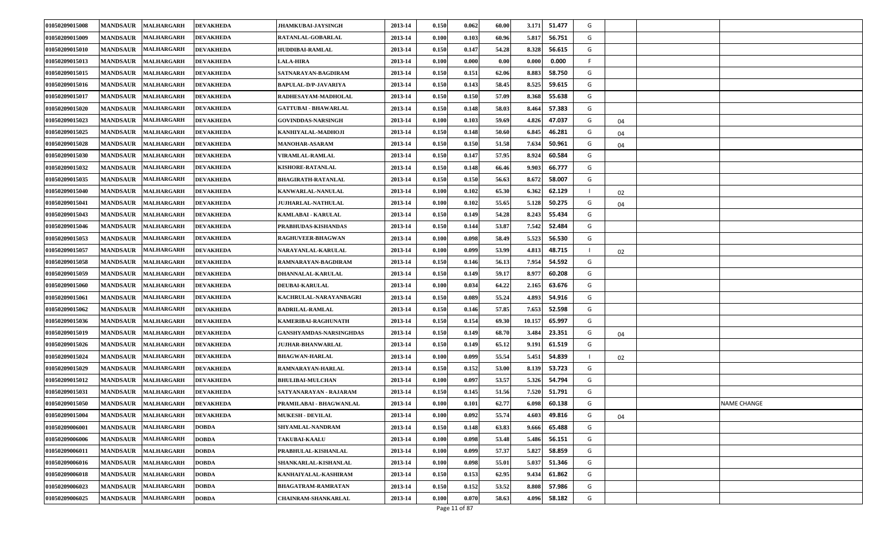| | | | | | | | | | | | | | | |
|---|---|---|---|---|---|---|---|---|---|---|---|---|---|---|
| 01050209015008 | MANDSAUR | MALHARGARH | DEVAKHEDA | JHAMKUBAI-JAYSINGH | 2013-14 | 0.150 | 0.062 | 60.00 | 3.171 | 51.477 | G | | | |
| 01050209015009 | MANDSAUR | MALHARGARH | DEVAKHEDA | RATANLAL-GOBARLAL | 2013-14 | 0.100 | 0.103 | 60.96 | 5.817 | 56.751 | G | | | |
| 01050209015010 | MANDSAUR | MALHARGARH | DEVAKHEDA | HUDDIBAI-RAMLAL | 2013-14 | 0.150 | 0.147 | 54.28 | 8.328 | 56.615 | G | | | |
| 01050209015013 | MANDSAUR | MALHARGARH | DEVAKHEDA | LALA-HIRA | 2013-14 | 0.100 | 0.000 | 0.00 | 0.000 | 0.000 | F | | | |
| 01050209015015 | MANDSAUR | MALHARGARH | DEVAKHEDA | SATNARAYAN-BAGDIRAM | 2013-14 | 0.150 | 0.151 | 62.06 | 8.883 | 58.750 | G | | | |
| 01050209015016 | MANDSAUR | MALHARGARH | DEVAKHEDA | BAPULAL-D/P-JAVARIYA | 2013-14 | 0.150 | 0.143 | 58.45 | 8.525 | 59.615 | G | | | |
| 01050209015017 | MANDSAUR | MALHARGARH | DEVAKHEDA | RADHESAYAM-MADHOLAL | 2013-14 | 0.150 | 0.150 | 57.09 | 8.368 | 55.638 | G | | | |
| 01050209015020 | MANDSAUR | MALHARGARH | DEVAKHEDA | GATTUBAI - BHAWARLAL | 2013-14 | 0.150 | 0.148 | 58.03 | 8.464 | 57.383 | G | | | |
| 01050209015023 | MANDSAUR | MALHARGARH | DEVAKHEDA | GOVINDDAS-NARSINGH | 2013-14 | 0.100 | 0.103 | 59.69 | 4.826 | 47.037 | G | 04 | | |
| 01050209015025 | MANDSAUR | MALHARGARH | DEVAKHEDA | KANHIYALAL-MADHOJI | 2013-14 | 0.150 | 0.148 | 50.60 | 6.845 | 46.281 | G | 04 | | |
| 01050209015028 | MANDSAUR | MALHARGARH | DEVAKHEDA | MANOHAR-ASARAM | 2013-14 | 0.150 | 0.150 | 51.58 | 7.634 | 50.961 | G | 04 | | |
| 01050209015030 | MANDSAUR | MALHARGARH | DEVAKHEDA | VIRAMLAL-RAMLAL | 2013-14 | 0.150 | 0.147 | 57.95 | 8.924 | 60.584 | G | | | |
| 01050209015032 | MANDSAUR | MALHARGARH | DEVAKHEDA | KISHORE-RATANLAL | 2013-14 | 0.150 | 0.148 | 66.46 | 9.903 | 66.777 | G | | | |
| 01050209015035 | MANDSAUR | MALHARGARH | DEVAKHEDA | BHAGIRATH-RATANLAL | 2013-14 | 0.150 | 0.150 | 56.63 | 8.672 | 58.007 | G | | | |
| 01050209015040 | MANDSAUR | MALHARGARH | DEVAKHEDA | KANWARLAL-NANULAL | 2013-14 | 0.100 | 0.102 | 65.30 | 6.362 | 62.129 | I | 02 | | |
| 01050209015041 | MANDSAUR | MALHARGARH | DEVAKHEDA | JUJHARLAL-NATHULAL | 2013-14 | 0.100 | 0.102 | 55.65 | 5.128 | 50.275 | G | 04 | | |
| 01050209015043 | MANDSAUR | MALHARGARH | DEVAKHEDA | KAMLABAI - KARULAL | 2013-14 | 0.150 | 0.149 | 54.28 | 8.243 | 55.434 | G | | | |
| 01050209015046 | MANDSAUR | MALHARGARH | DEVAKHEDA | PRABHUDAS-KISHANDAS | 2013-14 | 0.150 | 0.144 | 53.87 | 7.542 | 52.484 | G | | | |
| 01050209015053 | MANDSAUR | MALHARGARH | DEVAKHEDA | RAGHUVEER-BHAGWAN | 2013-14 | 0.100 | 0.098 | 58.49 | 5.523 | 56.530 | G | | | |
| 01050209015057 | MANDSAUR | MALHARGARH | DEVAKHEDA | NARAYANLAL-KARULAL | 2013-14 | 0.100 | 0.099 | 53.99 | 4.813 | 48.715 | I | 02 | | |
| 01050209015058 | MANDSAUR | MALHARGARH | DEVAKHEDA | RAMNARAYAN-BAGDIRAM | 2013-14 | 0.150 | 0.146 | 56.13 | 7.954 | 54.592 | G | | | |
| 01050209015059 | MANDSAUR | MALHARGARH | DEVAKHEDA | DHANNALAL-KARULAL | 2013-14 | 0.150 | 0.149 | 59.17 | 8.977 | 60.208 | G | | | |
| 01050209015060 | MANDSAUR | MALHARGARH | DEVAKHEDA | DEUBAI-KARULAL | 2013-14 | 0.100 | 0.034 | 64.22 | 2.165 | 63.676 | G | | | |
| 01050209015061 | MANDSAUR | MALHARGARH | DEVAKHEDA | KACHRULAL-NARAYANBAGRI | 2013-14 | 0.150 | 0.089 | 55.24 | 4.893 | 54.916 | G | | | |
| 01050209015062 | MANDSAUR | MALHARGARH | DEVAKHEDA | BADRILAL-RAMLAL | 2013-14 | 0.150 | 0.146 | 57.85 | 7.653 | 52.598 | G | | | |
| 01050209015036 | MANDSAUR | MALHARGARH | DEVAKHEDA | KAMERIBAI-RAGHUNATH | 2013-14 | 0.150 | 0.154 | 69.30 | 10.157 | 65.997 | G | | | |
| 01050209015019 | MANDSAUR | MALHARGARH | DEVAKHEDA | GANSHYAMDAS-NARSINGHDAS | 2013-14 | 0.150 | 0.149 | 68.70 | 3.484 | 23.351 | G | 04 | | |
| 01050209015026 | MANDSAUR | MALHARGARH | DEVAKHEDA | JUJHAR-BHANWARLAL | 2013-14 | 0.150 | 0.149 | 65.12 | 9.191 | 61.519 | G | | | |
| 01050209015024 | MANDSAUR | MALHARGARH | DEVAKHEDA | BHAGWAN-HARLAL | 2013-14 | 0.100 | 0.099 | 55.54 | 5.451 | 54.839 | I | 02 | | |
| 01050209015029 | MANDSAUR | MALHARGARH | DEVAKHEDA | RAMNARAYAN-HARLAL | 2013-14 | 0.150 | 0.152 | 53.00 | 8.139 | 53.723 | G | | | |
| 01050209015012 | MANDSAUR | MALHARGARH | DEVAKHEDA | BHULIBAI-MULCHAN | 2013-14 | 0.100 | 0.097 | 53.57 | 5.326 | 54.794 | G | | | |
| 01050209015031 | MANDSAUR | MALHARGARH | DEVAKHEDA | SATYANARAYAN - RAJARAM | 2013-14 | 0.150 | 0.145 | 51.56 | 7.520 | 51.791 | G | | | |
| 01050209015050 | MANDSAUR | MALHARGARH | DEVAKHEDA | PRAMILABAI - BHAGWANLAL | 2013-14 | 0.100 | 0.101 | 62.77 | 6.098 | 60.138 | G | | | NAME CHANGE |
| 01050209015004 | MANDSAUR | MALHARGARH | DEVAKHEDA | MUKESH - DEVILAL | 2013-14 | 0.100 | 0.092 | 55.74 | 4.603 | 49.816 | G | 04 | | |
| 01050209006001 | MANDSAUR | MALHARGARH | DOBDA | SHYAMLAL-NANDRAM | 2013-14 | 0.150 | 0.148 | 63.83 | 9.666 | 65.488 | G | | | |
| 01050209006006 | MANDSAUR | MALHARGARH | DOBDA | TAKUBAI-KAALU | 2013-14 | 0.100 | 0.098 | 53.48 | 5.486 | 56.151 | G | | | |
| 01050209006011 | MANDSAUR | MALHARGARH | DOBDA | PRABHULAL-KISHANLAL | 2013-14 | 0.100 | 0.099 | 57.37 | 5.827 | 58.859 | G | | | |
| 01050209006016 | MANDSAUR | MALHARGARH | DOBDA | SHANKARLAL-KISHANLAL | 2013-14 | 0.100 | 0.098 | 55.01 | 5.037 | 51.346 | G | | | |
| 01050209006018 | MANDSAUR | MALHARGARH | DOBDA | KANHAIYALAL-KASHIRAM | 2013-14 | 0.150 | 0.153 | 62.95 | 9.434 | 61.862 | G | | | |
| 01050209006023 | MANDSAUR | MALHARGARH | DOBDA | BHAGATRAM-RAMRATAN | 2013-14 | 0.150 | 0.152 | 53.52 | 8.808 | 57.986 | G | | | |
| 01050209006025 | MANDSAUR | MALHARGARH | DOBDA | CHAINRAM-SHANKARLAL | 2013-14 | 0.100 | 0.070 | 58.63 | 4.096 | 58.182 | G | | | |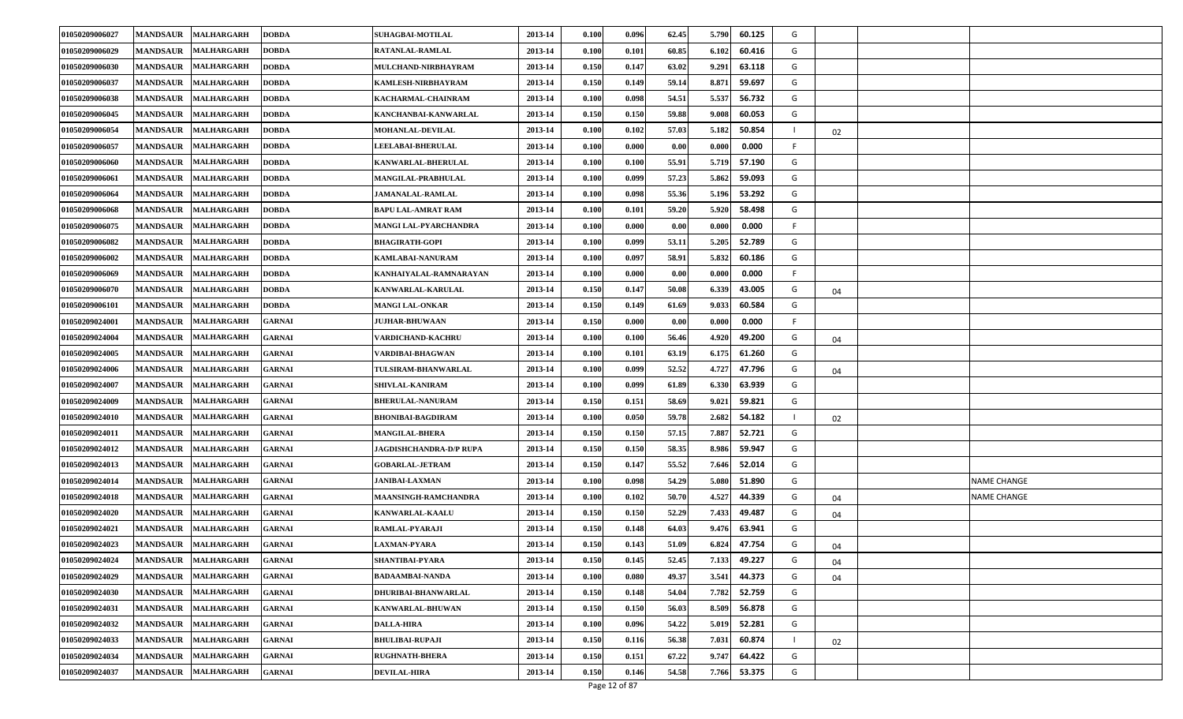| | | | | | | | | | | | | | | |
|---|---|---|---|---|---|---|---|---|---|---|---|---|---|---|
| 01050209006027 | MANDSAUR | MALHARGARH | DOBDA | SUHAGBAI-MOTILAL | 2013-14 | 0.100 | 0.096 | 62.45 | 5.790 | 60.125 | G | | | |
| 01050209006029 | MANDSAUR | MALHARGARH | DOBDA | RATANLAL-RAMLAL | 2013-14 | 0.100 | 0.101 | 60.85 | 6.102 | 60.416 | G | | | |
| 01050209006030 | MANDSAUR | MALHARGARH | DOBDA | MULCHAND-NIRBHAYRAM | 2013-14 | 0.150 | 0.147 | 63.02 | 9.291 | 63.118 | G | | | |
| 01050209006037 | MANDSAUR | MALHARGARH | DOBDA | KAMLESH-NIRBHAYRAM | 2013-14 | 0.150 | 0.149 | 59.14 | 8.871 | 59.697 | G | | | |
| 01050209006038 | MANDSAUR | MALHARGARH | DOBDA | KACHARMAL-CHAINRAM | 2013-14 | 0.100 | 0.098 | 54.51 | 5.537 | 56.732 | G | | | |
| 01050209006045 | MANDSAUR | MALHARGARH | DOBDA | KANCHANBAI-KANWARLAL | 2013-14 | 0.150 | 0.150 | 59.88 | 9.008 | 60.053 | G | | | |
| 01050209006054 | MANDSAUR | MALHARGARH | DOBDA | MOHANLAL-DEVILAL | 2013-14 | 0.100 | 0.102 | 57.03 | 5.182 | 50.854 | I | 02 | | |
| 01050209006057 | MANDSAUR | MALHARGARH | DOBDA | LEELABAI-BHERULAL | 2013-14 | 0.100 | 0.000 | 0.00 | 0.000 | 0.000 | F | | | |
| 01050209006060 | MANDSAUR | MALHARGARH | DOBDA | KANWARLAL-BHERULAL | 2013-14 | 0.100 | 0.100 | 55.91 | 5.719 | 57.190 | G | | | |
| 01050209006061 | MANDSAUR | MALHARGARH | DOBDA | MANGILAL-PRABHULAL | 2013-14 | 0.100 | 0.099 | 57.23 | 5.862 | 59.093 | G | | | |
| 01050209006064 | MANDSAUR | MALHARGARH | DOBDA | JAMANALAL-RAMLAL | 2013-14 | 0.100 | 0.098 | 55.36 | 5.196 | 53.292 | G | | | |
| 01050209006068 | MANDSAUR | MALHARGARH | DOBDA | BAPU LAL-AMRAT RAM | 2013-14 | 0.100 | 0.101 | 59.20 | 5.920 | 58.498 | G | | | |
| 01050209006075 | MANDSAUR | MALHARGARH | DOBDA | MANGI LAL-PYARCHANDRA | 2013-14 | 0.100 | 0.000 | 0.00 | 0.000 | 0.000 | F | | | |
| 01050209006082 | MANDSAUR | MALHARGARH | DOBDA | BHAGIRATH-GOPI | 2013-14 | 0.100 | 0.099 | 53.11 | 5.205 | 52.789 | G | | | |
| 01050209006002 | MANDSAUR | MALHARGARH | DOBDA | KAMLABAI-NANURAM | 2013-14 | 0.100 | 0.097 | 58.91 | 5.832 | 60.186 | G | | | |
| 01050209006069 | MANDSAUR | MALHARGARH | DOBDA | KANHAIYALAL-RAMNARAYAN | 2013-14 | 0.100 | 0.000 | 0.00 | 0.000 | 0.000 | F | | | |
| 01050209006070 | MANDSAUR | MALHARGARH | DOBDA | KANWARLAL-KARULAL | 2013-14 | 0.150 | 0.147 | 50.08 | 6.339 | 43.005 | G | 04 | | |
| 01050209006101 | MANDSAUR | MALHARGARH | DOBDA | MANGI LAL-ONKAR | 2013-14 | 0.150 | 0.149 | 61.69 | 9.033 | 60.584 | G | | | |
| 01050209024001 | MANDSAUR | MALHARGARH | GARNAI | JUJHAR-BHUWAAN | 2013-14 | 0.150 | 0.000 | 0.00 | 0.000 | 0.000 | F | | | |
| 01050209024004 | MANDSAUR | MALHARGARH | GARNAI | VARDICHAND-KACHRU | 2013-14 | 0.100 | 0.100 | 56.46 | 4.920 | 49.200 | G | 04 | | |
| 01050209024005 | MANDSAUR | MALHARGARH | GARNAI | VARDIBAI-BHAGWAN | 2013-14 | 0.100 | 0.101 | 63.19 | 6.175 | 61.260 | G | | | |
| 01050209024006 | MANDSAUR | MALHARGARH | GARNAI | TULSIRAM-BHANWARLAL | 2013-14 | 0.100 | 0.099 | 52.52 | 4.727 | 47.796 | G | 04 | | |
| 01050209024007 | MANDSAUR | MALHARGARH | GARNAI | SHIVLAL-KANIRAM | 2013-14 | 0.100 | 0.099 | 61.89 | 6.330 | 63.939 | G | | | |
| 01050209024009 | MANDSAUR | MALHARGARH | GARNAI | BHERULAL-NANURAM | 2013-14 | 0.150 | 0.151 | 58.69 | 9.021 | 59.821 | G | | | |
| 01050209024010 | MANDSAUR | MALHARGARH | GARNAI | BHONIBAI-BAGDIRAM | 2013-14 | 0.100 | 0.050 | 59.78 | 2.682 | 54.182 | I | 02 | | |
| 01050209024011 | MANDSAUR | MALHARGARH | GARNAI | MANGILAL-BHERA | 2013-14 | 0.150 | 0.150 | 57.15 | 7.887 | 52.721 | G | | | |
| 01050209024012 | MANDSAUR | MALHARGARH | GARNAI | JAGDISHCHANDRA-D/P RUPA | 2013-14 | 0.150 | 0.150 | 58.35 | 8.986 | 59.947 | G | | | |
| 01050209024013 | MANDSAUR | MALHARGARH | GARNAI | GOBARLAL-JETRAM | 2013-14 | 0.150 | 0.147 | 55.52 | 7.646 | 52.014 | G | | | |
| 01050209024014 | MANDSAUR | MALHARGARH | GARNAI | JANIBAI-LAXMAN | 2013-14 | 0.100 | 0.098 | 54.29 | 5.080 | 51.890 | G | | | NAME CHANGE |
| 01050209024018 | MANDSAUR | MALHARGARH | GARNAI | MAANSINGH-RAMCHANDRA | 2013-14 | 0.100 | 0.102 | 50.70 | 4.527 | 44.339 | G | 04 | | NAME CHANGE |
| 01050209024020 | MANDSAUR | MALHARGARH | GARNAI | KANWARLAL-KAALU | 2013-14 | 0.150 | 0.150 | 52.29 | 7.433 | 49.487 | G | 04 | | |
| 01050209024021 | MANDSAUR | MALHARGARH | GARNAI | RAMLAL-PYARAJI | 2013-14 | 0.150 | 0.148 | 64.03 | 9.476 | 63.941 | G | | | |
| 01050209024023 | MANDSAUR | MALHARGARH | GARNAI | LAXMAN-PYARA | 2013-14 | 0.150 | 0.143 | 51.09 | 6.824 | 47.754 | G | 04 | | |
| 01050209024024 | MANDSAUR | MALHARGARH | GARNAI | SHANTIBAI-PYARA | 2013-14 | 0.150 | 0.145 | 52.45 | 7.133 | 49.227 | G | 04 | | |
| 01050209024029 | MANDSAUR | MALHARGARH | GARNAI | BADAAMBAI-NANDA | 2013-14 | 0.100 | 0.080 | 49.37 | 3.541 | 44.373 | G | 04 | | |
| 01050209024030 | MANDSAUR | MALHARGARH | GARNAI | DHURIBAI-BHANWARLAL | 2013-14 | 0.150 | 0.148 | 54.04 | 7.782 | 52.759 | G | | | |
| 01050209024031 | MANDSAUR | MALHARGARH | GARNAI | KANWARLAL-BHUWAN | 2013-14 | 0.150 | 0.150 | 56.03 | 8.509 | 56.878 | G | | | |
| 01050209024032 | MANDSAUR | MALHARGARH | GARNAI | DALLA-HIRA | 2013-14 | 0.100 | 0.096 | 54.22 | 5.019 | 52.281 | G | | | |
| 01050209024033 | MANDSAUR | MALHARGARH | GARNAI | BHULIBAI-RUPAJI | 2013-14 | 0.150 | 0.116 | 56.38 | 7.031 | 60.874 | I | 02 | | |
| 01050209024034 | MANDSAUR | MALHARGARH | GARNAI | RUGHNATH-BHERA | 2013-14 | 0.150 | 0.151 | 67.22 | 9.747 | 64.422 | G | | | |
| 01050209024037 | MANDSAUR | MALHARGARH | GARNAI | DEVILAL-HIRA | 2013-14 | 0.150 | 0.146 | 54.58 | 7.766 | 53.375 | G | | | |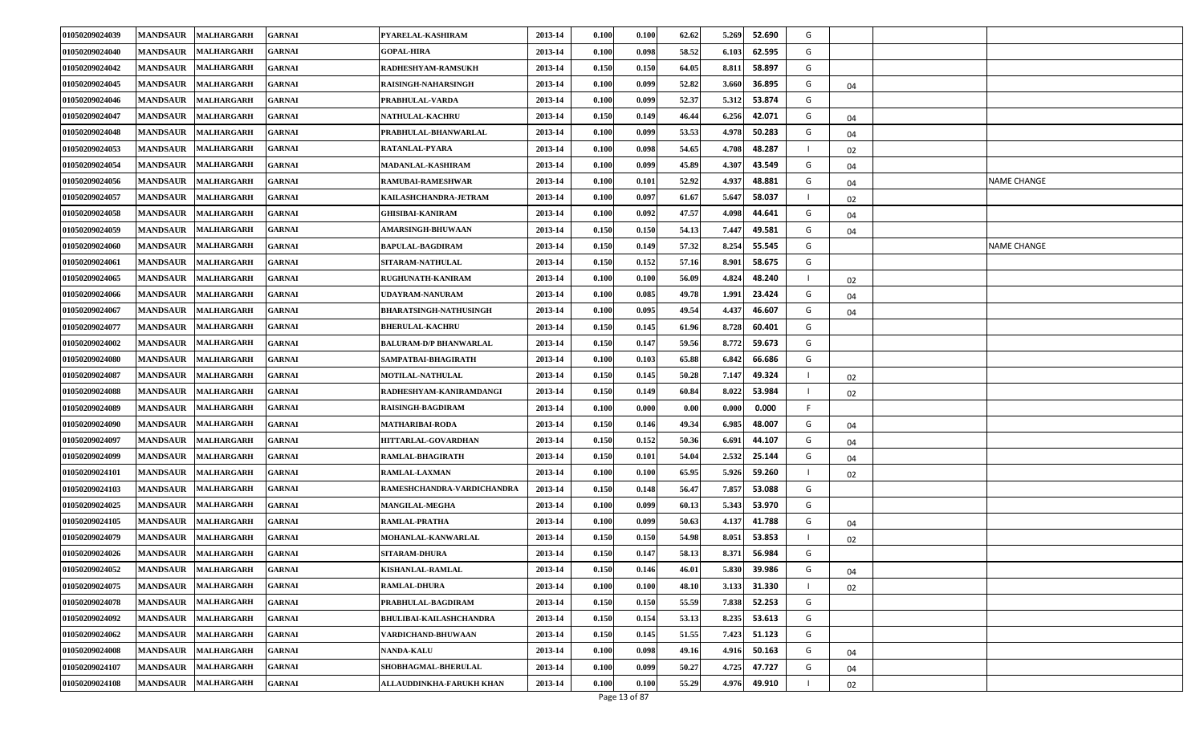| | | | | | | | | | | | | | | |
|---|---|---|---|---|---|---|---|---|---|---|---|---|---|---|
| 01050209024039 | MANDSAUR | MALHARGARH | GARNAI | PYARELAL-KASHIRAM | 2013-14 | 0.100 | 0.100 | 62.62 | 5.269 | 52.690 | G | | | |
| 01050209024040 | MANDSAUR | MALHARGARH | GARNAI | GOPAL-HIRA | 2013-14 | 0.100 | 0.098 | 58.52 | 6.103 | 62.595 | G | | | |
| 01050209024042 | MANDSAUR | MALHARGARH | GARNAI | RADHESHYAM-RAMSUKH | 2013-14 | 0.150 | 0.150 | 64.05 | 8.811 | 58.897 | G | | | |
| 01050209024045 | MANDSAUR | MALHARGARH | GARNAI | RAISINGH-NAHARSINGH | 2013-14 | 0.100 | 0.099 | 52.82 | 3.660 | 36.895 | G | 04 | | |
| 01050209024046 | MANDSAUR | MALHARGARH | GARNAI | PRABHULAL-VARDA | 2013-14 | 0.100 | 0.099 | 52.37 | 5.312 | 53.874 | G | | | |
| 01050209024047 | MANDSAUR | MALHARGARH | GARNAI | NATHULAL-KACHRU | 2013-14 | 0.150 | 0.149 | 46.44 | 6.256 | 42.071 | G | 04 | | |
| 01050209024048 | MANDSAUR | MALHARGARH | GARNAI | PRABHULAL-BHANWARLAL | 2013-14 | 0.100 | 0.099 | 53.53 | 4.978 | 50.283 | G | 04 | | |
| 01050209024053 | MANDSAUR | MALHARGARH | GARNAI | RATANLAL-PYARA | 2013-14 | 0.100 | 0.098 | 54.65 | 4.708 | 48.287 | I | 02 | | |
| 01050209024054 | MANDSAUR | MALHARGARH | GARNAI | MADANLAL-KASHIRAM | 2013-14 | 0.100 | 0.099 | 45.89 | 4.307 | 43.549 | G | 04 | | |
| 01050209024056 | MANDSAUR | MALHARGARH | GARNAI | RAMUBAI-RAMESHWAR | 2013-14 | 0.100 | 0.101 | 52.92 | 4.937 | 48.881 | G | 04 | | NAME CHANGE |
| 01050209024057 | MANDSAUR | MALHARGARH | GARNAI | KAILASHCHANDRA-JETRAM | 2013-14 | 0.100 | 0.097 | 61.67 | 5.647 | 58.037 | I | 02 | | |
| 01050209024058 | MANDSAUR | MALHARGARH | GARNAI | GHISIBAI-KANIRAM | 2013-14 | 0.100 | 0.092 | 47.57 | 4.098 | 44.641 | G | 04 | | |
| 01050209024059 | MANDSAUR | MALHARGARH | GARNAI | AMARSINGH-BHUWAAN | 2013-14 | 0.150 | 0.150 | 54.13 | 7.447 | 49.581 | G | 04 | | |
| 01050209024060 | MANDSAUR | MALHARGARH | GARNAI | BAPULAL-BAGDIRAM | 2013-14 | 0.150 | 0.149 | 57.32 | 8.254 | 55.545 | G | | | NAME CHANGE |
| 01050209024061 | MANDSAUR | MALHARGARH | GARNAI | SITARAM-NATHULAL | 2013-14 | 0.150 | 0.152 | 57.16 | 8.901 | 58.675 | G | | | |
| 01050209024065 | MANDSAUR | MALHARGARH | GARNAI | RUGHUNATH-KANIRAM | 2013-14 | 0.100 | 0.100 | 56.09 | 4.824 | 48.240 | I | 02 | | |
| 01050209024066 | MANDSAUR | MALHARGARH | GARNAI | UDAYRAM-NANURAM | 2013-14 | 0.100 | 0.085 | 49.78 | 1.991 | 23.424 | G | 04 | | |
| 01050209024067 | MANDSAUR | MALHARGARH | GARNAI | BHARATSINGH-NATHUSINGH | 2013-14 | 0.100 | 0.095 | 49.54 | 4.437 | 46.607 | G | 04 | | |
| 01050209024077 | MANDSAUR | MALHARGARH | GARNAI | BHERULAL-KACHRU | 2013-14 | 0.150 | 0.145 | 61.96 | 8.728 | 60.401 | G | | | |
| 01050209024002 | MANDSAUR | MALHARGARH | GARNAI | BALURAM-D/P BHANWARLAL | 2013-14 | 0.150 | 0.147 | 59.56 | 8.772 | 59.673 | G | | | |
| 01050209024080 | MANDSAUR | MALHARGARH | GARNAI | SAMPATBAI-BHAGIRATH | 2013-14 | 0.100 | 0.103 | 65.88 | 6.842 | 66.686 | G | | | |
| 01050209024087 | MANDSAUR | MALHARGARH | GARNAI | MOTILAL-NATHULAL | 2013-14 | 0.150 | 0.145 | 50.28 | 7.147 | 49.324 | I | 02 | | |
| 01050209024088 | MANDSAUR | MALHARGARH | GARNAI | RADHESHYAM-KANIRAMDANGI | 2013-14 | 0.150 | 0.149 | 60.84 | 8.022 | 53.984 | I | 02 | | |
| 01050209024089 | MANDSAUR | MALHARGARH | GARNAI | RAISINGH-BAGDIRAM | 2013-14 | 0.100 | 0.000 | 0.00 | 0.000 | 0.000 | F | | | |
| 01050209024090 | MANDSAUR | MALHARGARH | GARNAI | MATHARIBAI-RODA | 2013-14 | 0.150 | 0.146 | 49.34 | 6.985 | 48.007 | G | 04 | | |
| 01050209024097 | MANDSAUR | MALHARGARH | GARNAI | HITTARLAL-GOVARDHAN | 2013-14 | 0.150 | 0.152 | 50.36 | 6.691 | 44.107 | G | 04 | | |
| 01050209024099 | MANDSAUR | MALHARGARH | GARNAI | RAMLAL-BHAGIRATH | 2013-14 | 0.150 | 0.101 | 54.04 | 2.532 | 25.144 | G | 04 | | |
| 01050209024101 | MANDSAUR | MALHARGARH | GARNAI | RAMLAL-LAXMAN | 2013-14 | 0.100 | 0.100 | 65.95 | 5.926 | 59.260 | I | 02 | | |
| 01050209024103 | MANDSAUR | MALHARGARH | GARNAI | RAMESHCHANDRA-VARDICHANDRA | 2013-14 | 0.150 | 0.148 | 56.47 | 7.857 | 53.088 | G | | | |
| 01050209024025 | MANDSAUR | MALHARGARH | GARNAI | MANGILAL-MEGHA | 2013-14 | 0.100 | 0.099 | 60.13 | 5.343 | 53.970 | G | | | |
| 01050209024105 | MANDSAUR | MALHARGARH | GARNAI | RAMLAL-PRATHA | 2013-14 | 0.100 | 0.099 | 50.63 | 4.137 | 41.788 | G | 04 | | |
| 01050209024079 | MANDSAUR | MALHARGARH | GARNAI | MOHANLAL-KANWARLAL | 2013-14 | 0.150 | 0.150 | 54.98 | 8.051 | 53.853 | I | 02 | | |
| 01050209024026 | MANDSAUR | MALHARGARH | GARNAI | SITARAM-DHURA | 2013-14 | 0.150 | 0.147 | 58.13 | 8.371 | 56.984 | G | | | |
| 01050209024052 | MANDSAUR | MALHARGARH | GARNAI | KISHANLAL-RAMLAL | 2013-14 | 0.150 | 0.146 | 46.01 | 5.830 | 39.986 | G | 04 | | |
| 01050209024075 | MANDSAUR | MALHARGARH | GARNAI | RAMLAL-DHURA | 2013-14 | 0.100 | 0.100 | 48.10 | 3.133 | 31.330 | I | 02 | | |
| 01050209024078 | MANDSAUR | MALHARGARH | GARNAI | PRABHULAL-BAGDIRAM | 2013-14 | 0.150 | 0.150 | 55.59 | 7.838 | 52.253 | G | | | |
| 01050209024092 | MANDSAUR | MALHARGARH | GARNAI | BHULIBAI-KAILASHCHANDRA | 2013-14 | 0.150 | 0.154 | 53.13 | 8.235 | 53.613 | G | | | |
| 01050209024062 | MANDSAUR | MALHARGARH | GARNAI | VARDICHAND-BHUWAAN | 2013-14 | 0.150 | 0.145 | 51.55 | 7.423 | 51.123 | G | | | |
| 01050209024008 | MANDSAUR | MALHARGARH | GARNAI | NANDA-KALU | 2013-14 | 0.100 | 0.098 | 49.16 | 4.916 | 50.163 | G | 04 | | |
| 01050209024107 | MANDSAUR | MALHARGARH | GARNAI | SHOBHAGMAL-BHERULAL | 2013-14 | 0.100 | 0.099 | 50.27 | 4.725 | 47.727 | G | 04 | | |
| 01050209024108 | MANDSAUR | MALHARGARH | GARNAI | ALLAUDDINKHA-FARUKH KHAN | 2013-14 | 0.100 | 0.100 | 55.29 | 4.976 | 49.910 | I | 02 | | |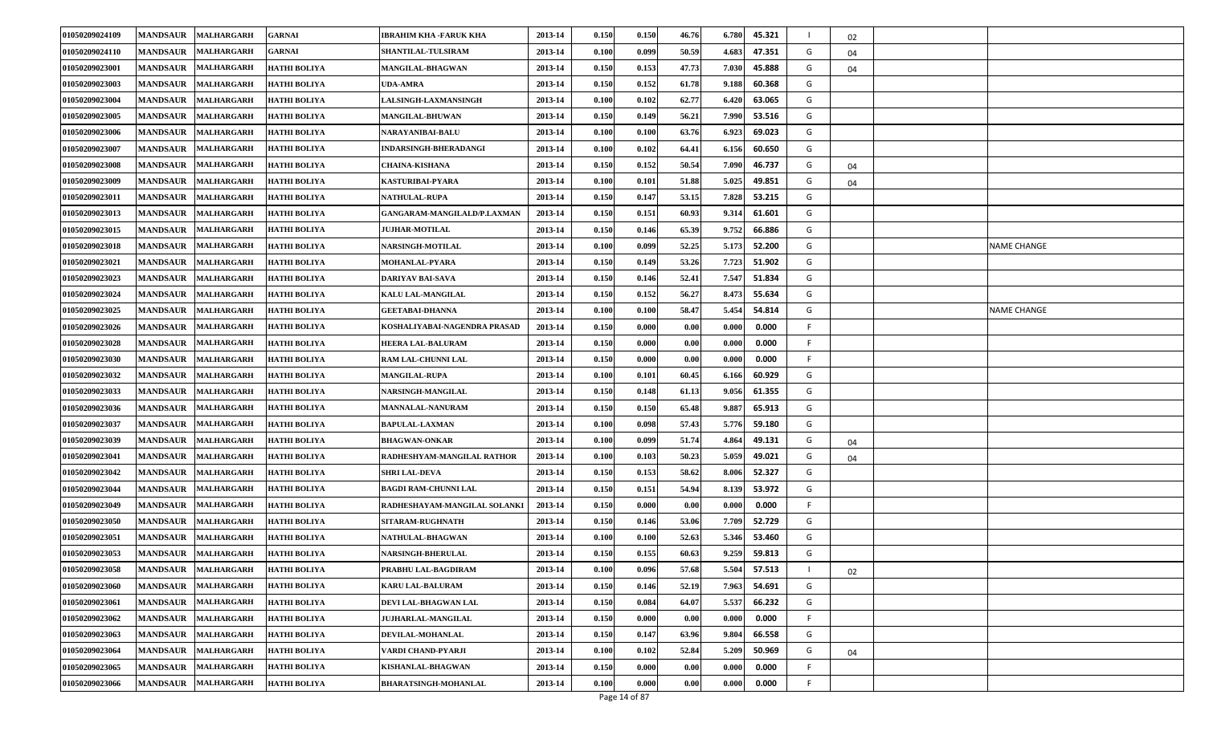| | | | | | | | | | | | | | | |
|---|---|---|---|---|---|---|---|---|---|---|---|---|---|---|
| 01050209024109 | MANDSAUR | MALHARGARH | GARNAI | IBRAHIM KHA -FARUK KHA | 2013-14 | 0.150 | 0.150 | 46.76 | 6.780 | 45.321 | I | 02 | | |
| 01050209024110 | MANDSAUR | MALHARGARH | GARNAI | SHANTILAL-TULSIRAM | 2013-14 | 0.100 | 0.099 | 50.59 | 4.683 | 47.351 | G | 04 | | |
| 01050209023001 | MANDSAUR | MALHARGARH | HATHI BOLIYA | MANGILAL-BHAGWAN | 2013-14 | 0.150 | 0.153 | 47.73 | 7.030 | 45.888 | G | 04 | | |
| 01050209023003 | MANDSAUR | MALHARGARH | HATHI BOLIYA | UDA-AMRA | 2013-14 | 0.150 | 0.152 | 61.78 | 9.188 | 60.368 | G | | | |
| 01050209023004 | MANDSAUR | MALHARGARH | HATHI BOLIYA | LALSINGH-LAXMANSINGH | 2013-14 | 0.100 | 0.102 | 62.77 | 6.420 | 63.065 | G | | | |
| 01050209023005 | MANDSAUR | MALHARGARH | HATHI BOLIYA | MANGILAL-BHUWAN | 2013-14 | 0.150 | 0.149 | 56.21 | 7.990 | 53.516 | G | | | |
| 01050209023006 | MANDSAUR | MALHARGARH | HATHI BOLIYA | NARAYANIBAI-BALU | 2013-14 | 0.100 | 0.100 | 63.76 | 6.923 | 69.023 | G | | | |
| 01050209023007 | MANDSAUR | MALHARGARH | HATHI BOLIYA | INDARSINGH-BHERADANGI | 2013-14 | 0.100 | 0.102 | 64.41 | 6.156 | 60.650 | G | | | |
| 01050209023008 | MANDSAUR | MALHARGARH | HATHI BOLIYA | CHAINA-KISHANA | 2013-14 | 0.150 | 0.152 | 50.54 | 7.090 | 46.737 | G | 04 | | |
| 01050209023009 | MANDSAUR | MALHARGARH | HATHI BOLIYA | KASTURIBAI-PYARA | 2013-14 | 0.100 | 0.101 | 51.88 | 5.025 | 49.851 | G | 04 | | |
| 01050209023011 | MANDSAUR | MALHARGARH | HATHI BOLIYA | NATHULAL-RUPA | 2013-14 | 0.150 | 0.147 | 53.15 | 7.828 | 53.215 | G | | | |
| 01050209023013 | MANDSAUR | MALHARGARH | HATHI BOLIYA | GANGARAM-MANGILALD/P.LAXMAN | 2013-14 | 0.150 | 0.151 | 60.93 | 9.314 | 61.601 | G | | | |
| 01050209023015 | MANDSAUR | MALHARGARH | HATHI BOLIYA | JUJHAR-MOTILAL | 2013-14 | 0.150 | 0.146 | 65.39 | 9.752 | 66.886 | G | | | |
| 01050209023018 | MANDSAUR | MALHARGARH | HATHI BOLIYA | NARSINGH-MOTILAL | 2013-14 | 0.100 | 0.099 | 52.25 | 5.173 | 52.200 | G | | | NAME CHANGE |
| 01050209023021 | MANDSAUR | MALHARGARH | HATHI BOLIYA | MOHANLAL-PYARA | 2013-14 | 0.150 | 0.149 | 53.26 | 7.723 | 51.902 | G | | | |
| 01050209023023 | MANDSAUR | MALHARGARH | HATHI BOLIYA | DARIYAV BAI-SAVA | 2013-14 | 0.150 | 0.146 | 52.41 | 7.547 | 51.834 | G | | | |
| 01050209023024 | MANDSAUR | MALHARGARH | HATHI BOLIYA | KALU LAL-MANGILAL | 2013-14 | 0.150 | 0.152 | 56.27 | 8.473 | 55.634 | G | | | |
| 01050209023025 | MANDSAUR | MALHARGARH | HATHI BOLIYA | GEETABAI-DHANNA | 2013-14 | 0.100 | 0.100 | 58.47 | 5.454 | 54.814 | G | | | NAME CHANGE |
| 01050209023026 | MANDSAUR | MALHARGARH | HATHI BOLIYA | KOSHALIYABAI-NAGENDRA PRASAD | 2013-14 | 0.150 | 0.000 | 0.00 | 0.000 | 0.000 | F | | | |
| 01050209023028 | MANDSAUR | MALHARGARH | HATHI BOLIYA | HEERA LAL-BALURAM | 2013-14 | 0.150 | 0.000 | 0.00 | 0.000 | 0.000 | F | | | |
| 01050209023030 | MANDSAUR | MALHARGARH | HATHI BOLIYA | RAM LAL-CHUNNI LAL | 2013-14 | 0.150 | 0.000 | 0.00 | 0.000 | 0.000 | F | | | |
| 01050209023032 | MANDSAUR | MALHARGARH | HATHI BOLIYA | MANGILAL-RUPA | 2013-14 | 0.100 | 0.101 | 60.45 | 6.166 | 60.929 | G | | | |
| 01050209023033 | MANDSAUR | MALHARGARH | HATHI BOLIYA | NARSINGH-MANGILAL | 2013-14 | 0.150 | 0.148 | 61.13 | 9.056 | 61.355 | G | | | |
| 01050209023036 | MANDSAUR | MALHARGARH | HATHI BOLIYA | MANNALAL-NANURAM | 2013-14 | 0.150 | 0.150 | 65.48 | 9.887 | 65.913 | G | | | |
| 01050209023037 | MANDSAUR | MALHARGARH | HATHI BOLIYA | BAPULAL-LAXMAN | 2013-14 | 0.100 | 0.098 | 57.43 | 5.776 | 59.180 | G | | | |
| 01050209023039 | MANDSAUR | MALHARGARH | HATHI BOLIYA | BHAGWAN-ONKAR | 2013-14 | 0.100 | 0.099 | 51.74 | 4.864 | 49.131 | G | 04 | | |
| 01050209023041 | MANDSAUR | MALHARGARH | HATHI BOLIYA | RADHESHYAM-MANGILAL RATHOR | 2013-14 | 0.100 | 0.103 | 50.23 | 5.059 | 49.021 | G | 04 | | |
| 01050209023042 | MANDSAUR | MALHARGARH | HATHI BOLIYA | SHRI LAL-DEVA | 2013-14 | 0.150 | 0.153 | 58.62 | 8.006 | 52.327 | G | | | |
| 01050209023044 | MANDSAUR | MALHARGARH | HATHI BOLIYA | BAGDI RAM-CHUNNI LAL | 2013-14 | 0.150 | 0.151 | 54.94 | 8.139 | 53.972 | G | | | |
| 01050209023049 | MANDSAUR | MALHARGARH | HATHI BOLIYA | RADHESHAYAM-MANGILAL SOLANKI | 2013-14 | 0.150 | 0.000 | 0.00 | 0.000 | 0.000 | F | | | |
| 01050209023050 | MANDSAUR | MALHARGARH | HATHI BOLIYA | SITARAM-RUGHNATH | 2013-14 | 0.150 | 0.146 | 53.06 | 7.709 | 52.729 | G | | | |
| 01050209023051 | MANDSAUR | MALHARGARH | HATHI BOLIYA | NATHULAL-BHAGWAN | 2013-14 | 0.100 | 0.100 | 52.63 | 5.346 | 53.460 | G | | | |
| 01050209023053 | MANDSAUR | MALHARGARH | HATHI BOLIYA | NARSINGH-BHERULAL | 2013-14 | 0.150 | 0.155 | 60.63 | 9.259 | 59.813 | G | | | |
| 01050209023058 | MANDSAUR | MALHARGARH | HATHI BOLIYA | PRABHU LAL-BAGDIRAM | 2013-14 | 0.100 | 0.096 | 57.68 | 5.504 | 57.513 | I | 02 | | |
| 01050209023060 | MANDSAUR | MALHARGARH | HATHI BOLIYA | KARU LAL-BALURAM | 2013-14 | 0.150 | 0.146 | 52.19 | 7.963 | 54.691 | G | | | |
| 01050209023061 | MANDSAUR | MALHARGARH | HATHI BOLIYA | DEVI LAL-BHAGWAN LAL | 2013-14 | 0.150 | 0.084 | 64.07 | 5.537 | 66.232 | G | | | |
| 01050209023062 | MANDSAUR | MALHARGARH | HATHI BOLIYA | JUJHARLAL-MANGILAL | 2013-14 | 0.150 | 0.000 | 0.00 | 0.000 | 0.000 | F | | | |
| 01050209023063 | MANDSAUR | MALHARGARH | HATHI BOLIYA | DEVILAL-MOHANLAL | 2013-14 | 0.150 | 0.147 | 63.96 | 9.804 | 66.558 | G | | | |
| 01050209023064 | MANDSAUR | MALHARGARH | HATHI BOLIYA | VARDI CHAND-PYARJI | 2013-14 | 0.100 | 0.102 | 52.84 | 5.209 | 50.969 | G | 04 | | |
| 01050209023065 | MANDSAUR | MALHARGARH | HATHI BOLIYA | KISHANLAL-BHAGWAN | 2013-14 | 0.150 | 0.000 | 0.00 | 0.000 | 0.000 | F | | | |
| 01050209023066 | MANDSAUR | MALHARGARH | HATHI BOLIYA | BHARATSINGH-MOHANLAL | 2013-14 | 0.100 | 0.000 | 0.00 | 0.000 | 0.000 | F | | | |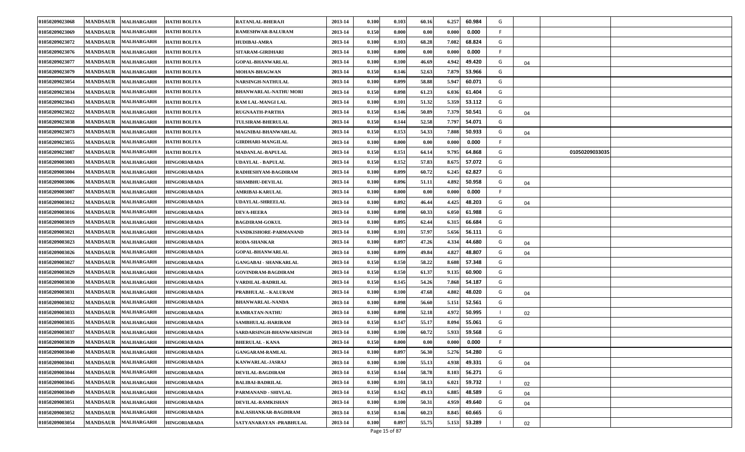| | | | | | | | | | | | | | | |
|---|---|---|---|---|---|---|---|---|---|---|---|---|---|---|
| 01050209023068 | MANDSAUR | MALHARGARH | HATHI BOLIYA | RATANLAL-BHERAJI | 2013-14 | 0.100 | 0.103 | 60.16 | 6.257 | 60.984 | G | | | |
| 01050209023069 | MANDSAUR | MALHARGARH | HATHI BOLIYA | RAMESHWAR-BALURAM | 2013-14 | 0.150 | 0.000 | 0.00 | 0.000 | 0.000 | F | | | |
| 01050209023072 | MANDSAUR | MALHARGARH | HATHI BOLIYA | HUDIBAI-AMRA | 2013-14 | 0.100 | 0.103 | 68.28 | 7.082 | 68.824 | G | | | |
| 01050209023076 | MANDSAUR | MALHARGARH | HATHI BOLIYA | SITARAM-GIRDHARI | 2013-14 | 0.100 | 0.000 | 0.00 | 0.000 | 0.000 | F | | | |
| 01050209023077 | MANDSAUR | MALHARGARH | HATHI BOLIYA | GOPAL-BHANWARLAL | 2013-14 | 0.100 | 0.100 | 46.69 | 4.942 | 49.420 | G | 04 | | |
| 01050209023079 | MANDSAUR | MALHARGARH | HATHI BOLIYA | MOHAN-BHAGWAN | 2013-14 | 0.150 | 0.146 | 52.63 | 7.879 | 53.966 | G | | | |
| 01050209023054 | MANDSAUR | MALHARGARH | HATHI BOLIYA | NARSINGH-NATHULAL | 2013-14 | 0.100 | 0.099 | 58.88 | 5.947 | 60.071 | G | | | |
| 01050209023034 | MANDSAUR | MALHARGARH | HATHI BOLIYA | BHANWARLAL-NATHU MORI | 2013-14 | 0.150 | 0.098 | 61.23 | 6.036 | 61.404 | G | | | |
| 01050209023043 | MANDSAUR | MALHARGARH | HATHI BOLIYA | RAM LAL-MANGI LAL | 2013-14 | 0.100 | 0.101 | 51.32 | 5.359 | 53.112 | G | | | |
| 01050209023022 | MANDSAUR | MALHARGARH | HATHI BOLIYA | RUGNAATH-PARTHA | 2013-14 | 0.150 | 0.146 | 50.89 | 7.379 | 50.541 | G | 04 | | |
| 01050209023038 | MANDSAUR | MALHARGARH | HATHI BOLIYA | TULSIRAM-BHERULAL | 2013-14 | 0.150 | 0.144 | 52.58 | 7.797 | 54.071 | G | | | |
| 01050209023073 | MANDSAUR | MALHARGARH | HATHI BOLIYA | MAGNIBAI-BHANWARLAL | 2013-14 | 0.150 | 0.153 | 54.33 | 7.808 | 50.933 | G | 04 | | |
| 01050209023055 | MANDSAUR | MALHARGARH | HATHI BOLIYA | GIRDHARI-MANGILAL | 2013-14 | 0.100 | 0.000 | 0.00 | 0.000 | 0.000 | F | | | |
| 01050209023087 | MANDSAUR | MALHARGARH | HATHI BOLIYA | MADANLAL-BAPULAL | 2013-14 | 0.150 | 0.151 | 64.14 | 9.795 | 64.868 | G | | 01050209033035 | |
| 01050209003003 | MANDSAUR | MALHARGARH | HINGORIABADA | UDAYLAL - BAPULAL | 2013-14 | 0.150 | 0.152 | 57.83 | 8.675 | 57.072 | G | | | |
| 01050209003004 | MANDSAUR | MALHARGARH | HINGORIABADA | RADHESHYAM-BAGDIRAM | 2013-14 | 0.100 | 0.099 | 60.72 | 6.245 | 62.827 | G | | | |
| 01050209003006 | MANDSAUR | MALHARGARH | HINGORIABADA | SHAMBHU-DEVILAL | 2013-14 | 0.100 | 0.096 | 51.11 | 4.892 | 50.958 | G | 04 | | |
| 01050209003007 | MANDSAUR | MALHARGARH | HINGORIABADA | AMRIBAI-KARULAL | 2013-14 | 0.100 | 0.000 | 0.00 | 0.000 | 0.000 | F | | | |
| 01050209003012 | MANDSAUR | MALHARGARH | HINGORIABADA | UDAYLAL-SHREELAL | 2013-14 | 0.100 | 0.092 | 46.44 | 4.425 | 48.203 | G | 04 | | |
| 01050209003016 | MANDSAUR | MALHARGARH | HINGORIABADA | DEVA-HEERA | 2013-14 | 0.100 | 0.098 | 60.33 | 6.050 | 61.988 | G | | | |
| 01050209003019 | MANDSAUR | MALHARGARH | HINGORIABADA | BAGDIRAM-GOKUL | 2013-14 | 0.100 | 0.095 | 62.44 | 6.315 | 66.684 | G | | | |
| 01050209003021 | MANDSAUR | MALHARGARH | HINGORIABADA | NANDKISHORE-PARMANAND | 2013-14 | 0.100 | 0.101 | 57.97 | 5.656 | 56.111 | G | | | |
| 01050209003023 | MANDSAUR | MALHARGARH | HINGORIABADA | RODA-SHANKAR | 2013-14 | 0.100 | 0.097 | 47.26 | 4.334 | 44.680 | G | 04 | | |
| 01050209003026 | MANDSAUR | MALHARGARH | HINGORIABADA | GOPAL-BHANWARLAL | 2013-14 | 0.100 | 0.099 | 49.84 | 4.827 | 48.807 | G | 04 | | |
| 01050209003027 | MANDSAUR | MALHARGARH | HINGORIABADA | GANGABAI - SHANKARLAL | 2013-14 | 0.150 | 0.150 | 58.22 | 8.608 | 57.348 | G | | | |
| 01050209003029 | MANDSAUR | MALHARGARH | HINGORIABADA | GOVINDRAM-BAGDIRAM | 2013-14 | 0.150 | 0.150 | 61.37 | 9.135 | 60.900 | G | | | |
| 01050209003030 | MANDSAUR | MALHARGARH | HINGORIABADA | VARDILAL-BADRILAL | 2013-14 | 0.150 | 0.145 | 54.26 | 7.868 | 54.187 | G | | | |
| 01050209003031 | MANDSAUR | MALHARGARH | HINGORIABADA | PRABHULAL - KALURAM | 2013-14 | 0.100 | 0.100 | 47.68 | 4.802 | 48.020 | G | 04 | | |
| 01050209003032 | MANDSAUR | MALHARGARH | HINGORIABADA | BHANWARLAL-NANDA | 2013-14 | 0.100 | 0.098 | 56.60 | 5.151 | 52.561 | G | | | |
| 01050209003033 | MANDSAUR | MALHARGARH | HINGORIABADA | RAMRATAN-NATHU | 2013-14 | 0.100 | 0.098 | 52.18 | 4.972 | 50.995 | I | 02 | | |
| 01050209003035 | MANDSAUR | MALHARGARH | HINGORIABADA | SAMBHULAL-HARIRAM | 2013-14 | 0.150 | 0.147 | 55.17 | 8.094 | 55.061 | G | | | |
| 01050209003037 | MANDSAUR | MALHARGARH | HINGORIABADA | SARDARSINGH-BHANWARSINGH | 2013-14 | 0.100 | 0.100 | 60.72 | 5.933 | 59.568 | G | | | |
| 01050209003039 | MANDSAUR | MALHARGARH | HINGORIABADA | BHERULAL - KANA | 2013-14 | 0.150 | 0.000 | 0.00 | 0.000 | 0.000 | F | | | |
| 01050209003040 | MANDSAUR | MALHARGARH | HINGORIABADA | GANGARAM-RAMLAL | 2013-14 | 0.100 | 0.097 | 56.30 | 5.276 | 54.280 | G | | | |
| 01050209003041 | MANDSAUR | MALHARGARH | HINGORIABADA | KANWARLAL-JASRAJ | 2013-14 | 0.100 | 0.100 | 55.13 | 4.938 | 49.331 | G | 04 | | |
| 01050209003044 | MANDSAUR | MALHARGARH | HINGORIABADA | DEVILAL-BAGDIRAM | 2013-14 | 0.150 | 0.144 | 58.78 | 8.103 | 56.271 | G | | | |
| 01050209003045 | MANDSAUR | MALHARGARH | HINGORIABADA | BALIBAI-BADRILAL | 2013-14 | 0.100 | 0.101 | 58.13 | 6.021 | 59.732 | I | 02 | | |
| 01050209003049 | MANDSAUR | MALHARGARH | HINGORIABADA | PARMANAND - SHIVLAL | 2013-14 | 0.150 | 0.142 | 49.13 | 6.885 | 48.589 | G | 04 | | |
| 01050209003051 | MANDSAUR | MALHARGARH | HINGORIABADA | DEVILAL-RAMKISHAN | 2013-14 | 0.100 | 0.100 | 50.31 | 4.959 | 49.640 | G | 04 | | |
| 01050209003052 | MANDSAUR | MALHARGARH | HINGORIABADA | BALASHANKAR-BAGDIRAM | 2013-14 | 0.150 | 0.146 | 60.23 | 8.845 | 60.665 | G | | | |
| 01050209003054 | MANDSAUR | MALHARGARH | HINGORIABADA | SATYANARAYAN -PRABHULAL | 2013-14 | 0.100 | 0.097 | 55.75 | 5.153 | 53.289 | I | 02 | | |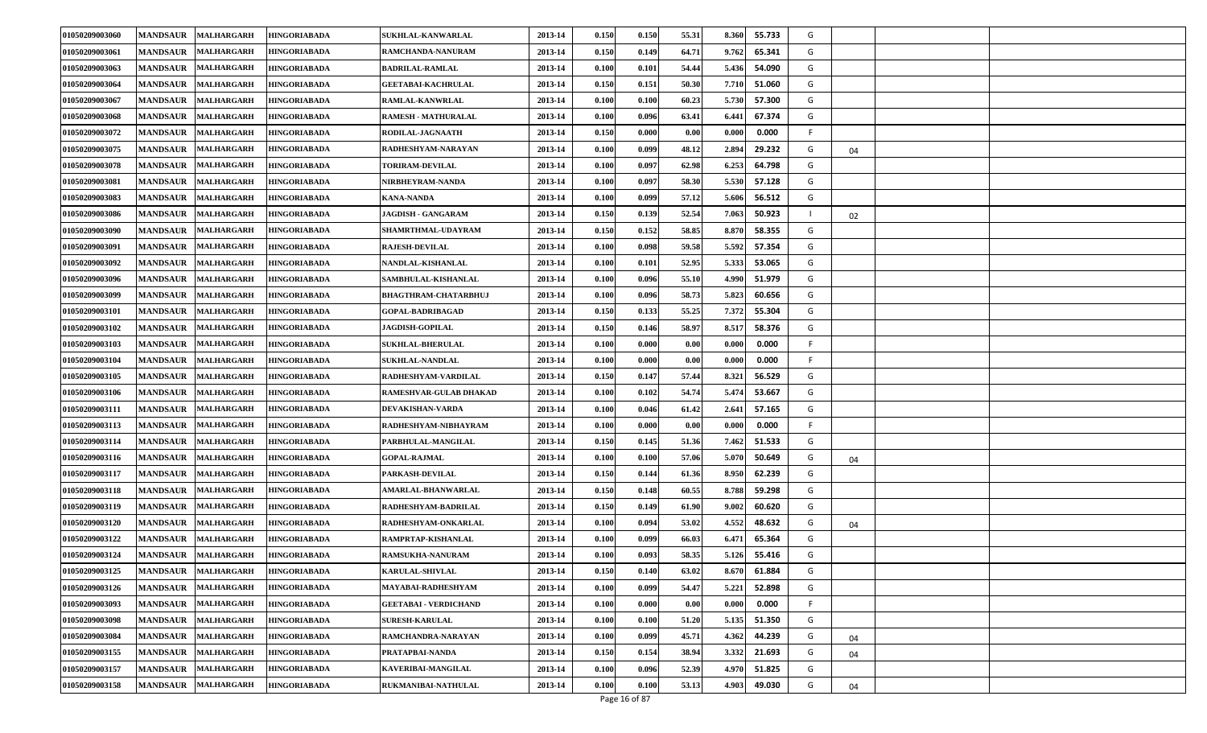| | | | | | | | | | | | | | | |
|---|---|---|---|---|---|---|---|---|---|---|---|---|---|---|
| 01050209003060 | MANDSAUR | MALHARGARH | HINGORIABADA | SUKHLAL-KANWARLAL | 2013-14 | 0.150 | 0.150 | 55.31 | 8.360 | 55.733 | G | | | |
| 01050209003061 | MANDSAUR | MALHARGARH | HINGORIABADA | RAMCHANDA-NANURAM | 2013-14 | 0.150 | 0.149 | 64.71 | 9.762 | 65.341 | G | | | |
| 01050209003063 | MANDSAUR | MALHARGARH | HINGORIABADA | BADRILAL-RAMLAL | 2013-14 | 0.100 | 0.101 | 54.44 | 5.436 | 54.090 | G | | | |
| 01050209003064 | MANDSAUR | MALHARGARH | HINGORIABADA | GEETABAI-KACHRULAL | 2013-14 | 0.150 | 0.151 | 50.30 | 7.710 | 51.060 | G | | | |
| 01050209003067 | MANDSAUR | MALHARGARH | HINGORIABADA | RAMLAL-KANWRLAL | 2013-14 | 0.100 | 0.100 | 60.23 | 5.730 | 57.300 | G | | | |
| 01050209003068 | MANDSAUR | MALHARGARH | HINGORIABADA | RAMESH - MATHURALAL | 2013-14 | 0.100 | 0.096 | 63.41 | 6.441 | 67.374 | G | | | |
| 01050209003072 | MANDSAUR | MALHARGARH | HINGORIABADA | RODILAL-JAGNAATH | 2013-14 | 0.150 | 0.000 | 0.00 | 0.000 | 0.000 | F | | | |
| 01050209003075 | MANDSAUR | MALHARGARH | HINGORIABADA | RADHESHYAM-NARAYAN | 2013-14 | 0.100 | 0.099 | 48.12 | 2.894 | 29.232 | G | 04 | | |
| 01050209003078 | MANDSAUR | MALHARGARH | HINGORIABADA | TORIRAM-DEVILAL | 2013-14 | 0.100 | 0.097 | 62.98 | 6.253 | 64.798 | G | | | |
| 01050209003081 | MANDSAUR | MALHARGARH | HINGORIABADA | NIRBHEYRAM-NANDA | 2013-14 | 0.100 | 0.097 | 58.30 | 5.530 | 57.128 | G | | | |
| 01050209003083 | MANDSAUR | MALHARGARH | HINGORIABADA | KANA-NANDA | 2013-14 | 0.100 | 0.099 | 57.12 | 5.606 | 56.512 | G | | | |
| 01050209003086 | MANDSAUR | MALHARGARH | HINGORIABADA | JAGDISH - GANGARAM | 2013-14 | 0.150 | 0.139 | 52.54 | 7.063 | 50.923 | I | 02 | | |
| 01050209003090 | MANDSAUR | MALHARGARH | HINGORIABADA | SHAMRTHMAL-UDAYRAM | 2013-14 | 0.150 | 0.152 | 58.85 | 8.870 | 58.355 | G | | | |
| 01050209003091 | MANDSAUR | MALHARGARH | HINGORIABADA | RAJESH-DEVILAL | 2013-14 | 0.100 | 0.098 | 59.58 | 5.592 | 57.354 | G | | | |
| 01050209003092 | MANDSAUR | MALHARGARH | HINGORIABADA | NANDLAL-KISHANLAL | 2013-14 | 0.100 | 0.101 | 52.95 | 5.333 | 53.065 | G | | | |
| 01050209003096 | MANDSAUR | MALHARGARH | HINGORIABADA | SAMBHULAL-KISHANLAL | 2013-14 | 0.100 | 0.096 | 55.10 | 4.990 | 51.979 | G | | | |
| 01050209003099 | MANDSAUR | MALHARGARH | HINGORIABADA | BHAGTHRAM-CHATARBHUJ | 2013-14 | 0.100 | 0.096 | 58.73 | 5.823 | 60.656 | G | | | |
| 01050209003101 | MANDSAUR | MALHARGARH | HINGORIABADA | GOPAL-BADRIBAGAD | 2013-14 | 0.150 | 0.133 | 55.25 | 7.372 | 55.304 | G | | | |
| 01050209003102 | MANDSAUR | MALHARGARH | HINGORIABADA | JAGDISH-GOPILAL | 2013-14 | 0.150 | 0.146 | 58.97 | 8.517 | 58.376 | G | | | |
| 01050209003103 | MANDSAUR | MALHARGARH | HINGORIABADA | SUKHLAL-BHERULAL | 2013-14 | 0.100 | 0.000 | 0.00 | 0.000 | 0.000 | F | | | |
| 01050209003104 | MANDSAUR | MALHARGARH | HINGORIABADA | SUKHLAL-NANDLAL | 2013-14 | 0.100 | 0.000 | 0.00 | 0.000 | 0.000 | F | | | |
| 01050209003105 | MANDSAUR | MALHARGARH | HINGORIABADA | RADHESHYAM-VARDILAL | 2013-14 | 0.150 | 0.147 | 57.44 | 8.321 | 56.529 | G | | | |
| 01050209003106 | MANDSAUR | MALHARGARH | HINGORIABADA | RAMESHVAR-GULAB DHAKAD | 2013-14 | 0.100 | 0.102 | 54.74 | 5.474 | 53.667 | G | | | |
| 01050209003111 | MANDSAUR | MALHARGARH | HINGORIABADA | DEVAKISHAN-VARDA | 2013-14 | 0.100 | 0.046 | 61.42 | 2.641 | 57.165 | G | | | |
| 01050209003113 | MANDSAUR | MALHARGARH | HINGORIABADA | RADHESHYAM-NIBHAYRAM | 2013-14 | 0.100 | 0.000 | 0.00 | 0.000 | 0.000 | F | | | |
| 01050209003114 | MANDSAUR | MALHARGARH | HINGORIABADA | PARBHULAL-MANGILAL | 2013-14 | 0.150 | 0.145 | 51.36 | 7.462 | 51.533 | G | | | |
| 01050209003116 | MANDSAUR | MALHARGARH | HINGORIABADA | GOPAL-RAJMAL | 2013-14 | 0.100 | 0.100 | 57.06 | 5.070 | 50.649 | G | 04 | | |
| 01050209003117 | MANDSAUR | MALHARGARH | HINGORIABADA | PARKASH-DEVILAL | 2013-14 | 0.150 | 0.144 | 61.36 | 8.950 | 62.239 | G | | | |
| 01050209003118 | MANDSAUR | MALHARGARH | HINGORIABADA | AMARLAL-BHANWARLAL | 2013-14 | 0.150 | 0.148 | 60.55 | 8.788 | 59.298 | G | | | |
| 01050209003119 | MANDSAUR | MALHARGARH | HINGORIABADA | RADHESHYAM-BADRILAL | 2013-14 | 0.150 | 0.149 | 61.90 | 9.002 | 60.620 | G | | | |
| 01050209003120 | MANDSAUR | MALHARGARH | HINGORIABADA | RADHESHYAM-ONKARLAL | 2013-14 | 0.100 | 0.094 | 53.02 | 4.552 | 48.632 | G | 04 | | |
| 01050209003122 | MANDSAUR | MALHARGARH | HINGORIABADA | RAMPRTAP-KISHANLAL | 2013-14 | 0.100 | 0.099 | 66.03 | 6.471 | 65.364 | G | | | |
| 01050209003124 | MANDSAUR | MALHARGARH | HINGORIABADA | RAMSUKHA-NANURAM | 2013-14 | 0.100 | 0.093 | 58.35 | 5.126 | 55.416 | G | | | |
| 01050209003125 | MANDSAUR | MALHARGARH | HINGORIABADA | KARULAL-SHIVLAL | 2013-14 | 0.150 | 0.140 | 63.02 | 8.670 | 61.884 | G | | | |
| 01050209003126 | MANDSAUR | MALHARGARH | HINGORIABADA | MAYABAI-RADHESHYAM | 2013-14 | 0.100 | 0.099 | 54.47 | 5.221 | 52.898 | G | | | |
| 01050209003093 | MANDSAUR | MALHARGARH | HINGORIABADA | GEETABAI - VERDICHAND | 2013-14 | 0.100 | 0.000 | 0.00 | 0.000 | 0.000 | F | | | |
| 01050209003098 | MANDSAUR | MALHARGARH | HINGORIABADA | SURESH-KARULAL | 2013-14 | 0.100 | 0.100 | 51.20 | 5.135 | 51.350 | G | | | |
| 01050209003084 | MANDSAUR | MALHARGARH | HINGORIABADA | RAMCHANDRA-NARAYAN | 2013-14 | 0.100 | 0.099 | 45.71 | 4.362 | 44.239 | G | 04 | | |
| 01050209003155 | MANDSAUR | MALHARGARH | HINGORIABADA | PRATAPBAI-NANDA | 2013-14 | 0.150 | 0.154 | 38.94 | 3.332 | 21.693 | G | 04 | | |
| 01050209003157 | MANDSAUR | MALHARGARH | HINGORIABADA | KAVERIBAI-MANGILAL | 2013-14 | 0.100 | 0.096 | 52.39 | 4.970 | 51.825 | G | | | |
| 01050209003158 | MANDSAUR | MALHARGARH | HINGORIABADA | RUKMANIBAI-NATHULAL | 2013-14 | 0.100 | 0.100 | 53.13 | 4.903 | 49.030 | G | 04 | | |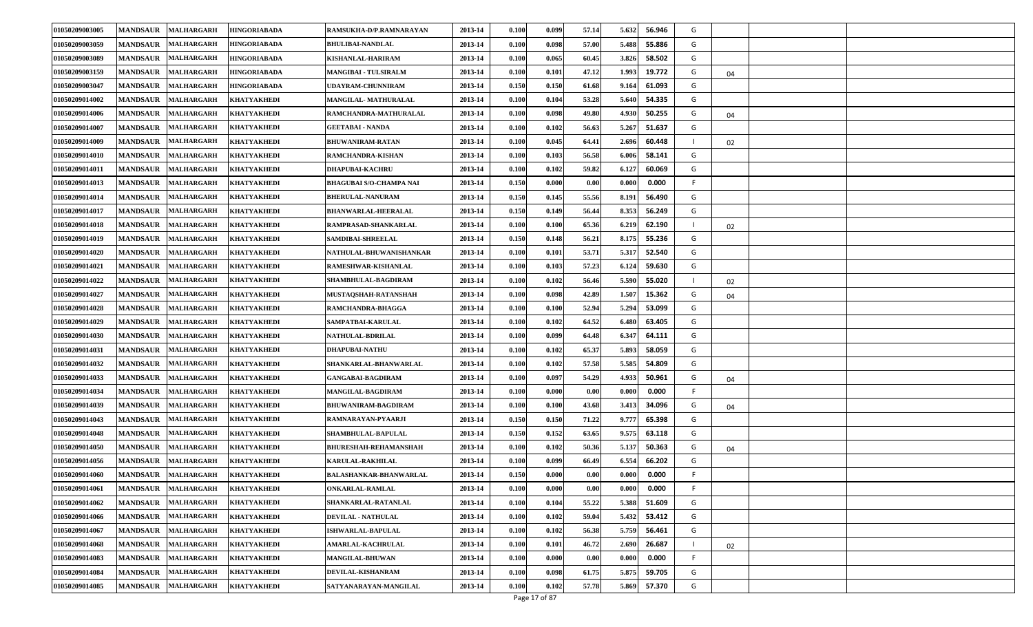| | | | | | | | | | | | | | | |
|---|---|---|---|---|---|---|---|---|---|---|---|---|---|---|
| 01050209003005 | MANDSAUR | MALHARGARH | HINGORIABADA | RAMSUKHA-D/P.RAMNARAYAN | 2013-14 | 0.100 | 0.099 | 57.14 | 5.632 | 56.946 | G | | | |
| 01050209003059 | MANDSAUR | MALHARGARH | HINGORIABADA | BHULIBAI-NANDLAL | 2013-14 | 0.100 | 0.098 | 57.00 | 5.488 | 55.886 | G | | | |
| 01050209003089 | MANDSAUR | MALHARGARH | HINGORIABADA | KISHANLAL-HARIRAM | 2013-14 | 0.100 | 0.065 | 60.45 | 3.826 | 58.502 | G | | | |
| 01050209003159 | MANDSAUR | MALHARGARH | HINGORIABADA | MANGIBAI - TULSIRALM | 2013-14 | 0.100 | 0.101 | 47.12 | 1.993 | 19.772 | G | 04 | | |
| 01050209003047 | MANDSAUR | MALHARGARH | HINGORIABADA | UDAYRAM-CHUNNIRAM | 2013-14 | 0.150 | 0.150 | 61.68 | 9.164 | 61.093 | G | | | |
| 01050209014002 | MANDSAUR | MALHARGARH | KHATYAKHEDI | MANGILAL- MATHURALAL | 2013-14 | 0.100 | 0.104 | 53.28 | 5.640 | 54.335 | G | | | |
| 01050209014006 | MANDSAUR | MALHARGARH | KHATYAKHEDI | RAMCHANDRA-MATHURALAL | 2013-14 | 0.100 | 0.098 | 49.80 | 4.930 | 50.255 | G | 04 | | |
| 01050209014007 | MANDSAUR | MALHARGARH | KHATYAKHEDI | GEETABAI - NANDA | 2013-14 | 0.100 | 0.102 | 56.63 | 5.267 | 51.637 | G | | | |
| 01050209014009 | MANDSAUR | MALHARGARH | KHATYAKHEDI | BHUWANIRAM-RATAN | 2013-14 | 0.100 | 0.045 | 64.41 | 2.696 | 60.448 | I | 02 | | |
| 01050209014010 | MANDSAUR | MALHARGARH | KHATYAKHEDI | RAMCHANDRA-KISHAN | 2013-14 | 0.100 | 0.103 | 56.58 | 6.006 | 58.141 | G | | | |
| 01050209014011 | MANDSAUR | MALHARGARH | KHATYAKHEDI | DHAPUBAI-KACHRU | 2013-14 | 0.100 | 0.102 | 59.82 | 6.127 | 60.069 | G | | | |
| 01050209014013 | MANDSAUR | MALHARGARH | KHATYAKHEDI | BHAGUBAI S/O-CHAMPA NAI | 2013-14 | 0.150 | 0.000 | 0.00 | 0.000 | 0.000 | F | | | |
| 01050209014014 | MANDSAUR | MALHARGARH | KHATYAKHEDI | BHERULAL-NANURAM | 2013-14 | 0.150 | 0.145 | 55.56 | 8.191 | 56.490 | G | | | |
| 01050209014017 | MANDSAUR | MALHARGARH | KHATYAKHEDI | BHANWARLAL-HEERALAL | 2013-14 | 0.150 | 0.149 | 56.44 | 8.353 | 56.249 | G | | | |
| 01050209014018 | MANDSAUR | MALHARGARH | KHATYAKHEDI | RAMPRASAD-SHANKARLAL | 2013-14 | 0.100 | 0.100 | 65.36 | 6.219 | 62.190 | I | 02 | | |
| 01050209014019 | MANDSAUR | MALHARGARH | KHATYAKHEDI | SAMDIBAI-SHREELAL | 2013-14 | 0.150 | 0.148 | 56.21 | 8.175 | 55.236 | G | | | |
| 01050209014020 | MANDSAUR | MALHARGARH | KHATYAKHEDI | NATHULAL-BHUWANISHANKAR | 2013-14 | 0.100 | 0.101 | 53.71 | 5.317 | 52.540 | G | | | |
| 01050209014021 | MANDSAUR | MALHARGARH | KHATYAKHEDI | RAMESHWAR-KISHANLAL | 2013-14 | 0.100 | 0.103 | 57.23 | 6.124 | 59.630 | G | | | |
| 01050209014022 | MANDSAUR | MALHARGARH | KHATYAKHEDI | SHAMBHULAL-BAGDIRAM | 2013-14 | 0.100 | 0.102 | 56.46 | 5.590 | 55.020 | I | 02 | | |
| 01050209014027 | MANDSAUR | MALHARGARH | KHATYAKHEDI | MUSTAQSHAH-RATANSHAH | 2013-14 | 0.100 | 0.098 | 42.89 | 1.507 | 15.362 | G | 04 | | |
| 01050209014028 | MANDSAUR | MALHARGARH | KHATYAKHEDI | RAMCHANDRA-BHAGGA | 2013-14 | 0.100 | 0.100 | 52.94 | 5.294 | 53.099 | G | | | |
| 01050209014029 | MANDSAUR | MALHARGARH | KHATYAKHEDI | SAMPATBAI-KARULAL | 2013-14 | 0.100 | 0.102 | 64.52 | 6.480 | 63.405 | G | | | |
| 01050209014030 | MANDSAUR | MALHARGARH | KHATYAKHEDI | NATHULAL-BDRILAL | 2013-14 | 0.100 | 0.099 | 64.48 | 6.347 | 64.111 | G | | | |
| 01050209014031 | MANDSAUR | MALHARGARH | KHATYAKHEDI | DHAPUBAI-NATHU | 2013-14 | 0.100 | 0.102 | 65.37 | 5.893 | 58.059 | G | | | |
| 01050209014032 | MANDSAUR | MALHARGARH | KHATYAKHEDI | SHANKARLAL-BHANWARLAL | 2013-14 | 0.100 | 0.102 | 57.58 | 5.585 | 54.809 | G | | | |
| 01050209014033 | MANDSAUR | MALHARGARH | KHATYAKHEDI | GANGABAI-BAGDIRAM | 2013-14 | 0.100 | 0.097 | 54.29 | 4.933 | 50.961 | G | 04 | | |
| 01050209014034 | MANDSAUR | MALHARGARH | KHATYAKHEDI | MANGILAL-BAGDIRAM | 2013-14 | 0.100 | 0.000 | 0.00 | 0.000 | 0.000 | F | | | |
| 01050209014039 | MANDSAUR | MALHARGARH | KHATYAKHEDI | BHUWANIRAM-BAGDIRAM | 2013-14 | 0.100 | 0.100 | 43.68 | 3.413 | 34.096 | G | 04 | | |
| 01050209014043 | MANDSAUR | MALHARGARH | KHATYAKHEDI | RAMNARAYAN-PYAARJI | 2013-14 | 0.150 | 0.150 | 71.22 | 9.777 | 65.398 | G | | | |
| 01050209014048 | MANDSAUR | MALHARGARH | KHATYAKHEDI | SHAMBHULAL-BAPULAL | 2013-14 | 0.150 | 0.152 | 63.65 | 9.575 | 63.118 | G | | | |
| 01050209014050 | MANDSAUR | MALHARGARH | KHATYAKHEDI | BHURESHAH-REHAMANSHAH | 2013-14 | 0.100 | 0.102 | 50.36 | 5.137 | 50.363 | G | 04 | | |
| 01050209014056 | MANDSAUR | MALHARGARH | KHATYAKHEDI | KARULAL-RAKHILAL | 2013-14 | 0.100 | 0.099 | 66.49 | 6.554 | 66.202 | G | | | |
| 01050209014060 | MANDSAUR | MALHARGARH | KHATYAKHEDI | BALASHANKAR-BHANWARLAL | 2013-14 | 0.150 | 0.000 | 0.00 | 0.000 | 0.000 | F | | | |
| 01050209014061 | MANDSAUR | MALHARGARH | KHATYAKHEDI | ONKARLAL-RAMLAL | 2013-14 | 0.100 | 0.000 | 0.00 | 0.000 | 0.000 | F | | | |
| 01050209014062 | MANDSAUR | MALHARGARH | KHATYAKHEDI | SHANKARLAL-RATANLAL | 2013-14 | 0.100 | 0.104 | 55.22 | 5.388 | 51.609 | G | | | |
| 01050209014066 | MANDSAUR | MALHARGARH | KHATYAKHEDI | DEVILAL - NATHULAL | 2013-14 | 0.100 | 0.102 | 59.04 | 5.432 | 53.412 | G | | | |
| 01050209014067 | MANDSAUR | MALHARGARH | KHATYAKHEDI | ISHWARLAL-BAPULAL | 2013-14 | 0.100 | 0.102 | 56.38 | 5.759 | 56.461 | G | | | |
| 01050209014068 | MANDSAUR | MALHARGARH | KHATYAKHEDI | AMARLAL-KACHRULAL | 2013-14 | 0.100 | 0.101 | 46.72 | 2.690 | 26.687 | I | 02 | | |
| 01050209014083 | MANDSAUR | MALHARGARH | KHATYAKHEDI | MANGILAL-BHUWAN | 2013-14 | 0.100 | 0.000 | 0.00 | 0.000 | 0.000 | F | | | |
| 01050209014084 | MANDSAUR | MALHARGARH | KHATYAKHEDI | DEVILAL-KISHANRAM | 2013-14 | 0.100 | 0.098 | 61.75 | 5.875 | 59.705 | G | | | |
| 01050209014085 | MANDSAUR | MALHARGARH | KHATYAKHEDI | SATYANARAYAN-MANGILAL | 2013-14 | 0.100 | 0.102 | 57.78 | 5.869 | 57.370 | G | | | |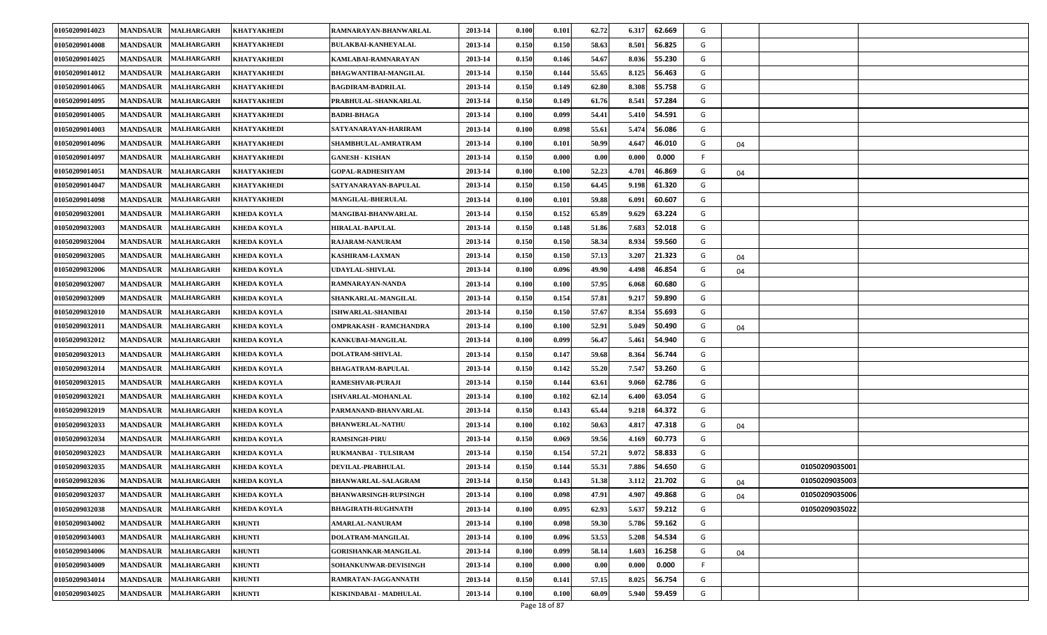| | | | | | | | | | | | | | | |
|---|---|---|---|---|---|---|---|---|---|---|---|---|---|---|
| 01050209014023 | MANDSAUR | MALHARGARH | KHATYAKHEDI | RAMNARAYAN-BHANWARLAL | 2013-14 | 0.100 | 0.101 | 62.72 | 6.317 | 62.669 | G | | | |
| 01050209014008 | MANDSAUR | MALHARGARH | KHATYAKHEDI | BULAKBAI-KANHEYALAL | 2013-14 | 0.150 | 0.150 | 58.63 | 8.501 | 56.825 | G | | | |
| 01050209014025 | MANDSAUR | MALHARGARH | KHATYAKHEDI | KAMLABAI-RAMNARAYAN | 2013-14 | 0.150 | 0.146 | 54.67 | 8.036 | 55.230 | G | | | |
| 01050209014012 | MANDSAUR | MALHARGARH | KHATYAKHEDI | BHAGWANTIBAI-MANGILAL | 2013-14 | 0.150 | 0.144 | 55.65 | 8.125 | 56.463 | G | | | |
| 01050209014065 | MANDSAUR | MALHARGARH | KHATYAKHEDI | BAGDIRAM-BADRILAL | 2013-14 | 0.150 | 0.149 | 62.80 | 8.308 | 55.758 | G | | | |
| 01050209014095 | MANDSAUR | MALHARGARH | KHATYAKHEDI | PRABHULAL-SHANKARLAL | 2013-14 | 0.150 | 0.149 | 61.76 | 8.541 | 57.284 | G | | | |
| 01050209014005 | MANDSAUR | MALHARGARH | KHATYAKHEDI | BADRI-BHAGA | 2013-14 | 0.100 | 0.099 | 54.41 | 5.410 | 54.591 | G | | | |
| 01050209014003 | MANDSAUR | MALHARGARH | KHATYAKHEDI | SATYANARAYAN-HARIRAM | 2013-14 | 0.100 | 0.098 | 55.61 | 5.474 | 56.086 | G | | | |
| 01050209014096 | MANDSAUR | MALHARGARH | KHATYAKHEDI | SHAMBHULAL-AMRATRAM | 2013-14 | 0.100 | 0.101 | 50.99 | 4.647 | 46.010 | G | 04 | | |
| 01050209014097 | MANDSAUR | MALHARGARH | KHATYAKHEDI | GANESH - KISHAN | 2013-14 | 0.150 | 0.000 | 0.00 | 0.000 | 0.000 | F | | | |
| 01050209014051 | MANDSAUR | MALHARGARH | KHATYAKHEDI | GOPAL-RADHESHYAM | 2013-14 | 0.100 | 0.100 | 52.23 | 4.701 | 46.869 | G | 04 | | |
| 01050209014047 | MANDSAUR | MALHARGARH | KHATYAKHEDI | SATYANARAYAN-BAPULAL | 2013-14 | 0.150 | 0.150 | 64.45 | 9.198 | 61.320 | G | | | |
| 01050209014098 | MANDSAUR | MALHARGARH | KHATYAKHEDI | MANGILAL-BHERULAL | 2013-14 | 0.100 | 0.101 | 59.88 | 6.091 | 60.607 | G | | | |
| 01050209032001 | MANDSAUR | MALHARGARH | KHEDA KOYLA | MANGIBAI-BHANWARLAL | 2013-14 | 0.150 | 0.152 | 65.89 | 9.629 | 63.224 | G | | | |
| 01050209032003 | MANDSAUR | MALHARGARH | KHEDA KOYLA | HIRALAL-BAPULAL | 2013-14 | 0.150 | 0.148 | 51.86 | 7.683 | 52.018 | G | | | |
| 01050209032004 | MANDSAUR | MALHARGARH | KHEDA KOYLA | RAJARAM-NANURAM | 2013-14 | 0.150 | 0.150 | 58.34 | 8.934 | 59.560 | G | | | |
| 01050209032005 | MANDSAUR | MALHARGARH | KHEDA KOYLA | KASHIRAM-LAXMAN | 2013-14 | 0.150 | 0.150 | 57.13 | 3.207 | 21.323 | G | 04 | | |
| 01050209032006 | MANDSAUR | MALHARGARH | KHEDA KOYLA | UDAYLAL-SHIVLAL | 2013-14 | 0.100 | 0.096 | 49.90 | 4.498 | 46.854 | G | 04 | | |
| 01050209032007 | MANDSAUR | MALHARGARH | KHEDA KOYLA | RAMNARAYAN-NANDA | 2013-14 | 0.100 | 0.100 | 57.95 | 6.068 | 60.680 | G | | | |
| 01050209032009 | MANDSAUR | MALHARGARH | KHEDA KOYLA | SHANKARLAL-MANGILAL | 2013-14 | 0.150 | 0.154 | 57.81 | 9.217 | 59.890 | G | | | |
| 01050209032010 | MANDSAUR | MALHARGARH | KHEDA KOYLA | ISHWARLAL-SHANIBAI | 2013-14 | 0.150 | 0.150 | 57.67 | 8.354 | 55.693 | G | | | |
| 01050209032011 | MANDSAUR | MALHARGARH | KHEDA KOYLA | OMPRAKASH - RAMCHANDRA | 2013-14 | 0.100 | 0.100 | 52.91 | 5.049 | 50.490 | G | 04 | | |
| 01050209032012 | MANDSAUR | MALHARGARH | KHEDA KOYLA | KANKUBAI-MANGILAL | 2013-14 | 0.100 | 0.099 | 56.47 | 5.461 | 54.940 | G | | | |
| 01050209032013 | MANDSAUR | MALHARGARH | KHEDA KOYLA | DOLATRAM-SHIVLAL | 2013-14 | 0.150 | 0.147 | 59.68 | 8.364 | 56.744 | G | | | |
| 01050209032014 | MANDSAUR | MALHARGARH | KHEDA KOYLA | BHAGATRAM-BAPULAL | 2013-14 | 0.150 | 0.142 | 55.20 | 7.547 | 53.260 | G | | | |
| 01050209032015 | MANDSAUR | MALHARGARH | KHEDA KOYLA | RAMESHVAR-PURAJI | 2013-14 | 0.150 | 0.144 | 63.61 | 9.060 | 62.786 | G | | | |
| 01050209032021 | MANDSAUR | MALHARGARH | KHEDA KOYLA | ISHVARLAL-MOHANLAL | 2013-14 | 0.100 | 0.102 | 62.14 | 6.400 | 63.054 | G | | | |
| 01050209032019 | MANDSAUR | MALHARGARH | KHEDA KOYLA | PARMANAND-BHANVARLAL | 2013-14 | 0.150 | 0.143 | 65.44 | 9.218 | 64.372 | G | | | |
| 01050209032033 | MANDSAUR | MALHARGARH | KHEDA KOYLA | BHANWERLAL-NATHU | 2013-14 | 0.100 | 0.102 | 50.63 | 4.817 | 47.318 | G | 04 | | |
| 01050209032034 | MANDSAUR | MALHARGARH | KHEDA KOYLA | RAMSINGH-PIRU | 2013-14 | 0.150 | 0.069 | 59.56 | 4.169 | 60.773 | G | | | |
| 01050209032023 | MANDSAUR | MALHARGARH | KHEDA KOYLA | RUKMANBAI - TULSIRAM | 2013-14 | 0.150 | 0.154 | 57.21 | 9.072 | 58.833 | G | | | |
| 01050209032035 | MANDSAUR | MALHARGARH | KHEDA KOYLA | DEVILAL-PRABHULAL | 2013-14 | 0.150 | 0.144 | 55.31 | 7.886 | 54.650 | G | | 01050209035001 | |
| 01050209032036 | MANDSAUR | MALHARGARH | KHEDA KOYLA | BHANWARLAL-SALAGRAM | 2013-14 | 0.150 | 0.143 | 51.38 | 3.112 | 21.702 | G | 04 | 01050209035003 | |
| 01050209032037 | MANDSAUR | MALHARGARH | KHEDA KOYLA | BHANWARSINGH-RUPSINGH | 2013-14 | 0.100 | 0.098 | 47.91 | 4.907 | 49.868 | G | 04 | 01050209035006 | |
| 01050209032038 | MANDSAUR | MALHARGARH | KHEDA KOYLA | BHAGIRATH-RUGHNATH | 2013-14 | 0.100 | 0.095 | 62.93 | 5.637 | 59.212 | G | | 01050209035022 | |
| 01050209034002 | MANDSAUR | MALHARGARH | KHUNTI | AMARLAL-NANURAM | 2013-14 | 0.100 | 0.098 | 59.30 | 5.786 | 59.162 | G | | | |
| 01050209034003 | MANDSAUR | MALHARGARH | KHUNTI | DOLATRAM-MANGILAL | 2013-14 | 0.100 | 0.096 | 53.53 | 5.208 | 54.534 | G | | | |
| 01050209034006 | MANDSAUR | MALHARGARH | KHUNTI | GORISHANKAR-MANGILAL | 2013-14 | 0.100 | 0.099 | 58.14 | 1.603 | 16.258 | G | 04 | | |
| 01050209034009 | MANDSAUR | MALHARGARH | KHUNTI | SOHANKUNWAR-DEVISINGH | 2013-14 | 0.100 | 0.000 | 0.00 | 0.000 | 0.000 | F | | | |
| 01050209034014 | MANDSAUR | MALHARGARH | KHUNTI | RAMRATAN-JAGGANNATH | 2013-14 | 0.150 | 0.141 | 57.15 | 8.025 | 56.754 | G | | | |
| 01050209034025 | MANDSAUR | MALHARGARH | KHUNTI | KISKINDABAI - MADHULAL | 2013-14 | 0.100 | 0.100 | 60.09 | 5.940 | 59.459 | G | | | |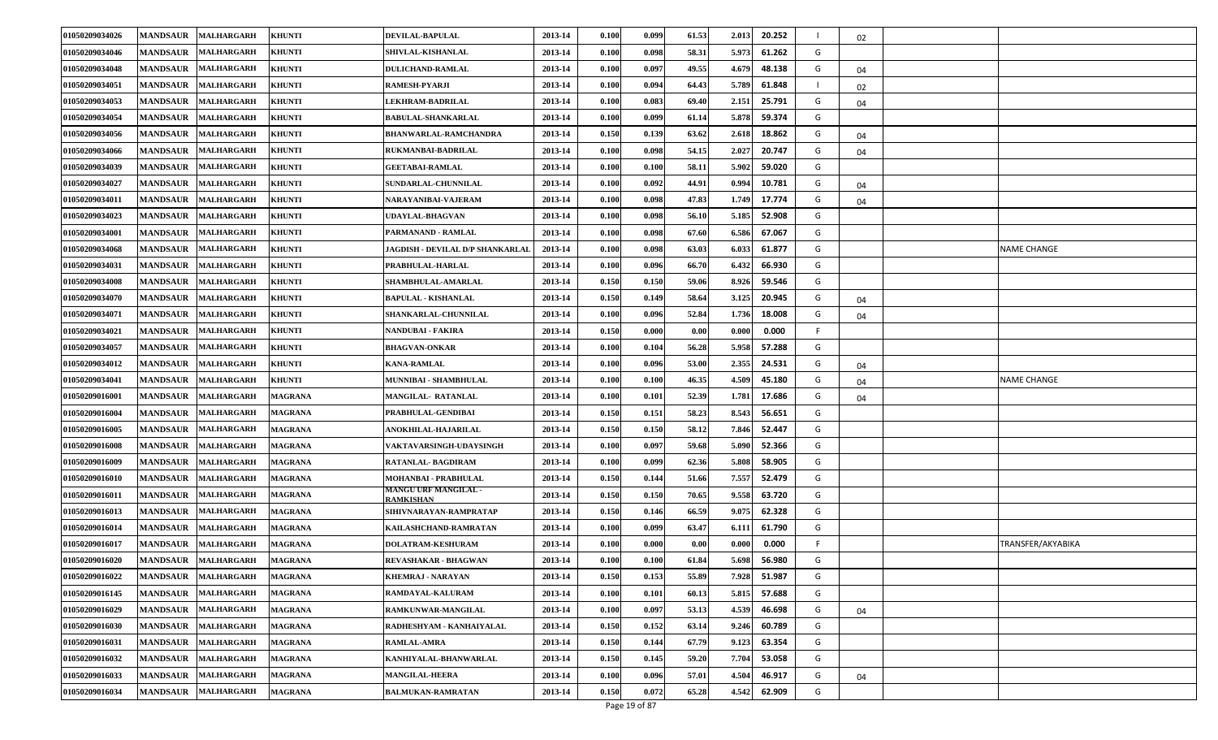| | | | | | | | | | | | | | | |
|---|---|---|---|---|---|---|---|---|---|---|---|---|---|---|
| 01050209034026 | MANDSAUR | MALHARGARH | KHUNTI | DEVILAL-BAPULAL | 2013-14 | 0.100 | 0.099 | 61.53 | 2.013 | 20.252 | I | 02 | | |
| 01050209034046 | MANDSAUR | MALHARGARH | KHUNTI | SHIVLAL-KISHANLAL | 2013-14 | 0.100 | 0.098 | 58.31 | 5.973 | 61.262 | G | | | |
| 01050209034048 | MANDSAUR | MALHARGARH | KHUNTI | DULICHAND-RAMLAL | 2013-14 | 0.100 | 0.097 | 49.55 | 4.679 | 48.138 | G | 04 | | |
| 01050209034051 | MANDSAUR | MALHARGARH | KHUNTI | RAMESH-PYARJI | 2013-14 | 0.100 | 0.094 | 64.43 | 5.789 | 61.848 | I | 02 | | |
| 01050209034053 | MANDSAUR | MALHARGARH | KHUNTI | LEKHRAM-BADRILAL | 2013-14 | 0.100 | 0.083 | 69.40 | 2.151 | 25.791 | G | 04 | | |
| 01050209034054 | MANDSAUR | MALHARGARH | KHUNTI | BABULAL-SHANKARLAL | 2013-14 | 0.100 | 0.099 | 61.14 | 5.878 | 59.374 | G | | | |
| 01050209034056 | MANDSAUR | MALHARGARH | KHUNTI | BHANWARLAL-RAMCHANDRA | 2013-14 | 0.150 | 0.139 | 63.62 | 2.618 | 18.862 | G | 04 | | |
| 01050209034066 | MANDSAUR | MALHARGARH | KHUNTI | RUKMANBAI-BADRILAL | 2013-14 | 0.100 | 0.098 | 54.15 | 2.027 | 20.747 | G | 04 | | |
| 01050209034039 | MANDSAUR | MALHARGARH | KHUNTI | GEETABAI-RAMLAL | 2013-14 | 0.100 | 0.100 | 58.11 | 5.902 | 59.020 | G | | | |
| 01050209034027 | MANDSAUR | MALHARGARH | KHUNTI | SUNDARLAL-CHUNNILAL | 2013-14 | 0.100 | 0.092 | 44.91 | 0.994 | 10.781 | G | 04 | | |
| 01050209034011 | MANDSAUR | MALHARGARH | KHUNTI | NARAYANIBAI-VAJERAM | 2013-14 | 0.100 | 0.098 | 47.83 | 1.749 | 17.774 | G | 04 | | |
| 01050209034023 | MANDSAUR | MALHARGARH | KHUNTI | UDAYLAL-BHAGVAN | 2013-14 | 0.100 | 0.098 | 56.10 | 5.185 | 52.908 | G | | | |
| 01050209034001 | MANDSAUR | MALHARGARH | KHUNTI | PARMANAND - RAMLAL | 2013-14 | 0.100 | 0.098 | 67.60 | 6.586 | 67.067 | G | | | |
| 01050209034068 | MANDSAUR | MALHARGARH | KHUNTI | JAGDISH - DEVILAL D/P SHANKARLAL | 2013-14 | 0.100 | 0.098 | 63.03 | 6.033 | 61.877 | G | | | NAME CHANGE |
| 01050209034031 | MANDSAUR | MALHARGARH | KHUNTI | PRABHULAL-HARLAL | 2013-14 | 0.100 | 0.096 | 66.70 | 6.432 | 66.930 | G | | | |
| 01050209034008 | MANDSAUR | MALHARGARH | KHUNTI | SHAMBHULAL-AMARLAL | 2013-14 | 0.150 | 0.150 | 59.06 | 8.926 | 59.546 | G | | | |
| 01050209034070 | MANDSAUR | MALHARGARH | KHUNTI | BAPULAL - KISHANLAL | 2013-14 | 0.150 | 0.149 | 58.64 | 3.125 | 20.945 | G | 04 | | |
| 01050209034071 | MANDSAUR | MALHARGARH | KHUNTI | SHANKARLAL-CHUNNILAL | 2013-14 | 0.100 | 0.096 | 52.84 | 1.736 | 18.008 | G | 04 | | |
| 01050209034021 | MANDSAUR | MALHARGARH | KHUNTI | NANDUBAI - FAKIRA | 2013-14 | 0.150 | 0.000 | 0.00 | 0.000 | 0.000 | F | | | |
| 01050209034057 | MANDSAUR | MALHARGARH | KHUNTI | BHAGVAN-ONKAR | 2013-14 | 0.100 | 0.104 | 56.28 | 5.958 | 57.288 | G | | | |
| 01050209034012 | MANDSAUR | MALHARGARH | KHUNTI | KANA-RAMLAL | 2013-14 | 0.100 | 0.096 | 53.00 | 2.355 | 24.531 | G | 04 | | |
| 01050209034041 | MANDSAUR | MALHARGARH | KHUNTI | MUNNIBAI - SHAMBHULAL | 2013-14 | 0.100 | 0.100 | 46.35 | 4.509 | 45.180 | G | 04 | | NAME CHANGE |
| 01050209016001 | MANDSAUR | MALHARGARH | MAGRANA | MANGILAL- RATANLAL | 2013-14 | 0.100 | 0.101 | 52.39 | 1.781 | 17.686 | G | 04 | | |
| 01050209016004 | MANDSAUR | MALHARGARH | MAGRANA | PRABHULAL-GENDIBAI | 2013-14 | 0.150 | 0.151 | 58.23 | 8.543 | 56.651 | G | | | |
| 01050209016005 | MANDSAUR | MALHARGARH | MAGRANA | ANOKHILAL-HAJARILAL | 2013-14 | 0.150 | 0.150 | 58.12 | 7.846 | 52.447 | G | | | |
| 01050209016008 | MANDSAUR | MALHARGARH | MAGRANA | VAKTAVARSINGH-UDAYSINGH | 2013-14 | 0.100 | 0.097 | 59.68 | 5.090 | 52.366 | G | | | |
| 01050209016009 | MANDSAUR | MALHARGARH | MAGRANA | RATANLAL- BAGDIRAM | 2013-14 | 0.100 | 0.099 | 62.36 | 5.808 | 58.905 | G | | | |
| 01050209016010 | MANDSAUR | MALHARGARH | MAGRANA | MOHANBAI - PRABHULAL | 2013-14 | 0.150 | 0.144 | 51.66 | 7.557 | 52.479 | G | | | |
| 01050209016011 | MANDSAUR | MALHARGARH | MAGRANA | MANGU URF MANGILAL - RAMKISHAN | 2013-14 | 0.150 | 0.150 | 70.65 | 9.558 | 63.720 | G | | | |
| 01050209016013 | MANDSAUR | MALHARGARH | MAGRANA | SHIVNARAYAN-RAMPRATAP | 2013-14 | 0.150 | 0.146 | 66.59 | 9.075 | 62.328 | G | | | |
| 01050209016014 | MANDSAUR | MALHARGARH | MAGRANA | KAILASHCHAND-RAMRATAN | 2013-14 | 0.100 | 0.099 | 63.47 | 6.111 | 61.790 | G | | | |
| 01050209016017 | MANDSAUR | MALHARGARH | MAGRANA | DOLATRAM-KESHURAM | 2013-14 | 0.100 | 0.000 | 0.00 | 0.000 | 0.000 | F | | | TRANSFER/AKYABIKA |
| 01050209016020 | MANDSAUR | MALHARGARH | MAGRANA | REVASHAKAR - BHAGWAN | 2013-14 | 0.100 | 0.100 | 61.84 | 5.698 | 56.980 | G | | | |
| 01050209016022 | MANDSAUR | MALHARGARH | MAGRANA | KHEMRAJ - NARAYAN | 2013-14 | 0.150 | 0.153 | 55.89 | 7.928 | 51.987 | G | | | |
| 01050209016145 | MANDSAUR | MALHARGARH | MAGRANA | RAMDAYAL-KALURAM | 2013-14 | 0.100 | 0.101 | 60.13 | 5.815 | 57.688 | G | | | |
| 01050209016029 | MANDSAUR | MALHARGARH | MAGRANA | RAMKUNWAR-MANGILAL | 2013-14 | 0.100 | 0.097 | 53.13 | 4.539 | 46.698 | G | 04 | | |
| 01050209016030 | MANDSAUR | MALHARGARH | MAGRANA | RADHESHYAM - KANHAIYALAL | 2013-14 | 0.150 | 0.152 | 63.14 | 9.246 | 60.789 | G | | | |
| 01050209016031 | MANDSAUR | MALHARGARH | MAGRANA | RAMLAL-AMRA | 2013-14 | 0.150 | 0.144 | 67.79 | 9.123 | 63.354 | G | | | |
| 01050209016032 | MANDSAUR | MALHARGARH | MAGRANA | KANHIYALAL-BHANWARLAL | 2013-14 | 0.150 | 0.145 | 59.20 | 7.704 | 53.058 | G | | | |
| 01050209016033 | MANDSAUR | MALHARGARH | MAGRANA | MANGILAL-HEERA | 2013-14 | 0.100 | 0.096 | 57.01 | 4.504 | 46.917 | G | 04 | | |
| 01050209016034 | MANDSAUR | MALHARGARH | MAGRANA | BALMUKAN-RAMRATAN | 2013-14 | 0.150 | 0.072 | 65.28 | 4.542 | 62.909 | G | | | |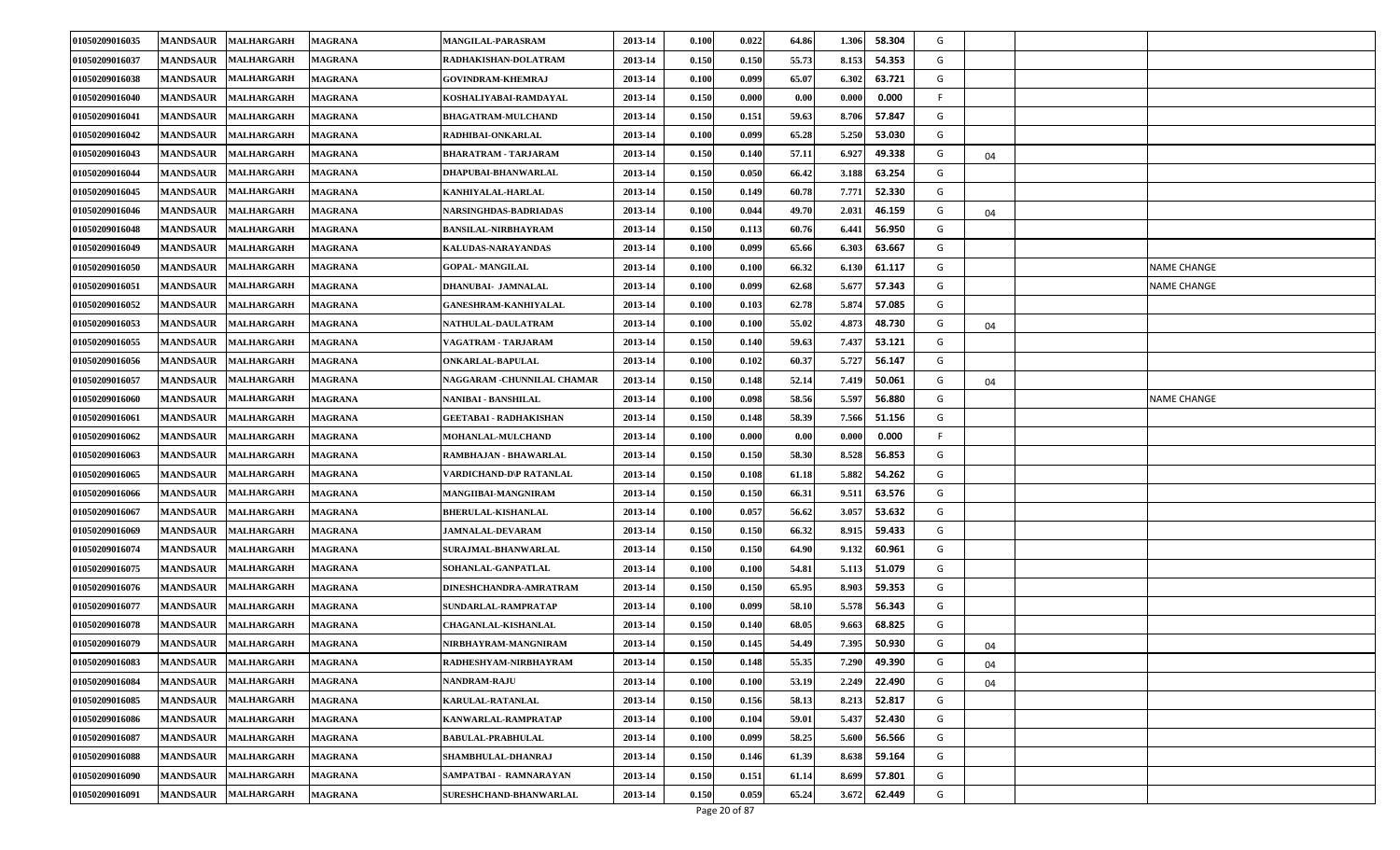| | | | | | | | | | | | | | | |
|---|---|---|---|---|---|---|---|---|---|---|---|---|---|---|
| 01050209016035 | MANDSAUR | MALHARGARH | MAGRANA | MANGILAL-PARASRAM | 2013-14 | 0.100 | 0.022 | 64.86 | 1.306 | 58.304 | G | | | |
| 01050209016037 | MANDSAUR | MALHARGARH | MAGRANA | RADHAKISHAN-DOLATRAM | 2013-14 | 0.150 | 0.150 | 55.73 | 8.153 | 54.353 | G | | | |
| 01050209016038 | MANDSAUR | MALHARGARH | MAGRANA | GOVINDRAM-KHEMRAJ | 2013-14 | 0.100 | 0.099 | 65.07 | 6.302 | 63.721 | G | | | |
| 01050209016040 | MANDSAUR | MALHARGARH | MAGRANA | KOSHALIYABAI-RAMDAYAL | 2013-14 | 0.150 | 0.000 | 0.00 | 0.000 | 0.000 | F | | | |
| 01050209016041 | MANDSAUR | MALHARGARH | MAGRANA | BHAGATRAM-MULCHAND | 2013-14 | 0.150 | 0.151 | 59.63 | 8.706 | 57.847 | G | | | |
| 01050209016042 | MANDSAUR | MALHARGARH | MAGRANA | RADHIBAI-ONKARLAL | 2013-14 | 0.100 | 0.099 | 65.28 | 5.250 | 53.030 | G | | | |
| 01050209016043 | MANDSAUR | MALHARGARH | MAGRANA | BHARATRAM - TARJARAM | 2013-14 | 0.150 | 0.140 | 57.11 | 6.927 | 49.338 | G | 04 | | |
| 01050209016044 | MANDSAUR | MALHARGARH | MAGRANA | DHAPUBAI-BHANWARLAL | 2013-14 | 0.150 | 0.050 | 66.42 | 3.188 | 63.254 | G | | | |
| 01050209016045 | MANDSAUR | MALHARGARH | MAGRANA | KANHIYALAL-HARLAL | 2013-14 | 0.150 | 0.149 | 60.78 | 7.771 | 52.330 | G | | | |
| 01050209016046 | MANDSAUR | MALHARGARH | MAGRANA | NARSINGHDAS-BADRIADAS | 2013-14 | 0.100 | 0.044 | 49.70 | 2.031 | 46.159 | G | 04 | | |
| 01050209016048 | MANDSAUR | MALHARGARH | MAGRANA | BANSILAL-NIRBHAYRAM | 2013-14 | 0.150 | 0.113 | 60.76 | 6.441 | 56.950 | G | | | |
| 01050209016049 | MANDSAUR | MALHARGARH | MAGRANA | KALUDAS-NARAYANDAS | 2013-14 | 0.100 | 0.099 | 65.66 | 6.303 | 63.667 | G | | | |
| 01050209016050 | MANDSAUR | MALHARGARH | MAGRANA | GOPAL- MANGILAL | 2013-14 | 0.100 | 0.100 | 66.32 | 6.130 | 61.117 | G | | | NAME CHANGE |
| 01050209016051 | MANDSAUR | MALHARGARH | MAGRANA | DHANUBAI- JAMNALAL | 2013-14 | 0.100 | 0.099 | 62.68 | 5.677 | 57.343 | G | | | NAME CHANGE |
| 01050209016052 | MANDSAUR | MALHARGARH | MAGRANA | GANESHRAM-KANHIYALAL | 2013-14 | 0.100 | 0.103 | 62.78 | 5.874 | 57.085 | G | | | |
| 01050209016053 | MANDSAUR | MALHARGARH | MAGRANA | NATHULAL-DAULATRAM | 2013-14 | 0.100 | 0.100 | 55.02 | 4.873 | 48.730 | G | 04 | | |
| 01050209016055 | MANDSAUR | MALHARGARH | MAGRANA | VAGATRAM - TARJARAM | 2013-14 | 0.150 | 0.140 | 59.63 | 7.437 | 53.121 | G | | | |
| 01050209016056 | MANDSAUR | MALHARGARH | MAGRANA | ONKARLAL-BAPULAL | 2013-14 | 0.100 | 0.102 | 60.37 | 5.727 | 56.147 | G | | | |
| 01050209016057 | MANDSAUR | MALHARGARH | MAGRANA | NAGGARAM -CHUNNILAL CHAMAR | 2013-14 | 0.150 | 0.148 | 52.14 | 7.419 | 50.061 | G | 04 | | |
| 01050209016060 | MANDSAUR | MALHARGARH | MAGRANA | NANIBAI - BANSHILAL | 2013-14 | 0.100 | 0.098 | 58.56 | 5.597 | 56.880 | G | | | NAME CHANGE |
| 01050209016061 | MANDSAUR | MALHARGARH | MAGRANA | GEETABAI - RADHAKISHAN | 2013-14 | 0.150 | 0.148 | 58.39 | 7.566 | 51.156 | G | | | |
| 01050209016062 | MANDSAUR | MALHARGARH | MAGRANA | MOHANLAL-MULCHAND | 2013-14 | 0.100 | 0.000 | 0.00 | 0.000 | 0.000 | F | | | |
| 01050209016063 | MANDSAUR | MALHARGARH | MAGRANA | RAMBHAJAN - BHAWARLAL | 2013-14 | 0.150 | 0.150 | 58.30 | 8.528 | 56.853 | G | | | |
| 01050209016065 | MANDSAUR | MALHARGARH | MAGRANA | VARDICHAND-D\P RATANLAL | 2013-14 | 0.150 | 0.108 | 61.18 | 5.882 | 54.262 | G | | | |
| 01050209016066 | MANDSAUR | MALHARGARH | MAGRANA | MANGIIBAI-MANGNIRAM | 2013-14 | 0.150 | 0.150 | 66.31 | 9.511 | 63.576 | G | | | |
| 01050209016067 | MANDSAUR | MALHARGARH | MAGRANA | BHERULAL-KISHANLAL | 2013-14 | 0.100 | 0.057 | 56.62 | 3.057 | 53.632 | G | | | |
| 01050209016069 | MANDSAUR | MALHARGARH | MAGRANA | JAMNALAL-DEVARAM | 2013-14 | 0.150 | 0.150 | 66.32 | 8.915 | 59.433 | G | | | |
| 01050209016074 | MANDSAUR | MALHARGARH | MAGRANA | SURAJMAL-BHANWARLAL | 2013-14 | 0.150 | 0.150 | 64.90 | 9.132 | 60.961 | G | | | |
| 01050209016075 | MANDSAUR | MALHARGARH | MAGRANA | SOHANLAL-GANPATLAL | 2013-14 | 0.100 | 0.100 | 54.81 | 5.113 | 51.079 | G | | | |
| 01050209016076 | MANDSAUR | MALHARGARH | MAGRANA | DINESHCHANDRA-AMRATRAM | 2013-14 | 0.150 | 0.150 | 65.95 | 8.903 | 59.353 | G | | | |
| 01050209016077 | MANDSAUR | MALHARGARH | MAGRANA | SUNDARLAL-RAMPRATAP | 2013-14 | 0.100 | 0.099 | 58.10 | 5.578 | 56.343 | G | | | |
| 01050209016078 | MANDSAUR | MALHARGARH | MAGRANA | CHAGANLAL-KISHANLAL | 2013-14 | 0.150 | 0.140 | 68.05 | 9.663 | 68.825 | G | | | |
| 01050209016079 | MANDSAUR | MALHARGARH | MAGRANA | NIRBHAYRAM-MANGNIRAM | 2013-14 | 0.150 | 0.145 | 54.49 | 7.395 | 50.930 | G | 04 | | |
| 01050209016083 | MANDSAUR | MALHARGARH | MAGRANA | RADHESHYAM-NIRBHAYRAM | 2013-14 | 0.150 | 0.148 | 55.35 | 7.290 | 49.390 | G | 04 | | |
| 01050209016084 | MANDSAUR | MALHARGARH | MAGRANA | NANDRAM-RAJU | 2013-14 | 0.100 | 0.100 | 53.19 | 2.249 | 22.490 | G | 04 | | |
| 01050209016085 | MANDSAUR | MALHARGARH | MAGRANA | KARULAL-RATANLAL | 2013-14 | 0.150 | 0.156 | 58.13 | 8.213 | 52.817 | G | | | |
| 01050209016086 | MANDSAUR | MALHARGARH | MAGRANA | KANWARLAL-RAMPRATAP | 2013-14 | 0.100 | 0.104 | 59.01 | 5.437 | 52.430 | G | | | |
| 01050209016087 | MANDSAUR | MALHARGARH | MAGRANA | BABULAL-PRABHULAL | 2013-14 | 0.100 | 0.099 | 58.25 | 5.600 | 56.566 | G | | | |
| 01050209016088 | MANDSAUR | MALHARGARH | MAGRANA | SHAMBHULAL-DHANRAJ | 2013-14 | 0.150 | 0.146 | 61.39 | 8.638 | 59.164 | G | | | |
| 01050209016090 | MANDSAUR | MALHARGARH | MAGRANA | SAMPATBAI - RAMNARAYAN | 2013-14 | 0.150 | 0.151 | 61.14 | 8.699 | 57.801 | G | | | |
| 01050209016091 | MANDSAUR | MALHARGARH | MAGRANA | SURESHCHAND-BHANWARLAL | 2013-14 | 0.150 | 0.059 | 65.24 | 3.672 | 62.449 | G | | | |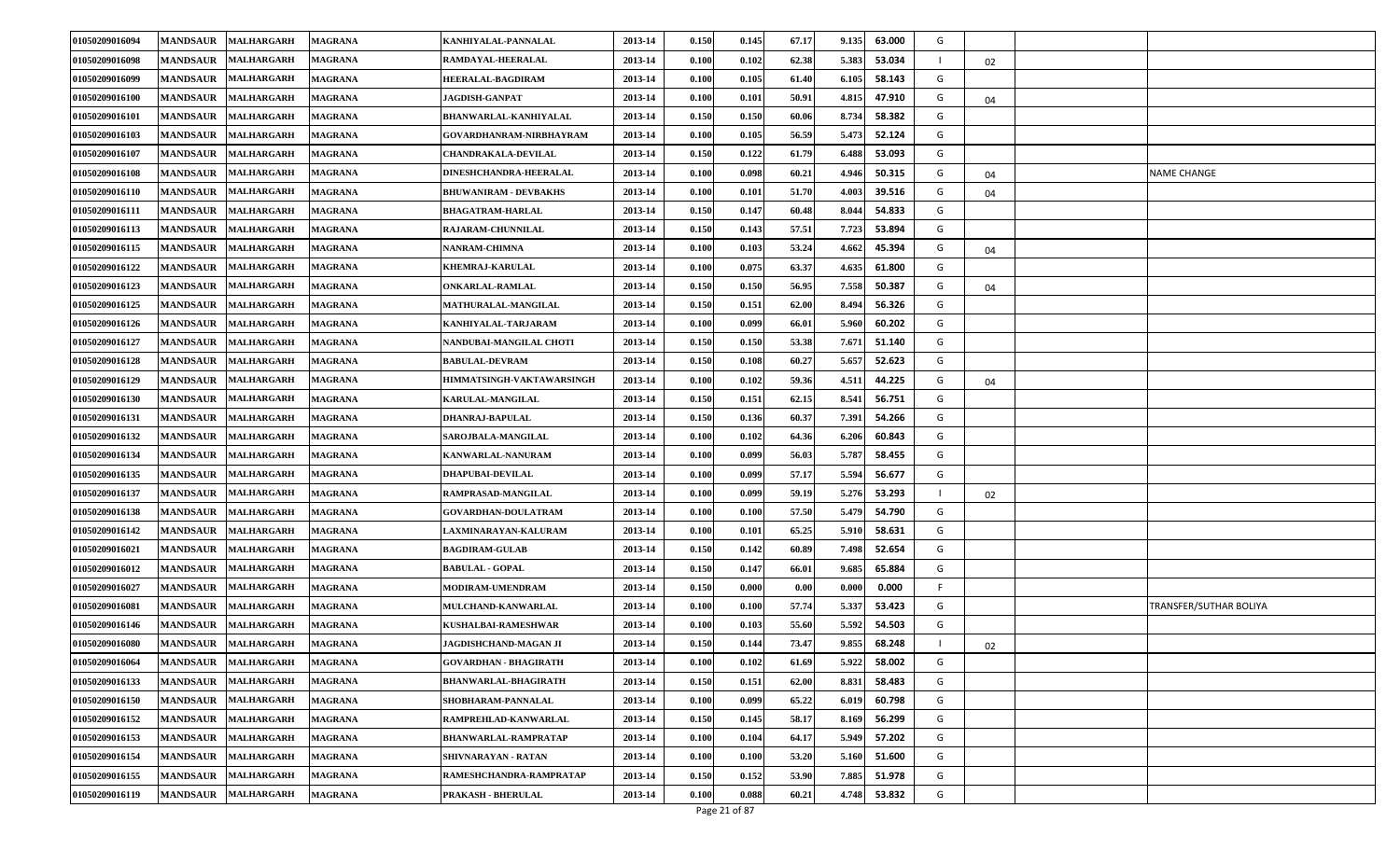| | | | | | | | | | | | | | | | |
|---|---|---|---|---|---|---|---|---|---|---|---|---|---|---|---|
| 01050209016094 | MANDSAUR | MALHARGARH | MAGRANA | KANHIYALAL-PANNALAL | 2013-14 | 0.150 | 0.145 | 67.17 | 9.135 | 63.000 | G | | | | |
| 01050209016098 | MANDSAUR | MALHARGARH | MAGRANA | RAMDAYAL-HEERALAL | 2013-14 | 0.100 | 0.102 | 62.38 | 5.383 | 53.034 | I | 02 | | | |
| 01050209016099 | MANDSAUR | MALHARGARH | MAGRANA | HEERALAL-BAGDIRAM | 2013-14 | 0.100 | 0.105 | 61.40 | 6.105 | 58.143 | G | | | | |
| 01050209016100 | MANDSAUR | MALHARGARH | MAGRANA | JAGDISH-GANPAT | 2013-14 | 0.100 | 0.101 | 50.91 | 4.815 | 47.910 | G | 04 | | | |
| 01050209016101 | MANDSAUR | MALHARGARH | MAGRANA | BHANWARLAL-KANHIYALAL | 2013-14 | 0.150 | 0.150 | 60.06 | 8.734 | 58.382 | G | | | | |
| 01050209016103 | MANDSAUR | MALHARGARH | MAGRANA | GOVARDHANRAM-NIRBHAYRAM | 2013-14 | 0.100 | 0.105 | 56.59 | 5.473 | 52.124 | G | | | | |
| 01050209016107 | MANDSAUR | MALHARGARH | MAGRANA | CHANDRAKALA-DEVILAL | 2013-14 | 0.150 | 0.122 | 61.79 | 6.488 | 53.093 | G | | | | |
| 01050209016108 | MANDSAUR | MALHARGARH | MAGRANA | DINESHCHANDRA-HEERALAL | 2013-14 | 0.100 | 0.098 | 60.21 | 4.946 | 50.315 | G | 04 | | | NAME CHANGE |
| 01050209016110 | MANDSAUR | MALHARGARH | MAGRANA | BHUWANIRAM - DEVBAKHS | 2013-14 | 0.100 | 0.101 | 51.70 | 4.003 | 39.516 | G | 04 | | | |
| 01050209016111 | MANDSAUR | MALHARGARH | MAGRANA | BHAGATRAM-HARLAL | 2013-14 | 0.150 | 0.147 | 60.48 | 8.044 | 54.833 | G | | | | |
| 01050209016113 | MANDSAUR | MALHARGARH | MAGRANA | RAJARAM-CHUNNILAL | 2013-14 | 0.150 | 0.143 | 57.51 | 7.723 | 53.894 | G | | | | |
| 01050209016115 | MANDSAUR | MALHARGARH | MAGRANA | NANRAM-CHIMNA | 2013-14 | 0.100 | 0.103 | 53.24 | 4.662 | 45.394 | G | 04 | | | |
| 01050209016122 | MANDSAUR | MALHARGARH | MAGRANA | KHEMRAJ-KARULAL | 2013-14 | 0.100 | 0.075 | 63.37 | 4.635 | 61.800 | G | | | | |
| 01050209016123 | MANDSAUR | MALHARGARH | MAGRANA | ONKARLAL-RAMLAL | 2013-14 | 0.150 | 0.150 | 56.95 | 7.558 | 50.387 | G | 04 | | | |
| 01050209016125 | MANDSAUR | MALHARGARH | MAGRANA | MATHURALAL-MANGILAL | 2013-14 | 0.150 | 0.151 | 62.00 | 8.494 | 56.326 | G | | | | |
| 01050209016126 | MANDSAUR | MALHARGARH | MAGRANA | KANHIYALAL-TARJARAM | 2013-14 | 0.100 | 0.099 | 66.01 | 5.960 | 60.202 | G | | | | |
| 01050209016127 | MANDSAUR | MALHARGARH | MAGRANA | NANDUBAI-MANGILAL CHOTI | 2013-14 | 0.150 | 0.150 | 53.38 | 7.671 | 51.140 | G | | | | |
| 01050209016128 | MANDSAUR | MALHARGARH | MAGRANA | BABULAL-DEVRAM | 2013-14 | 0.150 | 0.108 | 60.27 | 5.657 | 52.623 | G | | | | |
| 01050209016129 | MANDSAUR | MALHARGARH | MAGRANA | HIMMATSINGH-VAKTAWARSINGH | 2013-14 | 0.100 | 0.102 | 59.36 | 4.511 | 44.225 | G | 04 | | | |
| 01050209016130 | MANDSAUR | MALHARGARH | MAGRANA | KARULAL-MANGILAL | 2013-14 | 0.150 | 0.151 | 62.15 | 8.541 | 56.751 | G | | | | |
| 01050209016131 | MANDSAUR | MALHARGARH | MAGRANA | DHANRAJ-BAPULAL | 2013-14 | 0.150 | 0.136 | 60.37 | 7.391 | 54.266 | G | | | | |
| 01050209016132 | MANDSAUR | MALHARGARH | MAGRANA | SAROJBALA-MANGILAL | 2013-14 | 0.100 | 0.102 | 64.36 | 6.206 | 60.843 | G | | | | |
| 01050209016134 | MANDSAUR | MALHARGARH | MAGRANA | KANWARLAL-NANURAM | 2013-14 | 0.100 | 0.099 | 56.03 | 5.787 | 58.455 | G | | | | |
| 01050209016135 | MANDSAUR | MALHARGARH | MAGRANA | DHAPUBAI-DEVILAL | 2013-14 | 0.100 | 0.099 | 57.17 | 5.594 | 56.677 | G | | | | |
| 01050209016137 | MANDSAUR | MALHARGARH | MAGRANA | RAMPRASAD-MANGILAL | 2013-14 | 0.100 | 0.099 | 59.19 | 5.276 | 53.293 | I | 02 | | | |
| 01050209016138 | MANDSAUR | MALHARGARH | MAGRANA | GOVARDHAN-DOULATRAM | 2013-14 | 0.100 | 0.100 | 57.50 | 5.479 | 54.790 | G | | | | |
| 01050209016142 | MANDSAUR | MALHARGARH | MAGRANA | LAXMINARAYAN-KALURAM | 2013-14 | 0.100 | 0.101 | 65.25 | 5.910 | 58.631 | G | | | | |
| 01050209016021 | MANDSAUR | MALHARGARH | MAGRANA | BAGDIRAM-GULAB | 2013-14 | 0.150 | 0.142 | 60.89 | 7.498 | 52.654 | G | | | | |
| 01050209016012 | MANDSAUR | MALHARGARH | MAGRANA | BABULAL - GOPAL | 2013-14 | 0.150 | 0.147 | 66.01 | 9.685 | 65.884 | G | | | | |
| 01050209016027 | MANDSAUR | MALHARGARH | MAGRANA | MODIRAM-UMENDRAM | 2013-14 | 0.150 | 0.000 | 0.00 | 0.000 | 0.000 | F | | | | |
| 01050209016081 | MANDSAUR | MALHARGARH | MAGRANA | MULCHAND-KANWARLAL | 2013-14 | 0.100 | 0.100 | 57.74 | 5.337 | 53.423 | G | | | | TRANSFER/SUTHAR BOLIYA |
| 01050209016146 | MANDSAUR | MALHARGARH | MAGRANA | KUSHALBAI-RAMESHWAR | 2013-14 | 0.100 | 0.103 | 55.60 | 5.592 | 54.503 | G | | | | |
| 01050209016080 | MANDSAUR | MALHARGARH | MAGRANA | JAGDISHCHAND-MAGAN JI | 2013-14 | 0.150 | 0.144 | 73.47 | 9.855 | 68.248 | I | 02 | | | |
| 01050209016064 | MANDSAUR | MALHARGARH | MAGRANA | GOVARDHAN - BHAGIRATH | 2013-14 | 0.100 | 0.102 | 61.69 | 5.922 | 58.002 | G | | | | |
| 01050209016133 | MANDSAUR | MALHARGARH | MAGRANA | BHANWARLAL-BHAGIRATH | 2013-14 | 0.150 | 0.151 | 62.00 | 8.831 | 58.483 | G | | | | |
| 01050209016150 | MANDSAUR | MALHARGARH | MAGRANA | SHOBHARAM-PANNALAL | 2013-14 | 0.100 | 0.099 | 65.22 | 6.019 | 60.798 | G | | | | |
| 01050209016152 | MANDSAUR | MALHARGARH | MAGRANA | RAMPREHLAD-KANWARLAL | 2013-14 | 0.150 | 0.145 | 58.17 | 8.169 | 56.299 | G | | | | |
| 01050209016153 | MANDSAUR | MALHARGARH | MAGRANA | BHANWARLAL-RAMPRATAP | 2013-14 | 0.100 | 0.104 | 64.17 | 5.949 | 57.202 | G | | | | |
| 01050209016154 | MANDSAUR | MALHARGARH | MAGRANA | SHIVNARAYAN - RATAN | 2013-14 | 0.100 | 0.100 | 53.20 | 5.160 | 51.600 | G | | | | |
| 01050209016155 | MANDSAUR | MALHARGARH | MAGRANA | RAMESHCHANDRA-RAMPRATAP | 2013-14 | 0.150 | 0.152 | 53.90 | 7.885 | 51.978 | G | | | | |
| 01050209016119 | MANDSAUR | MALHARGARH | MAGRANA | PRAKASH - BHERULAL | 2013-14 | 0.100 | 0.088 | 60.21 | 4.748 | 53.832 | G | | | | |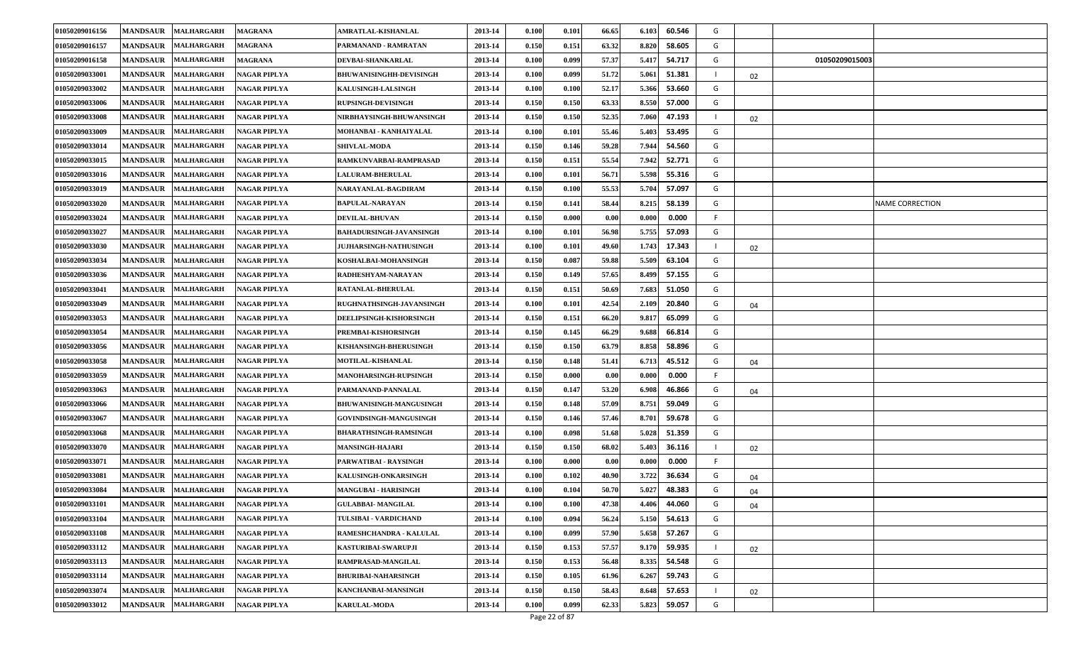| | | | | | | | | | | | | | | |
|---|---|---|---|---|---|---|---|---|---|---|---|---|---|---|
| 01050209016156 | MANDSAUR | MALHARGARH | MAGRANA | AMRATLAL-KISHANLAL | 2013-14 | 0.100 | 0.101 | 66.65 | 6.103 | 60.546 | G | | | |
| 01050209016157 | MANDSAUR | MALHARGARH | MAGRANA | PARMANAND - RAMRATAN | 2013-14 | 0.150 | 0.151 | 63.32 | 8.820 | 58.605 | G | | | |
| 01050209016158 | MANDSAUR | MALHARGARH | MAGRANA | DEVBAI-SHANKARLAL | 2013-14 | 0.100 | 0.099 | 57.37 | 5.417 | 54.717 | G | | 01050209015003 | |
| 01050209033001 | MANDSAUR | MALHARGARH | NAGAR PIPLYA | BHUWANISINGHH-DEVISINGH | 2013-14 | 0.100 | 0.099 | 51.72 | 5.061 | 51.381 | I | 02 | | |
| 01050209033002 | MANDSAUR | MALHARGARH | NAGAR PIPLYA | KALUSINGH-LALSINGH | 2013-14 | 0.100 | 0.100 | 52.17 | 5.366 | 53.660 | G | | | |
| 01050209033006 | MANDSAUR | MALHARGARH | NAGAR PIPLYA | RUPSINGH-DEVISINGH | 2013-14 | 0.150 | 0.150 | 63.33 | 8.550 | 57.000 | G | | | |
| 01050209033008 | MANDSAUR | MALHARGARH | NAGAR PIPLYA | NIRBHAYSINGH-BHUWANSINGH | 2013-14 | 0.150 | 0.150 | 52.35 | 7.060 | 47.193 | I | 02 | | |
| 01050209033009 | MANDSAUR | MALHARGARH | NAGAR PIPLYA | MOHANBAI - KANHAIYALAL | 2013-14 | 0.100 | 0.101 | 55.46 | 5.403 | 53.495 | G | | | |
| 01050209033014 | MANDSAUR | MALHARGARH | NAGAR PIPLYA | SHIVLAL-MODA | 2013-14 | 0.150 | 0.146 | 59.28 | 7.944 | 54.560 | G | | | |
| 01050209033015 | MANDSAUR | MALHARGARH | NAGAR PIPLYA | RAMKUNVARBAI-RAMPRASAD | 2013-14 | 0.150 | 0.151 | 55.54 | 7.942 | 52.771 | G | | | |
| 01050209033016 | MANDSAUR | MALHARGARH | NAGAR PIPLYA | LALURAM-BHERULAL | 2013-14 | 0.100 | 0.101 | 56.71 | 5.598 | 55.316 | G | | | |
| 01050209033019 | MANDSAUR | MALHARGARH | NAGAR PIPLYA | NARAYANLAL-BAGDIRAM | 2013-14 | 0.150 | 0.100 | 55.53 | 5.704 | 57.097 | G | | | |
| 01050209033020 | MANDSAUR | MALHARGARH | NAGAR PIPLYA | BAPULAL-NARAYAN | 2013-14 | 0.150 | 0.141 | 58.44 | 8.215 | 58.139 | G | | | NAME CORRECTION |
| 01050209033024 | MANDSAUR | MALHARGARH | NAGAR PIPLYA | DEVILAL-BHUVAN | 2013-14 | 0.150 | 0.000 | 0.00 | 0.000 | 0.000 | F | | | |
| 01050209033027 | MANDSAUR | MALHARGARH | NAGAR PIPLYA | BAHADURSINGH-JAVANSINGH | 2013-14 | 0.100 | 0.101 | 56.98 | 5.755 | 57.093 | G | | | |
| 01050209033030 | MANDSAUR | MALHARGARH | NAGAR PIPLYA | JUJHARSINGH-NATHUSINGH | 2013-14 | 0.100 | 0.101 | 49.60 | 1.743 | 17.343 | I | 02 | | |
| 01050209033034 | MANDSAUR | MALHARGARH | NAGAR PIPLYA | KOSHALBAI-MOHANSINGH | 2013-14 | 0.150 | 0.087 | 59.88 | 5.509 | 63.104 | G | | | |
| 01050209033036 | MANDSAUR | MALHARGARH | NAGAR PIPLYA | RADHESHYAM-NARAYAN | 2013-14 | 0.150 | 0.149 | 57.65 | 8.499 | 57.155 | G | | | |
| 01050209033041 | MANDSAUR | MALHARGARH | NAGAR PIPLYA | RATANLAL-BHERULAL | 2013-14 | 0.150 | 0.151 | 50.69 | 7.683 | 51.050 | G | | | |
| 01050209033049 | MANDSAUR | MALHARGARH | NAGAR PIPLYA | RUGHNATHSINGH-JAVANSINGH | 2013-14 | 0.100 | 0.101 | 42.54 | 2.109 | 20.840 | G | 04 | | |
| 01050209033053 | MANDSAUR | MALHARGARH | NAGAR PIPLYA | DEELIPSINGH-KISHORSINGH | 2013-14 | 0.150 | 0.151 | 66.20 | 9.817 | 65.099 | G | | | |
| 01050209033054 | MANDSAUR | MALHARGARH | NAGAR PIPLYA | PREMBAI-KISHORSINGH | 2013-14 | 0.150 | 0.145 | 66.29 | 9.688 | 66.814 | G | | | |
| 01050209033056 | MANDSAUR | MALHARGARH | NAGAR PIPLYA | KISHANSINGH-BHERUSINGH | 2013-14 | 0.150 | 0.150 | 63.79 | 8.858 | 58.896 | G | | | |
| 01050209033058 | MANDSAUR | MALHARGARH | NAGAR PIPLYA | MOTILAL-KISHANLAL | 2013-14 | 0.150 | 0.148 | 51.41 | 6.713 | 45.512 | G | 04 | | |
| 01050209033059 | MANDSAUR | MALHARGARH | NAGAR PIPLYA | MANOHARSINGH-RUPSINGH | 2013-14 | 0.150 | 0.000 | 0.00 | 0.000 | 0.000 | F | | | |
| 01050209033063 | MANDSAUR | MALHARGARH | NAGAR PIPLYA | PARMANAND-PANNALAL | 2013-14 | 0.150 | 0.147 | 53.20 | 6.908 | 46.866 | G | 04 | | |
| 01050209033066 | MANDSAUR | MALHARGARH | NAGAR PIPLYA | BHUWANISINGH-MANGUSINGH | 2013-14 | 0.150 | 0.148 | 57.09 | 8.751 | 59.049 | G | | | |
| 01050209033067 | MANDSAUR | MALHARGARH | NAGAR PIPLYA | GOVINDSINGH-MANGUSINGH | 2013-14 | 0.150 | 0.146 | 57.46 | 8.701 | 59.678 | G | | | |
| 01050209033068 | MANDSAUR | MALHARGARH | NAGAR PIPLYA | BHARATHSINGH-RAMSINGH | 2013-14 | 0.100 | 0.098 | 51.68 | 5.028 | 51.359 | G | | | |
| 01050209033070 | MANDSAUR | MALHARGARH | NAGAR PIPLYA | MANSINGH-HAJARI | 2013-14 | 0.150 | 0.150 | 68.02 | 5.403 | 36.116 | I | 02 | | |
| 01050209033071 | MANDSAUR | MALHARGARH | NAGAR PIPLYA | PARWATIBAI - RAYSINGH | 2013-14 | 0.100 | 0.000 | 0.00 | 0.000 | 0.000 | F | | | |
| 01050209033081 | MANDSAUR | MALHARGARH | NAGAR PIPLYA | KALUSINGH-ONKARSINGH | 2013-14 | 0.100 | 0.102 | 40.90 | 3.722 | 36.634 | G | 04 | | |
| 01050209033084 | MANDSAUR | MALHARGARH | NAGAR PIPLYA | MANGUBAI - HARISINGH | 2013-14 | 0.100 | 0.104 | 50.70 | 5.027 | 48.383 | G | 04 | | |
| 01050209033101 | MANDSAUR | MALHARGARH | NAGAR PIPLYA | GULABBAI- MANGILAL | 2013-14 | 0.100 | 0.100 | 47.38 | 4.406 | 44.060 | G | 04 | | |
| 01050209033104 | MANDSAUR | MALHARGARH | NAGAR PIPLYA | TULSIBAI - VARDICHAND | 2013-14 | 0.100 | 0.094 | 56.24 | 5.150 | 54.613 | G | | | |
| 01050209033108 | MANDSAUR | MALHARGARH | NAGAR PIPLYA | RAMESHCHANDRA - KALULAL | 2013-14 | 0.100 | 0.099 | 57.90 | 5.658 | 57.267 | G | | | |
| 01050209033112 | MANDSAUR | MALHARGARH | NAGAR PIPLYA | KASTURIBAI-SWARUPJI | 2013-14 | 0.150 | 0.153 | 57.57 | 9.170 | 59.935 | I | 02 | | |
| 01050209033113 | MANDSAUR | MALHARGARH | NAGAR PIPLYA | RAMPRASAD-MANGILAL | 2013-14 | 0.150 | 0.153 | 56.48 | 8.335 | 54.548 | G | | | |
| 01050209033114 | MANDSAUR | MALHARGARH | NAGAR PIPLYA | BHURIBAI-NAHARSINGH | 2013-14 | 0.150 | 0.105 | 61.96 | 6.267 | 59.743 | G | | | |
| 01050209033074 | MANDSAUR | MALHARGARH | NAGAR PIPLYA | KANCHANBAI-MANSINGH | 2013-14 | 0.150 | 0.150 | 58.43 | 8.648 | 57.653 | I | 02 | | |
| 01050209033012 | MANDSAUR | MALHARGARH | NAGAR PIPLYA | KARULAL-MODA | 2013-14 | 0.100 | 0.099 | 62.33 | 5.823 | 59.057 | G | | | |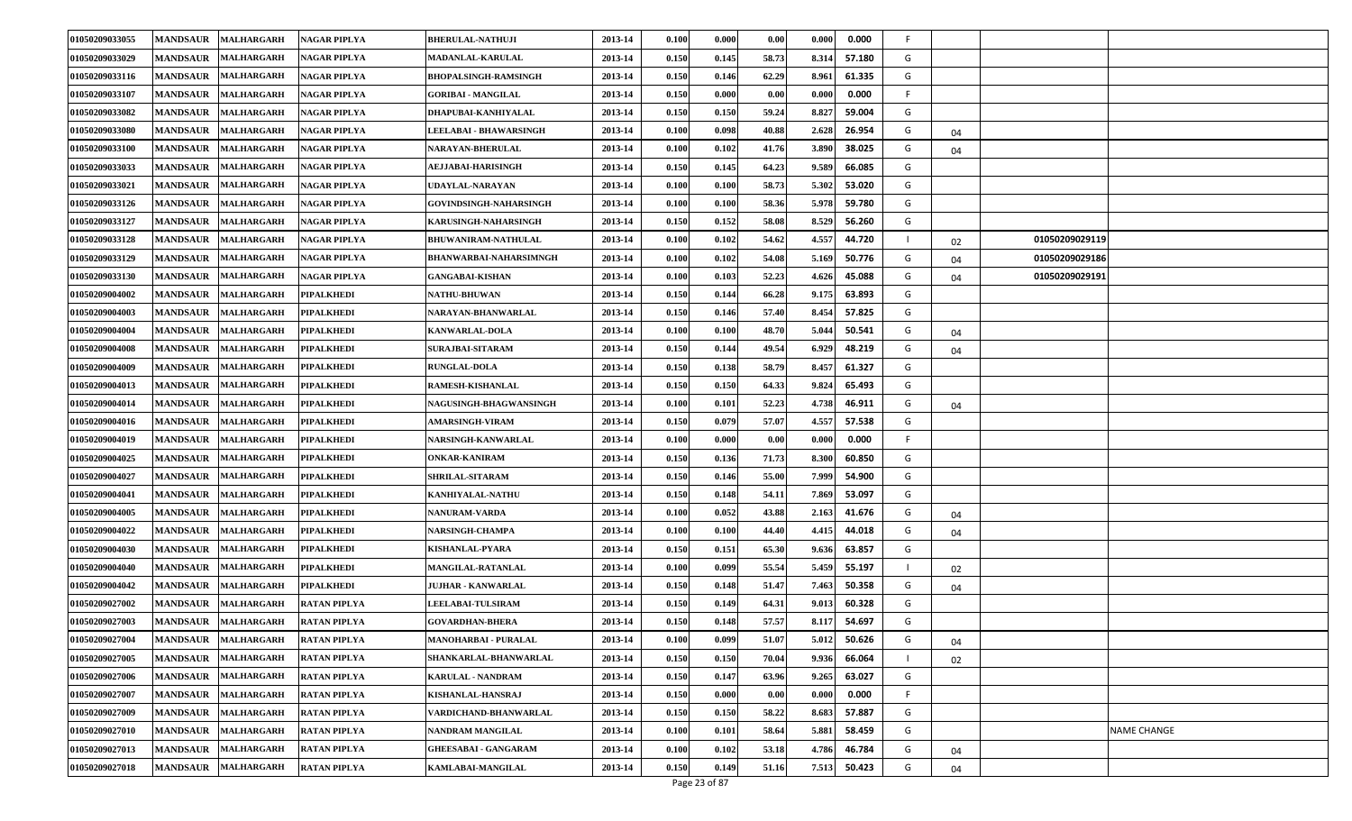| | | | | | | | | | | | | | | | |
|---|---|---|---|---|---|---|---|---|---|---|---|---|---|---|---|
| 01050209033055 | MANDSAUR | MALHARGARH | NAGAR PIPLYA | BHERULAL-NATHUJI | 2013-14 | 0.100 | 0.000 | 0.00 | 0.000 | 0.000 | F | | | | |
| 01050209033029 | MANDSAUR | MALHARGARH | NAGAR PIPLYA | MADANLAL-KARULAL | 2013-14 | 0.150 | 0.145 | 58.73 | 8.314 | 57.180 | G | | | | |
| 01050209033116 | MANDSAUR | MALHARGARH | NAGAR PIPLYA | BHOPALSINGH-RAMSINGH | 2013-14 | 0.150 | 0.146 | 62.29 | 8.961 | 61.335 | G | | | | |
| 01050209033107 | MANDSAUR | MALHARGARH | NAGAR PIPLYA | GORIBAI - MANGILAL | 2013-14 | 0.150 | 0.000 | 0.00 | 0.000 | 0.000 | F | | | | |
| 01050209033082 | MANDSAUR | MALHARGARH | NAGAR PIPLYA | DHAPUBAI-KANHIYALAL | 2013-14 | 0.150 | 0.150 | 59.24 | 8.827 | 59.004 | G | | | | |
| 01050209033080 | MANDSAUR | MALHARGARH | NAGAR PIPLYA | LEELABAI - BHAWARSINGH | 2013-14 | 0.100 | 0.098 | 40.88 | 2.628 | 26.954 | G | | 04 | | |
| 01050209033100 | MANDSAUR | MALHARGARH | NAGAR PIPLYA | NARAYAN-BHERULAL | 2013-14 | 0.100 | 0.102 | 41.76 | 3.890 | 38.025 | G | | 04 | | |
| 01050209033033 | MANDSAUR | MALHARGARH | NAGAR PIPLYA | AEJJABAI-HARISINGH | 2013-14 | 0.150 | 0.145 | 64.23 | 9.589 | 66.085 | G | | | | |
| 01050209033021 | MANDSAUR | MALHARGARH | NAGAR PIPLYA | UDAYLAL-NARAYAN | 2013-14 | 0.100 | 0.100 | 58.73 | 5.302 | 53.020 | G | | | | |
| 01050209033126 | MANDSAUR | MALHARGARH | NAGAR PIPLYA | GOVINDSINGH-NAHARSINGH | 2013-14 | 0.100 | 0.100 | 58.36 | 5.978 | 59.780 | G | | | | |
| 01050209033127 | MANDSAUR | MALHARGARH | NAGAR PIPLYA | KARUSINGH-NAHARSINGH | 2013-14 | 0.150 | 0.152 | 58.08 | 8.529 | 56.260 | G | | | | |
| 01050209033128 | MANDSAUR | MALHARGARH | NAGAR PIPLYA | BHUWANIRAM-NATHULAL | 2013-14 | 0.100 | 0.102 | 54.62 | 4.557 | 44.720 | I | | 02 | 01050209029119 | |
| 01050209033129 | MANDSAUR | MALHARGARH | NAGAR PIPLYA | BHANWARBAI-NAHARSIMNGH | 2013-14 | 0.100 | 0.102 | 54.08 | 5.169 | 50.776 | G | | 04 | 01050209029186 | |
| 01050209033130 | MANDSAUR | MALHARGARH | NAGAR PIPLYA | GANGABAI-KISHAN | 2013-14 | 0.100 | 0.103 | 52.23 | 4.626 | 45.088 | G | | 04 | 01050209029191 | |
| 01050209004002 | MANDSAUR | MALHARGARH | PIPALKHEDI | NATHU-BHUWAN | 2013-14 | 0.150 | 0.144 | 66.28 | 9.175 | 63.893 | G | | | | |
| 01050209004003 | MANDSAUR | MALHARGARH | PIPALKHEDI | NARAYAN-BHANWARLAL | 2013-14 | 0.150 | 0.146 | 57.40 | 8.454 | 57.825 | G | | | | |
| 01050209004004 | MANDSAUR | MALHARGARH | PIPALKHEDI | KANWARLAL-DOLA | 2013-14 | 0.100 | 0.100 | 48.70 | 5.044 | 50.541 | G | | 04 | | |
| 01050209004008 | MANDSAUR | MALHARGARH | PIPALKHEDI | SURAJBAI-SITARAM | 2013-14 | 0.150 | 0.144 | 49.54 | 6.929 | 48.219 | G | | 04 | | |
| 01050209004009 | MANDSAUR | MALHARGARH | PIPALKHEDI | RUNGLAL-DOLA | 2013-14 | 0.150 | 0.138 | 58.79 | 8.457 | 61.327 | G | | | | |
| 01050209004013 | MANDSAUR | MALHARGARH | PIPALKHEDI | RAMESH-KISHANLAL | 2013-14 | 0.150 | 0.150 | 64.33 | 9.824 | 65.493 | G | | | | |
| 01050209004014 | MANDSAUR | MALHARGARH | PIPALKHEDI | NAGUSINGH-BHAGWANSINGH | 2013-14 | 0.100 | 0.101 | 52.23 | 4.738 | 46.911 | G | | 04 | | |
| 01050209004016 | MANDSAUR | MALHARGARH | PIPALKHEDI | AMARSINGH-VIRAM | 2013-14 | 0.150 | 0.079 | 57.07 | 4.557 | 57.538 | G | | | | |
| 01050209004019 | MANDSAUR | MALHARGARH | PIPALKHEDI | NARSINGH-KANWARLAL | 2013-14 | 0.100 | 0.000 | 0.00 | 0.000 | 0.000 | F | | | | |
| 01050209004025 | MANDSAUR | MALHARGARH | PIPALKHEDI | ONKAR-KANIRAM | 2013-14 | 0.150 | 0.136 | 71.73 | 8.300 | 60.850 | G | | | | |
| 01050209004027 | MANDSAUR | MALHARGARH | PIPALKHEDI | SHRILAL-SITARAM | 2013-14 | 0.150 | 0.146 | 55.00 | 7.999 | 54.900 | G | | | | |
| 01050209004041 | MANDSAUR | MALHARGARH | PIPALKHEDI | KANHIYALAL-NATHU | 2013-14 | 0.150 | 0.148 | 54.11 | 7.869 | 53.097 | G | | | | |
| 01050209004005 | MANDSAUR | MALHARGARH | PIPALKHEDI | NANURAM-VARDA | 2013-14 | 0.100 | 0.052 | 43.88 | 2.163 | 41.676 | G | | 04 | | |
| 01050209004022 | MANDSAUR | MALHARGARH | PIPALKHEDI | NARSINGH-CHAMPA | 2013-14 | 0.100 | 0.100 | 44.40 | 4.415 | 44.018 | G | | 04 | | |
| 01050209004030 | MANDSAUR | MALHARGARH | PIPALKHEDI | KISHANLAL-PYARA | 2013-14 | 0.150 | 0.151 | 65.30 | 9.636 | 63.857 | G | | | | |
| 01050209004040 | MANDSAUR | MALHARGARH | PIPALKHEDI | MANGILAL-RATANLAL | 2013-14 | 0.100 | 0.099 | 55.54 | 5.459 | 55.197 | I | | 02 | | |
| 01050209004042 | MANDSAUR | MALHARGARH | PIPALKHEDI | JUJHAR - KANWARLAL | 2013-14 | 0.150 | 0.148 | 51.47 | 7.463 | 50.358 | G | | 04 | | |
| 01050209027002 | MANDSAUR | MALHARGARH | RATAN PIPLYA | LEELABAI-TULSIRAM | 2013-14 | 0.150 | 0.149 | 64.31 | 9.013 | 60.328 | G | | | | |
| 01050209027003 | MANDSAUR | MALHARGARH | RATAN PIPLYA | GOVARDHAN-BHERA | 2013-14 | 0.150 | 0.148 | 57.57 | 8.117 | 54.697 | G | | | | |
| 01050209027004 | MANDSAUR | MALHARGARH | RATAN PIPLYA | MANOHARBAI - PURALAL | 2013-14 | 0.100 | 0.099 | 51.07 | 5.012 | 50.626 | G | | 04 | | |
| 01050209027005 | MANDSAUR | MALHARGARH | RATAN PIPLYA | SHANKARLAL-BHANWARLAL | 2013-14 | 0.150 | 0.150 | 70.04 | 9.936 | 66.064 | I | | 02 | | |
| 01050209027006 | MANDSAUR | MALHARGARH | RATAN PIPLYA | KARULAL - NANDRAM | 2013-14 | 0.150 | 0.147 | 63.96 | 9.265 | 63.027 | G | | | | |
| 01050209027007 | MANDSAUR | MALHARGARH | RATAN PIPLYA | KISHANLAL-HANSRAJ | 2013-14 | 0.150 | 0.000 | 0.00 | 0.000 | 0.000 | F | | | | |
| 01050209027009 | MANDSAUR | MALHARGARH | RATAN PIPLYA | VARDICHAND-BHANWARLAL | 2013-14 | 0.150 | 0.150 | 58.22 | 8.683 | 57.887 | G | | | | |
| 01050209027010 | MANDSAUR | MALHARGARH | RATAN PIPLYA | NANDRAM MANGILAL | 2013-14 | 0.100 | 0.101 | 58.64 | 5.881 | 58.459 | G | | | | NAME CHANGE |
| 01050209027013 | MANDSAUR | MALHARGARH | RATAN PIPLYA | GHEESABAI - GANGARAM | 2013-14 | 0.100 | 0.102 | 53.18 | 4.786 | 46.784 | G | | 04 | | |
| 01050209027018 | MANDSAUR | MALHARGARH | RATAN PIPLYA | KAMLABAI-MANGILAL | 2013-14 | 0.150 | 0.149 | 51.16 | 7.513 | 50.423 | G | | 04 | | |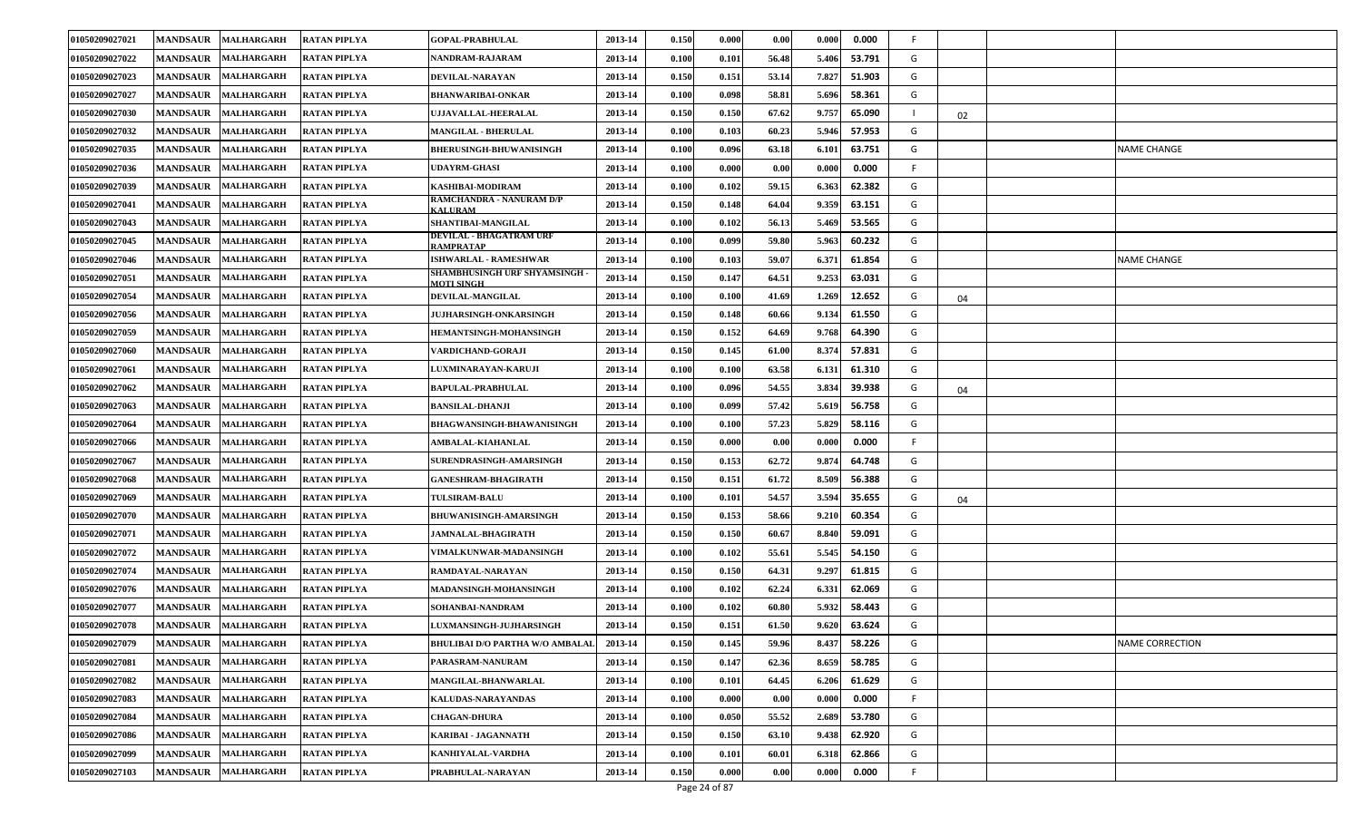| | | | | | | | | | | | | | | | |
|---|---|---|---|---|---|---|---|---|---|---|---|---|---|---|---|
| 01050209027021 | MANDSAUR | MALHARGARH | RATAN PIPLYA | GOPAL-PRABHULAL | 2013-14 | 0.150 | 0.000 | 0.00 | 0.000 | 0.000 | F | | | | |
| 01050209027022 | MANDSAUR | MALHARGARH | RATAN PIPLYA | NANDRAM-RAJARAM | 2013-14 | 0.100 | 0.101 | 56.48 | 5.406 | 53.791 | G | | | | |
| 01050209027023 | MANDSAUR | MALHARGARH | RATAN PIPLYA | DEVILAL-NARAYAN | 2013-14 | 0.150 | 0.151 | 53.14 | 7.827 | 51.903 | G | | | | |
| 01050209027027 | MANDSAUR | MALHARGARH | RATAN PIPLYA | BHANWARIBAI-ONKAR | 2013-14 | 0.100 | 0.098 | 58.81 | 5.696 | 58.361 | G | | | | |
| 01050209027030 | MANDSAUR | MALHARGARH | RATAN PIPLYA | UJJAVALLAL-HEERALAL | 2013-14 | 0.150 | 0.150 | 67.62 | 9.757 | 65.090 | I | 02 | | | |
| 01050209027032 | MANDSAUR | MALHARGARH | RATAN PIPLYA | MANGILAL - BHERULAL | 2013-14 | 0.100 | 0.103 | 60.23 | 5.946 | 57.953 | G | | | | |
| 01050209027035 | MANDSAUR | MALHARGARH | RATAN PIPLYA | BHERUSINGH-BHUWANISINGH | 2013-14 | 0.100 | 0.096 | 63.18 | 6.101 | 63.751 | G | | | | NAME CHANGE |
| 01050209027036 | MANDSAUR | MALHARGARH | RATAN PIPLYA | UDAYRM-GHASI | 2013-14 | 0.100 | 0.000 | 0.00 | 0.000 | 0.000 | F | | | | |
| 01050209027039 | MANDSAUR | MALHARGARH | RATAN PIPLYA | KASHIBAI-MODIRAM | 2013-14 | 0.100 | 0.102 | 59.15 | 6.363 | 62.382 | G | | | | |
| 01050209027041 | MANDSAUR | MALHARGARH | RATAN PIPLYA | RAMCHANDRA - NANURAM D/P KALURAM | 2013-14 | 0.150 | 0.148 | 64.04 | 9.359 | 63.151 | G | | | | |
| 01050209027043 | MANDSAUR | MALHARGARH | RATAN PIPLYA | SHANTIBAI-MANGILAL | 2013-14 | 0.100 | 0.102 | 56.13 | 5.469 | 53.565 | G | | | | |
| 01050209027045 | MANDSAUR | MALHARGARH | RATAN PIPLYA | DEVILAL - BHAGATRAM URF RAMPRATAP | 2013-14 | 0.100 | 0.099 | 59.80 | 5.963 | 60.232 | G | | | | |
| 01050209027046 | MANDSAUR | MALHARGARH | RATAN PIPLYA | ISHWARLAL - RAMESHWAR | 2013-14 | 0.100 | 0.103 | 59.07 | 6.371 | 61.854 | G | | | | NAME CHANGE |
| 01050209027051 | MANDSAUR | MALHARGARH | RATAN PIPLYA | SHAMBHUSINGH URF SHYAMSINGH - MOTI SINGH | 2013-14 | 0.150 | 0.147 | 64.51 | 9.253 | 63.031 | G | | | | |
| 01050209027054 | MANDSAUR | MALHARGARH | RATAN PIPLYA | DEVILAL-MANGILAL | 2013-14 | 0.100 | 0.100 | 41.69 | 1.269 | 12.652 | G | 04 | | | |
| 01050209027056 | MANDSAUR | MALHARGARH | RATAN PIPLYA | JUJHARSINGH-ONKARSINGH | 2013-14 | 0.150 | 0.148 | 60.66 | 9.134 | 61.550 | G | | | | |
| 01050209027059 | MANDSAUR | MALHARGARH | RATAN PIPLYA | HEMANTSINGH-MOHANSINGH | 2013-14 | 0.150 | 0.152 | 64.69 | 9.768 | 64.390 | G | | | | |
| 01050209027060 | MANDSAUR | MALHARGARH | RATAN PIPLYA | VARDICHAND-GORAJI | 2013-14 | 0.150 | 0.145 | 61.00 | 8.374 | 57.831 | G | | | | |
| 01050209027061 | MANDSAUR | MALHARGARH | RATAN PIPLYA | LUXMINARAYAN-KARUJI | 2013-14 | 0.100 | 0.100 | 63.58 | 6.131 | 61.310 | G | | | | |
| 01050209027062 | MANDSAUR | MALHARGARH | RATAN PIPLYA | BAPULAL-PRABHULAL | 2013-14 | 0.100 | 0.096 | 54.55 | 3.834 | 39.938 | G | 04 | | | |
| 01050209027063 | MANDSAUR | MALHARGARH | RATAN PIPLYA | BANSILAL-DHANJI | 2013-14 | 0.100 | 0.099 | 57.42 | 5.619 | 56.758 | G | | | | |
| 01050209027064 | MANDSAUR | MALHARGARH | RATAN PIPLYA | BHAGWANSINGH-BHAWANISINGH | 2013-14 | 0.100 | 0.100 | 57.23 | 5.829 | 58.116 | G | | | | |
| 01050209027066 | MANDSAUR | MALHARGARH | RATAN PIPLYA | AMBALAL-KIAHANLAL | 2013-14 | 0.150 | 0.000 | 0.00 | 0.000 | 0.000 | F | | | | |
| 01050209027067 | MANDSAUR | MALHARGARH | RATAN PIPLYA | SURENDRASINGH-AMARSINGH | 2013-14 | 0.150 | 0.153 | 62.72 | 9.874 | 64.748 | G | | | | |
| 01050209027068 | MANDSAUR | MALHARGARH | RATAN PIPLYA | GANESHRAM-BHAGIRATH | 2013-14 | 0.150 | 0.151 | 61.72 | 8.509 | 56.388 | G | | | | |
| 01050209027069 | MANDSAUR | MALHARGARH | RATAN PIPLYA | TULSIRAM-BALU | 2013-14 | 0.100 | 0.101 | 54.57 | 3.594 | 35.655 | G | 04 | | | |
| 01050209027070 | MANDSAUR | MALHARGARH | RATAN PIPLYA | BHUWANISINGH-AMARSINGH | 2013-14 | 0.150 | 0.153 | 58.66 | 9.210 | 60.354 | G | | | | |
| 01050209027071 | MANDSAUR | MALHARGARH | RATAN PIPLYA | JAMNALAL-BHAGIRATH | 2013-14 | 0.150 | 0.150 | 60.67 | 8.840 | 59.091 | G | | | | |
| 01050209027072 | MANDSAUR | MALHARGARH | RATAN PIPLYA | VIMALKUNWAR-MADANSINGH | 2013-14 | 0.100 | 0.102 | 55.61 | 5.545 | 54.150 | G | | | | |
| 01050209027074 | MANDSAUR | MALHARGARH | RATAN PIPLYA | RAMDAYAL-NARAYAN | 2013-14 | 0.150 | 0.150 | 64.31 | 9.297 | 61.815 | G | | | | |
| 01050209027076 | MANDSAUR | MALHARGARH | RATAN PIPLYA | MADANSINGH-MOHANSINGH | 2013-14 | 0.100 | 0.102 | 62.24 | 6.331 | 62.069 | G | | | | |
| 01050209027077 | MANDSAUR | MALHARGARH | RATAN PIPLYA | SOHANBAI-NANDRAM | 2013-14 | 0.100 | 0.102 | 60.80 | 5.932 | 58.443 | G | | | | |
| 01050209027078 | MANDSAUR | MALHARGARH | RATAN PIPLYA | LUXMANSINGH-JUJHARSINGH | 2013-14 | 0.150 | 0.151 | 61.50 | 9.620 | 63.624 | G | | | | |
| 01050209027079 | MANDSAUR | MALHARGARH | RATAN PIPLYA | BHULIBAI D/O PARTHA W/O AMBALAL | 2013-14 | 0.150 | 0.145 | 59.96 | 8.437 | 58.226 | G | | | | NAME CORRECTION |
| 01050209027081 | MANDSAUR | MALHARGARH | RATAN PIPLYA | PARASRAM-NANURAM | 2013-14 | 0.150 | 0.147 | 62.36 | 8.659 | 58.785 | G | | | | |
| 01050209027082 | MANDSAUR | MALHARGARH | RATAN PIPLYA | MANGILAL-BHANWARLAL | 2013-14 | 0.100 | 0.101 | 64.45 | 6.206 | 61.629 | G | | | | |
| 01050209027083 | MANDSAUR | MALHARGARH | RATAN PIPLYA | KALUDAS-NARAYANDAS | 2013-14 | 0.100 | 0.000 | 0.00 | 0.000 | 0.000 | F | | | | |
| 01050209027084 | MANDSAUR | MALHARGARH | RATAN PIPLYA | CHAGAN-DHURA | 2013-14 | 0.100 | 0.050 | 55.52 | 2.689 | 53.780 | G | | | | |
| 01050209027086 | MANDSAUR | MALHARGARH | RATAN PIPLYA | KARIBAI - JAGANNATH | 2013-14 | 0.150 | 0.150 | 63.10 | 9.438 | 62.920 | G | | | | |
| 01050209027099 | MANDSAUR | MALHARGARH | RATAN PIPLYA | KANHIYALAL-VARDHA | 2013-14 | 0.100 | 0.101 | 60.01 | 6.318 | 62.866 | G | | | | |
| 01050209027103 | MANDSAUR | MALHARGARH | RATAN PIPLYA | PRABHULAL-NARAYAN | 2013-14 | 0.150 | 0.000 | 0.00 | 0.000 | 0.000 | F | | | | |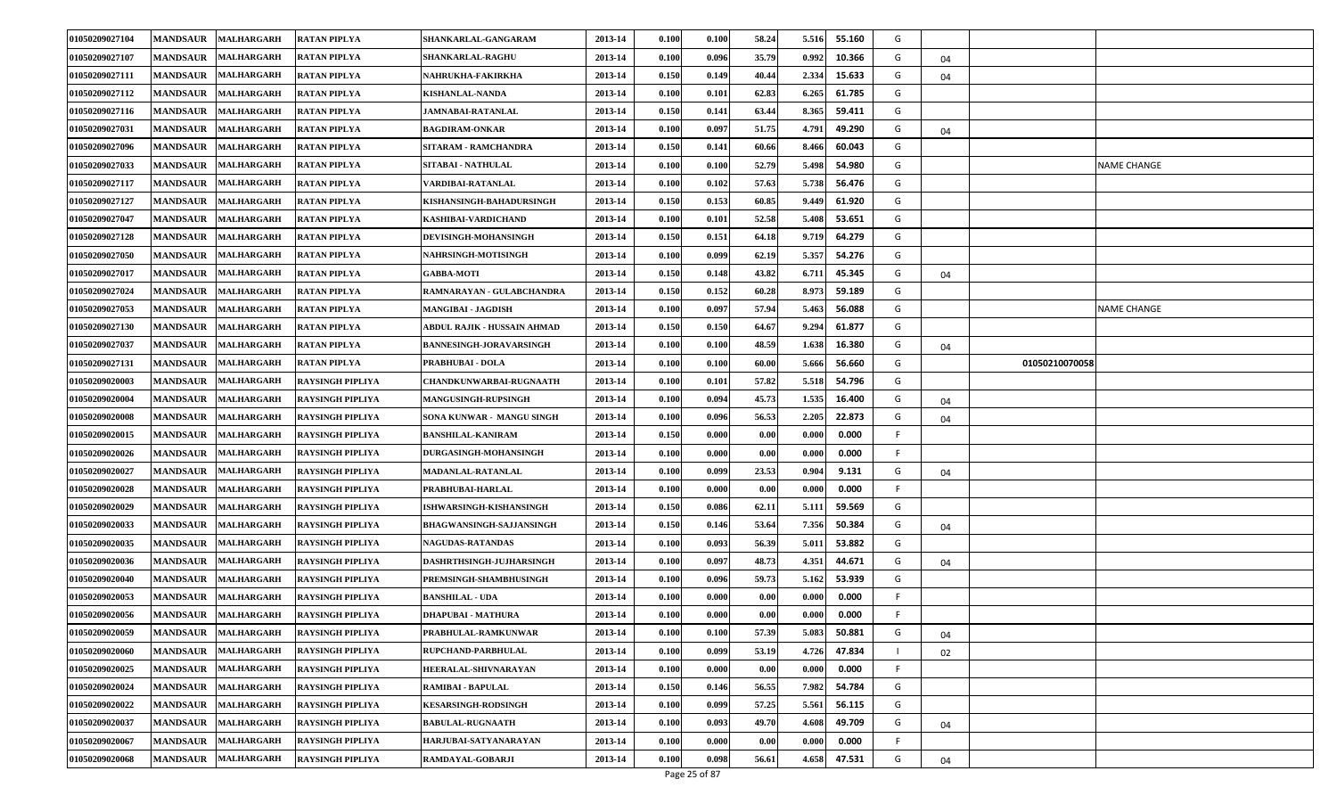| | | | | | | | | | | | | | | |
|---|---|---|---|---|---|---|---|---|---|---|---|---|---|---|
| 01050209027104 | MANDSAUR | MALHARGARH | RATAN PIPLYA | SHANKARLAL-GANGARAM | 2013-14 | 0.100 | 0.100 | 58.24 | 5.516 | 55.160 | G | | | |
| 01050209027107 | MANDSAUR | MALHARGARH | RATAN PIPLYA | SHANKARLAL-RAGHU | 2013-14 | 0.100 | 0.096 | 35.79 | 0.992 | 10.366 | G | 04 | | |
| 01050209027111 | MANDSAUR | MALHARGARH | RATAN PIPLYA | NAHRUKHA-FAKIRKHA | 2013-14 | 0.150 | 0.149 | 40.44 | 2.334 | 15.633 | G | 04 | | |
| 01050209027112 | MANDSAUR | MALHARGARH | RATAN PIPLYA | KISHANLAL-NANDA | 2013-14 | 0.100 | 0.101 | 62.83 | 6.265 | 61.785 | G | | | |
| 01050209027116 | MANDSAUR | MALHARGARH | RATAN PIPLYA | JAMNABAI-RATANLAL | 2013-14 | 0.150 | 0.141 | 63.44 | 8.365 | 59.411 | G | | | |
| 01050209027031 | MANDSAUR | MALHARGARH | RATAN PIPLYA | BAGDIRAM-ONKAR | 2013-14 | 0.100 | 0.097 | 51.75 | 4.791 | 49.290 | G | 04 | | |
| 01050209027096 | MANDSAUR | MALHARGARH | RATAN PIPLYA | SITARAM - RAMCHANDRA | 2013-14 | 0.150 | 0.141 | 60.66 | 8.466 | 60.043 | G | | | |
| 01050209027033 | MANDSAUR | MALHARGARH | RATAN PIPLYA | SITABAI - NATHULAL | 2013-14 | 0.100 | 0.100 | 52.79 | 5.498 | 54.980 | G | | | NAME CHANGE |
| 01050209027117 | MANDSAUR | MALHARGARH | RATAN PIPLYA | VARDIBAI-RATANLAL | 2013-14 | 0.100 | 0.102 | 57.63 | 5.738 | 56.476 | G | | | |
| 01050209027127 | MANDSAUR | MALHARGARH | RATAN PIPLYA | KISHANSINGH-BAHADURSINGH | 2013-14 | 0.150 | 0.153 | 60.85 | 9.449 | 61.920 | G | | | |
| 01050209027047 | MANDSAUR | MALHARGARH | RATAN PIPLYA | KASHIBAI-VARDICHAND | 2013-14 | 0.100 | 0.101 | 52.58 | 5.408 | 53.651 | G | | | |
| 01050209027128 | MANDSAUR | MALHARGARH | RATAN PIPLYA | DEVISINGH-MOHANSINGH | 2013-14 | 0.150 | 0.151 | 64.18 | 9.719 | 64.279 | G | | | |
| 01050209027050 | MANDSAUR | MALHARGARH | RATAN PIPLYA | NAHRSINGH-MOTISINGH | 2013-14 | 0.100 | 0.099 | 62.19 | 5.357 | 54.276 | G | | | |
| 01050209027017 | MANDSAUR | MALHARGARH | RATAN PIPLYA | GABBA-MOTI | 2013-14 | 0.150 | 0.148 | 43.82 | 6.711 | 45.345 | G | 04 | | |
| 01050209027024 | MANDSAUR | MALHARGARH | RATAN PIPLYA | RAMNARAYAN - GULABCHANDRA | 2013-14 | 0.150 | 0.152 | 60.28 | 8.973 | 59.189 | G | | | |
| 01050209027053 | MANDSAUR | MALHARGARH | RATAN PIPLYA | MANGIBAI - JAGDISH | 2013-14 | 0.100 | 0.097 | 57.94 | 5.463 | 56.088 | G | | | NAME CHANGE |
| 01050209027130 | MANDSAUR | MALHARGARH | RATAN PIPLYA | ABDUL RAJIK - HUSSAIN AHMAD | 2013-14 | 0.150 | 0.150 | 64.67 | 9.294 | 61.877 | G | | | |
| 01050209027037 | MANDSAUR | MALHARGARH | RATAN PIPLYA | BANNESINGH-JORAVARSINGH | 2013-14 | 0.100 | 0.100 | 48.59 | 1.638 | 16.380 | G | 04 | | |
| 01050209027131 | MANDSAUR | MALHARGARH | RATAN PIPLYA | PRABHUBAI - DOLA | 2013-14 | 0.100 | 0.100 | 60.00 | 5.666 | 56.660 | G | | 01050210070058 | |
| 01050209020003 | MANDSAUR | MALHARGARH | RAYSINGH PIPLIYA | CHANDKUNWARBAI-RUGNAATH | 2013-14 | 0.100 | 0.101 | 57.82 | 5.518 | 54.796 | G | | | |
| 01050209020004 | MANDSAUR | MALHARGARH | RAYSINGH PIPLIYA | MANGUSINGH-RUPSINGH | 2013-14 | 0.100 | 0.094 | 45.73 | 1.535 | 16.400 | G | 04 | | |
| 01050209020008 | MANDSAUR | MALHARGARH | RAYSINGH PIPLIYA | SONA KUNWAR - MANGU SINGH | 2013-14 | 0.100 | 0.096 | 56.53 | 2.205 | 22.873 | G | 04 | | |
| 01050209020015 | MANDSAUR | MALHARGARH | RAYSINGH PIPLIYA | BANSHILAL-KANIRAM | 2013-14 | 0.150 | 0.000 | 0.00 | 0.000 | 0.000 | F | | | |
| 01050209020026 | MANDSAUR | MALHARGARH | RAYSINGH PIPLIYA | DURGASINGH-MOHANSINGH | 2013-14 | 0.100 | 0.000 | 0.00 | 0.000 | 0.000 | F | | | |
| 01050209020027 | MANDSAUR | MALHARGARH | RAYSINGH PIPLIYA | MADANLAL-RATANLAL | 2013-14 | 0.100 | 0.099 | 23.53 | 0.904 | 9.131 | G | 04 | | |
| 01050209020028 | MANDSAUR | MALHARGARH | RAYSINGH PIPLIYA | PRABHUBAI-HARLAL | 2013-14 | 0.100 | 0.000 | 0.00 | 0.000 | 0.000 | F | | | |
| 01050209020029 | MANDSAUR | MALHARGARH | RAYSINGH PIPLIYA | ISHWARSINGH-KISHANSINGH | 2013-14 | 0.150 | 0.086 | 62.11 | 5.111 | 59.569 | G | | | |
| 01050209020033 | MANDSAUR | MALHARGARH | RAYSINGH PIPLIYA | BHAGWANSINGH-SAJJANSINGH | 2013-14 | 0.150 | 0.146 | 53.64 | 7.356 | 50.384 | G | 04 | | |
| 01050209020035 | MANDSAUR | MALHARGARH | RAYSINGH PIPLIYA | NAGUDAS-RATANDAS | 2013-14 | 0.100 | 0.093 | 56.39 | 5.011 | 53.882 | G | | | |
| 01050209020036 | MANDSAUR | MALHARGARH | RAYSINGH PIPLIYA | DASHRTHSINGH-JUJHARSINGH | 2013-14 | 0.100 | 0.097 | 48.73 | 4.351 | 44.671 | G | 04 | | |
| 01050209020040 | MANDSAUR | MALHARGARH | RAYSINGH PIPLIYA | PREMSINGH-SHAMBHUSINGH | 2013-14 | 0.100 | 0.096 | 59.73 | 5.162 | 53.939 | G | | | |
| 01050209020053 | MANDSAUR | MALHARGARH | RAYSINGH PIPLIYA | BANSHILAL - UDA | 2013-14 | 0.100 | 0.000 | 0.00 | 0.000 | 0.000 | F | | | |
| 01050209020056 | MANDSAUR | MALHARGARH | RAYSINGH PIPLIYA | DHAPUBAI - MATHURA | 2013-14 | 0.100 | 0.000 | 0.00 | 0.000 | 0.000 | F | | | |
| 01050209020059 | MANDSAUR | MALHARGARH | RAYSINGH PIPLIYA | PRABHULAL-RAMKUNWAR | 2013-14 | 0.100 | 0.100 | 57.39 | 5.083 | 50.881 | G | 04 | | |
| 01050209020060 | MANDSAUR | MALHARGARH | RAYSINGH PIPLIYA | RUPCHAND-PARBHULAL | 2013-14 | 0.100 | 0.099 | 53.19 | 4.726 | 47.834 | I | 02 | | |
| 01050209020025 | MANDSAUR | MALHARGARH | RAYSINGH PIPLIYA | HEERALAL-SHIVNARAYAN | 2013-14 | 0.100 | 0.000 | 0.00 | 0.000 | 0.000 | F | | | |
| 01050209020024 | MANDSAUR | MALHARGARH | RAYSINGH PIPLIYA | RAMIBAI - BAPULAL | 2013-14 | 0.150 | 0.146 | 56.55 | 7.982 | 54.784 | G | | | |
| 01050209020022 | MANDSAUR | MALHARGARH | RAYSINGH PIPLIYA | KESARSINGH-RODSINGH | 2013-14 | 0.100 | 0.099 | 57.25 | 5.561 | 56.115 | G | | | |
| 01050209020037 | MANDSAUR | MALHARGARH | RAYSINGH PIPLIYA | BABULAL-RUGNAATH | 2013-14 | 0.100 | 0.093 | 49.70 | 4.608 | 49.709 | G | 04 | | |
| 01050209020067 | MANDSAUR | MALHARGARH | RAYSINGH PIPLIYA | HARJUBAI-SATYANARAYAN | 2013-14 | 0.100 | 0.000 | 0.00 | 0.000 | 0.000 | F | | | |
| 01050209020068 | MANDSAUR | MALHARGARH | RAYSINGH PIPLIYA | RAMDAYAL-GOBARJI | 2013-14 | 0.100 | 0.098 | 56.61 | 4.658 | 47.531 | G | 04 | | |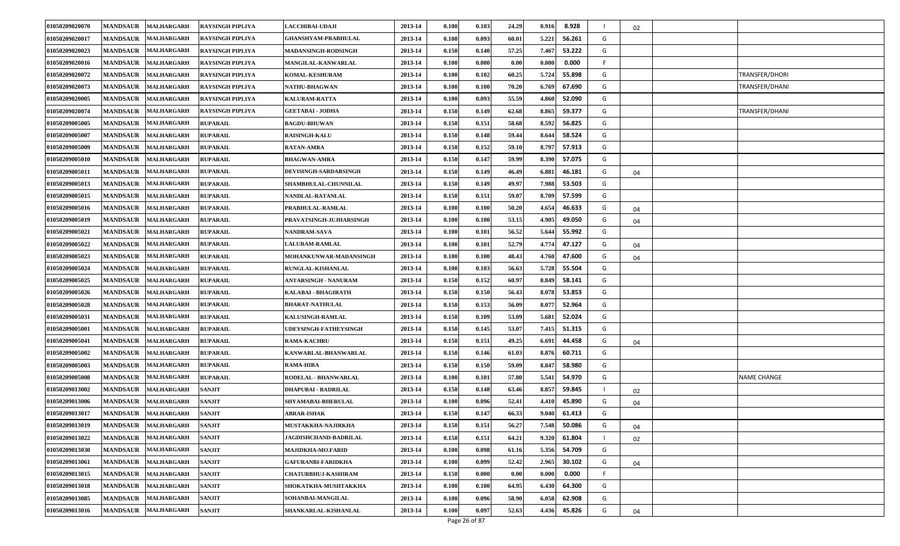| | | | | | | | | | | | | | | |
|---|---|---|---|---|---|---|---|---|---|---|---|---|---|---|
| 01050209020070 | MANDSAUR | MALHARGARH | RAYSINGH PIPLIYA | LACCHIBAI-UDAJI | 2013-14 | 0.100 | 0.103 | 24.29 | 0.916 | 8.928 | I | 02 | | |
| 01050209020017 | MANDSAUR | MALHARGARH | RAYSINGH PIPLIYA | GHANSHYAM-PRABHULAL | 2013-14 | 0.100 | 0.093 | 60.01 | 5.221 | 56.261 | G | | | |
| 01050209020023 | MANDSAUR | MALHARGARH | RAYSINGH PIPLIYA | MADANSINGH-RODSINGH | 2013-14 | 0.150 | 0.140 | 57.25 | 7.467 | 53.222 | G | | | |
| 01050209020016 | MANDSAUR | MALHARGARH | RAYSINGH PIPLIYA | MANGILAL-KANWARLAL | 2013-14 | 0.100 | 0.000 | 0.00 | 0.000 | 0.000 | F | | | |
| 01050209020072 | MANDSAUR | MALHARGARH | RAYSINGH PIPLIYA | KOMAL-KESHURAM | 2013-14 | 0.100 | 0.102 | 60.25 | 5.724 | 55.898 | G | | | TRANSFER/DHORI |
| 01050209020073 | MANDSAUR | MALHARGARH | RAYSINGH PIPLIYA | NATHU-BHAGWAN | 2013-14 | 0.100 | 0.100 | 70.20 | 6.769 | 67.690 | G | | | TRANSFER/DHANI |
| 01050209020005 | MANDSAUR | MALHARGARH | RAYSINGH PIPLIYA | KALURAM-RATTA | 2013-14 | 0.100 | 0.093 | 55.59 | 4.860 | 52.090 | G | | | |
| 01050209020074 | MANDSAUR | MALHARGARH | RAYSINGH PIPLIYA | GEETABAI - JODHA | 2013-14 | 0.150 | 0.149 | 62.68 | 8.865 | 59.377 | G | | | TRANSFER/DHANI |
| 01050209005005 | MANDSAUR | MALHARGARH | RUPARAIL | BAGDU-BHUWAN | 2013-14 | 0.150 | 0.151 | 58.68 | 8.592 | 56.825 | G | | | |
| 01050209005007 | MANDSAUR | MALHARGARH | RUPARAIL | RAISINGH-KALU | 2013-14 | 0.150 | 0.148 | 59.44 | 8.644 | 58.524 | G | | | |
| 01050209005009 | MANDSAUR | MALHARGARH | RUPARAIL | RATAN-AMRA | 2013-14 | 0.150 | 0.152 | 59.10 | 8.797 | 57.913 | G | | | |
| 01050209005010 | MANDSAUR | MALHARGARH | RUPARAIL | BHAGWAN-AMRA | 2013-14 | 0.150 | 0.147 | 59.99 | 8.390 | 57.075 | G | | | |
| 01050209005011 | MANDSAUR | MALHARGARH | RUPARAIL | DEVISINGH-SARDARSINGH | 2013-14 | 0.150 | 0.149 | 46.49 | 6.881 | 46.181 | G | 04 | | |
| 01050209005013 | MANDSAUR | MALHARGARH | RUPARAIL | SHAMBHULAL-CHUNNILAL | 2013-14 | 0.150 | 0.149 | 49.97 | 7.988 | 53.503 | G | | | |
| 01050209005015 | MANDSAUR | MALHARGARH | RUPARAIL | NANDLAL-RATANLAL | 2013-14 | 0.150 | 0.151 | 59.07 | 8.709 | 57.599 | G | | | |
| 01050209005016 | MANDSAUR | MALHARGARH | RUPARAIL | PRABHULAL-RAMLAL | 2013-14 | 0.100 | 0.100 | 50.20 | 4.654 | 46.633 | G | 04 | | |
| 01050209005019 | MANDSAUR | MALHARGARH | RUPARAIL | PRAVATSINGH-JUJHARSINGH | 2013-14 | 0.100 | 0.100 | 53.15 | 4.905 | 49.050 | G | 04 | | |
| 01050209005021 | MANDSAUR | MALHARGARH | RUPARAIL | NANDRAM-SAVA | 2013-14 | 0.100 | 0.101 | 56.52 | 5.644 | 55.992 | G | | | |
| 01050209005022 | MANDSAUR | MALHARGARH | RUPARAIL | LALURAM-RAMLAL | 2013-14 | 0.100 | 0.101 | 52.79 | 4.774 | 47.127 | G | 04 | | |
| 01050209005023 | MANDSAUR | MALHARGARH | RUPARAIL | MOHANKUNWAR-MADANSINGH | 2013-14 | 0.100 | 0.100 | 48.43 | 4.760 | 47.600 | G | 04 | | |
| 01050209005024 | MANDSAUR | MALHARGARH | RUPARAIL | RUNGLAL-KISHANLAL | 2013-14 | 0.100 | 0.103 | 56.63 | 5.728 | 55.504 | G | | | |
| 01050209005025 | MANDSAUR | MALHARGARH | RUPARAIL | ANTARSINGH - NANURAM | 2013-14 | 0.150 | 0.152 | 60.97 | 8.849 | 58.141 | G | | | |
| 01050209005026 | MANDSAUR | MALHARGARH | RUPARAIL | KALABAI - BHAGIRATH | 2013-14 | 0.150 | 0.150 | 56.43 | 8.078 | 53.853 | G | | | |
| 01050209005028 | MANDSAUR | MALHARGARH | RUPARAIL | BHARAT-NATHULAL | 2013-14 | 0.150 | 0.153 | 56.09 | 8.077 | 52.964 | G | | | |
| 01050209005031 | MANDSAUR | MALHARGARH | RUPARAIL | KALUSINGH-RAMLAL | 2013-14 | 0.150 | 0.109 | 53.09 | 5.681 | 52.024 | G | | | |
| 01050209005001 | MANDSAUR | MALHARGARH | RUPARAIL | UDEYSINGH-FATHEYSINGH | 2013-14 | 0.150 | 0.145 | 53.07 | 7.415 | 51.315 | G | | | |
| 01050209005041 | MANDSAUR | MALHARGARH | RUPARAIL | RAMA-KACHRU | 2013-14 | 0.150 | 0.151 | 49.25 | 6.691 | 44.458 | G | 04 | | |
| 01050209005002 | MANDSAUR | MALHARGARH | RUPARAIL | KANWARLAL-BHANWARLAL | 2013-14 | 0.150 | 0.146 | 61.03 | 8.876 | 60.711 | G | | | |
| 01050209005003 | MANDSAUR | MALHARGARH | RUPARAIL | RAMA-HIRA | 2013-14 | 0.150 | 0.150 | 59.09 | 8.847 | 58.980 | G | | | |
| 01050209005008 | MANDSAUR | MALHARGARH | RUPARAIL | RODELAL - BHANWARLAL | 2013-14 | 0.100 | 0.101 | 57.80 | 5.541 | 54.970 | G | | | NAME CHANGE |
| 01050209013002 | MANDSAUR | MALHARGARH | SANJIT | DHAPUBAI - BADRILAL | 2013-14 | 0.150 | 0.148 | 63.46 | 8.857 | 59.845 | I | 02 | | |
| 01050209013006 | MANDSAUR | MALHARGARH | SANJIT | SHYAMABAI-BHERULAL | 2013-14 | 0.100 | 0.096 | 52.41 | 4.410 | 45.890 | G | 04 | | |
| 01050209013017 | MANDSAUR | MALHARGARH | SANJIT | ABRAR-ISHAK | 2013-14 | 0.150 | 0.147 | 66.33 | 9.040 | 61.413 | G | | | |
| 01050209013019 | MANDSAUR | MALHARGARH | SANJIT | MUSTAKKHA-NAJIRKHA | 2013-14 | 0.150 | 0.151 | 56.27 | 7.548 | 50.086 | G | 04 | | |
| 01050209013022 | MANDSAUR | MALHARGARH | SANJIT | JAGDISHCHAND-BADRILAL | 2013-14 | 0.150 | 0.151 | 64.21 | 9.320 | 61.804 | I | 02 | | |
| 01050209013030 | MANDSAUR | MALHARGARH | SANJIT | MAJIDKHA-MO.FARID | 2013-14 | 0.100 | 0.098 | 61.16 | 5.356 | 54.709 | G | | | |
| 01050209013061 | MANDSAUR | MALHARGARH | SANJIT | GAFURANBI-FARIDKHA | 2013-14 | 0.100 | 0.099 | 52.42 | 2.965 | 30.102 | G | 04 | | |
| 01050209013015 | MANDSAUR | MALHARGARH | SANJIT | CHATURBHUJ-KASHIRAM | 2013-14 | 0.150 | 0.000 | 0.00 | 0.000 | 0.000 | F | | | |
| 01050209013018 | MANDSAUR | MALHARGARH | SANJIT | SHOKATKHA-MUSHTAKKHA | 2013-14 | 0.100 | 0.100 | 64.95 | 6.430 | 64.300 | G | | | |
| 01050209013085 | MANDSAUR | MALHARGARH | SANJIT | SOHANBAI-MANGILAL | 2013-14 | 0.100 | 0.096 | 58.90 | 6.058 | 62.908 | G | | | |
| 01050209013016 | MANDSAUR | MALHARGARH | SANJIT | SHANKARLAL-KISHANLAL | 2013-14 | 0.100 | 0.097 | 52.63 | 4.436 | 45.826 | G | 04 | | |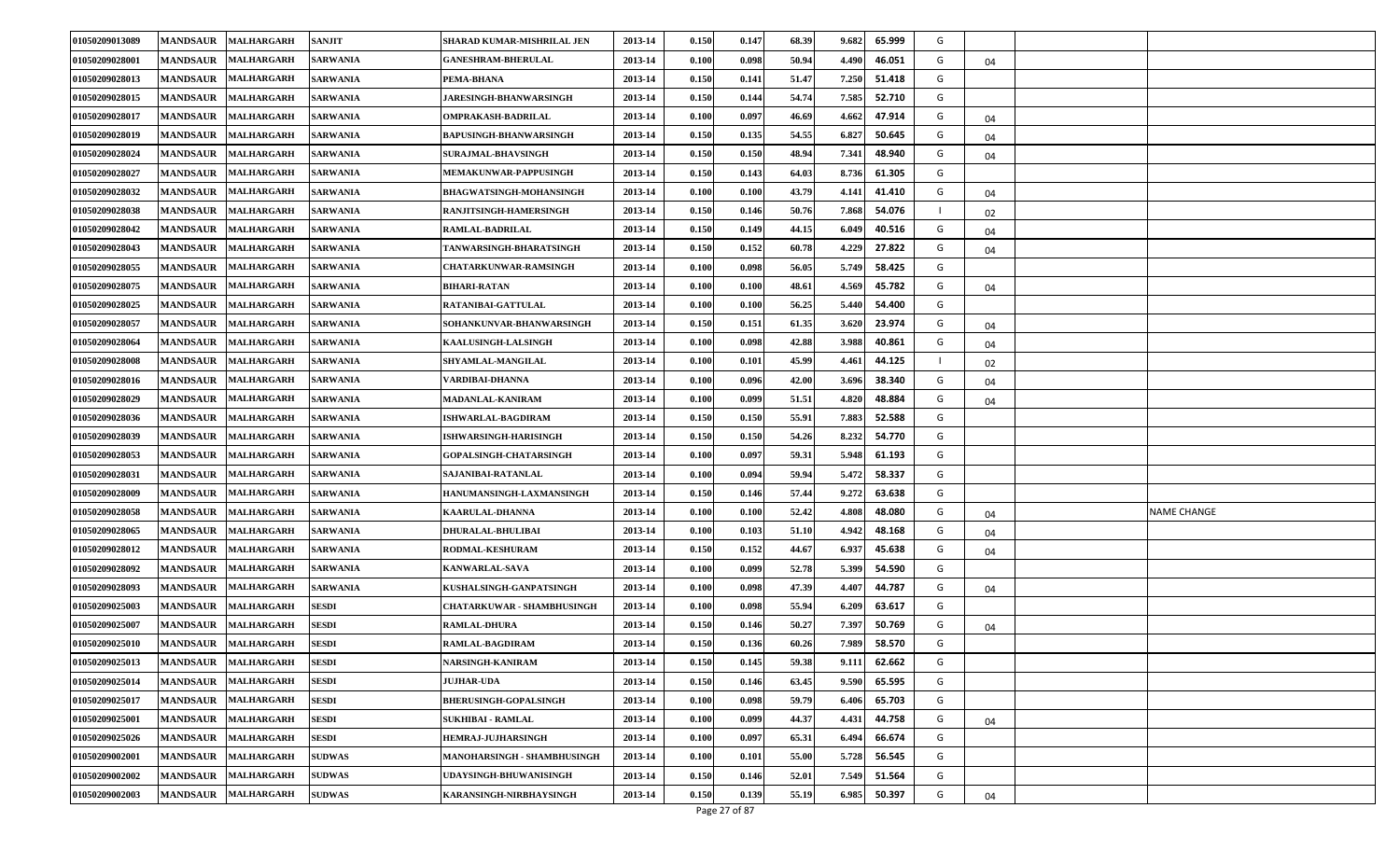| | | | | | | | | | | | | | | |
|---|---|---|---|---|---|---|---|---|---|---|---|---|---|---|
| 01050209013089 | MANDSAUR | MALHARGARH | SANJIT | SHARAD KUMAR-MISHRILAL JEN | 2013-14 | 0.150 | 0.147 | 68.39 | 9.682 | 65.999 | G | | | |
| 01050209028001 | MANDSAUR | MALHARGARH | SARWANIA | GANESHRAM-BHERULAL | 2013-14 | 0.100 | 0.098 | 50.94 | 4.490 | 46.051 | G | 04 | | |
| 01050209028013 | MANDSAUR | MALHARGARH | SARWANIA | PEMA-BHANA | 2013-14 | 0.150 | 0.141 | 51.47 | 7.250 | 51.418 | G | | | |
| 01050209028015 | MANDSAUR | MALHARGARH | SARWANIA | JARESINGH-BHANWARSINGH | 2013-14 | 0.150 | 0.144 | 54.74 | 7.585 | 52.710 | G | | | |
| 01050209028017 | MANDSAUR | MALHARGARH | SARWANIA | OMPRAKASH-BADRILAL | 2013-14 | 0.100 | 0.097 | 46.69 | 4.662 | 47.914 | G | 04 | | |
| 01050209028019 | MANDSAUR | MALHARGARH | SARWANIA | BAPUSINGH-BHANWARSINGH | 2013-14 | 0.150 | 0.135 | 54.55 | 6.827 | 50.645 | G | 04 | | |
| 01050209028024 | MANDSAUR | MALHARGARH | SARWANIA | SURAJMAL-BHAVSINGH | 2013-14 | 0.150 | 0.150 | 48.94 | 7.341 | 48.940 | G | 04 | | |
| 01050209028027 | MANDSAUR | MALHARGARH | SARWANIA | MEMAKUNWAR-PAPPUSINGH | 2013-14 | 0.150 | 0.143 | 64.03 | 8.736 | 61.305 | G | | | |
| 01050209028032 | MANDSAUR | MALHARGARH | SARWANIA | BHAGWATSINGH-MOHANSINGH | 2013-14 | 0.100 | 0.100 | 43.79 | 4.141 | 41.410 | G | 04 | | |
| 01050209028038 | MANDSAUR | MALHARGARH | SARWANIA | RANJITSINGH-HAMERSINGH | 2013-14 | 0.150 | 0.146 | 50.76 | 7.868 | 54.076 | I | 02 | | |
| 01050209028042 | MANDSAUR | MALHARGARH | SARWANIA | RAMLAL-BADRILAL | 2013-14 | 0.150 | 0.149 | 44.15 | 6.049 | 40.516 | G | 04 | | |
| 01050209028043 | MANDSAUR | MALHARGARH | SARWANIA | TANWARSINGH-BHARATSINGH | 2013-14 | 0.150 | 0.152 | 60.78 | 4.229 | 27.822 | G | 04 | | |
| 01050209028055 | MANDSAUR | MALHARGARH | SARWANIA | CHATARKUNWAR-RAMSINGH | 2013-14 | 0.100 | 0.098 | 56.05 | 5.749 | 58.425 | G | | | |
| 01050209028075 | MANDSAUR | MALHARGARH | SARWANIA | BIHARI-RATAN | 2013-14 | 0.100 | 0.100 | 48.61 | 4.569 | 45.782 | G | 04 | | |
| 01050209028025 | MANDSAUR | MALHARGARH | SARWANIA | RATANIBAI-GATTULAL | 2013-14 | 0.100 | 0.100 | 56.25 | 5.440 | 54.400 | G | | | |
| 01050209028057 | MANDSAUR | MALHARGARH | SARWANIA | SOHANKUNVAR-BHANWARSINGH | 2013-14 | 0.150 | 0.151 | 61.35 | 3.620 | 23.974 | G | 04 | | |
| 01050209028064 | MANDSAUR | MALHARGARH | SARWANIA | KAALUSINGH-LALSINGH | 2013-14 | 0.100 | 0.098 | 42.88 | 3.988 | 40.861 | G | 04 | | |
| 01050209028008 | MANDSAUR | MALHARGARH | SARWANIA | SHYAMLAL-MANGILAL | 2013-14 | 0.100 | 0.101 | 45.99 | 4.461 | 44.125 | I | 02 | | |
| 01050209028016 | MANDSAUR | MALHARGARH | SARWANIA | VARDIBAI-DHANNA | 2013-14 | 0.100 | 0.096 | 42.00 | 3.696 | 38.340 | G | 04 | | |
| 01050209028029 | MANDSAUR | MALHARGARH | SARWANIA | MADANLAL-KANIRAM | 2013-14 | 0.100 | 0.099 | 51.51 | 4.820 | 48.884 | G | 04 | | |
| 01050209028036 | MANDSAUR | MALHARGARH | SARWANIA | ISHWARLAL-BAGDIRAM | 2013-14 | 0.150 | 0.150 | 55.91 | 7.883 | 52.588 | G | | | |
| 01050209028039 | MANDSAUR | MALHARGARH | SARWANIA | ISHWARSINGH-HARISINGH | 2013-14 | 0.150 | 0.150 | 54.26 | 8.232 | 54.770 | G | | | |
| 01050209028053 | MANDSAUR | MALHARGARH | SARWANIA | GOPALSINGH-CHATARSINGH | 2013-14 | 0.100 | 0.097 | 59.31 | 5.948 | 61.193 | G | | | |
| 01050209028031 | MANDSAUR | MALHARGARH | SARWANIA | SAJANIBAI-RATANLAL | 2013-14 | 0.100 | 0.094 | 59.94 | 5.472 | 58.337 | G | | | |
| 01050209028009 | MANDSAUR | MALHARGARH | SARWANIA | HANUMANSINGH-LAXMANSINGH | 2013-14 | 0.150 | 0.146 | 57.44 | 9.272 | 63.638 | G | | | |
| 01050209028058 | MANDSAUR | MALHARGARH | SARWANIA | KAARULAL-DHANNA | 2013-14 | 0.100 | 0.100 | 52.42 | 4.808 | 48.080 | G | 04 | | NAME CHANGE |
| 01050209028065 | MANDSAUR | MALHARGARH | SARWANIA | DHURALAL-BHULIBAI | 2013-14 | 0.100 | 0.103 | 51.10 | 4.942 | 48.168 | G | 04 | | |
| 01050209028012 | MANDSAUR | MALHARGARH | SARWANIA | RODMAL-KESHURAM | 2013-14 | 0.150 | 0.152 | 44.67 | 6.937 | 45.638 | G | 04 | | |
| 01050209028092 | MANDSAUR | MALHARGARH | SARWANIA | KANWARLAL-SAVA | 2013-14 | 0.100 | 0.099 | 52.78 | 5.399 | 54.590 | G | | | |
| 01050209028093 | MANDSAUR | MALHARGARH | SARWANIA | KUSHALSINGH-GANPATSINGH | 2013-14 | 0.100 | 0.098 | 47.39 | 4.407 | 44.787 | G | 04 | | |
| 01050209025003 | MANDSAUR | MALHARGARH | SESDI | CHATARKUWAR - SHAMBHUSINGH | 2013-14 | 0.100 | 0.098 | 55.94 | 6.209 | 63.617 | G | | | |
| 01050209025007 | MANDSAUR | MALHARGARH | SESDI | RAMLAL-DHURA | 2013-14 | 0.150 | 0.146 | 50.27 | 7.397 | 50.769 | G | 04 | | |
| 01050209025010 | MANDSAUR | MALHARGARH | SESDI | RAMLAL-BAGDIRAM | 2013-14 | 0.150 | 0.136 | 60.26 | 7.989 | 58.570 | G | | | |
| 01050209025013 | MANDSAUR | MALHARGARH | SESDI | NARSINGH-KANIRAM | 2013-14 | 0.150 | 0.145 | 59.38 | 9.111 | 62.662 | G | | | |
| 01050209025014 | MANDSAUR | MALHARGARH | SESDI | JUJHAR-UDA | 2013-14 | 0.150 | 0.146 | 63.45 | 9.590 | 65.595 | G | | | |
| 01050209025017 | MANDSAUR | MALHARGARH | SESDI | BHERUSINGH-GOPALSINGH | 2013-14 | 0.100 | 0.098 | 59.79 | 6.406 | 65.703 | G | | | |
| 01050209025001 | MANDSAUR | MALHARGARH | SESDI | SUKHIBAI - RAMLAL | 2013-14 | 0.100 | 0.099 | 44.37 | 4.431 | 44.758 | G | 04 | | |
| 01050209025026 | MANDSAUR | MALHARGARH | SESDI | HEMRAJ-JUJHARSINGH | 2013-14 | 0.100 | 0.097 | 65.31 | 6.494 | 66.674 | G | | | |
| 01050209002001 | MANDSAUR | MALHARGARH | SUDWAS | MANOHARSINGH - SHAMBHUSINGH | 2013-14 | 0.100 | 0.101 | 55.00 | 5.728 | 56.545 | G | | | |
| 01050209002002 | MANDSAUR | MALHARGARH | SUDWAS | UDAYSINGH-BHUWANISINGH | 2013-14 | 0.150 | 0.146 | 52.01 | 7.549 | 51.564 | G | | | |
| 01050209002003 | MANDSAUR | MALHARGARH | SUDWAS | KARANSINGH-NIRBHAYSINGH | 2013-14 | 0.150 | 0.139 | 55.19 | 6.985 | 50.397 | G | 04 | | |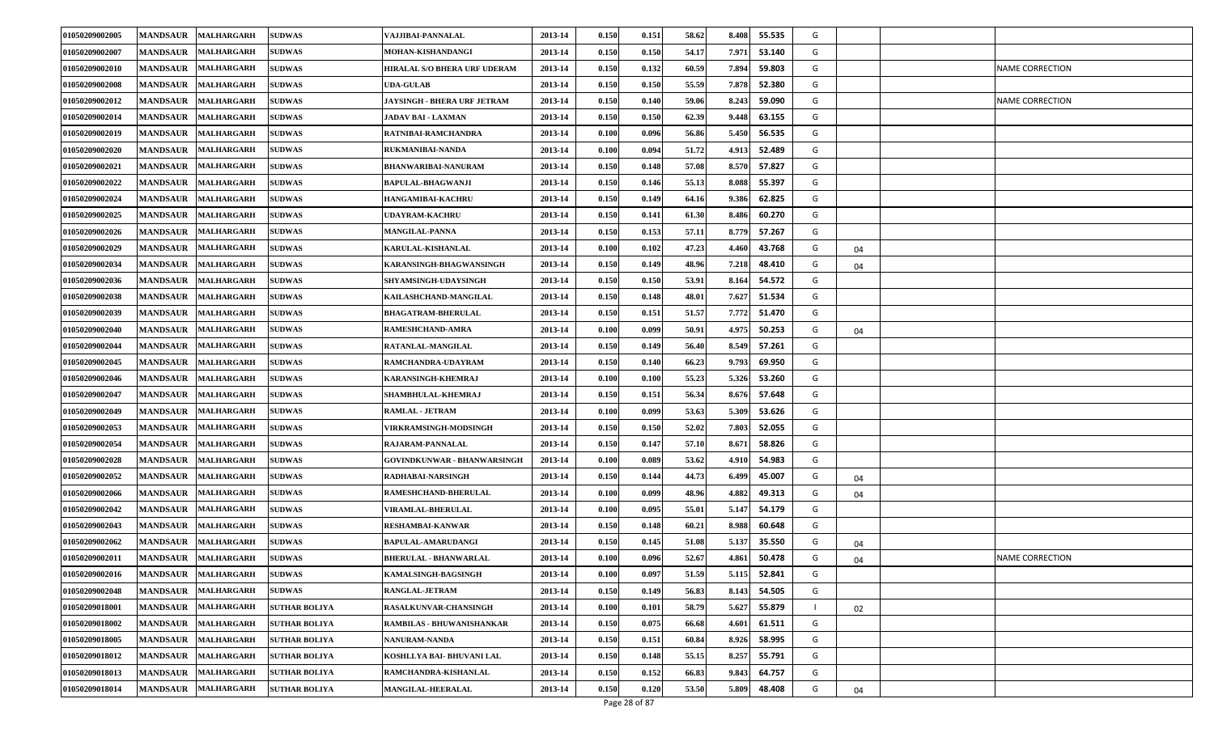| | | | | | | | | | | | | | | |
|---|---|---|---|---|---|---|---|---|---|---|---|---|---|---|
| 01050209002005 | MANDSAUR | MALHARGARH | SUDWAS | VAJJIBAI-PANNALAL | 2013-14 | 0.150 | 0.151 | 58.62 | 8.408 | 55.535 | G | | | |
| 01050209002007 | MANDSAUR | MALHARGARH | SUDWAS | MOHAN-KISHANDANGI | 2013-14 | 0.150 | 0.150 | 54.17 | 7.971 | 53.140 | G | | | |
| 01050209002010 | MANDSAUR | MALHARGARH | SUDWAS | HIRALAL S/O BHERA URF UDERAM | 2013-14 | 0.150 | 0.132 | 60.59 | 7.894 | 59.803 | G | | | NAME CORRECTION |
| 01050209002008 | MANDSAUR | MALHARGARH | SUDWAS | UDA-GULAB | 2013-14 | 0.150 | 0.150 | 55.59 | 7.878 | 52.380 | G | | | |
| 01050209002012 | MANDSAUR | MALHARGARH | SUDWAS | JAYSINGH - BHERA URF JETRAM | 2013-14 | 0.150 | 0.140 | 59.06 | 8.243 | 59.090 | G | | | NAME CORRECTION |
| 01050209002014 | MANDSAUR | MALHARGARH | SUDWAS | JADAV BAI - LAXMAN | 2013-14 | 0.150 | 0.150 | 62.39 | 9.448 | 63.155 | G | | | |
| 01050209002019 | MANDSAUR | MALHARGARH | SUDWAS | RATNIBAI-RAMCHANDRA | 2013-14 | 0.100 | 0.096 | 56.86 | 5.450 | 56.535 | G | | | |
| 01050209002020 | MANDSAUR | MALHARGARH | SUDWAS | RUKMANIBAI-NANDA | 2013-14 | 0.100 | 0.094 | 51.72 | 4.913 | 52.489 | G | | | |
| 01050209002021 | MANDSAUR | MALHARGARH | SUDWAS | BHANWARIBAI-NANURAM | 2013-14 | 0.150 | 0.148 | 57.08 | 8.570 | 57.827 | G | | | |
| 01050209002022 | MANDSAUR | MALHARGARH | SUDWAS | BAPULAL-BHAGWANJI | 2013-14 | 0.150 | 0.146 | 55.13 | 8.088 | 55.397 | G | | | |
| 01050209002024 | MANDSAUR | MALHARGARH | SUDWAS | HANGAMIBAI-KACHRU | 2013-14 | 0.150 | 0.149 | 64.16 | 9.386 | 62.825 | G | | | |
| 01050209002025 | MANDSAUR | MALHARGARH | SUDWAS | UDAYRAM-KACHRU | 2013-14 | 0.150 | 0.141 | 61.30 | 8.486 | 60.270 | G | | | |
| 01050209002026 | MANDSAUR | MALHARGARH | SUDWAS | MANGILAL-PANNA | 2013-14 | 0.150 | 0.153 | 57.11 | 8.779 | 57.267 | G | | | |
| 01050209002029 | MANDSAUR | MALHARGARH | SUDWAS | KARULAL-KISHANLAL | 2013-14 | 0.100 | 0.102 | 47.23 | 4.460 | 43.768 | G | 04 | | |
| 01050209002034 | MANDSAUR | MALHARGARH | SUDWAS | KARANSINGH-BHAGWANSINGH | 2013-14 | 0.150 | 0.149 | 48.96 | 7.218 | 48.410 | G | 04 | | |
| 01050209002036 | MANDSAUR | MALHARGARH | SUDWAS | SHYAMSINGH-UDAYSINGH | 2013-14 | 0.150 | 0.150 | 53.91 | 8.164 | 54.572 | G | | | |
| 01050209002038 | MANDSAUR | MALHARGARH | SUDWAS | KAILASHCHAND-MANGILAL | 2013-14 | 0.150 | 0.148 | 48.01 | 7.627 | 51.534 | G | | | |
| 01050209002039 | MANDSAUR | MALHARGARH | SUDWAS | BHAGATRAM-BHERULAL | 2013-14 | 0.150 | 0.151 | 51.57 | 7.772 | 51.470 | G | | | |
| 01050209002040 | MANDSAUR | MALHARGARH | SUDWAS | RAMESHCHAND-AMRA | 2013-14 | 0.100 | 0.099 | 50.91 | 4.975 | 50.253 | G | 04 | | |
| 01050209002044 | MANDSAUR | MALHARGARH | SUDWAS | RATANLAL-MANGILAL | 2013-14 | 0.150 | 0.149 | 56.40 | 8.549 | 57.261 | G | | | |
| 01050209002045 | MANDSAUR | MALHARGARH | SUDWAS | RAMCHANDRA-UDAYRAM | 2013-14 | 0.150 | 0.140 | 66.23 | 9.793 | 69.950 | G | | | |
| 01050209002046 | MANDSAUR | MALHARGARH | SUDWAS | KARANSINGH-KHEMRAJ | 2013-14 | 0.100 | 0.100 | 55.23 | 5.326 | 53.260 | G | | | |
| 01050209002047 | MANDSAUR | MALHARGARH | SUDWAS | SHAMBHULAL-KHEMRAJ | 2013-14 | 0.150 | 0.151 | 56.34 | 8.676 | 57.648 | G | | | |
| 01050209002049 | MANDSAUR | MALHARGARH | SUDWAS | RAMLAL - JETRAM | 2013-14 | 0.100 | 0.099 | 53.63 | 5.309 | 53.626 | G | | | |
| 01050209002053 | MANDSAUR | MALHARGARH | SUDWAS | VIRKRAMSINGH-MODSINGH | 2013-14 | 0.150 | 0.150 | 52.02 | 7.803 | 52.055 | G | | | |
| 01050209002054 | MANDSAUR | MALHARGARH | SUDWAS | RAJARAM-PANNALAL | 2013-14 | 0.150 | 0.147 | 57.10 | 8.671 | 58.826 | G | | | |
| 01050209002028 | MANDSAUR | MALHARGARH | SUDWAS | GOVINDKUNWAR - BHANWARSINGH | 2013-14 | 0.100 | 0.089 | 53.62 | 4.910 | 54.983 | G | | | |
| 01050209002052 | MANDSAUR | MALHARGARH | SUDWAS | RADHABAI-NARSINGH | 2013-14 | 0.150 | 0.144 | 44.73 | 6.499 | 45.007 | G | 04 | | |
| 01050209002066 | MANDSAUR | MALHARGARH | SUDWAS | RAMESHCHAND-BHERULAL | 2013-14 | 0.100 | 0.099 | 48.96 | 4.882 | 49.313 | G | 04 | | |
| 01050209002042 | MANDSAUR | MALHARGARH | SUDWAS | VIRAMLAL-BHERULAL | 2013-14 | 0.100 | 0.095 | 55.01 | 5.147 | 54.179 | G | | | |
| 01050209002043 | MANDSAUR | MALHARGARH | SUDWAS | RESHAMBAI-KANWAR | 2013-14 | 0.150 | 0.148 | 60.21 | 8.988 | 60.648 | G | | | |
| 01050209002062 | MANDSAUR | MALHARGARH | SUDWAS | BAPULAL-AMARUDANGI | 2013-14 | 0.150 | 0.145 | 51.08 | 5.137 | 35.550 | G | 04 | | |
| 01050209002011 | MANDSAUR | MALHARGARH | SUDWAS | BHERULAL - BHANWARLAL | 2013-14 | 0.100 | 0.096 | 52.67 | 4.861 | 50.478 | G | 04 | | NAME CORRECTION |
| 01050209002016 | MANDSAUR | MALHARGARH | SUDWAS | KAMALSINGH-BAGSINGH | 2013-14 | 0.100 | 0.097 | 51.59 | 5.115 | 52.841 | G | | | |
| 01050209002048 | MANDSAUR | MALHARGARH | SUDWAS | RANGLAL-JETRAM | 2013-14 | 0.150 | 0.149 | 56.83 | 8.143 | 54.505 | G | | | |
| 01050209018001 | MANDSAUR | MALHARGARH | SUTHAR BOLIYA | RASALKUNVAR-CHANSINGH | 2013-14 | 0.100 | 0.101 | 58.79 | 5.627 | 55.879 | I | 02 | | |
| 01050209018002 | MANDSAUR | MALHARGARH | SUTHAR BOLIYA | RAMBILAS - BHUWANISHANKAR | 2013-14 | 0.150 | 0.075 | 66.68 | 4.601 | 61.511 | G | | | |
| 01050209018005 | MANDSAUR | MALHARGARH | SUTHAR BOLIYA | NANURAM-NANDA | 2013-14 | 0.150 | 0.151 | 60.84 | 8.926 | 58.995 | G | | | |
| 01050209018012 | MANDSAUR | MALHARGARH | SUTHAR BOLIYA | KOSHLLYA BAI- BHUVANI LAL | 2013-14 | 0.150 | 0.148 | 55.15 | 8.257 | 55.791 | G | | | |
| 01050209018013 | MANDSAUR | MALHARGARH | SUTHAR BOLIYA | RAMCHANDRA-KISHANLAL | 2013-14 | 0.150 | 0.152 | 66.83 | 9.843 | 64.757 | G | | | |
| 01050209018014 | MANDSAUR | MALHARGARH | SUTHAR BOLIYA | MANGILAL-HEERALAL | 2013-14 | 0.150 | 0.120 | 53.50 | 5.809 | 48.408 | G | 04 | | |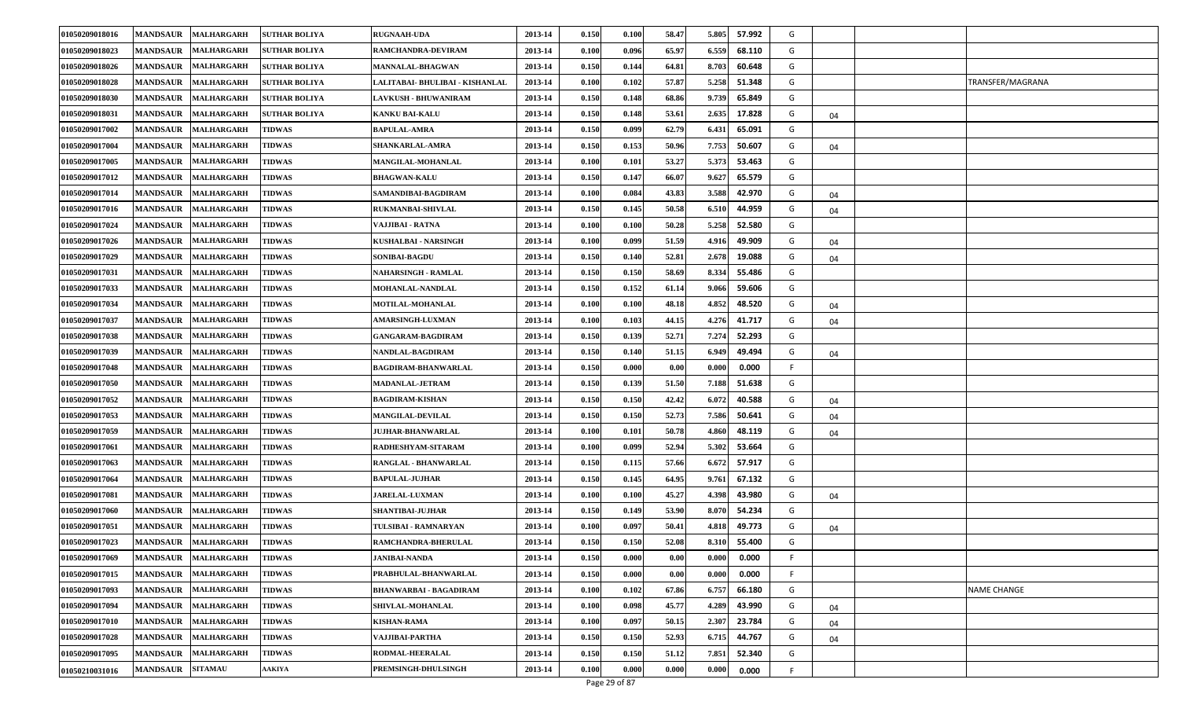| | | | | | | | | | | | | | | |
|---|---|---|---|---|---|---|---|---|---|---|---|---|---|---|
| 01050209018016 | MANDSAUR | MALHARGARH | SUTHAR BOLIYA | RUGNAAH-UDA | 2013-14 | 0.150 | 0.100 | 58.47 | 5.805 | 57.992 | G | | | |
| 01050209018023 | MANDSAUR | MALHARGARH | SUTHAR BOLIYA | RAMCHANDRA-DEVIRAM | 2013-14 | 0.100 | 0.096 | 65.97 | 6.559 | 68.110 | G | | | |
| 01050209018026 | MANDSAUR | MALHARGARH | SUTHAR BOLIYA | MANNALAL-BHAGWAN | 2013-14 | 0.150 | 0.144 | 64.81 | 8.703 | 60.648 | G | | | |
| 01050209018028 | MANDSAUR | MALHARGARH | SUTHAR BOLIYA | LALITABAI- BHULIBAI - KISHANLAL | 2013-14 | 0.100 | 0.102 | 57.87 | 5.258 | 51.348 | G | | | TRANSFER/MAGRANA |
| 01050209018030 | MANDSAUR | MALHARGARH | SUTHAR BOLIYA | LAVKUSH - BHUWANIRAM | 2013-14 | 0.150 | 0.148 | 68.86 | 9.739 | 65.849 | G | | | |
| 01050209018031 | MANDSAUR | MALHARGARH | SUTHAR BOLIYA | KANKU BAI-KALU | 2013-14 | 0.150 | 0.148 | 53.61 | 2.635 | 17.828 | G | 04 | | |
| 01050209017002 | MANDSAUR | MALHARGARH | TIDWAS | BAPULAL-AMRA | 2013-14 | 0.150 | 0.099 | 62.79 | 6.431 | 65.091 | G | | | |
| 01050209017004 | MANDSAUR | MALHARGARH | TIDWAS | SHANKARLAL-AMRA | 2013-14 | 0.150 | 0.153 | 50.96 | 7.753 | 50.607 | G | 04 | | |
| 01050209017005 | MANDSAUR | MALHARGARH | TIDWAS | MANGILAL-MOHANLAL | 2013-14 | 0.100 | 0.101 | 53.27 | 5.373 | 53.463 | G | | | |
| 01050209017012 | MANDSAUR | MALHARGARH | TIDWAS | BHAGWAN-KALU | 2013-14 | 0.150 | 0.147 | 66.07 | 9.627 | 65.579 | G | | | |
| 01050209017014 | MANDSAUR | MALHARGARH | TIDWAS | SAMANDIBAI-BAGDIRAM | 2013-14 | 0.100 | 0.084 | 43.83 | 3.588 | 42.970 | G | 04 | | |
| 01050209017016 | MANDSAUR | MALHARGARH | TIDWAS | RUKMANBAI-SHIVLAL | 2013-14 | 0.150 | 0.145 | 50.58 | 6.510 | 44.959 | G | 04 | | |
| 01050209017024 | MANDSAUR | MALHARGARH | TIDWAS | VAJJIBAI - RATNA | 2013-14 | 0.100 | 0.100 | 50.28 | 5.258 | 52.580 | G | | | |
| 01050209017026 | MANDSAUR | MALHARGARH | TIDWAS | KUSHALBAI - NARSINGH | 2013-14 | 0.100 | 0.099 | 51.59 | 4.916 | 49.909 | G | 04 | | |
| 01050209017029 | MANDSAUR | MALHARGARH | TIDWAS | SONIBAI-BAGDU | 2013-14 | 0.150 | 0.140 | 52.81 | 2.678 | 19.088 | G | 04 | | |
| 01050209017031 | MANDSAUR | MALHARGARH | TIDWAS | NAHARSINGH - RAMLAL | 2013-14 | 0.150 | 0.150 | 58.69 | 8.334 | 55.486 | G | | | |
| 01050209017033 | MANDSAUR | MALHARGARH | TIDWAS | MOHANLAL-NANDLAL | 2013-14 | 0.150 | 0.152 | 61.14 | 9.066 | 59.606 | G | | | |
| 01050209017034 | MANDSAUR | MALHARGARH | TIDWAS | MOTILAL-MOHANLAL | 2013-14 | 0.100 | 0.100 | 48.18 | 4.852 | 48.520 | G | 04 | | |
| 01050209017037 | MANDSAUR | MALHARGARH | TIDWAS | AMARSINGH-LUXMAN | 2013-14 | 0.100 | 0.103 | 44.15 | 4.276 | 41.717 | G | 04 | | |
| 01050209017038 | MANDSAUR | MALHARGARH | TIDWAS | GANGARAM-BAGDIRAM | 2013-14 | 0.150 | 0.139 | 52.71 | 7.274 | 52.293 | G | | | |
| 01050209017039 | MANDSAUR | MALHARGARH | TIDWAS | NANDLAL-BAGDIRAM | 2013-14 | 0.150 | 0.140 | 51.15 | 6.949 | 49.494 | G | 04 | | |
| 01050209017048 | MANDSAUR | MALHARGARH | TIDWAS | BAGDIRAM-BHANWARLAL | 2013-14 | 0.150 | 0.000 | 0.00 | 0.000 | 0.000 | F | | | |
| 01050209017050 | MANDSAUR | MALHARGARH | TIDWAS | MADANLAL-JETRAM | 2013-14 | 0.150 | 0.139 | 51.50 | 7.188 | 51.638 | G | | | |
| 01050209017052 | MANDSAUR | MALHARGARH | TIDWAS | BAGDIRAM-KISHAN | 2013-14 | 0.150 | 0.150 | 42.42 | 6.072 | 40.588 | G | 04 | | |
| 01050209017053 | MANDSAUR | MALHARGARH | TIDWAS | MANGILAL-DEVILAL | 2013-14 | 0.150 | 0.150 | 52.73 | 7.586 | 50.641 | G | 04 | | |
| 01050209017059 | MANDSAUR | MALHARGARH | TIDWAS | JUJHAR-BHANWARLAL | 2013-14 | 0.100 | 0.101 | 50.78 | 4.860 | 48.119 | G | 04 | | |
| 01050209017061 | MANDSAUR | MALHARGARH | TIDWAS | RADHESHYAM-SITARAM | 2013-14 | 0.100 | 0.099 | 52.94 | 5.302 | 53.664 | G | | | |
| 01050209017063 | MANDSAUR | MALHARGARH | TIDWAS | RANGLAL - BHANWARLAL | 2013-14 | 0.150 | 0.115 | 57.66 | 6.672 | 57.917 | G | | | |
| 01050209017064 | MANDSAUR | MALHARGARH | TIDWAS | BAPULAL-JUJHAR | 2013-14 | 0.150 | 0.145 | 64.95 | 9.761 | 67.132 | G | | | |
| 01050209017081 | MANDSAUR | MALHARGARH | TIDWAS | JARELAL-LUXMAN | 2013-14 | 0.100 | 0.100 | 45.27 | 4.398 | 43.980 | G | 04 | | |
| 01050209017060 | MANDSAUR | MALHARGARH | TIDWAS | SHANTIBAI-JUJHAR | 2013-14 | 0.150 | 0.149 | 53.90 | 8.070 | 54.234 | G | | | |
| 01050209017051 | MANDSAUR | MALHARGARH | TIDWAS | TULSIBAI - RAMNARYAN | 2013-14 | 0.100 | 0.097 | 50.41 | 4.818 | 49.773 | G | 04 | | |
| 01050209017023 | MANDSAUR | MALHARGARH | TIDWAS | RAMCHANDRA-BHERULAL | 2013-14 | 0.150 | 0.150 | 52.08 | 8.310 | 55.400 | G | | | |
| 01050209017069 | MANDSAUR | MALHARGARH | TIDWAS | JANIBAI-NANDA | 2013-14 | 0.150 | 0.000 | 0.00 | 0.000 | 0.000 | F | | | |
| 01050209017015 | MANDSAUR | MALHARGARH | TIDWAS | PRABHULAL-BHANWARLAL | 2013-14 | 0.150 | 0.000 | 0.00 | 0.000 | 0.000 | F | | | |
| 01050209017093 | MANDSAUR | MALHARGARH | TIDWAS | BHANWARBAI - BAGADIRAM | 2013-14 | 0.100 | 0.102 | 67.86 | 6.757 | 66.180 | G | | | NAME CHANGE |
| 01050209017094 | MANDSAUR | MALHARGARH | TIDWAS | SHIVLAL-MOHANLAL | 2013-14 | 0.100 | 0.098 | 45.77 | 4.289 | 43.990 | G | 04 | | |
| 01050209017010 | MANDSAUR | MALHARGARH | TIDWAS | KISHAN-RAMA | 2013-14 | 0.100 | 0.097 | 50.15 | 2.307 | 23.784 | G | 04 | | |
| 01050209017028 | MANDSAUR | MALHARGARH | TIDWAS | VAJJIBAI-PARTHA | 2013-14 | 0.150 | 0.150 | 52.93 | 6.715 | 44.767 | G | 04 | | |
| 01050209017095 | MANDSAUR | MALHARGARH | TIDWAS | RODMAL-HEERALAL | 2013-14 | 0.150 | 0.150 | 51.12 | 7.851 | 52.340 | G | | | |
| 01050210031016 | MANDSAUR | SITAMAU | AAKIYA | PREMSINGH-DHULSINGH | 2013-14 | 0.100 | 0.000 | 0.000 | 0.000 | 0.000 | F | | | |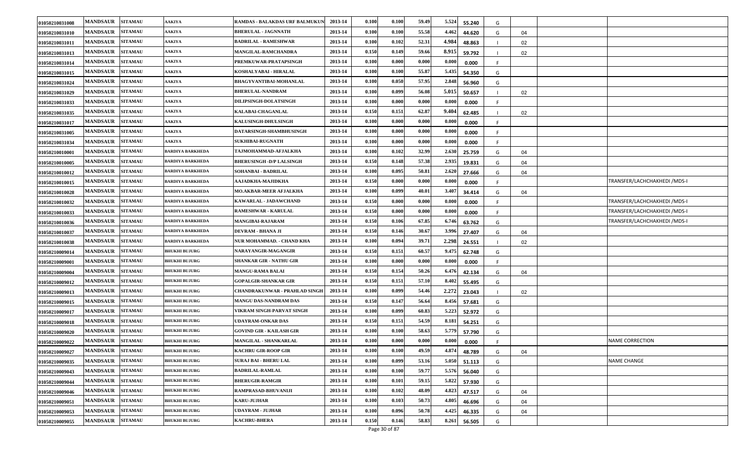| | | | | | | | | | | | | | | |
|---|---|---|---|---|---|---|---|---|---|---|---|---|---|---|
| 01050210031008 | MANDSAUR | SITAMAU | AAKIYA | RAMDAS - BALAKDAS URF BALMUKUN | 2013-14 | 0.100 | 0.100 | 59.49 | 5.524 | 55.240 | G | | | |
| 01050210031010 | MANDSAUR | SITAMAU | AAKIYA | BHERULAL - JAGNNATH | 2013-14 | 0.100 | 0.100 | 55.58 | 4.462 | 44.620 | G | 04 | | |
| 01050210031011 | MANDSAUR | SITAMAU | AAKIYA | BADRILAL - RAMESHWAR | 2013-14 | 0.100 | 0.102 | 52.31 | 4.984 | 48.863 | I | 02 | | |
| 01050210031013 | MANDSAUR | SITAMAU | AAKIYA | MANGILAL-RAMCHANDRA | 2013-14 | 0.150 | 0.149 | 59.66 | 8.915 | 59.792 | I | 02 | | |
| 01050210031014 | MANDSAUR | SITAMAU | AAKIYA | PREMKUWAR-PRATAPSINGH | 2013-14 | 0.100 | 0.000 | 0.000 | 0.000 | 0.000 | F | | | |
| 01050210031015 | MANDSAUR | SITAMAU | AAKIYA | KOSHALYABAI - HIRALAL | 2013-14 | 0.100 | 0.100 | 55.87 | 5.435 | 54.350 | G | | | |
| 01050210031024 | MANDSAUR | SITAMAU | AAKIYA | BHAGYVANTIBAI-MOHANLAL | 2013-14 | 0.100 | 0.050 | 57.95 | 2.848 | 56.960 | G | | | |
| 01050210031029 | MANDSAUR | SITAMAU | AAKIYA | BHERULAL-NANDRAM | 2013-14 | 0.100 | 0.099 | 56.08 | 5.015 | 50.657 | I | 02 | | |
| 01050210031033 | MANDSAUR | SITAMAU | AAKIYA | DILIPSINGH-DOLATSINGH | 2013-14 | 0.100 | 0.000 | 0.000 | 0.000 | 0.000 | F | | | |
| 01050210031035 | MANDSAUR | SITAMAU | AAKIYA | KALABAI-CHAGANLAL | 2013-14 | 0.150 | 0.151 | 62.87 | 9.404 | 62.485 | I | 02 | | |
| 01050210031017 | MANDSAUR | SITAMAU | AAKIYA | KALUSINGH-DHULSINGH | 2013-14 | 0.100 | 0.000 | 0.000 | 0.000 | 0.000 | F | | | |
| 01050210031005 | MANDSAUR | SITAMAU | AAKIYA | DATARSINGH-SHAMBHUSINGH | 2013-14 | 0.100 | 0.000 | 0.000 | 0.000 | 0.000 | F | | | |
| 01050210031034 | MANDSAUR | SITAMAU | AAKIYA | SUKHIBAI-RUGNATH | 2013-14 | 0.100 | 0.000 | 0.000 | 0.000 | 0.000 | F | | | |
| 01050210010001 | MANDSAUR | SITAMAU | BARDIYA BARKHEDA | TAJMOHAMMAD-AFJALKHA | 2013-14 | 0.100 | 0.102 | 32.99 | 2.630 | 25.759 | G | 04 | | |
| 01050210010005 | MANDSAUR | SITAMAU | BARDIYA BARKHEDA | BHERUSINGH -D/P LALSINGH | 2013-14 | 0.150 | 0.148 | 57.38 | 2.935 | 19.831 | G | 04 | | |
| 01050210010012 | MANDSAUR | SITAMAU | BARDIYA BARKHEDA | SOHANBAI - BADRILAL | 2013-14 | 0.100 | 0.095 | 50.81 | 2.620 | 27.666 | G | 04 | | |
| 01050210010015 | MANDSAUR | SITAMAU | BARDIYA BARKHEDA | AAJADKHA-MAJIDKHA | 2013-14 | 0.150 | 0.000 | 0.000 | 0.000 | 0.000 | F | | | TRANSFER/LACHCHAKHEDI /MDS-I |
| 01050210010028 | MANDSAUR | SITAMAU | BARDIYA BARKHEDA | MO.AKBAR-MEER AFJALKHA | 2013-14 | 0.100 | 0.099 | 40.01 | 3.407 | 34.414 | G | 04 | | |
| 01050210010032 | MANDSAUR | SITAMAU | BARDIYA BARKHEDA | KAWARLAL - JADAWCHAND | 2013-14 | 0.150 | 0.000 | 0.000 | 0.000 | 0.000 | F | | | TRANSFER/LACHCHAKHEDI /MDS-I |
| 01050210010033 | MANDSAUR | SITAMAU | BARDIYA BARKHEDA | RAMESHWAR - KARULAL | 2013-14 | 0.150 | 0.000 | 0.000 | 0.000 | 0.000 | F | | | TRANSFER/LACHCHAKHEDI /MDS-I |
| 01050210010036 | MANDSAUR | SITAMAU | BARDIYA BARKHEDA | MANGIBAI-RAJARAM | 2013-14 | 0.150 | 0.106 | 67.85 | 6.746 | 63.762 | G | | | TRANSFER/LACHCHAKHEDI /MDS-I |
| 01050210010037 | MANDSAUR | SITAMAU | BARDIYA BARKHEDA | DEVRAM - BHANA JI | 2013-14 | 0.150 | 0.146 | 30.67 | 3.996 | 27.407 | G | 04 | | |
| 01050210010038 | MANDSAUR | SITAMAU | BARDIYA BARKHEDA | NUR MOHAMMAD. - CHAND KHA | 2013-14 | 0.100 | 0.094 | 39.71 | 2.298 | 24.551 | I | 02 | | |
| 01050210009014 | MANDSAUR | SITAMAU | BHUKHI BUJURG | NARAYANGIR-MAGANGIR | 2013-14 | 0.150 | 0.151 | 60.57 | 9.475 | 62.748 | G | | | |
| 01050210009001 | MANDSAUR | SITAMAU | BHUKHI BUJURG | SHANKAR GIR - NATHU GIR | 2013-14 | 0.100 | 0.000 | 0.000 | 0.000 | 0.000 | F | | | |
| 01050210009004 | MANDSAUR | SITAMAU | BHUKHI BUJURG | MANGU-RAMA BALAI | 2013-14 | 0.150 | 0.154 | 50.26 | 6.476 | 42.134 | G | 04 | | |
| 01050210009012 | MANDSAUR | SITAMAU | BHUKHI BUJURG | GOPALGIR-SHANKAR GIR | 2013-14 | 0.150 | 0.151 | 57.10 | 8.402 | 55.495 | G | | | |
| 01050210009013 | MANDSAUR | SITAMAU | BHUKHI BUJURG | CHANDRAKUNWAR - PRAHLAD SINGH | 2013-14 | 0.100 | 0.099 | 54.46 | 2.272 | 23.043 | I | 02 | | |
| 01050210009015 | MANDSAUR | SITAMAU | BHUKHI BUJURG | MANGU DAS-NANDRAM DAS | 2013-14 | 0.150 | 0.147 | 56.64 | 8.456 | 57.681 | G | | | |
| 01050210009017 | MANDSAUR | SITAMAU | BHUKHI BUJURG | VIKRAM SINGH-PARVAT SINGH | 2013-14 | 0.100 | 0.099 | 60.83 | 5.223 | 52.972 | G | | | |
| 01050210009018 | MANDSAUR | SITAMAU | BHUKHI BUJURG | UDAYRAM-ONKAR DAS | 2013-14 | 0.150 | 0.151 | 54.59 | 8.181 | 54.251 | G | | | |
| 01050210009020 | MANDSAUR | SITAMAU | BHUKHI BUJURG | GOVIND GIR - KAILASH GIR | 2013-14 | 0.100 | 0.100 | 58.63 | 5.779 | 57.790 | G | | | |
| 01050210009022 | MANDSAUR | SITAMAU | BHUKHI BUJURG | MANGILAL - SHANKARLAL | 2013-14 | 0.100 | 0.000 | 0.000 | 0.000 | 0.000 | F | | | NAME CORRECTION |
| 01050210009027 | MANDSAUR | SITAMAU | BHUKHI BUJURG | KACHRU GIR-ROOP GIR | 2013-14 | 0.100 | 0.100 | 49.59 | 4.874 | 48.789 | G | 04 | | |
| 01050210009035 | MANDSAUR | SITAMAU | BHUKHI BUJURG | SURAJ BAI - BHERU LAL | 2013-14 | 0.100 | 0.099 | 53.16 | 5.050 | 51.113 | G | | | NAME CHANGE |
| 01050210009043 | MANDSAUR | SITAMAU | BHUKHI BUJURG | BADRILAL-RAMLAL | 2013-14 | 0.100 | 0.100 | 59.77 | 5.576 | 56.040 | G | | | |
| 01050210009044 | MANDSAUR | SITAMAU | BHUKHI BUJURG | BHERUGIR-RAMGIR | 2013-14 | 0.100 | 0.101 | 59.15 | 5.822 | 57.930 | G | | | |
| 01050210009046 | MANDSAUR | SITAMAU | BHUKHI BUJURG | RAMPRASAD-BHUVANIJI | 2013-14 | 0.100 | 0.102 | 48.09 | 4.823 | 47.517 | G | 04 | | |
| 01050210009051 | MANDSAUR | SITAMAU | BHUKHI BUJURG | KARU-JUJHAR | 2013-14 | 0.100 | 0.103 | 50.73 | 4.805 | 46.696 | G | 04 | | |
| 01050210009053 | MANDSAUR | SITAMAU | BHUKHI BUJURG | UDAYRAM - JUJHAR | 2013-14 | 0.100 | 0.096 | 50.78 | 4.425 | 46.335 | G | 04 | | |
| 01050210009055 | MANDSAUR | SITAMAU | BHUKHI BUJURG | KACHRU-BHERA | 2013-14 | 0.150 | 0.146 | 58.83 | 8.261 | 56.505 | G | | | |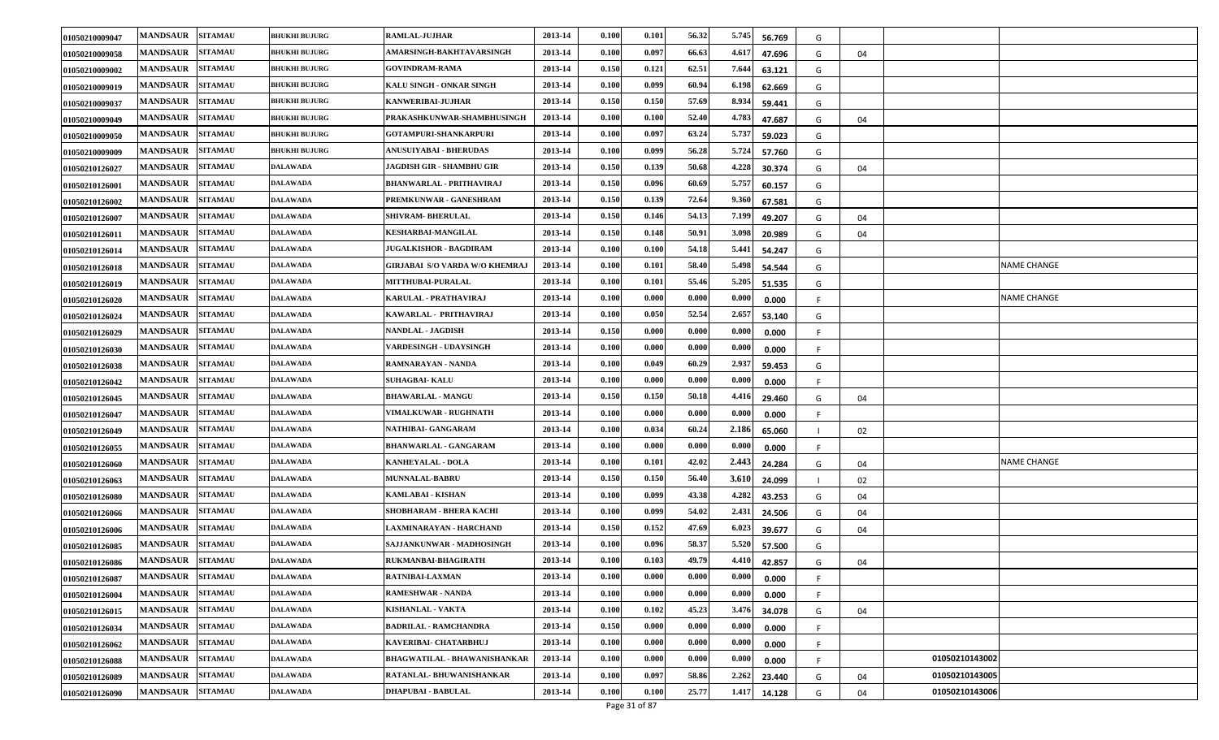| | | | | | | | | | | | | | | |
|---|---|---|---|---|---|---|---|---|---|---|---|---|---|---|
| 01050210009047 | MANDSAUR | SITAMAU | BHUKHI BUJURG | RAMLAL-JUJHAR | 2013-14 | 0.100 | 0.101 | 56.32 | 5.745 | 56.769 | G | | | |
| 01050210009058 | MANDSAUR | SITAMAU | BHUKHI BUJURG | AMARSINGH-BAKHTAVARSINGH | 2013-14 | 0.100 | 0.097 | 66.63 | 4.617 | 47.696 | G | 04 | | |
| 01050210009002 | MANDSAUR | SITAMAU | BHUKHI BUJURG | GOVINDRAM-RAMA | 2013-14 | 0.150 | 0.121 | 62.51 | 7.644 | 63.121 | G | | | |
| 01050210009019 | MANDSAUR | SITAMAU | BHUKHI BUJURG | KALU SINGH - ONKAR SINGH | 2013-14 | 0.100 | 0.099 | 60.94 | 6.198 | 62.669 | G | | | |
| 01050210009037 | MANDSAUR | SITAMAU | BHUKHI BUJURG | KANWERIBAI-JUJHAR | 2013-14 | 0.150 | 0.150 | 57.69 | 8.934 | 59.441 | G | | | |
| 01050210009049 | MANDSAUR | SITAMAU | BHUKHI BUJURG | PRAKASHKUNWAR-SHAMBHUSINGH | 2013-14 | 0.100 | 0.100 | 52.40 | 4.783 | 47.687 | G | 04 | | |
| 01050210009050 | MANDSAUR | SITAMAU | BHUKHI BUJURG | GOTAMPURI-SHANKARPURI | 2013-14 | 0.100 | 0.097 | 63.24 | 5.737 | 59.023 | G | | | |
| 01050210009009 | MANDSAUR | SITAMAU | BHUKHI BUJURG | ANUSUIYABAI - BHERUDAS | 2013-14 | 0.100 | 0.099 | 56.28 | 5.724 | 57.760 | G | | | |
| 01050210126027 | MANDSAUR | SITAMAU | DALAWADA | JAGDISH GIR - SHAMBHU GIR | 2013-14 | 0.150 | 0.139 | 50.68 | 4.228 | 30.374 | G | 04 | | |
| 01050210126001 | MANDSAUR | SITAMAU | DALAWADA | BHANWARLAL - PRITHAVIRAJ | 2013-14 | 0.150 | 0.096 | 60.69 | 5.757 | 60.157 | G | | | |
| 01050210126002 | MANDSAUR | SITAMAU | DALAWADA | PREMKUNWAR - GANESHRAM | 2013-14 | 0.150 | 0.139 | 72.64 | 9.360 | 67.581 | G | | | |
| 01050210126007 | MANDSAUR | SITAMAU | DALAWADA | SHIVRAM- BHERULAL | 2013-14 | 0.150 | 0.146 | 54.13 | 7.199 | 49.207 | G | 04 | | |
| 01050210126011 | MANDSAUR | SITAMAU | DALAWADA | KESHARBAI-MANGILAL | 2013-14 | 0.150 | 0.148 | 50.91 | 3.098 | 20.989 | G | 04 | | |
| 01050210126014 | MANDSAUR | SITAMAU | DALAWADA | JUGALKISHOR - BAGDIRAM | 2013-14 | 0.100 | 0.100 | 54.18 | 5.441 | 54.247 | G | | | |
| 01050210126018 | MANDSAUR | SITAMAU | DALAWADA | GIRJABAI S/O VARDA W/O KHEMRAJ | 2013-14 | 0.100 | 0.101 | 58.40 | 5.498 | 54.544 | G | | | NAME CHANGE |
| 01050210126019 | MANDSAUR | SITAMAU | DALAWADA | MITTHUBAI-PURALAL | 2013-14 | 0.100 | 0.101 | 55.46 | 5.205 | 51.535 | G | | | |
| 01050210126020 | MANDSAUR | SITAMAU | DALAWADA | KARULAL - PRATHAVIRAJ | 2013-14 | 0.100 | 0.000 | 0.000 | 0.000 | 0.000 | F | | | NAME CHANGE |
| 01050210126024 | MANDSAUR | SITAMAU | DALAWADA | KAWARLAL - PRITHAVIRAJ | 2013-14 | 0.100 | 0.050 | 52.54 | 2.657 | 53.140 | G | | | |
| 01050210126029 | MANDSAUR | SITAMAU | DALAWADA | NANDLAL - JAGDISH | 2013-14 | 0.150 | 0.000 | 0.000 | 0.000 | 0.000 | F | | | |
| 01050210126030 | MANDSAUR | SITAMAU | DALAWADA | VARDESINGH - UDAYSINGH | 2013-14 | 0.100 | 0.000 | 0.000 | 0.000 | 0.000 | F | | | |
| 01050210126038 | MANDSAUR | SITAMAU | DALAWADA | RAMNARAYAN - NANDA | 2013-14 | 0.100 | 0.049 | 60.29 | 2.937 | 59.453 | G | | | |
| 01050210126042 | MANDSAUR | SITAMAU | DALAWADA | SUHAGBAI- KALU | 2013-14 | 0.100 | 0.000 | 0.000 | 0.000 | 0.000 | F | | | |
| 01050210126045 | MANDSAUR | SITAMAU | DALAWADA | BHAWARLAL - MANGU | 2013-14 | 0.150 | 0.150 | 50.18 | 4.416 | 29.460 | G | 04 | | |
| 01050210126047 | MANDSAUR | SITAMAU | DALAWADA | VIMALKUWAR - RUGHNATH | 2013-14 | 0.100 | 0.000 | 0.000 | 0.000 | 0.000 | F | | | |
| 01050210126049 | MANDSAUR | SITAMAU | DALAWADA | NATHIBAI- GANGARAM | 2013-14 | 0.100 | 0.034 | 60.24 | 2.186 | 65.060 | I | 02 | | |
| 01050210126055 | MANDSAUR | SITAMAU | DALAWADA | BHANWARLAL - GANGARAM | 2013-14 | 0.100 | 0.000 | 0.000 | 0.000 | 0.000 | F | | | |
| 01050210126060 | MANDSAUR | SITAMAU | DALAWADA | KANHEYALAL - DOLA | 2013-14 | 0.100 | 0.101 | 42.02 | 2.443 | 24.284 | G | 04 | | NAME CHANGE |
| 01050210126063 | MANDSAUR | SITAMAU | DALAWADA | MUNNALAL-BABRU | 2013-14 | 0.150 | 0.150 | 56.40 | 3.610 | 24.099 | I | 02 | | |
| 01050210126080 | MANDSAUR | SITAMAU | DALAWADA | KAMLABAI - KISHAN | 2013-14 | 0.100 | 0.099 | 43.38 | 4.282 | 43.253 | G | 04 | | |
| 01050210126066 | MANDSAUR | SITAMAU | DALAWADA | SHOBHARAM - BHERA KACHI | 2013-14 | 0.100 | 0.099 | 54.02 | 2.431 | 24.506 | G | 04 | | |
| 01050210126006 | MANDSAUR | SITAMAU | DALAWADA | LAXMINARAYAN - HARCHAND | 2013-14 | 0.150 | 0.152 | 47.69 | 6.023 | 39.677 | G | 04 | | |
| 01050210126085 | MANDSAUR | SITAMAU | DALAWADA | SAJJANKUNWAR - MADHOSINGH | 2013-14 | 0.100 | 0.096 | 58.37 | 5.520 | 57.500 | G | | | |
| 01050210126086 | MANDSAUR | SITAMAU | DALAWADA | RUKMANBAI-BHAGIRATH | 2013-14 | 0.100 | 0.103 | 49.79 | 4.410 | 42.857 | G | 04 | | |
| 01050210126087 | MANDSAUR | SITAMAU | DALAWADA | RATNIBAI-LAXMAN | 2013-14 | 0.100 | 0.000 | 0.000 | 0.000 | 0.000 | F | | | |
| 01050210126004 | MANDSAUR | SITAMAU | DALAWADA | RAMESHWAR - NANDA | 2013-14 | 0.100 | 0.000 | 0.000 | 0.000 | 0.000 | F | | | |
| 01050210126015 | MANDSAUR | SITAMAU | DALAWADA | KISHANLAL - VAKTA | 2013-14 | 0.100 | 0.102 | 45.23 | 3.476 | 34.078 | G | 04 | | |
| 01050210126034 | MANDSAUR | SITAMAU | DALAWADA | BADRILAL - RAMCHANDRA | 2013-14 | 0.150 | 0.000 | 0.000 | 0.000 | 0.000 | F | | | |
| 01050210126062 | MANDSAUR | SITAMAU | DALAWADA | KAVERIBAI- CHATARBHUJ | 2013-14 | 0.100 | 0.000 | 0.000 | 0.000 | 0.000 | F | | | |
| 01050210126088 | MANDSAUR | SITAMAU | DALAWADA | BHAGWATILAL - BHAWANISHANKAR | 2013-14 | 0.100 | 0.000 | 0.000 | 0.000 | 0.000 | F | | 01050210143002 | |
| 01050210126089 | MANDSAUR | SITAMAU | DALAWADA | RATANLAL- BHUWANISHANKAR | 2013-14 | 0.100 | 0.097 | 58.86 | 2.262 | 23.440 | G | 04 | 01050210143005 | |
| 01050210126090 | MANDSAUR | SITAMAU | DALAWADA | DHAPUBAI - BABULAL | 2013-14 | 0.100 | 0.100 | 25.77 | 1.417 | 14.128 | G | 04 | 01050210143006 | |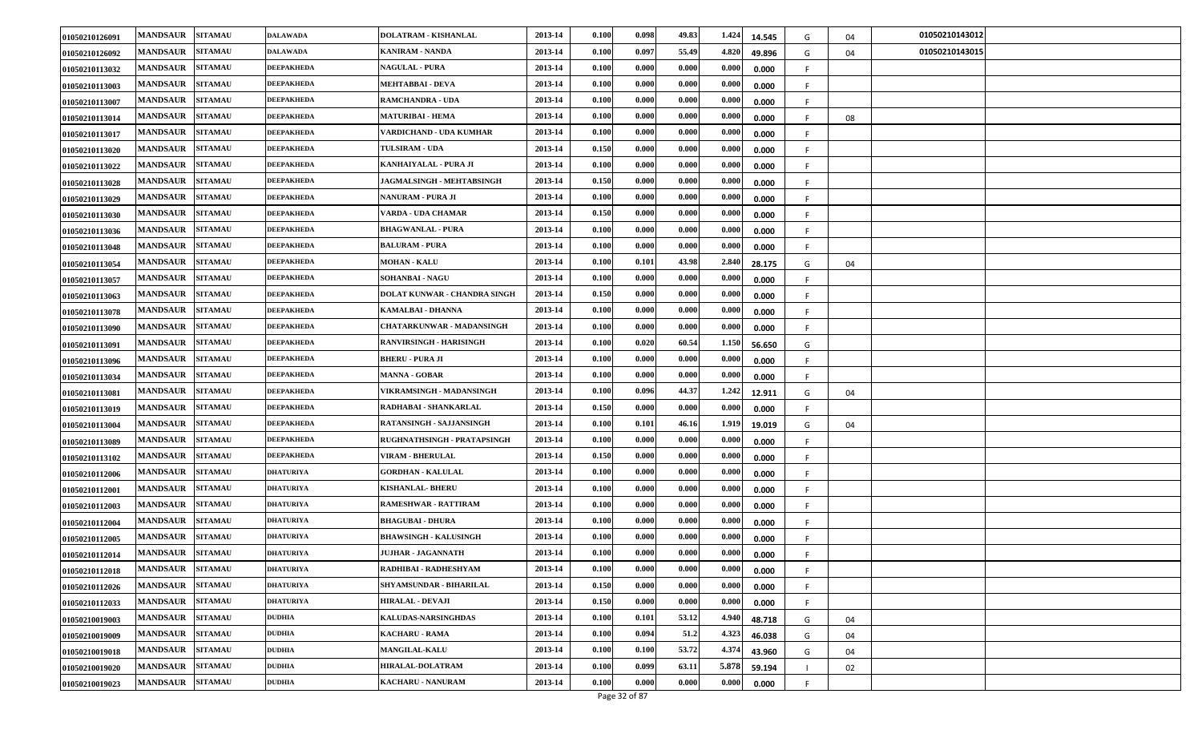| | | | | | | | | | | | | | | |
|---|---|---|---|---|---|---|---|---|---|---|---|---|---|---|
| 01050210126091 | MANDSAUR | SITAMAU | DALAWADA | DOLATRAM - KISHANLAL | 2013-14 | 0.100 | 0.098 | 49.83 | 1.424 | 14.545 | G | 04 | 01050210143012 | |
| 01050210126092 | MANDSAUR | SITAMAU | DALAWADA | KANIRAM - NANDA | 2013-14 | 0.100 | 0.097 | 55.49 | 4.820 | 49.896 | G | 04 | 01050210143015 | |
| 01050210113032 | MANDSAUR | SITAMAU | DEEPAKHEDA | NAGULAL - PURA | 2013-14 | 0.100 | 0.000 | 0.000 | 0.000 | 0.000 | F | | | |
| 01050210113003 | MANDSAUR | SITAMAU | DEEPAKHEDA | MEHTABBAI - DEVA | 2013-14 | 0.100 | 0.000 | 0.000 | 0.000 | 0.000 | F | | | |
| 01050210113007 | MANDSAUR | SITAMAU | DEEPAKHEDA | RAMCHANDRA - UDA | 2013-14 | 0.100 | 0.000 | 0.000 | 0.000 | 0.000 | F | | | |
| 01050210113014 | MANDSAUR | SITAMAU | DEEPAKHEDA | MATURIBAI - HEMA | 2013-14 | 0.100 | 0.000 | 0.000 | 0.000 | 0.000 | F | 08 | | |
| 01050210113017 | MANDSAUR | SITAMAU | DEEPAKHEDA | VARDICHAND - UDA KUMHAR | 2013-14 | 0.100 | 0.000 | 0.000 | 0.000 | 0.000 | F | | | |
| 01050210113020 | MANDSAUR | SITAMAU | DEEPAKHEDA | TULSIRAM - UDA | 2013-14 | 0.150 | 0.000 | 0.000 | 0.000 | 0.000 | F | | | |
| 01050210113022 | MANDSAUR | SITAMAU | DEEPAKHEDA | KANHAIYALAL - PURA JI | 2013-14 | 0.100 | 0.000 | 0.000 | 0.000 | 0.000 | F | | | |
| 01050210113028 | MANDSAUR | SITAMAU | DEEPAKHEDA | JAGMALSINGH - MEHTABSINGH | 2013-14 | 0.150 | 0.000 | 0.000 | 0.000 | 0.000 | F | | | |
| 01050210113029 | MANDSAUR | SITAMAU | DEEPAKHEDA | NANURAM - PURA JI | 2013-14 | 0.100 | 0.000 | 0.000 | 0.000 | 0.000 | F | | | |
| 01050210113030 | MANDSAUR | SITAMAU | DEEPAKHEDA | VARDA - UDA CHAMAR | 2013-14 | 0.150 | 0.000 | 0.000 | 0.000 | 0.000 | F | | | |
| 01050210113036 | MANDSAUR | SITAMAU | DEEPAKHEDA | BHAGWANLAL - PURA | 2013-14 | 0.100 | 0.000 | 0.000 | 0.000 | 0.000 | F | | | |
| 01050210113048 | MANDSAUR | SITAMAU | DEEPAKHEDA | BALURAM - PURA | 2013-14 | 0.100 | 0.000 | 0.000 | 0.000 | 0.000 | F | | | |
| 01050210113054 | MANDSAUR | SITAMAU | DEEPAKHEDA | MOHAN - KALU | 2013-14 | 0.100 | 0.101 | 43.98 | 2.840 | 28.175 | G | 04 | | |
| 01050210113057 | MANDSAUR | SITAMAU | DEEPAKHEDA | SOHANBAI - NAGU | 2013-14 | 0.100 | 0.000 | 0.000 | 0.000 | 0.000 | F | | | |
| 01050210113063 | MANDSAUR | SITAMAU | DEEPAKHEDA | DOLAT KUNWAR - CHANDRA SINGH | 2013-14 | 0.150 | 0.000 | 0.000 | 0.000 | 0.000 | F | | | |
| 01050210113078 | MANDSAUR | SITAMAU | DEEPAKHEDA | KAMALBAI - DHANNA | 2013-14 | 0.100 | 0.000 | 0.000 | 0.000 | 0.000 | F | | | |
| 01050210113090 | MANDSAUR | SITAMAU | DEEPAKHEDA | CHATARKUNWAR - MADANSINGH | 2013-14 | 0.100 | 0.000 | 0.000 | 0.000 | 0.000 | F | | | |
| 01050210113091 | MANDSAUR | SITAMAU | DEEPAKHEDA | RANVIRSINGH - HARISINGH | 2013-14 | 0.100 | 0.020 | 60.54 | 1.150 | 56.650 | G | | | |
| 01050210113096 | MANDSAUR | SITAMAU | DEEPAKHEDA | BHERU - PURA JI | 2013-14 | 0.100 | 0.000 | 0.000 | 0.000 | 0.000 | F | | | |
| 01050210113034 | MANDSAUR | SITAMAU | DEEPAKHEDA | MANNA - GOBAR | 2013-14 | 0.100 | 0.000 | 0.000 | 0.000 | 0.000 | F | | | |
| 01050210113081 | MANDSAUR | SITAMAU | DEEPAKHEDA | VIKRAMSINGH - MADANSINGH | 2013-14 | 0.100 | 0.096 | 44.37 | 1.242 | 12.911 | G | 04 | | |
| 01050210113019 | MANDSAUR | SITAMAU | DEEPAKHEDA | RADHABAI - SHANKARLAL | 2013-14 | 0.150 | 0.000 | 0.000 | 0.000 | 0.000 | F | | | |
| 01050210113004 | MANDSAUR | SITAMAU | DEEPAKHEDA | RATANSINGH - SAJJANSINGH | 2013-14 | 0.100 | 0.101 | 46.16 | 1.919 | 19.019 | G | 04 | | |
| 01050210113089 | MANDSAUR | SITAMAU | DEEPAKHEDA | RUGHNATHSINGH - PRATAPSINGH | 2013-14 | 0.100 | 0.000 | 0.000 | 0.000 | 0.000 | F | | | |
| 01050210113102 | MANDSAUR | SITAMAU | DEEPAKHEDA | VIRAM - BHERULAL | 2013-14 | 0.150 | 0.000 | 0.000 | 0.000 | 0.000 | F | | | |
| 01050210112006 | MANDSAUR | SITAMAU | DHATURIYA | GORDHAN - KALULAL | 2013-14 | 0.100 | 0.000 | 0.000 | 0.000 | 0.000 | F | | | |
| 01050210112001 | MANDSAUR | SITAMAU | DHATURIYA | KISHANLAL- BHERU | 2013-14 | 0.100 | 0.000 | 0.000 | 0.000 | 0.000 | F | | | |
| 01050210112003 | MANDSAUR | SITAMAU | DHATURIYA | RAMESHWAR - RATTIRAM | 2013-14 | 0.100 | 0.000 | 0.000 | 0.000 | 0.000 | F | | | |
| 01050210112004 | MANDSAUR | SITAMAU | DHATURIYA | BHAGUBAI - DHURA | 2013-14 | 0.100 | 0.000 | 0.000 | 0.000 | 0.000 | F | | | |
| 01050210112005 | MANDSAUR | SITAMAU | DHATURIYA | BHAWSINGH - KALUSINGH | 2013-14 | 0.100 | 0.000 | 0.000 | 0.000 | 0.000 | F | | | |
| 01050210112014 | MANDSAUR | SITAMAU | DHATURIYA | JUJHAR - JAGANNATH | 2013-14 | 0.100 | 0.000 | 0.000 | 0.000 | 0.000 | F | | | |
| 01050210112018 | MANDSAUR | SITAMAU | DHATURIYA | RADHIBAI - RADHESHYAM | 2013-14 | 0.100 | 0.000 | 0.000 | 0.000 | 0.000 | F | | | |
| 01050210112026 | MANDSAUR | SITAMAU | DHATURIYA | SHYAMSUNDAR - BIHARILAL | 2013-14 | 0.150 | 0.000 | 0.000 | 0.000 | 0.000 | F | | | |
| 01050210112033 | MANDSAUR | SITAMAU | DHATURIYA | HIRALAL - DEVAJI | 2013-14 | 0.150 | 0.000 | 0.000 | 0.000 | 0.000 | F | | | |
| 01050210019003 | MANDSAUR | SITAMAU | DUDHIA | KALUDAS-NARSINGHDAS | 2013-14 | 0.100 | 0.101 | 53.12 | 4.940 | 48.718 | G | 04 | | |
| 01050210019009 | MANDSAUR | SITAMAU | DUDHIA | KACHARU - RAMA | 2013-14 | 0.100 | 0.094 | 51.2 | 4.323 | 46.038 | G | 04 | | |
| 01050210019018 | MANDSAUR | SITAMAU | DUDHIA | MANGILAL-KALU | 2013-14 | 0.100 | 0.100 | 53.72 | 4.374 | 43.960 | G | 04 | | |
| 01050210019020 | MANDSAUR | SITAMAU | DUDHIA | HIRALAL-DOLATRAM | 2013-14 | 0.100 | 0.099 | 63.11 | 5.878 | 59.194 | I | 02 | | |
| 01050210019023 | MANDSAUR | SITAMAU | DUDHIA | KACHARU - NANURAM | 2013-14 | 0.100 | 0.000 | 0.000 | 0.000 | 0.000 | F | | | |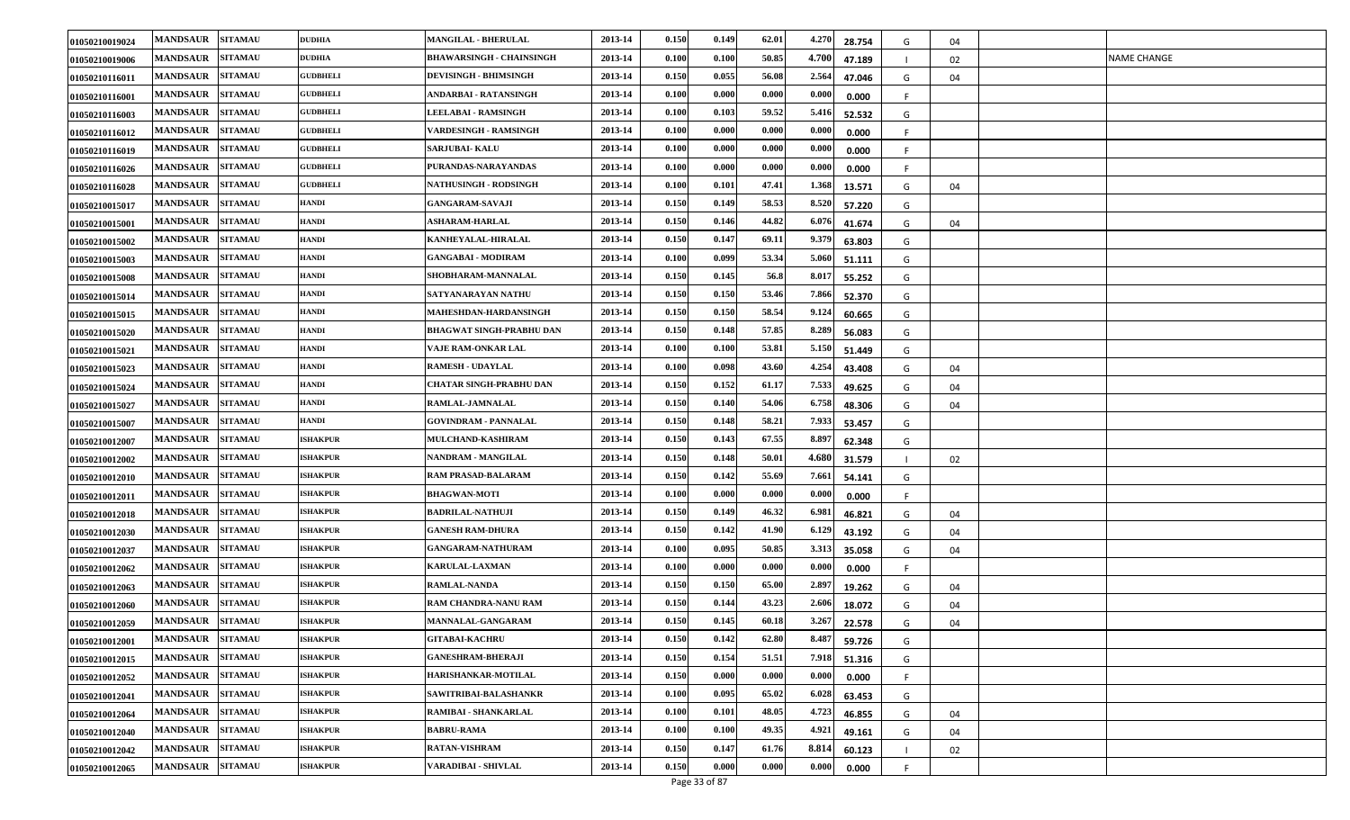| | | | | | | | | | | | | | | |
|---|---|---|---|---|---|---|---|---|---|---|---|---|---|---|
| 01050210019024 | MANDSAUR | SITAMAU | DUDHIA | MANGILAL - BHERULAL | 2013-14 | 0.150 | 0.149 | 62.01 | 4.270 | 28.754 | G | 04 | | |
| 01050210019006 | MANDSAUR | SITAMAU | DUDHIA | BHAWARSINGH - CHAINSINGH | 2013-14 | 0.100 | 0.100 | 50.85 | 4.700 | 47.189 | I | 02 | | NAME CHANGE |
| 01050210116011 | MANDSAUR | SITAMAU | GUDBHELI | DEVISINGH - BHIMSINGH | 2013-14 | 0.150 | 0.055 | 56.08 | 2.564 | 47.046 | G | 04 | | |
| 01050210116001 | MANDSAUR | SITAMAU | GUDBHELI | ANDARBAI - RATANSINGH | 2013-14 | 0.100 | 0.000 | 0.000 | 0.000 | 0.000 | F | | | |
| 01050210116003 | MANDSAUR | SITAMAU | GUDBHELI | LEELABAI - RAMSINGH | 2013-14 | 0.100 | 0.103 | 59.52 | 5.416 | 52.532 | G | | | |
| 01050210116012 | MANDSAUR | SITAMAU | GUDBHELI | VARDESINGH - RAMSINGH | 2013-14 | 0.100 | 0.000 | 0.000 | 0.000 | 0.000 | F | | | |
| 01050210116019 | MANDSAUR | SITAMAU | GUDBHELI | SARJUBAI- KALU | 2013-14 | 0.100 | 0.000 | 0.000 | 0.000 | 0.000 | F | | | |
| 01050210116026 | MANDSAUR | SITAMAU | GUDBHELI | PURANDAS-NARAYANDAS | 2013-14 | 0.100 | 0.000 | 0.000 | 0.000 | 0.000 | F | | | |
| 01050210116028 | MANDSAUR | SITAMAU | GUDBHELI | NATHUSINGH - RODSINGH | 2013-14 | 0.100 | 0.101 | 47.41 | 1.368 | 13.571 | G | 04 | | |
| 01050210015017 | MANDSAUR | SITAMAU | HANDI | GANGARAM-SAVAJI | 2013-14 | 0.150 | 0.149 | 58.53 | 8.520 | 57.220 | G | | | |
| 01050210015001 | MANDSAUR | SITAMAU | HANDI | ASHARAM-HARLAL | 2013-14 | 0.150 | 0.146 | 44.82 | 6.076 | 41.674 | G | 04 | | |
| 01050210015002 | MANDSAUR | SITAMAU | HANDI | KANHEYALAL-HIRALAL | 2013-14 | 0.150 | 0.147 | 69.11 | 9.379 | 63.803 | G | | | |
| 01050210015003 | MANDSAUR | SITAMAU | HANDI | GANGABAI - MODIRAM | 2013-14 | 0.100 | 0.099 | 53.34 | 5.060 | 51.111 | G | | | |
| 01050210015008 | MANDSAUR | SITAMAU | HANDI | SHOBHARAM-MANNALAL | 2013-14 | 0.150 | 0.145 | 56.8 | 8.017 | 55.252 | G | | | |
| 01050210015014 | MANDSAUR | SITAMAU | HANDI | SATYANARAYAN NATHU | 2013-14 | 0.150 | 0.150 | 53.46 | 7.866 | 52.370 | G | | | |
| 01050210015015 | MANDSAUR | SITAMAU | HANDI | MAHESHDAN-HARDANSINGH | 2013-14 | 0.150 | 0.150 | 58.54 | 9.124 | 60.665 | G | | | |
| 01050210015020 | MANDSAUR | SITAMAU | HANDI | BHAGWAT SINGH-PRABHU DAN | 2013-14 | 0.150 | 0.148 | 57.85 | 8.289 | 56.083 | G | | | |
| 01050210015021 | MANDSAUR | SITAMAU | HANDI | VAJE RAM-ONKAR LAL | 2013-14 | 0.100 | 0.100 | 53.81 | 5.150 | 51.449 | G | | | |
| 01050210015023 | MANDSAUR | SITAMAU | HANDI | RAMESH - UDAYLAL | 2013-14 | 0.100 | 0.098 | 43.60 | 4.254 | 43.408 | G | 04 | | |
| 01050210015024 | MANDSAUR | SITAMAU | HANDI | CHATAR SINGH-PRABHU DAN | 2013-14 | 0.150 | 0.152 | 61.17 | 7.533 | 49.625 | G | 04 | | |
| 01050210015027 | MANDSAUR | SITAMAU | HANDI | RAMLAL-JAMNALAL | 2013-14 | 0.150 | 0.140 | 54.06 | 6.758 | 48.306 | G | 04 | | |
| 01050210015007 | MANDSAUR | SITAMAU | HANDI | GOVINDRAM - PANNALAL | 2013-14 | 0.150 | 0.148 | 58.21 | 7.933 | 53.457 | G | | | |
| 01050210012007 | MANDSAUR | SITAMAU | ISHAKPUR | MULCHAND-KASHIRAM | 2013-14 | 0.150 | 0.143 | 67.55 | 8.897 | 62.348 | G | | | |
| 01050210012002 | MANDSAUR | SITAMAU | ISHAKPUR | NANDRAM - MANGILAL | 2013-14 | 0.150 | 0.148 | 50.01 | 4.680 | 31.579 | I | 02 | | |
| 01050210012010 | MANDSAUR | SITAMAU | ISHAKPUR | RAM PRASAD-BALARAM | 2013-14 | 0.150 | 0.142 | 55.69 | 7.661 | 54.141 | G | | | |
| 01050210012011 | MANDSAUR | SITAMAU | ISHAKPUR | BHAGWAN-MOTI | 2013-14 | 0.100 | 0.000 | 0.000 | 0.000 | 0.000 | F | | | |
| 01050210012018 | MANDSAUR | SITAMAU | ISHAKPUR | BADRILAL-NATHUJI | 2013-14 | 0.150 | 0.149 | 46.32 | 6.981 | 46.821 | G | 04 | | |
| 01050210012030 | MANDSAUR | SITAMAU | ISHAKPUR | GANESH RAM-DHURA | 2013-14 | 0.150 | 0.142 | 41.90 | 6.129 | 43.192 | G | 04 | | |
| 01050210012037 | MANDSAUR | SITAMAU | ISHAKPUR | GANGARAM-NATHURAM | 2013-14 | 0.100 | 0.095 | 50.85 | 3.313 | 35.058 | G | 04 | | |
| 01050210012062 | MANDSAUR | SITAMAU | ISHAKPUR | KARULAL-LAXMAN | 2013-14 | 0.100 | 0.000 | 0.000 | 0.000 | 0.000 | F | | | |
| 01050210012063 | MANDSAUR | SITAMAU | ISHAKPUR | RAMLAL-NANDA | 2013-14 | 0.150 | 0.150 | 65.00 | 2.897 | 19.262 | G | 04 | | |
| 01050210012060 | MANDSAUR | SITAMAU | ISHAKPUR | RAM CHANDRA-NANU RAM | 2013-14 | 0.150 | 0.144 | 43.23 | 2.606 | 18.072 | G | 04 | | |
| 01050210012059 | MANDSAUR | SITAMAU | ISHAKPUR | MANNALAL-GANGARAM | 2013-14 | 0.150 | 0.145 | 60.18 | 3.267 | 22.578 | G | 04 | | |
| 01050210012001 | MANDSAUR | SITAMAU | ISHAKPUR | GITABAI-KACHRU | 2013-14 | 0.150 | 0.142 | 62.80 | 8.487 | 59.726 | G | | | |
| 01050210012015 | MANDSAUR | SITAMAU | ISHAKPUR | GANESHRAM-BHERAJI | 2013-14 | 0.150 | 0.154 | 51.51 | 7.918 | 51.316 | G | | | |
| 01050210012052 | MANDSAUR | SITAMAU | ISHAKPUR | HARISHANKAR-MOTILAL | 2013-14 | 0.150 | 0.000 | 0.000 | 0.000 | 0.000 | F | | | |
| 01050210012041 | MANDSAUR | SITAMAU | ISHAKPUR | SAWITRIBAI-BALASHANKR | 2013-14 | 0.100 | 0.095 | 65.02 | 6.028 | 63.453 | G | | | |
| 01050210012064 | MANDSAUR | SITAMAU | ISHAKPUR | RAMIBAI - SHANKARLAL | 2013-14 | 0.100 | 0.101 | 48.05 | 4.723 | 46.855 | G | 04 | | |
| 01050210012040 | MANDSAUR | SITAMAU | ISHAKPUR | BABRU-RAMA | 2013-14 | 0.100 | 0.100 | 49.35 | 4.921 | 49.161 | G | 04 | | |
| 01050210012042 | MANDSAUR | SITAMAU | ISHAKPUR | RATAN-VISHRAM | 2013-14 | 0.150 | 0.147 | 61.76 | 8.814 | 60.123 | I | 02 | | |
| 01050210012065 | MANDSAUR | SITAMAU | ISHAKPUR | VARADIBAI - SHIVLAL | 2013-14 | 0.150 | 0.000 | 0.000 | 0.000 | 0.000 | F | | | |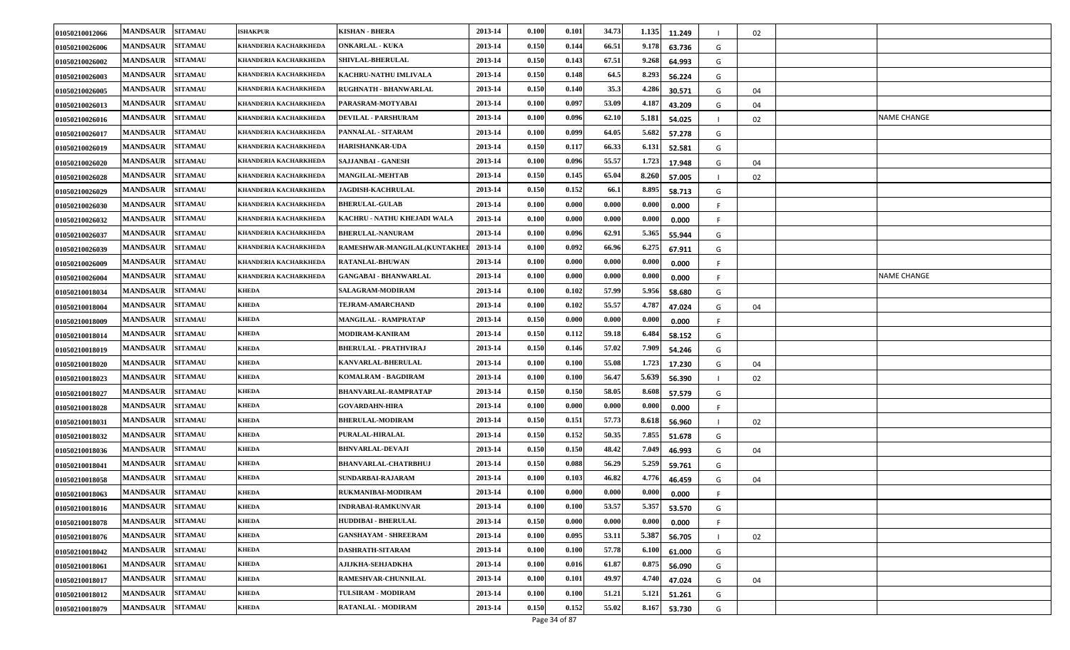| | | | | | | | | | | | | | | | |
|---|---|---|---|---|---|---|---|---|---|---|---|---|---|---|---|
| 01050210012066 | MANDSAUR | SITAMAU | ISHAKPUR | KISHAN - BHERA | 2013-14 | 0.100 | 0.101 | 34.73 | 1.135 | 11.249 | I | 02 | | |
| 01050210026006 | MANDSAUR | SITAMAU | KHANDERIA KACHARKHEDA | ONKARLAL - KUKA | 2013-14 | 0.150 | 0.144 | 66.51 | 9.178 | 63.736 | G | | | |
| 01050210026002 | MANDSAUR | SITAMAU | KHANDERIA KACHARKHEDA | SHIVLAL-BHERULAL | 2013-14 | 0.150 | 0.143 | 67.51 | 9.268 | 64.993 | G | | | |
| 01050210026003 | MANDSAUR | SITAMAU | KHANDERIA KACHARKHEDA | KACHRU-NATHU IMLIVALA | 2013-14 | 0.150 | 0.148 | 64.5 | 8.293 | 56.224 | G | | | |
| 01050210026005 | MANDSAUR | SITAMAU | KHANDERIA KACHARKHEDA | RUGHNATH - BHANWARLAL | 2013-14 | 0.150 | 0.140 | 35.3 | 4.286 | 30.571 | G | 04 | | |
| 01050210026013 | MANDSAUR | SITAMAU | KHANDERIA KACHARKHEDA | PARASRAM-MOTYABAI | 2013-14 | 0.100 | 0.097 | 53.09 | 4.187 | 43.209 | G | 04 | | |
| 01050210026016 | MANDSAUR | SITAMAU | KHANDERIA KACHARKHEDA | DEVILAL - PARSHURAM | 2013-14 | 0.100 | 0.096 | 62.10 | 5.181 | 54.025 | I | 02 | | NAME CHANGE |
| 01050210026017 | MANDSAUR | SITAMAU | KHANDERIA KACHARKHEDA | PANNALAL - SITARAM | 2013-14 | 0.100 | 0.099 | 64.05 | 5.682 | 57.278 | G | | | |
| 01050210026019 | MANDSAUR | SITAMAU | KHANDERIA KACHARKHEDA | HARISHANKAR-UDA | 2013-14 | 0.150 | 0.117 | 66.33 | 6.131 | 52.581 | G | | | |
| 01050210026020 | MANDSAUR | SITAMAU | KHANDERIA KACHARKHEDA | SAJJANBAI - GANESH | 2013-14 | 0.100 | 0.096 | 55.57 | 1.723 | 17.948 | G | 04 | | |
| 01050210026028 | MANDSAUR | SITAMAU | KHANDERIA KACHARKHEDA | MANGILAL-MEHTAB | 2013-14 | 0.150 | 0.145 | 65.04 | 8.260 | 57.005 | I | 02 | | |
| 01050210026029 | MANDSAUR | SITAMAU | KHANDERIA KACHARKHEDA | JAGDISH-KACHRULAL | 2013-14 | 0.150 | 0.152 | 66.1 | 8.895 | 58.713 | G | | | |
| 01050210026030 | MANDSAUR | SITAMAU | KHANDERIA KACHARKHEDA | BHERULAL-GULAB | 2013-14 | 0.100 | 0.000 | 0.000 | 0.000 | 0.000 | F | | | |
| 01050210026032 | MANDSAUR | SITAMAU | KHANDERIA KACHARKHEDA | KACHRU - NATHU KHEJADI WALA | 2013-14 | 0.100 | 0.000 | 0.000 | 0.000 | 0.000 | F | | | |
| 01050210026037 | MANDSAUR | SITAMAU | KHANDERIA KACHARKHEDA | BHERULAL-NANURAM | 2013-14 | 0.100 | 0.096 | 62.91 | 5.365 | 55.944 | G | | | |
| 01050210026039 | MANDSAUR | SITAMAU | KHANDERIA KACHARKHEDA | RAMESHWAR-MANGILAL(KUNTAKHEI | 2013-14 | 0.100 | 0.092 | 66.96 | 6.275 | 67.911 | G | | | |
| 01050210026009 | MANDSAUR | SITAMAU | KHANDERIA KACHARKHEDA | RATANLAL-BHUWAN | 2013-14 | 0.100 | 0.000 | 0.000 | 0.000 | 0.000 | F | | | |
| 01050210026004 | MANDSAUR | SITAMAU | KHANDERIA KACHARKHEDA | GANGABAI - BHANWARLAL | 2013-14 | 0.100 | 0.000 | 0.000 | 0.000 | 0.000 | F | | | NAME CHANGE |
| 01050210018034 | MANDSAUR | SITAMAU | KHEDA | SALAGRAM-MODIRAM | 2013-14 | 0.100 | 0.102 | 57.99 | 5.956 | 58.680 | G | | | |
| 01050210018004 | MANDSAUR | SITAMAU | KHEDA | TEJRAM-AMARCHAND | 2013-14 | 0.100 | 0.102 | 55.57 | 4.787 | 47.024 | G | 04 | | |
| 01050210018009 | MANDSAUR | SITAMAU | KHEDA | MANGILAL - RAMPRATAP | 2013-14 | 0.150 | 0.000 | 0.000 | 0.000 | 0.000 | F | | | |
| 01050210018014 | MANDSAUR | SITAMAU | KHEDA | MODIRAM-KANIRAM | 2013-14 | 0.150 | 0.112 | 59.18 | 6.484 | 58.152 | G | | | |
| 01050210018019 | MANDSAUR | SITAMAU | KHEDA | BHERULAL - PRATHVIRAJ | 2013-14 | 0.150 | 0.146 | 57.02 | 7.909 | 54.246 | G | | | |
| 01050210018020 | MANDSAUR | SITAMAU | KHEDA | KANVARLAL-BHERULAL | 2013-14 | 0.100 | 0.100 | 55.08 | 1.723 | 17.230 | G | 04 | | |
| 01050210018023 | MANDSAUR | SITAMAU | KHEDA | KOMALRAM - BAGDIRAM | 2013-14 | 0.100 | 0.100 | 56.47 | 5.639 | 56.390 | I | 02 | | |
| 01050210018027 | MANDSAUR | SITAMAU | KHEDA | BHANVARLAL-RAMPRATAP | 2013-14 | 0.150 | 0.150 | 58.05 | 8.608 | 57.579 | G | | | |
| 01050210018028 | MANDSAUR | SITAMAU | KHEDA | GOVARDAHN-HIRA | 2013-14 | 0.100 | 0.000 | 0.000 | 0.000 | 0.000 | F | | | |
| 01050210018031 | MANDSAUR | SITAMAU | KHEDA | BHERULAL-MODIRAM | 2013-14 | 0.150 | 0.151 | 57.73 | 8.618 | 56.960 | I | 02 | | |
| 01050210018032 | MANDSAUR | SITAMAU | KHEDA | PURALAL-HIRALAL | 2013-14 | 0.150 | 0.152 | 50.35 | 7.855 | 51.678 | G | | | |
| 01050210018036 | MANDSAUR | SITAMAU | KHEDA | BHNVARLAL-DEVAJI | 2013-14 | 0.150 | 0.150 | 48.42 | 7.049 | 46.993 | G | 04 | | |
| 01050210018041 | MANDSAUR | SITAMAU | KHEDA | BHANVARLAL-CHATRBHUJ | 2013-14 | 0.150 | 0.088 | 56.29 | 5.259 | 59.761 | G | | | |
| 01050210018058 | MANDSAUR | SITAMAU | KHEDA | SUNDARBAI-RAJARAM | 2013-14 | 0.100 | 0.103 | 46.82 | 4.776 | 46.459 | G | 04 | | |
| 01050210018063 | MANDSAUR | SITAMAU | KHEDA | RUKMANIBAI-MODIRAM | 2013-14 | 0.100 | 0.000 | 0.000 | 0.000 | 0.000 | F | | | |
| 01050210018016 | MANDSAUR | SITAMAU | KHEDA | INDRABAI-RAMKUNVAR | 2013-14 | 0.100 | 0.100 | 53.57 | 5.357 | 53.570 | G | | | |
| 01050210018078 | MANDSAUR | SITAMAU | KHEDA | HUDDIBAI - BHERULAL | 2013-14 | 0.150 | 0.000 | 0.000 | 0.000 | 0.000 | F | | | |
| 01050210018076 | MANDSAUR | SITAMAU | KHEDA | GANSHAYAM - SHREERAM | 2013-14 | 0.100 | 0.095 | 53.11 | 5.387 | 56.705 | I | 02 | | |
| 01050210018042 | MANDSAUR | SITAMAU | KHEDA | DASHRATH-SITARAM | 2013-14 | 0.100 | 0.100 | 57.78 | 6.100 | 61.000 | G | | | |
| 01050210018061 | MANDSAUR | SITAMAU | KHEDA | AJIJKHA-SEHJADKHA | 2013-14 | 0.100 | 0.016 | 61.87 | 0.875 | 56.090 | G | | | |
| 01050210018017 | MANDSAUR | SITAMAU | KHEDA | RAMESHVAR-CHUNNILAL | 2013-14 | 0.100 | 0.101 | 49.97 | 4.740 | 47.024 | G | 04 | | |
| 01050210018012 | MANDSAUR | SITAMAU | KHEDA | TULSIRAM - MODIRAM | 2013-14 | 0.100 | 0.100 | 51.21 | 5.121 | 51.261 | G | | | |
| 01050210018079 | MANDSAUR | SITAMAU | KHEDA | RATANLAL - MODIRAM | 2013-14 | 0.150 | 0.152 | 55.02 | 8.167 | 53.730 | G | | | |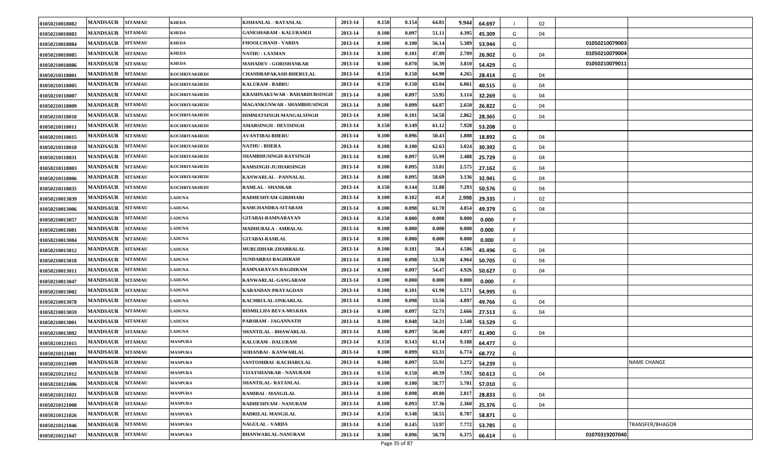| | | | | | | | | | | | | | | |
|---|---|---|---|---|---|---|---|---|---|---|---|---|---|---|
| 01050210018082 | MANDSAUR | SITAMAU | KHEDA | KISHANLAL - RATANLAL | 2013-14 | 0.150 | 0.154 | 64.81 | 9.944 | 64.697 | I | 02 | | |
| 01050210018083 | MANDSAUR | SITAMAU | KHEDA | GANESHARAM - KALURAMJI | 2013-14 | 0.100 | 0.097 | 51.11 | 4.395 | 45.309 | G | 04 | | |
| 01050210018084 | MANDSAUR | SITAMAU | KHEDA | FHOOLCHAND - VARDA | 2013-14 | 0.100 | 0.100 | 56.14 | 5.389 | 53.944 | G | | 01050210079003 | |
| 01050210018085 | MANDSAUR | SITAMAU | KHEDA | NATHU - LAXMAN | 2013-14 | 0.100 | 0.101 | 47.89 | 2.709 | 26.902 | G | 04 | 01050210079004 | |
| 01050210018086 | MANDSAUR | SITAMAU | KHEDA | MAHADEV - GORISHANKAR | 2013-14 | 0.100 | 0.070 | 56.39 | 3.810 | 54.429 | G | | 01050210079011 | |
| 01050210118001 | MANDSAUR | SITAMAU | KOCHRIYAKHEDI | CHANDRAPAKASH-BHERULAL | 2013-14 | 0.150 | 0.150 | 64.90 | 4.265 | 28.414 | G | 04 | | |
| 01050210118005 | MANDSAUR | SITAMAU | KOCHRIYAKHEDI | KALURAM - BABRU | 2013-14 | 0.150 | 0.150 | 63.04 | 6.061 | 40.515 | G | 04 | | |
| 01050210118007 | MANDSAUR | SITAMAU | KOCHRIYAKHEDI | KRASHNAKUWAR - BAHARDURSINGH | 2013-14 | 0.100 | 0.097 | 53.95 | 3.114 | 32.269 | G | 04 | | |
| 01050210118009 | MANDSAUR | SITAMAU | KOCHRIYAKHEDI | MAGANKUNWAR - SHAMBHUSINGH | 2013-14 | 0.100 | 0.099 | 64.87 | 2.650 | 26.822 | G | 04 | | |
| 01050210118010 | MANDSAUR | SITAMAU | KOCHRIYAKHEDI | HIMMATSINGH-MANGALSINGH | 2013-14 | 0.100 | 0.101 | 54.58 | 2.862 | 28.365 | G | 04 | | |
| 01050210118011 | MANDSAUR | SITAMAU | KOCHRIYAKHEDI | AMARSINGH - DEVISINGH | 2013-14 | 0.150 | 0.149 | 61.12 | 7.928 | 53.208 | G | | | |
| 01050210118015 | MANDSAUR | SITAMAU | KOCHRIYAKHEDI | AVANTIBAI-BHERU | 2013-14 | 0.100 | 0.096 | 50.43 | 1.808 | 18.892 | G | 04 | | |
| 01050210118018 | MANDSAUR | SITAMAU | KOCHRIYAKHEDI | NATHU - BHERA | 2013-14 | 0.100 | 0.100 | 62.63 | 3.024 | 30.392 | G | 04 | | |
| 01050210118031 | MANDSAUR | SITAMAU | KOCHRIYAKHEDI | SHAMBHUSINGH-RAYSINGH | 2013-14 | 0.100 | 0.097 | 55.99 | 2.488 | 25.729 | G | 04 | | |
| 01050210118003 | MANDSAUR | SITAMAU | KOCHRIYAKHEDI | RAMSINGH-JUJHARSINGH | 2013-14 | 0.100 | 0.095 | 53.81 | 2.575 | 27.162 | G | 04 | | |
| 01050210118006 | MANDSAUR | SITAMAU | KOCHRIYAKHEDI | KANWARLAL - PANNALAL | 2013-14 | 0.100 | 0.095 | 58.69 | 3.136 | 32.941 | G | 04 | | |
| 01050210118035 | MANDSAUR | SITAMAU | KOCHRIYAKHEDI | RAMLAL - SHANKAR | 2013-14 | 0.150 | 0.144 | 51.88 | 7.293 | 50.576 | G | 04 | | |
| 01050210013039 | MANDSAUR | SITAMAU | LADUNA | RADHESHYAM-GIRDHARI | 2013-14 | 0.100 | 0.102 | 41.8 | 2.998 | 29.335 | I | 02 | | |
| 01050210013006 | MANDSAUR | SITAMAU | LADUNA | RAMCHANDRA-SITARAM | 2013-14 | 0.100 | 0.098 | 61.78 | 4.854 | 49.379 | G | 04 | | |
| 01050210013057 | MANDSAUR | SITAMAU | LADUNA | GITABAI-RAMNARAYAN | 2013-14 | 0.150 | 0.000 | 0.000 | 0.000 | 0.000 | F | | | |
| 01050210013081 | MANDSAUR | SITAMAU | LADUNA | MADHUBALA - AMBALAL | 2013-14 | 0.100 | 0.000 | 0.000 | 0.000 | 0.000 | F | | | |
| 01050210013084 | MANDSAUR | SITAMAU | LADUNA | GITABAI-RAMLAL | 2013-14 | 0.100 | 0.000 | 0.000 | 0.000 | 0.000 | F | | | |
| 01050210013012 | MANDSAUR | SITAMAU | LADUNA | MURLIDHAR-ZHABBALAL | 2013-14 | 0.100 | 0.101 | 50.4 | 4.586 | 45.496 | G | 04 | | |
| 01050210013018 | MANDSAUR | SITAMAU | LADUNA | SUNDARBAI-BAGDIRAM | 2013-14 | 0.100 | 0.098 | 53.38 | 4.964 | 50.705 | G | 04 | | |
| 01050210013011 | MANDSAUR | SITAMAU | LADUNA | RAMNARAYAN-BAGDIRAM | 2013-14 | 0.100 | 0.097 | 54.47 | 4.926 | 50.627 | G | 04 | | |
| 01050210013047 | MANDSAUR | SITAMAU | LADUNA | KANWARLAL-GANGARAM | 2013-14 | 0.100 | 0.000 | 0.000 | 0.000 | 0.000 | F | | | |
| 01050210013002 | MANDSAUR | SITAMAU | LADUNA | KARANDAN-PRAYAGDAN | 2013-14 | 0.100 | 0.101 | 61.90 | 5.571 | 54.995 | G | | | |
| 01050210013078 | MANDSAUR | SITAMAU | LADUNA | KACHRULAL-ONKARLAL | 2013-14 | 0.100 | 0.098 | 53.56 | 4.897 | 49.766 | G | 04 | | |
| 01050210013059 | MANDSAUR | SITAMAU | LADUNA | BISMILLHA BEVA-MO.KHA | 2013-14 | 0.100 | 0.097 | 52.71 | 2.666 | 27.513 | G | 04 | | |
| 01050210013001 | MANDSAUR | SITAMAU | LADUNA | PARSRAM - JAGANNATH | 2013-14 | 0.100 | 0.048 | 54.21 | 2.548 | 53.529 | G | | | |
| 01050210013092 | MANDSAUR | SITAMAU | LADUNA | SHANTILAL - BHAWARLAL | 2013-14 | 0.100 | 0.097 | 56.40 | 4.037 | 41.490 | G | 04 | | |
| 01050210121015 | MANDSAUR | SITAMAU | MANPURA | KALURAM - DALURAM | 2013-14 | 0.150 | 0.143 | 61.14 | 9.188 | 64.477 | G | | | |
| 01050210121001 | MANDSAUR | SITAMAU | MANPURA | SOHANBAI - KANWARLAL | 2013-14 | 0.100 | 0.099 | 63.31 | 6.774 | 68.772 | G | | | |
| 01050210121009 | MANDSAUR | SITAMAU | MANPURA | SANTOSHBAI -KACHARULAL | 2013-14 | 0.100 | 0.097 | 55.91 | 5.272 | 54.239 | G | | | NAME CHANGE |
| 01050210121012 | MANDSAUR | SITAMAU | MANPURA | VIJAYSHANKAR - NANURAM | 2013-14 | 0.150 | 0.150 | 49.39 | 7.592 | 50.613 | G | 04 | | |
| 01050210121006 | MANDSAUR | SITAMAU | MANPURA | SHANTILAL- RATANLAL | 2013-14 | 0.100 | 0.100 | 58.77 | 5.701 | 57.010 | G | | | |
| 01050210121021 | MANDSAUR | SITAMAU | MANPURA | RAMIBAI - MANGILAL | 2013-14 | 0.100 | 0.098 | 49.80 | 2.817 | 28.833 | G | 04 | | |
| 01050210121008 | MANDSAUR | SITAMAU | MANPURA | RADHESHYAM - NANURAM | 2013-14 | 0.100 | 0.093 | 57.36 | 2.360 | 25.376 | G | 04 | | |
| 01050210121026 | MANDSAUR | SITAMAU | MANPURA | BADRILAL MANGILAL | 2013-14 | 0.150 | 0.148 | 58.55 | 8.707 | 58.871 | G | | | |
| 01050210121046 | MANDSAUR | SITAMAU | MANPURA | NAGULAL - VARDA | 2013-14 | 0.150 | 0.145 | 53.97 | 7.772 | 53.785 | G | | | TRANSFER/BHAGOR |
| 01050210121047 | MANDSAUR | SITAMAU | MANPURA | BHANWARLAL-NANURAM | 2013-14 | 0.100 | 0.096 | 58.79 | 6.375 | 66.614 | G | | 01070319207040 | |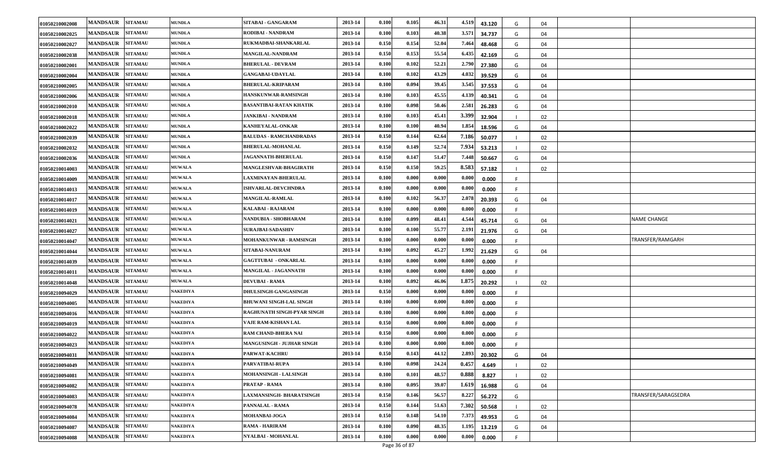| | | | | | | | | | | | | | | |
|---|---|---|---|---|---|---|---|---|---|---|---|---|---|---|
| 01050210002008 | MANDSAUR | SITAMAU | MUNDLA | SITABAI - GANGARAM | 2013-14 | 0.100 | 0.105 | 46.31 | 4.519 | 43.120 | G | 04 | | |
| 01050210002025 | MANDSAUR | SITAMAU | MUNDLA | RODIBAI - NANDRAM | 2013-14 | 0.100 | 0.103 | 40.38 | 3.571 | 34.737 | G | 04 | | |
| 01050210002027 | MANDSAUR | SITAMAU | MUNDLA | RUKMADBAI-SHANKARLAL | 2013-14 | 0.150 | 0.154 | 52.04 | 7.464 | 48.468 | G | 04 | | |
| 01050210002038 | MANDSAUR | SITAMAU | MUNDLA | MANGILAL-NANDRAM | 2013-14 | 0.150 | 0.153 | 55.54 | 6.435 | 42.169 | G | 04 | | |
| 01050210002001 | MANDSAUR | SITAMAU | MUNDLA | BHERULAL - DEVRAM | 2013-14 | 0.100 | 0.102 | 52.21 | 2.790 | 27.380 | G | 04 | | |
| 01050210002004 | MANDSAUR | SITAMAU | MUNDLA | GANGABAI-UDAYLAL | 2013-14 | 0.100 | 0.102 | 43.29 | 4.032 | 39.529 | G | 04 | | |
| 01050210002005 | MANDSAUR | SITAMAU | MUNDLA | BHERULAL-KRIPARAM | 2013-14 | 0.100 | 0.094 | 39.45 | 3.545 | 37.553 | G | 04 | | |
| 01050210002006 | MANDSAUR | SITAMAU | MUNDLA | HANSKUNWAR-RAMSINGH | 2013-14 | 0.100 | 0.103 | 45.55 | 4.139 | 40.341 | G | 04 | | |
| 01050210002010 | MANDSAUR | SITAMAU | MUNDLA | BASANTIBAI-RATAN KHATIK | 2013-14 | 0.100 | 0.098 | 50.46 | 2.581 | 26.283 | G | 04 | | |
| 01050210002018 | MANDSAUR | SITAMAU | MUNDLA | JANKIBAI - NANDRAM | 2013-14 | 0.100 | 0.103 | 45.41 | 3.399 | 32.904 | I | 02 | | |
| 01050210002022 | MANDSAUR | SITAMAU | MUNDLA | KANHEYALAL-ONKAR | 2013-14 | 0.100 | 0.100 | 40.94 | 1.854 | 18.596 | G | 04 | | |
| 01050210002039 | MANDSAUR | SITAMAU | MUNDLA | BALUDAS - RAMCHANDRADAS | 2013-14 | 0.150 | 0.144 | 62.64 | 7.186 | 50.077 | I | 02 | | |
| 01050210002032 | MANDSAUR | SITAMAU | MUNDLA | BHERULAL-MOHANLAL | 2013-14 | 0.150 | 0.149 | 52.74 | 7.934 | 53.213 | I | 02 | | |
| 01050210002036 | MANDSAUR | SITAMAU | MUNDLA | JAGANNATH-BHERULAL | 2013-14 | 0.150 | 0.147 | 51.47 | 7.448 | 50.667 | G | 04 | | |
| 01050210014003 | MANDSAUR | SITAMAU | MUWALA | MANGLESHVAR-BHAGIRATH | 2013-14 | 0.150 | 0.150 | 59.25 | 8.583 | 57.182 | I | 02 | | |
| 01050210014009 | MANDSAUR | SITAMAU | MUWALA | LAXMINAYAN-BHERULAL | 2013-14 | 0.100 | 0.000 | 0.000 | 0.000 | 0.000 | F | | | |
| 01050210014013 | MANDSAUR | SITAMAU | MUWALA | ISHVARLAL-DEVCHNDRA | 2013-14 | 0.100 | 0.000 | 0.000 | 0.000 | 0.000 | F | | | |
| 01050210014017 | MANDSAUR | SITAMAU | MUWALA | MANGILAL-RAMLAL | 2013-14 | 0.100 | 0.102 | 56.37 | 2.078 | 20.393 | G | 04 | | |
| 01050210014019 | MANDSAUR | SITAMAU | MUWALA | KALABAI - RAJARAM | 2013-14 | 0.100 | 0.000 | 0.000 | 0.000 | 0.000 | F | | | |
| 01050210014021 | MANDSAUR | SITAMAU | MUWALA | NANDUBIA - SHOBHARAM | 2013-14 | 0.100 | 0.099 | 48.41 | 4.544 | 45.714 | G | 04 | | NAME CHANGE |
| 01050210014027 | MANDSAUR | SITAMAU | MUWALA | SURAJBAI-SADASHIV | 2013-14 | 0.100 | 0.100 | 55.77 | 2.191 | 21.976 | G | 04 | | |
| 01050210014047 | MANDSAUR | SITAMAU | MUWALA | MOHANKUNWAR - RAMSINGH | 2013-14 | 0.100 | 0.000 | 0.000 | 0.000 | 0.000 | F | | | TRANSFER/RAMGARH |
| 01050210014044 | MANDSAUR | SITAMAU | MUWALA | SITABAI-NANURAM | 2013-14 | 0.100 | 0.092 | 45.27 | 1.992 | 21.629 | G | 04 | | |
| 01050210014039 | MANDSAUR | SITAMAU | MUWALA | GAGTTUBAI - ONKARLAL | 2013-14 | 0.100 | 0.000 | 0.000 | 0.000 | 0.000 | F | | | |
| 01050210014011 | MANDSAUR | SITAMAU | MUWALA | MANGILAL - JAGANNATH | 2013-14 | 0.100 | 0.000 | 0.000 | 0.000 | 0.000 | F | | | |
| 01050210014048 | MANDSAUR | SITAMAU | MUWALA | DEVUBAI - RAMA | 2013-14 | 0.100 | 0.092 | 46.06 | 1.875 | 20.292 | I | 02 | | |
| 01050210094029 | MANDSAUR | SITAMAU | NAKEDIYA | DHULSINGH-GANGASINGH | 2013-14 | 0.150 | 0.000 | 0.000 | 0.000 | 0.000 | F | | | |
| 01050210094005 | MANDSAUR | SITAMAU | NAKEDIYA | BHUWANI SINGH-LAL SINGH | 2013-14 | 0.100 | 0.000 | 0.000 | 0.000 | 0.000 | F | | | |
| 01050210094016 | MANDSAUR | SITAMAU | NAKEDIYA | RAGHUNATH SINGH-PYAR SINGH | 2013-14 | 0.100 | 0.000 | 0.000 | 0.000 | 0.000 | F | | | |
| 01050210094019 | MANDSAUR | SITAMAU | NAKEDIYA | VAJE RAM-KISHAN LAL | 2013-14 | 0.150 | 0.000 | 0.000 | 0.000 | 0.000 | F | | | |
| 01050210094022 | MANDSAUR | SITAMAU | NAKEDIYA | RAM CHAND-BHERA NAI | 2013-14 | 0.150 | 0.000 | 0.000 | 0.000 | 0.000 | F | | | |
| 01050210094023 | MANDSAUR | SITAMAU | NAKEDIYA | MANGUSINGH - JUJHAR SINGH | 2013-14 | 0.100 | 0.000 | 0.000 | 0.000 | 0.000 | F | | | |
| 01050210094031 | MANDSAUR | SITAMAU | NAKEDIYA | PARWAT-KACHRU | 2013-14 | 0.150 | 0.143 | 44.12 | 2.893 | 20.302 | G | 04 | | |
| 01050210094049 | MANDSAUR | SITAMAU | NAKEDIYA | PARVATIBAI-RUPA | 2013-14 | 0.100 | 0.098 | 24.24 | 0.457 | 4.649 | I | 02 | | |
| 01050210094081 | MANDSAUR | SITAMAU | NAKEDIYA | MOHANSINGH - LALSINGH | 2013-14 | 0.100 | 0.101 | 48.57 | 0.888 | 8.827 | I | 02 | | |
| 01050210094082 | MANDSAUR | SITAMAU | NAKEDIYA | PRATAP - RAMA | 2013-14 | 0.100 | 0.095 | 39.07 | 1.619 | 16.988 | G | 04 | | |
| 01050210094083 | MANDSAUR | SITAMAU | NAKEDIYA | LAXMANSINGH- BHARATSINGH | 2013-14 | 0.150 | 0.146 | 56.57 | 8.227 | 56.272 | G | | | TRANSFER/SARAGSEDRA |
| 01050210094078 | MANDSAUR | SITAMAU | NAKEDIYA | PANNALAL - RAMA | 2013-14 | 0.150 | 0.144 | 51.63 | 7.302 | 50.568 | I | 02 | | |
| 01050210094084 | MANDSAUR | SITAMAU | NAKEDIYA | MOHANBAI-JOGA | 2013-14 | 0.150 | 0.148 | 54.10 | 7.373 | 49.953 | G | 04 | | |
| 01050210094087 | MANDSAUR | SITAMAU | NAKEDIYA | RAMA - HARIRAM | 2013-14 | 0.100 | 0.090 | 48.35 | 1.195 | 13.219 | G | 04 | | |
| 01050210094088 | MANDSAUR | SITAMAU | NAKEDIYA | NYALBAI - MOHANLAL | 2013-14 | 0.100 | 0.000 | 0.000 | 0.000 | 0.000 | F | | | |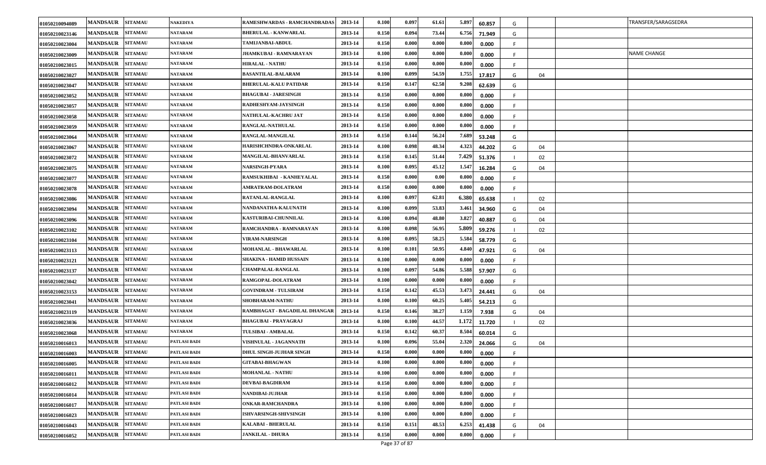| | | | | | | | | | | | | | | |
|---|---|---|---|---|---|---|---|---|---|---|---|---|---|---|
| 01050210094089 | MANDSAUR | SITAMAU | NAKEDIYA | RAMESHWARDAS - RAMCHANDRADAS | 2013-14 | 0.100 | 0.097 | 61.61 | 5.897 | 60.857 | G | | | TRANSFER/SARAGSEDRA |
| 01050210023146 | MANDSAUR | SITAMAU | NATARAM | BHERULAL - KANWARLAL | 2013-14 | 0.150 | 0.094 | 73.44 | 6.756 | 71.949 | G | | | |
| 01050210023004 | MANDSAUR | SITAMAU | NATARAM | TAMIJANBAI-ABDUL | 2013-14 | 0.150 | 0.000 | 0.000 | 0.000 | 0.000 | F | | | |
| 01050210023009 | MANDSAUR | SITAMAU | NATARAM | JHAMKUBAI - RAMNARAYAN | 2013-14 | 0.100 | 0.000 | 0.000 | 0.000 | 0.000 | F | | | NAME CHANGE |
| 01050210023015 | MANDSAUR | SITAMAU | NATARAM | HIRALAL - NATHU | 2013-14 | 0.150 | 0.000 | 0.000 | 0.000 | 0.000 | F | | | |
| 01050210023027 | MANDSAUR | SITAMAU | NATARAM | BASANTILAL-BALARAM | 2013-14 | 0.100 | 0.099 | 54.59 | 1.755 | 17.817 | G | 04 | | |
| 01050210023047 | MANDSAUR | SITAMAU | NATARAM | BHERULAL-KALU PATIDAR | 2013-14 | 0.150 | 0.147 | 62.58 | 9.208 | 62.639 | G | | | |
| 01050210023052 | MANDSAUR | SITAMAU | NATARAM | BHAGUBAI - JARESINGH | 2013-14 | 0.150 | 0.000 | 0.000 | 0.000 | 0.000 | F | | | |
| 01050210023057 | MANDSAUR | SITAMAU | NATARAM | RADHESHYAM-JAYSINGH | 2013-14 | 0.150 | 0.000 | 0.000 | 0.000 | 0.000 | F | | | |
| 01050210023058 | MANDSAUR | SITAMAU | NATARAM | NATHULAL-KACHRU JAT | 2013-14 | 0.150 | 0.000 | 0.000 | 0.000 | 0.000 | F | | | |
| 01050210023059 | MANDSAUR | SITAMAU | NATARAM | RANGLAL-NATHULAL | 2013-14 | 0.150 | 0.000 | 0.000 | 0.000 | 0.000 | F | | | |
| 01050210023064 | MANDSAUR | SITAMAU | NATARAM | RANGLAL-MANGILAL | 2013-14 | 0.150 | 0.144 | 56.24 | 7.689 | 53.248 | G | | | |
| 01050210023067 | MANDSAUR | SITAMAU | NATARAM | HARISHCHNDRA-ONKARLAL | 2013-14 | 0.100 | 0.098 | 48.34 | 4.323 | 44.202 | G | 04 | | |
| 01050210023072 | MANDSAUR | SITAMAU | NATARAM | MANGILAL-BHANVARLAL | 2013-14 | 0.150 | 0.145 | 51.44 | 7.429 | 51.376 | I | 02 | | |
| 01050210023075 | MANDSAUR | SITAMAU | NATARAM | NARSINGH-PYARA | 2013-14 | 0.100 | 0.095 | 45.12 | 1.547 | 16.284 | G | 04 | | |
| 01050210023077 | MANDSAUR | SITAMAU | NATARAM | RAMSUKHIBAI - KANHEYALAL | 2013-14 | 0.150 | 0.000 | 0.00 | 0.000 | 0.000 | F | | | |
| 01050210023078 | MANDSAUR | SITAMAU | NATARAM | AMRATRAM-DOLATRAM | 2013-14 | 0.150 | 0.000 | 0.000 | 0.000 | 0.000 | F | | | |
| 01050210023086 | MANDSAUR | SITAMAU | NATARAM | RATANLAL-RANGLAL | 2013-14 | 0.100 | 0.097 | 62.81 | 6.380 | 65.638 | I | 02 | | |
| 01050210023094 | MANDSAUR | SITAMAU | NATARAM | NANDANATHA-KALUNATH | 2013-14 | 0.100 | 0.099 | 53.83 | 3.461 | 34.960 | G | 04 | | |
| 01050210023096 | MANDSAUR | SITAMAU | NATARAM | KASTURIBAI-CHUNNILAL | 2013-14 | 0.100 | 0.094 | 48.80 | 3.827 | 40.887 | G | 04 | | |
| 01050210023102 | MANDSAUR | SITAMAU | NATARAM | RAMCHANDRA - RAMNARAYAN | 2013-14 | 0.100 | 0.098 | 56.95 | 5.809 | 59.276 | I | 02 | | |
| 01050210023104 | MANDSAUR | SITAMAU | NATARAM | VIRAM-NARSINGH | 2013-14 | 0.100 | 0.095 | 58.25 | 5.584 | 58.779 | G | | | |
| 01050210023113 | MANDSAUR | SITAMAU | NATARAM | MOHANLAL - BHAWARLAL | 2013-14 | 0.100 | 0.101 | 50.95 | 4.840 | 47.921 | G | 04 | | |
| 01050210023121 | MANDSAUR | SITAMAU | NATARAM | SHAKINA - HAMID HUSSAIN | 2013-14 | 0.100 | 0.000 | 0.000 | 0.000 | 0.000 | F | | | |
| 01050210023137 | MANDSAUR | SITAMAU | NATARAM | CHAMPALAL-RANGLAL | 2013-14 | 0.100 | 0.097 | 54.86 | 5.588 | 57.907 | G | | | |
| 01050210023042 | MANDSAUR | SITAMAU | NATARAM | RAMGOPAL-DOLATRAM | 2013-14 | 0.100 | 0.000 | 0.000 | 0.000 | 0.000 | F | | | |
| 01050210023153 | MANDSAUR | SITAMAU | NATARAM | GOVINDRAM - TULSIRAM | 2013-14 | 0.150 | 0.142 | 45.53 | 3.473 | 24.441 | G | 04 | | |
| 01050210023041 | MANDSAUR | SITAMAU | NATARAM | SHOBHARAM-NATHU | 2013-14 | 0.100 | 0.100 | 60.25 | 5.405 | 54.213 | G | | | |
| 01050210023119 | MANDSAUR | SITAMAU | NATARAM | RAMBHAGAT - BAGADILAL DHANGAR | 2013-14 | 0.150 | 0.146 | 38.27 | 1.159 | 7.938 | G | 04 | | |
| 01050210023036 | MANDSAUR | SITAMAU | NATARAM | BHAGUBAI - PRAYAGRAJ | 2013-14 | 0.100 | 0.100 | 44.57 | 1.172 | 11.720 | I | 02 | | |
| 01050210023068 | MANDSAUR | SITAMAU | NATARAM | TULSIBAI - AMBALAL | 2013-14 | 0.150 | 0.142 | 60.37 | 8.504 | 60.014 | G | | | |
| 01050210016013 | MANDSAUR | SITAMAU | PATLASI BADI | VISHNULAL - JAGANNATH | 2013-14 | 0.100 | 0.096 | 55.04 | 2.320 | 24.066 | G | 04 | | |
| 01050210016003 | MANDSAUR | SITAMAU | PATLASI BADI | DHUL SINGH-JUJHAR SINGH | 2013-14 | 0.150 | 0.000 | 0.000 | 0.000 | 0.000 | F | | | |
| 01050210016005 | MANDSAUR | SITAMAU | PATLASI BADI | GITABAI-BHAGWAN | 2013-14 | 0.100 | 0.000 | 0.000 | 0.000 | 0.000 | F | | | |
| 01050210016011 | MANDSAUR | SITAMAU | PATLASI BADI | MOHANLAL - NATHU | 2013-14 | 0.100 | 0.000 | 0.000 | 0.000 | 0.000 | F | | | |
| 01050210016012 | MANDSAUR | SITAMAU | PATLASI BADI | DEVBAI-BAGDIRAM | 2013-14 | 0.150 | 0.000 | 0.000 | 0.000 | 0.000 | F | | | |
| 01050210016014 | MANDSAUR | SITAMAU | PATLASI BADI | NANDIBAI-JUJHAR | 2013-14 | 0.150 | 0.000 | 0.000 | 0.000 | 0.000 | F | | | |
| 01050210016017 | MANDSAUR | SITAMAU | PATLASI BADI | ONKAR-RAMCHANDRA | 2013-14 | 0.100 | 0.000 | 0.000 | 0.000 | 0.000 | F | | | |
| 01050210016023 | MANDSAUR | SITAMAU | PATLASI BADI | ISHVARSINGH-SHIVSINGH | 2013-14 | 0.100 | 0.000 | 0.000 | 0.000 | 0.000 | F | | | |
| 01050210016043 | MANDSAUR | SITAMAU | PATLASI BADI | KALABAI - BHERULAL | 2013-14 | 0.150 | 0.151 | 48.53 | 6.253 | 41.438 | G | 04 | | |
| 01050210016052 | MANDSAUR | SITAMAU | PATLASI BADI | JANKILAL - DHURA | 2013-14 | 0.150 | 0.000 | 0.000 | 0.000 | 0.000 | F | | | |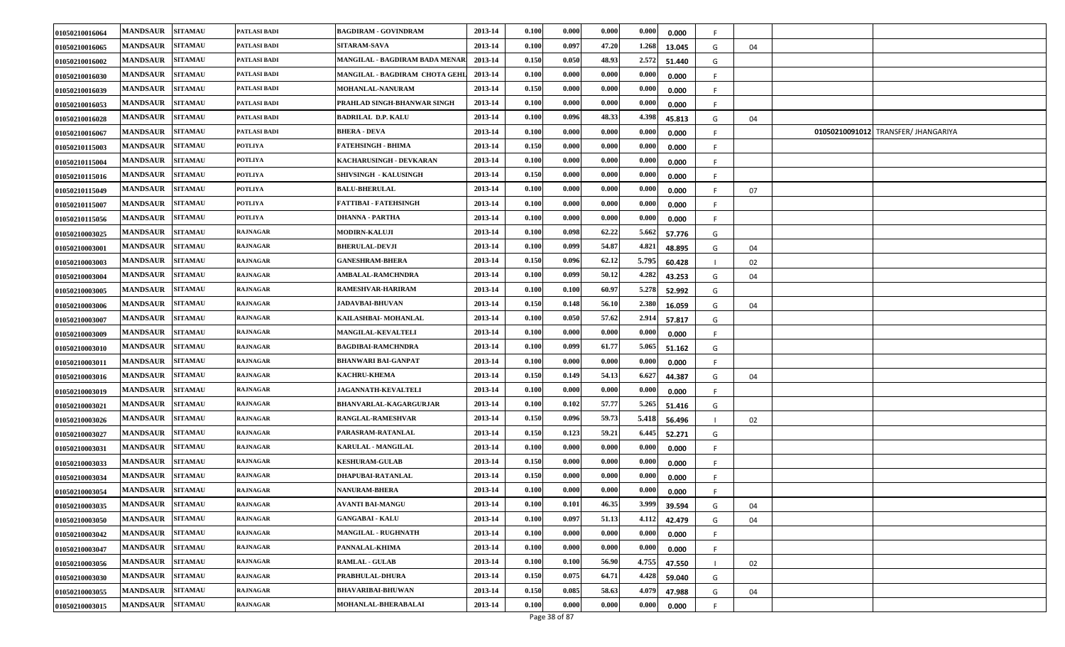| | | | | | | | | | | | | | | |
|---|---|---|---|---|---|---|---|---|---|---|---|---|---|---|
| 01050210016064 | MANDSAUR | SITAMAU | PATLASI BADI | BAGDIRAM - GOVINDRAM | 2013-14 | 0.100 | 0.000 | 0.000 | 0.000 | 0.000 | F | | | |
| 01050210016065 | MANDSAUR | SITAMAU | PATLASI BADI | SITARAM-SAVA | 2013-14 | 0.100 | 0.097 | 47.20 | 1.268 | 13.045 | G | 04 | | |
| 01050210016002 | MANDSAUR | SITAMAU | PATLASI BADI | MANGILAL - BAGDIRAM BADA MENAR | 2013-14 | 0.150 | 0.050 | 48.93 | 2.572 | 51.440 | G | | | |
| 01050210016030 | MANDSAUR | SITAMAU | PATLASI BADI | MANGILAL - BAGDIRAM CHOTA GEHL | 2013-14 | 0.100 | 0.000 | 0.000 | 0.000 | 0.000 | F | | | |
| 01050210016039 | MANDSAUR | SITAMAU | PATLASI BADI | MOHANLAL-NANURAM | 2013-14 | 0.150 | 0.000 | 0.000 | 0.000 | 0.000 | F | | | |
| 01050210016053 | MANDSAUR | SITAMAU | PATLASI BADI | PRAHLAD SINGH-BHANWAR SINGH | 2013-14 | 0.100 | 0.000 | 0.000 | 0.000 | 0.000 | F | | | |
| 01050210016028 | MANDSAUR | SITAMAU | PATLASI BADI | BADRILAL D.P. KALU | 2013-14 | 0.100 | 0.096 | 48.33 | 4.398 | 45.813 | G | 04 | | |
| 01050210016067 | MANDSAUR | SITAMAU | PATLASI BADI | BHERA - DEVA | 2013-14 | 0.100 | 0.000 | 0.000 | 0.000 | 0.000 | F | | 01050210091012 | TRANSFER/ JHANGARIYA |
| 01050210115003 | MANDSAUR | SITAMAU | POTLIYA | FATEHSINGH - BHIMA | 2013-14 | 0.150 | 0.000 | 0.000 | 0.000 | 0.000 | F | | | |
| 01050210115004 | MANDSAUR | SITAMAU | POTLIYA | KACHARUSINGH - DEVKARAN | 2013-14 | 0.100 | 0.000 | 0.000 | 0.000 | 0.000 | F | | | |
| 01050210115016 | MANDSAUR | SITAMAU | POTLIYA | SHIVSINGH - KALUSINGH | 2013-14 | 0.150 | 0.000 | 0.000 | 0.000 | 0.000 | F | | | |
| 01050210115049 | MANDSAUR | SITAMAU | POTLIYA | BALU-BHERULAL | 2013-14 | 0.100 | 0.000 | 0.000 | 0.000 | 0.000 | F | 07 | | |
| 01050210115007 | MANDSAUR | SITAMAU | POTLIYA | FATTIBAI - FATEHSINGH | 2013-14 | 0.100 | 0.000 | 0.000 | 0.000 | 0.000 | F | | | |
| 01050210115056 | MANDSAUR | SITAMAU | POTLIYA | DHANNA - PARTHA | 2013-14 | 0.100 | 0.000 | 0.000 | 0.000 | 0.000 | F | | | |
| 01050210003025 | MANDSAUR | SITAMAU | RAJNAGAR | MODIRN-KALUJI | 2013-14 | 0.100 | 0.098 | 62.22 | 5.662 | 57.776 | G | | | |
| 01050210003001 | MANDSAUR | SITAMAU | RAJNAGAR | BHERULAL-DEVJI | 2013-14 | 0.100 | 0.099 | 54.87 | 4.821 | 48.895 | G | 04 | | |
| 01050210003003 | MANDSAUR | SITAMAU | RAJNAGAR | GANESHRAM-BHERA | 2013-14 | 0.150 | 0.096 | 62.12 | 5.795 | 60.428 | I | 02 | | |
| 01050210003004 | MANDSAUR | SITAMAU | RAJNAGAR | AMBALAL-RAMCHNDRA | 2013-14 | 0.100 | 0.099 | 50.12 | 4.282 | 43.253 | G | 04 | | |
| 01050210003005 | MANDSAUR | SITAMAU | RAJNAGAR | RAMESHVAR-HARIRAM | 2013-14 | 0.100 | 0.100 | 60.97 | 5.278 | 52.992 | G | | | |
| 01050210003006 | MANDSAUR | SITAMAU | RAJNAGAR | JADAVBAI-BHUVAN | 2013-14 | 0.150 | 0.148 | 56.10 | 2.380 | 16.059 | G | 04 | | |
| 01050210003007 | MANDSAUR | SITAMAU | RAJNAGAR | KAILASHBAI- MOHANLAL | 2013-14 | 0.100 | 0.050 | 57.62 | 2.914 | 57.817 | G | | | |
| 01050210003009 | MANDSAUR | SITAMAU | RAJNAGAR | MANGILAL-KEVALTELI | 2013-14 | 0.100 | 0.000 | 0.000 | 0.000 | 0.000 | F | | | |
| 01050210003010 | MANDSAUR | SITAMAU | RAJNAGAR | BAGDIBAI-RAMCHNDRA | 2013-14 | 0.100 | 0.099 | 61.77 | 5.065 | 51.162 | G | | | |
| 01050210003011 | MANDSAUR | SITAMAU | RAJNAGAR | BHANWARI BAI-GANPAT | 2013-14 | 0.100 | 0.000 | 0.000 | 0.000 | 0.000 | F | | | |
| 01050210003016 | MANDSAUR | SITAMAU | RAJNAGAR | KACHRU-KHEMA | 2013-14 | 0.150 | 0.149 | 54.13 | 6.627 | 44.387 | G | 04 | | |
| 01050210003019 | MANDSAUR | SITAMAU | RAJNAGAR | JAGANNATH-KEVALTELI | 2013-14 | 0.100 | 0.000 | 0.000 | 0.000 | 0.000 | F | | | |
| 01050210003021 | MANDSAUR | SITAMAU | RAJNAGAR | BHANVARLAL-KAGARGURJAR | 2013-14 | 0.100 | 0.102 | 57.77 | 5.265 | 51.416 | G | | | |
| 01050210003026 | MANDSAUR | SITAMAU | RAJNAGAR | RANGLAL-RAMESHVAR | 2013-14 | 0.150 | 0.096 | 59.73 | 5.418 | 56.496 | I | 02 | | |
| 01050210003027 | MANDSAUR | SITAMAU | RAJNAGAR | PARASRAM-RATANLAL | 2013-14 | 0.150 | 0.123 | 59.21 | 6.445 | 52.271 | G | | | |
| 01050210003031 | MANDSAUR | SITAMAU | RAJNAGAR | KARULAL - MANGILAL | 2013-14 | 0.100 | 0.000 | 0.000 | 0.000 | 0.000 | F | | | |
| 01050210003033 | MANDSAUR | SITAMAU | RAJNAGAR | KESHURAM-GULAB | 2013-14 | 0.150 | 0.000 | 0.000 | 0.000 | 0.000 | F | | | |
| 01050210003034 | MANDSAUR | SITAMAU | RAJNAGAR | DHAPUBAI-RATANLAL | 2013-14 | 0.150 | 0.000 | 0.000 | 0.000 | 0.000 | F | | | |
| 01050210003054 | MANDSAUR | SITAMAU | RAJNAGAR | NANURAM-BHERA | 2013-14 | 0.100 | 0.000 | 0.000 | 0.000 | 0.000 | F | | | |
| 01050210003035 | MANDSAUR | SITAMAU | RAJNAGAR | AVANTI BAI-MANGU | 2013-14 | 0.100 | 0.101 | 46.35 | 3.999 | 39.594 | G | 04 | | |
| 01050210003050 | MANDSAUR | SITAMAU | RAJNAGAR | GANGABAI - KALU | 2013-14 | 0.100 | 0.097 | 51.13 | 4.112 | 42.479 | G | 04 | | |
| 01050210003042 | MANDSAUR | SITAMAU | RAJNAGAR | MANGILAL - RUGHNATH | 2013-14 | 0.100 | 0.000 | 0.000 | 0.000 | 0.000 | F | | | |
| 01050210003047 | MANDSAUR | SITAMAU | RAJNAGAR | PANNALAL-KHIMA | 2013-14 | 0.100 | 0.000 | 0.000 | 0.000 | 0.000 | F | | | |
| 01050210003056 | MANDSAUR | SITAMAU | RAJNAGAR | RAMLAL - GULAB | 2013-14 | 0.100 | 0.100 | 56.90 | 4.755 | 47.550 | I | 02 | | |
| 01050210003030 | MANDSAUR | SITAMAU | RAJNAGAR | PRABHULAL-DHURA | 2013-14 | 0.150 | 0.075 | 64.71 | 4.428 | 59.040 | G | | | |
| 01050210003055 | MANDSAUR | SITAMAU | RAJNAGAR | BHAVARIBAI-BHUWAN | 2013-14 | 0.150 | 0.085 | 58.63 | 4.079 | 47.988 | G | 04 | | |
| 01050210003015 | MANDSAUR | SITAMAU | RAJNAGAR | MOHANLAL-BHERABALAI | 2013-14 | 0.100 | 0.000 | 0.000 | 0.000 | 0.000 | F | | | |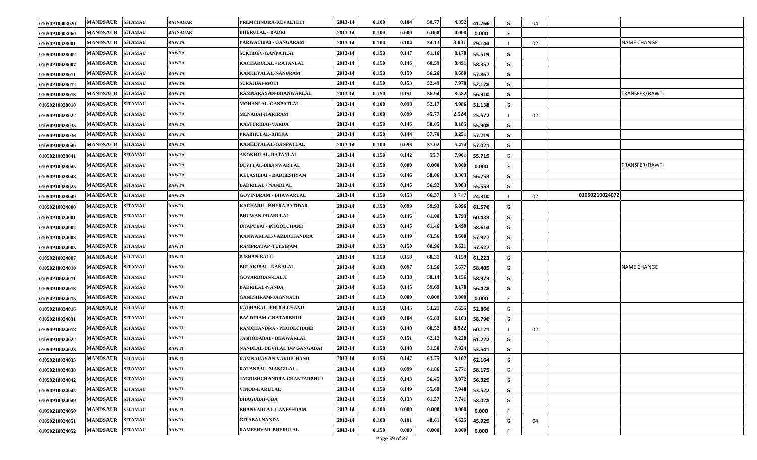| | | | | | | | | | | | | | | |
|---|---|---|---|---|---|---|---|---|---|---|---|---|---|---|
| 01050210003020 | MANDSAUR | SITAMAU | RAJNAGAR | PREMCHNDRA-KEVALTELI | 2013-14 | 0.100 | 0.104 | 50.77 | 4.352 | 41.766 | G | 04 | | |
| 01050210003060 | MANDSAUR | SITAMAU | RAJNAGAR | BHERULAL - BADRI | 2013-14 | 0.100 | 0.000 | 0.000 | 0.000 | 0.000 | F | | | |
| 01050210028001 | MANDSAUR | SITAMAU | RAWTA | PARWATIBAI - GANGARAM | 2013-14 | 0.100 | 0.104 | 54.13 | 3.031 | 29.144 | I | 02 | | NAME CHANGE |
| 01050210028002 | MANDSAUR | SITAMAU | RAWTA | SUKHDEV-GANPATLAL | 2013-14 | 0.150 | 0.147 | 61.16 | 8.178 | 55.519 | G | | | |
| 01050210028007 | MANDSAUR | SITAMAU | RAWTA | KACHARULAL - RATANLAL | 2013-14 | 0.150 | 0.146 | 60.59 | 8.491 | 58.357 | G | | | |
| 01050210028011 | MANDSAUR | SITAMAU | RAWTA | KANHEYALAL-NANURAM | 2013-14 | 0.150 | 0.150 | 56.26 | 8.680 | 57.867 | G | | | |
| 01050210028012 | MANDSAUR | SITAMAU | RAWTA | SURAJBAI-MOTI | 2013-14 | 0.150 | 0.153 | 52.49 | 7.978 | 52.178 | G | | | |
| 01050210028013 | MANDSAUR | SITAMAU | RAWTA | RAMNARAYAN-BHANWARLAL | 2013-14 | 0.150 | 0.151 | 56.94 | 8.582 | 56.910 | G | | | TRANSFER/RAWTI |
| 01050210028018 | MANDSAUR | SITAMAU | RAWTA | MOHANLAL-GANPATLAL | 2013-14 | 0.100 | 0.098 | 52.17 | 4.986 | 51.138 | G | | | |
| 01050210028022 | MANDSAUR | SITAMAU | RAWTA | MENABAI-HARIRAM | 2013-14 | 0.100 | 0.099 | 45.77 | 2.524 | 25.572 | I | 02 | | |
| 01050210028035 | MANDSAUR | SITAMAU | RAWTA | KASTURIBAI-VARDA | 2013-14 | 0.150 | 0.146 | 58.05 | 8.185 | 55.908 | G | | | |
| 01050210028036 | MANDSAUR | SITAMAU | RAWTA | PRABHULAL-BHERA | 2013-14 | 0.150 | 0.144 | 57.70 | 8.251 | 57.219 | G | | | |
| 01050210028040 | MANDSAUR | SITAMAU | RAWTA | KANHEYALAL-GANPATLAL | 2013-14 | 0.100 | 0.096 | 57.02 | 5.474 | 57.021 | G | | | |
| 01050210028041 | MANDSAUR | SITAMAU | RAWTA | ANOKHILAL-RATANLAL | 2013-14 | 0.150 | 0.142 | 55.7 | 7.901 | 55.719 | G | | | |
| 01050210028045 | MANDSAUR | SITAMAU | RAWTA | DEVI LAL-BHANWAR LAL | 2013-14 | 0.150 | 0.000 | 0.000 | 0.000 | 0.000 | F | | | TRANSFER/RAWTI |
| 01050210028048 | MANDSAUR | SITAMAU | RAWTA | KELASHBAI - RADHESHYAM | 2013-14 | 0.150 | 0.146 | 58.06 | 8.303 | 56.753 | G | | | |
| 01050210028025 | MANDSAUR | SITAMAU | RAWTA | BADRILAL - NANDLAL | 2013-14 | 0.150 | 0.146 | 56.92 | 8.083 | 55.553 | G | | | |
| 01050210028049 | MANDSAUR | SITAMAU | RAWTA | GOVINDRAM - BHAWARLAL | 2013-14 | 0.150 | 0.153 | 66.37 | 3.717 | 24.310 | I | 02 | 01050210024072 | |
| 01050210024008 | MANDSAUR | SITAMAU | RAWTI | KACHARU - BHERA PATIDAR | 2013-14 | 0.150 | 0.099 | 59.93 | 6.096 | 61.576 | G | | | |
| 01050210024001 | MANDSAUR | SITAMAU | RAWTI | BHUWAN-PRABULAL | 2013-14 | 0.150 | 0.146 | 61.00 | 8.793 | 60.433 | G | | | |
| 01050210024002 | MANDSAUR | SITAMAU | RAWTI | DHAPUBAI - PHOOLCHAND | 2013-14 | 0.150 | 0.145 | 61.46 | 8.499 | 58.614 | G | | | |
| 01050210024003 | MANDSAUR | SITAMAU | RAWTI | KANWARLAL-VARDICHANDRA | 2013-14 | 0.150 | 0.149 | 63.56 | 8.608 | 57.927 | G | | | |
| 01050210024005 | MANDSAUR | SITAMAU | RAWTI | RAMPRATAP-TULSIRAM | 2013-14 | 0.150 | 0.150 | 60.96 | 8.621 | 57.627 | G | | | |
| 01050210024007 | MANDSAUR | SITAMAU | RAWTI | KISHAN-BALU | 2013-14 | 0.150 | 0.150 | 60.31 | 9.159 | 61.223 | G | | | |
| 01050210024010 | MANDSAUR | SITAMAU | RAWTI | BULAKIBAI - NANALAL | 2013-14 | 0.100 | 0.097 | 53.56 | 5.677 | 58.405 | G | | | NAME CHANGE |
| 01050210024011 | MANDSAUR | SITAMAU | RAWTI | GOVARDHAN-LALJI | 2013-14 | 0.150 | 0.138 | 58.14 | 8.156 | 58.973 | G | | | |
| 01050210024013 | MANDSAUR | SITAMAU | RAWTI | BADRILAL-NANDA | 2013-14 | 0.150 | 0.145 | 59.69 | 8.178 | 56.478 | G | | | |
| 01050210024015 | MANDSAUR | SITAMAU | RAWTI | GANESHRAM-JAGNNATH | 2013-14 | 0.150 | 0.000 | 0.000 | 0.000 | 0.000 | F | | | |
| 01050210024016 | MANDSAUR | SITAMAU | RAWTI | RADHABAI - PHOOLCHAND | 2013-14 | 0.150 | 0.145 | 53.21 | 7.655 | 52.866 | G | | | |
| 01050210024031 | MANDSAUR | SITAMAU | RAWTI | BAGDIRAM-CHATARBHUJ | 2013-14 | 0.100 | 0.104 | 65.83 | 6.103 | 58.796 | G | | | |
| 01050210024018 | MANDSAUR | SITAMAU | RAWTI | RAMCHANDRA - PHOOLCHAND | 2013-14 | 0.150 | 0.148 | 60.52 | 8.922 | 60.121 | I | 02 | | |
| 01050210024022 | MANDSAUR | SITAMAU | RAWTI | JASHODABAI - BHAWARLAL | 2013-14 | 0.150 | 0.151 | 62.12 | 9.220 | 61.222 | G | | | |
| 01050210024025 | MANDSAUR | SITAMAU | RAWTI | NANDLAL-DEVILAL D/P GANGABAI | 2013-14 | 0.150 | 0.148 | 51.50 | 7.924 | 53.541 | G | | | |
| 01050210024035 | MANDSAUR | SITAMAU | RAWTI | RAMNARAYAN-VARDICHAND | 2013-14 | 0.150 | 0.147 | 63.75 | 9.107 | 62.164 | G | | | |
| 01050210024038 | MANDSAUR | SITAMAU | RAWTI | RATANBAI - MANGILAL | 2013-14 | 0.100 | 0.099 | 61.86 | 5.771 | 58.175 | G | | | |
| 01050210024042 | MANDSAUR | SITAMAU | RAWTI | JAGDISHCHANDRA-CHANTARBHUJ | 2013-14 | 0.150 | 0.143 | 56.45 | 8.072 | 56.329 | G | | | |
| 01050210024045 | MANDSAUR | SITAMAU | RAWTI | VINOD-KARULAL | 2013-14 | 0.150 | 0.149 | 55.69 | 7.948 | 53.522 | G | | | |
| 01050210024049 | MANDSAUR | SITAMAU | RAWTI | BHAGUBAI-UDA | 2013-14 | 0.150 | 0.133 | 61.37 | 7.741 | 58.028 | G | | | |
| 01050210024050 | MANDSAUR | SITAMAU | RAWTI | BHANVARLAL-GANESHRAM | 2013-14 | 0.100 | 0.000 | 0.000 | 0.000 | 0.000 | F | | | |
| 01050210024051 | MANDSAUR | SITAMAU | RAWTI | GITABAI-NANDA | 2013-14 | 0.100 | 0.101 | 48.61 | 4.625 | 45.929 | G | 04 | | |
| 01050210024052 | MANDSAUR | SITAMAU | RAWTI | RAMESHVAR-BHERULAL | 2013-14 | 0.150 | 0.000 | 0.000 | 0.000 | 0.000 | F | | | |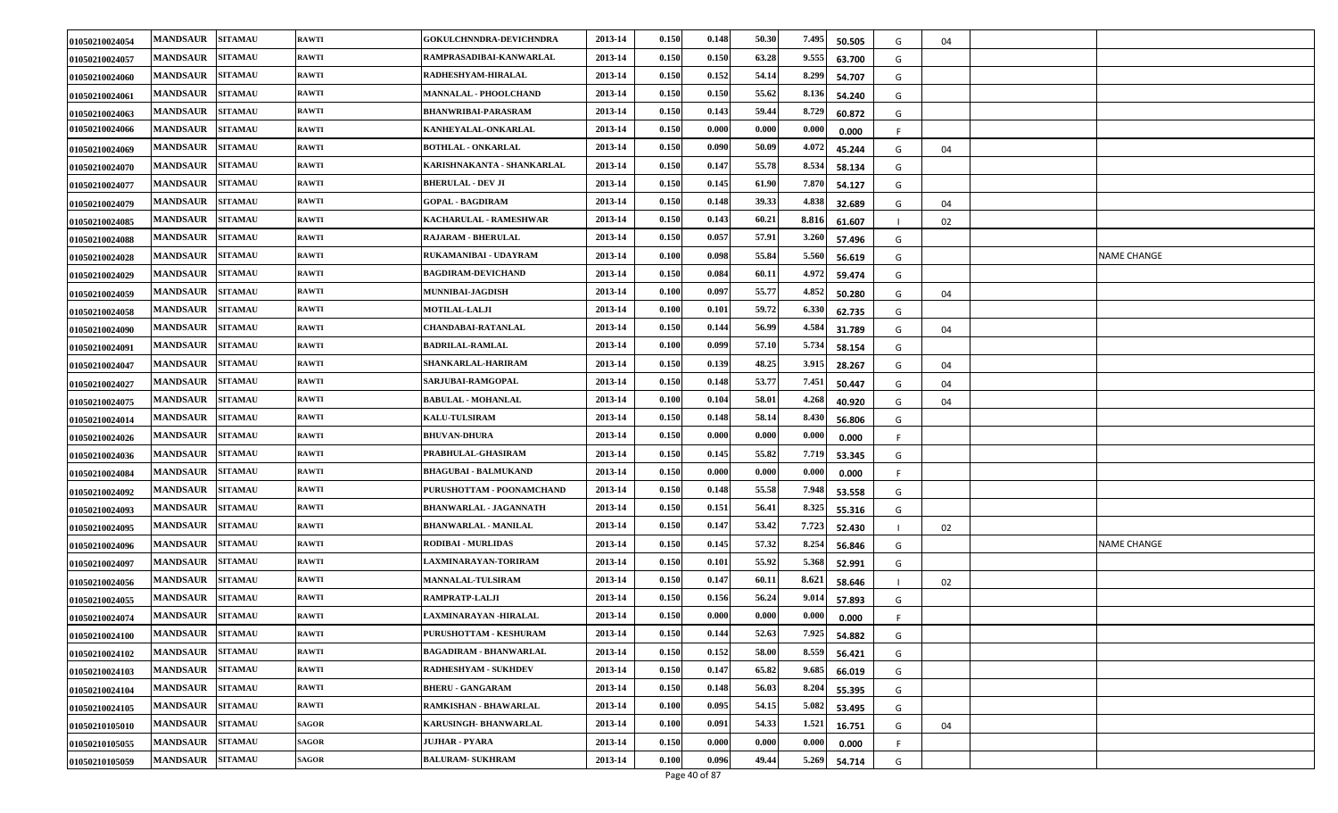| | | | | | | | | | | | | | | | |
|---|---|---|---|---|---|---|---|---|---|---|---|---|---|---|---|
| 01050210024054 | MANDSAUR | SITAMAU | RAWTI | GOKULCHNNDRA-DEVICHNDRA | 2013-14 | 0.150 | 0.148 | 50.30 | 7.495 | 50.505 | G | 04 | | | |
| 01050210024057 | MANDSAUR | SITAMAU | RAWTI | RAMPRASADIBAI-KANWARLAL | 2013-14 | 0.150 | 0.150 | 63.28 | 9.555 | 63.700 | G | | | | |
| 01050210024060 | MANDSAUR | SITAMAU | RAWTI | RADHESHYAM-HIRALAL | 2013-14 | 0.150 | 0.152 | 54.14 | 8.299 | 54.707 | G | | | | |
| 01050210024061 | MANDSAUR | SITAMAU | RAWTI | MANNALAL - PHOOLCHAND | 2013-14 | 0.150 | 0.150 | 55.62 | 8.136 | 54.240 | G | | | | |
| 01050210024063 | MANDSAUR | SITAMAU | RAWTI | BHANWRIBAI-PARASRAM | 2013-14 | 0.150 | 0.143 | 59.44 | 8.729 | 60.872 | G | | | | |
| 01050210024066 | MANDSAUR | SITAMAU | RAWTI | KANHEYALAL-ONKARLAL | 2013-14 | 0.150 | 0.000 | 0.000 | 0.000 | 0.000 | F | | | | |
| 01050210024069 | MANDSAUR | SITAMAU | RAWTI | BOTHLAL - ONKARLAL | 2013-14 | 0.150 | 0.090 | 50.09 | 4.072 | 45.244 | G | 04 | | | |
| 01050210024070 | MANDSAUR | SITAMAU | RAWTI | KARISHNAKANTA - SHANKARLAL | 2013-14 | 0.150 | 0.147 | 55.78 | 8.534 | 58.134 | G | | | | |
| 01050210024077 | MANDSAUR | SITAMAU | RAWTI | BHERULAL - DEV JI | 2013-14 | 0.150 | 0.145 | 61.90 | 7.870 | 54.127 | G | | | | |
| 01050210024079 | MANDSAUR | SITAMAU | RAWTI | GOPAL - BAGDIRAM | 2013-14 | 0.150 | 0.148 | 39.33 | 4.838 | 32.689 | G | 04 | | | |
| 01050210024085 | MANDSAUR | SITAMAU | RAWTI | KACHARULAL - RAMESHWAR | 2013-14 | 0.150 | 0.143 | 60.21 | 8.816 | 61.607 | I | 02 | | | |
| 01050210024088 | MANDSAUR | SITAMAU | RAWTI | RAJARAM - BHERULAL | 2013-14 | 0.150 | 0.057 | 57.91 | 3.260 | 57.496 | G | | | | |
| 01050210024028 | MANDSAUR | SITAMAU | RAWTI | RUKAMANIBAI - UDAYRAM | 2013-14 | 0.100 | 0.098 | 55.84 | 5.560 | 56.619 | G | | | | NAME CHANGE |
| 01050210024029 | MANDSAUR | SITAMAU | RAWTI | BAGDIRAM-DEVICHAND | 2013-14 | 0.150 | 0.084 | 60.11 | 4.972 | 59.474 | G | | | | |
| 01050210024059 | MANDSAUR | SITAMAU | RAWTI | MUNNIBAI-JAGDISH | 2013-14 | 0.100 | 0.097 | 55.77 | 4.852 | 50.280 | G | 04 | | | |
| 01050210024058 | MANDSAUR | SITAMAU | RAWTI | MOTILAL-LALJI | 2013-14 | 0.100 | 0.101 | 59.72 | 6.330 | 62.735 | G | | | | |
| 01050210024090 | MANDSAUR | SITAMAU | RAWTI | CHANDABAI-RATANLAL | 2013-14 | 0.150 | 0.144 | 56.99 | 4.584 | 31.789 | G | 04 | | | |
| 01050210024091 | MANDSAUR | SITAMAU | RAWTI | BADRILAL-RAMLAL | 2013-14 | 0.100 | 0.099 | 57.10 | 5.734 | 58.154 | G | | | | |
| 01050210024047 | MANDSAUR | SITAMAU | RAWTI | SHANKARLAL-HARIRAM | 2013-14 | 0.150 | 0.139 | 48.25 | 3.915 | 28.267 | G | 04 | | | |
| 01050210024027 | MANDSAUR | SITAMAU | RAWTI | SARJUBAI-RAMGOPAL | 2013-14 | 0.150 | 0.148 | 53.77 | 7.451 | 50.447 | G | 04 | | | |
| 01050210024075 | MANDSAUR | SITAMAU | RAWTI | BABULAL - MOHANLAL | 2013-14 | 0.100 | 0.104 | 58.01 | 4.268 | 40.920 | G | 04 | | | |
| 01050210024014 | MANDSAUR | SITAMAU | RAWTI | KALU-TULSIRAM | 2013-14 | 0.150 | 0.148 | 58.14 | 8.430 | 56.806 | G | | | | |
| 01050210024026 | MANDSAUR | SITAMAU | RAWTI | BHUVAN-DHURA | 2013-14 | 0.150 | 0.000 | 0.000 | 0.000 | 0.000 | F | | | | |
| 01050210024036 | MANDSAUR | SITAMAU | RAWTI | PRABHULAL-GHASIRAM | 2013-14 | 0.150 | 0.145 | 55.82 | 7.719 | 53.345 | G | | | | |
| 01050210024084 | MANDSAUR | SITAMAU | RAWTI | BHAGUBAI - BALMUKAND | 2013-14 | 0.150 | 0.000 | 0.000 | 0.000 | 0.000 | F | | | | |
| 01050210024092 | MANDSAUR | SITAMAU | RAWTI | PURUSHOTTAM - POONAMCHAND | 2013-14 | 0.150 | 0.148 | 55.58 | 7.948 | 53.558 | G | | | | |
| 01050210024093 | MANDSAUR | SITAMAU | RAWTI | BHANWARLAL - JAGANNATH | 2013-14 | 0.150 | 0.151 | 56.41 | 8.325 | 55.316 | G | | | | |
| 01050210024095 | MANDSAUR | SITAMAU | RAWTI | BHANWARLAL - MANILAL | 2013-14 | 0.150 | 0.147 | 53.42 | 7.723 | 52.430 | I | 02 | | | |
| 01050210024096 | MANDSAUR | SITAMAU | RAWTI | RODIBAI - MURLIDAS | 2013-14 | 0.150 | 0.145 | 57.32 | 8.254 | 56.846 | G | | | | NAME CHANGE |
| 01050210024097 | MANDSAUR | SITAMAU | RAWTI | LAXMINARAYAN-TORIRAM | 2013-14 | 0.150 | 0.101 | 55.92 | 5.368 | 52.991 | G | | | | |
| 01050210024056 | MANDSAUR | SITAMAU | RAWTI | MANNALAL-TULSIRAM | 2013-14 | 0.150 | 0.147 | 60.11 | 8.621 | 58.646 | I | 02 | | | |
| 01050210024055 | MANDSAUR | SITAMAU | RAWTI | RAMPRATP-LALJI | 2013-14 | 0.150 | 0.156 | 56.24 | 9.014 | 57.893 | G | | | | |
| 01050210024074 | MANDSAUR | SITAMAU | RAWTI | LAXMINARAYAN -HIRALAL | 2013-14 | 0.150 | 0.000 | 0.000 | 0.000 | 0.000 | F | | | | |
| 01050210024100 | MANDSAUR | SITAMAU | RAWTI | PURUSHOTTAM - KESHURAM | 2013-14 | 0.150 | 0.144 | 52.63 | 7.925 | 54.882 | G | | | | |
| 01050210024102 | MANDSAUR | SITAMAU | RAWTI | BAGADIRAM - BHANWARLAL | 2013-14 | 0.150 | 0.152 | 58.00 | 8.559 | 56.421 | G | | | | |
| 01050210024103 | MANDSAUR | SITAMAU | RAWTI | RADHESHYAM - SUKHDEV | 2013-14 | 0.150 | 0.147 | 65.82 | 9.685 | 66.019 | G | | | | |
| 01050210024104 | MANDSAUR | SITAMAU | RAWTI | BHERU - GANGARAM | 2013-14 | 0.150 | 0.148 | 56.03 | 8.204 | 55.395 | G | | | | |
| 01050210024105 | MANDSAUR | SITAMAU | RAWTI | RAMKISHAN - BHAWARLAL | 2013-14 | 0.100 | 0.095 | 54.15 | 5.082 | 53.495 | G | | | | |
| 01050210105010 | MANDSAUR | SITAMAU | SAGOR | KARUSINGH- BHANWARLAL | 2013-14 | 0.100 | 0.091 | 54.33 | 1.521 | 16.751 | G | 04 | | | |
| 01050210105055 | MANDSAUR | SITAMAU | SAGOR | JUJHAR - PYARA | 2013-14 | 0.150 | 0.000 | 0.000 | 0.000 | 0.000 | F | | | | |
| 01050210105059 | MANDSAUR | SITAMAU | SAGOR | BALURAM- SUKHRAM | 2013-14 | 0.100 | 0.096 | 49.44 | 5.269 | 54.714 | G | | | | |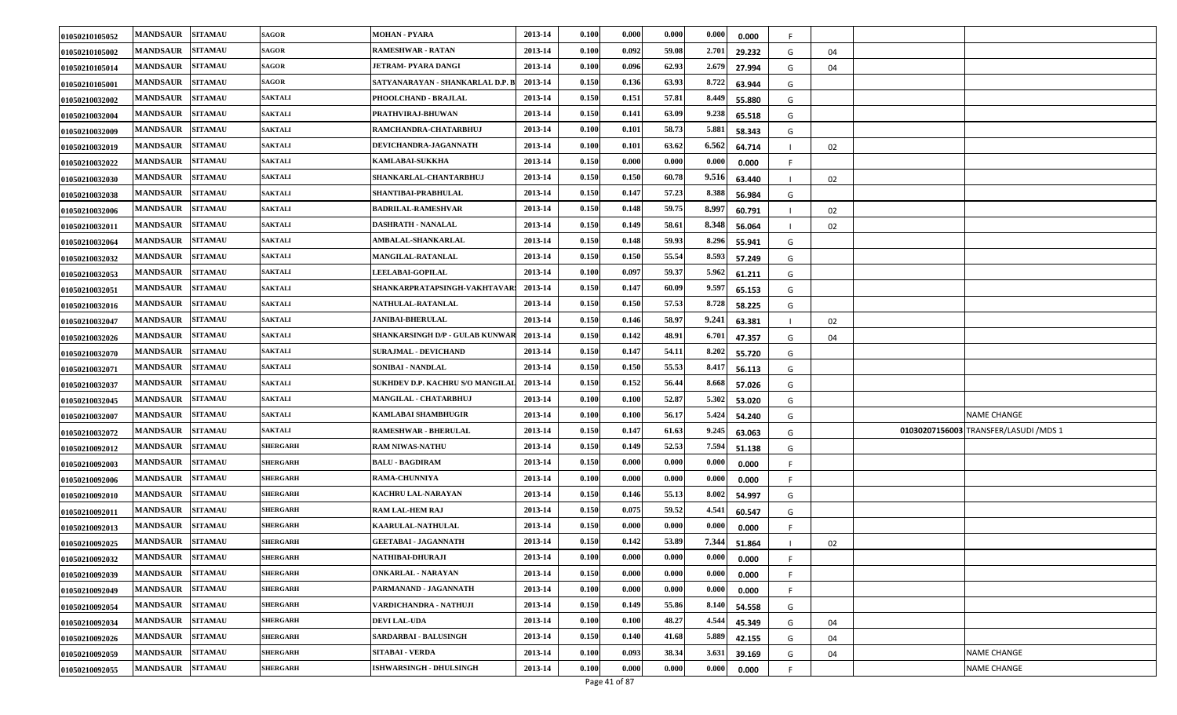| | | | | | | | | | | | | | | |
|---|---|---|---|---|---|---|---|---|---|---|---|---|---|---|
| 01050210105052 | MANDSAUR | SITAMAU | SAGOR | MOHAN - PYARA | 2013-14 | 0.100 | 0.000 | 0.000 | 0.000 | 0.000 | F | | | |
| 01050210105002 | MANDSAUR | SITAMAU | SAGOR | RAMESHWAR - RATAN | 2013-14 | 0.100 | 0.092 | 59.08 | 2.701 | 29.232 | G | 04 | | |
| 01050210105014 | MANDSAUR | SITAMAU | SAGOR | JETRAM- PYARA DANGI | 2013-14 | 0.100 | 0.096 | 62.93 | 2.679 | 27.994 | G | 04 | | |
| 01050210105001 | MANDSAUR | SITAMAU | SAGOR | SATYANARAYAN - SHANKARLAL D.P. B | 2013-14 | 0.150 | 0.136 | 63.93 | 8.722 | 63.944 | G | | | |
| 01050210032002 | MANDSAUR | SITAMAU | SAKTALI | PHOOLCHAND - BRAJLAL | 2013-14 | 0.150 | 0.151 | 57.81 | 8.449 | 55.880 | G | | | |
| 01050210032004 | MANDSAUR | SITAMAU | SAKTALI | PRATHVIRAJ-BHUWAN | 2013-14 | 0.150 | 0.141 | 63.09 | 9.238 | 65.518 | G | | | |
| 01050210032009 | MANDSAUR | SITAMAU | SAKTALI | RAMCHANDRA-CHATARBHUJ | 2013-14 | 0.100 | 0.101 | 58.73 | 5.881 | 58.343 | G | | | |
| 01050210032019 | MANDSAUR | SITAMAU | SAKTALI | DEVICHANDRA-JAGANNATH | 2013-14 | 0.100 | 0.101 | 63.62 | 6.562 | 64.714 | I | 02 | | |
| 01050210032022 | MANDSAUR | SITAMAU | SAKTALI | KAMLABAI-SUKKHA | 2013-14 | 0.150 | 0.000 | 0.000 | 0.000 | 0.000 | F | | | |
| 01050210032030 | MANDSAUR | SITAMAU | SAKTALI | SHANKARLAL-CHANTARBHUJ | 2013-14 | 0.150 | 0.150 | 60.78 | 9.516 | 63.440 | I | 02 | | |
| 01050210032038 | MANDSAUR | SITAMAU | SAKTALI | SHANTIBAI-PRABHULAL | 2013-14 | 0.150 | 0.147 | 57.23 | 8.388 | 56.984 | G | | | |
| 01050210032006 | MANDSAUR | SITAMAU | SAKTALI | BADRILAL-RAMESHVAR | 2013-14 | 0.150 | 0.148 | 59.75 | 8.997 | 60.791 | I | 02 | | |
| 01050210032011 | MANDSAUR | SITAMAU | SAKTALI | DASHRATH - NANALAL | 2013-14 | 0.150 | 0.149 | 58.61 | 8.348 | 56.064 | I | 02 | | |
| 01050210032064 | MANDSAUR | SITAMAU | SAKTALI | AMBALAL-SHANKARLAL | 2013-14 | 0.150 | 0.148 | 59.93 | 8.296 | 55.941 | G | | | |
| 01050210032032 | MANDSAUR | SITAMAU | SAKTALI | MANGILAL-RATANLAL | 2013-14 | 0.150 | 0.150 | 55.54 | 8.593 | 57.249 | G | | | |
| 01050210032053 | MANDSAUR | SITAMAU | SAKTALI | LEELABAI-GOPILAL | 2013-14 | 0.100 | 0.097 | 59.37 | 5.962 | 61.211 | G | | | |
| 01050210032051 | MANDSAUR | SITAMAU | SAKTALI | SHANKARPRATAPSINGH-VAKHTAVAR | 2013-14 | 0.150 | 0.147 | 60.09 | 9.597 | 65.153 | G | | | |
| 01050210032016 | MANDSAUR | SITAMAU | SAKTALI | NATHULAL-RATANLAL | 2013-14 | 0.150 | 0.150 | 57.53 | 8.728 | 58.225 | G | | | |
| 01050210032047 | MANDSAUR | SITAMAU | SAKTALI | JANIBAI-BHERULAL | 2013-14 | 0.150 | 0.146 | 58.97 | 9.241 | 63.381 | I | 02 | | |
| 01050210032026 | MANDSAUR | SITAMAU | SAKTALI | SHANKARSINGH D/P - GULAB KUNWAR | 2013-14 | 0.150 | 0.142 | 48.91 | 6.701 | 47.357 | G | 04 | | |
| 01050210032070 | MANDSAUR | SITAMAU | SAKTALI | SURAJMAL - DEVICHAND | 2013-14 | 0.150 | 0.147 | 54.11 | 8.202 | 55.720 | G | | | |
| 01050210032071 | MANDSAUR | SITAMAU | SAKTALI | SONIBAI - NANDLAL | 2013-14 | 0.150 | 0.150 | 55.53 | 8.417 | 56.113 | G | | | |
| 01050210032037 | MANDSAUR | SITAMAU | SAKTALI | SUKHDEV D.P. KACHRU S/O MANGILAL | 2013-14 | 0.150 | 0.152 | 56.44 | 8.668 | 57.026 | G | | | |
| 01050210032045 | MANDSAUR | SITAMAU | SAKTALI | MANGILAL - CHATARBHUJ | 2013-14 | 0.100 | 0.100 | 52.87 | 5.302 | 53.020 | G | | | |
| 01050210032007 | MANDSAUR | SITAMAU | SAKTALI | KAMLABAI SHAMBHUGIR | 2013-14 | 0.100 | 0.100 | 56.17 | 5.424 | 54.240 | G | | | NAME CHANGE |
| 01050210032072 | MANDSAUR | SITAMAU | SAKTALI | RAMESHWAR - BHERULAL | 2013-14 | 0.150 | 0.147 | 61.63 | 9.245 | 63.063 | G | | 01030207156003 | TRANSFER/LASUDI /MDS 1 |
| 01050210092012 | MANDSAUR | SITAMAU | SHERGARH | RAM NIWAS-NATHU | 2013-14 | 0.150 | 0.149 | 52.53 | 7.594 | 51.138 | G | | | |
| 01050210092003 | MANDSAUR | SITAMAU | SHERGARH | BALU - BAGDIRAM | 2013-14 | 0.150 | 0.000 | 0.000 | 0.000 | 0.000 | F | | | |
| 01050210092006 | MANDSAUR | SITAMAU | SHERGARH | RAMA-CHUNNIYA | 2013-14 | 0.100 | 0.000 | 0.000 | 0.000 | 0.000 | F | | | |
| 01050210092010 | MANDSAUR | SITAMAU | SHERGARH | KACHRU LAL-NARAYAN | 2013-14 | 0.150 | 0.146 | 55.13 | 8.002 | 54.997 | G | | | |
| 01050210092011 | MANDSAUR | SITAMAU | SHERGARH | RAM LAL-HEM RAJ | 2013-14 | 0.150 | 0.075 | 59.52 | 4.541 | 60.547 | G | | | |
| 01050210092013 | MANDSAUR | SITAMAU | SHERGARH | KAARULAL-NATHULAL | 2013-14 | 0.150 | 0.000 | 0.000 | 0.000 | 0.000 | F | | | |
| 01050210092025 | MANDSAUR | SITAMAU | SHERGARH | GEETABAI - JAGANNATH | 2013-14 | 0.150 | 0.142 | 53.89 | 7.344 | 51.864 | I | 02 | | |
| 01050210092032 | MANDSAUR | SITAMAU | SHERGARH | NATHIBAI-DHURAJI | 2013-14 | 0.100 | 0.000 | 0.000 | 0.000 | 0.000 | F | | | |
| 01050210092039 | MANDSAUR | SITAMAU | SHERGARH | ONKARLAL - NARAYAN | 2013-14 | 0.150 | 0.000 | 0.000 | 0.000 | 0.000 | F | | | |
| 01050210092049 | MANDSAUR | SITAMAU | SHERGARH | PARMANAND - JAGANNATH | 2013-14 | 0.100 | 0.000 | 0.000 | 0.000 | 0.000 | F | | | |
| 01050210092054 | MANDSAUR | SITAMAU | SHERGARH | VARDICHANDRA - NATHUJI | 2013-14 | 0.150 | 0.149 | 55.86 | 8.140 | 54.558 | G | | | |
| 01050210092034 | MANDSAUR | SITAMAU | SHERGARH | DEVI LAL-UDA | 2013-14 | 0.100 | 0.100 | 48.27 | 4.544 | 45.349 | G | 04 | | |
| 01050210092026 | MANDSAUR | SITAMAU | SHERGARH | SARDARBAI - BALUSINGH | 2013-14 | 0.150 | 0.140 | 41.68 | 5.889 | 42.155 | G | 04 | | |
| 01050210092059 | MANDSAUR | SITAMAU | SHERGARH | SITABAI - VERDA | 2013-14 | 0.100 | 0.093 | 38.34 | 3.631 | 39.169 | G | 04 | | NAME CHANGE |
| 01050210092055 | MANDSAUR | SITAMAU | SHERGARH | ISHWARSINGH - DHULSINGH | 2013-14 | 0.100 | 0.000 | 0.000 | 0.000 | 0.000 | F | | | NAME CHANGE |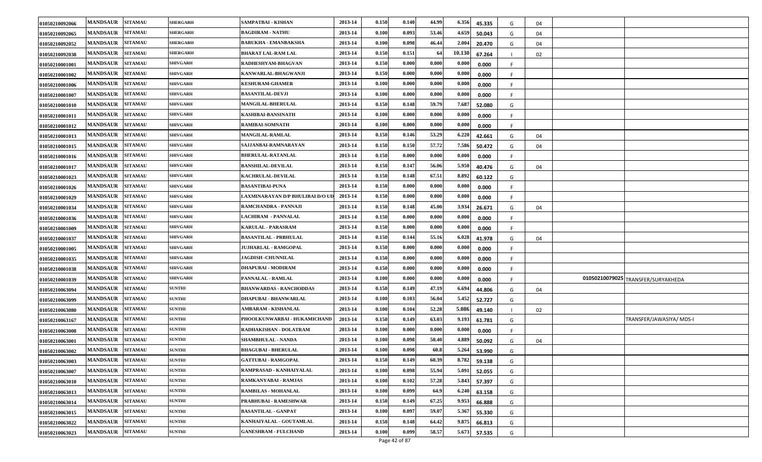| | | | | | | | | | | | | | | | |
|---|---|---|---|---|---|---|---|---|---|---|---|---|---|---|---|
| 01050210092066 | MANDSAUR | SITAMAU | SHERGARH | SAMPATBAI - KISHAN | 2013-14 | 0.150 | 0.140 | 44.99 | 6.356 | 45.335 | G | 04 | | | |
| 01050210092065 | MANDSAUR | SITAMAU | SHERGARH | BAGDIRAM - NATHU | 2013-14 | 0.100 | 0.093 | 53.46 | 4.659 | 50.043 | G | 04 | | | |
| 01050210092052 | MANDSAUR | SITAMAU | SHERGARH | BABUKHA - EMANBAKSHA | 2013-14 | 0.100 | 0.098 | 46.44 | 2.004 | 20.470 | G | 04 | | | |
| 01050210092038 | MANDSAUR | SITAMAU | SHERGARH | BHARAT LAL-RAM LAL | 2013-14 | 0.150 | 0.151 | 64 | 10.130 | 67.264 | I | 02 | | | |
| 01050210001001 | MANDSAUR | SITAMAU | SHIVGARH | RADHESHYAM-BHAGVAN | 2013-14 | 0.150 | 0.000 | 0.000 | 0.000 | 0.000 | F | | | | |
| 01050210001002 | MANDSAUR | SITAMAU | SHIVGARH | KANWARLAL-BHAGWANJI | 2013-14 | 0.150 | 0.000 | 0.000 | 0.000 | 0.000 | F | | | | |
| 01050210001006 | MANDSAUR | SITAMAU | SHIVGARH | KESHURAM-GHAMER | 2013-14 | 0.100 | 0.000 | 0.000 | 0.000 | 0.000 | F | | | | |
| 01050210001007 | MANDSAUR | SITAMAU | SHIVGARH | BASANTILAL-DEVJI | 2013-14 | 0.100 | 0.000 | 0.000 | 0.000 | 0.000 | F | | | | |
| 01050210001010 | MANDSAUR | SITAMAU | SHIVGARH | MANGILAL-BHERULAL | 2013-14 | 0.150 | 0.148 | 59.79 | 7.687 | 52.080 | G | | | | |
| 01050210001011 | MANDSAUR | SITAMAU | SHIVGARH | KASHIBAI-BANSINATH | 2013-14 | 0.100 | 0.000 | 0.000 | 0.000 | 0.000 | F | | | | |
| 01050210001012 | MANDSAUR | SITAMAU | SHIVGARH | RAMIBAI-SOMNATH | 2013-14 | 0.100 | 0.000 | 0.000 | 0.000 | 0.000 | F | | | | |
| 01050210001013 | MANDSAUR | SITAMAU | SHIVGARH | MANGILAL-RAMLAL | 2013-14 | 0.150 | 0.146 | 53.29 | 6.220 | 42.661 | G | 04 | | | |
| 01050210001015 | MANDSAUR | SITAMAU | SHIVGARH | SAJJANBAI-RAMNARAYAN | 2013-14 | 0.150 | 0.150 | 57.72 | 7.586 | 50.472 | G | 04 | | | |
| 01050210001016 | MANDSAUR | SITAMAU | SHIVGARH | BHERULAL-RATANLAL | 2013-14 | 0.150 | 0.000 | 0.000 | 0.000 | 0.000 | F | | | | |
| 01050210001017 | MANDSAUR | SITAMAU | SHIVGARH | BANSHILAL-DEVILAL | 2013-14 | 0.150 | 0.147 | 56.06 | 5.950 | 40.476 | G | 04 | | | |
| 01050210001023 | MANDSAUR | SITAMAU | SHIVGARH | KACHRULAL-DEVILAL | 2013-14 | 0.150 | 0.148 | 67.51 | 8.892 | 60.122 | G | | | | |
| 01050210001026 | MANDSAUR | SITAMAU | SHIVGARH | BASANTIBAI-PUNA | 2013-14 | 0.150 | 0.000 | 0.000 | 0.000 | 0.000 | F | | | | |
| 01050210001029 | MANDSAUR | SITAMAU | SHIVGARH | LAXMINARAYAN D/P BHULIBAI D/O UD | 2013-14 | 0.150 | 0.000 | 0.000 | 0.000 | 0.000 | F | | | | |
| 01050210001034 | MANDSAUR | SITAMAU | SHIVGARH | RAMCHANDRA - PANNAJI | 2013-14 | 0.150 | 0.148 | 45.00 | 3.934 | 26.671 | G | 04 | | | |
| 01050210001036 | MANDSAUR | SITAMAU | SHIVGARH | LACHIRAM - PANNALAL | 2013-14 | 0.150 | 0.000 | 0.000 | 0.000 | 0.000 | F | | | | |
| 01050210001009 | MANDSAUR | SITAMAU | SHIVGARH | KARULAL - PARASRAM | 2013-14 | 0.150 | 0.000 | 0.000 | 0.000 | 0.000 | F | | | | |
| 01050210001037 | MANDSAUR | SITAMAU | SHIVGARH | BASANTILAL - PRBHULAL | 2013-14 | 0.150 | 0.144 | 55.16 | 6.028 | 41.978 | G | 04 | | | |
| 01050210001005 | MANDSAUR | SITAMAU | SHIVGARH | JUJHARLAL - RAMGOPAL | 2013-14 | 0.150 | 0.000 | 0.000 | 0.000 | 0.000 | F | | | | |
| 01050210001035 | MANDSAUR | SITAMAU | SHIVGARH | JAGDISH -CHUNNILAL | 2013-14 | 0.150 | 0.000 | 0.000 | 0.000 | 0.000 | F | | | | |
| 01050210001038 | MANDSAUR | SITAMAU | SHIVGARH | DHAPUBAI - MODIRAM | 2013-14 | 0.150 | 0.000 | 0.000 | 0.000 | 0.000 | F | | | | |
| 01050210001039 | MANDSAUR | SITAMAU | SHIVGARH | PANNALAL - RAMLAL | 2013-14 | 0.100 | 0.000 | 0.000 | 0.000 | 0.000 | F | | | 01050210079025 | TRANSFER/SURYAKHEDA |
| 01050210063094 | MANDSAUR | SITAMAU | SUNTHI | BHANWARDAS - RANCHODDAS | 2013-14 | 0.150 | 0.149 | 47.19 | 6.694 | 44.806 | G | 04 | | | |
| 01050210063099 | MANDSAUR | SITAMAU | SUNTHI | DHAPUBAI - BHANWARLAL | 2013-14 | 0.100 | 0.103 | 56.04 | 5.452 | 52.727 | G | | | | |
| 01050210063080 | MANDSAUR | SITAMAU | SUNTHI | AMBARAM - KISHANLAL | 2013-14 | 0.100 | 0.104 | 52.28 | 5.086 | 49.140 | I | 02 | | | |
| 01050210063167 | MANDSAUR | SITAMAU | SUNTHI | PHOOLKUNWARBAI - HUKAMICHAND | 2013-14 | 0.150 | 0.149 | 63.03 | 9.193 | 61.781 | G | | | | TRANSFER/JAWASIYA/ MDS-I |
| 01050210063008 | MANDSAUR | SITAMAU | SUNTHI | RADHAKISHAN - DOLATRAM | 2013-14 | 0.100 | 0.000 | 0.000 | 0.000 | 0.000 | F | | | | |
| 01050210063001 | MANDSAUR | SITAMAU | SUNTHI | SHAMBHULAL - NANDA | 2013-14 | 0.100 | 0.098 | 50.40 | 4.889 | 50.092 | G | 04 | | | |
| 01050210063002 | MANDSAUR | SITAMAU | SUNTHI | BHAGUBAI - BHERULAL | 2013-14 | 0.100 | 0.098 | 60.8 | 5.264 | 53.990 | G | | | | |
| 01050210063003 | MANDSAUR | SITAMAU | SUNTHI | GATTUBAI - RAMGOPAL | 2013-14 | 0.150 | 0.149 | 60.39 | 8.782 | 59.138 | G | | | | |
| 01050210063007 | MANDSAUR | SITAMAU | SUNTHI | RAMPRASAD - KANHAIYALAL | 2013-14 | 0.100 | 0.098 | 55.94 | 5.091 | 52.055 | G | | | | |
| 01050210063010 | MANDSAUR | SITAMAU | SUNTHI | RAMKANYABAI - RAMJAS | 2013-14 | 0.100 | 0.102 | 57.28 | 5.843 | 57.397 | G | | | | |
| 01050210063013 | MANDSAUR | SITAMAU | SUNTHI | RAMBILAS - MOHANLAL | 2013-14 | 0.100 | 0.099 | 64.9 | 6.240 | 63.158 | G | | | | |
| 01050210063014 | MANDSAUR | SITAMAU | SUNTHI | PRABHUBAI - RAMESHWAR | 2013-14 | 0.150 | 0.149 | 67.25 | 9.953 | 66.888 | G | | | | |
| 01050210063015 | MANDSAUR | SITAMAU | SUNTHI | BASANTILAL - GANPAT | 2013-14 | 0.100 | 0.097 | 59.07 | 5.367 | 55.330 | G | | | | |
| 01050210063022 | MANDSAUR | SITAMAU | SUNTHI | KANHAIYALAL - GOUTAMLAL | 2013-14 | 0.150 | 0.148 | 64.42 | 9.875 | 66.813 | G | | | | |
| 01050210063023 | MANDSAUR | SITAMAU | SUNTHI | GANESHRAM - FULCHAND | 2013-14 | 0.100 | 0.099 | 58.57 | 5.673 | 57.535 | G | | | | |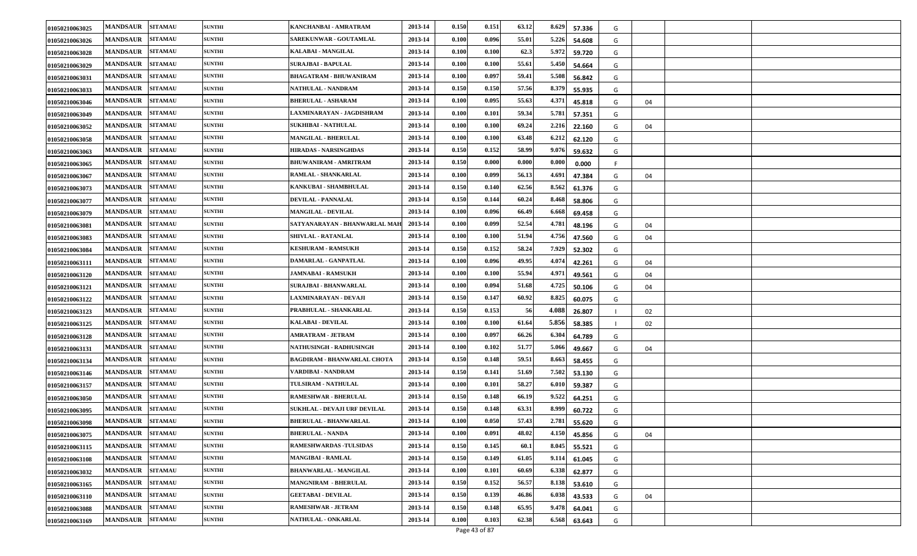| | | | | | | | | | | | | | | |
|---|---|---|---|---|---|---|---|---|---|---|---|---|---|---|
| 01050210063025 | MANDSAUR | SITAMAU | SUNTHI | KANCHANBAI - AMRATRAM | 2013-14 | 0.150 | 0.151 | 63.12 | 8.629 | 57.336 | G | | | |
| 01050210063026 | MANDSAUR | SITAMAU | SUNTHI | SAREKUNWAR - GOUTAMLAL | 2013-14 | 0.100 | 0.096 | 55.01 | 5.226 | 54.608 | G | | | |
| 01050210063028 | MANDSAUR | SITAMAU | SUNTHI | KALABAI - MANGILAL | 2013-14 | 0.100 | 0.100 | 62.3 | 5.972 | 59.720 | G | | | |
| 01050210063029 | MANDSAUR | SITAMAU | SUNTHI | SURAJBAI - BAPULAL | 2013-14 | 0.100 | 0.100 | 55.61 | 5.450 | 54.664 | G | | | |
| 01050210063031 | MANDSAUR | SITAMAU | SUNTHI | BHAGATRAM - BHUWANIRAM | 2013-14 | 0.100 | 0.097 | 59.41 | 5.508 | 56.842 | G | | | |
| 01050210063033 | MANDSAUR | SITAMAU | SUNTHI | NATHULAL - NANDRAM | 2013-14 | 0.150 | 0.150 | 57.56 | 8.379 | 55.935 | G | | | |
| 01050210063046 | MANDSAUR | SITAMAU | SUNTHI | BHERULAL - ASHARAM | 2013-14 | 0.100 | 0.095 | 55.63 | 4.371 | 45.818 | G | 04 | | |
| 01050210063049 | MANDSAUR | SITAMAU | SUNTHI | LAXMINARAYAN - JAGDISHRAM | 2013-14 | 0.100 | 0.101 | 59.34 | 5.781 | 57.351 | G | | | |
| 01050210063052 | MANDSAUR | SITAMAU | SUNTHI | SUKHIBAI - NATHULAL | 2013-14 | 0.100 | 0.100 | 69.24 | 2.216 | 22.160 | G | 04 | | |
| 01050210063058 | MANDSAUR | SITAMAU | SUNTHI | MANGILAL - BHERULAL | 2013-14 | 0.100 | 0.100 | 63.48 | 6.212 | 62.120 | G | | | |
| 01050210063063 | MANDSAUR | SITAMAU | SUNTHI | HIRADAS - NARSINGHDAS | 2013-14 | 0.150 | 0.152 | 58.99 | 9.076 | 59.632 | G | | | |
| 01050210063065 | MANDSAUR | SITAMAU | SUNTHI | BHUWANIRAM - AMRITRAM | 2013-14 | 0.150 | 0.000 | 0.000 | 0.000 | 0.000 | F | | | |
| 01050210063067 | MANDSAUR | SITAMAU | SUNTHI | RAMLAL - SHANKARLAL | 2013-14 | 0.100 | 0.099 | 56.13 | 4.691 | 47.384 | G | 04 | | |
| 01050210063073 | MANDSAUR | SITAMAU | SUNTHI | KANKUBAI - SHAMBHULAL | 2013-14 | 0.150 | 0.140 | 62.56 | 8.562 | 61.376 | G | | | |
| 01050210063077 | MANDSAUR | SITAMAU | SUNTHI | DEVILAL - PANNALAL | 2013-14 | 0.150 | 0.144 | 60.24 | 8.468 | 58.806 | G | | | |
| 01050210063079 | MANDSAUR | SITAMAU | SUNTHI | MANGILAL - DEVILAL | 2013-14 | 0.100 | 0.096 | 66.49 | 6.668 | 69.458 | G | | | |
| 01050210063081 | MANDSAUR | SITAMAU | SUNTHI | SATYANARAYAN - BHANWARLAL MAH | 2013-14 | 0.100 | 0.099 | 52.54 | 4.781 | 48.196 | G | 04 | | |
| 01050210063083 | MANDSAUR | SITAMAU | SUNTHI | SHIVLAL - RATANLAL | 2013-14 | 0.100 | 0.100 | 51.94 | 4.756 | 47.560 | G | 04 | | |
| 01050210063084 | MANDSAUR | SITAMAU | SUNTHI | KESHURAM - RAMSUKH | 2013-14 | 0.150 | 0.152 | 58.24 | 7.929 | 52.302 | G | | | |
| 01050210063111 | MANDSAUR | SITAMAU | SUNTHI | DAMARLAL - GANPATLAL | 2013-14 | 0.100 | 0.096 | 49.95 | 4.074 | 42.261 | G | 04 | | |
| 01050210063120 | MANDSAUR | SITAMAU | SUNTHI | JAMNABAI - RAMSUKH | 2013-14 | 0.100 | 0.100 | 55.94 | 4.971 | 49.561 | G | 04 | | |
| 01050210063121 | MANDSAUR | SITAMAU | SUNTHI | SURAJBAI - BHANWARLAL | 2013-14 | 0.100 | 0.094 | 51.68 | 4.725 | 50.106 | G | 04 | | |
| 01050210063122 | MANDSAUR | SITAMAU | SUNTHI | LAXMINARAYAN - DEVAJI | 2013-14 | 0.150 | 0.147 | 60.92 | 8.825 | 60.075 | G | | | |
| 01050210063123 | MANDSAUR | SITAMAU | SUNTHI | PRABHULAL - SHANKARLAL | 2013-14 | 0.150 | 0.153 | 56 | 4.088 | 26.807 | I | 02 | | |
| 01050210063125 | MANDSAUR | SITAMAU | SUNTHI | KALABAI - DEVILAL | 2013-14 | 0.100 | 0.100 | 61.64 | 5.856 | 58.385 | I | 02 | | |
| 01050210063128 | MANDSAUR | SITAMAU | SUNTHI | AMRATRAM - JETRAM | 2013-14 | 0.100 | 0.097 | 66.26 | 6.304 | 64.789 | G | | | |
| 01050210063131 | MANDSAUR | SITAMAU | SUNTHI | NATHUSINGH - RADHUSINGH | 2013-14 | 0.100 | 0.102 | 51.77 | 5.066 | 49.667 | G | 04 | | |
| 01050210063134 | MANDSAUR | SITAMAU | SUNTHI | BAGDIRAM - BHANWARLAL CHOTA | 2013-14 | 0.150 | 0.148 | 59.51 | 8.663 | 58.455 | G | | | |
| 01050210063146 | MANDSAUR | SITAMAU | SUNTHI | VARDIBAI - NANDRAM | 2013-14 | 0.150 | 0.141 | 51.69 | 7.502 | 53.130 | G | | | |
| 01050210063157 | MANDSAUR | SITAMAU | SUNTHI | TULSIRAM - NATHULAL | 2013-14 | 0.100 | 0.101 | 58.27 | 6.010 | 59.387 | G | | | |
| 01050210063050 | MANDSAUR | SITAMAU | SUNTHI | RAMESHWAR - BHERULAL | 2013-14 | 0.150 | 0.148 | 66.19 | 9.522 | 64.251 | G | | | |
| 01050210063095 | MANDSAUR | SITAMAU | SUNTHI | SUKHLAL - DEVAJI URF DEVILAL | 2013-14 | 0.150 | 0.148 | 63.31 | 8.999 | 60.722 | G | | | |
| 01050210063098 | MANDSAUR | SITAMAU | SUNTHI | BHERULAL - BHANWARLAL | 2013-14 | 0.100 | 0.050 | 57.43 | 2.781 | 55.620 | G | | | |
| 01050210063075 | MANDSAUR | SITAMAU | SUNTHI | BHERULAL - NANDA | 2013-14 | 0.100 | 0.091 | 48.02 | 4.150 | 45.856 | G | 04 | | |
| 01050210063115 | MANDSAUR | SITAMAU | SUNTHI | RAMESHWARDAS -TULSIDAS | 2013-14 | 0.150 | 0.145 | 60.1 | 8.045 | 55.521 | G | | | |
| 01050210063108 | MANDSAUR | SITAMAU | SUNTHI | MANGIBAI - RAMLAL | 2013-14 | 0.150 | 0.149 | 61.05 | 9.114 | 61.045 | G | | | |
| 01050210063032 | MANDSAUR | SITAMAU | SUNTHI | BHANWARLAL - MANGILAL | 2013-14 | 0.100 | 0.101 | 60.69 | 6.338 | 62.877 | G | | | |
| 01050210063165 | MANDSAUR | SITAMAU | SUNTHI | MANGNIRAM - BHERULAL | 2013-14 | 0.150 | 0.152 | 56.57 | 8.138 | 53.610 | G | | | |
| 01050210063110 | MANDSAUR | SITAMAU | SUNTHI | GEETABAI - DEVILAL | 2013-14 | 0.150 | 0.139 | 46.86 | 6.038 | 43.533 | G | 04 | | |
| 01050210063088 | MANDSAUR | SITAMAU | SUNTHI | RAMESHWAR - JETRAM | 2013-14 | 0.150 | 0.148 | 65.95 | 9.478 | 64.041 | G | | | |
| 01050210063169 | MANDSAUR | SITAMAU | SUNTHI | NATHULAL - ONKARLAL | 2013-14 | 0.100 | 0.103 | 62.38 | 6.568 | 63.643 | G | | | |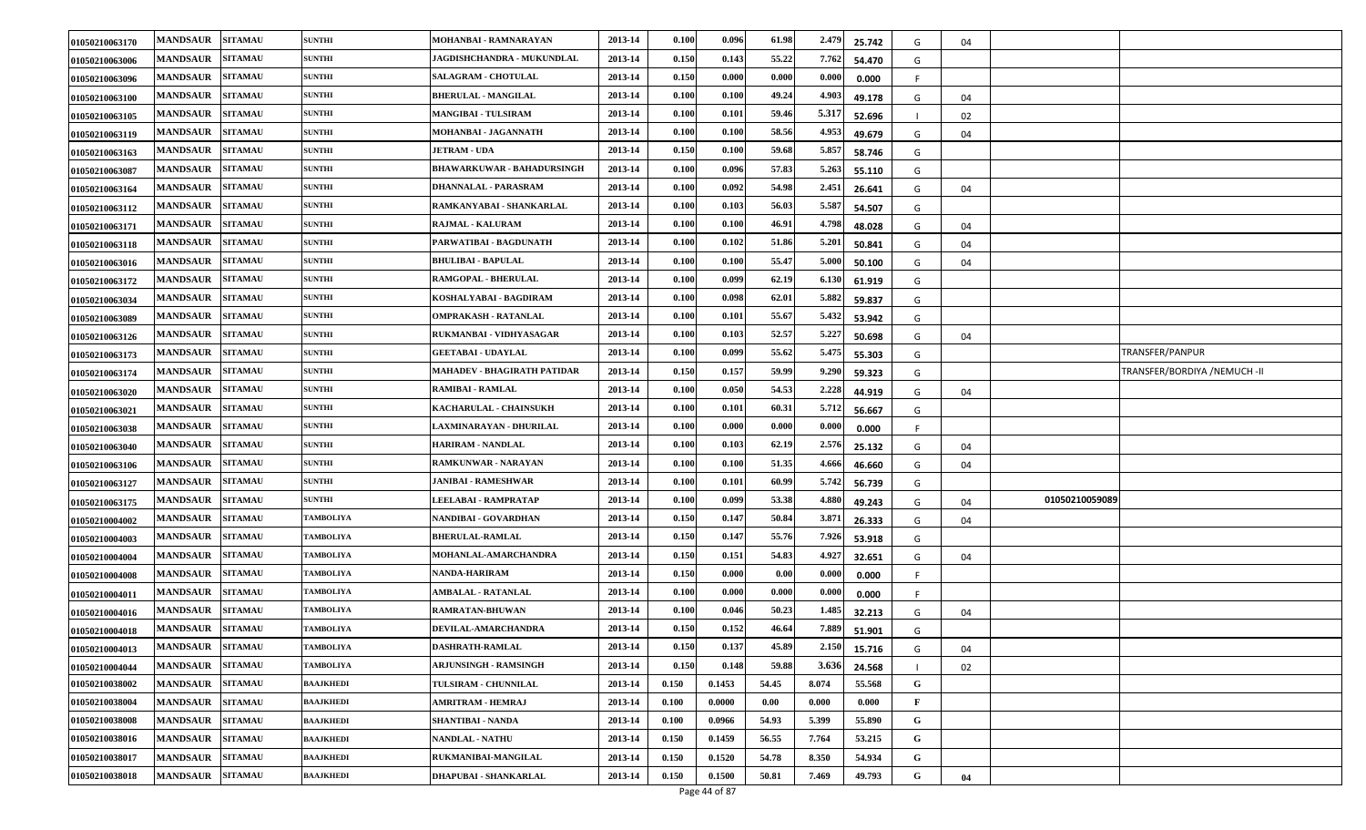| | | | | | | | | | | | | | | |
|---|---|---|---|---|---|---|---|---|---|---|---|---|---|---|
| 01050210063170 | MANDSAUR | SITAMAU | SUNTHI | MOHANBAI - RAMNARAYAN | 2013-14 | 0.100 | 0.096 | 61.98 | 2.479 | 25.742 | G | 04 | | |
| 01050210063006 | MANDSAUR | SITAMAU | SUNTHI | JAGDISHCHANDRA - MUKUNDLAL | 2013-14 | 0.150 | 0.143 | 55.22 | 7.762 | 54.470 | G | | | |
| 01050210063096 | MANDSAUR | SITAMAU | SUNTHI | SALAGRAM - CHOTULAL | 2013-14 | 0.150 | 0.000 | 0.000 | 0.000 | 0.000 | F | | | |
| 01050210063100 | MANDSAUR | SITAMAU | SUNTHI | BHERULAL - MANGILAL | 2013-14 | 0.100 | 0.100 | 49.24 | 4.903 | 49.178 | G | 04 | | |
| 01050210063105 | MANDSAUR | SITAMAU | SUNTHI | MANGIBAI - TULSIRAM | 2013-14 | 0.100 | 0.101 | 59.46 | 5.317 | 52.696 | I | 02 | | |
| 01050210063119 | MANDSAUR | SITAMAU | SUNTHI | MOHANBAI - JAGANNATH | 2013-14 | 0.100 | 0.100 | 58.56 | 4.953 | 49.679 | G | 04 | | |
| 01050210063163 | MANDSAUR | SITAMAU | SUNTHI | JETRAM - UDA | 2013-14 | 0.150 | 0.100 | 59.68 | 5.857 | 58.746 | G | | | |
| 01050210063087 | MANDSAUR | SITAMAU | SUNTHI | BHAWARKUWAR - BAHADURSINGH | 2013-14 | 0.100 | 0.096 | 57.83 | 5.263 | 55.110 | G | | | |
| 01050210063164 | MANDSAUR | SITAMAU | SUNTHI | DHANNALAL - PARASRAM | 2013-14 | 0.100 | 0.092 | 54.98 | 2.451 | 26.641 | G | 04 | | |
| 01050210063112 | MANDSAUR | SITAMAU | SUNTHI | RAMKANYABAI - SHANKARLAL | 2013-14 | 0.100 | 0.103 | 56.03 | 5.587 | 54.507 | G | | | |
| 01050210063171 | MANDSAUR | SITAMAU | SUNTHI | RAJMAL - KALURAM | 2013-14 | 0.100 | 0.100 | 46.91 | 4.798 | 48.028 | G | 04 | | |
| 01050210063118 | MANDSAUR | SITAMAU | SUNTHI | PARWATIBAI - BAGDUNATH | 2013-14 | 0.100 | 0.102 | 51.86 | 5.201 | 50.841 | G | 04 | | |
| 01050210063016 | MANDSAUR | SITAMAU | SUNTHI | BHULIBAI - BAPULAL | 2013-14 | 0.100 | 0.100 | 55.47 | 5.000 | 50.100 | G | 04 | | |
| 01050210063172 | MANDSAUR | SITAMAU | SUNTHI | RAMGOPAL - BHERULAL | 2013-14 | 0.100 | 0.099 | 62.19 | 6.130 | 61.919 | G | | | |
| 01050210063034 | MANDSAUR | SITAMAU | SUNTHI | KOSHALYABAI - BAGDIRAM | 2013-14 | 0.100 | 0.098 | 62.01 | 5.882 | 59.837 | G | | | |
| 01050210063089 | MANDSAUR | SITAMAU | SUNTHI | OMPRAKASH - RATANLAL | 2013-14 | 0.100 | 0.101 | 55.67 | 5.432 | 53.942 | G | | | |
| 01050210063126 | MANDSAUR | SITAMAU | SUNTHI | RUKMANBAI - VIDHYASAGAR | 2013-14 | 0.100 | 0.103 | 52.57 | 5.227 | 50.698 | G | 04 | | |
| 01050210063173 | MANDSAUR | SITAMAU | SUNTHI | GEETABAI - UDAYLAL | 2013-14 | 0.100 | 0.099 | 55.62 | 5.475 | 55.303 | G | | | TRANSFER/PANPUR |
| 01050210063174 | MANDSAUR | SITAMAU | SUNTHI | MAHADEV - BHAGIRATH PATIDAR | 2013-14 | 0.150 | 0.157 | 59.99 | 9.290 | 59.323 | G | | | TRANSFER/BORDIYA /NEMUCH -II |
| 01050210063020 | MANDSAUR | SITAMAU | SUNTHI | RAMIBAI - RAMLAL | 2013-14 | 0.100 | 0.050 | 54.53 | 2.228 | 44.919 | G | 04 | | |
| 01050210063021 | MANDSAUR | SITAMAU | SUNTHI | KACHARULAL - CHAINSUKH | 2013-14 | 0.100 | 0.101 | 60.31 | 5.712 | 56.667 | G | | | |
| 01050210063038 | MANDSAUR | SITAMAU | SUNTHI | LAXMINARAYAN - DHURILAL | 2013-14 | 0.100 | 0.000 | 0.000 | 0.000 | 0.000 | F | | | |
| 01050210063040 | MANDSAUR | SITAMAU | SUNTHI | HARIRAM - NANDLAL | 2013-14 | 0.100 | 0.103 | 62.19 | 2.576 | 25.132 | G | 04 | | |
| 01050210063106 | MANDSAUR | SITAMAU | SUNTHI | RAMKUNWAR - NARAYAN | 2013-14 | 0.100 | 0.100 | 51.35 | 4.666 | 46.660 | G | 04 | | |
| 01050210063127 | MANDSAUR | SITAMAU | SUNTHI | JANIBAI - RAMESHWAR | 2013-14 | 0.100 | 0.101 | 60.99 | 5.742 | 56.739 | G | | | |
| 01050210063175 | MANDSAUR | SITAMAU | SUNTHI | LEELABAI - RAMPRATAP | 2013-14 | 0.100 | 0.099 | 53.38 | 4.880 | 49.243 | G | 04 | 01050210059089 | |
| 01050210004002 | MANDSAUR | SITAMAU | TAMBOLIYA | NANDIBAI - GOVARDHAN | 2013-14 | 0.150 | 0.147 | 50.84 | 3.871 | 26.333 | G | 04 | | |
| 01050210004003 | MANDSAUR | SITAMAU | TAMBOLIYA | BHERULAL-RAMLAL | 2013-14 | 0.150 | 0.147 | 55.76 | 7.926 | 53.918 | G | | | |
| 01050210004004 | MANDSAUR | SITAMAU | TAMBOLIYA | MOHANLAL-AMARCHANDRA | 2013-14 | 0.150 | 0.151 | 54.83 | 4.927 | 32.651 | G | 04 | | |
| 01050210004008 | MANDSAUR | SITAMAU | TAMBOLIYA | NANDA-HARIRAM | 2013-14 | 0.150 | 0.000 | 0.00 | 0.000 | 0.000 | F | | | |
| 01050210004011 | MANDSAUR | SITAMAU | TAMBOLIYA | AMBALAL - RATANLAL | 2013-14 | 0.100 | 0.000 | 0.000 | 0.000 | 0.000 | F | | | |
| 01050210004016 | MANDSAUR | SITAMAU | TAMBOLIYA | RAMRATAN-BHUWAN | 2013-14 | 0.100 | 0.046 | 50.23 | 1.485 | 32.213 | G | 04 | | |
| 01050210004018 | MANDSAUR | SITAMAU | TAMBOLIYA | DEVILAL-AMARCHANDRA | 2013-14 | 0.150 | 0.152 | 46.64 | 7.889 | 51.901 | G | | | |
| 01050210004013 | MANDSAUR | SITAMAU | TAMBOLIYA | DASHRATH-RAMLAL | 2013-14 | 0.150 | 0.137 | 45.89 | 2.150 | 15.716 | G | 04 | | |
| 01050210004044 | MANDSAUR | SITAMAU | TAMBOLIYA | ARJUNSINGH - RAMSINGH | 2013-14 | 0.150 | 0.148 | 59.88 | 3.636 | 24.568 | I | 02 | | |
| 01050210038002 | MANDSAUR | SITAMAU | BAAJKHEDI | TULSIRAM - CHUNNILAL | 2013-14 | 0.150 | 0.1453 | 54.45 | 8.074 | 55.568 | G | | | |
| 01050210038004 | MANDSAUR | SITAMAU | BAAJKHEDI | AMRITRAM - HEMRAJ | 2013-14 | 0.100 | 0.0000 | 0.00 | 0.000 | 0.000 | F | | | |
| 01050210038008 | MANDSAUR | SITAMAU | BAAJKHEDI | SHANTIBAI - NANDA | 2013-14 | 0.100 | 0.0966 | 54.93 | 5.399 | 55.890 | G | | | |
| 01050210038016 | MANDSAUR | SITAMAU | BAAJKHEDI | NANDLAL - NATHU | 2013-14 | 0.150 | 0.1459 | 56.55 | 7.764 | 53.215 | G | | | |
| 01050210038017 | MANDSAUR | SITAMAU | BAAJKHEDI | RUKMANIBAI-MANGILAL | 2013-14 | 0.150 | 0.1520 | 54.78 | 8.350 | 54.934 | G | | | |
| 01050210038018 | MANDSAUR | SITAMAU | BAAJKHEDI | DHAPUBAI - SHANKARLAL | 2013-14 | 0.150 | 0.1500 | 50.81 | 7.469 | 49.793 | G | 04 | | |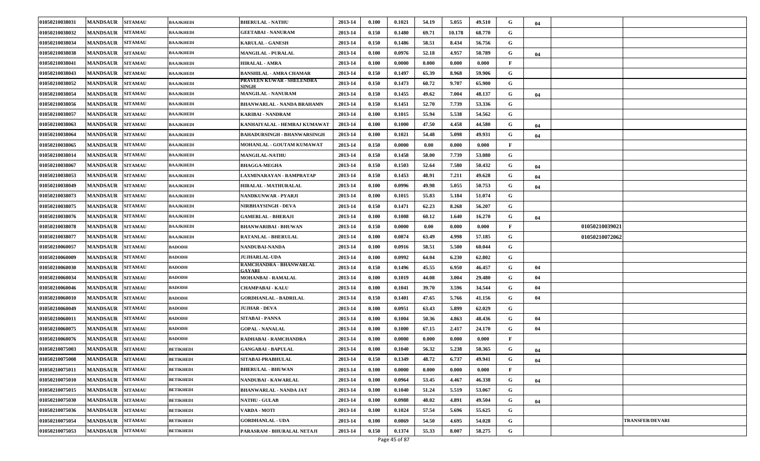| | | | | | | | | | | | | | | | |
|---|---|---|---|---|---|---|---|---|---|---|---|---|---|---|---|
| 01050210038031 | MANDSAUR | SITAMAU | BAAJKHEDI | BHERULAL - NATHU | 2013-14 | 0.100 | 0.1021 | 54.19 | 5.055 | 49.510 | G | 04 | | | |
| 01050210038032 | MANDSAUR | SITAMAU | BAAJKHEDI | GEETABAI - NANURAM | 2013-14 | 0.150 | 0.1480 | 69.71 | 10.178 | 68.770 | G | | | | |
| 01050210038034 | MANDSAUR | SITAMAU | BAAJKHEDI | KARULAL - GANESH | 2013-14 | 0.150 | 0.1486 | 58.51 | 8.434 | 56.756 | G | | | | |
| 01050210038038 | MANDSAUR | SITAMAU | BAAJKHEDI | MANGILAL - PURALAL | 2013-14 | 0.100 | 0.0976 | 52.18 | 4.957 | 50.789 | G | 04 | | | |
| 01050210038041 | MANDSAUR | SITAMAU | BAAJKHEDI | HIRALAL - AMRA | 2013-14 | 0.100 | 0.0000 | 0.000 | 0.000 | 0.000 | F | | | | |
| 01050210038043 | MANDSAUR | SITAMAU | BAAJKHEDI | BANSHILAL - AMRA CHAMAR | 2013-14 | 0.150 | 0.1497 | 65.39 | 8.968 | 59.906 | G | | | | |
| 01050210038052 | MANDSAUR | SITAMAU | BAAJKHEDI | PRAVEEN KUWAR - SHELENDRA SINGH | 2013-14 | 0.150 | 0.1473 | 60.72 | 9.707 | 65.900 | G | | | | |
| 01050210038054 | MANDSAUR | SITAMAU | BAAJKHEDI | MANGILAL - NANURAM | 2013-14 | 0.150 | 0.1455 | 49.62 | 7.004 | 48.137 | G | 04 | | | |
| 01050210038056 | MANDSAUR | SITAMAU | BAAJKHEDI | BHANWARLAL - NANDA BRAHAMN | 2013-14 | 0.150 | 0.1451 | 52.70 | 7.739 | 53.336 | G | | | | |
| 01050210038057 | MANDSAUR | SITAMAU | BAAJKHEDI | KARIBAI - NANDRAM | 2013-14 | 0.100 | 0.1015 | 55.94 | 5.538 | 54.562 | G | | | | |
| 01050210038063 | MANDSAUR | SITAMAU | BAAJKHEDI | KANHAIYALAL - HEMRAJ KUMAWAT | 2013-14 | 0.100 | 0.1000 | 47.50 | 4.458 | 44.580 | G | 04 | | | |
| 01050210038064 | MANDSAUR | SITAMAU | BAAJKHEDI | BAHADURSINGH - BHANWARSINGH | 2013-14 | 0.100 | 0.1021 | 54.48 | 5.098 | 49.931 | G | 04 | | | |
| 01050210038065 | MANDSAUR | SITAMAU | BAAJKHEDI | MOHANLAL - GOUTAM KUMAWAT | 2013-14 | 0.150 | 0.0000 | 0.00 | 0.000 | 0.000 | F | | | | |
| 01050210038014 | MANDSAUR | SITAMAU | BAAJKHEDI | MANGILAL-NATHU | 2013-14 | 0.150 | 0.1458 | 58.00 | 7.739 | 53.080 | G | | | | |
| 01050210038067 | MANDSAUR | SITAMAU | BAAJKHEDI | BHAGGA-MEGHA | 2013-14 | 0.150 | 0.1503 | 52.64 | 7.580 | 50.432 | G | 04 | | | |
| 01050210038053 | MANDSAUR | SITAMAU | BAAJKHEDI | LAXMINARAYAN - RAMPRATAP | 2013-14 | 0.150 | 0.1453 | 48.91 | 7.211 | 49.628 | G | 04 | | | |
| 01050210038049 | MANDSAUR | SITAMAU | BAAJKHEDI | HIRALAL - MATHURALAL | 2013-14 | 0.100 | 0.0996 | 49.98 | 5.055 | 50.753 | G | 04 | | | |
| 01050210038073 | MANDSAUR | SITAMAU | BAAJKHEDI | NANDKUNWAR - PYARJI | 2013-14 | 0.100 | 0.1015 | 55.83 | 5.184 | 51.074 | G | | | | |
| 01050210038075 | MANDSAUR | SITAMAU | BAAJKHEDI | NIRBHAYSINGH - DEVA | 2013-14 | 0.150 | 0.1471 | 62.23 | 8.268 | 56.207 | G | | | | |
| 01050210038076 | MANDSAUR | SITAMAU | BAAJKHEDI | GAMERLAL - BHERAJI | 2013-14 | 0.100 | 0.1008 | 60.12 | 1.640 | 16.270 | G | 04 | | | |
| 01050210038078 | MANDSAUR | SITAMAU | BAAJKHEDI | BHANWARIBAI - BHUWAN | 2013-14 | 0.150 | 0.0000 | 0.00 | 0.000 | 0.000 | F | | | 01050210039021 | |
| 01050210038077 | MANDSAUR | SITAMAU | BAAJKHEDI | RATANLAL - BHERULAL | 2013-14 | 0.100 | 0.0874 | 63.49 | 4.998 | 57.185 | G | | | 01050210072062 | |
| 01050210060057 | MANDSAUR | SITAMAU | BADODH | NANDUBAI-NANDA | 2013-14 | 0.100 | 0.0916 | 58.51 | 5.500 | 60.044 | G | | | | |
| 01050210060009 | MANDSAUR | SITAMAU | BADODH | JUJHARLAL-UDA | 2013-14 | 0.100 | 0.0992 | 64.04 | 6.230 | 62.802 | G | | | | |
| 01050210060030 | MANDSAUR | SITAMAU | BADODH | RAMCHANDRA - BHANWARLAL GAYARI | 2013-14 | 0.150 | 0.1496 | 45.55 | 6.950 | 46.457 | G | 04 | | | |
| 01050210060034 | MANDSAUR | SITAMAU | BADODH | MOHANBAI - RAMALAL | 2013-14 | 0.100 | 0.1019 | 44.08 | 3.004 | 29.480 | G | 04 | | | |
| 01050210060046 | MANDSAUR | SITAMAU | BADODH | CHAMPABAI - KALU | 2013-14 | 0.100 | 0.1041 | 39.70 | 3.596 | 34.544 | G | 04 | | | |
| 01050210060010 | MANDSAUR | SITAMAU | BADODH | GORDHANLAL - BADRILAL | 2013-14 | 0.150 | 0.1401 | 47.65 | 5.766 | 41.156 | G | 04 | | | |
| 01050210060049 | MANDSAUR | SITAMAU | BADODH | JUJHAR - DEVA | 2013-14 | 0.100 | 0.0951 | 63.43 | 5.899 | 62.029 | G | | | | |
| 01050210060011 | MANDSAUR | SITAMAU | BADODH | SITABAI - PANNA | 2013-14 | 0.100 | 0.1004 | 50.36 | 4.863 | 48.436 | G | 04 | | | |
| 01050210060075 | MANDSAUR | SITAMAU | BADODH | GOPAL - NANALAL | 2013-14 | 0.100 | 0.1000 | 67.15 | 2.417 | 24.170 | G | 04 | | | |
| 01050210060076 | MANDSAUR | SITAMAU | BADODH | RADHABAI - RAMCHANDRA | 2013-14 | 0.100 | 0.0000 | 0.000 | 0.000 | 0.000 | F | | | | |
| 01050210075003 | MANDSAUR | SITAMAU | BETIKHEDI | GANGABAI - BAPULAL | 2013-14 | 0.100 | 0.1040 | 56.32 | 5.238 | 50.365 | G | 04 | | | |
| 01050210075008 | MANDSAUR | SITAMAU | BETIKHEDI | SITABAI-PRABHULAL | 2013-14 | 0.150 | 0.1349 | 48.72 | 6.737 | 49.941 | G | 04 | | | |
| 01050210075011 | MANDSAUR | SITAMAU | BETIKHEDI | BHERULAL - BHUWAN | 2013-14 | 0.100 | 0.0000 | 0.000 | 0.000 | 0.000 | F | | | | |
| 01050210075010 | MANDSAUR | SITAMAU | BETIKHEDI | NANDUBAI - KAWARLAL | 2013-14 | 0.100 | 0.0964 | 53.45 | 4.467 | 46.338 | G | 04 | | | |
| 01050210075015 | MANDSAUR | SITAMAU | BETIKHEDI | BHANWARLAL - NANDA JAT | 2013-14 | 0.100 | 0.1040 | 51.24 | 5.519 | 53.067 | G | | | | |
| 01050210075030 | MANDSAUR | SITAMAU | BETIKHEDI | NATHU - GULAB | 2013-14 | 0.100 | 0.0988 | 48.02 | 4.891 | 49.504 | G | 04 | | | |
| 01050210075036 | MANDSAUR | SITAMAU | BETIKHEDI | VARDA - MOTI | 2013-14 | 0.100 | 0.1024 | 57.54 | 5.696 | 55.625 | G | | | | |
| 01050210075054 | MANDSAUR | SITAMAU | BETIKHEDI | GORDHANLAL - UDA | 2013-14 | 0.100 | 0.0869 | 54.50 | 4.695 | 54.028 | G | | | | TRANSFER/DEVARI |
| 01050210075053 | MANDSAUR | SITAMAU | BETIKHEDI | PARASRAM - BHURALAL NETAJI | 2013-14 | 0.150 | 0.1374 | 55.33 | 8.007 | 58.275 | G | | | | |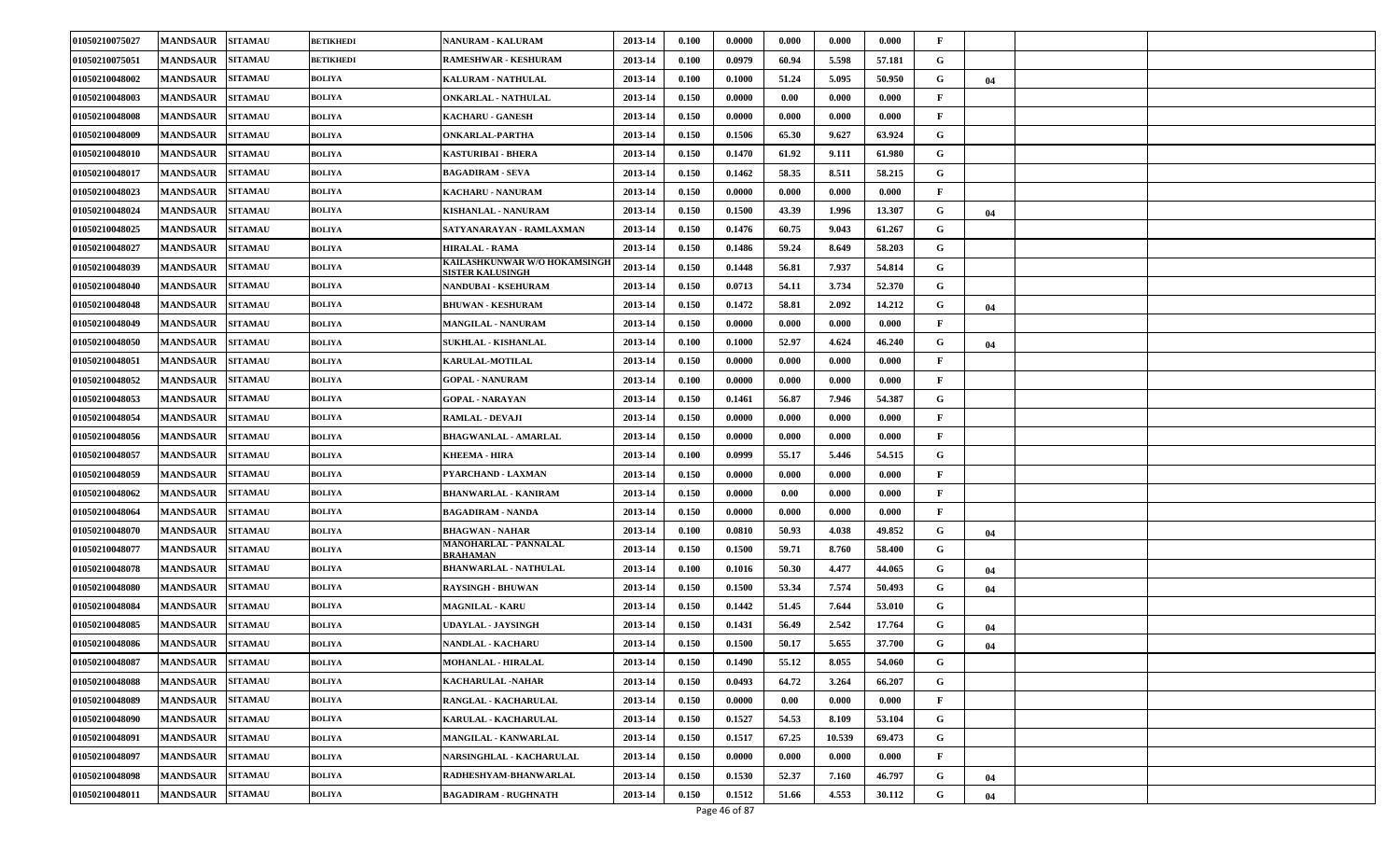| | | | | | | | | | | | | | | |
|---|---|---|---|---|---|---|---|---|---|---|---|---|---|---|
| 01050210075027 | MANDSAUR | SITAMAU | BETIKHEDI | NANURAM - KALURAM | 2013-14 | 0.100 | 0.0000 | 0.000 | 0.000 | 0.000 | F | | | |
| 01050210075051 | MANDSAUR | SITAMAU | BETIKHEDI | RAMESHWAR - KESHURAM | 2013-14 | 0.100 | 0.0979 | 60.94 | 5.598 | 57.181 | G | | | |
| 01050210048002 | MANDSAUR | SITAMAU | BOLIYA | KALURAM - NATHULAL | 2013-14 | 0.100 | 0.1000 | 51.24 | 5.095 | 50.950 | G | 04 | | |
| 01050210048003 | MANDSAUR | SITAMAU | BOLIYA | ONKARLAL - NATHULAL | 2013-14 | 0.150 | 0.0000 | 0.00 | 0.000 | 0.000 | F | | | |
| 01050210048008 | MANDSAUR | SITAMAU | BOLIYA | KACHARU - GANESH | 2013-14 | 0.150 | 0.0000 | 0.000 | 0.000 | 0.000 | F | | | |
| 01050210048009 | MANDSAUR | SITAMAU | BOLIYA | ONKARLAL-PARTHA | 2013-14 | 0.150 | 0.1506 | 65.30 | 9.627 | 63.924 | G | | | |
| 01050210048010 | MANDSAUR | SITAMAU | BOLIYA | KASTURIBAI - BHERA | 2013-14 | 0.150 | 0.1470 | 61.92 | 9.111 | 61.980 | G | | | |
| 01050210048017 | MANDSAUR | SITAMAU | BOLIYA | BAGADIRAM - SEVA | 2013-14 | 0.150 | 0.1462 | 58.35 | 8.511 | 58.215 | G | | | |
| 01050210048023 | MANDSAUR | SITAMAU | BOLIYA | KACHARU - NANURAM | 2013-14 | 0.150 | 0.0000 | 0.000 | 0.000 | 0.000 | F | | | |
| 01050210048024 | MANDSAUR | SITAMAU | BOLIYA | KISHANLAL - NANURAM | 2013-14 | 0.150 | 0.1500 | 43.39 | 1.996 | 13.307 | G | 04 | | |
| 01050210048025 | MANDSAUR | SITAMAU | BOLIYA | SATYANARAYAN - RAMLAXMAN | 2013-14 | 0.150 | 0.1476 | 60.75 | 9.043 | 61.267 | G | | | |
| 01050210048027 | MANDSAUR | SITAMAU | BOLIYA | HIRALAL - RAMA | 2013-14 | 0.150 | 0.1486 | 59.24 | 8.649 | 58.203 | G | | | |
| 01050210048039 | MANDSAUR | SITAMAU | BOLIYA | KAILASHKUNWAR W/O HOKAMSINGH SISTER KALUSINGH | 2013-14 | 0.150 | 0.1448 | 56.81 | 7.937 | 54.814 | G | | | |
| 01050210048040 | MANDSAUR | SITAMAU | BOLIYA | NANDUBAI - KSEHURAM | 2013-14 | 0.150 | 0.0713 | 54.11 | 3.734 | 52.370 | G | | | |
| 01050210048048 | MANDSAUR | SITAMAU | BOLIYA | BHUWAN - KESHURAM | 2013-14 | 0.150 | 0.1472 | 58.81 | 2.092 | 14.212 | G | 04 | | |
| 01050210048049 | MANDSAUR | SITAMAU | BOLIYA | MANGILAL - NANURAM | 2013-14 | 0.150 | 0.0000 | 0.000 | 0.000 | 0.000 | F | | | |
| 01050210048050 | MANDSAUR | SITAMAU | BOLIYA | SUKHLAL - KISHANLAL | 2013-14 | 0.100 | 0.1000 | 52.97 | 4.624 | 46.240 | G | 04 | | |
| 01050210048051 | MANDSAUR | SITAMAU | BOLIYA | KARULAL-MOTILAL | 2013-14 | 0.150 | 0.0000 | 0.000 | 0.000 | 0.000 | F | | | |
| 01050210048052 | MANDSAUR | SITAMAU | BOLIYA | GOPAL - NANURAM | 2013-14 | 0.100 | 0.0000 | 0.000 | 0.000 | 0.000 | F | | | |
| 01050210048053 | MANDSAUR | SITAMAU | BOLIYA | GOPAL - NARAYAN | 2013-14 | 0.150 | 0.1461 | 56.87 | 7.946 | 54.387 | G | | | |
| 01050210048054 | MANDSAUR | SITAMAU | BOLIYA | RAMLAL - DEVAJI | 2013-14 | 0.150 | 0.0000 | 0.000 | 0.000 | 0.000 | F | | | |
| 01050210048056 | MANDSAUR | SITAMAU | BOLIYA | BHAGWANLAL - AMARLAL | 2013-14 | 0.150 | 0.0000 | 0.000 | 0.000 | 0.000 | F | | | |
| 01050210048057 | MANDSAUR | SITAMAU | BOLIYA | KHEEMA - HIRA | 2013-14 | 0.100 | 0.0999 | 55.17 | 5.446 | 54.515 | G | | | |
| 01050210048059 | MANDSAUR | SITAMAU | BOLIYA | PYARCHAND - LAXMAN | 2013-14 | 0.150 | 0.0000 | 0.000 | 0.000 | 0.000 | F | | | |
| 01050210048062 | MANDSAUR | SITAMAU | BOLIYA | BHANWARLAL - KANIRAM | 2013-14 | 0.150 | 0.0000 | 0.00 | 0.000 | 0.000 | F | | | |
| 01050210048064 | MANDSAUR | SITAMAU | BOLIYA | BAGADIRAM - NANDA | 2013-14 | 0.150 | 0.0000 | 0.000 | 0.000 | 0.000 | F | | | |
| 01050210048070 | MANDSAUR | SITAMAU | BOLIYA | BHAGWAN - NAHAR | 2013-14 | 0.100 | 0.0810 | 50.93 | 4.038 | 49.852 | G | 04 | | |
| 01050210048077 | MANDSAUR | SITAMAU | BOLIYA | MANOHARLAL - PANNALAL BRAHAMAN | 2013-14 | 0.150 | 0.1500 | 59.71 | 8.760 | 58.400 | G | | | |
| 01050210048078 | MANDSAUR | SITAMAU | BOLIYA | BHANWARLAL - NATHULAL | 2013-14 | 0.100 | 0.1016 | 50.30 | 4.477 | 44.065 | G | 04 | | |
| 01050210048080 | MANDSAUR | SITAMAU | BOLIYA | RAYSINGH - BHUWAN | 2013-14 | 0.150 | 0.1500 | 53.34 | 7.574 | 50.493 | G | 04 | | |
| 01050210048084 | MANDSAUR | SITAMAU | BOLIYA | MAGNILAL - KARU | 2013-14 | 0.150 | 0.1442 | 51.45 | 7.644 | 53.010 | G | | | |
| 01050210048085 | MANDSAUR | SITAMAU | BOLIYA | UDAYLAL - JAYSINGH | 2013-14 | 0.150 | 0.1431 | 56.49 | 2.542 | 17.764 | G | 04 | | |
| 01050210048086 | MANDSAUR | SITAMAU | BOLIYA | NANDLAL - KACHARU | 2013-14 | 0.150 | 0.1500 | 50.17 | 5.655 | 37.700 | G | 04 | | |
| 01050210048087 | MANDSAUR | SITAMAU | BOLIYA | MOHANLAL - HIRALAL | 2013-14 | 0.150 | 0.1490 | 55.12 | 8.055 | 54.060 | G | | | |
| 01050210048088 | MANDSAUR | SITAMAU | BOLIYA | KACHARULAL -NAHAR | 2013-14 | 0.150 | 0.0493 | 64.72 | 3.264 | 66.207 | G | | | |
| 01050210048089 | MANDSAUR | SITAMAU | BOLIYA | RANGLAL - KACHARULAL | 2013-14 | 0.150 | 0.0000 | 0.00 | 0.000 | 0.000 | F | | | |
| 01050210048090 | MANDSAUR | SITAMAU | BOLIYA | KARULAL - KACHARULAL | 2013-14 | 0.150 | 0.1527 | 54.53 | 8.109 | 53.104 | G | | | |
| 01050210048091 | MANDSAUR | SITAMAU | BOLIYA | MANGILAL - KANWARLAL | 2013-14 | 0.150 | 0.1517 | 67.25 | 10.539 | 69.473 | G | | | |
| 01050210048097 | MANDSAUR | SITAMAU | BOLIYA | NARSINGHLAL - KACHARULAL | 2013-14 | 0.150 | 0.0000 | 0.000 | 0.000 | 0.000 | F | | | |
| 01050210048098 | MANDSAUR | SITAMAU | BOLIYA | RADHESHYAM-BHANWARLAL | 2013-14 | 0.150 | 0.1530 | 52.37 | 7.160 | 46.797 | G | 04 | | |
| 01050210048011 | MANDSAUR | SITAMAU | BOLIYA | BAGADIRAM - RUGHNATH | 2013-14 | 0.150 | 0.1512 | 51.66 | 4.553 | 30.112 | G | 04 | | |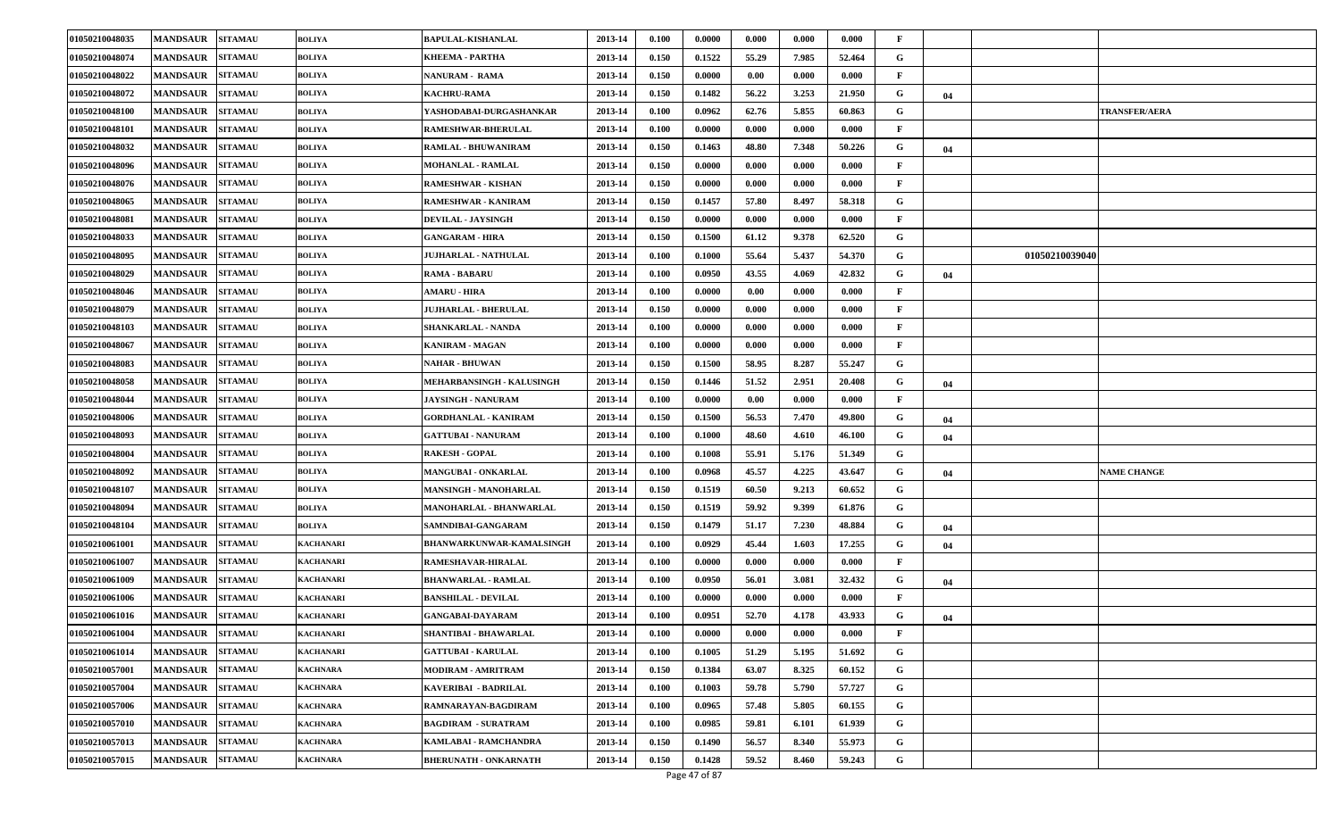| | | | | | | | | | | | | | | | |
|---|---|---|---|---|---|---|---|---|---|---|---|---|---|---|---|
| 01050210048035 | MANDSAUR | SITAMAU | BOLIYA | BAPULAL-KISHANLAL | 2013-14 | 0.100 | 0.0000 | 0.000 | 0.000 | 0.000 | F | | | | |
| 01050210048074 | MANDSAUR | SITAMAU | BOLIYA | KHEEMA - PARTHA | 2013-14 | 0.150 | 0.1522 | 55.29 | 7.985 | 52.464 | G | | | | |
| 01050210048022 | MANDSAUR | SITAMAU | BOLIYA | NANURAM - RAMA | 2013-14 | 0.150 | 0.0000 | 0.00 | 0.000 | 0.000 | F | | | | |
| 01050210048072 | MANDSAUR | SITAMAU | BOLIYA | KACHRU-RAMA | 2013-14 | 0.150 | 0.1482 | 56.22 | 3.253 | 21.950 | G | 04 | | | |
| 01050210048100 | MANDSAUR | SITAMAU | BOLIYA | YASHODABAI-DURGASHANKAR | 2013-14 | 0.100 | 0.0962 | 62.76 | 5.855 | 60.863 | G | | | | TRANSFER/AERA |
| 01050210048101 | MANDSAUR | SITAMAU | BOLIYA | RAMESHWAR-BHERULAL | 2013-14 | 0.100 | 0.0000 | 0.000 | 0.000 | 0.000 | F | | | | |
| 01050210048032 | MANDSAUR | SITAMAU | BOLIYA | RAMLAL - BHUWANIRAM | 2013-14 | 0.150 | 0.1463 | 48.80 | 7.348 | 50.226 | G | 04 | | | |
| 01050210048096 | MANDSAUR | SITAMAU | BOLIYA | MOHANLAL - RAMLAL | 2013-14 | 0.150 | 0.0000 | 0.000 | 0.000 | 0.000 | F | | | | |
| 01050210048076 | MANDSAUR | SITAMAU | BOLIYA | RAMESHWAR - KISHAN | 2013-14 | 0.150 | 0.0000 | 0.000 | 0.000 | 0.000 | F | | | | |
| 01050210048065 | MANDSAUR | SITAMAU | BOLIYA | RAMESHWAR - KANIRAM | 2013-14 | 0.150 | 0.1457 | 57.80 | 8.497 | 58.318 | G | | | | |
| 01050210048081 | MANDSAUR | SITAMAU | BOLIYA | DEVILAL - JAYSINGH | 2013-14 | 0.150 | 0.0000 | 0.000 | 0.000 | 0.000 | F | | | | |
| 01050210048033 | MANDSAUR | SITAMAU | BOLIYA | GANGARAM - HIRA | 2013-14 | 0.150 | 0.1500 | 61.12 | 9.378 | 62.520 | G | | | | |
| 01050210048095 | MANDSAUR | SITAMAU | BOLIYA | JUJHARLAL - NATHULAL | 2013-14 | 0.100 | 0.1000 | 55.64 | 5.437 | 54.370 | G | | | 01050210039040 | |
| 01050210048029 | MANDSAUR | SITAMAU | BOLIYA | RAMA - BABARU | 2013-14 | 0.100 | 0.0950 | 43.55 | 4.069 | 42.832 | G | 04 | | | |
| 01050210048046 | MANDSAUR | SITAMAU | BOLIYA | AMARU - HIRA | 2013-14 | 0.100 | 0.0000 | 0.00 | 0.000 | 0.000 | F | | | | |
| 01050210048079 | MANDSAUR | SITAMAU | BOLIYA | JUJHARLAL - BHERULAL | 2013-14 | 0.150 | 0.0000 | 0.000 | 0.000 | 0.000 | F | | | | |
| 01050210048103 | MANDSAUR | SITAMAU | BOLIYA | SHANKARLAL - NANDA | 2013-14 | 0.100 | 0.0000 | 0.000 | 0.000 | 0.000 | F | | | | |
| 01050210048067 | MANDSAUR | SITAMAU | BOLIYA | KANIRAM - MAGAN | 2013-14 | 0.100 | 0.0000 | 0.000 | 0.000 | 0.000 | F | | | | |
| 01050210048083 | MANDSAUR | SITAMAU | BOLIYA | NAHAR - BHUWAN | 2013-14 | 0.150 | 0.1500 | 58.95 | 8.287 | 55.247 | G | | | | |
| 01050210048058 | MANDSAUR | SITAMAU | BOLIYA | MEHARBANSINGH - KALUSINGH | 2013-14 | 0.150 | 0.1446 | 51.52 | 2.951 | 20.408 | G | 04 | | | |
| 01050210048044 | MANDSAUR | SITAMAU | BOLIYA | JAYSINGH - NANURAM | 2013-14 | 0.100 | 0.0000 | 0.00 | 0.000 | 0.000 | F | | | | |
| 01050210048006 | MANDSAUR | SITAMAU | BOLIYA | GORDHANLAL - KANIRAM | 2013-14 | 0.150 | 0.1500 | 56.53 | 7.470 | 49.800 | G | 04 | | | |
| 01050210048093 | MANDSAUR | SITAMAU | BOLIYA | GATTUBAI - NANURAM | 2013-14 | 0.100 | 0.1000 | 48.60 | 4.610 | 46.100 | G | 04 | | | |
| 01050210048004 | MANDSAUR | SITAMAU | BOLIYA | RAKESH - GOPAL | 2013-14 | 0.100 | 0.1008 | 55.91 | 5.176 | 51.349 | G | | | | |
| 01050210048092 | MANDSAUR | SITAMAU | BOLIYA | MANGUBAI - ONKARLAL | 2013-14 | 0.100 | 0.0968 | 45.57 | 4.225 | 43.647 | G | 04 | | | NAME CHANGE |
| 01050210048107 | MANDSAUR | SITAMAU | BOLIYA | MANSINGH - MANOHARLAL | 2013-14 | 0.150 | 0.1519 | 60.50 | 9.213 | 60.652 | G | | | | |
| 01050210048094 | MANDSAUR | SITAMAU | BOLIYA | MANOHARLAL - BHANWARLAL | 2013-14 | 0.150 | 0.1519 | 59.92 | 9.399 | 61.876 | G | | | | |
| 01050210048104 | MANDSAUR | SITAMAU | BOLIYA | SAMNDIBAI-GANGARAM | 2013-14 | 0.150 | 0.1479 | 51.17 | 7.230 | 48.884 | G | 04 | | | |
| 01050210061001 | MANDSAUR | SITAMAU | KACHANARI | BHANWARKUNWAR-KAMALSINGH | 2013-14 | 0.100 | 0.0929 | 45.44 | 1.603 | 17.255 | G | 04 | | | |
| 01050210061007 | MANDSAUR | SITAMAU | KACHANARI | RAMESHAVAR-HIRALAL | 2013-14 | 0.100 | 0.0000 | 0.000 | 0.000 | 0.000 | F | | | | |
| 01050210061009 | MANDSAUR | SITAMAU | KACHANARI | BHANWARLAL - RAMLAL | 2013-14 | 0.100 | 0.0950 | 56.01 | 3.081 | 32.432 | G | 04 | | | |
| 01050210061006 | MANDSAUR | SITAMAU | KACHANARI | BANSHILAL - DEVILAL | 2013-14 | 0.100 | 0.0000 | 0.000 | 0.000 | 0.000 | F | | | | |
| 01050210061016 | MANDSAUR | SITAMAU | KACHANARI | GANGABAI-DAYARAM | 2013-14 | 0.100 | 0.0951 | 52.70 | 4.178 | 43.933 | G | 04 | | | |
| 01050210061004 | MANDSAUR | SITAMAU | KACHANARI | SHANTIBAI - BHAWARLAL | 2013-14 | 0.100 | 0.0000 | 0.000 | 0.000 | 0.000 | F | | | | |
| 01050210061014 | MANDSAUR | SITAMAU | KACHANARI | GATTUBAI - KARULAL | 2013-14 | 0.100 | 0.1005 | 51.29 | 5.195 | 51.692 | G | | | | |
| 01050210057001 | MANDSAUR | SITAMAU | KACHNARA | MODIRAM - AMRITRAM | 2013-14 | 0.150 | 0.1384 | 63.07 | 8.325 | 60.152 | G | | | | |
| 01050210057004 | MANDSAUR | SITAMAU | KACHNARA | KAVERIBAI - BADRILAL | 2013-14 | 0.100 | 0.1003 | 59.78 | 5.790 | 57.727 | G | | | | |
| 01050210057006 | MANDSAUR | SITAMAU | KACHNARA | RAMNARAYAN-BAGDIRAM | 2013-14 | 0.100 | 0.0965 | 57.48 | 5.805 | 60.155 | G | | | | |
| 01050210057010 | MANDSAUR | SITAMAU | KACHNARA | BAGDIRAM - SURATRAM | 2013-14 | 0.100 | 0.0985 | 59.81 | 6.101 | 61.939 | G | | | | |
| 01050210057013 | MANDSAUR | SITAMAU | KACHNARA | KAMLABAI - RAMCHANDRA | 2013-14 | 0.150 | 0.1490 | 56.57 | 8.340 | 55.973 | G | | | | |
| 01050210057015 | MANDSAUR | SITAMAU | KACHNARA | BHERUNATH - ONKARNATH | 2013-14 | 0.150 | 0.1428 | 59.52 | 8.460 | 59.243 | G | | | | |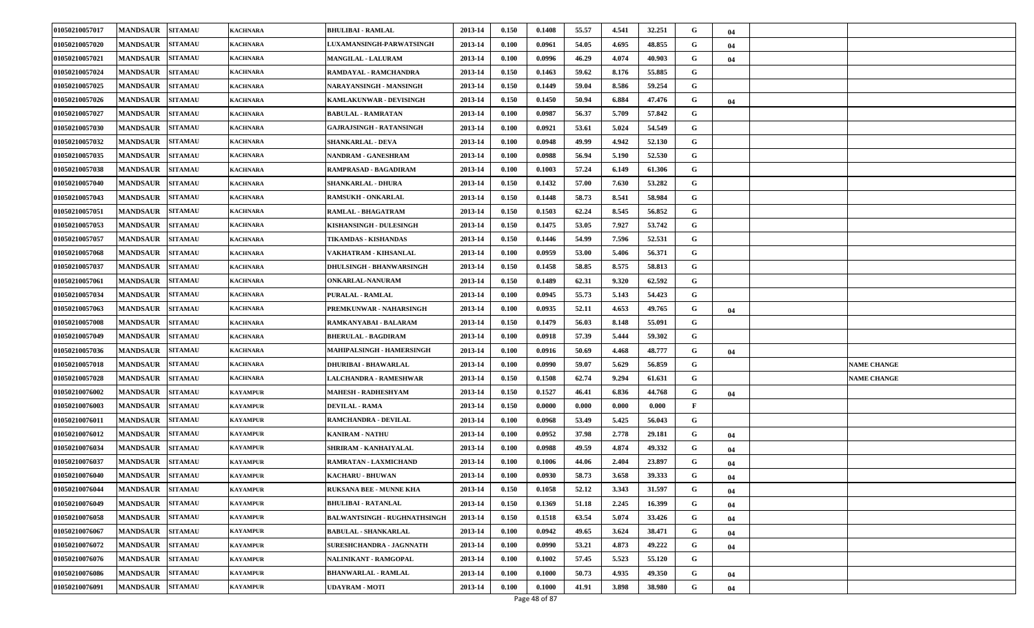| | | | | | | | | | | | | | | | |
|---|---|---|---|---|---|---|---|---|---|---|---|---|---|---|---|
| 01050210057017 | MANDSAUR | SITAMAU | KACHNARA | BHULIBAI - RAMLAL | 2013-14 | 0.150 | 0.1408 | 55.57 | 4.541 | 32.251 | G | 04 | | | |
| 01050210057020 | MANDSAUR | SITAMAU | KACHNARA | LUXAMANSINGH-PARWATSINGH | 2013-14 | 0.100 | 0.0961 | 54.05 | 4.695 | 48.855 | G | 04 | | | |
| 01050210057021 | MANDSAUR | SITAMAU | KACHNARA | MANGILAL - LALURAM | 2013-14 | 0.100 | 0.0996 | 46.29 | 4.074 | 40.903 | G | 04 | | | |
| 01050210057024 | MANDSAUR | SITAMAU | KACHNARA | RAMDAYAL - RAMCHANDRA | 2013-14 | 0.150 | 0.1463 | 59.62 | 8.176 | 55.885 | G | | | | |
| 01050210057025 | MANDSAUR | SITAMAU | KACHNARA | NARAYANSINGH - MANSINGH | 2013-14 | 0.150 | 0.1449 | 59.04 | 8.586 | 59.254 | G | | | | |
| 01050210057026 | MANDSAUR | SITAMAU | KACHNARA | KAMLAKUNWAR - DEVISINGH | 2013-14 | 0.150 | 0.1450 | 50.94 | 6.884 | 47.476 | G | 04 | | | |
| 01050210057027 | MANDSAUR | SITAMAU | KACHNARA | BABULAL - RAMRATAN | 2013-14 | 0.100 | 0.0987 | 56.37 | 5.709 | 57.842 | G | | | | |
| 01050210057030 | MANDSAUR | SITAMAU | KACHNARA | GAJRAJSINGH - RATANSINGH | 2013-14 | 0.100 | 0.0921 | 53.61 | 5.024 | 54.549 | G | | | | |
| 01050210057032 | MANDSAUR | SITAMAU | KACHNARA | SHANKARLAL - DEVA | 2013-14 | 0.100 | 0.0948 | 49.99 | 4.942 | 52.130 | G | | | | |
| 01050210057035 | MANDSAUR | SITAMAU | KACHNARA | NANDRAM - GANESHRAM | 2013-14 | 0.100 | 0.0988 | 56.94 | 5.190 | 52.530 | G | | | | |
| 01050210057038 | MANDSAUR | SITAMAU | KACHNARA | RAMPRASAD - BAGADIRAM | 2013-14 | 0.100 | 0.1003 | 57.24 | 6.149 | 61.306 | G | | | | |
| 01050210057040 | MANDSAUR | SITAMAU | KACHNARA | SHANKARLAL - DHURA | 2013-14 | 0.150 | 0.1432 | 57.00 | 7.630 | 53.282 | G | | | | |
| 01050210057043 | MANDSAUR | SITAMAU | KACHNARA | RAMSUKH - ONKARLAL | 2013-14 | 0.150 | 0.1448 | 58.73 | 8.541 | 58.984 | G | | | | |
| 01050210057051 | MANDSAUR | SITAMAU | KACHNARA | RAMLAL - BHAGATRAM | 2013-14 | 0.150 | 0.1503 | 62.24 | 8.545 | 56.852 | G | | | | |
| 01050210057053 | MANDSAUR | SITAMAU | KACHNARA | KISHANSINGH - DULESINGH | 2013-14 | 0.150 | 0.1475 | 53.05 | 7.927 | 53.742 | G | | | | |
| 01050210057057 | MANDSAUR | SITAMAU | KACHNARA | TIKAMDAS - KISHANDAS | 2013-14 | 0.150 | 0.1446 | 54.99 | 7.596 | 52.531 | G | | | | |
| 01050210057068 | MANDSAUR | SITAMAU | KACHNARA | VAKHATRAM - KIHSANLAL | 2013-14 | 0.100 | 0.0959 | 53.00 | 5.406 | 56.371 | G | | | | |
| 01050210057037 | MANDSAUR | SITAMAU | KACHNARA | DHULSINGH - BHANWARSINGH | 2013-14 | 0.150 | 0.1458 | 58.85 | 8.575 | 58.813 | G | | | | |
| 01050210057061 | MANDSAUR | SITAMAU | KACHNARA | ONKARLAL-NANURAM | 2013-14 | 0.150 | 0.1489 | 62.31 | 9.320 | 62.592 | G | | | | |
| 01050210057034 | MANDSAUR | SITAMAU | KACHNARA | PURALAL - RAMLAL | 2013-14 | 0.100 | 0.0945 | 55.73 | 5.143 | 54.423 | G | | | | |
| 01050210057063 | MANDSAUR | SITAMAU | KACHNARA | PREMKUNWAR - NAHARSINGH | 2013-14 | 0.100 | 0.0935 | 52.11 | 4.653 | 49.765 | G | 04 | | | |
| 01050210057008 | MANDSAUR | SITAMAU | KACHNARA | RAMKANYABAI - BALARAM | 2013-14 | 0.150 | 0.1479 | 56.03 | 8.148 | 55.091 | G | | | | |
| 01050210057049 | MANDSAUR | SITAMAU | KACHNARA | BHERULAL - BAGDIRAM | 2013-14 | 0.100 | 0.0918 | 57.39 | 5.444 | 59.302 | G | | | | |
| 01050210057036 | MANDSAUR | SITAMAU | KACHNARA | MAHIPALSINGH - HAMERSINGH | 2013-14 | 0.100 | 0.0916 | 50.69 | 4.468 | 48.777 | G | 04 | | | |
| 01050210057018 | MANDSAUR | SITAMAU | KACHNARA | DHURIBAI - BHAWARLAL | 2013-14 | 0.100 | 0.0990 | 59.07 | 5.629 | 56.859 | G | | | | NAME CHANGE |
| 01050210057028 | MANDSAUR | SITAMAU | KACHNARA | LALCHANDRA - RAMESHWAR | 2013-14 | 0.150 | 0.1508 | 62.74 | 9.294 | 61.631 | G | | | | NAME CHANGE |
| 01050210076002 | MANDSAUR | SITAMAU | KAYAMPUR | MAHESH - RADHESHYAM | 2013-14 | 0.150 | 0.1527 | 46.41 | 6.836 | 44.768 | G | 04 | | | |
| 01050210076003 | MANDSAUR | SITAMAU | KAYAMPUR | DEVILAL - RAMA | 2013-14 | 0.150 | 0.0000 | 0.000 | 0.000 | 0.000 | F | | | | |
| 01050210076011 | MANDSAUR | SITAMAU | KAYAMPUR | RAMCHANDRA - DEVILAL | 2013-14 | 0.100 | 0.0968 | 53.49 | 5.425 | 56.043 | G | | | | |
| 01050210076012 | MANDSAUR | SITAMAU | KAYAMPUR | KANIRAM - NATHU | 2013-14 | 0.100 | 0.0952 | 37.98 | 2.778 | 29.181 | G | 04 | | | |
| 01050210076034 | MANDSAUR | SITAMAU | KAYAMPUR | SHRIRAM - KANHAIYALAL | 2013-14 | 0.100 | 0.0988 | 49.59 | 4.874 | 49.332 | G | 04 | | | |
| 01050210076037 | MANDSAUR | SITAMAU | KAYAMPUR | RAMRATAN - LAXMICHAND | 2013-14 | 0.100 | 0.1006 | 44.06 | 2.404 | 23.897 | G | 04 | | | |
| 01050210076040 | MANDSAUR | SITAMAU | KAYAMPUR | KACHARU - BHUWAN | 2013-14 | 0.100 | 0.0930 | 58.73 | 3.658 | 39.333 | G | 04 | | | |
| 01050210076044 | MANDSAUR | SITAMAU | KAYAMPUR | RUKSANA BEE - MUNNE KHA | 2013-14 | 0.150 | 0.1058 | 52.12 | 3.343 | 31.597 | G | 04 | | | |
| 01050210076049 | MANDSAUR | SITAMAU | KAYAMPUR | BHULIBAI - RATANLAL | 2013-14 | 0.150 | 0.1369 | 51.18 | 2.245 | 16.399 | G | 04 | | | |
| 01050210076058 | MANDSAUR | SITAMAU | KAYAMPUR | BALWANTSINGH - RUGHNATHSINGH | 2013-14 | 0.150 | 0.1518 | 63.54 | 5.074 | 33.426 | G | 04 | | | |
| 01050210076067 | MANDSAUR | SITAMAU | KAYAMPUR | BABULAL - SHANKARLAL | 2013-14 | 0.100 | 0.0942 | 49.65 | 3.624 | 38.471 | G | 04 | | | |
| 01050210076072 | MANDSAUR | SITAMAU | KAYAMPUR | SURESHCHANDRA - JAGNNATH | 2013-14 | 0.100 | 0.0990 | 53.21 | 4.873 | 49.222 | G | 04 | | | |
| 01050210076076 | MANDSAUR | SITAMAU | KAYAMPUR | NALINIKANT - RAMGOPAL | 2013-14 | 0.100 | 0.1002 | 57.45 | 5.523 | 55.120 | G | | | | |
| 01050210076086 | MANDSAUR | SITAMAU | KAYAMPUR | BHANWARLAL - RAMLAL | 2013-14 | 0.100 | 0.1000 | 50.73 | 4.935 | 49.350 | G | 04 | | | |
| 01050210076091 | MANDSAUR | SITAMAU | KAYAMPUR | UDAYRAM - MOTI | 2013-14 | 0.100 | 0.1000 | 41.91 | 3.898 | 38.980 | G | 04 | | | |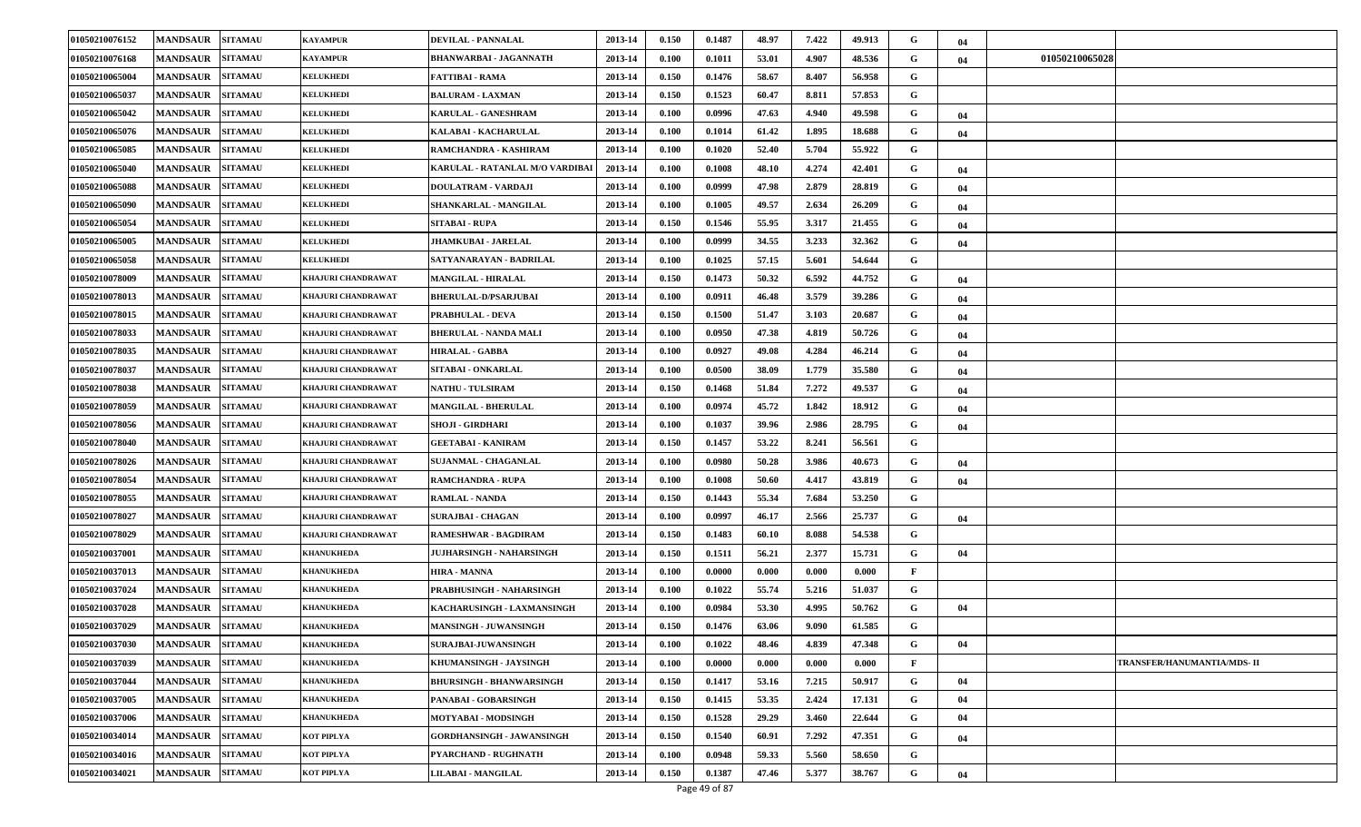| | | | | | | | | | | | | | | |
|---|---|---|---|---|---|---|---|---|---|---|---|---|---|---|
| 01050210076152 | MANDSAUR | SITAMAU | KAYAMPUR | DEVILAL - PANNALAL | 2013-14 | 0.150 | 0.1487 | 48.97 | 7.422 | 49.913 | G | 04 | | |
| 01050210076168 | MANDSAUR | SITAMAU | KAYAMPUR | BHANWARBAI - JAGANNATH | 2013-14 | 0.100 | 0.1011 | 53.01 | 4.907 | 48.536 | G | 04 | 01050210065028 | |
| 01050210065004 | MANDSAUR | SITAMAU | KELUKHEDI | FATTIBAI - RAMA | 2013-14 | 0.150 | 0.1476 | 58.67 | 8.407 | 56.958 | G | | | |
| 01050210065037 | MANDSAUR | SITAMAU | KELUKHEDI | BALURAM - LAXMAN | 2013-14 | 0.150 | 0.1523 | 60.47 | 8.811 | 57.853 | G | | | |
| 01050210065042 | MANDSAUR | SITAMAU | KELUKHEDI | KARULAL - GANESHRAM | 2013-14 | 0.100 | 0.0996 | 47.63 | 4.940 | 49.598 | G | 04 | | |
| 01050210065076 | MANDSAUR | SITAMAU | KELUKHEDI | KALABAI - KACHARULAL | 2013-14 | 0.100 | 0.1014 | 61.42 | 1.895 | 18.688 | G | 04 | | |
| 01050210065085 | MANDSAUR | SITAMAU | KELUKHEDI | RAMCHANDRA - KASHIRAM | 2013-14 | 0.100 | 0.1020 | 52.40 | 5.704 | 55.922 | G | | | |
| 01050210065040 | MANDSAUR | SITAMAU | KELUKHEDI | KARULAL - RATANLAL M/O VARDIBAI | 2013-14 | 0.100 | 0.1008 | 48.10 | 4.274 | 42.401 | G | 04 | | |
| 01050210065088 | MANDSAUR | SITAMAU | KELUKHEDI | DOULATRAM - VARDAJI | 2013-14 | 0.100 | 0.0999 | 47.98 | 2.879 | 28.819 | G | 04 | | |
| 01050210065090 | MANDSAUR | SITAMAU | KELUKHEDI | SHANKARLAL - MANGILAL | 2013-14 | 0.100 | 0.1005 | 49.57 | 2.634 | 26.209 | G | 04 | | |
| 01050210065054 | MANDSAUR | SITAMAU | KELUKHEDI | SITABAI - RUPA | 2013-14 | 0.150 | 0.1546 | 55.95 | 3.317 | 21.455 | G | 04 | | |
| 01050210065005 | MANDSAUR | SITAMAU | KELUKHEDI | JHAMKUBAI - JARELAL | 2013-14 | 0.100 | 0.0999 | 34.55 | 3.233 | 32.362 | G | 04 | | |
| 01050210065058 | MANDSAUR | SITAMAU | KELUKHEDI | SATYANARAYAN - BADRILAL | 2013-14 | 0.100 | 0.1025 | 57.15 | 5.601 | 54.644 | G | | | |
| 01050210078009 | MANDSAUR | SITAMAU | KHAJURI CHANDRAWAT | MANGILAL - HIRALAL | 2013-14 | 0.150 | 0.1473 | 50.32 | 6.592 | 44.752 | G | 04 | | |
| 01050210078013 | MANDSAUR | SITAMAU | KHAJURI CHANDRAWAT | BHERULAL-D/PSARJUBAI | 2013-14 | 0.100 | 0.0911 | 46.48 | 3.579 | 39.286 | G | 04 | | |
| 01050210078015 | MANDSAUR | SITAMAU | KHAJURI CHANDRAWAT | PRABHULAL - DEVA | 2013-14 | 0.150 | 0.1500 | 51.47 | 3.103 | 20.687 | G | 04 | | |
| 01050210078033 | MANDSAUR | SITAMAU | KHAJURI CHANDRAWAT | BHERULAL - NANDA MALI | 2013-14 | 0.100 | 0.0950 | 47.38 | 4.819 | 50.726 | G | 04 | | |
| 01050210078035 | MANDSAUR | SITAMAU | KHAJURI CHANDRAWAT | HIRALAL - GABBA | 2013-14 | 0.100 | 0.0927 | 49.08 | 4.284 | 46.214 | G | 04 | | |
| 01050210078037 | MANDSAUR | SITAMAU | KHAJURI CHANDRAWAT | SITABAI - ONKARLAL | 2013-14 | 0.100 | 0.0500 | 38.09 | 1.779 | 35.580 | G | 04 | | |
| 01050210078038 | MANDSAUR | SITAMAU | KHAJURI CHANDRAWAT | NATHU - TULSIRAM | 2013-14 | 0.150 | 0.1468 | 51.84 | 7.272 | 49.537 | G | 04 | | |
| 01050210078059 | MANDSAUR | SITAMAU | KHAJURI CHANDRAWAT | MANGILAL - BHERULAL | 2013-14 | 0.100 | 0.0974 | 45.72 | 1.842 | 18.912 | G | 04 | | |
| 01050210078056 | MANDSAUR | SITAMAU | KHAJURI CHANDRAWAT | SHOJI - GIRDHARI | 2013-14 | 0.100 | 0.1037 | 39.96 | 2.986 | 28.795 | G | 04 | | |
| 01050210078040 | MANDSAUR | SITAMAU | KHAJURI CHANDRAWAT | GEETABAI - KANIRAM | 2013-14 | 0.150 | 0.1457 | 53.22 | 8.241 | 56.561 | G | | | |
| 01050210078026 | MANDSAUR | SITAMAU | KHAJURI CHANDRAWAT | SUJANMAL - CHAGANLAL | 2013-14 | 0.100 | 0.0980 | 50.28 | 3.986 | 40.673 | G | 04 | | |
| 01050210078054 | MANDSAUR | SITAMAU | KHAJURI CHANDRAWAT | RAMCHANDRA - RUPA | 2013-14 | 0.100 | 0.1008 | 50.60 | 4.417 | 43.819 | G | 04 | | |
| 01050210078055 | MANDSAUR | SITAMAU | KHAJURI CHANDRAWAT | RAMLAL - NANDA | 2013-14 | 0.150 | 0.1443 | 55.34 | 7.684 | 53.250 | G | | | |
| 01050210078027 | MANDSAUR | SITAMAU | KHAJURI CHANDRAWAT | SURAJBAI - CHAGAN | 2013-14 | 0.100 | 0.0997 | 46.17 | 2.566 | 25.737 | G | 04 | | |
| 01050210078029 | MANDSAUR | SITAMAU | KHAJURI CHANDRAWAT | RAMESHWAR - BAGDIRAM | 2013-14 | 0.150 | 0.1483 | 60.10 | 8.088 | 54.538 | G | | | |
| 01050210037001 | MANDSAUR | SITAMAU | KHANUKHEDA | JUJHARSINGH - NAHARSINGH | 2013-14 | 0.150 | 0.1511 | 56.21 | 2.377 | 15.731 | G | 04 | | |
| 01050210037013 | MANDSAUR | SITAMAU | KHANUKHEDA | HIRA - MANNA | 2013-14 | 0.100 | 0.0000 | 0.000 | 0.000 | 0.000 | F | | | |
| 01050210037024 | MANDSAUR | SITAMAU | KHANUKHEDA | PRABHUSINGH - NAHARSINGH | 2013-14 | 0.100 | 0.1022 | 55.74 | 5.216 | 51.037 | G | | | |
| 01050210037028 | MANDSAUR | SITAMAU | KHANUKHEDA | KACHARUSINGH - LAXMANSINGH | 2013-14 | 0.100 | 0.0984 | 53.30 | 4.995 | 50.762 | G | 04 | | |
| 01050210037029 | MANDSAUR | SITAMAU | KHANUKHEDA | MANSINGH - JUWANSINGH | 2013-14 | 0.150 | 0.1476 | 63.06 | 9.090 | 61.585 | G | | | |
| 01050210037030 | MANDSAUR | SITAMAU | KHANUKHEDA | SURAJBAI-JUWANSINGH | 2013-14 | 0.100 | 0.1022 | 48.46 | 4.839 | 47.348 | G | 04 | | |
| 01050210037039 | MANDSAUR | SITAMAU | KHANUKHEDA | KHUMANSINGH - JAYSINGH | 2013-14 | 0.100 | 0.0000 | 0.000 | 0.000 | 0.000 | F | | | TRANSFER/HANUMANTIA/MDS- II |
| 01050210037044 | MANDSAUR | SITAMAU | KHANUKHEDA | BHURSINGH - BHANWARSINGH | 2013-14 | 0.150 | 0.1417 | 53.16 | 7.215 | 50.917 | G | 04 | | |
| 01050210037005 | MANDSAUR | SITAMAU | KHANUKHEDA | PANABAI - GOBARSINGH | 2013-14 | 0.150 | 0.1415 | 53.35 | 2.424 | 17.131 | G | 04 | | |
| 01050210037006 | MANDSAUR | SITAMAU | KHANUKHEDA | MOTYABAI - MODSINGH | 2013-14 | 0.150 | 0.1528 | 29.29 | 3.460 | 22.644 | G | 04 | | |
| 01050210034014 | MANDSAUR | SITAMAU | KOT PIPLYA | GORDHANSINGH - JAWANSINGH | 2013-14 | 0.150 | 0.1540 | 60.91 | 7.292 | 47.351 | G | 04 | | |
| 01050210034016 | MANDSAUR | SITAMAU | KOT PIPLYA | PYARCHAND - RUGHNATH | 2013-14 | 0.100 | 0.0948 | 59.33 | 5.560 | 58.650 | G | | | |
| 01050210034021 | MANDSAUR | SITAMAU | KOT PIPLYA | LILABAI - MANGILAL | 2013-14 | 0.150 | 0.1387 | 47.46 | 5.377 | 38.767 | G | 04 | | |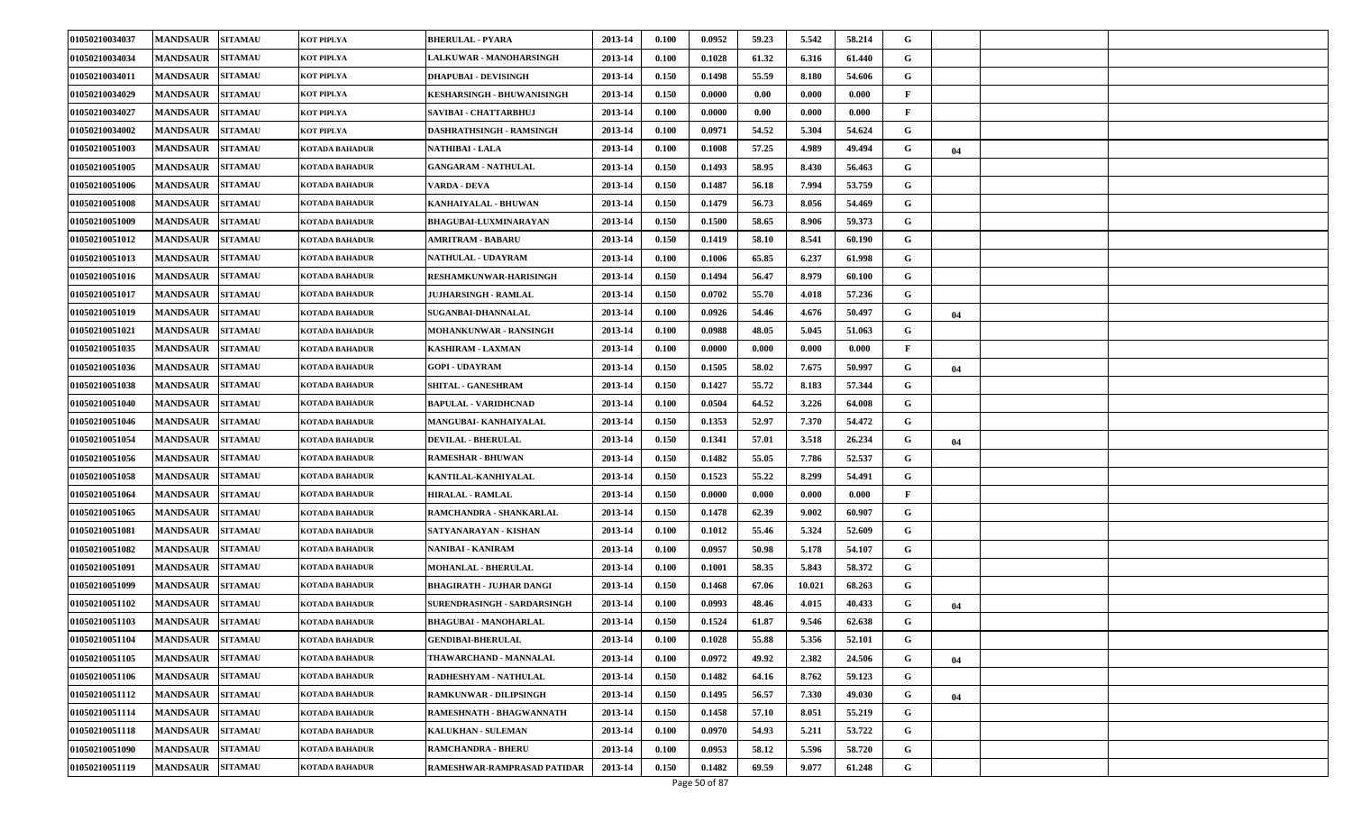| | | | | | | | | | | | | | | | |
|---|---|---|---|---|---|---|---|---|---|---|---|---|---|---|---|
| 01050210034037 | MANDSAUR | SITAMAU | KOT PIPLYA | BHERULAL - PYARA | 2013-14 | 0.100 | 0.0952 | 59.23 | 5.542 | 58.214 | G | | | |
| 01050210034034 | MANDSAUR | SITAMAU | KOT PIPLYA | LALKUWAR - MANOHARSINGH | 2013-14 | 0.100 | 0.1028 | 61.32 | 6.316 | 61.440 | G | | | |
| 01050210034011 | MANDSAUR | SITAMAU | KOT PIPLYA | DHAPUBAI - DEVISINGH | 2013-14 | 0.150 | 0.1498 | 55.59 | 8.180 | 54.606 | G | | | |
| 01050210034029 | MANDSAUR | SITAMAU | KOT PIPLYA | KESHARSINGH - BHUWANISINGH | 2013-14 | 0.150 | 0.0000 | 0.00 | 0.000 | 0.000 | F | | | |
| 01050210034027 | MANDSAUR | SITAMAU | KOT PIPLYA | SAVIBAI - CHATTARBHUJ | 2013-14 | 0.100 | 0.0000 | 0.00 | 0.000 | 0.000 | F | | | |
| 01050210034002 | MANDSAUR | SITAMAU | KOT PIPLYA | DASHRATHSINGH - RAMSINGH | 2013-14 | 0.100 | 0.0971 | 54.52 | 5.304 | 54.624 | G | | | |
| 01050210051003 | MANDSAUR | SITAMAU | KOTADA BAHADUR | NATHIBAI - LALA | 2013-14 | 0.100 | 0.1008 | 57.25 | 4.989 | 49.494 | G | 04 | | |
| 01050210051005 | MANDSAUR | SITAMAU | KOTADA BAHADUR | GANGARAM - NATHULAL | 2013-14 | 0.150 | 0.1493 | 58.95 | 8.430 | 56.463 | G | | | |
| 01050210051006 | MANDSAUR | SITAMAU | KOTADA BAHADUR | VARDA - DEVA | 2013-14 | 0.150 | 0.1487 | 56.18 | 7.994 | 53.759 | G | | | |
| 01050210051008 | MANDSAUR | SITAMAU | KOTADA BAHADUR | KANHAIYALAL - BHUWAN | 2013-14 | 0.150 | 0.1479 | 56.73 | 8.056 | 54.469 | G | | | |
| 01050210051009 | MANDSAUR | SITAMAU | KOTADA BAHADUR | BHAGUBAI-LUXMINARAYAN | 2013-14 | 0.150 | 0.1500 | 58.65 | 8.906 | 59.373 | G | | | |
| 01050210051012 | MANDSAUR | SITAMAU | KOTADA BAHADUR | AMRITRAM - BABARU | 2013-14 | 0.150 | 0.1419 | 58.10 | 8.541 | 60.190 | G | | | |
| 01050210051013 | MANDSAUR | SITAMAU | KOTADA BAHADUR | NATHULAL - UDAYRAM | 2013-14 | 0.100 | 0.1006 | 65.85 | 6.237 | 61.998 | G | | | |
| 01050210051016 | MANDSAUR | SITAMAU | KOTADA BAHADUR | RESHAMKUNWAR-HARISINGH | 2013-14 | 0.150 | 0.1494 | 56.47 | 8.979 | 60.100 | G | | | |
| 01050210051017 | MANDSAUR | SITAMAU | KOTADA BAHADUR | JUJHARSINGH - RAMLAL | 2013-14 | 0.150 | 0.0702 | 55.70 | 4.018 | 57.236 | G | | | |
| 01050210051019 | MANDSAUR | SITAMAU | KOTADA BAHADUR | SUGANBAI-DHANNALAL | 2013-14 | 0.100 | 0.0926 | 54.46 | 4.676 | 50.497 | G | 04 | | |
| 01050210051021 | MANDSAUR | SITAMAU | KOTADA BAHADUR | MOHANKUNWAR - RANSINGH | 2013-14 | 0.100 | 0.0988 | 48.05 | 5.045 | 51.063 | G | | | |
| 01050210051035 | MANDSAUR | SITAMAU | KOTADA BAHADUR | KASHIRAM - LAXMAN | 2013-14 | 0.100 | 0.0000 | 0.000 | 0.000 | 0.000 | F | | | |
| 01050210051036 | MANDSAUR | SITAMAU | KOTADA BAHADUR | GOPI - UDAYRAM | 2013-14 | 0.150 | 0.1505 | 58.02 | 7.675 | 50.997 | G | 04 | | |
| 01050210051038 | MANDSAUR | SITAMAU | KOTADA BAHADUR | SHITAL - GANESHRAM | 2013-14 | 0.150 | 0.1427 | 55.72 | 8.183 | 57.344 | G | | | |
| 01050210051040 | MANDSAUR | SITAMAU | KOTADA BAHADUR | BAPULAL - VARIDHCNAD | 2013-14 | 0.100 | 0.0504 | 64.52 | 3.226 | 64.008 | G | | | |
| 01050210051046 | MANDSAUR | SITAMAU | KOTADA BAHADUR | MANGUBAI- KANHAIYALAL | 2013-14 | 0.150 | 0.1353 | 52.97 | 7.370 | 54.472 | G | | | |
| 01050210051054 | MANDSAUR | SITAMAU | KOTADA BAHADUR | DEVILAL - BHERULAL | 2013-14 | 0.150 | 0.1341 | 57.01 | 3.518 | 26.234 | G | 04 | | |
| 01050210051056 | MANDSAUR | SITAMAU | KOTADA BAHADUR | RAMESHAR - BHUWAN | 2013-14 | 0.150 | 0.1482 | 55.05 | 7.786 | 52.537 | G | | | |
| 01050210051058 | MANDSAUR | SITAMAU | KOTADA BAHADUR | KANTILAL-KANHIYALAL | 2013-14 | 0.150 | 0.1523 | 55.22 | 8.299 | 54.491 | G | | | |
| 01050210051064 | MANDSAUR | SITAMAU | KOTADA BAHADUR | HIRALAL - RAMLAL | 2013-14 | 0.150 | 0.0000 | 0.000 | 0.000 | 0.000 | F | | | |
| 01050210051065 | MANDSAUR | SITAMAU | KOTADA BAHADUR | RAMCHANDRA - SHANKARLAL | 2013-14 | 0.150 | 0.1478 | 62.39 | 9.002 | 60.907 | G | | | |
| 01050210051081 | MANDSAUR | SITAMAU | KOTADA BAHADUR | SATYANARAYAN - KISHAN | 2013-14 | 0.100 | 0.1012 | 55.46 | 5.324 | 52.609 | G | | | |
| 01050210051082 | MANDSAUR | SITAMAU | KOTADA BAHADUR | NANIBAI - KANIRAM | 2013-14 | 0.100 | 0.0957 | 50.98 | 5.178 | 54.107 | G | | | |
| 01050210051091 | MANDSAUR | SITAMAU | KOTADA BAHADUR | MOHANLAL - BHERULAL | 2013-14 | 0.100 | 0.1001 | 58.35 | 5.843 | 58.372 | G | | | |
| 01050210051099 | MANDSAUR | SITAMAU | KOTADA BAHADUR | BHAGIRATH - JUJHAR DANGI | 2013-14 | 0.150 | 0.1468 | 67.06 | 10.021 | 68.263 | G | | | |
| 01050210051102 | MANDSAUR | SITAMAU | KOTADA BAHADUR | SURENDRASINGH - SARDARSINGH | 2013-14 | 0.100 | 0.0993 | 48.46 | 4.015 | 40.433 | G | 04 | | |
| 01050210051103 | MANDSAUR | SITAMAU | KOTADA BAHADUR | BHAGUBAI - MANOHARLAL | 2013-14 | 0.150 | 0.1524 | 61.87 | 9.546 | 62.638 | G | | | |
| 01050210051104 | MANDSAUR | SITAMAU | KOTADA BAHADUR | GENDIBAI-BHERULAL | 2013-14 | 0.100 | 0.1028 | 55.88 | 5.356 | 52.101 | G | | | |
| 01050210051105 | MANDSAUR | SITAMAU | KOTADA BAHADUR | THAWARCHAND - MANNALAL | 2013-14 | 0.100 | 0.0972 | 49.92 | 2.382 | 24.506 | G | 04 | | |
| 01050210051106 | MANDSAUR | SITAMAU | KOTADA BAHADUR | RADHESHYAM - NATHULAL | 2013-14 | 0.150 | 0.1482 | 64.16 | 8.762 | 59.123 | G | | | |
| 01050210051112 | MANDSAUR | SITAMAU | KOTADA BAHADUR | RAMKUNWAR - DILIPSINGH | 2013-14 | 0.150 | 0.1495 | 56.57 | 7.330 | 49.030 | G | 04 | | |
| 01050210051114 | MANDSAUR | SITAMAU | KOTADA BAHADUR | RAMESHNATH - BHAGWANNATH | 2013-14 | 0.150 | 0.1458 | 57.10 | 8.051 | 55.219 | G | | | |
| 01050210051118 | MANDSAUR | SITAMAU | KOTADA BAHADUR | KALUKHAN - SULEMAN | 2013-14 | 0.100 | 0.0970 | 54.93 | 5.211 | 53.722 | G | | | |
| 01050210051090 | MANDSAUR | SITAMAU | KOTADA BAHADUR | RAMCHANDRA - BHERU | 2013-14 | 0.100 | 0.0953 | 58.12 | 5.596 | 58.720 | G | | | |
| 01050210051119 | MANDSAUR | SITAMAU | KOTADA BAHADUR | RAMESHWAR-RAMPRASAD PATIDAR | 2013-14 | 0.150 | 0.1482 | 69.59 | 9.077 | 61.248 | G | | | |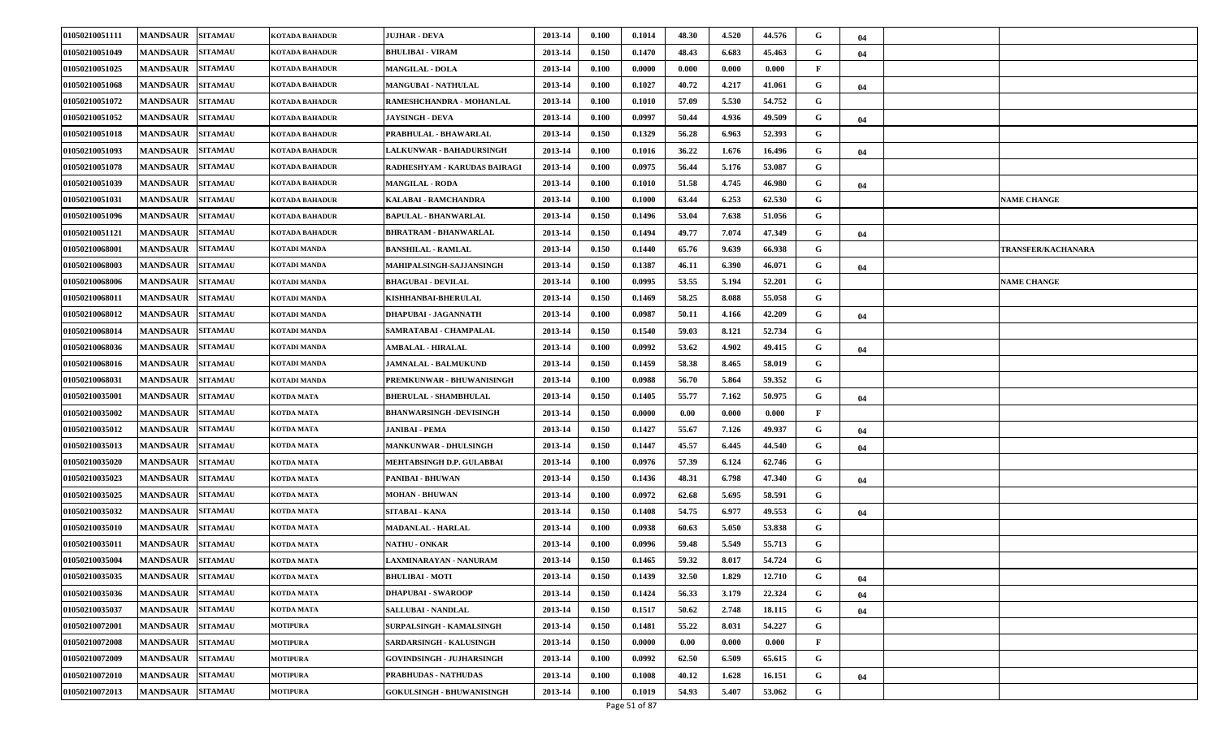| | | | | | | | | | | | | | | |
|---|---|---|---|---|---|---|---|---|---|---|---|---|---|---|
| 01050210051111 | MANDSAUR | SITAMAU | KOTADA BAHADUR | JUJHAR - DEVA | 2013-14 | 0.100 | 0.1014 | 48.30 | 4.520 | 44.576 | G | 04 | | |
| 01050210051049 | MANDSAUR | SITAMAU | KOTADA BAHADUR | BHULIBAI - VIRAM | 2013-14 | 0.150 | 0.1470 | 48.43 | 6.683 | 45.463 | G | 04 | | |
| 01050210051025 | MANDSAUR | SITAMAU | KOTADA BAHADUR | MANGILAL - DOLA | 2013-14 | 0.100 | 0.0000 | 0.000 | 0.000 | 0.000 | F | | | |
| 01050210051068 | MANDSAUR | SITAMAU | KOTADA BAHADUR | MANGUBAI - NATHULAL | 2013-14 | 0.100 | 0.1027 | 40.72 | 4.217 | 41.061 | G | 04 | | |
| 01050210051072 | MANDSAUR | SITAMAU | KOTADA BAHADUR | RAMESHCHANDRA - MOHANLAL | 2013-14 | 0.100 | 0.1010 | 57.09 | 5.530 | 54.752 | G | | | |
| 01050210051052 | MANDSAUR | SITAMAU | KOTADA BAHADUR | JAYSINGH - DEVA | 2013-14 | 0.100 | 0.0997 | 50.44 | 4.936 | 49.509 | G | 04 | | |
| 01050210051018 | MANDSAUR | SITAMAU | KOTADA BAHADUR | PRABHULAL - BHAWARLAL | 2013-14 | 0.150 | 0.1329 | 56.28 | 6.963 | 52.393 | G | | | |
| 01050210051093 | MANDSAUR | SITAMAU | KOTADA BAHADUR | LALKUNWAR - BAHADURSINGH | 2013-14 | 0.100 | 0.1016 | 36.22 | 1.676 | 16.496 | G | 04 | | |
| 01050210051078 | MANDSAUR | SITAMAU | KOTADA BAHADUR | RADHESHYAM - KARUDAS BAIRAGI | 2013-14 | 0.100 | 0.0975 | 56.44 | 5.176 | 53.087 | G | | | |
| 01050210051039 | MANDSAUR | SITAMAU | KOTADA BAHADUR | MANGILAL - RODA | 2013-14 | 0.100 | 0.1010 | 51.58 | 4.745 | 46.980 | G | 04 | | |
| 01050210051031 | MANDSAUR | SITAMAU | KOTADA BAHADUR | KALABAI - RAMCHANDRA | 2013-14 | 0.100 | 0.1000 | 63.44 | 6.253 | 62.530 | G | | | NAME CHANGE |
| 01050210051096 | MANDSAUR | SITAMAU | KOTADA BAHADUR | BAPULAL - BHANWARLAL | 2013-14 | 0.150 | 0.1496 | 53.04 | 7.638 | 51.056 | G | | | |
| 01050210051121 | MANDSAUR | SITAMAU | KOTADA BAHADUR | BHRATRAM - BHANWARLAL | 2013-14 | 0.150 | 0.1494 | 49.77 | 7.074 | 47.349 | G | 04 | | |
| 01050210068001 | MANDSAUR | SITAMAU | KOTADI MANDA | BANSHILAL - RAMLAL | 2013-14 | 0.150 | 0.1440 | 65.76 | 9.639 | 66.938 | G | | | TRANSFER/KACHANARA |
| 01050210068003 | MANDSAUR | SITAMAU | KOTADI MANDA | MAHIPALSINGH-SAJJANSINGH | 2013-14 | 0.150 | 0.1387 | 46.11 | 6.390 | 46.071 | G | 04 | | |
| 01050210068006 | MANDSAUR | SITAMAU | KOTADI MANDA | BHAGUBAI - DEVILAL | 2013-14 | 0.100 | 0.0995 | 53.55 | 5.194 | 52.201 | G | | | NAME CHANGE |
| 01050210068011 | MANDSAUR | SITAMAU | KOTADI MANDA | KISHHANBAI-BHERULAL | 2013-14 | 0.150 | 0.1469 | 58.25 | 8.088 | 55.058 | G | | | |
| 01050210068012 | MANDSAUR | SITAMAU | KOTADI MANDA | DHAPUBAI - JAGANNATH | 2013-14 | 0.100 | 0.0987 | 50.11 | 4.166 | 42.209 | G | 04 | | |
| 01050210068014 | MANDSAUR | SITAMAU | KOTADI MANDA | SAMRATABAI - CHAMPALAL | 2013-14 | 0.150 | 0.1540 | 59.03 | 8.121 | 52.734 | G | | | |
| 01050210068036 | MANDSAUR | SITAMAU | KOTADI MANDA | AMBALAL - HIRALAL | 2013-14 | 0.100 | 0.0992 | 53.62 | 4.902 | 49.415 | G | 04 | | |
| 01050210068016 | MANDSAUR | SITAMAU | KOTADI MANDA | JAMNALAL - BALMUKUND | 2013-14 | 0.150 | 0.1459 | 58.38 | 8.465 | 58.019 | G | | | |
| 01050210068031 | MANDSAUR | SITAMAU | KOTADI MANDA | PREMKUNWAR - BHUWANISINGH | 2013-14 | 0.100 | 0.0988 | 56.70 | 5.864 | 59.352 | G | | | |
| 01050210035001 | MANDSAUR | SITAMAU | KOTDA MATA | BHERULAL - SHAMBHULAL | 2013-14 | 0.150 | 0.1405 | 55.77 | 7.162 | 50.975 | G | 04 | | |
| 01050210035002 | MANDSAUR | SITAMAU | KOTDA MATA | BHANWARSINGH -DEVISINGH | 2013-14 | 0.150 | 0.0000 | 0.00 | 0.000 | 0.000 | F | | | |
| 01050210035012 | MANDSAUR | SITAMAU | KOTDA MATA | JANIBAI - PEMA | 2013-14 | 0.150 | 0.1427 | 55.67 | 7.126 | 49.937 | G | 04 | | |
| 01050210035013 | MANDSAUR | SITAMAU | KOTDA MATA | MANKUNWAR - DHULSINGH | 2013-14 | 0.150 | 0.1447 | 45.57 | 6.445 | 44.540 | G | 04 | | |
| 01050210035020 | MANDSAUR | SITAMAU | KOTDA MATA | MEHTABSINGH D.P. GULABBAI | 2013-14 | 0.100 | 0.0976 | 57.39 | 6.124 | 62.746 | G | | | |
| 01050210035023 | MANDSAUR | SITAMAU | KOTDA MATA | PANIBAI - BHUWAN | 2013-14 | 0.150 | 0.1436 | 48.31 | 6.798 | 47.340 | G | 04 | | |
| 01050210035025 | MANDSAUR | SITAMAU | KOTDA MATA | MOHAN - BHUWAN | 2013-14 | 0.100 | 0.0972 | 62.68 | 5.695 | 58.591 | G | | | |
| 01050210035032 | MANDSAUR | SITAMAU | KOTDA MATA | SITABAI - KANA | 2013-14 | 0.150 | 0.1408 | 54.75 | 6.977 | 49.553 | G | 04 | | |
| 01050210035010 | MANDSAUR | SITAMAU | KOTDA MATA | MADANLAL - HARLAL | 2013-14 | 0.100 | 0.0938 | 60.63 | 5.050 | 53.838 | G | | | |
| 01050210035011 | MANDSAUR | SITAMAU | KOTDA MATA | NATHU - ONKAR | 2013-14 | 0.100 | 0.0996 | 59.48 | 5.549 | 55.713 | G | | | |
| 01050210035004 | MANDSAUR | SITAMAU | KOTDA MATA | LAXMINARAYAN - NANURAM | 2013-14 | 0.150 | 0.1465 | 59.32 | 8.017 | 54.724 | G | | | |
| 01050210035035 | MANDSAUR | SITAMAU | KOTDA MATA | BHULIBAI - MOTI | 2013-14 | 0.150 | 0.1439 | 32.50 | 1.829 | 12.710 | G | 04 | | |
| 01050210035036 | MANDSAUR | SITAMAU | KOTDA MATA | DHAPUBAI - SWAROOP | 2013-14 | 0.150 | 0.1424 | 56.33 | 3.179 | 22.324 | G | 04 | | |
| 01050210035037 | MANDSAUR | SITAMAU | KOTDA MATA | SALLUBAI - NANDLAL | 2013-14 | 0.150 | 0.1517 | 50.62 | 2.748 | 18.115 | G | 04 | | |
| 01050210072001 | MANDSAUR | SITAMAU | MOTIPURA | SURPALSINGH - KAMALSINGH | 2013-14 | 0.150 | 0.1481 | 55.22 | 8.031 | 54.227 | G | | | |
| 01050210072008 | MANDSAUR | SITAMAU | MOTIPURA | SARDARSINGH - KALUSINGH | 2013-14 | 0.150 | 0.0000 | 0.00 | 0.000 | 0.000 | F | | | |
| 01050210072009 | MANDSAUR | SITAMAU | MOTIPURA | GOVINDSINGH - JUJHARSINGH | 2013-14 | 0.100 | 0.0992 | 62.50 | 6.509 | 65.615 | G | | | |
| 01050210072010 | MANDSAUR | SITAMAU | MOTIPURA | PRABHUDAS - NATHUDAS | 2013-14 | 0.100 | 0.1008 | 40.12 | 1.628 | 16.151 | G | 04 | | |
| 01050210072013 | MANDSAUR | SITAMAU | MOTIPURA | GOKULSINGH - BHUWANISINGH | 2013-14 | 0.100 | 0.1019 | 54.93 | 5.407 | 53.062 | G | | | |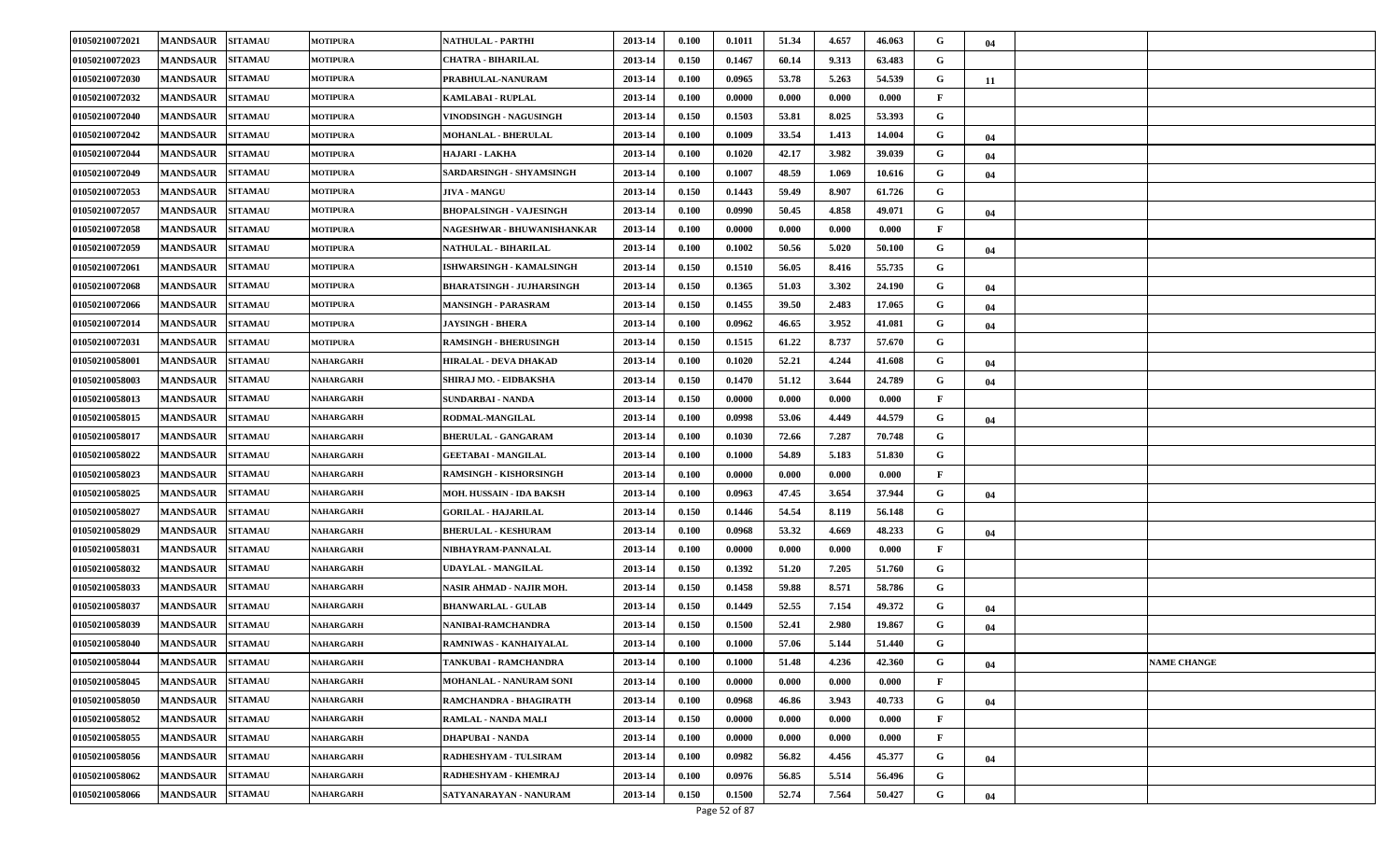| | | | | | | | | | | | | | | | |
|---|---|---|---|---|---|---|---|---|---|---|---|---|---|---|---|
| 01050210072021 | MANDSAUR | SITAMAU | MOTIPURA | NATHULAL - PARTHI | 2013-14 | 0.100 | 0.1011 | 51.34 | 4.657 | 46.063 | G | 04 | | | |
| 01050210072023 | MANDSAUR | SITAMAU | MOTIPURA | CHATRA - BIHARILAL | 2013-14 | 0.150 | 0.1467 | 60.14 | 9.313 | 63.483 | G | | | | |
| 01050210072030 | MANDSAUR | SITAMAU | MOTIPURA | PRABHULAL-NANURAM | 2013-14 | 0.100 | 0.0965 | 53.78 | 5.263 | 54.539 | G | 11 | | | |
| 01050210072032 | MANDSAUR | SITAMAU | MOTIPURA | KAMLABAI - RUPLAL | 2013-14 | 0.100 | 0.0000 | 0.000 | 0.000 | 0.000 | F | | | | |
| 01050210072040 | MANDSAUR | SITAMAU | MOTIPURA | VINODSINGH - NAGUSINGH | 2013-14 | 0.150 | 0.1503 | 53.81 | 8.025 | 53.393 | G | | | | |
| 01050210072042 | MANDSAUR | SITAMAU | MOTIPURA | MOHANLAL - BHERULAL | 2013-14 | 0.100 | 0.1009 | 33.54 | 1.413 | 14.004 | G | 04 | | | |
| 01050210072044 | MANDSAUR | SITAMAU | MOTIPURA | HAJARI - LAKHA | 2013-14 | 0.100 | 0.1020 | 42.17 | 3.982 | 39.039 | G | 04 | | | |
| 01050210072049 | MANDSAUR | SITAMAU | MOTIPURA | SARDARSINGH - SHYAMSINGH | 2013-14 | 0.100 | 0.1007 | 48.59 | 1.069 | 10.616 | G | 04 | | | |
| 01050210072053 | MANDSAUR | SITAMAU | MOTIPURA | JIVA - MANGU | 2013-14 | 0.150 | 0.1443 | 59.49 | 8.907 | 61.726 | G | | | | |
| 01050210072057 | MANDSAUR | SITAMAU | MOTIPURA | BHOPALSINGH - VAJESINGH | 2013-14 | 0.100 | 0.0990 | 50.45 | 4.858 | 49.071 | G | 04 | | | |
| 01050210072058 | MANDSAUR | SITAMAU | MOTIPURA | NAGESHWAR - BHUWANISHANKAR | 2013-14 | 0.100 | 0.0000 | 0.000 | 0.000 | 0.000 | F | | | | |
| 01050210072059 | MANDSAUR | SITAMAU | MOTIPURA | NATHULAL - BIHARILAL | 2013-14 | 0.100 | 0.1002 | 50.56 | 5.020 | 50.100 | G | 04 | | | |
| 01050210072061 | MANDSAUR | SITAMAU | MOTIPURA | ISHWARSINGH - KAMALSINGH | 2013-14 | 0.150 | 0.1510 | 56.05 | 8.416 | 55.735 | G | | | | |
| 01050210072068 | MANDSAUR | SITAMAU | MOTIPURA | BHARATSINGH - JUJHARSINGH | 2013-14 | 0.150 | 0.1365 | 51.03 | 3.302 | 24.190 | G | 04 | | | |
| 01050210072066 | MANDSAUR | SITAMAU | MOTIPURA | MANSINGH - PARASRAM | 2013-14 | 0.150 | 0.1455 | 39.50 | 2.483 | 17.065 | G | 04 | | | |
| 01050210072014 | MANDSAUR | SITAMAU | MOTIPURA | JAYSINGH - BHERA | 2013-14 | 0.100 | 0.0962 | 46.65 | 3.952 | 41.081 | G | 04 | | | |
| 01050210072031 | MANDSAUR | SITAMAU | MOTIPURA | RAMSINGH - BHERUSINGH | 2013-14 | 0.150 | 0.1515 | 61.22 | 8.737 | 57.670 | G | | | | |
| 01050210058001 | MANDSAUR | SITAMAU | NAHARGARH | HIRALAL - DEVA DHAKAD | 2013-14 | 0.100 | 0.1020 | 52.21 | 4.244 | 41.608 | G | 04 | | | |
| 01050210058003 | MANDSAUR | SITAMAU | NAHARGARH | SHIRAJ MO. - EIDBAKSHA | 2013-14 | 0.150 | 0.1470 | 51.12 | 3.644 | 24.789 | G | 04 | | | |
| 01050210058013 | MANDSAUR | SITAMAU | NAHARGARH | SUNDARBAI - NANDA | 2013-14 | 0.150 | 0.0000 | 0.000 | 0.000 | 0.000 | F | | | | |
| 01050210058015 | MANDSAUR | SITAMAU | NAHARGARH | RODMAL-MANGILAL | 2013-14 | 0.100 | 0.0998 | 53.06 | 4.449 | 44.579 | G | 04 | | | |
| 01050210058017 | MANDSAUR | SITAMAU | NAHARGARH | BHERULAL - GANGARAM | 2013-14 | 0.100 | 0.1030 | 72.66 | 7.287 | 70.748 | G | | | | |
| 01050210058022 | MANDSAUR | SITAMAU | NAHARGARH | GEETABAI - MANGILAL | 2013-14 | 0.100 | 0.1000 | 54.89 | 5.183 | 51.830 | G | | | | |
| 01050210058023 | MANDSAUR | SITAMAU | NAHARGARH | RAMSINGH - KISHORSINGH | 2013-14 | 0.100 | 0.0000 | 0.000 | 0.000 | 0.000 | F | | | | |
| 01050210058025 | MANDSAUR | SITAMAU | NAHARGARH | MOH. HUSSAIN - IDA BAKSH | 2013-14 | 0.100 | 0.0963 | 47.45 | 3.654 | 37.944 | G | 04 | | | |
| 01050210058027 | MANDSAUR | SITAMAU | NAHARGARH | GORILAL - HAJARILAL | 2013-14 | 0.150 | 0.1446 | 54.54 | 8.119 | 56.148 | G | | | | |
| 01050210058029 | MANDSAUR | SITAMAU | NAHARGARH | BHERULAL - KESHURAM | 2013-14 | 0.100 | 0.0968 | 53.32 | 4.669 | 48.233 | G | 04 | | | |
| 01050210058031 | MANDSAUR | SITAMAU | NAHARGARH | NIBHAYRAM-PANNALAL | 2013-14 | 0.100 | 0.0000 | 0.000 | 0.000 | 0.000 | F | | | | |
| 01050210058032 | MANDSAUR | SITAMAU | NAHARGARH | UDAYLAL - MANGILAL | 2013-14 | 0.150 | 0.1392 | 51.20 | 7.205 | 51.760 | G | | | | |
| 01050210058033 | MANDSAUR | SITAMAU | NAHARGARH | NASIR AHMAD - NAJIR MOH. | 2013-14 | 0.150 | 0.1458 | 59.88 | 8.571 | 58.786 | G | | | | |
| 01050210058037 | MANDSAUR | SITAMAU | NAHARGARH | BHANWARLAL - GULAB | 2013-14 | 0.150 | 0.1449 | 52.55 | 7.154 | 49.372 | G | 04 | | | |
| 01050210058039 | MANDSAUR | SITAMAU | NAHARGARH | NANIBAI-RAMCHANDRA | 2013-14 | 0.150 | 0.1500 | 52.41 | 2.980 | 19.867 | G | 04 | | | |
| 01050210058040 | MANDSAUR | SITAMAU | NAHARGARH | RAMNIWAS - KANHAIYALAL | 2013-14 | 0.100 | 0.1000 | 57.06 | 5.144 | 51.440 | G | | | | |
| 01050210058044 | MANDSAUR | SITAMAU | NAHARGARH | TANKUBAI - RAMCHANDRA | 2013-14 | 0.100 | 0.1000 | 51.48 | 4.236 | 42.360 | G | 04 | | | NAME CHANGE |
| 01050210058045 | MANDSAUR | SITAMAU | NAHARGARH | MOHANLAL - NANURAM SONI | 2013-14 | 0.100 | 0.0000 | 0.000 | 0.000 | 0.000 | F | | | | |
| 01050210058050 | MANDSAUR | SITAMAU | NAHARGARH | RAMCHANDRA - BHAGIRATH | 2013-14 | 0.100 | 0.0968 | 46.86 | 3.943 | 40.733 | G | 04 | | | |
| 01050210058052 | MANDSAUR | SITAMAU | NAHARGARH | RAMLAL - NANDA MALI | 2013-14 | 0.150 | 0.0000 | 0.000 | 0.000 | 0.000 | F | | | | |
| 01050210058055 | MANDSAUR | SITAMAU | NAHARGARH | DHAPUBAI - NANDA | 2013-14 | 0.100 | 0.0000 | 0.000 | 0.000 | 0.000 | F | | | | |
| 01050210058056 | MANDSAUR | SITAMAU | NAHARGARH | RADHESHYAM - TULSIRAM | 2013-14 | 0.100 | 0.0982 | 56.82 | 4.456 | 45.377 | G | 04 | | | |
| 01050210058062 | MANDSAUR | SITAMAU | NAHARGARH | RADHESHYAM - KHEMRAJ | 2013-14 | 0.100 | 0.0976 | 56.85 | 5.514 | 56.496 | G | | | | |
| 01050210058066 | MANDSAUR | SITAMAU | NAHARGARH | SATYANARAYAN - NANURAM | 2013-14 | 0.150 | 0.1500 | 52.74 | 7.564 | 50.427 | G | 04 | | | |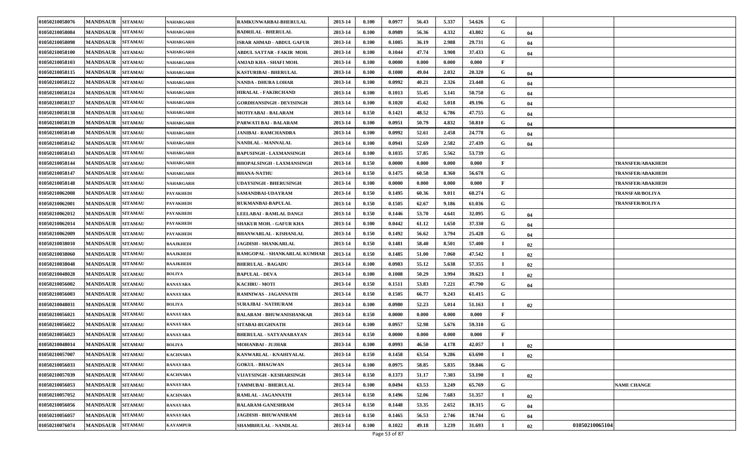| | | | | | | | | | | | | | | |
|---|---|---|---|---|---|---|---|---|---|---|---|---|---|---|
| 01050210058076 | MANDSAUR | SITAMAU | NAHARGARH | RAMKUNWARBAI-BHERULAL | 2013-14 | 0.100 | 0.0977 | 56.43 | 5.337 | 54.626 | G | | | |
| 01050210058084 | MANDSAUR | SITAMAU | NAHARGARH | BADRILAL - BHERULAL | 2013-14 | 0.100 | 0.0989 | 56.36 | 4.332 | 43.802 | G | 04 | | |
| 01050210058098 | MANDSAUR | SITAMAU | NAHARGARH | ISRAR AHMAD - ABDUL GAFUR | 2013-14 | 0.100 | 0.1005 | 36.19 | 2.988 | 29.731 | G | 04 | | |
| 01050210058100 | MANDSAUR | SITAMAU | NAHARGARH | ABDUL SATTAR - FAKIR MOH. | 2013-14 | 0.100 | 0.1044 | 47.74 | 3.908 | 37.433 | G | 04 | | |
| 01050210058103 | MANDSAUR | SITAMAU | NAHARGARH | AMJAD KHA - SHAFI MOH. | 2013-14 | 0.100 | 0.0000 | 0.000 | 0.000 | 0.000 | F | | | |
| 01050210058115 | MANDSAUR | SITAMAU | NAHARGARH | KASTURIBAI - BHERULAL | 2013-14 | 0.100 | 0.1000 | 49.04 | 2.032 | 20.320 | G | 04 | | |
| 01050210058122 | MANDSAUR | SITAMAU | NAHARGARH | NANDA - DHURA LOHAR | 2013-14 | 0.100 | 0.0992 | 40.21 | 2.326 | 23.448 | G | 04 | | |
| 01050210058124 | MANDSAUR | SITAMAU | NAHARGARH | HIRALAL - FAKIRCHAND | 2013-14 | 0.100 | 0.1013 | 55.45 | 5.141 | 50.750 | G | 04 | | |
| 01050210058137 | MANDSAUR | SITAMAU | NAHARGARH | GORDHANSINGH - DEVISINGH | 2013-14 | 0.100 | 0.1020 | 45.62 | 5.018 | 49.196 | G | 04 | | |
| 01050210058138 | MANDSAUR | SITAMAU | NAHARGARH | MOTIYABAI - BALARAM | 2013-14 | 0.150 | 0.1421 | 48.52 | 6.786 | 47.755 | G | 04 | | |
| 01050210058139 | MANDSAUR | SITAMAU | NAHARGARH | PARWATI BAI - BALARAM | 2013-14 | 0.100 | 0.0951 | 50.79 | 4.832 | 50.810 | G | 04 | | |
| 01050210058140 | MANDSAUR | SITAMAU | NAHARGARH | JANIBAI - RAMCHANDRA | 2013-14 | 0.100 | 0.0992 | 52.61 | 2.458 | 24.778 | G | 04 | | |
| 01050210058142 | MANDSAUR | SITAMAU | NAHARGARH | NANDLAL - MANNALAL | 2013-14 | 0.100 | 0.0941 | 52.69 | 2.582 | 27.439 | G | 04 | | |
| 01050210058143 | MANDSAUR | SITAMAU | NAHARGARH | BAPUSINGH - LAXMANSINGH | 2013-14 | 0.100 | 0.1035 | 57.85 | 5.562 | 53.739 | G | | | |
| 01050210058144 | MANDSAUR | SITAMAU | NAHARGARH | BHOPALSINGH - LAXMANSINGH | 2013-14 | 0.150 | 0.0000 | 0.000 | 0.000 | 0.000 | F | | | TRANSFER/ABAKHEDI |
| 01050210058147 | MANDSAUR | SITAMAU | NAHARGARH | BHANA-NATHU | 2013-14 | 0.150 | 0.1475 | 60.58 | 8.360 | 56.678 | G | | | TRANSFER/ABAKHEDI |
| 01050210058148 | MANDSAUR | SITAMAU | NAHARGARH | UDAYSINGH - BHERUSINGH | 2013-14 | 0.100 | 0.0000 | 0.000 | 0.000 | 0.000 | F | | | TRANSFER/ABAKHEDI |
| 01050210062008 | MANDSAUR | SITAMAU | PAYAKHEDI | SAMANDBAI-UDAYRAM | 2013-14 | 0.150 | 0.1495 | 60.36 | 9.011 | 60.274 | G | | | TRANSFAR/BOLIYA |
| 01050210062001 | MANDSAUR | SITAMAU | PAYAKHEDI | RUKMANBAI-BAPULAL | 2013-14 | 0.150 | 0.1505 | 62.67 | 9.186 | 61.036 | G | | | TRANSFER/BOLIYA |
| 01050210062012 | MANDSAUR | SITAMAU | PAYAKHEDI | LEELABAI - RAMLAL DANGI | 2013-14 | 0.150 | 0.1446 | 53.70 | 4.641 | 32.095 | G | 04 | | |
| 01050210062014 | MANDSAUR | SITAMAU | PAYAKHEDI | SHAKUR MOH. - GAFUR KHA | 2013-14 | 0.100 | 0.0442 | 61.12 | 1.650 | 37.330 | G | 04 | | |
| 01050210062009 | MANDSAUR | SITAMAU | PAYAKHEDI | BHANWARLAL - KISHANLAL | 2013-14 | 0.150 | 0.1492 | 56.62 | 3.794 | 25.428 | G | 04 | | |
| 01050210038010 | MANDSAUR | SITAMAU | BAAJKHEDI | JAGDISH - SHANKARLAL | 2013-14 | 0.150 | 0.1481 | 58.40 | 8.501 | 57.400 | I | 02 | | |
| 01050210038060 | MANDSAUR | SITAMAU | BAAJKHEDI | RAMGOPAL - SHANKARLAL KUMHAR | 2013-14 | 0.150 | 0.1485 | 51.00 | 7.060 | 47.542 | I | 02 | | |
| 01050210038048 | MANDSAUR | SITAMAU | BAAJKHEDI | BHERULAL - BAGADU | 2013-14 | 0.100 | 0.0983 | 55.12 | 5.638 | 57.355 | I | 02 | | |
| 01050210048028 | MANDSAUR | SITAMAU | BOLIYA | BAPULAL - DEVA | 2013-14 | 0.100 | 0.1008 | 50.29 | 3.994 | 39.623 | I | 02 | | |
| 01050210056002 | MANDSAUR | SITAMAU | RANAYARA | KACHRU - MOTI | 2013-14 | 0.150 | 0.1511 | 53.83 | 7.221 | 47.790 | G | 04 | | |
| 01050210056003 | MANDSAUR | SITAMAU | RANAYARA | RAMNIWAS - JAGANNATH | 2013-14 | 0.150 | 0.1505 | 66.77 | 9.243 | 61.415 | G | | | |
| 01050210048031 | MANDSAUR | SITAMAU | BOLIYA | SURAJBAI - NATHURAM | 2013-14 | 0.100 | 0.0980 | 52.23 | 5.014 | 51.163 | I | 02 | | |
| 01050210056021 | MANDSAUR | SITAMAU | RANAYARA | BALARAM - BHUWANISHANKAR | 2013-14 | 0.150 | 0.0000 | 0.000 | 0.000 | 0.000 | F | | | |
| 01050210056022 | MANDSAUR | SITAMAU | RANAYARA | SITABAI-RUGHNATH | 2013-14 | 0.100 | 0.0957 | 52.98 | 5.676 | 59.310 | G | | | |
| 01050210056023 | MANDSAUR | SITAMAU | RANAYARA | BHERULAL - SATYANARAYAN | 2013-14 | 0.150 | 0.0000 | 0.000 | 0.000 | 0.000 | F | | | |
| 01050210048014 | MANDSAUR | SITAMAU | BOLIYA | MOHANBAI - JUJHAR | 2013-14 | 0.100 | 0.0993 | 46.50 | 4.178 | 42.057 | I | 02 | | |
| 01050210057007 | MANDSAUR | SITAMAU | KACHNARA | KANWARLAL - KNAHIYALAL | 2013-14 | 0.150 | 0.1458 | 63.54 | 9.286 | 63.690 | I | 02 | | |
| 01050210056033 | MANDSAUR | SITAMAU | RANAYARA | GOKUL - BHAGWAN | 2013-14 | 0.100 | 0.0975 | 58.85 | 5.835 | 59.846 | G | | | |
| 01050210057039 | MANDSAUR | SITAMAU | KACHNARA | VIJAYSINGH - KESHARSINGH | 2013-14 | 0.150 | 0.1373 | 51.17 | 7.303 | 53.190 | I | 02 | | |
| 01050210056053 | MANDSAUR | SITAMAU | RANAYARA | TAMMUBAI - BHERULAL | 2013-14 | 0.100 | 0.0494 | 63.53 | 3.249 | 65.769 | G | | | NAME CHANGE |
| 01050210057052 | MANDSAUR | SITAMAU | KACHNARA | RAMLAL - JAGANNATH | 2013-14 | 0.150 | 0.1496 | 52.06 | 7.683 | 51.357 | I | 02 | | |
| 01050210056056 | MANDSAUR | SITAMAU | RANAYARA | BALARAM-GANESHRAM | 2013-14 | 0.150 | 0.1448 | 53.35 | 2.652 | 18.315 | G | 04 | | |
| 01050210056057 | MANDSAUR | SITAMAU | RANAYARA | JAGDISH - BHUWANIRAM | 2013-14 | 0.150 | 0.1465 | 56.53 | 2.746 | 18.744 | G | 04 | | |
| 01050210076074 | MANDSAUR | SITAMAU | KAYAMPUR | SHAMBHULAL - NANDLAL | 2013-14 | 0.100 | 0.1022 | 49.18 | 3.239 | 31.693 | I | 02 | 01050210065104 | |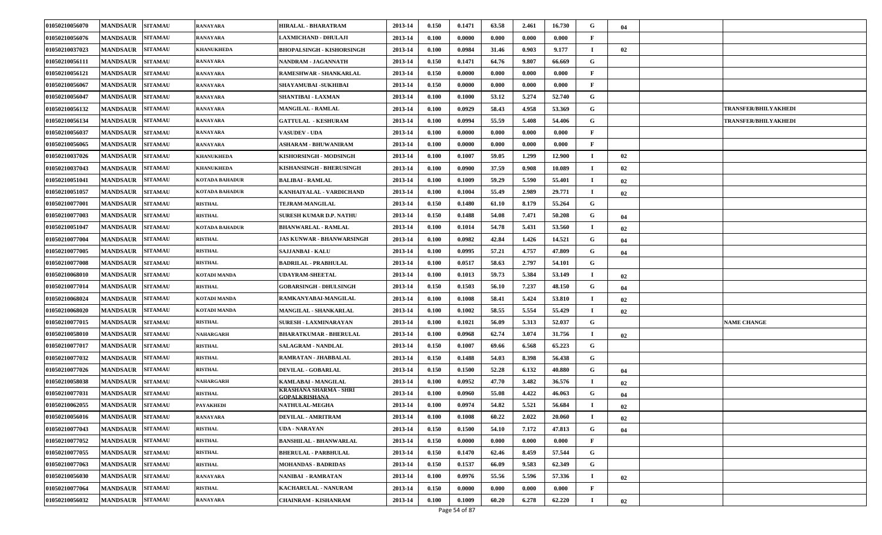| | | | | | | | | | | | | | | |
|---|---|---|---|---|---|---|---|---|---|---|---|---|---|---|
| 01050210056070 | MANDSAUR | SITAMAU | RANAYARA | HIRALAL - BHARATRAM | 2013-14 | 0.150 | 0.1471 | 63.58 | 2.461 | 16.730 | G | 04 | | |
| 01050210056076 | MANDSAUR | SITAMAU | RANAYARA | LAXMICHAND - DHULAJI | 2013-14 | 0.100 | 0.0000 | 0.000 | 0.000 | 0.000 | F | | | |
| 01050210037023 | MANDSAUR | SITAMAU | KHANUKHEDA | BHOPALSINGH - KISHORSINGH | 2013-14 | 0.100 | 0.0984 | 31.46 | 0.903 | 9.177 | I | 02 | | |
| 01050210056111 | MANDSAUR | SITAMAU | RANAYARA | NANDRAM - JAGANNATH | 2013-14 | 0.150 | 0.1471 | 64.76 | 9.807 | 66.669 | G | | | |
| 01050210056121 | MANDSAUR | SITAMAU | RANAYARA | RAMESHWAR - SHANKARLAL | 2013-14 | 0.150 | 0.0000 | 0.000 | 0.000 | 0.000 | F | | | |
| 01050210056067 | MANDSAUR | SITAMAU | RANAYARA | SHAYAMUBAI -SUKHIBAI | 2013-14 | 0.150 | 0.0000 | 0.000 | 0.000 | 0.000 | F | | | |
| 01050210056047 | MANDSAUR | SITAMAU | RANAYARA | SHANTIBAI - LAXMAN | 2013-14 | 0.100 | 0.1000 | 53.12 | 5.274 | 52.740 | G | | | |
| 01050210056132 | MANDSAUR | SITAMAU | RANAYARA | MANGILAL - RAMLAL | 2013-14 | 0.100 | 0.0929 | 58.43 | 4.958 | 53.369 | G | | | TRANSFER/BHILYAKHEDI |
| 01050210056134 | MANDSAUR | SITAMAU | RANAYARA | GATTULAL - KESHURAM | 2013-14 | 0.100 | 0.0994 | 55.59 | 5.408 | 54.406 | G | | | TRANSFER/BHILYAKHEDI |
| 01050210056037 | MANDSAUR | SITAMAU | RANAYARA | VASUDEV - UDA | 2013-14 | 0.100 | 0.0000 | 0.000 | 0.000 | 0.000 | F | | | |
| 01050210056065 | MANDSAUR | SITAMAU | RANAYARA | ASHARAM - BHUWANIRAM | 2013-14 | 0.100 | 0.0000 | 0.000 | 0.000 | 0.000 | F | | | |
| 01050210037026 | MANDSAUR | SITAMAU | KHANUKHEDA | KISHORSINGH - MODSINGH | 2013-14 | 0.100 | 0.1007 | 59.05 | 1.299 | 12.900 | I | 02 | | |
| 01050210037043 | MANDSAUR | SITAMAU | KHANUKHEDA | KISHANSINGH - BHERUSINGH | 2013-14 | 0.100 | 0.0900 | 37.59 | 0.908 | 10.089 | I | 02 | | |
| 01050210051041 | MANDSAUR | SITAMAU | KOTADA BAHADUR | BALIBAI - RAMLAL | 2013-14 | 0.100 | 0.1009 | 59.29 | 5.590 | 55.401 | I | 02 | | |
| 01050210051057 | MANDSAUR | SITAMAU | KOTADA BAHADUR | KANHAIYALAL - VARDICHAND | 2013-14 | 0.100 | 0.1004 | 55.49 | 2.989 | 29.771 | I | 02 | | |
| 01050210077001 | MANDSAUR | SITAMAU | RISTHAL | TEJRAM-MANGILAL | 2013-14 | 0.150 | 0.1480 | 61.10 | 8.179 | 55.264 | G | | | |
| 01050210077003 | MANDSAUR | SITAMAU | RISTHAL | SURESH KUMAR D.P. NATHU | 2013-14 | 0.150 | 0.1488 | 54.08 | 7.471 | 50.208 | G | 04 | | |
| 01050210051047 | MANDSAUR | SITAMAU | KOTADA BAHADUR | BHANWARLAL - RAMLAL | 2013-14 | 0.100 | 0.1014 | 54.78 | 5.431 | 53.560 | I | 02 | | |
| 01050210077004 | MANDSAUR | SITAMAU | RISTHAL | JAS KUNWAR - BHANWARSINGH | 2013-14 | 0.100 | 0.0982 | 42.84 | 1.426 | 14.521 | G | 04 | | |
| 01050210077005 | MANDSAUR | SITAMAU | RISTHAL | SAJJANBAI - KALU | 2013-14 | 0.100 | 0.0995 | 57.21 | 4.757 | 47.809 | G | 04 | | |
| 01050210077008 | MANDSAUR | SITAMAU | RISTHAL | BADRILAL - PRABHULAL | 2013-14 | 0.100 | 0.0517 | 58.63 | 2.797 | 54.101 | G | | | |
| 01050210068010 | MANDSAUR | SITAMAU | KOTADI MANDA | UDAYRAM-SHEETAL | 2013-14 | 0.100 | 0.1013 | 59.73 | 5.384 | 53.149 | I | 02 | | |
| 01050210077014 | MANDSAUR | SITAMAU | RISTHAL | GOBARSINGH - DHULSINGH | 2013-14 | 0.150 | 0.1503 | 56.10 | 7.237 | 48.150 | G | 04 | | |
| 01050210068024 | MANDSAUR | SITAMAU | KOTADI MANDA | RAMKANYABAI-MANGILAL | 2013-14 | 0.100 | 0.1008 | 58.41 | 5.424 | 53.810 | I | 02 | | |
| 01050210068020 | MANDSAUR | SITAMAU | KOTADI MANDA | MANGILAL - SHANKARLAL | 2013-14 | 0.100 | 0.1002 | 58.55 | 5.554 | 55.429 | I | 02 | | |
| 01050210077015 | MANDSAUR | SITAMAU | RISTHAL | SURESH - LAXMINARAYAN | 2013-14 | 0.100 | 0.1021 | 56.09 | 5.313 | 52.037 | G | | | NAME CHANGE |
| 01050210058010 | MANDSAUR | SITAMAU | NAHARGARH | BHARATKUMAR - BHERULAL | 2013-14 | 0.100 | 0.0968 | 62.74 | 3.074 | 31.756 | I | 02 | | |
| 01050210077017 | MANDSAUR | SITAMAU | RISTHAL | SALAGRAM - NANDLAL | 2013-14 | 0.150 | 0.1007 | 69.66 | 6.568 | 65.223 | G | | | |
| 01050210077032 | MANDSAUR | SITAMAU | RISTHAL | RAMRATAN - JHABBALAL | 2013-14 | 0.150 | 0.1488 | 54.03 | 8.398 | 56.438 | G | | | |
| 01050210077026 | MANDSAUR | SITAMAU | RISTHAL | DEVILAL - GOBARLAL | 2013-14 | 0.150 | 0.1500 | 52.28 | 6.132 | 40.880 | G | 04 | | |
| 01050210058038 | MANDSAUR | SITAMAU | NAHARGARH | KAMLABAI - MANGILAL | 2013-14 | 0.100 | 0.0952 | 47.70 | 3.482 | 36.576 | I | 02 | | |
| 01050210077031 | MANDSAUR | SITAMAU | RISTHAL | KRASHANA SHARMA - SHRI GOPALKRISHANA | 2013-14 | 0.100 | 0.0960 | 55.08 | 4.422 | 46.063 | G | 04 | | |
| 01050210062055 | MANDSAUR | SITAMAU | PAYAKHEDI | NATHULAL-MEGHA | 2013-14 | 0.100 | 0.0974 | 54.82 | 5.521 | 56.684 | I | 02 | | |
| 01050210056016 | MANDSAUR | SITAMAU | RANAYARA | DEVILAL - AMRITRAM | 2013-14 | 0.100 | 0.1008 | 60.22 | 2.022 | 20.060 | I | 02 | | |
| 01050210077043 | MANDSAUR | SITAMAU | RISTHAL | UDA - NARAYAN | 2013-14 | 0.150 | 0.1500 | 54.10 | 7.172 | 47.813 | G | 04 | | |
| 01050210077052 | MANDSAUR | SITAMAU | RISTHAL | BANSHILAL - BHANWARLAL | 2013-14 | 0.150 | 0.0000 | 0.000 | 0.000 | 0.000 | F | | | |
| 01050210077055 | MANDSAUR | SITAMAU | RISTHAL | BHERULAL - PARBHULAL | 2013-14 | 0.150 | 0.1470 | 62.46 | 8.459 | 57.544 | G | | | |
| 01050210077063 | MANDSAUR | SITAMAU | RISTHAL | MOHANDAS - BADRIDAS | 2013-14 | 0.150 | 0.1537 | 66.09 | 9.583 | 62.349 | G | | | |
| 01050210056030 | MANDSAUR | SITAMAU | RANAYARA | NANIBAI - RAMRATAN | 2013-14 | 0.100 | 0.0976 | 55.56 | 5.596 | 57.336 | I | 02 | | |
| 01050210077064 | MANDSAUR | SITAMAU | RISTHAL | KACHARULAL - NANURAM | 2013-14 | 0.150 | 0.0000 | 0.000 | 0.000 | 0.000 | F | | | |
| 01050210056032 | MANDSAUR | SITAMAU | RANAYARA | CHAINRAM - KISHANRAM | 2013-14 | 0.100 | 0.1009 | 60.20 | 6.278 | 62.220 | I | 02 | | |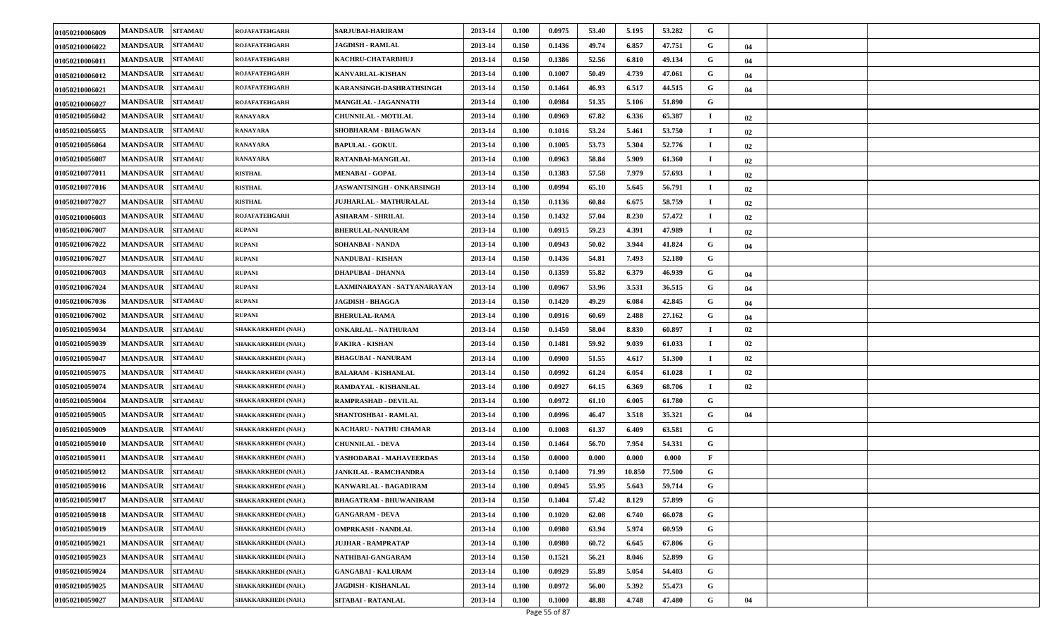| | | | | | | | | | | | | | | | |
|---|---|---|---|---|---|---|---|---|---|---|---|---|---|---|---|
| 01050210006009 | MANDSAUR | SITAMAU | ROJAFATEHGARH | SARJUBAI-HARIRAM | 2013-14 | 0.100 | 0.0975 | 53.40 | 5.195 | 53.282 | G | | | | |
| 01050210006022 | MANDSAUR | SITAMAU | ROJAFATEHGARH | JAGDISH - RAMLAL | 2013-14 | 0.150 | 0.1436 | 49.74 | 6.857 | 47.751 | G | 04 | | | |
| 01050210006011 | MANDSAUR | SITAMAU | ROJAFATEHGARH | KACHRU-CHATARBHUJ | 2013-14 | 0.150 | 0.1386 | 52.56 | 6.810 | 49.134 | G | 04 | | | |
| 01050210006012 | MANDSAUR | SITAMAU | ROJAFATEHGARH | KANVARLAL-KISHAN | 2013-14 | 0.100 | 0.1007 | 50.49 | 4.739 | 47.061 | G | 04 | | | |
| 01050210006021 | MANDSAUR | SITAMAU | ROJAFATEHGARH | KARANSINGH-DASHRATHSINGH | 2013-14 | 0.150 | 0.1464 | 46.93 | 6.517 | 44.515 | G | 04 | | | |
| 01050210006027 | MANDSAUR | SITAMAU | ROJAFATEHGARH | MANGILAL - JAGANNATH | 2013-14 | 0.100 | 0.0984 | 51.35 | 5.106 | 51.890 | G | | | | |
| 01050210056042 | MANDSAUR | SITAMAU | RANAYARA | CHUNNILAL - MOTILAL | 2013-14 | 0.100 | 0.0969 | 67.82 | 6.336 | 65.387 | I | 02 | | | |
| 01050210056055 | MANDSAUR | SITAMAU | RANAYARA | SHOBHARAM - BHAGWAN | 2013-14 | 0.100 | 0.1016 | 53.24 | 5.461 | 53.750 | I | 02 | | | |
| 01050210056064 | MANDSAUR | SITAMAU | RANAYARA | BAPULAL - GOKUL | 2013-14 | 0.100 | 0.1005 | 53.73 | 5.304 | 52.776 | I | 02 | | | |
| 01050210056087 | MANDSAUR | SITAMAU | RANAYARA | RATANBAI-MANGILAL | 2013-14 | 0.100 | 0.0963 | 58.84 | 5.909 | 61.360 | I | 02 | | | |
| 01050210077011 | MANDSAUR | SITAMAU | RISTHAL | MENABAI - GOPAL | 2013-14 | 0.150 | 0.1383 | 57.58 | 7.979 | 57.693 | I | 02 | | | |
| 01050210077016 | MANDSAUR | SITAMAU | RISTHAL | JASWANTSINGH - ONKARSINGH | 2013-14 | 0.100 | 0.0994 | 65.10 | 5.645 | 56.791 | I | 02 | | | |
| 01050210077027 | MANDSAUR | SITAMAU | RISTHAL | JUJHARLAL - MATHURALAL | 2013-14 | 0.150 | 0.1136 | 60.84 | 6.675 | 58.759 | I | 02 | | | |
| 01050210006003 | MANDSAUR | SITAMAU | ROJAFATEHGARH | ASHARAM - SHRILAL | 2013-14 | 0.150 | 0.1432 | 57.04 | 8.230 | 57.472 | I | 02 | | | |
| 01050210067007 | MANDSAUR | SITAMAU | RUPANI | BHERULAL-NANURAM | 2013-14 | 0.100 | 0.0915 | 59.23 | 4.391 | 47.989 | I | 02 | | | |
| 01050210067022 | MANDSAUR | SITAMAU | RUPANI | SOHANBAI - NANDA | 2013-14 | 0.100 | 0.0943 | 50.02 | 3.944 | 41.824 | G | 04 | | | |
| 01050210067027 | MANDSAUR | SITAMAU | RUPANI | NANDUBAI - KISHAN | 2013-14 | 0.150 | 0.1436 | 54.81 | 7.493 | 52.180 | G | | | | |
| 01050210067003 | MANDSAUR | SITAMAU | RUPANI | DHAPUBAI - DHANNA | 2013-14 | 0.150 | 0.1359 | 55.82 | 6.379 | 46.939 | G | 04 | | | |
| 01050210067024 | MANDSAUR | SITAMAU | RUPANI | LAXMINARAYAN - SATYANARAYAN | 2013-14 | 0.100 | 0.0967 | 53.96 | 3.531 | 36.515 | G | 04 | | | |
| 01050210067036 | MANDSAUR | SITAMAU | RUPANI | JAGDISH - BHAGGA | 2013-14 | 0.150 | 0.1420 | 49.29 | 6.084 | 42.845 | G | 04 | | | |
| 01050210067002 | MANDSAUR | SITAMAU | RUPANI | BHERULAL-RAMA | 2013-14 | 0.100 | 0.0916 | 60.69 | 2.488 | 27.162 | G | 04 | | | |
| 01050210059034 | MANDSAUR | SITAMAU | SHAKKARKHEDI (NAH.) | ONKARLAL - NATHURAM | 2013-14 | 0.150 | 0.1450 | 58.04 | 8.830 | 60.897 | I | 02 | | | |
| 01050210059039 | MANDSAUR | SITAMAU | SHAKKARKHEDI (NAH.) | FAKIRA - KISHAN | 2013-14 | 0.150 | 0.1481 | 59.92 | 9.039 | 61.033 | I | 02 | | | |
| 01050210059047 | MANDSAUR | SITAMAU | SHAKKARKHEDI (NAH.) | BHAGUBAI - NANURAM | 2013-14 | 0.100 | 0.0900 | 51.55 | 4.617 | 51.300 | I | 02 | | | |
| 01050210059075 | MANDSAUR | SITAMAU | SHAKKARKHEDI (NAH.) | BALARAM - KISHANLAL | 2013-14 | 0.150 | 0.0992 | 61.24 | 6.054 | 61.028 | I | 02 | | | |
| 01050210059074 | MANDSAUR | SITAMAU | SHAKKARKHEDI (NAH.) | RAMDAYAL - KISHANLAL | 2013-14 | 0.100 | 0.0927 | 64.15 | 6.369 | 68.706 | I | 02 | | | |
| 01050210059004 | MANDSAUR | SITAMAU | SHAKKARKHEDI (NAH.) | RAMPRASHAD - DEVILAL | 2013-14 | 0.100 | 0.0972 | 61.10 | 6.005 | 61.780 | G | | | | |
| 01050210059005 | MANDSAUR | SITAMAU | SHAKKARKHEDI (NAH.) | SHANTOSHBAI - RAMLAL | 2013-14 | 0.100 | 0.0996 | 46.47 | 3.518 | 35.321 | G | 04 | | | |
| 01050210059009 | MANDSAUR | SITAMAU | SHAKKARKHEDI (NAH.) | KACHARU - NATHU CHAMAR | 2013-14 | 0.100 | 0.1008 | 61.37 | 6.409 | 63.581 | G | | | | |
| 01050210059010 | MANDSAUR | SITAMAU | SHAKKARKHEDI (NAH.) | CHUNNILAL - DEVA | 2013-14 | 0.150 | 0.1464 | 56.70 | 7.954 | 54.331 | G | | | | |
| 01050210059011 | MANDSAUR | SITAMAU | SHAKKARKHEDI (NAH.) | YASHODABAI - MAHAVEERDAS | 2013-14 | 0.150 | 0.0000 | 0.000 | 0.000 | 0.000 | F | | | | |
| 01050210059012 | MANDSAUR | SITAMAU | SHAKKARKHEDI (NAH.) | JANKILAL - RAMCHANDRA | 2013-14 | 0.150 | 0.1400 | 71.99 | 10.850 | 77.500 | G | | | | |
| 01050210059016 | MANDSAUR | SITAMAU | SHAKKARKHEDI (NAH.) | KANWARLAL - BAGADIRAM | 2013-14 | 0.100 | 0.0945 | 55.95 | 5.643 | 59.714 | G | | | | |
| 01050210059017 | MANDSAUR | SITAMAU | SHAKKARKHEDI (NAH.) | BHAGATRAM - BHUWANIRAM | 2013-14 | 0.150 | 0.1404 | 57.42 | 8.129 | 57.899 | G | | | | |
| 01050210059018 | MANDSAUR | SITAMAU | SHAKKARKHEDI (NAH.) | GANGARAM - DEVA | 2013-14 | 0.100 | 0.1020 | 62.08 | 6.740 | 66.078 | G | | | | |
| 01050210059019 | MANDSAUR | SITAMAU | SHAKKARKHEDI (NAH.) | OMPRKASH - NANDLAL | 2013-14 | 0.100 | 0.0980 | 63.94 | 5.974 | 60.959 | G | | | | |
| 01050210059021 | MANDSAUR | SITAMAU | SHAKKARKHEDI (NAH.) | JUJHAR - RAMPRATAP | 2013-14 | 0.100 | 0.0980 | 60.72 | 6.645 | 67.806 | G | | | | |
| 01050210059023 | MANDSAUR | SITAMAU | SHAKKARKHEDI (NAH.) | NATHIBAI-GANGARAM | 2013-14 | 0.150 | 0.1521 | 56.21 | 8.046 | 52.899 | G | | | | |
| 01050210059024 | MANDSAUR | SITAMAU | SHAKKARKHEDI (NAH.) | GANGABAI - KALURAM | 2013-14 | 0.100 | 0.0929 | 55.89 | 5.054 | 54.403 | G | | | | |
| 01050210059025 | MANDSAUR | SITAMAU | SHAKKARKHEDI (NAH.) | JAGDISH - KISHANLAL | 2013-14 | 0.100 | 0.0972 | 56.00 | 5.392 | 55.473 | G | | | | |
| 01050210059027 | MANDSAUR | SITAMAU | SHAKKARKHEDI (NAH.) | SITABAI - RATANLAL | 2013-14 | 0.100 | 0.1000 | 48.88 | 4.748 | 47.480 | G | 04 | | | |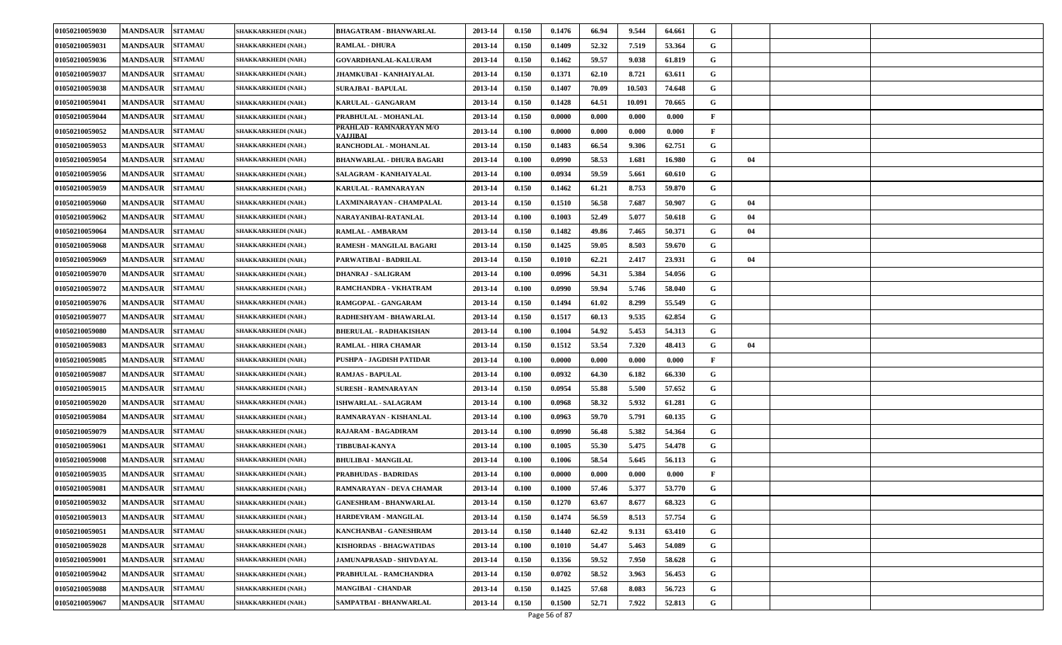| | | | | | | | | | | | | | | | |
|---|---|---|---|---|---|---|---|---|---|---|---|---|---|---|---|
| 01050210059030 | MANDSAUR | SITAMAU | SHAKKARKHEDI (NAH.) | BHAGATRAM - BHANWARLAL | 2013-14 | 0.150 | 0.1476 | 66.94 | 9.544 | 64.661 | G | | | | |
| 01050210059031 | MANDSAUR | SITAMAU | SHAKKARKHEDI (NAH.) | RAMLAL - DHURA | 2013-14 | 0.150 | 0.1409 | 52.32 | 7.519 | 53.364 | G | | | | |
| 01050210059036 | MANDSAUR | SITAMAU | SHAKKARKHEDI (NAH.) | GOVARDHANLAL-KALURAM | 2013-14 | 0.150 | 0.1462 | 59.57 | 9.038 | 61.819 | G | | | | |
| 01050210059037 | MANDSAUR | SITAMAU | SHAKKARKHEDI (NAH.) | JHAMKUBAI - KANHAIYALAL | 2013-14 | 0.150 | 0.1371 | 62.10 | 8.721 | 63.611 | G | | | | |
| 01050210059038 | MANDSAUR | SITAMAU | SHAKKARKHEDI (NAH.) | SURAJBAI - BAPULAL | 2013-14 | 0.150 | 0.1407 | 70.09 | 10.503 | 74.648 | G | | | | |
| 01050210059041 | MANDSAUR | SITAMAU | SHAKKARKHEDI (NAH.) | KARULAL - GANGARAM | 2013-14 | 0.150 | 0.1428 | 64.51 | 10.091 | 70.665 | G | | | | |
| 01050210059044 | MANDSAUR | SITAMAU | SHAKKARKHEDI (NAH.) | PRABHULAL - MOHANLAL | 2013-14 | 0.150 | 0.0000 | 0.000 | 0.000 | 0.000 | F | | | | |
| 01050210059052 | MANDSAUR | SITAMAU | SHAKKARKHEDI (NAH.) | PRAHLAD - RAMNARAYAN M/O VAJJIBAI | 2013-14 | 0.100 | 0.0000 | 0.000 | 0.000 | 0.000 | F | | | | |
| 01050210059053 | MANDSAUR | SITAMAU | SHAKKARKHEDI (NAH.) | RANCHODLAL - MOHANLAL | 2013-14 | 0.150 | 0.1483 | 66.54 | 9.306 | 62.751 | G | | | | |
| 01050210059054 | MANDSAUR | SITAMAU | SHAKKARKHEDI (NAH.) | BHANWARLAL - DHURA BAGARI | 2013-14 | 0.100 | 0.0990 | 58.53 | 1.681 | 16.980 | G | 04 | | | |
| 01050210059056 | MANDSAUR | SITAMAU | SHAKKARKHEDI (NAH.) | SALAGRAM - KANHAIYALAL | 2013-14 | 0.100 | 0.0934 | 59.59 | 5.661 | 60.610 | G | | | | |
| 01050210059059 | MANDSAUR | SITAMAU | SHAKKARKHEDI (NAH.) | KARULAL - RAMNARAYAN | 2013-14 | 0.150 | 0.1462 | 61.21 | 8.753 | 59.870 | G | | | | |
| 01050210059060 | MANDSAUR | SITAMAU | SHAKKARKHEDI (NAH.) | LAXMINARAYAN - CHAMPALAL | 2013-14 | 0.150 | 0.1510 | 56.58 | 7.687 | 50.907 | G | 04 | | | |
| 01050210059062 | MANDSAUR | SITAMAU | SHAKKARKHEDI (NAH.) | NARAYANIBAI-RATANLAL | 2013-14 | 0.100 | 0.1003 | 52.49 | 5.077 | 50.618 | G | 04 | | | |
| 01050210059064 | MANDSAUR | SITAMAU | SHAKKARKHEDI (NAH.) | RAMLAL - AMBARAM | 2013-14 | 0.150 | 0.1482 | 49.86 | 7.465 | 50.371 | G | 04 | | | |
| 01050210059068 | MANDSAUR | SITAMAU | SHAKKARKHEDI (NAH.) | RAMESH - MANGILAL BAGARI | 2013-14 | 0.150 | 0.1425 | 59.05 | 8.503 | 59.670 | G | | | | |
| 01050210059069 | MANDSAUR | SITAMAU | SHAKKARKHEDI (NAH.) | PARWATIBAI - BADRILAL | 2013-14 | 0.150 | 0.1010 | 62.21 | 2.417 | 23.931 | G | 04 | | | |
| 01050210059070 | MANDSAUR | SITAMAU | SHAKKARKHEDI (NAH.) | DHANRAJ - SALIGRAM | 2013-14 | 0.100 | 0.0996 | 54.31 | 5.384 | 54.056 | G | | | | |
| 01050210059072 | MANDSAUR | SITAMAU | SHAKKARKHEDI (NAH.) | RAMCHANDRA - VKHATRAM | 2013-14 | 0.100 | 0.0990 | 59.94 | 5.746 | 58.040 | G | | | | |
| 01050210059076 | MANDSAUR | SITAMAU | SHAKKARKHEDI (NAH.) | RAMGOPAL - GANGARAM | 2013-14 | 0.150 | 0.1494 | 61.02 | 8.299 | 55.549 | G | | | | |
| 01050210059077 | MANDSAUR | SITAMAU | SHAKKARKHEDI (NAH.) | RADHESHYAM - BHAWARLAL | 2013-14 | 0.150 | 0.1517 | 60.13 | 9.535 | 62.854 | G | | | | |
| 01050210059080 | MANDSAUR | SITAMAU | SHAKKARKHEDI (NAH.) | BHERULAL - RADHAKISHAN | 2013-14 | 0.100 | 0.1004 | 54.92 | 5.453 | 54.313 | G | | | | |
| 01050210059083 | MANDSAUR | SITAMAU | SHAKKARKHEDI (NAH.) | RAMLAL - HIRA CHAMAR | 2013-14 | 0.150 | 0.1512 | 53.54 | 7.320 | 48.413 | G | 04 | | | |
| 01050210059085 | MANDSAUR | SITAMAU | SHAKKARKHEDI (NAH.) | PUSHPA - JAGDISH PATIDAR | 2013-14 | 0.100 | 0.0000 | 0.000 | 0.000 | 0.000 | F | | | | |
| 01050210059087 | MANDSAUR | SITAMAU | SHAKKARKHEDI (NAH.) | RAMJAS - BAPULAL | 2013-14 | 0.100 | 0.0932 | 64.30 | 6.182 | 66.330 | G | | | | |
| 01050210059015 | MANDSAUR | SITAMAU | SHAKKARKHEDI (NAH.) | SURESH - RAMNARAYAN | 2013-14 | 0.150 | 0.0954 | 55.88 | 5.500 | 57.652 | G | | | | |
| 01050210059020 | MANDSAUR | SITAMAU | SHAKKARKHEDI (NAH.) | ISHWARLAL - SALAGRAM | 2013-14 | 0.100 | 0.0968 | 58.32 | 5.932 | 61.281 | G | | | | |
| 01050210059084 | MANDSAUR | SITAMAU | SHAKKARKHEDI (NAH.) | RAMNARAYAN - KISHANLAL | 2013-14 | 0.100 | 0.0963 | 59.70 | 5.791 | 60.135 | G | | | | |
| 01050210059079 | MANDSAUR | SITAMAU | SHAKKARKHEDI (NAH.) | RAJARAM - BAGADIRAM | 2013-14 | 0.100 | 0.0990 | 56.48 | 5.382 | 54.364 | G | | | | |
| 01050210059061 | MANDSAUR | SITAMAU | SHAKKARKHEDI (NAH.) | TIBBUBAI-KANYA | 2013-14 | 0.100 | 0.1005 | 55.30 | 5.475 | 54.478 | G | | | | |
| 01050210059008 | MANDSAUR | SITAMAU | SHAKKARKHEDI (NAH.) | BHULIBAI - MANGILAL | 2013-14 | 0.100 | 0.1006 | 58.54 | 5.645 | 56.113 | G | | | | |
| 01050210059035 | MANDSAUR | SITAMAU | SHAKKARKHEDI (NAH.) | PRABHUDAS - BADRIDAS | 2013-14 | 0.100 | 0.0000 | 0.000 | 0.000 | 0.000 | F | | | | |
| 01050210059081 | MANDSAUR | SITAMAU | SHAKKARKHEDI (NAH.) | RAMNARAYAN - DEVA CHAMAR | 2013-14 | 0.100 | 0.1000 | 57.46 | 5.377 | 53.770 | G | | | | |
| 01050210059032 | MANDSAUR | SITAMAU | SHAKKARKHEDI (NAH.) | GANESHRAM - BHANWARLAL | 2013-14 | 0.150 | 0.1270 | 63.67 | 8.677 | 68.323 | G | | | | |
| 01050210059013 | MANDSAUR | SITAMAU | SHAKKARKHEDI (NAH.) | HARDEVRAM - MANGILAL | 2013-14 | 0.150 | 0.1474 | 56.59 | 8.513 | 57.754 | G | | | | |
| 01050210059051 | MANDSAUR | SITAMAU | SHAKKARKHEDI (NAH.) | KANCHANBAI - GANESHRAM | 2013-14 | 0.150 | 0.1440 | 62.42 | 9.131 | 63.410 | G | | | | |
| 01050210059028 | MANDSAUR | SITAMAU | SHAKKARKHEDI (NAH.) | KISHORDAS - BHAGWATIDAS | 2013-14 | 0.100 | 0.1010 | 54.47 | 5.463 | 54.089 | G | | | | |
| 01050210059001 | MANDSAUR | SITAMAU | SHAKKARKHEDI (NAH.) | JAMUNAPRASAD - SHIVDAYAL | 2013-14 | 0.150 | 0.1356 | 59.52 | 7.950 | 58.628 | G | | | | |
| 01050210059042 | MANDSAUR | SITAMAU | SHAKKARKHEDI (NAH.) | PRABHULAL - RAMCHANDRA | 2013-14 | 0.150 | 0.0702 | 58.52 | 3.963 | 56.453 | G | | | | |
| 01050210059088 | MANDSAUR | SITAMAU | SHAKKARKHEDI (NAH.) | MANGIBAI - CHANDAR | 2013-14 | 0.150 | 0.1425 | 57.68 | 8.083 | 56.723 | G | | | | |
| 01050210059067 | MANDSAUR | SITAMAU | SHAKKARKHEDI (NAH.) | SAMPATBAI - BHANWARLAL | 2013-14 | 0.150 | 0.1500 | 52.71 | 7.922 | 52.813 | G | | | | |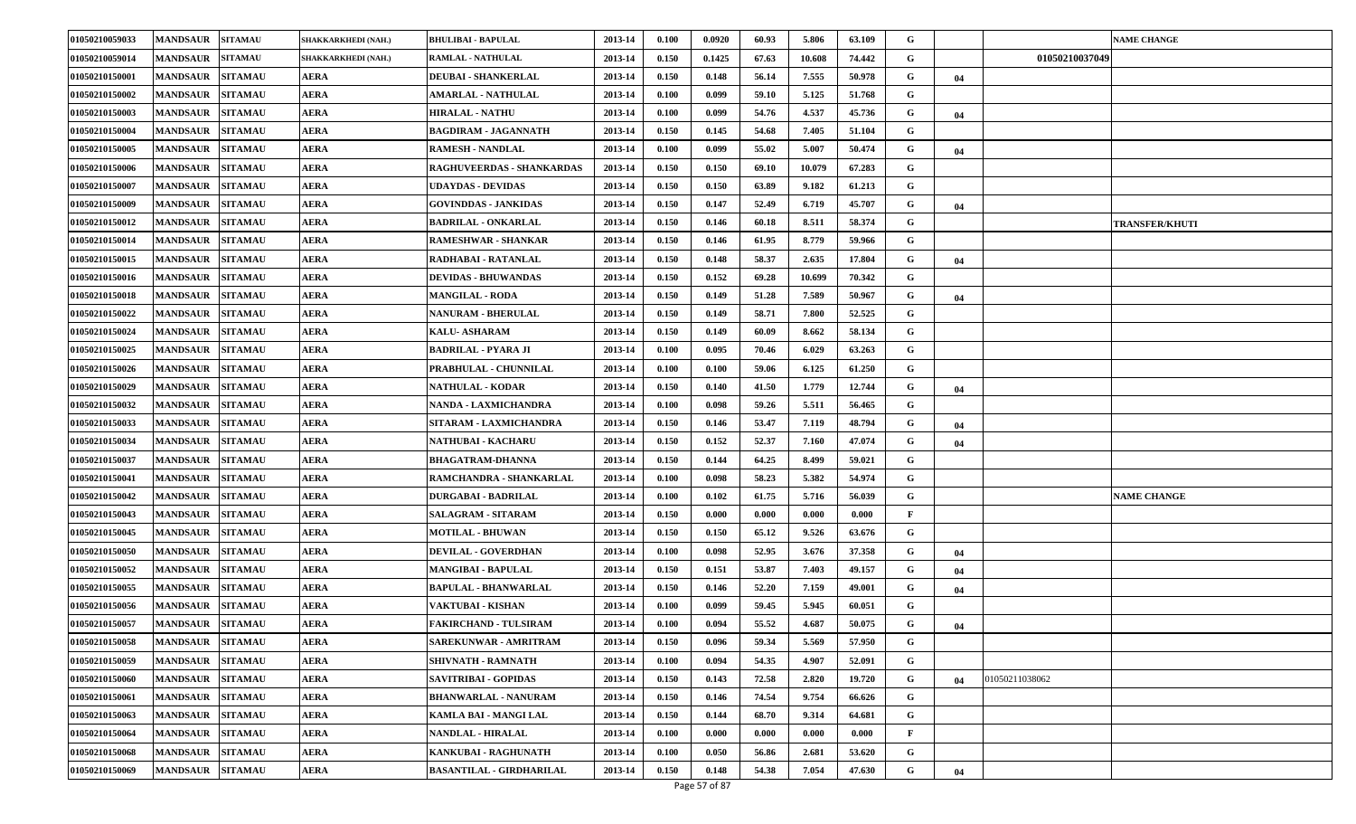| | | | | | | | | | | | | | | | |
|---|---|---|---|---|---|---|---|---|---|---|---|---|---|---|---|
| 01050210059033 | MANDSAUR | SITAMAU | SHAKKARKHEDI (NAH.) | BHULIBAI - BAPULAL | 2013-14 | 0.100 | 0.0920 | 60.93 | 5.806 | 63.109 | G | | | NAME CHANGE |
| 01050210059014 | MANDSAUR | SITAMAU | SHAKKARKHEDI (NAH.) | RAMLAL - NATHULAL | 2013-14 | 0.150 | 0.1425 | 67.63 | 10.608 | 74.442 | G | | 01050210037049 | |
| 01050210150001 | MANDSAUR | SITAMAU | AERA | DEUBAI - SHANKERLAL | 2013-14 | 0.150 | 0.148 | 56.14 | 7.555 | 50.978 | G | 04 | | |
| 01050210150002 | MANDSAUR | SITAMAU | AERA | AMARLAL - NATHULAL | 2013-14 | 0.100 | 0.099 | 59.10 | 5.125 | 51.768 | G | | | |
| 01050210150003 | MANDSAUR | SITAMAU | AERA | HIRALAL - NATHU | 2013-14 | 0.100 | 0.099 | 54.76 | 4.537 | 45.736 | G | 04 | | |
| 01050210150004 | MANDSAUR | SITAMAU | AERA | BAGDIRAM - JAGANNATH | 2013-14 | 0.150 | 0.145 | 54.68 | 7.405 | 51.104 | G | | | |
| 01050210150005 | MANDSAUR | SITAMAU | AERA | RAMESH - NANDLAL | 2013-14 | 0.100 | 0.099 | 55.02 | 5.007 | 50.474 | G | 04 | | |
| 01050210150006 | MANDSAUR | SITAMAU | AERA | RAGHUVEERDAS - SHANKARDAS | 2013-14 | 0.150 | 0.150 | 69.10 | 10.079 | 67.283 | G | | | |
| 01050210150007 | MANDSAUR | SITAMAU | AERA | UDAYDAS - DEVIDAS | 2013-14 | 0.150 | 0.150 | 63.89 | 9.182 | 61.213 | G | | | |
| 01050210150009 | MANDSAUR | SITAMAU | AERA | GOVINDDAS - JANKIDAS | 2013-14 | 0.150 | 0.147 | 52.49 | 6.719 | 45.707 | G | 04 | | |
| 01050210150012 | MANDSAUR | SITAMAU | AERA | BADRILAL - ONKARLAL | 2013-14 | 0.150 | 0.146 | 60.18 | 8.511 | 58.374 | G | | | TRANSFER/KHUTI |
| 01050210150014 | MANDSAUR | SITAMAU | AERA | RAMESHWAR - SHANKAR | 2013-14 | 0.150 | 0.146 | 61.95 | 8.779 | 59.966 | G | | | |
| 01050210150015 | MANDSAUR | SITAMAU | AERA | RADHABAI - RATANLAL | 2013-14 | 0.150 | 0.148 | 58.37 | 2.635 | 17.804 | G | 04 | | |
| 01050210150016 | MANDSAUR | SITAMAU | AERA | DEVIDAS - BHUWANDAS | 2013-14 | 0.150 | 0.152 | 69.28 | 10.699 | 70.342 | G | | | |
| 01050210150018 | MANDSAUR | SITAMAU | AERA | MANGILAL - RODA | 2013-14 | 0.150 | 0.149 | 51.28 | 7.589 | 50.967 | G | 04 | | |
| 01050210150022 | MANDSAUR | SITAMAU | AERA | NANURAM - BHERULAL | 2013-14 | 0.150 | 0.149 | 58.71 | 7.800 | 52.525 | G | | | |
| 01050210150024 | MANDSAUR | SITAMAU | AERA | KALU- ASHARAM | 2013-14 | 0.150 | 0.149 | 60.09 | 8.662 | 58.134 | G | | | |
| 01050210150025 | MANDSAUR | SITAMAU | AERA | BADRILAL - PYARA JI | 2013-14 | 0.100 | 0.095 | 70.46 | 6.029 | 63.263 | G | | | |
| 01050210150026 | MANDSAUR | SITAMAU | AERA | PRABHULAL - CHUNNILAL | 2013-14 | 0.100 | 0.100 | 59.06 | 6.125 | 61.250 | G | | | |
| 01050210150029 | MANDSAUR | SITAMAU | AERA | NATHULAL - KODAR | 2013-14 | 0.150 | 0.140 | 41.50 | 1.779 | 12.744 | G | 04 | | |
| 01050210150032 | MANDSAUR | SITAMAU | AERA | NANDA - LAXMICHANDRA | 2013-14 | 0.100 | 0.098 | 59.26 | 5.511 | 56.465 | G | | | |
| 01050210150033 | MANDSAUR | SITAMAU | AERA | SITARAM - LAXMICHANDRA | 2013-14 | 0.150 | 0.146 | 53.47 | 7.119 | 48.794 | G | 04 | | |
| 01050210150034 | MANDSAUR | SITAMAU | AERA | NATHUBAI - KACHARU | 2013-14 | 0.150 | 0.152 | 52.37 | 7.160 | 47.074 | G | 04 | | |
| 01050210150037 | MANDSAUR | SITAMAU | AERA | BHAGATRAM-DHANNA | 2013-14 | 0.150 | 0.144 | 64.25 | 8.499 | 59.021 | G | | | |
| 01050210150041 | MANDSAUR | SITAMAU | AERA | RAMCHANDRA - SHANKARLAL | 2013-14 | 0.100 | 0.098 | 58.23 | 5.382 | 54.974 | G | | | |
| 01050210150042 | MANDSAUR | SITAMAU | AERA | DURGABAI - BADRILAL | 2013-14 | 0.100 | 0.102 | 61.75 | 5.716 | 56.039 | G | | | NAME CHANGE |
| 01050210150043 | MANDSAUR | SITAMAU | AERA | SALAGRAM - SITARAM | 2013-14 | 0.150 | 0.000 | 0.000 | 0.000 | 0.000 | F | | | |
| 01050210150045 | MANDSAUR | SITAMAU | AERA | MOTILAL - BHUWAN | 2013-14 | 0.150 | 0.150 | 65.12 | 9.526 | 63.676 | G | | | |
| 01050210150050 | MANDSAUR | SITAMAU | AERA | DEVILAL - GOVERDHAN | 2013-14 | 0.100 | 0.098 | 52.95 | 3.676 | 37.358 | G | 04 | | |
| 01050210150052 | MANDSAUR | SITAMAU | AERA | MANGIBAI - BAPULAL | 2013-14 | 0.150 | 0.151 | 53.87 | 7.403 | 49.157 | G | 04 | | |
| 01050210150055 | MANDSAUR | SITAMAU | AERA | BAPULAL - BHANWARLAL | 2013-14 | 0.150 | 0.146 | 52.20 | 7.159 | 49.001 | G | 04 | | |
| 01050210150056 | MANDSAUR | SITAMAU | AERA | VAKTUBAI - KISHAN | 2013-14 | 0.100 | 0.099 | 59.45 | 5.945 | 60.051 | G | | | |
| 01050210150057 | MANDSAUR | SITAMAU | AERA | FAKIRCHAND - TULSIRAM | 2013-14 | 0.100 | 0.094 | 55.52 | 4.687 | 50.075 | G | 04 | | |
| 01050210150058 | MANDSAUR | SITAMAU | AERA | SAREKUNWAR - AMRITRAM | 2013-14 | 0.150 | 0.096 | 59.34 | 5.569 | 57.950 | G | | | |
| 01050210150059 | MANDSAUR | SITAMAU | AERA | SHIVNATH - RAMNATH | 2013-14 | 0.100 | 0.094 | 54.35 | 4.907 | 52.091 | G | | | |
| 01050210150060 | MANDSAUR | SITAMAU | AERA | SAVITRIBAI - GOPIDAS | 2013-14 | 0.150 | 0.143 | 72.58 | 2.820 | 19.720 | G | 04 | 01050211038062 | |
| 01050210150061 | MANDSAUR | SITAMAU | AERA | BHANWARLAL - NANURAM | 2013-14 | 0.150 | 0.146 | 74.54 | 9.754 | 66.626 | G | | | |
| 01050210150063 | MANDSAUR | SITAMAU | AERA | KAMLA BAI - MANGI LAL | 2013-14 | 0.150 | 0.144 | 68.70 | 9.314 | 64.681 | G | | | |
| 01050210150064 | MANDSAUR | SITAMAU | AERA | NANDLAL - HIRALAL | 2013-14 | 0.100 | 0.000 | 0.000 | 0.000 | 0.000 | F | | | |
| 01050210150068 | MANDSAUR | SITAMAU | AERA | KANKUBAI - RAGHUNATH | 2013-14 | 0.100 | 0.050 | 56.86 | 2.681 | 53.620 | G | | | |
| 01050210150069 | MANDSAUR | SITAMAU | AERA | BASANTILAL - GIRDHARILAL | 2013-14 | 0.150 | 0.148 | 54.38 | 7.054 | 47.630 | G | 04 | | |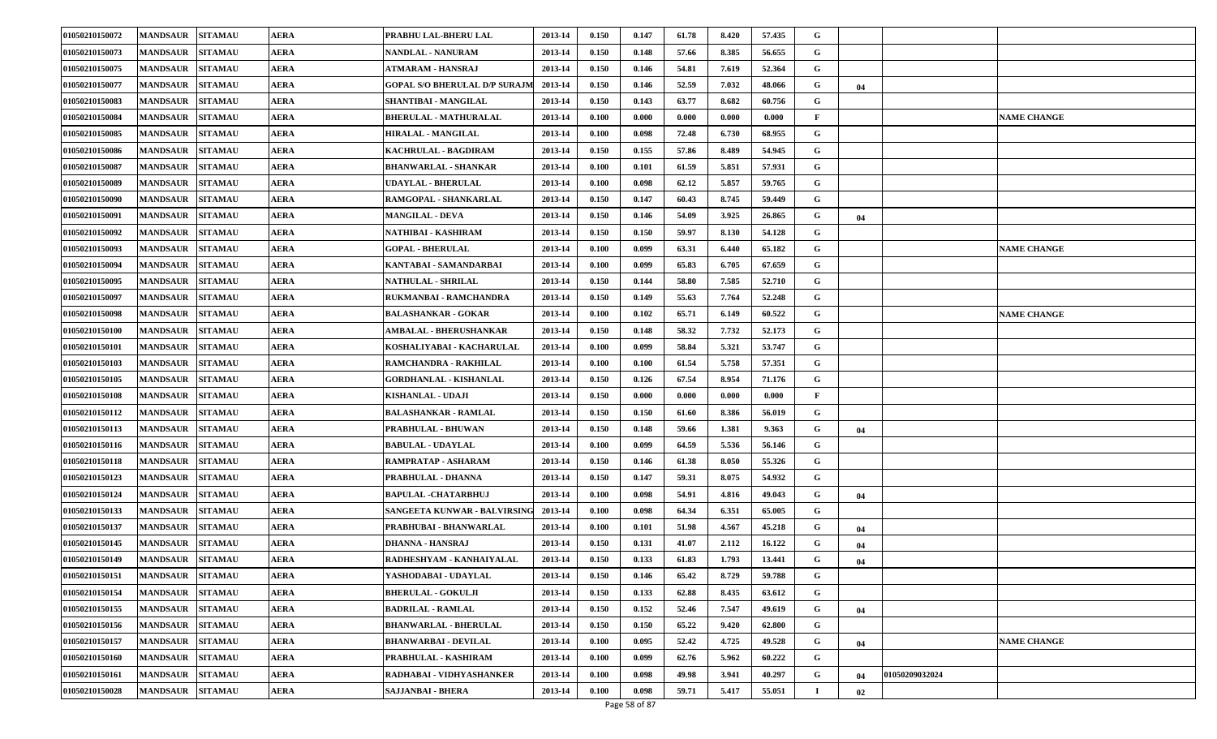| | | | | | | | | | | | | | | |
|---|---|---|---|---|---|---|---|---|---|---|---|---|---|---|
| 01050210150072 | MANDSAUR | SITAMAU | AERA | PRABHU LAL-BHERU LAL | 2013-14 | 0.150 | 0.147 | 61.78 | 8.420 | 57.435 | G | | | |
| 01050210150073 | MANDSAUR | SITAMAU | AERA | NANDLAL - NANURAM | 2013-14 | 0.150 | 0.148 | 57.66 | 8.385 | 56.655 | G | | | |
| 01050210150075 | MANDSAUR | SITAMAU | AERA | ATMARAM - HANSRAJ | 2013-14 | 0.150 | 0.146 | 54.81 | 7.619 | 52.364 | G | | | |
| 01050210150077 | MANDSAUR | SITAMAU | AERA | GOPAL S/O BHERULAL D/P SURAJM | 2013-14 | 0.150 | 0.146 | 52.59 | 7.032 | 48.066 | G | 04 | | |
| 01050210150083 | MANDSAUR | SITAMAU | AERA | SHANTIBAI - MANGILAL | 2013-14 | 0.150 | 0.143 | 63.77 | 8.682 | 60.756 | G | | | |
| 01050210150084 | MANDSAUR | SITAMAU | AERA | BHERULAL - MATHURALAL | 2013-14 | 0.100 | 0.000 | 0.000 | 0.000 | 0.000 | F | | | NAME CHANGE |
| 01050210150085 | MANDSAUR | SITAMAU | AERA | HIRALAL - MANGILAL | 2013-14 | 0.100 | 0.098 | 72.48 | 6.730 | 68.955 | G | | | |
| 01050210150086 | MANDSAUR | SITAMAU | AERA | KACHRULAL - BAGDIRAM | 2013-14 | 0.150 | 0.155 | 57.86 | 8.489 | 54.945 | G | | | |
| 01050210150087 | MANDSAUR | SITAMAU | AERA | BHANWARLAL - SHANKAR | 2013-14 | 0.100 | 0.101 | 61.59 | 5.851 | 57.931 | G | | | |
| 01050210150089 | MANDSAUR | SITAMAU | AERA | UDAYLAL - BHERULAL | 2013-14 | 0.100 | 0.098 | 62.12 | 5.857 | 59.765 | G | | | |
| 01050210150090 | MANDSAUR | SITAMAU | AERA | RAMGOPAL - SHANKARLAL | 2013-14 | 0.150 | 0.147 | 60.43 | 8.745 | 59.449 | G | | | |
| 01050210150091 | MANDSAUR | SITAMAU | AERA | MANGILAL - DEVA | 2013-14 | 0.150 | 0.146 | 54.09 | 3.925 | 26.865 | G | 04 | | |
| 01050210150092 | MANDSAUR | SITAMAU | AERA | NATHIBAI - KASHIRAM | 2013-14 | 0.150 | 0.150 | 59.97 | 8.130 | 54.128 | G | | | |
| 01050210150093 | MANDSAUR | SITAMAU | AERA | GOPAL - BHERULAL | 2013-14 | 0.100 | 0.099 | 63.31 | 6.440 | 65.182 | G | | | NAME CHANGE |
| 01050210150094 | MANDSAUR | SITAMAU | AERA | KANTABAI - SAMANDARBAI | 2013-14 | 0.100 | 0.099 | 65.83 | 6.705 | 67.659 | G | | | |
| 01050210150095 | MANDSAUR | SITAMAU | AERA | NATHULAL - SHRILAL | 2013-14 | 0.150 | 0.144 | 58.80 | 7.585 | 52.710 | G | | | |
| 01050210150097 | MANDSAUR | SITAMAU | AERA | RUKMANBAI - RAMCHANDRA | 2013-14 | 0.150 | 0.149 | 55.63 | 7.764 | 52.248 | G | | | |
| 01050210150098 | MANDSAUR | SITAMAU | AERA | BALASHANKAR - GOKAR | 2013-14 | 0.100 | 0.102 | 65.71 | 6.149 | 60.522 | G | | | NAME CHANGE |
| 01050210150100 | MANDSAUR | SITAMAU | AERA | AMBALAL - BHERUSHANKAR | 2013-14 | 0.150 | 0.148 | 58.32 | 7.732 | 52.173 | G | | | |
| 01050210150101 | MANDSAUR | SITAMAU | AERA | KOSHALIYABAI - KACHARULAL | 2013-14 | 0.100 | 0.099 | 58.84 | 5.321 | 53.747 | G | | | |
| 01050210150103 | MANDSAUR | SITAMAU | AERA | RAMCHANDRA - RAKHILAL | 2013-14 | 0.100 | 0.100 | 61.54 | 5.758 | 57.351 | G | | | |
| 01050210150105 | MANDSAUR | SITAMAU | AERA | GORDHANLAL - KISHANLAL | 2013-14 | 0.150 | 0.126 | 67.54 | 8.954 | 71.176 | G | | | |
| 01050210150108 | MANDSAUR | SITAMAU | AERA | KISHANLAL - UDAJI | 2013-14 | 0.150 | 0.000 | 0.000 | 0.000 | 0.000 | F | | | |
| 01050210150112 | MANDSAUR | SITAMAU | AERA | BALASHANKAR - RAMLAL | 2013-14 | 0.150 | 0.150 | 61.60 | 8.386 | 56.019 | G | | | |
| 01050210150113 | MANDSAUR | SITAMAU | AERA | PRABHULAL - BHUWAN | 2013-14 | 0.150 | 0.148 | 59.66 | 1.381 | 9.363 | G | 04 | | |
| 01050210150116 | MANDSAUR | SITAMAU | AERA | BABULAL - UDAYLAL | 2013-14 | 0.100 | 0.099 | 64.59 | 5.536 | 56.146 | G | | | |
| 01050210150118 | MANDSAUR | SITAMAU | AERA | RAMPRATAP - ASHARAM | 2013-14 | 0.150 | 0.146 | 61.38 | 8.050 | 55.326 | G | | | |
| 01050210150123 | MANDSAUR | SITAMAU | AERA | PRABHULAL - DHANNA | 2013-14 | 0.150 | 0.147 | 59.31 | 8.075 | 54.932 | G | | | |
| 01050210150124 | MANDSAUR | SITAMAU | AERA | BAPULAL -CHATARBHUJ | 2013-14 | 0.100 | 0.098 | 54.91 | 4.816 | 49.043 | G | 04 | | |
| 01050210150133 | MANDSAUR | SITAMAU | AERA | SANGEETA KUNWAR - BALVIRSING | 2013-14 | 0.100 | 0.098 | 64.34 | 6.351 | 65.005 | G | | | |
| 01050210150137 | MANDSAUR | SITAMAU | AERA | PRABHUBAI - BHANWARLAL | 2013-14 | 0.100 | 0.101 | 51.98 | 4.567 | 45.218 | G | 04 | | |
| 01050210150145 | MANDSAUR | SITAMAU | AERA | DHANNA - HANSRAJ | 2013-14 | 0.150 | 0.131 | 41.07 | 2.112 | 16.122 | G | 04 | | |
| 01050210150149 | MANDSAUR | SITAMAU | AERA | RADHESHYAM - KANHAIYALAL | 2013-14 | 0.150 | 0.133 | 61.83 | 1.793 | 13.441 | G | 04 | | |
| 01050210150151 | MANDSAUR | SITAMAU | AERA | YASHODABAI - UDAYLAL | 2013-14 | 0.150 | 0.146 | 65.42 | 8.729 | 59.788 | G | | | |
| 01050210150154 | MANDSAUR | SITAMAU | AERA | BHERULAL - GOKULJI | 2013-14 | 0.150 | 0.133 | 62.88 | 8.435 | 63.612 | G | | | |
| 01050210150155 | MANDSAUR | SITAMAU | AERA | BADRILAL - RAMLAL | 2013-14 | 0.150 | 0.152 | 52.46 | 7.547 | 49.619 | G | 04 | | |
| 01050210150156 | MANDSAUR | SITAMAU | AERA | BHANWARLAL - BHERULAL | 2013-14 | 0.150 | 0.150 | 65.22 | 9.420 | 62.800 | G | | | |
| 01050210150157 | MANDSAUR | SITAMAU | AERA | BHANWARBAI - DEVILAL | 2013-14 | 0.100 | 0.095 | 52.42 | 4.725 | 49.528 | G | 04 | | NAME CHANGE |
| 01050210150160 | MANDSAUR | SITAMAU | AERA | PRABHULAL - KASHIRAM | 2013-14 | 0.100 | 0.099 | 62.76 | 5.962 | 60.222 | G | | | |
| 01050210150161 | MANDSAUR | SITAMAU | AERA | RADHABAI - VIDHYASHANKER | 2013-14 | 0.100 | 0.098 | 49.98 | 3.941 | 40.297 | G | 04 | 01050209032024 | |
| 01050210150028 | MANDSAUR | SITAMAU | AERA | SAJJANBAI - BHERA | 2013-14 | 0.100 | 0.098 | 59.71 | 5.417 | 55.051 | I | 02 | | |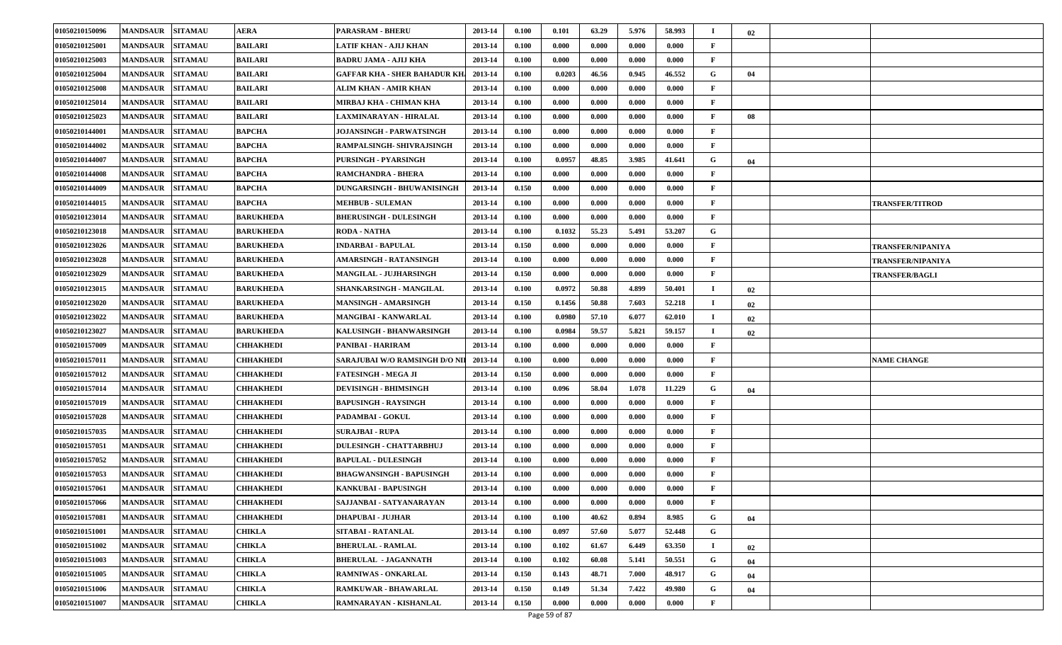| | | | | | | | | | | | | | | |
|---|---|---|---|---|---|---|---|---|---|---|---|---|---|---|
| 01050210150096 | MANDSAUR | SITAMAU | AERA | PARASRAM - BHERU | 2013-14 | 0.100 | 0.101 | 63.29 | 5.976 | 58.993 | I | 02 | | |
| 01050210125001 | MANDSAUR | SITAMAU | BAILARI | LATIF KHAN - AJIJ KHAN | 2013-14 | 0.100 | 0.000 | 0.000 | 0.000 | 0.000 | F | | | |
| 01050210125003 | MANDSAUR | SITAMAU | BAILARI | BADRU JAMA - AJIJ KHA | 2013-14 | 0.100 | 0.000 | 0.000 | 0.000 | 0.000 | F | | | |
| 01050210125004 | MANDSAUR | SITAMAU | BAILARI | GAFFAR KHA - SHER BAHADUR KH. | 2013-14 | 0.100 | 0.0203 | 46.56 | 0.945 | 46.552 | G | 04 | | |
| 01050210125008 | MANDSAUR | SITAMAU | BAILARI | ALIM KHAN - AMIR KHAN | 2013-14 | 0.100 | 0.000 | 0.000 | 0.000 | 0.000 | F | | | |
| 01050210125014 | MANDSAUR | SITAMAU | BAILARI | MIRBAJ KHA - CHIMAN KHA | 2013-14 | 0.100 | 0.000 | 0.000 | 0.000 | 0.000 | F | | | |
| 01050210125023 | MANDSAUR | SITAMAU | BAILARI | LAXMINARAYAN - HIRALAL | 2013-14 | 0.100 | 0.000 | 0.000 | 0.000 | 0.000 | F | 08 | | |
| 01050210144001 | MANDSAUR | SITAMAU | BAPCHA | JOJANSINGH - PARWATSINGH | 2013-14 | 0.100 | 0.000 | 0.000 | 0.000 | 0.000 | F | | | |
| 01050210144002 | MANDSAUR | SITAMAU | BAPCHA | RAMPALSINGH- SHIVRAJSINGH | 2013-14 | 0.100 | 0.000 | 0.000 | 0.000 | 0.000 | F | | | |
| 01050210144007 | MANDSAUR | SITAMAU | BAPCHA | PURSINGH - PYARSINGH | 2013-14 | 0.100 | 0.0957 | 48.85 | 3.985 | 41.641 | G | 04 | | |
| 01050210144008 | MANDSAUR | SITAMAU | BAPCHA | RAMCHANDRA - BHERA | 2013-14 | 0.100 | 0.000 | 0.000 | 0.000 | 0.000 | F | | | |
| 01050210144009 | MANDSAUR | SITAMAU | BAPCHA | DUNGARSINGH - BHUWANISINGH | 2013-14 | 0.150 | 0.000 | 0.000 | 0.000 | 0.000 | F | | | |
| 01050210144015 | MANDSAUR | SITAMAU | BAPCHA | MEHBUB - SULEMAN | 2013-14 | 0.100 | 0.000 | 0.000 | 0.000 | 0.000 | F | | | TRANSFER/TITROD |
| 01050210123014 | MANDSAUR | SITAMAU | BARUKHEDA | BHERUSINGH - DULESINGH | 2013-14 | 0.100 | 0.000 | 0.000 | 0.000 | 0.000 | F | | | |
| 01050210123018 | MANDSAUR | SITAMAU | BARUKHEDA | RODA - NATHA | 2013-14 | 0.100 | 0.1032 | 55.23 | 5.491 | 53.207 | G | | | |
| 01050210123026 | MANDSAUR | SITAMAU | BARUKHEDA | INDARBAI - BAPULAL | 2013-14 | 0.150 | 0.000 | 0.000 | 0.000 | 0.000 | F | | | TRANSFER/NIPANIYA |
| 01050210123028 | MANDSAUR | SITAMAU | BARUKHEDA | AMARSINGH - RATANSINGH | 2013-14 | 0.100 | 0.000 | 0.000 | 0.000 | 0.000 | F | | | TRANSFER/NIPANIYA |
| 01050210123029 | MANDSAUR | SITAMAU | BARUKHEDA | MANGILAL - JUJHARSINGH | 2013-14 | 0.150 | 0.000 | 0.000 | 0.000 | 0.000 | F | | | TRANSFER/BAGLI |
| 01050210123015 | MANDSAUR | SITAMAU | BARUKHEDA | SHANKARSINGH - MANGILAL | 2013-14 | 0.100 | 0.0972 | 50.88 | 4.899 | 50.401 | I | 02 | | |
| 01050210123020 | MANDSAUR | SITAMAU | BARUKHEDA | MANSINGH - AMARSINGH | 2013-14 | 0.150 | 0.1456 | 50.88 | 7.603 | 52.218 | I | 02 | | |
| 01050210123022 | MANDSAUR | SITAMAU | BARUKHEDA | MANGIBAI - KANWARLAL | 2013-14 | 0.100 | 0.0980 | 57.10 | 6.077 | 62.010 | I | 02 | | |
| 01050210123027 | MANDSAUR | SITAMAU | BARUKHEDA | KALUSINGH - BHANWARSINGH | 2013-14 | 0.100 | 0.0984 | 59.57 | 5.821 | 59.157 | I | 02 | | |
| 01050210157009 | MANDSAUR | SITAMAU | CHHAKHEDI | PANIBAI - HARIRAM | 2013-14 | 0.100 | 0.000 | 0.000 | 0.000 | 0.000 | F | | | |
| 01050210157011 | MANDSAUR | SITAMAU | CHHAKHEDI | SARAJUBAI W/O RAMSINGH D/O NI | 2013-14 | 0.100 | 0.000 | 0.000 | 0.000 | 0.000 | F | | | NAME CHANGE |
| 01050210157012 | MANDSAUR | SITAMAU | CHHAKHEDI | FATESINGH - MEGA JI | 2013-14 | 0.150 | 0.000 | 0.000 | 0.000 | 0.000 | F | | | |
| 01050210157014 | MANDSAUR | SITAMAU | CHHAKHEDI | DEVISINGH - BHIMSINGH | 2013-14 | 0.100 | 0.096 | 58.04 | 1.078 | 11.229 | G | 04 | | |
| 01050210157019 | MANDSAUR | SITAMAU | CHHAKHEDI | BAPUSINGH - RAYSINGH | 2013-14 | 0.100 | 0.000 | 0.000 | 0.000 | 0.000 | F | | | |
| 01050210157028 | MANDSAUR | SITAMAU | CHHAKHEDI | PADAMBAI - GOKUL | 2013-14 | 0.100 | 0.000 | 0.000 | 0.000 | 0.000 | F | | | |
| 01050210157035 | MANDSAUR | SITAMAU | CHHAKHEDI | SURAJBAI - RUPA | 2013-14 | 0.100 | 0.000 | 0.000 | 0.000 | 0.000 | F | | | |
| 01050210157051 | MANDSAUR | SITAMAU | CHHAKHEDI | DULESINGH - CHATTARBHUJ | 2013-14 | 0.100 | 0.000 | 0.000 | 0.000 | 0.000 | F | | | |
| 01050210157052 | MANDSAUR | SITAMAU | CHHAKHEDI | BAPULAL - DULESINGH | 2013-14 | 0.100 | 0.000 | 0.000 | 0.000 | 0.000 | F | | | |
| 01050210157053 | MANDSAUR | SITAMAU | CHHAKHEDI | BHAGWANSINGH - BAPUSINGH | 2013-14 | 0.100 | 0.000 | 0.000 | 0.000 | 0.000 | F | | | |
| 01050210157061 | MANDSAUR | SITAMAU | CHHAKHEDI | KANKUBAI - BAPUSINGH | 2013-14 | 0.100 | 0.000 | 0.000 | 0.000 | 0.000 | F | | | |
| 01050210157066 | MANDSAUR | SITAMAU | CHHAKHEDI | SAJJANBAI - SATYANARAYAN | 2013-14 | 0.100 | 0.000 | 0.000 | 0.000 | 0.000 | F | | | |
| 01050210157081 | MANDSAUR | SITAMAU | CHHAKHEDI | DHAPUBAI - JUJHAR | 2013-14 | 0.100 | 0.100 | 40.62 | 0.894 | 8.985 | G | 04 | | |
| 01050210151001 | MANDSAUR | SITAMAU | CHIKLA | SITABAI - RATANLAL | 2013-14 | 0.100 | 0.097 | 57.60 | 5.077 | 52.448 | G | | | |
| 01050210151002 | MANDSAUR | SITAMAU | CHIKLA | BHERULAL - RAMLAL | 2013-14 | 0.100 | 0.102 | 61.67 | 6.449 | 63.350 | I | 02 | | |
| 01050210151003 | MANDSAUR | SITAMAU | CHIKLA | BHERULAL - JAGANNATH | 2013-14 | 0.100 | 0.102 | 60.08 | 5.141 | 50.551 | G | 04 | | |
| 01050210151005 | MANDSAUR | SITAMAU | CHIKLA | RAMNIWAS - ONKARLAL | 2013-14 | 0.150 | 0.143 | 48.71 | 7.000 | 48.917 | G | 04 | | |
| 01050210151006 | MANDSAUR | SITAMAU | CHIKLA | RAMKUWAR - BHAWARLAL | 2013-14 | 0.150 | 0.149 | 51.34 | 7.422 | 49.980 | G | 04 | | |
| 01050210151007 | MANDSAUR | SITAMAU | CHIKLA | RAMNARAYAN - KISHANLAL | 2013-14 | 0.150 | 0.000 | 0.000 | 0.000 | 0.000 | F | | | |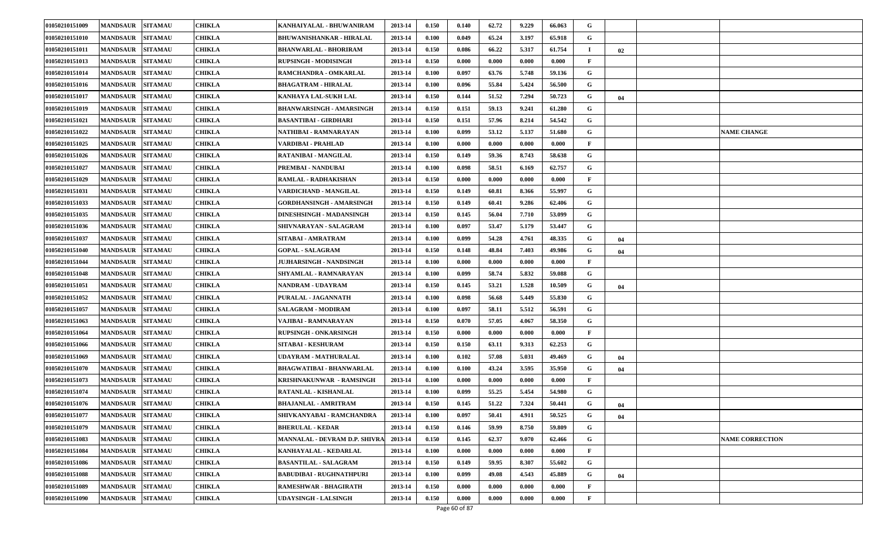| | | | | | | | | | | | | | | | |
|---|---|---|---|---|---|---|---|---|---|---|---|---|---|---|---|
| 01050210151009 | MANDSAUR | SITAMAU | CHIKLA | KANHAIYALAL - BHUWANIRAM | 2013-14 | 0.150 | 0.140 | 62.72 | 9.229 | 66.063 | G | | | |
| 01050210151010 | MANDSAUR | SITAMAU | CHIKLA | BHUWANISHANKAR - HIRALAL | 2013-14 | 0.100 | 0.049 | 65.24 | 3.197 | 65.918 | G | | | |
| 01050210151011 | MANDSAUR | SITAMAU | CHIKLA | BHANWARLAL - BHORIRAM | 2013-14 | 0.150 | 0.086 | 66.22 | 5.317 | 61.754 | I | 02 | | |
| 01050210151013 | MANDSAUR | SITAMAU | CHIKLA | RUPSINGH - MODISINGH | 2013-14 | 0.150 | 0.000 | 0.000 | 0.000 | 0.000 | F | | | |
| 01050210151014 | MANDSAUR | SITAMAU | CHIKLA | RAMCHANDRA - OMKARLAL | 2013-14 | 0.100 | 0.097 | 63.76 | 5.748 | 59.136 | G | | | |
| 01050210151016 | MANDSAUR | SITAMAU | CHIKLA | BHAGATRAM - HIRALAL | 2013-14 | 0.100 | 0.096 | 55.84 | 5.424 | 56.500 | G | | | |
| 01050210151017 | MANDSAUR | SITAMAU | CHIKLA | KANHAYA LAL-SUKH LAL | 2013-14 | 0.150 | 0.144 | 51.52 | 7.294 | 50.723 | G | 04 | | |
| 01050210151019 | MANDSAUR | SITAMAU | CHIKLA | BHANWARSINGH - AMARSINGH | 2013-14 | 0.150 | 0.151 | 59.13 | 9.241 | 61.280 | G | | | |
| 01050210151021 | MANDSAUR | SITAMAU | CHIKLA | BASANTIBAI - GIRDHARI | 2013-14 | 0.150 | 0.151 | 57.96 | 8.214 | 54.542 | G | | | |
| 01050210151022 | MANDSAUR | SITAMAU | CHIKLA | NATHIBAI - RAMNARAYAN | 2013-14 | 0.100 | 0.099 | 53.12 | 5.137 | 51.680 | G | | | NAME CHANGE |
| 01050210151025 | MANDSAUR | SITAMAU | CHIKLA | VARDIBAI - PRAHLAD | 2013-14 | 0.100 | 0.000 | 0.000 | 0.000 | 0.000 | F | | | |
| 01050210151026 | MANDSAUR | SITAMAU | CHIKLA | RATANIBAI - MANGILAL | 2013-14 | 0.150 | 0.149 | 59.36 | 8.743 | 58.638 | G | | | |
| 01050210151027 | MANDSAUR | SITAMAU | CHIKLA | PREMBAI - NANDUBAI | 2013-14 | 0.100 | 0.098 | 58.51 | 6.169 | 62.757 | G | | | |
| 01050210151029 | MANDSAUR | SITAMAU | CHIKLA | RAMLAL - RADHAKISHAN | 2013-14 | 0.150 | 0.000 | 0.000 | 0.000 | 0.000 | F | | | |
| 01050210151031 | MANDSAUR | SITAMAU | CHIKLA | VARDICHAND - MANGILAL | 2013-14 | 0.150 | 0.149 | 60.81 | 8.366 | 55.997 | G | | | |
| 01050210151033 | MANDSAUR | SITAMAU | CHIKLA | GORDHANSINGH - AMARSINGH | 2013-14 | 0.150 | 0.149 | 60.41 | 9.286 | 62.406 | G | | | |
| 01050210151035 | MANDSAUR | SITAMAU | CHIKLA | DINESHSINGH - MADANSINGH | 2013-14 | 0.150 | 0.145 | 56.04 | 7.710 | 53.099 | G | | | |
| 01050210151036 | MANDSAUR | SITAMAU | CHIKLA | SHIVNARAYAN - SALAGRAM | 2013-14 | 0.100 | 0.097 | 53.47 | 5.179 | 53.447 | G | | | |
| 01050210151037 | MANDSAUR | SITAMAU | CHIKLA | SITABAI - AMRATRAM | 2013-14 | 0.100 | 0.099 | 54.28 | 4.761 | 48.335 | G | 04 | | |
| 01050210151040 | MANDSAUR | SITAMAU | CHIKLA | GOPAL - SALAGRAM | 2013-14 | 0.150 | 0.148 | 48.84 | 7.403 | 49.986 | G | 04 | | |
| 01050210151044 | MANDSAUR | SITAMAU | CHIKLA | JUJHARSINGH - NANDSINGH | 2013-14 | 0.100 | 0.000 | 0.000 | 0.000 | 0.000 | F | | | |
| 01050210151048 | MANDSAUR | SITAMAU | CHIKLA | SHYAMLAL - RAMNARAYAN | 2013-14 | 0.100 | 0.099 | 58.74 | 5.832 | 59.088 | G | | | |
| 01050210151051 | MANDSAUR | SITAMAU | CHIKLA | NANDRAM - UDAYRAM | 2013-14 | 0.150 | 0.145 | 53.21 | 1.528 | 10.509 | G | 04 | | |
| 01050210151052 | MANDSAUR | SITAMAU | CHIKLA | PURALAL - JAGANNATH | 2013-14 | 0.100 | 0.098 | 56.68 | 5.449 | 55.830 | G | | | |
| 01050210151057 | MANDSAUR | SITAMAU | CHIKLA | SALAGRAM - MODIRAM | 2013-14 | 0.100 | 0.097 | 58.11 | 5.512 | 56.591 | G | | | |
| 01050210151063 | MANDSAUR | SITAMAU | CHIKLA | VAJIBAI - RAMNARAYAN | 2013-14 | 0.150 | 0.070 | 57.05 | 4.067 | 58.350 | G | | | |
| 01050210151064 | MANDSAUR | SITAMAU | CHIKLA | RUPSINGH - ONKARSINGH | 2013-14 | 0.150 | 0.000 | 0.000 | 0.000 | 0.000 | F | | | |
| 01050210151066 | MANDSAUR | SITAMAU | CHIKLA | SITABAI - KESHURAM | 2013-14 | 0.150 | 0.150 | 63.11 | 9.313 | 62.253 | G | | | |
| 01050210151069 | MANDSAUR | SITAMAU | CHIKLA | UDAYRAM - MATHURALAL | 2013-14 | 0.100 | 0.102 | 57.08 | 5.031 | 49.469 | G | 04 | | |
| 01050210151070 | MANDSAUR | SITAMAU | CHIKLA | BHAGWATIBAI - BHANWARLAL | 2013-14 | 0.100 | 0.100 | 43.24 | 3.595 | 35.950 | G | 04 | | |
| 01050210151073 | MANDSAUR | SITAMAU | CHIKLA | KRISHNAKUNWAR - RAMSINGH | 2013-14 | 0.100 | 0.000 | 0.000 | 0.000 | 0.000 | F | | | |
| 01050210151074 | MANDSAUR | SITAMAU | CHIKLA | RATANLAL - KISHANLAL | 2013-14 | 0.100 | 0.099 | 55.25 | 5.454 | 54.980 | G | | | |
| 01050210151076 | MANDSAUR | SITAMAU | CHIKLA | BHAJANLAL - AMRITRAM | 2013-14 | 0.150 | 0.145 | 51.22 | 7.324 | 50.441 | G | 04 | | |
| 01050210151077 | MANDSAUR | SITAMAU | CHIKLA | SHIVKANYABAI - RAMCHANDRA | 2013-14 | 0.100 | 0.097 | 50.41 | 4.911 | 50.525 | G | 04 | | |
| 01050210151079 | MANDSAUR | SITAMAU | CHIKLA | BHERULAL - KEDAR | 2013-14 | 0.150 | 0.146 | 59.99 | 8.750 | 59.809 | G | | | |
| 01050210151083 | MANDSAUR | SITAMAU | CHIKLA | MANNALAL - DEVRAM D.P. SHIVRA | 2013-14 | 0.150 | 0.145 | 62.37 | 9.070 | 62.466 | G | | | NAME CORRECTION |
| 01050210151084 | MANDSAUR | SITAMAU | CHIKLA | KANHAYALAL - KEDARLAL | 2013-14 | 0.100 | 0.000 | 0.000 | 0.000 | 0.000 | F | | | |
| 01050210151086 | MANDSAUR | SITAMAU | CHIKLA | BASANTILAL - SALAGRAM | 2013-14 | 0.150 | 0.149 | 59.95 | 8.307 | 55.602 | G | | | |
| 01050210151088 | MANDSAUR | SITAMAU | CHIKLA | BABUDIBAI - RUGHNATHPURI | 2013-14 | 0.100 | 0.099 | 49.08 | 4.543 | 45.889 | G | 04 | | |
| 01050210151089 | MANDSAUR | SITAMAU | CHIKLA | RAMESHWAR - BHAGIRATH | 2013-14 | 0.150 | 0.000 | 0.000 | 0.000 | 0.000 | F | | | |
| 01050210151090 | MANDSAUR | SITAMAU | CHIKLA | UDAYSINGH - LALSINGH | 2013-14 | 0.150 | 0.000 | 0.000 | 0.000 | 0.000 | F | | | |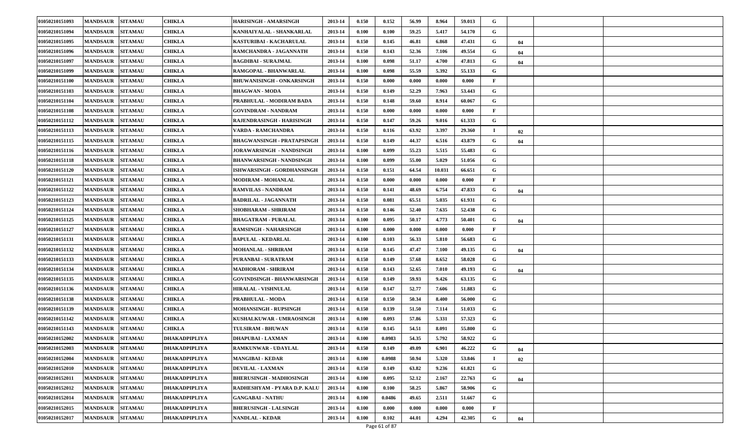| | | | | | | | | | | | | | | |
|---|---|---|---|---|---|---|---|---|---|---|---|---|---|---|
| 01050210151093 | MANDSAUR | SITAMAU | CHIKLA | HARISINGH - AMARSINGH | 2013-14 | 0.150 | 0.152 | 56.99 | 8.964 | 59.013 | G | | | |
| 01050210151094 | MANDSAUR | SITAMAU | CHIKLA | KANHAIYALAL - SHANKARLAL | 2013-14 | 0.100 | 0.100 | 59.25 | 5.417 | 54.170 | G | | | |
| 01050210151095 | MANDSAUR | SITAMAU | CHIKLA | KASTURIBAI - KACHARULAL | 2013-14 | 0.150 | 0.145 | 46.81 | 6.868 | 47.431 | G | 04 | | |
| 01050210151096 | MANDSAUR | SITAMAU | CHIKLA | RAMCHANDRA - JAGANNATH | 2013-14 | 0.150 | 0.143 | 52.36 | 7.106 | 49.554 | G | 04 | | |
| 01050210151097 | MANDSAUR | SITAMAU | CHIKLA | BAGDIBAI - SURAJMAL | 2013-14 | 0.100 | 0.098 | 51.17 | 4.700 | 47.813 | G | 04 | | |
| 01050210151099 | MANDSAUR | SITAMAU | CHIKLA | RAMGOPAL - BHANWARLAL | 2013-14 | 0.100 | 0.098 | 55.59 | 5.392 | 55.133 | G | | | |
| 01050210151100 | MANDSAUR | SITAMAU | CHIKLA | BHUWANISINGH - ONKARSINGH | 2013-14 | 0.150 | 0.000 | 0.000 | 0.000 | 0.000 | F | | | |
| 01050210151103 | MANDSAUR | SITAMAU | CHIKLA | BHAGWAN - MODA | 2013-14 | 0.150 | 0.149 | 52.29 | 7.963 | 53.443 | G | | | |
| 01050210151104 | MANDSAUR | SITAMAU | CHIKLA | PRABHULAL - MODIRAM BADA | 2013-14 | 0.150 | 0.148 | 59.60 | 8.914 | 60.067 | G | | | |
| 01050210151108 | MANDSAUR | SITAMAU | CHIKLA | GOVINDRAM - NANDRAM | 2013-14 | 0.150 | 0.000 | 0.000 | 0.000 | 0.000 | F | | | |
| 01050210151112 | MANDSAUR | SITAMAU | CHIKLA | RAJENDRASINGH - HARISINGH | 2013-14 | 0.150 | 0.147 | 59.26 | 9.016 | 61.333 | G | | | |
| 01050210151113 | MANDSAUR | SITAMAU | CHIKLA | VARDA - RAMCHANDRA | 2013-14 | 0.150 | 0.116 | 63.92 | 3.397 | 29.360 | I | 02 | | |
| 01050210151115 | MANDSAUR | SITAMAU | CHIKLA | BHAGWANSINGH - PRATAPSINGH | 2013-14 | 0.150 | 0.149 | 44.37 | 6.516 | 43.879 | G | 04 | | |
| 01050210151116 | MANDSAUR | SITAMAU | CHIKLA | JORAWARSINGH - NANDSINGH | 2013-14 | 0.100 | 0.099 | 55.23 | 5.515 | 55.483 | G | | | |
| 01050210151118 | MANDSAUR | SITAMAU | CHIKLA | BHANWARSINGH - NANDSINGH | 2013-14 | 0.100 | 0.099 | 55.00 | 5.029 | 51.056 | G | | | |
| 01050210151120 | MANDSAUR | SITAMAU | CHIKLA | ISHWARSINGH - GORDHANSINGH | 2013-14 | 0.150 | 0.151 | 64.54 | 10.031 | 66.651 | G | | | |
| 01050210151121 | MANDSAUR | SITAMAU | CHIKLA | MODIRAM - MOHANLAL | 2013-14 | 0.150 | 0.000 | 0.000 | 0.000 | 0.000 | F | | | |
| 01050210151122 | MANDSAUR | SITAMAU | CHIKLA | RAMVILAS - NANDRAM | 2013-14 | 0.150 | 0.141 | 48.69 | 6.754 | 47.833 | G | 04 | | |
| 01050210151123 | MANDSAUR | SITAMAU | CHIKLA | BADRILAL - JAGANNATH | 2013-14 | 0.150 | 0.081 | 65.51 | 5.035 | 61.931 | G | | | |
| 01050210151124 | MANDSAUR | SITAMAU | CHIKLA | SHOBHARAM - SHRIRAM | 2013-14 | 0.150 | 0.146 | 52.40 | 7.635 | 52.438 | G | | | |
| 01050210151125 | MANDSAUR | SITAMAU | CHIKLA | BHAGATRAM - PURALAL | 2013-14 | 0.100 | 0.095 | 50.17 | 4.773 | 50.401 | G | 04 | | |
| 01050210151127 | MANDSAUR | SITAMAU | CHIKLA | RAMSINGH - NAHARSINGH | 2013-14 | 0.100 | 0.000 | 0.000 | 0.000 | 0.000 | F | | | |
| 01050210151131 | MANDSAUR | SITAMAU | CHIKLA | BAPULAL - KEDARLAL | 2013-14 | 0.100 | 0.103 | 56.33 | 5.810 | 56.683 | G | | | |
| 01050210151132 | MANDSAUR | SITAMAU | CHIKLA | MOHANLAL - SHRIRAM | 2013-14 | 0.150 | 0.145 | 47.47 | 7.100 | 49.135 | G | 04 | | |
| 01050210151133 | MANDSAUR | SITAMAU | CHIKLA | PURANBAI - SURATRAM | 2013-14 | 0.150 | 0.149 | 57.68 | 8.652 | 58.028 | G | | | |
| 01050210151134 | MANDSAUR | SITAMAU | CHIKLA | MADHORAM - SHRIRAM | 2013-14 | 0.150 | 0.143 | 52.65 | 7.010 | 49.193 | G | 04 | | |
| 01050210151135 | MANDSAUR | SITAMAU | CHIKLA | GOVINDSINGH - BHANWARSINGH | 2013-14 | 0.150 | 0.149 | 59.93 | 9.426 | 63.135 | G | | | |
| 01050210151136 | MANDSAUR | SITAMAU | CHIKLA | HIRALAL - VISHNULAL | 2013-14 | 0.150 | 0.147 | 52.77 | 7.606 | 51.883 | G | | | |
| 01050210151138 | MANDSAUR | SITAMAU | CHIKLA | PRABHULAL - MODA | 2013-14 | 0.150 | 0.150 | 50.34 | 8.400 | 56.000 | G | | | |
| 01050210151139 | MANDSAUR | SITAMAU | CHIKLA | MOHANSINGH - RUPSINGH | 2013-14 | 0.150 | 0.139 | 51.50 | 7.114 | 51.033 | G | | | |
| 01050210151142 | MANDSAUR | SITAMAU | CHIKLA | KUSHALKUWAR - UMRAOSINGH | 2013-14 | 0.100 | 0.093 | 57.86 | 5.331 | 57.323 | G | | | |
| 01050210151143 | MANDSAUR | SITAMAU | CHIKLA | TULSIRAM - BHUWAN | 2013-14 | 0.150 | 0.145 | 54.51 | 8.091 | 55.800 | G | | | |
| 01050210152002 | MANDSAUR | SITAMAU | DHAKADPIPLIYA | DHAPUBAI - LAXMAN | 2013-14 | 0.100 | 0.0983 | 54.35 | 5.792 | 58.922 | G | | | |
| 01050210152003 | MANDSAUR | SITAMAU | DHAKADPIPLIYA | RAMKUNWAR - UDAYLAL | 2013-14 | 0.150 | 0.149 | 49.09 | 6.901 | 46.222 | G | 04 | | |
| 01050210152004 | MANDSAUR | SITAMAU | DHAKADPIPLIYA | MANGIBAI - KEDAR | 2013-14 | 0.100 | 0.0988 | 50.94 | 5.320 | 53.846 | I | 02 | | |
| 01050210152010 | MANDSAUR | SITAMAU | DHAKADPIPLIYA | DEVILAL - LAXMAN | 2013-14 | 0.150 | 0.149 | 63.82 | 9.236 | 61.821 | G | | | |
| 01050210152011 | MANDSAUR | SITAMAU | DHAKADPIPLIYA | BHERUSINGH - MADHOSINGH | 2013-14 | 0.100 | 0.095 | 52.12 | 2.167 | 22.763 | G | 04 | | |
| 01050210152012 | MANDSAUR | SITAMAU | DHAKADPIPLIYA | RADHESHYAM - PYARA D.P. KALU | 2013-14 | 0.100 | 0.100 | 58.25 | 5.867 | 58.906 | G | | | |
| 01050210152014 | MANDSAUR | SITAMAU | DHAKADPIPLIYA | GANGABAI - NATHU | 2013-14 | 0.100 | 0.0486 | 49.65 | 2.511 | 51.667 | G | | | |
| 01050210152015 | MANDSAUR | SITAMAU | DHAKADPIPLIYA | BHERUSINGH - LALSINGH | 2013-14 | 0.100 | 0.000 | 0.000 | 0.000 | 0.000 | F | | | |
| 01050210152017 | MANDSAUR | SITAMAU | DHAKADPIPLIYA | NANDLAL - KEDAR | 2013-14 | 0.100 | 0.102 | 44.01 | 4.294 | 42.305 | G | 04 | | |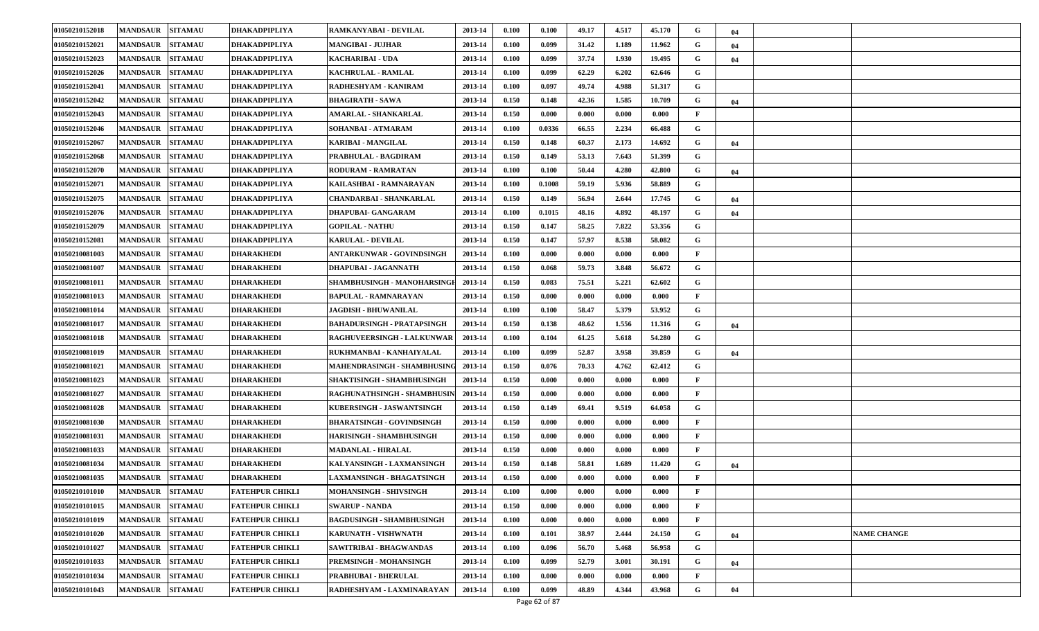| | | | | | | | | | | | | | | | |
|---|---|---|---|---|---|---|---|---|---|---|---|---|---|---|---|
| 01050210152018 | MANDSAUR | SITAMAU | DHAKADPIPLIYA | RAMKANYABAI - DEVILAL | 2013-14 | 0.100 | 0.100 | 49.17 | 4.517 | 45.170 | G | 04 | | | |
| 01050210152021 | MANDSAUR | SITAMAU | DHAKADPIPLIYA | MANGIBAI - JUJHAR | 2013-14 | 0.100 | 0.099 | 31.42 | 1.189 | 11.962 | G | 04 | | | |
| 01050210152023 | MANDSAUR | SITAMAU | DHAKADPIPLIYA | KACHARIBAI - UDA | 2013-14 | 0.100 | 0.099 | 37.74 | 1.930 | 19.495 | G | 04 | | | |
| 01050210152026 | MANDSAUR | SITAMAU | DHAKADPIPLIYA | KACHRULAL - RAMLAL | 2013-14 | 0.100 | 0.099 | 62.29 | 6.202 | 62.646 | G | | | | |
| 01050210152041 | MANDSAUR | SITAMAU | DHAKADPIPLIYA | RADHESHYAM - KANIRAM | 2013-14 | 0.100 | 0.097 | 49.74 | 4.988 | 51.317 | G | | | | |
| 01050210152042 | MANDSAUR | SITAMAU | DHAKADPIPLIYA | BHAGIRATH - SAWA | 2013-14 | 0.150 | 0.148 | 42.36 | 1.585 | 10.709 | G | 04 | | | |
| 01050210152043 | MANDSAUR | SITAMAU | DHAKADPIPLIYA | AMARLAL - SHANKARLAL | 2013-14 | 0.150 | 0.000 | 0.000 | 0.000 | 0.000 | F | | | | |
| 01050210152046 | MANDSAUR | SITAMAU | DHAKADPIPLIYA | SOHANBAI - ATMARAM | 2013-14 | 0.100 | 0.0336 | 66.55 | 2.234 | 66.488 | G | | | | |
| 01050210152067 | MANDSAUR | SITAMAU | DHAKADPIPLIYA | KARIBAI - MANGILAL | 2013-14 | 0.150 | 0.148 | 60.37 | 2.173 | 14.692 | G | 04 | | | |
| 01050210152068 | MANDSAUR | SITAMAU | DHAKADPIPLIYA | PRABHULAL - BAGDIRAM | 2013-14 | 0.150 | 0.149 | 53.13 | 7.643 | 51.399 | G | | | | |
| 01050210152070 | MANDSAUR | SITAMAU | DHAKADPIPLIYA | RODURAM - RAMRATAN | 2013-14 | 0.100 | 0.100 | 50.44 | 4.280 | 42.800 | G | 04 | | | |
| 01050210152071 | MANDSAUR | SITAMAU | DHAKADPIPLIYA | KAILASHBAI - RAMNARAYAN | 2013-14 | 0.100 | 0.1008 | 59.19 | 5.936 | 58.889 | G | | | | |
| 01050210152075 | MANDSAUR | SITAMAU | DHAKADPIPLIYA | CHANDARBAI - SHANKARLAL | 2013-14 | 0.150 | 0.149 | 56.94 | 2.644 | 17.745 | G | 04 | | | |
| 01050210152076 | MANDSAUR | SITAMAU | DHAKADPIPLIYA | DHAPUBAI- GANGARAM | 2013-14 | 0.100 | 0.1015 | 48.16 | 4.892 | 48.197 | G | 04 | | | |
| 01050210152079 | MANDSAUR | SITAMAU | DHAKADPIPLIYA | GOPILAL - NATHU | 2013-14 | 0.150 | 0.147 | 58.25 | 7.822 | 53.356 | G | | | | |
| 01050210152081 | MANDSAUR | SITAMAU | DHAKADPIPLIYA | KARULAL - DEVILAL | 2013-14 | 0.150 | 0.147 | 57.97 | 8.538 | 58.082 | G | | | | |
| 01050210081003 | MANDSAUR | SITAMAU | DHARAKHEDI | ANTARKUNWAR - GOVINDSINGH | 2013-14 | 0.100 | 0.000 | 0.000 | 0.000 | 0.000 | F | | | | |
| 01050210081007 | MANDSAUR | SITAMAU | DHARAKHEDI | DHAPUBAI - JAGANNATH | 2013-14 | 0.150 | 0.068 | 59.73 | 3.848 | 56.672 | G | | | | |
| 01050210081011 | MANDSAUR | SITAMAU | DHARAKHEDI | SHAMBHUSINGH - MANOHARSINGH | 2013-14 | 0.150 | 0.083 | 75.51 | 5.221 | 62.602 | G | | | | |
| 01050210081013 | MANDSAUR | SITAMAU | DHARAKHEDI | BAPULAL - RAMNARAYAN | 2013-14 | 0.150 | 0.000 | 0.000 | 0.000 | 0.000 | F | | | | |
| 01050210081014 | MANDSAUR | SITAMAU | DHARAKHEDI | JAGDISH - BHUWANILAL | 2013-14 | 0.100 | 0.100 | 58.47 | 5.379 | 53.952 | G | | | | |
| 01050210081017 | MANDSAUR | SITAMAU | DHARAKHEDI | BAHADURSINGH - PRATAPSINGH | 2013-14 | 0.150 | 0.138 | 48.62 | 1.556 | 11.316 | G | 04 | | | |
| 01050210081018 | MANDSAUR | SITAMAU | DHARAKHEDI | RAGHUVEERSINGH - LALKUNWAR | 2013-14 | 0.100 | 0.104 | 61.25 | 5.618 | 54.280 | G | | | | |
| 01050210081019 | MANDSAUR | SITAMAU | DHARAKHEDI | RUKHMANBAI - KANHAIYALAL | 2013-14 | 0.100 | 0.099 | 52.87 | 3.958 | 39.859 | G | 04 | | | |
| 01050210081021 | MANDSAUR | SITAMAU | DHARAKHEDI | MAHENDRASINGH - SHAMBHUSING | 2013-14 | 0.150 | 0.076 | 70.33 | 4.762 | 62.412 | G | | | | |
| 01050210081023 | MANDSAUR | SITAMAU | DHARAKHEDI | SHAKTISINGH - SHAMBHUSINGH | 2013-14 | 0.150 | 0.000 | 0.000 | 0.000 | 0.000 | F | | | | |
| 01050210081027 | MANDSAUR | SITAMAU | DHARAKHEDI | RAGHUNATHSINGH - SHAMBHUSIN | 2013-14 | 0.150 | 0.000 | 0.000 | 0.000 | 0.000 | F | | | | |
| 01050210081028 | MANDSAUR | SITAMAU | DHARAKHEDI | KUBERSINGH - JASWANTSINGH | 2013-14 | 0.150 | 0.149 | 69.41 | 9.519 | 64.058 | G | | | | |
| 01050210081030 | MANDSAUR | SITAMAU | DHARAKHEDI | BHARATSINGH - GOVINDSINGH | 2013-14 | 0.150 | 0.000 | 0.000 | 0.000 | 0.000 | F | | | | |
| 01050210081031 | MANDSAUR | SITAMAU | DHARAKHEDI | HARISINGH - SHAMBHUSINGH | 2013-14 | 0.150 | 0.000 | 0.000 | 0.000 | 0.000 | F | | | | |
| 01050210081033 | MANDSAUR | SITAMAU | DHARAKHEDI | MADANLAL - HIRALAL | 2013-14 | 0.150 | 0.000 | 0.000 | 0.000 | 0.000 | F | | | | |
| 01050210081034 | MANDSAUR | SITAMAU | DHARAKHEDI | KALYANSINGH - LAXMANSINGH | 2013-14 | 0.150 | 0.148 | 58.81 | 1.689 | 11.420 | G | 04 | | | |
| 01050210081035 | MANDSAUR | SITAMAU | DHARAKHEDI | LAXMANSINGH - BHAGATSINGH | 2013-14 | 0.150 | 0.000 | 0.000 | 0.000 | 0.000 | F | | | | |
| 01050210101010 | MANDSAUR | SITAMAU | FATEHPUR CHIKLI | MOHANSINGH - SHIVSINGH | 2013-14 | 0.100 | 0.000 | 0.000 | 0.000 | 0.000 | F | | | | |
| 01050210101015 | MANDSAUR | SITAMAU | FATEHPUR CHIKLI | SWARUP - NANDA | 2013-14 | 0.150 | 0.000 | 0.000 | 0.000 | 0.000 | F | | | | |
| 01050210101019 | MANDSAUR | SITAMAU | FATEHPUR CHIKLI | BAGDUSINGH - SHAMBHUSINGH | 2013-14 | 0.100 | 0.000 | 0.000 | 0.000 | 0.000 | F | | | | |
| 01050210101020 | MANDSAUR | SITAMAU | FATEHPUR CHIKLI | KARUNATH - VISHWNATH | 2013-14 | 0.100 | 0.101 | 38.97 | 2.444 | 24.150 | G | 04 | | | NAME CHANGE |
| 01050210101027 | MANDSAUR | SITAMAU | FATEHPUR CHIKLI | SAWITRIBAI - BHAGWANDAS | 2013-14 | 0.100 | 0.096 | 56.70 | 5.468 | 56.958 | G | | | | |
| 01050210101033 | MANDSAUR | SITAMAU | FATEHPUR CHIKLI | PREMSINGH - MOHANSINGH | 2013-14 | 0.100 | 0.099 | 52.79 | 3.001 | 30.191 | G | 04 | | | |
| 01050210101034 | MANDSAUR | SITAMAU | FATEHPUR CHIKLI | PRABHUBAI - BHERULAL | 2013-14 | 0.100 | 0.000 | 0.000 | 0.000 | 0.000 | F | | | | |
| 01050210101043 | MANDSAUR | SITAMAU | FATEHPUR CHIKLI | RADHESHYAM - LAXMINARAYAN | 2013-14 | 0.100 | 0.099 | 48.89 | 4.344 | 43.968 | G | 04 | | | |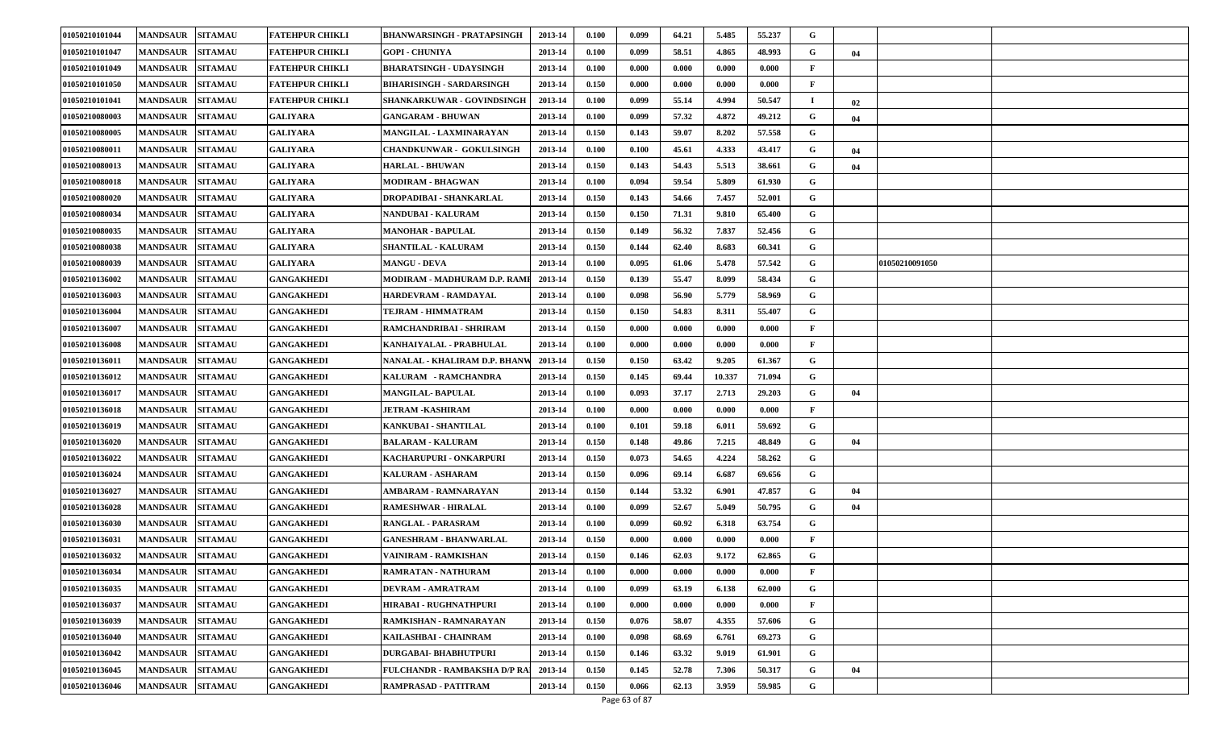| | | | | | | | | | | | | | | |
|---|---|---|---|---|---|---|---|---|---|---|---|---|---|---|
| 01050210101044 | MANDSAUR | SITAMAU | FATEHPUR CHIKLI | BHANWARSINGH - PRATAPSINGH | 2013-14 | 0.100 | 0.099 | 64.21 | 5.485 | 55.237 | G | | | |
| 01050210101047 | MANDSAUR | SITAMAU | FATEHPUR CHIKLI | GOPI - CHUNIYA | 2013-14 | 0.100 | 0.099 | 58.51 | 4.865 | 48.993 | G | 04 | | |
| 01050210101049 | MANDSAUR | SITAMAU | FATEHPUR CHIKLI | BHARATSINGH - UDAYSINGH | 2013-14 | 0.100 | 0.000 | 0.000 | 0.000 | 0.000 | F | | | |
| 01050210101050 | MANDSAUR | SITAMAU | FATEHPUR CHIKLI | BIHARISINGH - SARDARSINGH | 2013-14 | 0.150 | 0.000 | 0.000 | 0.000 | 0.000 | F | | | |
| 01050210101041 | MANDSAUR | SITAMAU | FATEHPUR CHIKLI | SHANKARKUWAR - GOVINDSINGH | 2013-14 | 0.100 | 0.099 | 55.14 | 4.994 | 50.547 | I | 02 | | |
| 01050210080003 | MANDSAUR | SITAMAU | GALIYARA | GANGARAM - BHUWAN | 2013-14 | 0.100 | 0.099 | 57.32 | 4.872 | 49.212 | G | 04 | | |
| 01050210080005 | MANDSAUR | SITAMAU | GALIYARA | MANGILAL - LAXMINARAYAN | 2013-14 | 0.150 | 0.143 | 59.07 | 8.202 | 57.558 | G | | | |
| 01050210080011 | MANDSAUR | SITAMAU | GALIYARA | CHANDKUNWAR - GOKULSINGH | 2013-14 | 0.100 | 0.100 | 45.61 | 4.333 | 43.417 | G | 04 | | |
| 01050210080013 | MANDSAUR | SITAMAU | GALIYARA | HARLAL - BHUWAN | 2013-14 | 0.150 | 0.143 | 54.43 | 5.513 | 38.661 | G | 04 | | |
| 01050210080018 | MANDSAUR | SITAMAU | GALIYARA | MODIRAM - BHAGWAN | 2013-14 | 0.100 | 0.094 | 59.54 | 5.809 | 61.930 | G | | | |
| 01050210080020 | MANDSAUR | SITAMAU | GALIYARA | DROPADIBAI - SHANKARLAL | 2013-14 | 0.150 | 0.143 | 54.66 | 7.457 | 52.001 | G | | | |
| 01050210080034 | MANDSAUR | SITAMAU | GALIYARA | NANDUBAI - KALURAM | 2013-14 | 0.150 | 0.150 | 71.31 | 9.810 | 65.400 | G | | | |
| 01050210080035 | MANDSAUR | SITAMAU | GALIYARA | MANOHAR - BAPULAL | 2013-14 | 0.150 | 0.149 | 56.32 | 7.837 | 52.456 | G | | | |
| 01050210080038 | MANDSAUR | SITAMAU | GALIYARA | SHANTILAL - KALURAM | 2013-14 | 0.150 | 0.144 | 62.40 | 8.683 | 60.341 | G | | | |
| 01050210080039 | MANDSAUR | SITAMAU | GALIYARA | MANGU - DEVA | 2013-14 | 0.100 | 0.095 | 61.06 | 5.478 | 57.542 | G | | 01050210091050 | |
| 01050210136002 | MANDSAUR | SITAMAU | GANGAKHEDI | MODIRAM - MADHURAM D.P. RAMI | 2013-14 | 0.150 | 0.139 | 55.47 | 8.099 | 58.434 | G | | | |
| 01050210136003 | MANDSAUR | SITAMAU | GANGAKHEDI | HARDEVRAM - RAMDAYAL | 2013-14 | 0.100 | 0.098 | 56.90 | 5.779 | 58.969 | G | | | |
| 01050210136004 | MANDSAUR | SITAMAU | GANGAKHEDI | TEJRAM - HIMMATRAM | 2013-14 | 0.150 | 0.150 | 54.83 | 8.311 | 55.407 | G | | | |
| 01050210136007 | MANDSAUR | SITAMAU | GANGAKHEDI | RAMCHANDRIBAI - SHRIRAM | 2013-14 | 0.150 | 0.000 | 0.000 | 0.000 | 0.000 | F | | | |
| 01050210136008 | MANDSAUR | SITAMAU | GANGAKHEDI | KANHAIYALAL - PRABHULAL | 2013-14 | 0.100 | 0.000 | 0.000 | 0.000 | 0.000 | F | | | |
| 01050210136011 | MANDSAUR | SITAMAU | GANGAKHEDI | NANALAL - KHALIRAM D.P. BHANW | 2013-14 | 0.150 | 0.150 | 63.42 | 9.205 | 61.367 | G | | | |
| 01050210136012 | MANDSAUR | SITAMAU | GANGAKHEDI | KALURAM - RAMCHANDRA | 2013-14 | 0.150 | 0.145 | 69.44 | 10.337 | 71.094 | G | | | |
| 01050210136017 | MANDSAUR | SITAMAU | GANGAKHEDI | MANGILAL- BAPULAL | 2013-14 | 0.100 | 0.093 | 37.17 | 2.713 | 29.203 | G | 04 | | |
| 01050210136018 | MANDSAUR | SITAMAU | GANGAKHEDI | JETRAM -KASHIRAM | 2013-14 | 0.100 | 0.000 | 0.000 | 0.000 | 0.000 | F | | | |
| 01050210136019 | MANDSAUR | SITAMAU | GANGAKHEDI | KANKUBAI - SHANTILAL | 2013-14 | 0.100 | 0.101 | 59.18 | 6.011 | 59.692 | G | | | |
| 01050210136020 | MANDSAUR | SITAMAU | GANGAKHEDI | BALARAM - KALURAM | 2013-14 | 0.150 | 0.148 | 49.86 | 7.215 | 48.849 | G | 04 | | |
| 01050210136022 | MANDSAUR | SITAMAU | GANGAKHEDI | KACHARUPURI - ONKARPURI | 2013-14 | 0.150 | 0.073 | 54.65 | 4.224 | 58.262 | G | | | |
| 01050210136024 | MANDSAUR | SITAMAU | GANGAKHEDI | KALURAM - ASHARAM | 2013-14 | 0.150 | 0.096 | 69.14 | 6.687 | 69.656 | G | | | |
| 01050210136027 | MANDSAUR | SITAMAU | GANGAKHEDI | AMBARAM - RAMNARAYAN | 2013-14 | 0.150 | 0.144 | 53.32 | 6.901 | 47.857 | G | 04 | | |
| 01050210136028 | MANDSAUR | SITAMAU | GANGAKHEDI | RAMESHWAR - HIRALAL | 2013-14 | 0.100 | 0.099 | 52.67 | 5.049 | 50.795 | G | 04 | | |
| 01050210136030 | MANDSAUR | SITAMAU | GANGAKHEDI | RANGLAL - PARASRAM | 2013-14 | 0.100 | 0.099 | 60.92 | 6.318 | 63.754 | G | | | |
| 01050210136031 | MANDSAUR | SITAMAU | GANGAKHEDI | GANESHRAM - BHANWARLAL | 2013-14 | 0.150 | 0.000 | 0.000 | 0.000 | 0.000 | F | | | |
| 01050210136032 | MANDSAUR | SITAMAU | GANGAKHEDI | VAINIRAM - RAMKISHAN | 2013-14 | 0.150 | 0.146 | 62.03 | 9.172 | 62.865 | G | | | |
| 01050210136034 | MANDSAUR | SITAMAU | GANGAKHEDI | RAMRATAN - NATHURAM | 2013-14 | 0.100 | 0.000 | 0.000 | 0.000 | 0.000 | F | | | |
| 01050210136035 | MANDSAUR | SITAMAU | GANGAKHEDI | DEVRAM - AMRATRAM | 2013-14 | 0.100 | 0.099 | 63.19 | 6.138 | 62.000 | G | | | |
| 01050210136037 | MANDSAUR | SITAMAU | GANGAKHEDI | HIRABAI - RUGHNATHPURI | 2013-14 | 0.100 | 0.000 | 0.000 | 0.000 | 0.000 | F | | | |
| 01050210136039 | MANDSAUR | SITAMAU | GANGAKHEDI | RAMKISHAN - RAMNARAYAN | 2013-14 | 0.150 | 0.076 | 58.07 | 4.355 | 57.606 | G | | | |
| 01050210136040 | MANDSAUR | SITAMAU | GANGAKHEDI | KAILASHBAI - CHAINRAM | 2013-14 | 0.100 | 0.098 | 68.69 | 6.761 | 69.273 | G | | | |
| 01050210136042 | MANDSAUR | SITAMAU | GANGAKHEDI | DURGABAI- BHABHUTPURI | 2013-14 | 0.150 | 0.146 | 63.32 | 9.019 | 61.901 | G | | | |
| 01050210136045 | MANDSAUR | SITAMAU | GANGAKHEDI | FULCHANDR - RAMBAKSHA D/P RA | 2013-14 | 0.150 | 0.145 | 52.78 | 7.306 | 50.317 | G | 04 | | |
| 01050210136046 | MANDSAUR | SITAMAU | GANGAKHEDI | RAMPRASAD - PATITRAM | 2013-14 | 0.150 | 0.066 | 62.13 | 3.959 | 59.985 | G | | | |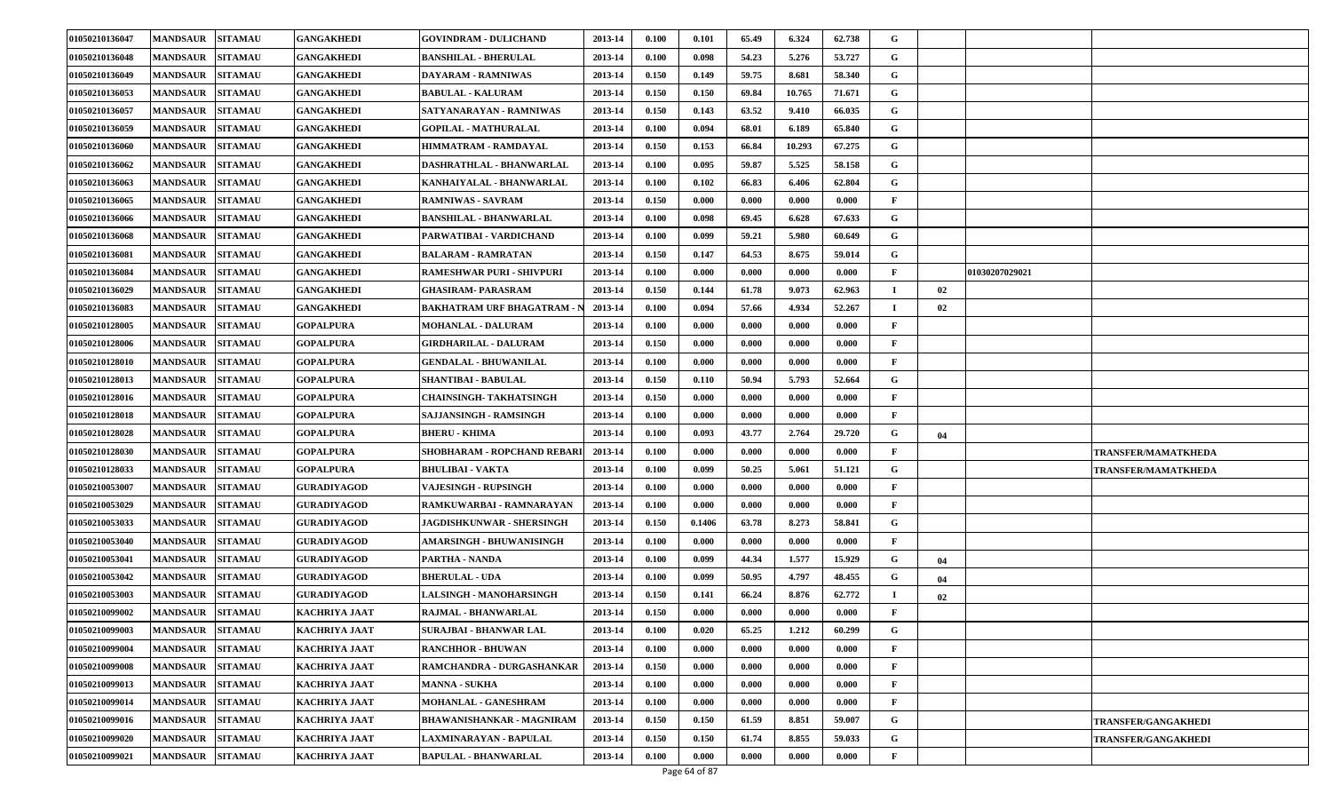| | | | | | | | | | | | | | | |
|---|---|---|---|---|---|---|---|---|---|---|---|---|---|---|
| 01050210136047 | MANDSAUR | SITAMAU | GANGAKHEDI | GOVINDRAM - DULICHAND | 2013-14 | 0.100 | 0.101 | 65.49 | 6.324 | 62.738 | G | | | |
| 01050210136048 | MANDSAUR | SITAMAU | GANGAKHEDI | BANSHILAL - BHERULAL | 2013-14 | 0.100 | 0.098 | 54.23 | 5.276 | 53.727 | G | | | |
| 01050210136049 | MANDSAUR | SITAMAU | GANGAKHEDI | DAYARAM - RAMNIWAS | 2013-14 | 0.150 | 0.149 | 59.75 | 8.681 | 58.340 | G | | | |
| 01050210136053 | MANDSAUR | SITAMAU | GANGAKHEDI | BABULAL - KALURAM | 2013-14 | 0.150 | 0.150 | 69.84 | 10.765 | 71.671 | G | | | |
| 01050210136057 | MANDSAUR | SITAMAU | GANGAKHEDI | SATYANARAYAN - RAMNIWAS | 2013-14 | 0.150 | 0.143 | 63.52 | 9.410 | 66.035 | G | | | |
| 01050210136059 | MANDSAUR | SITAMAU | GANGAKHEDI | GOPILAL - MATHURALAL | 2013-14 | 0.100 | 0.094 | 68.01 | 6.189 | 65.840 | G | | | |
| 01050210136060 | MANDSAUR | SITAMAU | GANGAKHEDI | HIMMATRAM - RAMDAYAL | 2013-14 | 0.150 | 0.153 | 66.84 | 10.293 | 67.275 | G | | | |
| 01050210136062 | MANDSAUR | SITAMAU | GANGAKHEDI | DASHRATHLAL - BHANWARLAL | 2013-14 | 0.100 | 0.095 | 59.87 | 5.525 | 58.158 | G | | | |
| 01050210136063 | MANDSAUR | SITAMAU | GANGAKHEDI | KANHAIYALAL - BHANWARLAL | 2013-14 | 0.100 | 0.102 | 66.83 | 6.406 | 62.804 | G | | | |
| 01050210136065 | MANDSAUR | SITAMAU | GANGAKHEDI | RAMNIWAS - SAVRAM | 2013-14 | 0.150 | 0.000 | 0.000 | 0.000 | 0.000 | F | | | |
| 01050210136066 | MANDSAUR | SITAMAU | GANGAKHEDI | BANSHILAL - BHANWARLAL | 2013-14 | 0.100 | 0.098 | 69.45 | 6.628 | 67.633 | G | | | |
| 01050210136068 | MANDSAUR | SITAMAU | GANGAKHEDI | PARWATIBAI - VARDICHAND | 2013-14 | 0.100 | 0.099 | 59.21 | 5.980 | 60.649 | G | | | |
| 01050210136081 | MANDSAUR | SITAMAU | GANGAKHEDI | BALARAM - RAMRATAN | 2013-14 | 0.150 | 0.147 | 64.53 | 8.675 | 59.014 | G | | | |
| 01050210136084 | MANDSAUR | SITAMAU | GANGAKHEDI | RAMESHWAR PURI - SHIVPURI | 2013-14 | 0.100 | 0.000 | 0.000 | 0.000 | 0.000 | F | | 01030207029021 | |
| 01050210136029 | MANDSAUR | SITAMAU | GANGAKHEDI | GHASIRAM- PARASRAM | 2013-14 | 0.150 | 0.144 | 61.78 | 9.073 | 62.963 | I | 02 | | |
| 01050210136083 | MANDSAUR | SITAMAU | GANGAKHEDI | BAKHATRAM URF BHAGATRAM - N | 2013-14 | 0.100 | 0.094 | 57.66 | 4.934 | 52.267 | I | 02 | | |
| 01050210128005 | MANDSAUR | SITAMAU | GOPALPURA | MOHANLAL - DALURAM | 2013-14 | 0.100 | 0.000 | 0.000 | 0.000 | 0.000 | F | | | |
| 01050210128006 | MANDSAUR | SITAMAU | GOPALPURA | GIRDHARILAL - DALURAM | 2013-14 | 0.150 | 0.000 | 0.000 | 0.000 | 0.000 | F | | | |
| 01050210128010 | MANDSAUR | SITAMAU | GOPALPURA | GENDALAL - BHUWANILAL | 2013-14 | 0.100 | 0.000 | 0.000 | 0.000 | 0.000 | F | | | |
| 01050210128013 | MANDSAUR | SITAMAU | GOPALPURA | SHANTIBAI - BABULAL | 2013-14 | 0.150 | 0.110 | 50.94 | 5.793 | 52.664 | G | | | |
| 01050210128016 | MANDSAUR | SITAMAU | GOPALPURA | CHAINSINGH- TAKHATSINGH | 2013-14 | 0.150 | 0.000 | 0.000 | 0.000 | 0.000 | F | | | |
| 01050210128018 | MANDSAUR | SITAMAU | GOPALPURA | SAJJANSINGH - RAMSINGH | 2013-14 | 0.100 | 0.000 | 0.000 | 0.000 | 0.000 | F | | | |
| 01050210128028 | MANDSAUR | SITAMAU | GOPALPURA | BHERU - KHIMA | 2013-14 | 0.100 | 0.093 | 43.77 | 2.764 | 29.720 | G | 04 | | |
| 01050210128030 | MANDSAUR | SITAMAU | GOPALPURA | SHOBHARAM - ROPCHAND REBARI | 2013-14 | 0.100 | 0.000 | 0.000 | 0.000 | 0.000 | F | | | TRANSFER/MAMATKHEDA |
| 01050210128033 | MANDSAUR | SITAMAU | GOPALPURA | BHULIBAI - VAKTA | 2013-14 | 0.100 | 0.099 | 50.25 | 5.061 | 51.121 | G | | | TRANSFER/MAMATKHEDA |
| 01050210053007 | MANDSAUR | SITAMAU | GURADIYAGOD | VAJESINGH - RUPSINGH | 2013-14 | 0.100 | 0.000 | 0.000 | 0.000 | 0.000 | F | | | |
| 01050210053029 | MANDSAUR | SITAMAU | GURADIYAGOD | RAMKUWARBAI - RAMNARAYAN | 2013-14 | 0.100 | 0.000 | 0.000 | 0.000 | 0.000 | F | | | |
| 01050210053033 | MANDSAUR | SITAMAU | GURADIYAGOD | JAGDISHKUNWAR - SHERSINGH | 2013-14 | 0.150 | 0.1406 | 63.78 | 8.273 | 58.841 | G | | | |
| 01050210053040 | MANDSAUR | SITAMAU | GURADIYAGOD | AMARSINGH - BHUWANISINGH | 2013-14 | 0.100 | 0.000 | 0.000 | 0.000 | 0.000 | F | | | |
| 01050210053041 | MANDSAUR | SITAMAU | GURADIYAGOD | PARTHA - NANDA | 2013-14 | 0.100 | 0.099 | 44.34 | 1.577 | 15.929 | G | 04 | | |
| 01050210053042 | MANDSAUR | SITAMAU | GURADIYAGOD | BHERULAL - UDA | 2013-14 | 0.100 | 0.099 | 50.95 | 4.797 | 48.455 | G | 04 | | |
| 01050210053003 | MANDSAUR | SITAMAU | GURADIYAGOD | LALSINGH - MANOHARSINGH | 2013-14 | 0.150 | 0.141 | 66.24 | 8.876 | 62.772 | I | 02 | | |
| 01050210099002 | MANDSAUR | SITAMAU | KACHRIYA JAAT | RAJMAL - BHANWARLAL | 2013-14 | 0.150 | 0.000 | 0.000 | 0.000 | 0.000 | F | | | |
| 01050210099003 | MANDSAUR | SITAMAU | KACHRIYA JAAT | SURAJBAI - BHANWAR LAL | 2013-14 | 0.100 | 0.020 | 65.25 | 1.212 | 60.299 | G | | | |
| 01050210099004 | MANDSAUR | SITAMAU | KACHRIYA JAAT | RANCHHOR - BHUWAN | 2013-14 | 0.100 | 0.000 | 0.000 | 0.000 | 0.000 | F | | | |
| 01050210099008 | MANDSAUR | SITAMAU | KACHRIYA JAAT | RAMCHANDRA - DURGASHANKAR | 2013-14 | 0.150 | 0.000 | 0.000 | 0.000 | 0.000 | F | | | |
| 01050210099013 | MANDSAUR | SITAMAU | KACHRIYA JAAT | MANNA - SUKHA | 2013-14 | 0.100 | 0.000 | 0.000 | 0.000 | 0.000 | F | | | |
| 01050210099014 | MANDSAUR | SITAMAU | KACHRIYA JAAT | MOHANLAL - GANESHRAM | 2013-14 | 0.100 | 0.000 | 0.000 | 0.000 | 0.000 | F | | | |
| 01050210099016 | MANDSAUR | SITAMAU | KACHRIYA JAAT | BHAWANISHANKAR - MAGNIRAM | 2013-14 | 0.150 | 0.150 | 61.59 | 8.851 | 59.007 | G | | | TRANSFER/GANGAKHEDI |
| 01050210099020 | MANDSAUR | SITAMAU | KACHRIYA JAAT | LAXMINARAYAN - BAPULAL | 2013-14 | 0.150 | 0.150 | 61.74 | 8.855 | 59.033 | G | | | TRANSFER/GANGAKHEDI |
| 01050210099021 | MANDSAUR | SITAMAU | KACHRIYA JAAT | BAPULAL - BHANWARLAL | 2013-14 | 0.100 | 0.000 | 0.000 | 0.000 | 0.000 | F | | | |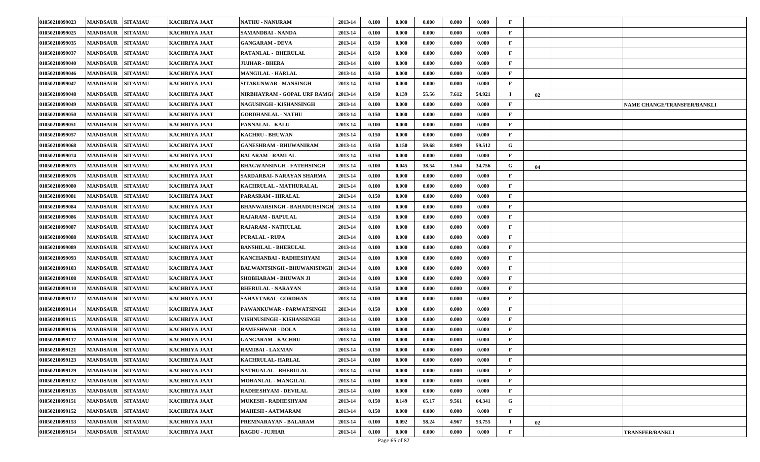| | | | | | | | | | | | | | | | |
|---|---|---|---|---|---|---|---|---|---|---|---|---|---|---|---|
| 01050210099023 | MANDSAUR | SITAMAU | KACHRIYA JAAT | NATHU - NANURAM | 2013-14 | 0.100 | 0.000 | 0.000 | 0.000 | 0.000 | F | | | | |
| 01050210099025 | MANDSAUR | SITAMAU | KACHRIYA JAAT | SAMANDBAI - NANDA | 2013-14 | 0.100 | 0.000 | 0.000 | 0.000 | 0.000 | F | | | | |
| 01050210099035 | MANDSAUR | SITAMAU | KACHRIYA JAAT | GANGARAM - DEVA | 2013-14 | 0.150 | 0.000 | 0.000 | 0.000 | 0.000 | F | | | | |
| 01050210099037 | MANDSAUR | SITAMAU | KACHRIYA JAAT | RATANLAL - BHERULAL | 2013-14 | 0.150 | 0.000 | 0.000 | 0.000 | 0.000 | F | | | | |
| 01050210099040 | MANDSAUR | SITAMAU | KACHRIYA JAAT | JUJHAR - BHERA | 2013-14 | 0.100 | 0.000 | 0.000 | 0.000 | 0.000 | F | | | | |
| 01050210099046 | MANDSAUR | SITAMAU | KACHRIYA JAAT | MANGILAL - HARLAL | 2013-14 | 0.150 | 0.000 | 0.000 | 0.000 | 0.000 | F | | | | |
| 01050210099047 | MANDSAUR | SITAMAU | KACHRIYA JAAT | SITAKUNWAR - MANSINGH | 2013-14 | 0.150 | 0.000 | 0.000 | 0.000 | 0.000 | F | | | | |
| 01050210099048 | MANDSAUR | SITAMAU | KACHRIYA JAAT | NIRBHAYRAM - GOPAL URF RAMG | 2013-14 | 0.150 | 0.139 | 55.56 | 7.612 | 54.921 | I | 02 | | | |
| 01050210099049 | MANDSAUR | SITAMAU | KACHRIYA JAAT | NAGUSINGH - KISHANSINGH | 2013-14 | 0.100 | 0.000 | 0.000 | 0.000 | 0.000 | F | | | | NAME CHANGE/TRANSFER/BANKLI |
| 01050210099050 | MANDSAUR | SITAMAU | KACHRIYA JAAT | GORDHANLAL - NATHU | 2013-14 | 0.150 | 0.000 | 0.000 | 0.000 | 0.000 | F | | | | |
| 01050210099051 | MANDSAUR | SITAMAU | KACHRIYA JAAT | PANNALAL - KALU | 2013-14 | 0.100 | 0.000 | 0.000 | 0.000 | 0.000 | F | | | | |
| 01050210099057 | MANDSAUR | SITAMAU | KACHRIYA JAAT | KACHRU - BHUWAN | 2013-14 | 0.150 | 0.000 | 0.000 | 0.000 | 0.000 | F | | | | |
| 01050210099068 | MANDSAUR | SITAMAU | KACHRIYA JAAT | GANESHRAM - BHUWANIRAM | 2013-14 | 0.150 | 0.150 | 59.68 | 8.909 | 59.512 | G | | | | |
| 01050210099074 | MANDSAUR | SITAMAU | KACHRIYA JAAT | BALARAM - RAMLAL | 2013-14 | 0.150 | 0.000 | 0.000 | 0.000 | 0.000 | F | | | | |
| 01050210099075 | MANDSAUR | SITAMAU | KACHRIYA JAAT | BHAGWANSINGH - FATEHSINGH | 2013-14 | 0.100 | 0.045 | 38.54 | 1.564 | 34.756 | G | 04 | | | |
| 01050210099076 | MANDSAUR | SITAMAU | KACHRIYA JAAT | SARDARBAI- NARAYAN SHARMA | 2013-14 | 0.100 | 0.000 | 0.000 | 0.000 | 0.000 | F | | | | |
| 01050210099080 | MANDSAUR | SITAMAU | KACHRIYA JAAT | KACHRULAL - MATHURALAL | 2013-14 | 0.100 | 0.000 | 0.000 | 0.000 | 0.000 | F | | | | |
| 01050210099081 | MANDSAUR | SITAMAU | KACHRIYA JAAT | PARASRAM - HIRALAL | 2013-14 | 0.150 | 0.000 | 0.000 | 0.000 | 0.000 | F | | | | |
| 01050210099084 | MANDSAUR | SITAMAU | KACHRIYA JAAT | BHANWARSINGH - BAHADURSINGH | 2013-14 | 0.100 | 0.000 | 0.000 | 0.000 | 0.000 | F | | | | |
| 01050210099086 | MANDSAUR | SITAMAU | KACHRIYA JAAT | RAJARAM - BAPULAL | 2013-14 | 0.150 | 0.000 | 0.000 | 0.000 | 0.000 | F | | | | |
| 01050210099087 | MANDSAUR | SITAMAU | KACHRIYA JAAT | RAJARAM - NATHULAL | 2013-14 | 0.100 | 0.000 | 0.000 | 0.000 | 0.000 | F | | | | |
| 01050210099088 | MANDSAUR | SITAMAU | KACHRIYA JAAT | PURALAL - RUPA | 2013-14 | 0.100 | 0.000 | 0.000 | 0.000 | 0.000 | F | | | | |
| 01050210099089 | MANDSAUR | SITAMAU | KACHRIYA JAAT | BANSHILAL - BHERULAL | 2013-14 | 0.100 | 0.000 | 0.000 | 0.000 | 0.000 | F | | | | |
| 01050210099093 | MANDSAUR | SITAMAU | KACHRIYA JAAT | KANCHANBAI - RADHESHYAM | 2013-14 | 0.100 | 0.000 | 0.000 | 0.000 | 0.000 | F | | | | |
| 01050210099103 | MANDSAUR | SITAMAU | KACHRIYA JAAT | BALWANTSINGH - BHUWANISINGH | 2013-14 | 0.100 | 0.000 | 0.000 | 0.000 | 0.000 | F | | | | |
| 01050210099108 | MANDSAUR | SITAMAU | KACHRIYA JAAT | SHOBHARAM - BHUWAN JI | 2013-14 | 0.100 | 0.000 | 0.000 | 0.000 | 0.000 | F | | | | |
| 01050210099110 | MANDSAUR | SITAMAU | KACHRIYA JAAT | BHERULAL - NARAYAN | 2013-14 | 0.150 | 0.000 | 0.000 | 0.000 | 0.000 | F | | | | |
| 01050210099112 | MANDSAUR | SITAMAU | KACHRIYA JAAT | SAHAYTABAI - GORDHAN | 2013-14 | 0.100 | 0.000 | 0.000 | 0.000 | 0.000 | F | | | | |
| 01050210099114 | MANDSAUR | SITAMAU | KACHRIYA JAAT | PAWANKUWAR - PARWATSINGH | 2013-14 | 0.150 | 0.000 | 0.000 | 0.000 | 0.000 | F | | | | |
| 01050210099115 | MANDSAUR | SITAMAU | KACHRIYA JAAT | VISHNUSINGH - KISHANSINGH | 2013-14 | 0.100 | 0.000 | 0.000 | 0.000 | 0.000 | F | | | | |
| 01050210099116 | MANDSAUR | SITAMAU | KACHRIYA JAAT | RAMESHWAR - DOLA | 2013-14 | 0.100 | 0.000 | 0.000 | 0.000 | 0.000 | F | | | | |
| 01050210099117 | MANDSAUR | SITAMAU | KACHRIYA JAAT | GANGARAM - KACHRU | 2013-14 | 0.100 | 0.000 | 0.000 | 0.000 | 0.000 | F | | | | |
| 01050210099121 | MANDSAUR | SITAMAU | KACHRIYA JAAT | RAMIBAI - LAXMAN | 2013-14 | 0.150 | 0.000 | 0.000 | 0.000 | 0.000 | F | | | | |
| 01050210099123 | MANDSAUR | SITAMAU | KACHRIYA JAAT | KACHRULAL- HARLAL | 2013-14 | 0.100 | 0.000 | 0.000 | 0.000 | 0.000 | F | | | | |
| 01050210099129 | MANDSAUR | SITAMAU | KACHRIYA JAAT | NATHUALAL - BHERULAL | 2013-14 | 0.150 | 0.000 | 0.000 | 0.000 | 0.000 | F | | | | |
| 01050210099132 | MANDSAUR | SITAMAU | KACHRIYA JAAT | MOHANLAL - MANGILAL | 2013-14 | 0.100 | 0.000 | 0.000 | 0.000 | 0.000 | F | | | | |
| 01050210099135 | MANDSAUR | SITAMAU | KACHRIYA JAAT | RADHESHYAM - DEVILAL | 2013-14 | 0.100 | 0.000 | 0.000 | 0.000 | 0.000 | F | | | | |
| 01050210099151 | MANDSAUR | SITAMAU | KACHRIYA JAAT | MUKESH - RADHESHYAM | 2013-14 | 0.150 | 0.149 | 65.17 | 9.561 | 64.341 | G | | | | |
| 01050210099152 | MANDSAUR | SITAMAU | KACHRIYA JAAT | MAHESH - AATMARAM | 2013-14 | 0.150 | 0.000 | 0.000 | 0.000 | 0.000 | F | | | | |
| 01050210099153 | MANDSAUR | SITAMAU | KACHRIYA JAAT | PREMNARAYAN - BALARAM | 2013-14 | 0.100 | 0.092 | 58.24 | 4.967 | 53.755 | I | 02 | | | |
| 01050210099154 | MANDSAUR | SITAMAU | KACHRIYA JAAT | BAGDU - JUJHAR | 2013-14 | 0.100 | 0.000 | 0.000 | 0.000 | 0.000 | F | | | | TRANSFER/BANKLI |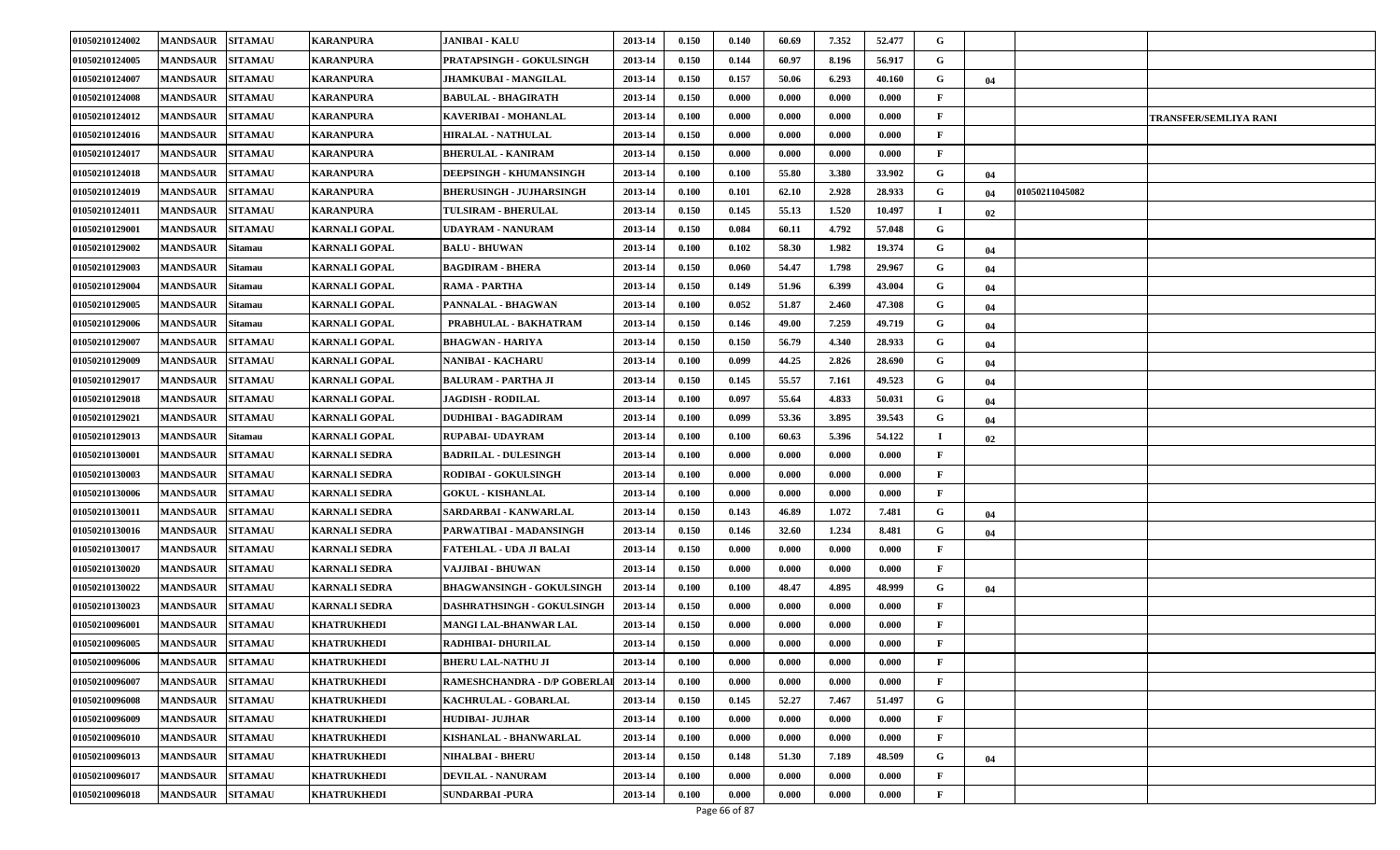| | | | | | | | | | | | | | | |
|---|---|---|---|---|---|---|---|---|---|---|---|---|---|---|
| 01050210124002 | MANDSAUR | SITAMAU | KARANPURA | JANIBAI - KALU | 2013-14 | 0.150 | 0.140 | 60.69 | 7.352 | 52.477 | G | | | |
| 01050210124005 | MANDSAUR | SITAMAU | KARANPURA | PRATAPSINGH - GOKULSINGH | 2013-14 | 0.150 | 0.144 | 60.97 | 8.196 | 56.917 | G | | | |
| 01050210124007 | MANDSAUR | SITAMAU | KARANPURA | JHAMKUBAI - MANGILAL | 2013-14 | 0.150 | 0.157 | 50.06 | 6.293 | 40.160 | G | 04 | | |
| 01050210124008 | MANDSAUR | SITAMAU | KARANPURA | BABULAL - BHAGIRATH | 2013-14 | 0.150 | 0.000 | 0.000 | 0.000 | 0.000 | F | | | |
| 01050210124012 | MANDSAUR | SITAMAU | KARANPURA | KAVERIBAI - MOHANLAL | 2013-14 | 0.100 | 0.000 | 0.000 | 0.000 | 0.000 | F | | | TRANSFER/SEMLIYA RANI |
| 01050210124016 | MANDSAUR | SITAMAU | KARANPURA | HIRALAL - NATHULAL | 2013-14 | 0.150 | 0.000 | 0.000 | 0.000 | 0.000 | F | | | |
| 01050210124017 | MANDSAUR | SITAMAU | KARANPURA | BHERULAL - KANIRAM | 2013-14 | 0.150 | 0.000 | 0.000 | 0.000 | 0.000 | F | | | |
| 01050210124018 | MANDSAUR | SITAMAU | KARANPURA | DEEPSINGH - KHUMANSINGH | 2013-14 | 0.100 | 0.100 | 55.80 | 3.380 | 33.902 | G | 04 | | |
| 01050210124019 | MANDSAUR | SITAMAU | KARANPURA | BHERUSINGH - JUJHARSINGH | 2013-14 | 0.100 | 0.101 | 62.10 | 2.928 | 28.933 | G | 04 | 01050211045082 | |
| 01050210124011 | MANDSAUR | SITAMAU | KARANPURA | TULSIRAM - BHERULAL | 2013-14 | 0.150 | 0.145 | 55.13 | 1.520 | 10.497 | I | 02 | | |
| 01050210129001 | MANDSAUR | SITAMAU | KARNALI GOPAL | UDAYRAM - NANURAM | 2013-14 | 0.150 | 0.084 | 60.11 | 4.792 | 57.048 | G | | | |
| 01050210129002 | MANDSAUR | Sitamau | KARNALI GOPAL | BALU - BHUWAN | 2013-14 | 0.100 | 0.102 | 58.30 | 1.982 | 19.374 | G | 04 | | |
| 01050210129003 | MANDSAUR | Sitamau | KARNALI GOPAL | BAGDIRAM - BHERA | 2013-14 | 0.150 | 0.060 | 54.47 | 1.798 | 29.967 | G | 04 | | |
| 01050210129004 | MANDSAUR | Sitamau | KARNALI GOPAL | RAMA - PARTHA | 2013-14 | 0.150 | 0.149 | 51.96 | 6.399 | 43.004 | G | 04 | | |
| 01050210129005 | MANDSAUR | Sitamau | KARNALI GOPAL | PANNALAL - BHAGWAN | 2013-14 | 0.100 | 0.052 | 51.87 | 2.460 | 47.308 | G | 04 | | |
| 01050210129006 | MANDSAUR | Sitamau | KARNALI GOPAL | PRABHULAL - BAKHATRAM | 2013-14 | 0.150 | 0.146 | 49.00 | 7.259 | 49.719 | G | 04 | | |
| 01050210129007 | MANDSAUR | SITAMAU | KARNALI GOPAL | BHAGWAN - HARIYA | 2013-14 | 0.150 | 0.150 | 56.79 | 4.340 | 28.933 | G | 04 | | |
| 01050210129009 | MANDSAUR | SITAMAU | KARNALI GOPAL | NANIBAI - KACHARU | 2013-14 | 0.100 | 0.099 | 44.25 | 2.826 | 28.690 | G | 04 | | |
| 01050210129017 | MANDSAUR | SITAMAU | KARNALI GOPAL | BALURAM - PARTHA JI | 2013-14 | 0.150 | 0.145 | 55.57 | 7.161 | 49.523 | G | 04 | | |
| 01050210129018 | MANDSAUR | SITAMAU | KARNALI GOPAL | JAGDISH - RODILAL | 2013-14 | 0.100 | 0.097 | 55.64 | 4.833 | 50.031 | G | 04 | | |
| 01050210129021 | MANDSAUR | SITAMAU | KARNALI GOPAL | DUDHIBAI - BAGADIRAM | 2013-14 | 0.100 | 0.099 | 53.36 | 3.895 | 39.543 | G | 04 | | |
| 01050210129013 | MANDSAUR | Sitamau | KARNALI GOPAL | RUPABAI- UDAYRAM | 2013-14 | 0.100 | 0.100 | 60.63 | 5.396 | 54.122 | I | 02 | | |
| 01050210130001 | MANDSAUR | SITAMAU | KARNALI SEDRA | BADRILAL - DULESINGH | 2013-14 | 0.100 | 0.000 | 0.000 | 0.000 | 0.000 | F | | | |
| 01050210130003 | MANDSAUR | SITAMAU | KARNALI SEDRA | RODIBAI - GOKULSINGH | 2013-14 | 0.100 | 0.000 | 0.000 | 0.000 | 0.000 | F | | | |
| 01050210130006 | MANDSAUR | SITAMAU | KARNALI SEDRA | GOKUL - KISHANLAL | 2013-14 | 0.100 | 0.000 | 0.000 | 0.000 | 0.000 | F | | | |
| 01050210130011 | MANDSAUR | SITAMAU | KARNALI SEDRA | SARDARBAI - KANWARLAL | 2013-14 | 0.150 | 0.143 | 46.89 | 1.072 | 7.481 | G | 04 | | |
| 01050210130016 | MANDSAUR | SITAMAU | KARNALI SEDRA | PARWATIBAI - MADANSINGH | 2013-14 | 0.150 | 0.146 | 32.60 | 1.234 | 8.481 | G | 04 | | |
| 01050210130017 | MANDSAUR | SITAMAU | KARNALI SEDRA | FATEHLAL - UDA JI BALAI | 2013-14 | 0.150 | 0.000 | 0.000 | 0.000 | 0.000 | F | | | |
| 01050210130020 | MANDSAUR | SITAMAU | KARNALI SEDRA | VAJJIBAI - BHUWAN | 2013-14 | 0.150 | 0.000 | 0.000 | 0.000 | 0.000 | F | | | |
| 01050210130022 | MANDSAUR | SITAMAU | KARNALI SEDRA | BHAGWANSINGH - GOKULSINGH | 2013-14 | 0.100 | 0.100 | 48.47 | 4.895 | 48.999 | G | 04 | | |
| 01050210130023 | MANDSAUR | SITAMAU | KARNALI SEDRA | DASHRATHSINGH - GOKULSINGH | 2013-14 | 0.150 | 0.000 | 0.000 | 0.000 | 0.000 | F | | | |
| 01050210096001 | MANDSAUR | SITAMAU | KHATRUKHEDI | MANGI LAL-BHANWAR LAL | 2013-14 | 0.150 | 0.000 | 0.000 | 0.000 | 0.000 | F | | | |
| 01050210096005 | MANDSAUR | SITAMAU | KHATRUKHEDI | RADHIBAI- DHURILAL | 2013-14 | 0.150 | 0.000 | 0.000 | 0.000 | 0.000 | F | | | |
| 01050210096006 | MANDSAUR | SITAMAU | KHATRUKHEDI | BHERU LAL-NATHU JI | 2013-14 | 0.100 | 0.000 | 0.000 | 0.000 | 0.000 | F | | | |
| 01050210096007 | MANDSAUR | SITAMAU | KHATRUKHEDI | RAMESHCHANDRA - D/P GOBERLAL | 2013-14 | 0.100 | 0.000 | 0.000 | 0.000 | 0.000 | F | | | |
| 01050210096008 | MANDSAUR | SITAMAU | KHATRUKHEDI | KACHRULAL - GOBARLAL | 2013-14 | 0.150 | 0.145 | 52.27 | 7.467 | 51.497 | G | | | |
| 01050210096009 | MANDSAUR | SITAMAU | KHATRUKHEDI | HUDIBAI- JUJHAR | 2013-14 | 0.100 | 0.000 | 0.000 | 0.000 | 0.000 | F | | | |
| 01050210096010 | MANDSAUR | SITAMAU | KHATRUKHEDI | KISHANLAL - BHANWARLAL | 2013-14 | 0.100 | 0.000 | 0.000 | 0.000 | 0.000 | F | | | |
| 01050210096013 | MANDSAUR | SITAMAU | KHATRUKHEDI | NIHALBAI - BHERU | 2013-14 | 0.150 | 0.148 | 51.30 | 7.189 | 48.509 | G | 04 | | |
| 01050210096017 | MANDSAUR | SITAMAU | KHATRUKHEDI | DEVILAL - NANURAM | 2013-14 | 0.100 | 0.000 | 0.000 | 0.000 | 0.000 | F | | | |
| 01050210096018 | MANDSAUR | SITAMAU | KHATRUKHEDI | SUNDARBAI -PURA | 2013-14 | 0.100 | 0.000 | 0.000 | 0.000 | 0.000 | F | | | |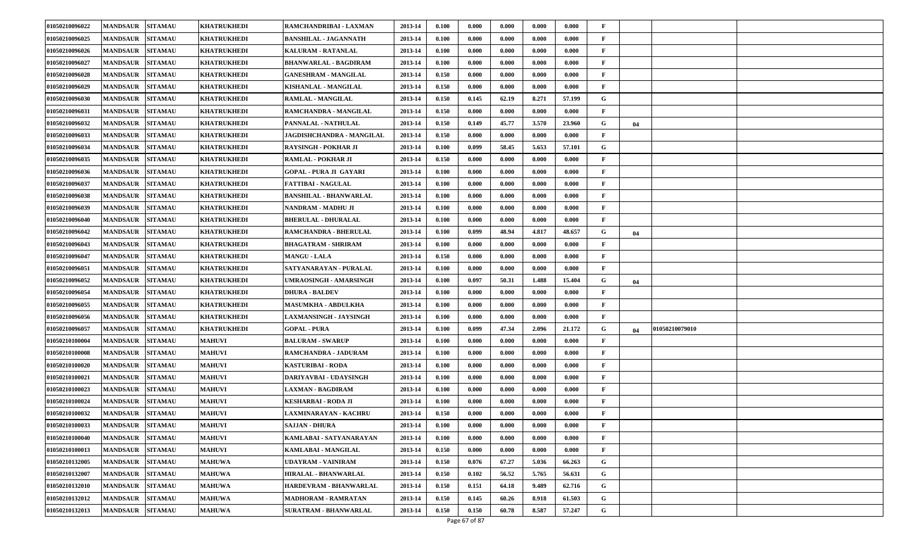| | | | | | | | | | | | | | | | |
|---|---|---|---|---|---|---|---|---|---|---|---|---|---|---|---|
| 01050210096022 | MANDSAUR | SITAMAU | KHATRUKHEDI | RAMCHANDRIBAI - LAXMAN | 2013-14 | 0.100 | 0.000 | 0.000 | 0.000 | 0.000 | F | | | |
| 01050210096025 | MANDSAUR | SITAMAU | KHATRUKHEDI | BANSHILAL - JAGANNATH | 2013-14 | 0.100 | 0.000 | 0.000 | 0.000 | 0.000 | F | | | |
| 01050210096026 | MANDSAUR | SITAMAU | KHATRUKHEDI | KALURAM - RATANLAL | 2013-14 | 0.100 | 0.000 | 0.000 | 0.000 | 0.000 | F | | | |
| 01050210096027 | MANDSAUR | SITAMAU | KHATRUKHEDI | BHANWARLAL - BAGDIRAM | 2013-14 | 0.100 | 0.000 | 0.000 | 0.000 | 0.000 | F | | | |
| 01050210096028 | MANDSAUR | SITAMAU | KHATRUKHEDI | GANESHRAM - MANGILAL | 2013-14 | 0.150 | 0.000 | 0.000 | 0.000 | 0.000 | F | | | |
| 01050210096029 | MANDSAUR | SITAMAU | KHATRUKHEDI | KISHANLAL - MANGILAL | 2013-14 | 0.150 | 0.000 | 0.000 | 0.000 | 0.000 | F | | | |
| 01050210096030 | MANDSAUR | SITAMAU | KHATRUKHEDI | RAMLAL - MANGILAL | 2013-14 | 0.150 | 0.145 | 62.19 | 8.271 | 57.199 | G | | | |
| 01050210096031 | MANDSAUR | SITAMAU | KHATRUKHEDI | RAMCHANDRA - MANGILAL | 2013-14 | 0.150 | 0.000 | 0.000 | 0.000 | 0.000 | F | | | |
| 01050210096032 | MANDSAUR | SITAMAU | KHATRUKHEDI | PANNALAL - NATHULAL | 2013-14 | 0.150 | 0.149 | 45.77 | 3.570 | 23.960 | G | 04 | | |
| 01050210096033 | MANDSAUR | SITAMAU | KHATRUKHEDI | JAGDISHCHANDRA - MANGILAL | 2013-14 | 0.150 | 0.000 | 0.000 | 0.000 | 0.000 | F | | | |
| 01050210096034 | MANDSAUR | SITAMAU | KHATRUKHEDI | RAYSINGH - POKHAR JI | 2013-14 | 0.100 | 0.099 | 58.45 | 5.653 | 57.101 | G | | | |
| 01050210096035 | MANDSAUR | SITAMAU | KHATRUKHEDI | RAMLAL - POKHAR JI | 2013-14 | 0.150 | 0.000 | 0.000 | 0.000 | 0.000 | F | | | |
| 01050210096036 | MANDSAUR | SITAMAU | KHATRUKHEDI | GOPAL - PURA JI GAYARI | 2013-14 | 0.100 | 0.000 | 0.000 | 0.000 | 0.000 | F | | | |
| 01050210096037 | MANDSAUR | SITAMAU | KHATRUKHEDI | FATTIBAI - NAGULAL | 2013-14 | 0.100 | 0.000 | 0.000 | 0.000 | 0.000 | F | | | |
| 01050210096038 | MANDSAUR | SITAMAU | KHATRUKHEDI | BANSHILAL - BHANWARLAL | 2013-14 | 0.100 | 0.000 | 0.000 | 0.000 | 0.000 | F | | | |
| 01050210096039 | MANDSAUR | SITAMAU | KHATRUKHEDI | NANDRAM - MADHU JI | 2013-14 | 0.100 | 0.000 | 0.000 | 0.000 | 0.000 | F | | | |
| 01050210096040 | MANDSAUR | SITAMAU | KHATRUKHEDI | BHERULAL - DHURALAL | 2013-14 | 0.100 | 0.000 | 0.000 | 0.000 | 0.000 | F | | | |
| 01050210096042 | MANDSAUR | SITAMAU | KHATRUKHEDI | RAMCHANDRA - BHERULAL | 2013-14 | 0.100 | 0.099 | 48.94 | 4.817 | 48.657 | G | 04 | | |
| 01050210096043 | MANDSAUR | SITAMAU | KHATRUKHEDI | BHAGATRAM - SHRIRAM | 2013-14 | 0.100 | 0.000 | 0.000 | 0.000 | 0.000 | F | | | |
| 01050210096047 | MANDSAUR | SITAMAU | KHATRUKHEDI | MANGU - LALA | 2013-14 | 0.150 | 0.000 | 0.000 | 0.000 | 0.000 | F | | | |
| 01050210096051 | MANDSAUR | SITAMAU | KHATRUKHEDI | SATYANARAYAN - PURALAL | 2013-14 | 0.100 | 0.000 | 0.000 | 0.000 | 0.000 | F | | | |
| 01050210096052 | MANDSAUR | SITAMAU | KHATRUKHEDI | UMRAOSINGH - AMARSINGH | 2013-14 | 0.100 | 0.097 | 50.31 | 1.488 | 15.404 | G | 04 | | |
| 01050210096054 | MANDSAUR | SITAMAU | KHATRUKHEDI | DHURA - BALDEV | 2013-14 | 0.100 | 0.000 | 0.000 | 0.000 | 0.000 | F | | | |
| 01050210096055 | MANDSAUR | SITAMAU | KHATRUKHEDI | MASUMKHA - ABDULKHA | 2013-14 | 0.100 | 0.000 | 0.000 | 0.000 | 0.000 | F | | | |
| 01050210096056 | MANDSAUR | SITAMAU | KHATRUKHEDI | LAXMANSINGH - JAYSINGH | 2013-14 | 0.100 | 0.000 | 0.000 | 0.000 | 0.000 | F | | | |
| 01050210096057 | MANDSAUR | SITAMAU | KHATRUKHEDI | GOPAL - PURA | 2013-14 | 0.100 | 0.099 | 47.34 | 2.096 | 21.172 | G | 04 | 01050210079010 | |
| 01050210100004 | MANDSAUR | SITAMAU | MAHUVI | BALURAM - SWARUP | 2013-14 | 0.100 | 0.000 | 0.000 | 0.000 | 0.000 | F | | | |
| 01050210100008 | MANDSAUR | SITAMAU | MAHUVI | RAMCHANDRA - JADURAM | 2013-14 | 0.100 | 0.000 | 0.000 | 0.000 | 0.000 | F | | | |
| 01050210100020 | MANDSAUR | SITAMAU | MAHUVI | KASTURIBAI - RODA | 2013-14 | 0.100 | 0.000 | 0.000 | 0.000 | 0.000 | F | | | |
| 01050210100021 | MANDSAUR | SITAMAU | MAHUVI | DARIYAVBAI - UDAYSINGH | 2013-14 | 0.100 | 0.000 | 0.000 | 0.000 | 0.000 | F | | | |
| 01050210100023 | MANDSAUR | SITAMAU | MAHUVI | LAXMAN - BAGDIRAM | 2013-14 | 0.100 | 0.000 | 0.000 | 0.000 | 0.000 | F | | | |
| 01050210100024 | MANDSAUR | SITAMAU | MAHUVI | KESHARBAI - RODA JI | 2013-14 | 0.100 | 0.000 | 0.000 | 0.000 | 0.000 | F | | | |
| 01050210100032 | MANDSAUR | SITAMAU | MAHUVI | LAXMINARAYAN - KACHRU | 2013-14 | 0.150 | 0.000 | 0.000 | 0.000 | 0.000 | F | | | |
| 01050210100033 | MANDSAUR | SITAMAU | MAHUVI | SAJJAN - DHURA | 2013-14 | 0.100 | 0.000 | 0.000 | 0.000 | 0.000 | F | | | |
| 01050210100040 | MANDSAUR | SITAMAU | MAHUVI | KAMLABAI - SATYANARAYAN | 2013-14 | 0.100 | 0.000 | 0.000 | 0.000 | 0.000 | F | | | |
| 01050210100013 | MANDSAUR | SITAMAU | MAHUVI | KAMLABAI - MANGILAL | 2013-14 | 0.150 | 0.000 | 0.000 | 0.000 | 0.000 | F | | | |
| 01050210132005 | MANDSAUR | SITAMAU | MAHUWA | UDAYRAM - VAINIRAM | 2013-14 | 0.150 | 0.076 | 67.27 | 5.036 | 66.263 | G | | | |
| 01050210132007 | MANDSAUR | SITAMAU | MAHUWA | HIRALAL - BHANWARLAL | 2013-14 | 0.150 | 0.102 | 56.52 | 5.765 | 56.631 | G | | | |
| 01050210132010 | MANDSAUR | SITAMAU | MAHUWA | HARDEVRAM - BHANWARLAL | 2013-14 | 0.150 | 0.151 | 64.18 | 9.489 | 62.716 | G | | | |
| 01050210132012 | MANDSAUR | SITAMAU | MAHUWA | MADHORAM - RAMRATAN | 2013-14 | 0.150 | 0.145 | 60.26 | 8.918 | 61.503 | G | | | |
| 01050210132013 | MANDSAUR | SITAMAU | MAHUWA | SURATRAM - BHANWARLAL | 2013-14 | 0.150 | 0.150 | 60.78 | 8.587 | 57.247 | G | | | |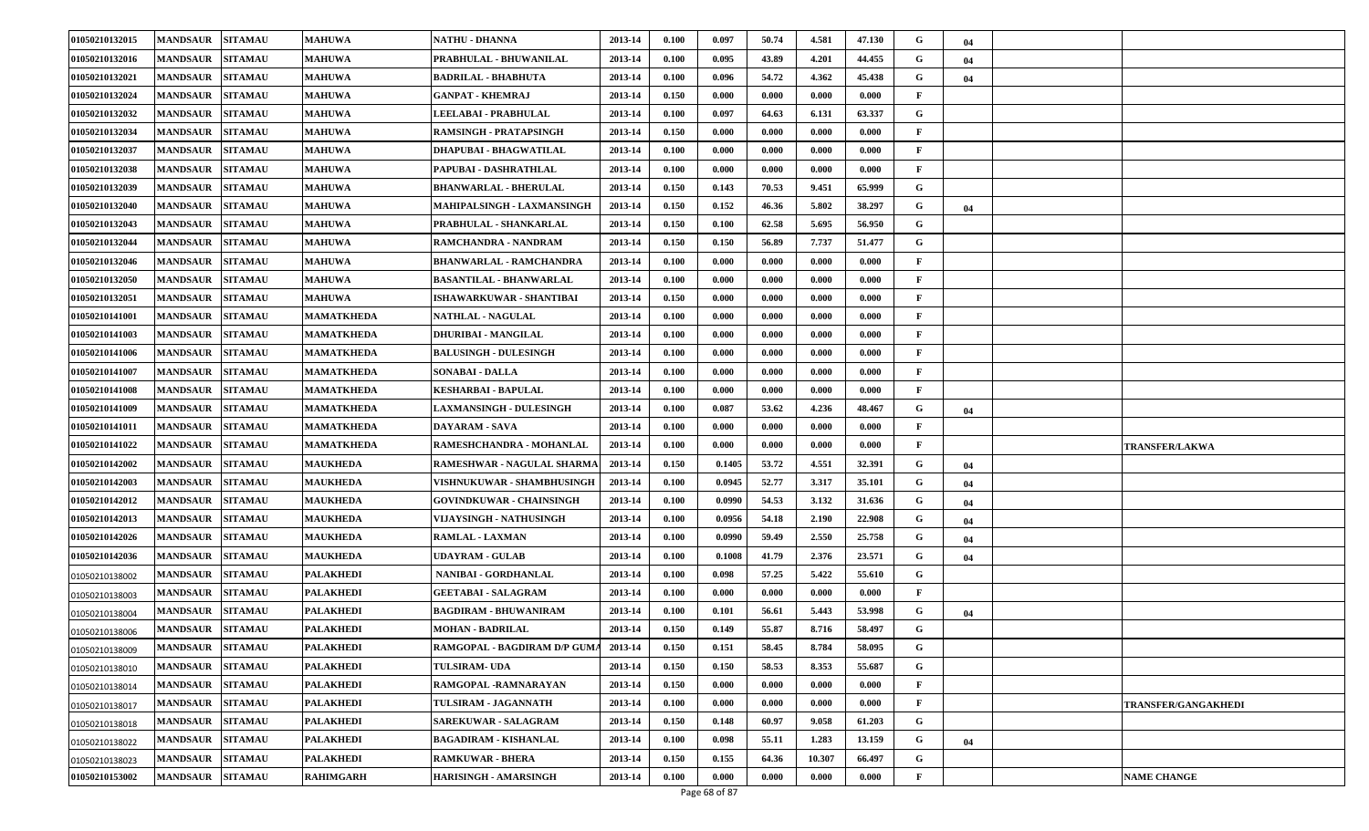| | | | | | | | | | | | | | | | |
|---|---|---|---|---|---|---|---|---|---|---|---|---|---|---|---|
| 01050210132015 | MANDSAUR | SITAMAU | MAHUWA | NATHU - DHANNA | 2013-14 | 0.100 | 0.097 | 50.74 | 4.581 | 47.130 | G | 04 | | | |
| 01050210132016 | MANDSAUR | SITAMAU | MAHUWA | PRABHULAL - BHUWANILAL | 2013-14 | 0.100 | 0.095 | 43.89 | 4.201 | 44.455 | G | 04 | | | |
| 01050210132021 | MANDSAUR | SITAMAU | MAHUWA | BADRILAL - BHABHUTA | 2013-14 | 0.100 | 0.096 | 54.72 | 4.362 | 45.438 | G | 04 | | | |
| 01050210132024 | MANDSAUR | SITAMAU | MAHUWA | GANPAT - KHEMRAJ | 2013-14 | 0.150 | 0.000 | 0.000 | 0.000 | 0.000 | F | | | | |
| 01050210132032 | MANDSAUR | SITAMAU | MAHUWA | LEELABAI - PRABHULAL | 2013-14 | 0.100 | 0.097 | 64.63 | 6.131 | 63.337 | G | | | | |
| 01050210132034 | MANDSAUR | SITAMAU | MAHUWA | RAMSINGH - PRATAPSINGH | 2013-14 | 0.150 | 0.000 | 0.000 | 0.000 | 0.000 | F | | | | |
| 01050210132037 | MANDSAUR | SITAMAU | MAHUWA | DHAPUBAI - BHAGWATILAL | 2013-14 | 0.100 | 0.000 | 0.000 | 0.000 | 0.000 | F | | | | |
| 01050210132038 | MANDSAUR | SITAMAU | MAHUWA | PAPUBAI - DASHRATHLAL | 2013-14 | 0.100 | 0.000 | 0.000 | 0.000 | 0.000 | F | | | | |
| 01050210132039 | MANDSAUR | SITAMAU | MAHUWA | BHANWARLAL - BHERULAL | 2013-14 | 0.150 | 0.143 | 70.53 | 9.451 | 65.999 | G | | | | |
| 01050210132040 | MANDSAUR | SITAMAU | MAHUWA | MAHIPALSINGH - LAXMANSINGH | 2013-14 | 0.150 | 0.152 | 46.36 | 5.802 | 38.297 | G | 04 | | | |
| 01050210132043 | MANDSAUR | SITAMAU | MAHUWA | PRABHULAL - SHANKARLAL | 2013-14 | 0.150 | 0.100 | 62.58 | 5.695 | 56.950 | G | | | | |
| 01050210132044 | MANDSAUR | SITAMAU | MAHUWA | RAMCHANDRA - NANDRAM | 2013-14 | 0.150 | 0.150 | 56.89 | 7.737 | 51.477 | G | | | | |
| 01050210132046 | MANDSAUR | SITAMAU | MAHUWA | BHANWARLAL - RAMCHANDRA | 2013-14 | 0.100 | 0.000 | 0.000 | 0.000 | 0.000 | F | | | | |
| 01050210132050 | MANDSAUR | SITAMAU | MAHUWA | BASANTILAL - BHANWARLAL | 2013-14 | 0.100 | 0.000 | 0.000 | 0.000 | 0.000 | F | | | | |
| 01050210132051 | MANDSAUR | SITAMAU | MAHUWA | ISHAWARKUWAR - SHANTIBAI | 2013-14 | 0.150 | 0.000 | 0.000 | 0.000 | 0.000 | F | | | | |
| 01050210141001 | MANDSAUR | SITAMAU | MAMATKHEDA | NATHLAL - NAGULAL | 2013-14 | 0.100 | 0.000 | 0.000 | 0.000 | 0.000 | F | | | | |
| 01050210141003 | MANDSAUR | SITAMAU | MAMATKHEDA | DHURIBAI - MANGILAL | 2013-14 | 0.100 | 0.000 | 0.000 | 0.000 | 0.000 | F | | | | |
| 01050210141006 | MANDSAUR | SITAMAU | MAMATKHEDA | BALUSINGH - DULESINGH | 2013-14 | 0.100 | 0.000 | 0.000 | 0.000 | 0.000 | F | | | | |
| 01050210141007 | MANDSAUR | SITAMAU | MAMATKHEDA | SONABAI - DALLA | 2013-14 | 0.100 | 0.000 | 0.000 | 0.000 | 0.000 | F | | | | |
| 01050210141008 | MANDSAUR | SITAMAU | MAMATKHEDA | KESHARBAI - BAPULAL | 2013-14 | 0.100 | 0.000 | 0.000 | 0.000 | 0.000 | F | | | | |
| 01050210141009 | MANDSAUR | SITAMAU | MAMATKHEDA | LAXMANSINGH - DULESINGH | 2013-14 | 0.100 | 0.087 | 53.62 | 4.236 | 48.467 | G | 04 | | | |
| 01050210141011 | MANDSAUR | SITAMAU | MAMATKHEDA | DAYARAM - SAVA | 2013-14 | 0.100 | 0.000 | 0.000 | 0.000 | 0.000 | F | | | | |
| 01050210141022 | MANDSAUR | SITAMAU | MAMATKHEDA | RAMESHCHANDRA - MOHANLAL | 2013-14 | 0.100 | 0.000 | 0.000 | 0.000 | 0.000 | F | | | | TRANSFER/LAKWA |
| 01050210142002 | MANDSAUR | SITAMAU | MAUKHEDA | RAMESHWAR - NAGULAL SHARMA | 2013-14 | 0.150 | 0.1405 | 53.72 | 4.551 | 32.391 | G | 04 | | | |
| 01050210142003 | MANDSAUR | SITAMAU | MAUKHEDA | VISHNUKUWAR - SHAMBHUSINGH | 2013-14 | 0.100 | 0.0945 | 52.77 | 3.317 | 35.101 | G | 04 | | | |
| 01050210142012 | MANDSAUR | SITAMAU | MAUKHEDA | GOVINDKUWAR - CHAINSINGH | 2013-14 | 0.100 | 0.0990 | 54.53 | 3.132 | 31.636 | G | 04 | | | |
| 01050210142013 | MANDSAUR | SITAMAU | MAUKHEDA | VIJAYSINGH - NATHUSINGH | 2013-14 | 0.100 | 0.0956 | 54.18 | 2.190 | 22.908 | G | 04 | | | |
| 01050210142026 | MANDSAUR | SITAMAU | MAUKHEDA | RAMLAL - LAXMAN | 2013-14 | 0.100 | 0.0990 | 59.49 | 2.550 | 25.758 | G | 04 | | | |
| 01050210142036 | MANDSAUR | SITAMAU | MAUKHEDA | UDAYRAM - GULAB | 2013-14 | 0.100 | 0.1008 | 41.79 | 2.376 | 23.571 | G | 04 | | | |
| 01050210138002 | MANDSAUR | SITAMAU | PALAKHEDI | NANIBAI - GORDHANLAL | 2013-14 | 0.100 | 0.098 | 57.25 | 5.422 | 55.610 | G | | | | |
| 01050210138003 | MANDSAUR | SITAMAU | PALAKHEDI | GEETABAI - SALAGRAM | 2013-14 | 0.100 | 0.000 | 0.000 | 0.000 | 0.000 | F | | | | |
| 01050210138004 | MANDSAUR | SITAMAU | PALAKHEDI | BAGDIRAM - BHUWANIRAM | 2013-14 | 0.100 | 0.101 | 56.61 | 5.443 | 53.998 | G | 04 | | | |
| 01050210138006 | MANDSAUR | SITAMAU | PALAKHEDI | MOHAN - BADRILAL | 2013-14 | 0.150 | 0.149 | 55.87 | 8.716 | 58.497 | G | | | | |
| 01050210138009 | MANDSAUR | SITAMAU | PALAKHEDI | RAMGOPAL - BAGDIRAM D/P GUMA | 2013-14 | 0.150 | 0.151 | 58.45 | 8.784 | 58.095 | G | | | | |
| 01050210138010 | MANDSAUR | SITAMAU | PALAKHEDI | TULSIRAM- UDA | 2013-14 | 0.150 | 0.150 | 58.53 | 8.353 | 55.687 | G | | | | |
| 01050210138014 | MANDSAUR | SITAMAU | PALAKHEDI | RAMGOPAL -RAMNARAYAN | 2013-14 | 0.150 | 0.000 | 0.000 | 0.000 | 0.000 | F | | | | |
| 01050210138017 | MANDSAUR | SITAMAU | PALAKHEDI | TULSIRAM - JAGANNATH | 2013-14 | 0.100 | 0.000 | 0.000 | 0.000 | 0.000 | F | | | | TRANSFER/GANGAKHEDI |
| 01050210138018 | MANDSAUR | SITAMAU | PALAKHEDI | SAREKUWAR - SALAGRAM | 2013-14 | 0.150 | 0.148 | 60.97 | 9.058 | 61.203 | G | | | | |
| 01050210138022 | MANDSAUR | SITAMAU | PALAKHEDI | BAGADIRAM - KISHANLAL | 2013-14 | 0.100 | 0.098 | 55.11 | 1.283 | 13.159 | G | 04 | | | |
| 01050210138023 | MANDSAUR | SITAMAU | PALAKHEDI | RAMKUWAR - BHERA | 2013-14 | 0.150 | 0.155 | 64.36 | 10.307 | 66.497 | G | | | | |
| 01050210153002 | MANDSAUR | SITAMAU | RAHIMGARH | HARISINGH - AMARSINGH | 2013-14 | 0.100 | 0.000 | 0.000 | 0.000 | 0.000 | F | | | | NAME CHANGE |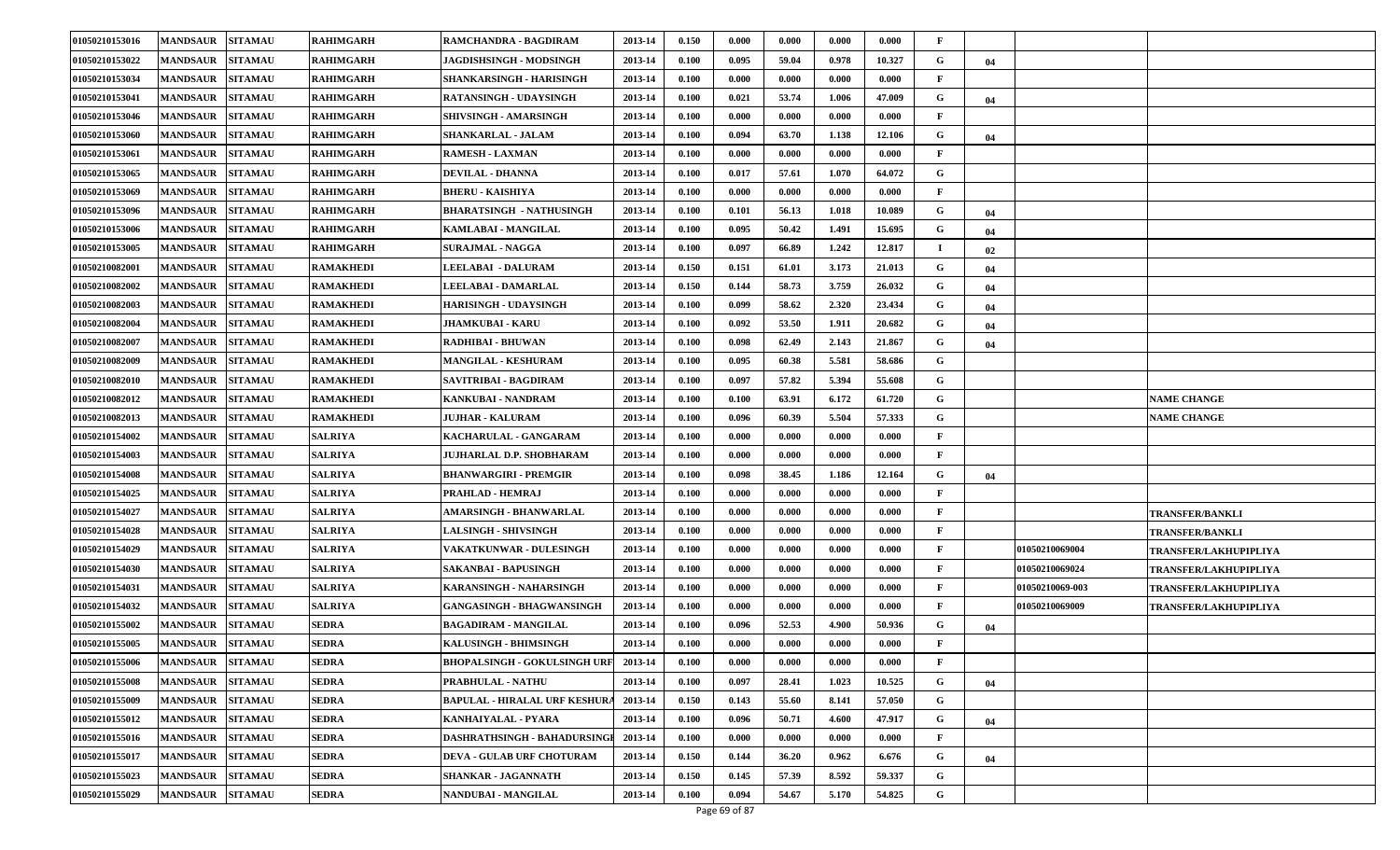| | | | | | | | | | | | | | | | |
|---|---|---|---|---|---|---|---|---|---|---|---|---|---|---|---|
| 01050210153016 | MANDSAUR | SITAMAU | RAHIMGARH | RAMCHANDRA - BAGDIRAM | 2013-14 | 0.150 | 0.000 | 0.000 | 0.000 | 0.000 | F | | | |
| 01050210153022 | MANDSAUR | SITAMAU | RAHIMGARH | JAGDISHSINGH - MODSINGH | 2013-14 | 0.100 | 0.095 | 59.04 | 0.978 | 10.327 | G | 04 | | |
| 01050210153034 | MANDSAUR | SITAMAU | RAHIMGARH | SHANKARSINGH - HARISINGH | 2013-14 | 0.100 | 0.000 | 0.000 | 0.000 | 0.000 | F | | | |
| 01050210153041 | MANDSAUR | SITAMAU | RAHIMGARH | RATANSINGH - UDAYSINGH | 2013-14 | 0.100 | 0.021 | 53.74 | 1.006 | 47.009 | G | 04 | | |
| 01050210153046 | MANDSAUR | SITAMAU | RAHIMGARH | SHIVSINGH - AMARSINGH | 2013-14 | 0.100 | 0.000 | 0.000 | 0.000 | 0.000 | F | | | |
| 01050210153060 | MANDSAUR | SITAMAU | RAHIMGARH | SHANKARLAL - JALAM | 2013-14 | 0.100 | 0.094 | 63.70 | 1.138 | 12.106 | G | 04 | | |
| 01050210153061 | MANDSAUR | SITAMAU | RAHIMGARH | RAMESH - LAXMAN | 2013-14 | 0.100 | 0.000 | 0.000 | 0.000 | 0.000 | F | | | |
| 01050210153065 | MANDSAUR | SITAMAU | RAHIMGARH | DEVILAL - DHANNA | 2013-14 | 0.100 | 0.017 | 57.61 | 1.070 | 64.072 | G | | | |
| 01050210153069 | MANDSAUR | SITAMAU | RAHIMGARH | BHERU - KAISHIYA | 2013-14 | 0.100 | 0.000 | 0.000 | 0.000 | 0.000 | F | | | |
| 01050210153096 | MANDSAUR | SITAMAU | RAHIMGARH | BHARATSINGH - NATHUSINGH | 2013-14 | 0.100 | 0.101 | 56.13 | 1.018 | 10.089 | G | 04 | | |
| 01050210153006 | MANDSAUR | SITAMAU | RAHIMGARH | KAMLABAI - MANGILAL | 2013-14 | 0.100 | 0.095 | 50.42 | 1.491 | 15.695 | G | 04 | | |
| 01050210153005 | MANDSAUR | SITAMAU | RAHIMGARH | SURAJMAL - NAGGA | 2013-14 | 0.100 | 0.097 | 66.89 | 1.242 | 12.817 | I | 02 | | |
| 01050210082001 | MANDSAUR | SITAMAU | RAMAKHEDI | LEELABAI - DALURAM | 2013-14 | 0.150 | 0.151 | 61.01 | 3.173 | 21.013 | G | 04 | | |
| 01050210082002 | MANDSAUR | SITAMAU | RAMAKHEDI | LEELABAI - DAMARLAL | 2013-14 | 0.150 | 0.144 | 58.73 | 3.759 | 26.032 | G | 04 | | |
| 01050210082003 | MANDSAUR | SITAMAU | RAMAKHEDI | HARISINGH - UDAYSINGH | 2013-14 | 0.100 | 0.099 | 58.62 | 2.320 | 23.434 | G | 04 | | |
| 01050210082004 | MANDSAUR | SITAMAU | RAMAKHEDI | JHAMKUBAI - KARU | 2013-14 | 0.100 | 0.092 | 53.50 | 1.911 | 20.682 | G | 04 | | |
| 01050210082007 | MANDSAUR | SITAMAU | RAMAKHEDI | RADHIBAI - BHUWAN | 2013-14 | 0.100 | 0.098 | 62.49 | 2.143 | 21.867 | G | 04 | | |
| 01050210082009 | MANDSAUR | SITAMAU | RAMAKHEDI | MANGILAL - KESHURAM | 2013-14 | 0.100 | 0.095 | 60.38 | 5.581 | 58.686 | G | | | |
| 01050210082010 | MANDSAUR | SITAMAU | RAMAKHEDI | SAVITRIBAI - BAGDIRAM | 2013-14 | 0.100 | 0.097 | 57.82 | 5.394 | 55.608 | G | | | |
| 01050210082012 | MANDSAUR | SITAMAU | RAMAKHEDI | KANKUBAI - NANDRAM | 2013-14 | 0.100 | 0.100 | 63.91 | 6.172 | 61.720 | G | | | NAME CHANGE |
| 01050210082013 | MANDSAUR | SITAMAU | RAMAKHEDI | JUJHAR - KALURAM | 2013-14 | 0.100 | 0.096 | 60.39 | 5.504 | 57.333 | G | | | NAME CHANGE |
| 01050210154002 | MANDSAUR | SITAMAU | SALRIYA | KACHARULAL - GANGARAM | 2013-14 | 0.100 | 0.000 | 0.000 | 0.000 | 0.000 | F | | | |
| 01050210154003 | MANDSAUR | SITAMAU | SALRIYA | JUJHARLAL D.P. SHOBHARAM | 2013-14 | 0.100 | 0.000 | 0.000 | 0.000 | 0.000 | F | | | |
| 01050210154008 | MANDSAUR | SITAMAU | SALRIYA | BHANWARGIRI - PREMGIR | 2013-14 | 0.100 | 0.098 | 38.45 | 1.186 | 12.164 | G | 04 | | |
| 01050210154025 | MANDSAUR | SITAMAU | SALRIYA | PRAHLAD - HEMRAJ | 2013-14 | 0.100 | 0.000 | 0.000 | 0.000 | 0.000 | F | | | |
| 01050210154027 | MANDSAUR | SITAMAU | SALRIYA | AMARSINGH - BHANWARLAL | 2013-14 | 0.100 | 0.000 | 0.000 | 0.000 | 0.000 | F | | | TRANSFER/BANKLI |
| 01050210154028 | MANDSAUR | SITAMAU | SALRIYA | LALSINGH - SHIVSINGH | 2013-14 | 0.100 | 0.000 | 0.000 | 0.000 | 0.000 | F | | | TRANSFER/BANKLI |
| 01050210154029 | MANDSAUR | SITAMAU | SALRIYA | VAKATKUNWAR - DULESINGH | 2013-14 | 0.100 | 0.000 | 0.000 | 0.000 | 0.000 | F | | 01050210069004 | TRANSFER/LAKHUPIPLIYA |
| 01050210154030 | MANDSAUR | SITAMAU | SALRIYA | SAKANBAI - BAPUSINGH | 2013-14 | 0.100 | 0.000 | 0.000 | 0.000 | 0.000 | F | | 01050210069024 | TRANSFER/LAKHUPIPLIYA |
| 01050210154031 | MANDSAUR | SITAMAU | SALRIYA | KARANSINGH - NAHARSINGH | 2013-14 | 0.100 | 0.000 | 0.000 | 0.000 | 0.000 | F | | 01050210069-003 | TRANSFER/LAKHUPIPLIYA |
| 01050210154032 | MANDSAUR | SITAMAU | SALRIYA | GANGASINGH - BHAGWANSINGH | 2013-14 | 0.100 | 0.000 | 0.000 | 0.000 | 0.000 | F | | 01050210069009 | TRANSFER/LAKHUPIPLIYA |
| 01050210155002 | MANDSAUR | SITAMAU | SEDRA | BAGADIRAM - MANGILAL | 2013-14 | 0.100 | 0.096 | 52.53 | 4.900 | 50.936 | G | 04 | | |
| 01050210155005 | MANDSAUR | SITAMAU | SEDRA | KALUSINGH - BHIMSINGH | 2013-14 | 0.100 | 0.000 | 0.000 | 0.000 | 0.000 | F | | | |
| 01050210155006 | MANDSAUR | SITAMAU | SEDRA | BHOPALSINGH - GOKULSINGH URF | 2013-14 | 0.100 | 0.000 | 0.000 | 0.000 | 0.000 | F | | | |
| 01050210155008 | MANDSAUR | SITAMAU | SEDRA | PRABHULAL - NATHU | 2013-14 | 0.100 | 0.097 | 28.41 | 1.023 | 10.525 | G | 04 | | |
| 01050210155009 | MANDSAUR | SITAMAU | SEDRA | BAPULAL - HIRALAL URF KESHURA | 2013-14 | 0.150 | 0.143 | 55.60 | 8.141 | 57.050 | G | | | |
| 01050210155012 | MANDSAUR | SITAMAU | SEDRA | KANHAIYALAL - PYARA | 2013-14 | 0.100 | 0.096 | 50.71 | 4.600 | 47.917 | G | 04 | | |
| 01050210155016 | MANDSAUR | SITAMAU | SEDRA | DASHRATHSINGH - BAHADURSINGH | 2013-14 | 0.100 | 0.000 | 0.000 | 0.000 | 0.000 | F | | | |
| 01050210155017 | MANDSAUR | SITAMAU | SEDRA | DEVA - GULAB URF CHOTURAM | 2013-14 | 0.150 | 0.144 | 36.20 | 0.962 | 6.676 | G | 04 | | |
| 01050210155023 | MANDSAUR | SITAMAU | SEDRA | SHANKAR - JAGANNATH | 2013-14 | 0.150 | 0.145 | 57.39 | 8.592 | 59.337 | G | | | |
| 01050210155029 | MANDSAUR | SITAMAU | SEDRA | NANDUBAI - MANGILAL | 2013-14 | 0.100 | 0.094 | 54.67 | 5.170 | 54.825 | G | | | |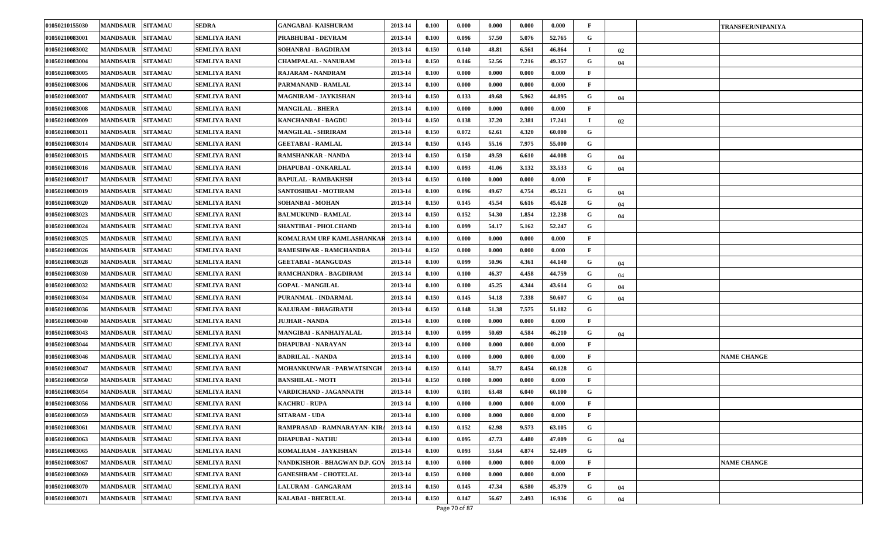| | | | | | | | | | | | | | | |
|---|---|---|---|---|---|---|---|---|---|---|---|---|---|---|
| 01050210155030 | MANDSAUR | SITAMAU | SEDRA | GANGABAI- KAISHURAM | 2013-14 | 0.100 | 0.000 | 0.000 | 0.000 | 0.000 | F | | | TRANSFER/NIPANIYA |
| 01050210083001 | MANDSAUR | SITAMAU | SEMLIYA RANI | PRABHUBAI - DEVRAM | 2013-14 | 0.100 | 0.096 | 57.50 | 5.076 | 52.765 | G | | | |
| 01050210083002 | MANDSAUR | SITAMAU | SEMLIYA RANI | SOHANBAI - BAGDIRAM | 2013-14 | 0.150 | 0.140 | 48.81 | 6.561 | 46.864 | I | 02 | | |
| 01050210083004 | MANDSAUR | SITAMAU | SEMLIYA RANI | CHAMPALAL - NANURAM | 2013-14 | 0.150 | 0.146 | 52.56 | 7.216 | 49.357 | G | 04 | | |
| 01050210083005 | MANDSAUR | SITAMAU | SEMLIYA RANI | RAJARAM - NANDRAM | 2013-14 | 0.100 | 0.000 | 0.000 | 0.000 | 0.000 | F | | | |
| 01050210083006 | MANDSAUR | SITAMAU | SEMLIYA RANI | PARMANAND - RAMLAL | 2013-14 | 0.100 | 0.000 | 0.000 | 0.000 | 0.000 | F | | | |
| 01050210083007 | MANDSAUR | SITAMAU | SEMLIYA RANI | MAGNIRAM - JAYKISHAN | 2013-14 | 0.150 | 0.133 | 49.68 | 5.962 | 44.895 | G | 04 | | |
| 01050210083008 | MANDSAUR | SITAMAU | SEMLIYA RANI | MANGILAL - BHERA | 2013-14 | 0.100 | 0.000 | 0.000 | 0.000 | 0.000 | F | | | |
| 01050210083009 | MANDSAUR | SITAMAU | SEMLIYA RANI | KANCHANBAI - BAGDU | 2013-14 | 0.150 | 0.138 | 37.20 | 2.381 | 17.241 | I | 02 | | |
| 01050210083011 | MANDSAUR | SITAMAU | SEMLIYA RANI | MANGILAL - SHRIRAM | 2013-14 | 0.150 | 0.072 | 62.61 | 4.320 | 60.000 | G | | | |
| 01050210083014 | MANDSAUR | SITAMAU | SEMLIYA RANI | GEETABAI - RAMLAL | 2013-14 | 0.150 | 0.145 | 55.16 | 7.975 | 55.000 | G | | | |
| 01050210083015 | MANDSAUR | SITAMAU | SEMLIYA RANI | RAMSHANKAR - NANDA | 2013-14 | 0.150 | 0.150 | 49.59 | 6.610 | 44.008 | G | 04 | | |
| 01050210083016 | MANDSAUR | SITAMAU | SEMLIYA RANI | DHAPUBAI - ONKARLAL | 2013-14 | 0.100 | 0.093 | 41.06 | 3.132 | 33.533 | G | 04 | | |
| 01050210083017 | MANDSAUR | SITAMAU | SEMLIYA RANI | BAPULAL - RAMBAKHSH | 2013-14 | 0.150 | 0.000 | 0.000 | 0.000 | 0.000 | F | | | |
| 01050210083019 | MANDSAUR | SITAMAU | SEMLIYA RANI | SANTOSHBAI - MOTIRAM | 2013-14 | 0.100 | 0.096 | 49.67 | 4.754 | 49.521 | G | 04 | | |
| 01050210083020 | MANDSAUR | SITAMAU | SEMLIYA RANI | SOHANBAI - MOHAN | 2013-14 | 0.150 | 0.145 | 45.54 | 6.616 | 45.628 | G | 04 | | |
| 01050210083023 | MANDSAUR | SITAMAU | SEMLIYA RANI | BALMUKUND - RAMLAL | 2013-14 | 0.150 | 0.152 | 54.30 | 1.854 | 12.238 | G | 04 | | |
| 01050210083024 | MANDSAUR | SITAMAU | SEMLIYA RANI | SHANTIBAI - PHOLCHAND | 2013-14 | 0.100 | 0.099 | 54.17 | 5.162 | 52.247 | G | | | |
| 01050210083025 | MANDSAUR | SITAMAU | SEMLIYA RANI | KOMALRAM URF KAMLASHANKAR | 2013-14 | 0.100 | 0.000 | 0.000 | 0.000 | 0.000 | F | | | |
| 01050210083026 | MANDSAUR | SITAMAU | SEMLIYA RANI | RAMESHWAR - RAMCHANDRA | 2013-14 | 0.150 | 0.000 | 0.000 | 0.000 | 0.000 | F | | | |
| 01050210083028 | MANDSAUR | SITAMAU | SEMLIYA RANI | GEETABAI - MANGUDAS | 2013-14 | 0.100 | 0.099 | 50.96 | 4.361 | 44.140 | G | 04 | | |
| 01050210083030 | MANDSAUR | SITAMAU | SEMLIYA RANI | RAMCHANDRA - BAGDIRAM | 2013-14 | 0.100 | 0.100 | 46.37 | 4.458 | 44.759 | G | 04 | | |
| 01050210083032 | MANDSAUR | SITAMAU | SEMLIYA RANI | GOPAL - MANGILAL | 2013-14 | 0.100 | 0.100 | 45.25 | 4.344 | 43.614 | G | 04 | | |
| 01050210083034 | MANDSAUR | SITAMAU | SEMLIYA RANI | PURANMAL - INDARMAL | 2013-14 | 0.150 | 0.145 | 54.18 | 7.338 | 50.607 | G | 04 | | |
| 01050210083036 | MANDSAUR | SITAMAU | SEMLIYA RANI | KALURAM - BHAGIRATH | 2013-14 | 0.150 | 0.148 | 51.38 | 7.575 | 51.182 | G | | | |
| 01050210083040 | MANDSAUR | SITAMAU | SEMLIYA RANI | JUJHAR - NANDA | 2013-14 | 0.100 | 0.000 | 0.000 | 0.000 | 0.000 | F | | | |
| 01050210083043 | MANDSAUR | SITAMAU | SEMLIYA RANI | MANGIBAI - KANHAIYALAL | 2013-14 | 0.100 | 0.099 | 50.69 | 4.584 | 46.210 | G | 04 | | |
| 01050210083044 | MANDSAUR | SITAMAU | SEMLIYA RANI | DHAPUBAI - NARAYAN | 2013-14 | 0.100 | 0.000 | 0.000 | 0.000 | 0.000 | F | | | |
| 01050210083046 | MANDSAUR | SITAMAU | SEMLIYA RANI | BADRILAL - NANDA | 2013-14 | 0.100 | 0.000 | 0.000 | 0.000 | 0.000 | F | | | NAME CHANGE |
| 01050210083047 | MANDSAUR | SITAMAU | SEMLIYA RANI | MOHANKUNWAR - PARWATSINGH | 2013-14 | 0.150 | 0.141 | 58.77 | 8.454 | 60.128 | G | | | |
| 01050210083050 | MANDSAUR | SITAMAU | SEMLIYA RANI | BANSHILAL - MOTI | 2013-14 | 0.150 | 0.000 | 0.000 | 0.000 | 0.000 | F | | | |
| 01050210083054 | MANDSAUR | SITAMAU | SEMLIYA RANI | VARDICHAND - JAGANNATH | 2013-14 | 0.100 | 0.101 | 63.48 | 6.040 | 60.100 | G | | | |
| 01050210083056 | MANDSAUR | SITAMAU | SEMLIYA RANI | KACHRU - RUPA | 2013-14 | 0.100 | 0.000 | 0.000 | 0.000 | 0.000 | F | | | |
| 01050210083059 | MANDSAUR | SITAMAU | SEMLIYA RANI | SITARAM - UDA | 2013-14 | 0.100 | 0.000 | 0.000 | 0.000 | 0.000 | F | | | |
| 01050210083061 | MANDSAUR | SITAMAU | SEMLIYA RANI | RAMPRASAD - RAMNARAYAN- KIR | 2013-14 | 0.150 | 0.152 | 62.98 | 9.573 | 63.105 | G | | | |
| 01050210083063 | MANDSAUR | SITAMAU | SEMLIYA RANI | DHAPUBAI - NATHU | 2013-14 | 0.100 | 0.095 | 47.73 | 4.480 | 47.009 | G | 04 | | |
| 01050210083065 | MANDSAUR | SITAMAU | SEMLIYA RANI | KOMALRAM - JAYKISHAN | 2013-14 | 0.100 | 0.093 | 53.64 | 4.874 | 52.409 | G | | | |
| 01050210083067 | MANDSAUR | SITAMAU | SEMLIYA RANI | NANDKISHOR - BHAGWAN D.P. GOV | 2013-14 | 0.100 | 0.000 | 0.000 | 0.000 | 0.000 | F | | | NAME CHANGE |
| 01050210083069 | MANDSAUR | SITAMAU | SEMLIYA RANI | GANESHRAM - CHOTELAL | 2013-14 | 0.150 | 0.000 | 0.000 | 0.000 | 0.000 | F | | | |
| 01050210083070 | MANDSAUR | SITAMAU | SEMLIYA RANI | LALURAM - GANGARAM | 2013-14 | 0.150 | 0.145 | 47.34 | 6.580 | 45.379 | G | 04 | | |
| 01050210083071 | MANDSAUR | SITAMAU | SEMLIYA RANI | KALABAI - BHERULAL | 2013-14 | 0.150 | 0.147 | 56.67 | 2.493 | 16.936 | G | 04 | | |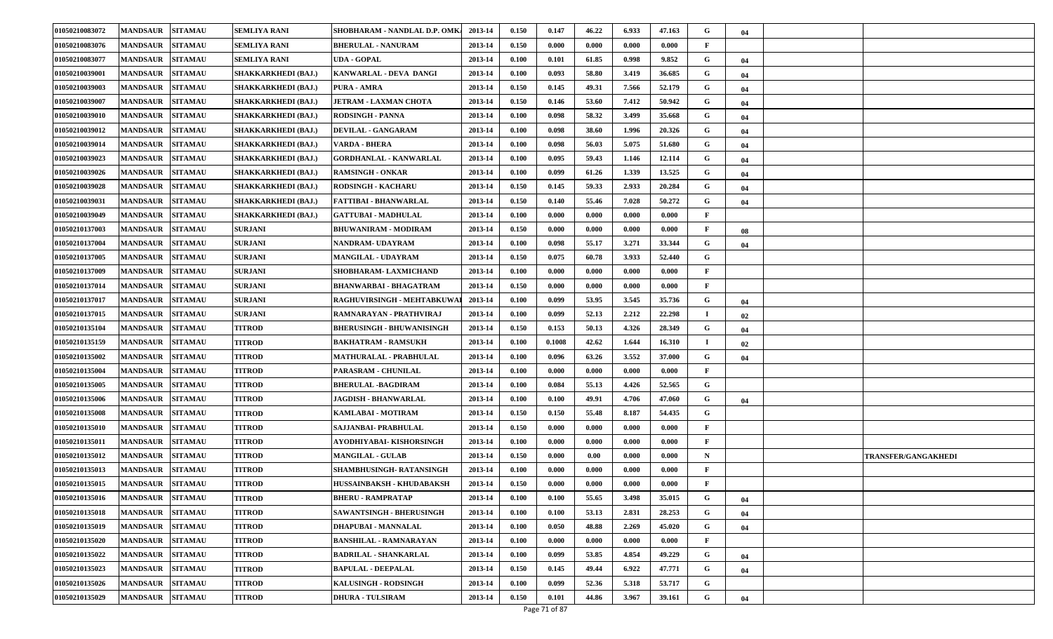| | | | | | | | | | | | | | | | |
|---|---|---|---|---|---|---|---|---|---|---|---|---|---|---|---|
| 01050210083072 | MANDSAUR | SITAMAU | SEMLIYA RANI | SHOBHARAM - NANDLAL D.P. OMKA | 2013-14 | 0.150 | 0.147 | 46.22 | 6.933 | 47.163 | G | 04 | | | |
| 01050210083076 | MANDSAUR | SITAMAU | SEMLIYA RANI | BHERULAL - NANURAM | 2013-14 | 0.150 | 0.000 | 0.000 | 0.000 | 0.000 | F | | | | |
| 01050210083077 | MANDSAUR | SITAMAU | SEMLIYA RANI | UDA - GOPAL | 2013-14 | 0.100 | 0.101 | 61.85 | 0.998 | 9.852 | G | 04 | | | |
| 01050210039001 | MANDSAUR | SITAMAU | SHAKKARKHEDI (BAJ.) | KANWARLAL - DEVA DANGI | 2013-14 | 0.100 | 0.093 | 58.80 | 3.419 | 36.685 | G | 04 | | | |
| 01050210039003 | MANDSAUR | SITAMAU | SHAKKARKHEDI (BAJ.) | PURA - AMRA | 2013-14 | 0.150 | 0.145 | 49.31 | 7.566 | 52.179 | G | 04 | | | |
| 01050210039007 | MANDSAUR | SITAMAU | SHAKKARKHEDI (BAJ.) | JETRAM - LAXMAN CHOTA | 2013-14 | 0.150 | 0.146 | 53.60 | 7.412 | 50.942 | G | 04 | | | |
| 01050210039010 | MANDSAUR | SITAMAU | SHAKKARKHEDI (BAJ.) | RODSINGH - PANNA | 2013-14 | 0.100 | 0.098 | 58.32 | 3.499 | 35.668 | G | 04 | | | |
| 01050210039012 | MANDSAUR | SITAMAU | SHAKKARKHEDI (BAJ.) | DEVILAL - GANGARAM | 2013-14 | 0.100 | 0.098 | 38.60 | 1.996 | 20.326 | G | 04 | | | |
| 01050210039014 | MANDSAUR | SITAMAU | SHAKKARKHEDI (BAJ.) | VARDA - BHERA | 2013-14 | 0.100 | 0.098 | 56.03 | 5.075 | 51.680 | G | 04 | | | |
| 01050210039023 | MANDSAUR | SITAMAU | SHAKKARKHEDI (BAJ.) | GORDHANLAL - KANWARLAL | 2013-14 | 0.100 | 0.095 | 59.43 | 1.146 | 12.114 | G | 04 | | | |
| 01050210039026 | MANDSAUR | SITAMAU | SHAKKARKHEDI (BAJ.) | RAMSINGH - ONKAR | 2013-14 | 0.100 | 0.099 | 61.26 | 1.339 | 13.525 | G | 04 | | | |
| 01050210039028 | MANDSAUR | SITAMAU | SHAKKARKHEDI (BAJ.) | RODSINGH - KACHARU | 2013-14 | 0.150 | 0.145 | 59.33 | 2.933 | 20.284 | G | 04 | | | |
| 01050210039031 | MANDSAUR | SITAMAU | SHAKKARKHEDI (BAJ.) | FATTIBAI - BHANWARLAL | 2013-14 | 0.150 | 0.140 | 55.46 | 7.028 | 50.272 | G | 04 | | | |
| 01050210039049 | MANDSAUR | SITAMAU | SHAKKARKHEDI (BAJ.) | GATTUBAI - MADHULAL | 2013-14 | 0.100 | 0.000 | 0.000 | 0.000 | 0.000 | F | | | | |
| 01050210137003 | MANDSAUR | SITAMAU | SURJANI | BHUWANIRAM - MODIRAM | 2013-14 | 0.150 | 0.000 | 0.000 | 0.000 | 0.000 | F | 08 | | | |
| 01050210137004 | MANDSAUR | SITAMAU | SURJANI | NANDRAM- UDAYRAM | 2013-14 | 0.100 | 0.098 | 55.17 | 3.271 | 33.344 | G | 04 | | | |
| 01050210137005 | MANDSAUR | SITAMAU | SURJANI | MANGILAL - UDAYRAM | 2013-14 | 0.150 | 0.075 | 60.78 | 3.933 | 52.440 | G | | | | |
| 01050210137009 | MANDSAUR | SITAMAU | SURJANI | SHOBHARAM- LAXMICHAND | 2013-14 | 0.100 | 0.000 | 0.000 | 0.000 | 0.000 | F | | | | |
| 01050210137014 | MANDSAUR | SITAMAU | SURJANI | BHANWARBAI - BHAGATRAM | 2013-14 | 0.150 | 0.000 | 0.000 | 0.000 | 0.000 | F | | | | |
| 01050210137017 | MANDSAUR | SITAMAU | SURJANI | RAGHUVIRSINGH - MEHTABKUWAI | 2013-14 | 0.100 | 0.099 | 53.95 | 3.545 | 35.736 | G | 04 | | | |
| 01050210137015 | MANDSAUR | SITAMAU | SURJANI | RAMNARAYAN - PRATHVIRAJ | 2013-14 | 0.100 | 0.099 | 52.13 | 2.212 | 22.298 | I | 02 | | | |
| 01050210135104 | MANDSAUR | SITAMAU | TITROD | BHERUSINGH - BHUWANISINGH | 2013-14 | 0.150 | 0.153 | 50.13 | 4.326 | 28.349 | G | 04 | | | |
| 01050210135159 | MANDSAUR | SITAMAU | TITROD | BAKHATRAM - RAMSUKH | 2013-14 | 0.100 | 0.1008 | 42.62 | 1.644 | 16.310 | I | 02 | | | |
| 01050210135002 | MANDSAUR | SITAMAU | TITROD | MATHURALAL - PRABHULAL | 2013-14 | 0.100 | 0.096 | 63.26 | 3.552 | 37.000 | G | 04 | | | |
| 01050210135004 | MANDSAUR | SITAMAU | TITROD | PARASRAM - CHUNILAL | 2013-14 | 0.100 | 0.000 | 0.000 | 0.000 | 0.000 | F | | | | |
| 01050210135005 | MANDSAUR | SITAMAU | TITROD | BHERULAL -BAGDIRAM | 2013-14 | 0.100 | 0.084 | 55.13 | 4.426 | 52.565 | G | | | | |
| 01050210135006 | MANDSAUR | SITAMAU | TITROD | JAGDISH - BHANWARLAL | 2013-14 | 0.100 | 0.100 | 49.91 | 4.706 | 47.060 | G | 04 | | | |
| 01050210135008 | MANDSAUR | SITAMAU | TITROD | KAMLABAI - MOTIRAM | 2013-14 | 0.150 | 0.150 | 55.48 | 8.187 | 54.435 | G | | | | |
| 01050210135010 | MANDSAUR | SITAMAU | TITROD | SAJJANBAI- PRABHULAL | 2013-14 | 0.150 | 0.000 | 0.000 | 0.000 | 0.000 | F | | | | |
| 01050210135011 | MANDSAUR | SITAMAU | TITROD | AYODHIYABAI- KISHORSINGH | 2013-14 | 0.100 | 0.000 | 0.000 | 0.000 | 0.000 | F | | | | |
| 01050210135012 | MANDSAUR | SITAMAU | TITROD | MANGILAL - GULAB | 2013-14 | 0.150 | 0.000 | 0.00 | 0.000 | 0.000 | N | | | | TRANSFER/GANGAKHEDI |
| 01050210135013 | MANDSAUR | SITAMAU | TITROD | SHAMBHUSINGH- RATANSINGH | 2013-14 | 0.100 | 0.000 | 0.000 | 0.000 | 0.000 | F | | | | |
| 01050210135015 | MANDSAUR | SITAMAU | TITROD | HUSSAINBAKSH - KHUDABAKSH | 2013-14 | 0.150 | 0.000 | 0.000 | 0.000 | 0.000 | F | | | | |
| 01050210135016 | MANDSAUR | SITAMAU | TITROD | BHERU - RAMPRATAP | 2013-14 | 0.100 | 0.100 | 55.65 | 3.498 | 35.015 | G | 04 | | | |
| 01050210135018 | MANDSAUR | SITAMAU | TITROD | SAWANTSINGH - BHERUSINGH | 2013-14 | 0.100 | 0.100 | 53.13 | 2.831 | 28.253 | G | 04 | | | |
| 01050210135019 | MANDSAUR | SITAMAU | TITROD | DHAPUBAI - MANNALAL | 2013-14 | 0.100 | 0.050 | 48.88 | 2.269 | 45.020 | G | 04 | | | |
| 01050210135020 | MANDSAUR | SITAMAU | TITROD | BANSHILAL - RAMNARAYAN | 2013-14 | 0.100 | 0.000 | 0.000 | 0.000 | 0.000 | F | | | | |
| 01050210135022 | MANDSAUR | SITAMAU | TITROD | BADRILAL - SHANKARLAL | 2013-14 | 0.100 | 0.099 | 53.85 | 4.854 | 49.229 | G | 04 | | | |
| 01050210135023 | MANDSAUR | SITAMAU | TITROD | BAPULAL - DEEPALAL | 2013-14 | 0.150 | 0.145 | 49.44 | 6.922 | 47.771 | G | 04 | | | |
| 01050210135026 | MANDSAUR | SITAMAU | TITROD | KALUSINGH - RODSINGH | 2013-14 | 0.100 | 0.099 | 52.36 | 5.318 | 53.717 | G | | | | |
| 01050210135029 | MANDSAUR | SITAMAU | TITROD | DHURA - TULSIRAM | 2013-14 | 0.150 | 0.101 | 44.86 | 3.967 | 39.161 | G | 04 | | | |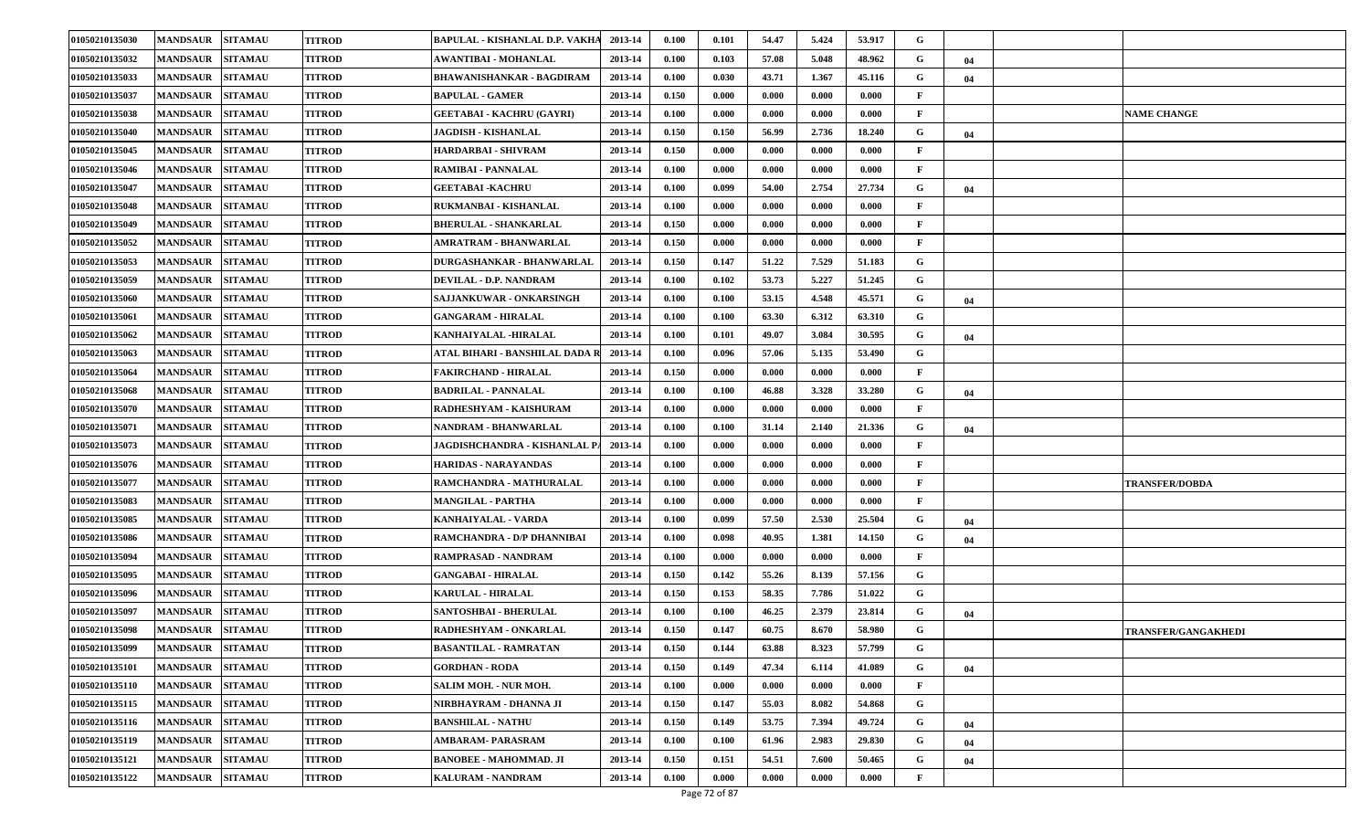| | | | | | | | | | | | | | | |
|---|---|---|---|---|---|---|---|---|---|---|---|---|---|---|
| 01050210135030 | MANDSAUR | SITAMAU | TITROD | BAPULAL - KISHANLAL D.P. VAKHA | 2013-14 | 0.100 | 0.101 | 54.47 | 5.424 | 53.917 | G | | | |
| 01050210135032 | MANDSAUR | SITAMAU | TITROD | AWANTIBAI - MOHANLAL | 2013-14 | 0.100 | 0.103 | 57.08 | 5.048 | 48.962 | G | 04 | | |
| 01050210135033 | MANDSAUR | SITAMAU | TITROD | BHAWANISHANKAR - BAGDIRAM | 2013-14 | 0.100 | 0.030 | 43.71 | 1.367 | 45.116 | G | 04 | | |
| 01050210135037 | MANDSAUR | SITAMAU | TITROD | BAPULAL - GAMER | 2013-14 | 0.150 | 0.000 | 0.000 | 0.000 | 0.000 | F | | | |
| 01050210135038 | MANDSAUR | SITAMAU | TITROD | GEETABAI - KACHRU (GAYRI) | 2013-14 | 0.100 | 0.000 | 0.000 | 0.000 | 0.000 | F | | | NAME CHANGE |
| 01050210135040 | MANDSAUR | SITAMAU | TITROD | JAGDISH - KISHANLAL | 2013-14 | 0.150 | 0.150 | 56.99 | 2.736 | 18.240 | G | 04 | | |
| 01050210135045 | MANDSAUR | SITAMAU | TITROD | HARDARBAI - SHIVRAM | 2013-14 | 0.150 | 0.000 | 0.000 | 0.000 | 0.000 | F | | | |
| 01050210135046 | MANDSAUR | SITAMAU | TITROD | RAMIBAI - PANNALAL | 2013-14 | 0.100 | 0.000 | 0.000 | 0.000 | 0.000 | F | | | |
| 01050210135047 | MANDSAUR | SITAMAU | TITROD | GEETABAI -KACHRU | 2013-14 | 0.100 | 0.099 | 54.00 | 2.754 | 27.734 | G | 04 | | |
| 01050210135048 | MANDSAUR | SITAMAU | TITROD | RUKMANBAI - KISHANLAL | 2013-14 | 0.100 | 0.000 | 0.000 | 0.000 | 0.000 | F | | | |
| 01050210135049 | MANDSAUR | SITAMAU | TITROD | BHERULAL - SHANKARLAL | 2013-14 | 0.150 | 0.000 | 0.000 | 0.000 | 0.000 | F | | | |
| 01050210135052 | MANDSAUR | SITAMAU | TITROD | AMRATRAM - BHANWARLAL | 2013-14 | 0.150 | 0.000 | 0.000 | 0.000 | 0.000 | F | | | |
| 01050210135053 | MANDSAUR | SITAMAU | TITROD | DURGASHANKAR - BHANWARLAL | 2013-14 | 0.150 | 0.147 | 51.22 | 7.529 | 51.183 | G | | | |
| 01050210135059 | MANDSAUR | SITAMAU | TITROD | DEVILAL - D.P. NANDRAM | 2013-14 | 0.100 | 0.102 | 53.73 | 5.227 | 51.245 | G | | | |
| 01050210135060 | MANDSAUR | SITAMAU | TITROD | SAJJANKUWAR - ONKARSINGH | 2013-14 | 0.100 | 0.100 | 53.15 | 4.548 | 45.571 | G | 04 | | |
| 01050210135061 | MANDSAUR | SITAMAU | TITROD | GANGARAM - HIRALAL | 2013-14 | 0.100 | 0.100 | 63.30 | 6.312 | 63.310 | G | | | |
| 01050210135062 | MANDSAUR | SITAMAU | TITROD | KANHAIYALAL -HIRALAL | 2013-14 | 0.100 | 0.101 | 49.07 | 3.084 | 30.595 | G | 04 | | |
| 01050210135063 | MANDSAUR | SITAMAU | TITROD | ATAL BIHARI - BANSHILAL DADA R | 2013-14 | 0.100 | 0.096 | 57.06 | 5.135 | 53.490 | G | | | |
| 01050210135064 | MANDSAUR | SITAMAU | TITROD | FAKIRCHAND - HIRALAL | 2013-14 | 0.150 | 0.000 | 0.000 | 0.000 | 0.000 | F | | | |
| 01050210135068 | MANDSAUR | SITAMAU | TITROD | BADRILAL - PANNALAL | 2013-14 | 0.100 | 0.100 | 46.88 | 3.328 | 33.280 | G | 04 | | |
| 01050210135070 | MANDSAUR | SITAMAU | TITROD | RADHESHYAM - KAISHURAM | 2013-14 | 0.100 | 0.000 | 0.000 | 0.000 | 0.000 | F | | | |
| 01050210135071 | MANDSAUR | SITAMAU | TITROD | NANDRAM - BHANWARLAL | 2013-14 | 0.100 | 0.100 | 31.14 | 2.140 | 21.336 | G | 04 | | |
| 01050210135073 | MANDSAUR | SITAMAU | TITROD | JAGDISHCHANDRA - KISHANLAL P. | 2013-14 | 0.100 | 0.000 | 0.000 | 0.000 | 0.000 | F | | | |
| 01050210135076 | MANDSAUR | SITAMAU | TITROD | HARIDAS - NARAYANDAS | 2013-14 | 0.100 | 0.000 | 0.000 | 0.000 | 0.000 | F | | | |
| 01050210135077 | MANDSAUR | SITAMAU | TITROD | RAMCHANDRA - MATHURALAL | 2013-14 | 0.100 | 0.000 | 0.000 | 0.000 | 0.000 | F | | | TRANSFER/DOBDA |
| 01050210135083 | MANDSAUR | SITAMAU | TITROD | MANGILAL - PARTHA | 2013-14 | 0.100 | 0.000 | 0.000 | 0.000 | 0.000 | F | | | |
| 01050210135085 | MANDSAUR | SITAMAU | TITROD | KANHAIYALAL - VARDA | 2013-14 | 0.100 | 0.099 | 57.50 | 2.530 | 25.504 | G | 04 | | |
| 01050210135086 | MANDSAUR | SITAMAU | TITROD | RAMCHANDRA - D/P DHANNIBAI | 2013-14 | 0.100 | 0.098 | 40.95 | 1.381 | 14.150 | G | 04 | | |
| 01050210135094 | MANDSAUR | SITAMAU | TITROD | RAMPRASAD - NANDRAM | 2013-14 | 0.100 | 0.000 | 0.000 | 0.000 | 0.000 | F | | | |
| 01050210135095 | MANDSAUR | SITAMAU | TITROD | GANGABAI - HIRALAL | 2013-14 | 0.150 | 0.142 | 55.26 | 8.139 | 57.156 | G | | | |
| 01050210135096 | MANDSAUR | SITAMAU | TITROD | KARULAL - HIRALAL | 2013-14 | 0.150 | 0.153 | 58.35 | 7.786 | 51.022 | G | | | |
| 01050210135097 | MANDSAUR | SITAMAU | TITROD | SANTOSHBAI - BHERULAL | 2013-14 | 0.100 | 0.100 | 46.25 | 2.379 | 23.814 | G | 04 | | |
| 01050210135098 | MANDSAUR | SITAMAU | TITROD | RADHESHYAM - ONKARLAL | 2013-14 | 0.150 | 0.147 | 60.75 | 8.670 | 58.980 | G | | | TRANSFER/GANGAKHEDI |
| 01050210135099 | MANDSAUR | SITAMAU | TITROD | BASANTILAL - RAMRATAN | 2013-14 | 0.150 | 0.144 | 63.88 | 8.323 | 57.799 | G | | | |
| 01050210135101 | MANDSAUR | SITAMAU | TITROD | GORDHAN - RODA | 2013-14 | 0.150 | 0.149 | 47.34 | 6.114 | 41.089 | G | 04 | | |
| 01050210135110 | MANDSAUR | SITAMAU | TITROD | SALIM MOH. - NUR MOH. | 2013-14 | 0.100 | 0.000 | 0.000 | 0.000 | 0.000 | F | | | |
| 01050210135115 | MANDSAUR | SITAMAU | TITROD | NIRBHAYRAM - DHANNA JI | 2013-14 | 0.150 | 0.147 | 55.03 | 8.082 | 54.868 | G | | | |
| 01050210135116 | MANDSAUR | SITAMAU | TITROD | BANSHILAL - NATHU | 2013-14 | 0.150 | 0.149 | 53.75 | 7.394 | 49.724 | G | 04 | | |
| 01050210135119 | MANDSAUR | SITAMAU | TITROD | AMBARAM- PARASRAM | 2013-14 | 0.100 | 0.100 | 61.96 | 2.983 | 29.830 | G | 04 | | |
| 01050210135121 | MANDSAUR | SITAMAU | TITROD | BANOBEE - MAHOMMAD. JI | 2013-14 | 0.150 | 0.151 | 54.51 | 7.600 | 50.465 | G | 04 | | |
| 01050210135122 | MANDSAUR | SITAMAU | TITROD | KALURAM - NANDRAM | 2013-14 | 0.100 | 0.000 | 0.000 | 0.000 | 0.000 | F | | | |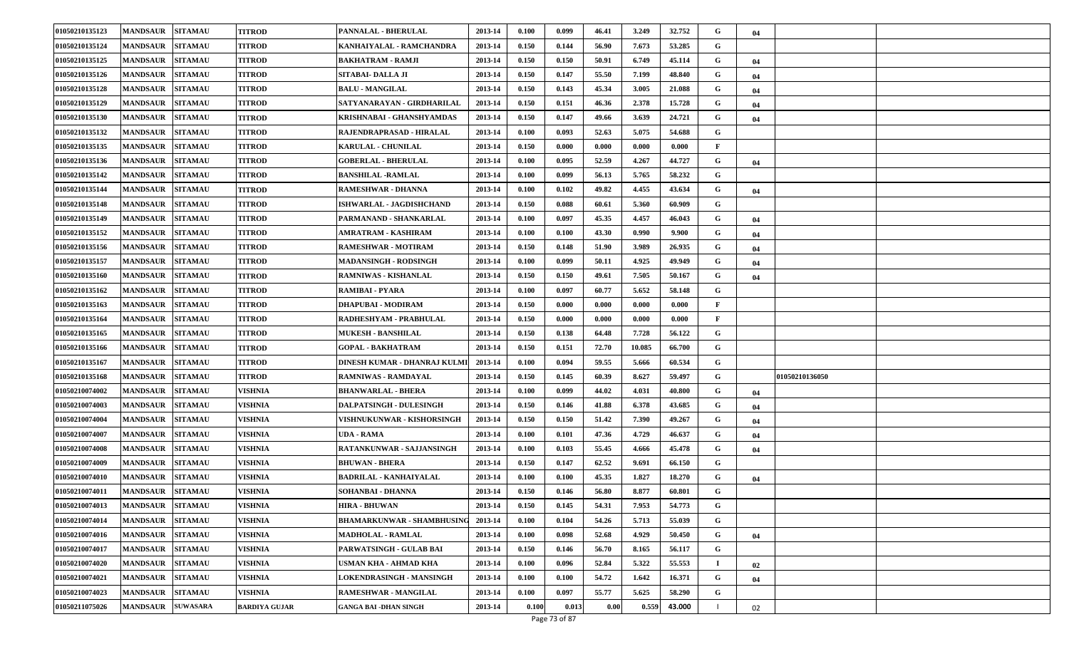| | | | | | | | | | | | | | | |
|---|---|---|---|---|---|---|---|---|---|---|---|---|---|---|
| 01050210135123 | MANDSAUR | SITAMAU | TITROD | PANNALAL - BHERULAL | 2013-14 | 0.100 | 0.099 | 46.41 | 3.249 | 32.752 | G | 04 | | |
| 01050210135124 | MANDSAUR | SITAMAU | TITROD | KANHAIYALAL - RAMCHANDRA | 2013-14 | 0.150 | 0.144 | 56.90 | 7.673 | 53.285 | G | | | |
| 01050210135125 | MANDSAUR | SITAMAU | TITROD | BAKHATRAM - RAMJI | 2013-14 | 0.150 | 0.150 | 50.91 | 6.749 | 45.114 | G | 04 | | |
| 01050210135126 | MANDSAUR | SITAMAU | TITROD | SITABAI- DALLA JI | 2013-14 | 0.150 | 0.147 | 55.50 | 7.199 | 48.840 | G | 04 | | |
| 01050210135128 | MANDSAUR | SITAMAU | TITROD | BALU - MANGILAL | 2013-14 | 0.150 | 0.143 | 45.34 | 3.005 | 21.088 | G | 04 | | |
| 01050210135129 | MANDSAUR | SITAMAU | TITROD | SATYANARAYAN - GIRDHARILAL | 2013-14 | 0.150 | 0.151 | 46.36 | 2.378 | 15.728 | G | 04 | | |
| 01050210135130 | MANDSAUR | SITAMAU | TITROD | KRISHNABAI - GHANSHYAMDAS | 2013-14 | 0.150 | 0.147 | 49.66 | 3.639 | 24.721 | G | 04 | | |
| 01050210135132 | MANDSAUR | SITAMAU | TITROD | RAJENDRAPRASAD - HIRALAL | 2013-14 | 0.100 | 0.093 | 52.63 | 5.075 | 54.688 | G | | | |
| 01050210135135 | MANDSAUR | SITAMAU | TITROD | KARULAL - CHUNILAL | 2013-14 | 0.150 | 0.000 | 0.000 | 0.000 | 0.000 | F | | | |
| 01050210135136 | MANDSAUR | SITAMAU | TITROD | GOBERLAL - BHERULAL | 2013-14 | 0.100 | 0.095 | 52.59 | 4.267 | 44.727 | G | 04 | | |
| 01050210135142 | MANDSAUR | SITAMAU | TITROD | BANSHILAL -RAMLAL | 2013-14 | 0.100 | 0.099 | 56.13 | 5.765 | 58.232 | G | | | |
| 01050210135144 | MANDSAUR | SITAMAU | TITROD | RAMESHWAR - DHANNA | 2013-14 | 0.100 | 0.102 | 49.82 | 4.455 | 43.634 | G | 04 | | |
| 01050210135148 | MANDSAUR | SITAMAU | TITROD | ISHWARLAL - JAGDISHCHAND | 2013-14 | 0.150 | 0.088 | 60.61 | 5.360 | 60.909 | G | | | |
| 01050210135149 | MANDSAUR | SITAMAU | TITROD | PARMANAND - SHANKARLAL | 2013-14 | 0.100 | 0.097 | 45.35 | 4.457 | 46.043 | G | 04 | | |
| 01050210135152 | MANDSAUR | SITAMAU | TITROD | AMRATRAM - KASHIRAM | 2013-14 | 0.100 | 0.100 | 43.30 | 0.990 | 9.900 | G | 04 | | |
| 01050210135156 | MANDSAUR | SITAMAU | TITROD | RAMESHWAR - MOTIRAM | 2013-14 | 0.150 | 0.148 | 51.90 | 3.989 | 26.935 | G | 04 | | |
| 01050210135157 | MANDSAUR | SITAMAU | TITROD | MADANSINGH - RODSINGH | 2013-14 | 0.100 | 0.099 | 50.11 | 4.925 | 49.949 | G | 04 | | |
| 01050210135160 | MANDSAUR | SITAMAU | TITROD | RAMNIWAS - KISHANLAL | 2013-14 | 0.150 | 0.150 | 49.61 | 7.505 | 50.167 | G | 04 | | |
| 01050210135162 | MANDSAUR | SITAMAU | TITROD | RAMIBAI - PYARA | 2013-14 | 0.100 | 0.097 | 60.77 | 5.652 | 58.148 | G | | | |
| 01050210135163 | MANDSAUR | SITAMAU | TITROD | DHAPUBAI - MODIRAM | 2013-14 | 0.150 | 0.000 | 0.000 | 0.000 | 0.000 | F | | | |
| 01050210135164 | MANDSAUR | SITAMAU | TITROD | RADHESHYAM - PRABHULAL | 2013-14 | 0.150 | 0.000 | 0.000 | 0.000 | 0.000 | F | | | |
| 01050210135165 | MANDSAUR | SITAMAU | TITROD | MUKESH - BANSHILAL | 2013-14 | 0.150 | 0.138 | 64.48 | 7.728 | 56.122 | G | | | |
| 01050210135166 | MANDSAUR | SITAMAU | TITROD | GOPAL - BAKHATRAM | 2013-14 | 0.150 | 0.151 | 72.70 | 10.085 | 66.700 | G | | | |
| 01050210135167 | MANDSAUR | SITAMAU | TITROD | DINESH KUMAR - DHANRAJ KULMI | 2013-14 | 0.100 | 0.094 | 59.55 | 5.666 | 60.534 | G | | | |
| 01050210135168 | MANDSAUR | SITAMAU | TITROD | RAMNIWAS - RAMDAYAL | 2013-14 | 0.150 | 0.145 | 60.39 | 8.627 | 59.497 | G | | 01050210136050 | |
| 01050210074002 | MANDSAUR | SITAMAU | VISHNIA | BHANWARLAL - BHERA | 2013-14 | 0.100 | 0.099 | 44.02 | 4.031 | 40.800 | G | 04 | | |
| 01050210074003 | MANDSAUR | SITAMAU | VISHNIA | DALPATSINGH - DULESINGH | 2013-14 | 0.150 | 0.146 | 41.88 | 6.378 | 43.685 | G | 04 | | |
| 01050210074004 | MANDSAUR | SITAMAU | VISHNIA | VISHNUKUNWAR - KISHORSINGH | 2013-14 | 0.150 | 0.150 | 51.42 | 7.390 | 49.267 | G | 04 | | |
| 01050210074007 | MANDSAUR | SITAMAU | VISHNIA | UDA - RAMA | 2013-14 | 0.100 | 0.101 | 47.36 | 4.729 | 46.637 | G | 04 | | |
| 01050210074008 | MANDSAUR | SITAMAU | VISHNIA | RATANKUNWAR - SAJJANSINGH | 2013-14 | 0.100 | 0.103 | 55.45 | 4.666 | 45.478 | G | 04 | | |
| 01050210074009 | MANDSAUR | SITAMAU | VISHNIA | BHUWAN - BHERA | 2013-14 | 0.150 | 0.147 | 62.52 | 9.691 | 66.150 | G | | | |
| 01050210074010 | MANDSAUR | SITAMAU | VISHNIA | BADRILAL - KANHAIYALAL | 2013-14 | 0.100 | 0.100 | 45.35 | 1.827 | 18.270 | G | 04 | | |
| 01050210074011 | MANDSAUR | SITAMAU | VISHNIA | SOHANBAI - DHANNA | 2013-14 | 0.150 | 0.146 | 56.80 | 8.877 | 60.801 | G | | | |
| 01050210074013 | MANDSAUR | SITAMAU | VISHNIA | HIRA - BHUWAN | 2013-14 | 0.150 | 0.145 | 54.31 | 7.953 | 54.773 | G | | | |
| 01050210074014 | MANDSAUR | SITAMAU | VISHNIA | BHAMARKUNWAR - SHAMBHUSING | 2013-14 | 0.100 | 0.104 | 54.26 | 5.713 | 55.039 | G | | | |
| 01050210074016 | MANDSAUR | SITAMAU | VISHNIA | MADHOLAL - RAMLAL | 2013-14 | 0.100 | 0.098 | 52.68 | 4.929 | 50.450 | G | 04 | | |
| 01050210074017 | MANDSAUR | SITAMAU | VISHNIA | PARWATSINGH - GULAB BAI | 2013-14 | 0.150 | 0.146 | 56.70 | 8.165 | 56.117 | G | | | |
| 01050210074020 | MANDSAUR | SITAMAU | VISHNIA | USMAN KHA - AHMAD KHA | 2013-14 | 0.100 | 0.096 | 52.84 | 5.322 | 55.553 | I | 02 | | |
| 01050210074021 | MANDSAUR | SITAMAU | VISHNIA | LOKENDRASINGH - MANSINGH | 2013-14 | 0.100 | 0.100 | 54.72 | 1.642 | 16.371 | G | 04 | | |
| 01050210074023 | MANDSAUR | SITAMAU | VISHNIA | RAMESHWAR - MANGILAL | 2013-14 | 0.100 | 0.097 | 55.77 | 5.625 | 58.290 | G | | | |
| 01050211075026 | MANDSAUR | SUWASARA | BARDIYA GUJAR | GANGA BAI -DHAN SINGH | 2013-14 | 0.100 | 0.013 | 0.00 | 0.559 | 43.000 | I | 02 | | |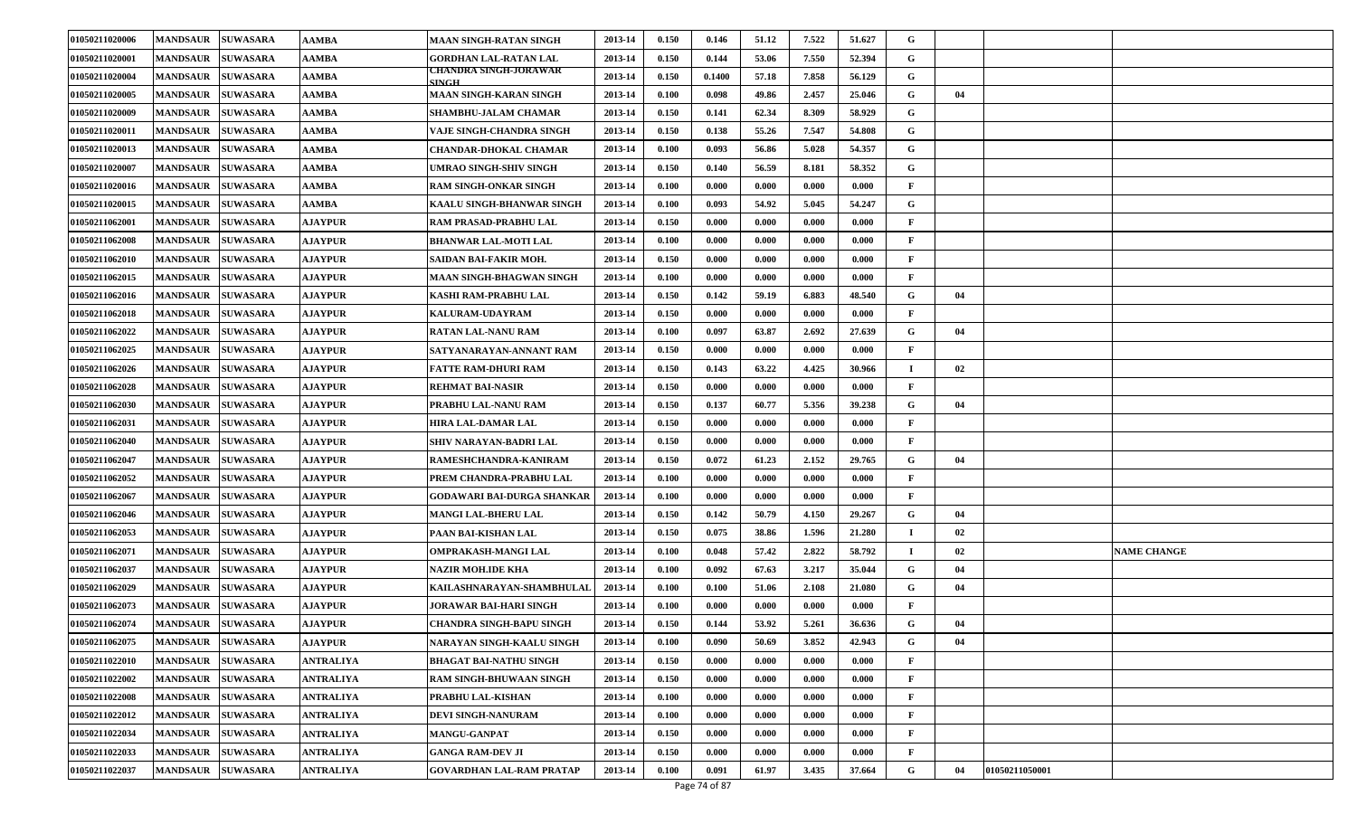| | | | | | | | | | | | | | | | |
|---|---|---|---|---|---|---|---|---|---|---|---|---|---|---|---|
| 01050211020006 | MANDSAUR | SUWASARA | AAMBA | MAAN SINGH-RATAN SINGH | 2013-14 | 0.150 | 0.146 | 51.12 | 7.522 | 51.627 | G | | | |
| 01050211020001 | MANDSAUR | SUWASARA | AAMBA | GORDHAN LAL-RATAN LAL | 2013-14 | 0.150 | 0.144 | 53.06 | 7.550 | 52.394 | G | | | |
| 01050211020004 | MANDSAUR | SUWASARA | AAMBA | CHANDRA SINGH-JORAWAR SINGH | 2013-14 | 0.150 | 0.1400 | 57.18 | 7.858 | 56.129 | G | | | |
| 01050211020005 | MANDSAUR | SUWASARA | AAMBA | MAAN SINGH-KARAN SINGH | 2013-14 | 0.100 | 0.098 | 49.86 | 2.457 | 25.046 | G | 04 | | |
| 01050211020009 | MANDSAUR | SUWASARA | AAMBA | SHAMBHU-JALAM CHAMAR | 2013-14 | 0.150 | 0.141 | 62.34 | 8.309 | 58.929 | G | | | |
| 01050211020011 | MANDSAUR | SUWASARA | AAMBA | VAJE SINGH-CHANDRA SINGH | 2013-14 | 0.150 | 0.138 | 55.26 | 7.547 | 54.808 | G | | | |
| 01050211020013 | MANDSAUR | SUWASARA | AAMBA | CHANDAR-DHOKAL CHAMAR | 2013-14 | 0.100 | 0.093 | 56.86 | 5.028 | 54.357 | G | | | |
| 01050211020007 | MANDSAUR | SUWASARA | AAMBA | UMRAO SINGH-SHIV SINGH | 2013-14 | 0.150 | 0.140 | 56.59 | 8.181 | 58.352 | G | | | |
| 01050211020016 | MANDSAUR | SUWASARA | AAMBA | RAM SINGH-ONKAR SINGH | 2013-14 | 0.100 | 0.000 | 0.000 | 0.000 | 0.000 | F | | | |
| 01050211020015 | MANDSAUR | SUWASARA | AAMBA | KAALU SINGH-BHANWAR SINGH | 2013-14 | 0.100 | 0.093 | 54.92 | 5.045 | 54.247 | G | | | |
| 01050211062001 | MANDSAUR | SUWASARA | AJAYPUR | RAM PRASAD-PRABHU LAL | 2013-14 | 0.150 | 0.000 | 0.000 | 0.000 | 0.000 | F | | | |
| 01050211062008 | MANDSAUR | SUWASARA | AJAYPUR | BHANWAR LAL-MOTI LAL | 2013-14 | 0.100 | 0.000 | 0.000 | 0.000 | 0.000 | F | | | |
| 01050211062010 | MANDSAUR | SUWASARA | AJAYPUR | SAIDAN BAI-FAKIR MOH. | 2013-14 | 0.150 | 0.000 | 0.000 | 0.000 | 0.000 | F | | | |
| 01050211062015 | MANDSAUR | SUWASARA | AJAYPUR | MAAN SINGH-BHAGWAN SINGH | 2013-14 | 0.100 | 0.000 | 0.000 | 0.000 | 0.000 | F | | | |
| 01050211062016 | MANDSAUR | SUWASARA | AJAYPUR | KASHI RAM-PRABHU LAL | 2013-14 | 0.150 | 0.142 | 59.19 | 6.883 | 48.540 | G | 04 | | |
| 01050211062018 | MANDSAUR | SUWASARA | AJAYPUR | KALURAM-UDAYRAM | 2013-14 | 0.150 | 0.000 | 0.000 | 0.000 | 0.000 | F | | | |
| 01050211062022 | MANDSAUR | SUWASARA | AJAYPUR | RATAN LAL-NANU RAM | 2013-14 | 0.100 | 0.097 | 63.87 | 2.692 | 27.639 | G | 04 | | |
| 01050211062025 | MANDSAUR | SUWASARA | AJAYPUR | SATYANARAYAN-ANNANT RAM | 2013-14 | 0.150 | 0.000 | 0.000 | 0.000 | 0.000 | F | | | |
| 01050211062026 | MANDSAUR | SUWASARA | AJAYPUR | FATTE RAM-DHURI RAM | 2013-14 | 0.150 | 0.143 | 63.22 | 4.425 | 30.966 | I | 02 | | |
| 01050211062028 | MANDSAUR | SUWASARA | AJAYPUR | REHMAT BAI-NASIR | 2013-14 | 0.150 | 0.000 | 0.000 | 0.000 | 0.000 | F | | | |
| 01050211062030 | MANDSAUR | SUWASARA | AJAYPUR | PRABHU LAL-NANU RAM | 2013-14 | 0.150 | 0.137 | 60.77 | 5.356 | 39.238 | G | 04 | | |
| 01050211062031 | MANDSAUR | SUWASARA | AJAYPUR | HIRA LAL-DAMAR LAL | 2013-14 | 0.150 | 0.000 | 0.000 | 0.000 | 0.000 | F | | | |
| 01050211062040 | MANDSAUR | SUWASARA | AJAYPUR | SHIV NARAYAN-BADRI LAL | 2013-14 | 0.150 | 0.000 | 0.000 | 0.000 | 0.000 | F | | | |
| 01050211062047 | MANDSAUR | SUWASARA | AJAYPUR | RAMESHCHANDRA-KANIRAM | 2013-14 | 0.150 | 0.072 | 61.23 | 2.152 | 29.765 | G | 04 | | |
| 01050211062052 | MANDSAUR | SUWASARA | AJAYPUR | PREM CHANDRA-PRABHU LAL | 2013-14 | 0.100 | 0.000 | 0.000 | 0.000 | 0.000 | F | | | |
| 01050211062067 | MANDSAUR | SUWASARA | AJAYPUR | GODAWARI BAI-DURGA SHANKAR | 2013-14 | 0.100 | 0.000 | 0.000 | 0.000 | 0.000 | F | | | |
| 01050211062046 | MANDSAUR | SUWASARA | AJAYPUR | MANGI LAL-BHERU LAL | 2013-14 | 0.150 | 0.142 | 50.79 | 4.150 | 29.267 | G | 04 | | |
| 01050211062053 | MANDSAUR | SUWASARA | AJAYPUR | PAAN BAI-KISHAN LAL | 2013-14 | 0.150 | 0.075 | 38.86 | 1.596 | 21.280 | I | 02 | | |
| 01050211062071 | MANDSAUR | SUWASARA | AJAYPUR | OMPRAKASH-MANGI LAL | 2013-14 | 0.100 | 0.048 | 57.42 | 2.822 | 58.792 | I | 02 | | NAME CHANGE |
| 01050211062037 | MANDSAUR | SUWASARA | AJAYPUR | NAZIR MOH.IDE KHA | 2013-14 | 0.100 | 0.092 | 67.63 | 3.217 | 35.044 | G | 04 | | |
| 01050211062029 | MANDSAUR | SUWASARA | AJAYPUR | KAILASHNARAYAN-SHAMBHULAL | 2013-14 | 0.100 | 0.100 | 51.06 | 2.108 | 21.080 | G | 04 | | |
| 01050211062073 | MANDSAUR | SUWASARA | AJAYPUR | JORAWAR BAI-HARI SINGH | 2013-14 | 0.100 | 0.000 | 0.000 | 0.000 | 0.000 | F | | | |
| 01050211062074 | MANDSAUR | SUWASARA | AJAYPUR | CHANDRA SINGH-BAPU SINGH | 2013-14 | 0.150 | 0.144 | 53.92 | 5.261 | 36.636 | G | 04 | | |
| 01050211062075 | MANDSAUR | SUWASARA | AJAYPUR | NARAYAN SINGH-KAALU SINGH | 2013-14 | 0.100 | 0.090 | 50.69 | 3.852 | 42.943 | G | 04 | | |
| 01050211022010 | MANDSAUR | SUWASARA | ANTRALIYA | BHAGAT BAI-NATHU SINGH | 2013-14 | 0.150 | 0.000 | 0.000 | 0.000 | 0.000 | F | | | |
| 01050211022002 | MANDSAUR | SUWASARA | ANTRALIYA | RAM SINGH-BHUWAAN SINGH | 2013-14 | 0.150 | 0.000 | 0.000 | 0.000 | 0.000 | F | | | |
| 01050211022008 | MANDSAUR | SUWASARA | ANTRALIYA | PRABHU LAL-KISHAN | 2013-14 | 0.100 | 0.000 | 0.000 | 0.000 | 0.000 | F | | | |
| 01050211022012 | MANDSAUR | SUWASARA | ANTRALIYA | DEVI SINGH-NANURAM | 2013-14 | 0.100 | 0.000 | 0.000 | 0.000 | 0.000 | F | | | |
| 01050211022034 | MANDSAUR | SUWASARA | ANTRALIYA | MANGU-GANPAT | 2013-14 | 0.150 | 0.000 | 0.000 | 0.000 | 0.000 | F | | | |
| 01050211022033 | MANDSAUR | SUWASARA | ANTRALIYA | GANGA RAM-DEV JI | 2013-14 | 0.150 | 0.000 | 0.000 | 0.000 | 0.000 | F | | | |
| 01050211022037 | MANDSAUR | SUWASARA | ANTRALIYA | GOVARDHAN LAL-RAM PRATAP | 2013-14 | 0.100 | 0.091 | 61.97 | 3.435 | 37.664 | G | 04 | 01050211050001 | |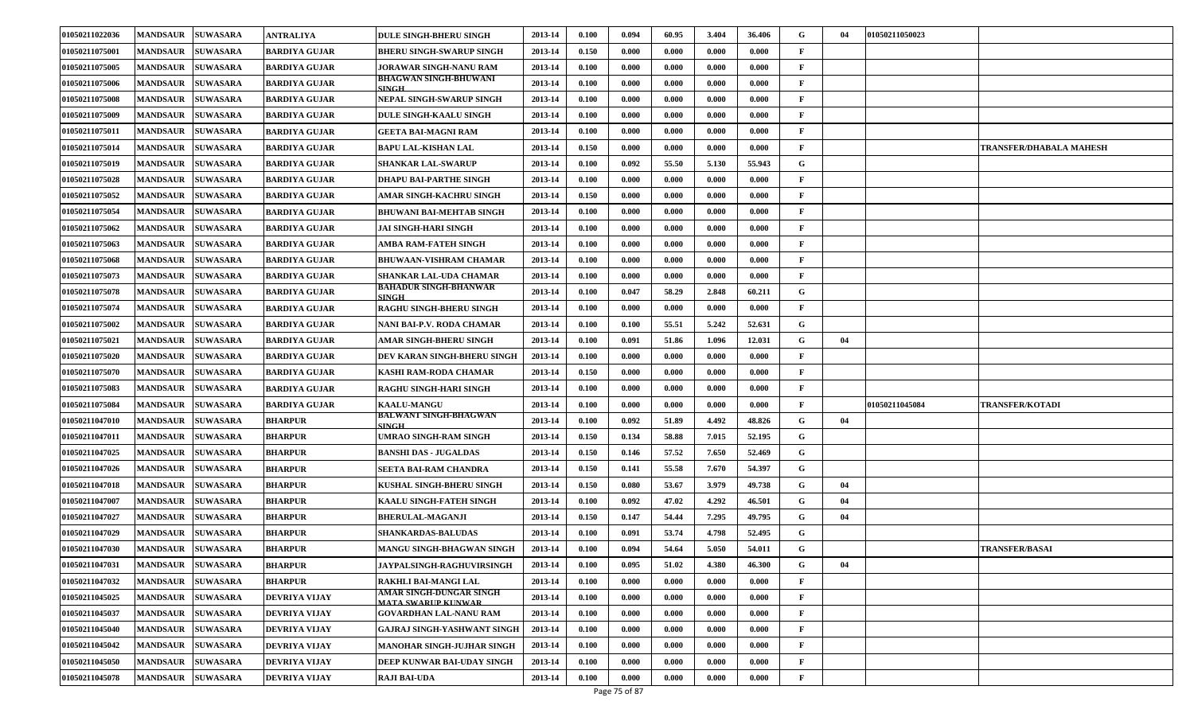| | | | | | | | | | | | | | | |
|---|---|---|---|---|---|---|---|---|---|---|---|---|---|---|
| 01050211022036 | MANDSAUR | SUWASARA | ANTRALIYA | DULE SINGH-BHERU SINGH | 2013-14 | 0.100 | 0.094 | 60.95 | 3.404 | 36.406 | G | 04 | 01050211050023 | |
| 01050211075001 | MANDSAUR | SUWASARA | BARDIYA GUJAR | BHERU SINGH-SWARUP SINGH | 2013-14 | 0.150 | 0.000 | 0.000 | 0.000 | 0.000 | F | | | |
| 01050211075005 | MANDSAUR | SUWASARA | BARDIYA GUJAR | JORAWAR SINGH-NANU RAM | 2013-14 | 0.100 | 0.000 | 0.000 | 0.000 | 0.000 | F | | | |
| 01050211075006 | MANDSAUR | SUWASARA | BARDIYA GUJAR | BHAGWAN SINGH-BHUWANI SINGH | 2013-14 | 0.100 | 0.000 | 0.000 | 0.000 | 0.000 | F | | | |
| 01050211075008 | MANDSAUR | SUWASARA | BARDIYA GUJAR | NEPAL SINGH-SWARUP SINGH | 2013-14 | 0.100 | 0.000 | 0.000 | 0.000 | 0.000 | F | | | |
| 01050211075009 | MANDSAUR | SUWASARA | BARDIYA GUJAR | DULE SINGH-KAALU SINGH | 2013-14 | 0.100 | 0.000 | 0.000 | 0.000 | 0.000 | F | | | |
| 01050211075011 | MANDSAUR | SUWASARA | BARDIYA GUJAR | GEETA BAI-MAGNI RAM | 2013-14 | 0.100 | 0.000 | 0.000 | 0.000 | 0.000 | F | | | |
| 01050211075014 | MANDSAUR | SUWASARA | BARDIYA GUJAR | BAPU LAL-KISHAN LAL | 2013-14 | 0.150 | 0.000 | 0.000 | 0.000 | 0.000 | F | | | TRANSFER/DHABALA MAHESH |
| 01050211075019 | MANDSAUR | SUWASARA | BARDIYA GUJAR | SHANKAR LAL-SWARUP | 2013-14 | 0.100 | 0.092 | 55.50 | 5.130 | 55.943 | G | | | |
| 01050211075028 | MANDSAUR | SUWASARA | BARDIYA GUJAR | DHAPU BAI-PARTHE SINGH | 2013-14 | 0.100 | 0.000 | 0.000 | 0.000 | 0.000 | F | | | |
| 01050211075052 | MANDSAUR | SUWASARA | BARDIYA GUJAR | AMAR SINGH-KACHRU SINGH | 2013-14 | 0.150 | 0.000 | 0.000 | 0.000 | 0.000 | F | | | |
| 01050211075054 | MANDSAUR | SUWASARA | BARDIYA GUJAR | BHUWANI BAI-MEHTAB SINGH | 2013-14 | 0.100 | 0.000 | 0.000 | 0.000 | 0.000 | F | | | |
| 01050211075062 | MANDSAUR | SUWASARA | BARDIYA GUJAR | JAI SINGH-HARI SINGH | 2013-14 | 0.100 | 0.000 | 0.000 | 0.000 | 0.000 | F | | | |
| 01050211075063 | MANDSAUR | SUWASARA | BARDIYA GUJAR | AMBA RAM-FATEH SINGH | 2013-14 | 0.100 | 0.000 | 0.000 | 0.000 | 0.000 | F | | | |
| 01050211075068 | MANDSAUR | SUWASARA | BARDIYA GUJAR | BHUWAAN-VISHRAM CHAMAR | 2013-14 | 0.100 | 0.000 | 0.000 | 0.000 | 0.000 | F | | | |
| 01050211075073 | MANDSAUR | SUWASARA | BARDIYA GUJAR | SHANKAR LAL-UDA CHAMAR | 2013-14 | 0.100 | 0.000 | 0.000 | 0.000 | 0.000 | F | | | |
| 01050211075078 | MANDSAUR | SUWASARA | BARDIYA GUJAR | BAHADUR SINGH-BHANWAR SINGH | 2013-14 | 0.100 | 0.047 | 58.29 | 2.848 | 60.211 | G | | | |
| 01050211075074 | MANDSAUR | SUWASARA | BARDIYA GUJAR | RAGHU SINGH-BHERU SINGH | 2013-14 | 0.100 | 0.000 | 0.000 | 0.000 | 0.000 | F | | | |
| 01050211075002 | MANDSAUR | SUWASARA | BARDIYA GUJAR | NANI BAI-P.V. RODA CHAMAR | 2013-14 | 0.100 | 0.100 | 55.51 | 5.242 | 52.631 | G | | | |
| 01050211075021 | MANDSAUR | SUWASARA | BARDIYA GUJAR | AMAR SINGH-BHERU SINGH | 2013-14 | 0.100 | 0.091 | 51.86 | 1.096 | 12.031 | G | 04 | | |
| 01050211075020 | MANDSAUR | SUWASARA | BARDIYA GUJAR | DEV KARAN SINGH-BHERU SINGH | 2013-14 | 0.100 | 0.000 | 0.000 | 0.000 | 0.000 | F | | | |
| 01050211075070 | MANDSAUR | SUWASARA | BARDIYA GUJAR | KASHI RAM-RODA CHAMAR | 2013-14 | 0.150 | 0.000 | 0.000 | 0.000 | 0.000 | F | | | |
| 01050211075083 | MANDSAUR | SUWASARA | BARDIYA GUJAR | RAGHU SINGH-HARI SINGH | 2013-14 | 0.100 | 0.000 | 0.000 | 0.000 | 0.000 | F | | | |
| 01050211075084 | MANDSAUR | SUWASARA | BARDIYA GUJAR | KAALU-MANGU | 2013-14 | 0.100 | 0.000 | 0.000 | 0.000 | 0.000 | F | | 01050211045084 | TRANSFER/KOTADI |
| 01050211047010 | MANDSAUR | SUWASARA | BHARPUR | BALWANT SINGH-BHAGWAN SINGH | 2013-14 | 0.100 | 0.092 | 51.89 | 4.492 | 48.826 | G | 04 | | |
| 01050211047011 | MANDSAUR | SUWASARA | BHARPUR | UMRAO SINGH-RAM SINGH | 2013-14 | 0.150 | 0.134 | 58.88 | 7.015 | 52.195 | G | | | |
| 01050211047025 | MANDSAUR | SUWASARA | BHARPUR | BANSHI DAS - JUGALDAS | 2013-14 | 0.150 | 0.146 | 57.52 | 7.650 | 52.469 | G | | | |
| 01050211047026 | MANDSAUR | SUWASARA | BHARPUR | SEETA BAI-RAM CHANDRA | 2013-14 | 0.150 | 0.141 | 55.58 | 7.670 | 54.397 | G | | | |
| 01050211047018 | MANDSAUR | SUWASARA | BHARPUR | KUSHAL SINGH-BHERU SINGH | 2013-14 | 0.150 | 0.080 | 53.67 | 3.979 | 49.738 | G | 04 | | |
| 01050211047007 | MANDSAUR | SUWASARA | BHARPUR | KAALU SINGH-FATEH SINGH | 2013-14 | 0.100 | 0.092 | 47.02 | 4.292 | 46.501 | G | 04 | | |
| 01050211047027 | MANDSAUR | SUWASARA | BHARPUR | BHERULAL-MAGANJI | 2013-14 | 0.150 | 0.147 | 54.44 | 7.295 | 49.795 | G | 04 | | |
| 01050211047029 | MANDSAUR | SUWASARA | BHARPUR | SHANKARDAS-BALUDAS | 2013-14 | 0.100 | 0.091 | 53.74 | 4.798 | 52.495 | G | | | |
| 01050211047030 | MANDSAUR | SUWASARA | BHARPUR | MANGU SINGH-BHAGWAN SINGH | 2013-14 | 0.100 | 0.094 | 54.64 | 5.050 | 54.011 | G | | | TRANSFER/BASAI |
| 01050211047031 | MANDSAUR | SUWASARA | BHARPUR | JAYPALSINGH-RAGHUVIRSINGH | 2013-14 | 0.100 | 0.095 | 51.02 | 4.380 | 46.300 | G | 04 | | |
| 01050211047032 | MANDSAUR | SUWASARA | BHARPUR | RAKHLI BAI-MANGI LAL | 2013-14 | 0.100 | 0.000 | 0.000 | 0.000 | 0.000 | F | | | |
| 01050211045025 | MANDSAUR | SUWASARA | DEVRIYA VIJAY | AMAR SINGH-DUNGAR SINGH MATA SWARUP KUNWAR | 2013-14 | 0.100 | 0.000 | 0.000 | 0.000 | 0.000 | F | | | |
| 01050211045037 | MANDSAUR | SUWASARA | DEVRIYA VIJAY | GOVARDHAN LAL-NANU RAM | 2013-14 | 0.100 | 0.000 | 0.000 | 0.000 | 0.000 | F | | | |
| 01050211045040 | MANDSAUR | SUWASARA | DEVRIYA VIJAY | GAJRAJ SINGH-YASHWANT SINGH | 2013-14 | 0.100 | 0.000 | 0.000 | 0.000 | 0.000 | F | | | |
| 01050211045042 | MANDSAUR | SUWASARA | DEVRIYA VIJAY | MANOHAR SINGH-JUJHAR SINGH | 2013-14 | 0.100 | 0.000 | 0.000 | 0.000 | 0.000 | F | | | |
| 01050211045050 | MANDSAUR | SUWASARA | DEVRIYA VIJAY | DEEP KUNWAR BAI-UDAY SINGH | 2013-14 | 0.100 | 0.000 | 0.000 | 0.000 | 0.000 | F | | | |
| 01050211045078 | MANDSAUR | SUWASARA | DEVRIYA VIJAY | RAJI BAI-UDA | 2013-14 | 0.100 | 0.000 | 0.000 | 0.000 | 0.000 | F | | | |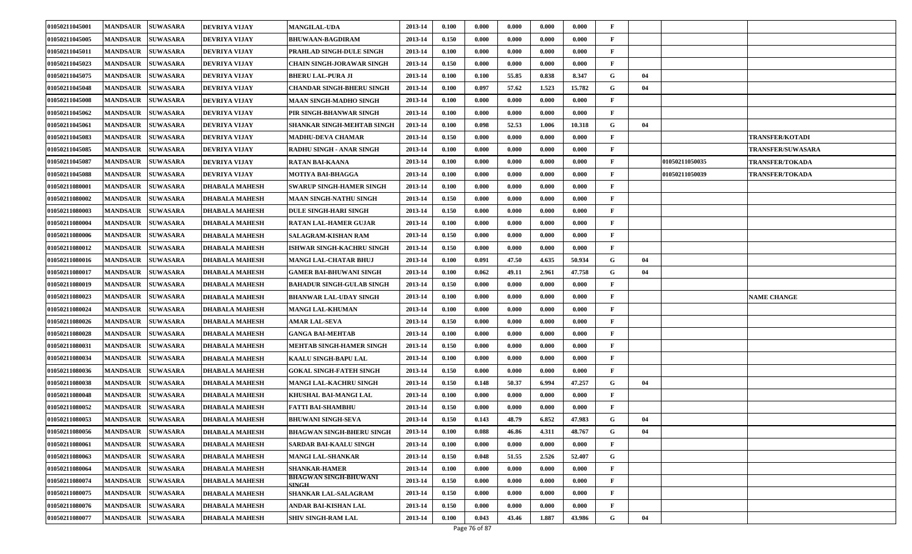| | | | | | | | | | | | | | | |
|---|---|---|---|---|---|---|---|---|---|---|---|---|---|---|
| 01050211045001 | MANDSAUR | SUWASARA | DEVRIYA VIJAY | MANGILAL-UDA | 2013-14 | 0.100 | 0.000 | 0.000 | 0.000 | 0.000 | F | | | |
| 01050211045005 | MANDSAUR | SUWASARA | DEVRIYA VIJAY | BHUWAAN-BAGDIRAM | 2013-14 | 0.150 | 0.000 | 0.000 | 0.000 | 0.000 | F | | | |
| 01050211045011 | MANDSAUR | SUWASARA | DEVRIYA VIJAY | PRAHLAD SINGH-DULE SINGH | 2013-14 | 0.100 | 0.000 | 0.000 | 0.000 | 0.000 | F | | | |
| 01050211045023 | MANDSAUR | SUWASARA | DEVRIYA VIJAY | CHAIN SINGH-JORAWAR SINGH | 2013-14 | 0.150 | 0.000 | 0.000 | 0.000 | 0.000 | F | | | |
| 01050211045075 | MANDSAUR | SUWASARA | DEVRIYA VIJAY | BHERU LAL-PURA JI | 2013-14 | 0.100 | 0.100 | 55.85 | 0.838 | 8.347 | G | 04 | | |
| 01050211045048 | MANDSAUR | SUWASARA | DEVRIYA VIJAY | CHANDAR SINGH-BHERU SINGH | 2013-14 | 0.100 | 0.097 | 57.62 | 1.523 | 15.782 | G | 04 | | |
| 01050211045008 | MANDSAUR | SUWASARA | DEVRIYA VIJAY | MAAN SINGH-MADHO SINGH | 2013-14 | 0.100 | 0.000 | 0.000 | 0.000 | 0.000 | F | | | |
| 01050211045062 | MANDSAUR | SUWASARA | DEVRIYA VIJAY | PIR SINGH-BHANWAR SINGH | 2013-14 | 0.100 | 0.000 | 0.000 | 0.000 | 0.000 | F | | | |
| 01050211045061 | MANDSAUR | SUWASARA | DEVRIYA VIJAY | SHANKAR SINGH-MEHTAB SINGH | 2013-14 | 0.100 | 0.098 | 52.53 | 1.006 | 10.318 | G | 04 | | |
| 01050211045083 | MANDSAUR | SUWASARA | DEVRIYA VIJAY | MADHU-DEVA CHAMAR | 2013-14 | 0.150 | 0.000 | 0.000 | 0.000 | 0.000 | F | | | TRANSFER/KOTADI |
| 01050211045085 | MANDSAUR | SUWASARA | DEVRIYA VIJAY | RADHU SINGH - ANAR SINGH | 2013-14 | 0.100 | 0.000 | 0.000 | 0.000 | 0.000 | F | | | TRANSFER/SUWASARA |
| 01050211045087 | MANDSAUR | SUWASARA | DEVRIYA VIJAY | RATAN BAI-KAANA | 2013-14 | 0.100 | 0.000 | 0.000 | 0.000 | 0.000 | F | | 01050211050035 | TRANSFER/TOKADA |
| 01050211045088 | MANDSAUR | SUWASARA | DEVRIYA VIJAY | MOTIYA BAI-BHAGGA | 2013-14 | 0.100 | 0.000 | 0.000 | 0.000 | 0.000 | F | | 01050211050039 | TRANSFER/TOKADA |
| 01050211080001 | MANDSAUR | SUWASARA | DHABALA MAHESH | SWARUP SINGH-HAMER SINGH | 2013-14 | 0.100 | 0.000 | 0.000 | 0.000 | 0.000 | F | | | |
| 01050211080002 | MANDSAUR | SUWASARA | DHABALA MAHESH | MAAN SINGH-NATHU SINGH | 2013-14 | 0.150 | 0.000 | 0.000 | 0.000 | 0.000 | F | | | |
| 01050211080003 | MANDSAUR | SUWASARA | DHABALA MAHESH | DULE SINGH-HARI SINGH | 2013-14 | 0.150 | 0.000 | 0.000 | 0.000 | 0.000 | F | | | |
| 01050211080004 | MANDSAUR | SUWASARA | DHABALA MAHESH | RATAN LAL-HAMER GUJAR | 2013-14 | 0.100 | 0.000 | 0.000 | 0.000 | 0.000 | F | | | |
| 01050211080006 | MANDSAUR | SUWASARA | DHABALA MAHESH | SALAGRAM-KISHAN RAM | 2013-14 | 0.150 | 0.000 | 0.000 | 0.000 | 0.000 | F | | | |
| 01050211080012 | MANDSAUR | SUWASARA | DHABALA MAHESH | ISHWAR SINGH-KACHRU SINGH | 2013-14 | 0.150 | 0.000 | 0.000 | 0.000 | 0.000 | F | | | |
| 01050211080016 | MANDSAUR | SUWASARA | DHABALA MAHESH | MANGI LAL-CHATAR BHUJ | 2013-14 | 0.100 | 0.091 | 47.50 | 4.635 | 50.934 | G | 04 | | |
| 01050211080017 | MANDSAUR | SUWASARA | DHABALA MAHESH | GAMER BAI-BHUWANI SINGH | 2013-14 | 0.100 | 0.062 | 49.11 | 2.961 | 47.758 | G | 04 | | |
| 01050211080019 | MANDSAUR | SUWASARA | DHABALA MAHESH | BAHADUR SINGH-GULAB SINGH | 2013-14 | 0.150 | 0.000 | 0.000 | 0.000 | 0.000 | F | | | |
| 01050211080023 | MANDSAUR | SUWASARA | DHABALA MAHESH | BHANWAR LAL-UDAY SINGH | 2013-14 | 0.100 | 0.000 | 0.000 | 0.000 | 0.000 | F | | | NAME CHANGE |
| 01050211080024 | MANDSAUR | SUWASARA | DHABALA MAHESH | MANGI LAL-KHUMAN | 2013-14 | 0.100 | 0.000 | 0.000 | 0.000 | 0.000 | F | | | |
| 01050211080026 | MANDSAUR | SUWASARA | DHABALA MAHESH | AMAR LAL-SEVA | 2013-14 | 0.150 | 0.000 | 0.000 | 0.000 | 0.000 | F | | | |
| 01050211080028 | MANDSAUR | SUWASARA | DHABALA MAHESH | GANGA BAI-MEHTAB | 2013-14 | 0.100 | 0.000 | 0.000 | 0.000 | 0.000 | F | | | |
| 01050211080031 | MANDSAUR | SUWASARA | DHABALA MAHESH | MEHTAB SINGH-HAMER SINGH | 2013-14 | 0.150 | 0.000 | 0.000 | 0.000 | 0.000 | F | | | |
| 01050211080034 | MANDSAUR | SUWASARA | DHABALA MAHESH | KAALU SINGH-BAPU LAL | 2013-14 | 0.100 | 0.000 | 0.000 | 0.000 | 0.000 | F | | | |
| 01050211080036 | MANDSAUR | SUWASARA | DHABALA MAHESH | GOKAL SINGH-FATEH SINGH | 2013-14 | 0.150 | 0.000 | 0.000 | 0.000 | 0.000 | F | | | |
| 01050211080038 | MANDSAUR | SUWASARA | DHABALA MAHESH | MANGI LAL-KACHRU SINGH | 2013-14 | 0.150 | 0.148 | 50.37 | 6.994 | 47.257 | G | 04 | | |
| 01050211080048 | MANDSAUR | SUWASARA | DHABALA MAHESH | KHUSHAL BAI-MANGI LAL | 2013-14 | 0.100 | 0.000 | 0.000 | 0.000 | 0.000 | F | | | |
| 01050211080052 | MANDSAUR | SUWASARA | DHABALA MAHESH | FATTI BAI-SHAMBHU | 2013-14 | 0.150 | 0.000 | 0.000 | 0.000 | 0.000 | F | | | |
| 01050211080053 | MANDSAUR | SUWASARA | DHABALA MAHESH | BHUWANI SINGH-SEVA | 2013-14 | 0.150 | 0.143 | 48.79 | 6.852 | 47.983 | G | 04 | | |
| 01050211080056 | MANDSAUR | SUWASARA | DHABALA MAHESH | BHAGWAN SINGH-BHERU SINGH | 2013-14 | 0.100 | 0.088 | 46.86 | 4.311 | 48.767 | G | 04 | | |
| 01050211080061 | MANDSAUR | SUWASARA | DHABALA MAHESH | SARDAR BAI-KAALU SINGH | 2013-14 | 0.100 | 0.000 | 0.000 | 0.000 | 0.000 | F | | | |
| 01050211080063 | MANDSAUR | SUWASARA | DHABALA MAHESH | MANGI LAL-SHANKAR | 2013-14 | 0.150 | 0.048 | 51.55 | 2.526 | 52.407 | G | | | |
| 01050211080064 | MANDSAUR | SUWASARA | DHABALA MAHESH | SHANKAR-HAMER | 2013-14 | 0.100 | 0.000 | 0.000 | 0.000 | 0.000 | F | | | |
| 01050211080074 | MANDSAUR | SUWASARA | DHABALA MAHESH | BHAGWAN SINGH-BHUWANI SINGH | 2013-14 | 0.150 | 0.000 | 0.000 | 0.000 | 0.000 | F | | | |
| 01050211080075 | MANDSAUR | SUWASARA | DHABALA MAHESH | SHANKAR LAL-SALAGRAM | 2013-14 | 0.150 | 0.000 | 0.000 | 0.000 | 0.000 | F | | | |
| 01050211080076 | MANDSAUR | SUWASARA | DHABALA MAHESH | ANDAR BAI-KISHAN LAL | 2013-14 | 0.150 | 0.000 | 0.000 | 0.000 | 0.000 | F | | | |
| 01050211080077 | MANDSAUR | SUWASARA | DHABALA MAHESH | SHIV SINGH-RAM LAL | 2013-14 | 0.100 | 0.043 | 43.46 | 1.887 | 43.986 | G | 04 | | |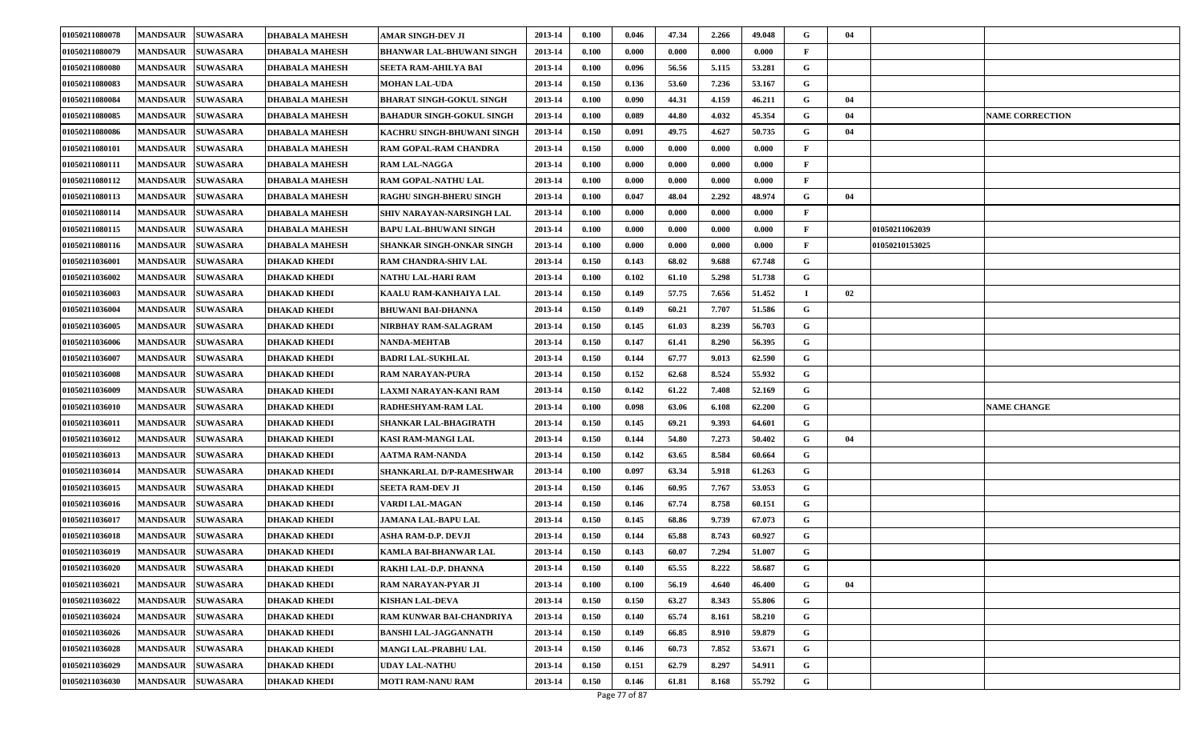| | | | | | | | | | | | | | | | |
|---|---|---|---|---|---|---|---|---|---|---|---|---|---|---|---|
| 01050211080078 | MANDSAUR | SUWASARA | DHABALA MAHESH | AMAR SINGH-DEV JI | 2013-14 | 0.100 | 0.046 | 47.34 | 2.266 | 49.048 | G | 04 | | |
| 01050211080079 | MANDSAUR | SUWASARA | DHABALA MAHESH | BHANWAR LAL-BHUWANI SINGH | 2013-14 | 0.100 | 0.000 | 0.000 | 0.000 | 0.000 | F | | | |
| 01050211080080 | MANDSAUR | SUWASARA | DHABALA MAHESH | SEETA RAM-AHILYA BAI | 2013-14 | 0.100 | 0.096 | 56.56 | 5.115 | 53.281 | G | | | |
| 01050211080083 | MANDSAUR | SUWASARA | DHABALA MAHESH | MOHAN LAL-UDA | 2013-14 | 0.150 | 0.136 | 53.60 | 7.236 | 53.167 | G | | | |
| 01050211080084 | MANDSAUR | SUWASARA | DHABALA MAHESH | BHARAT SINGH-GOKUL SINGH | 2013-14 | 0.100 | 0.090 | 44.31 | 4.159 | 46.211 | G | 04 | | |
| 01050211080085 | MANDSAUR | SUWASARA | DHABALA MAHESH | BAHADUR SINGH-GOKUL SINGH | 2013-14 | 0.100 | 0.089 | 44.80 | 4.032 | 45.354 | G | 04 | | NAME CORRECTION |
| 01050211080086 | MANDSAUR | SUWASARA | DHABALA MAHESH | KACHRU SINGH-BHUWANI SINGH | 2013-14 | 0.150 | 0.091 | 49.75 | 4.627 | 50.735 | G | 04 | | |
| 01050211080101 | MANDSAUR | SUWASARA | DHABALA MAHESH | RAM GOPAL-RAM CHANDRA | 2013-14 | 0.150 | 0.000 | 0.000 | 0.000 | 0.000 | F | | | |
| 01050211080111 | MANDSAUR | SUWASARA | DHABALA MAHESH | RAM LAL-NAGGA | 2013-14 | 0.100 | 0.000 | 0.000 | 0.000 | 0.000 | F | | | |
| 01050211080112 | MANDSAUR | SUWASARA | DHABALA MAHESH | RAM GOPAL-NATHU LAL | 2013-14 | 0.100 | 0.000 | 0.000 | 0.000 | 0.000 | F | | | |
| 01050211080113 | MANDSAUR | SUWASARA | DHABALA MAHESH | RAGHU SINGH-BHERU SINGH | 2013-14 | 0.100 | 0.047 | 48.04 | 2.292 | 48.974 | G | 04 | | |
| 01050211080114 | MANDSAUR | SUWASARA | DHABALA MAHESH | SHIV NARAYAN-NARSINGH LAL | 2013-14 | 0.100 | 0.000 | 0.000 | 0.000 | 0.000 | F | | | |
| 01050211080115 | MANDSAUR | SUWASARA | DHABALA MAHESH | BAPU LAL-BHUWANI SINGH | 2013-14 | 0.100 | 0.000 | 0.000 | 0.000 | 0.000 | F | | 01050211062039 | |
| 01050211080116 | MANDSAUR | SUWASARA | DHABALA MAHESH | SHANKAR SINGH-ONKAR SINGH | 2013-14 | 0.100 | 0.000 | 0.000 | 0.000 | 0.000 | F | | 01050210153025 | |
| 01050211036001 | MANDSAUR | SUWASARA | DHAKAD KHEDI | RAM CHANDRA-SHIV LAL | 2013-14 | 0.150 | 0.143 | 68.02 | 9.688 | 67.748 | G | | | |
| 01050211036002 | MANDSAUR | SUWASARA | DHAKAD KHEDI | NATHU LAL-HARI RAM | 2013-14 | 0.100 | 0.102 | 61.10 | 5.298 | 51.738 | G | | | |
| 01050211036003 | MANDSAUR | SUWASARA | DHAKAD KHEDI | KAALU RAM-KANHAIYA LAL | 2013-14 | 0.150 | 0.149 | 57.75 | 7.656 | 51.452 | I | 02 | | |
| 01050211036004 | MANDSAUR | SUWASARA | DHAKAD KHEDI | BHUWANI BAI-DHANNA | 2013-14 | 0.150 | 0.149 | 60.21 | 7.707 | 51.586 | G | | | |
| 01050211036005 | MANDSAUR | SUWASARA | DHAKAD KHEDI | NIRBHAY RAM-SALAGRAM | 2013-14 | 0.150 | 0.145 | 61.03 | 8.239 | 56.703 | G | | | |
| 01050211036006 | MANDSAUR | SUWASARA | DHAKAD KHEDI | NANDA-MEHTAB | 2013-14 | 0.150 | 0.147 | 61.41 | 8.290 | 56.395 | G | | | |
| 01050211036007 | MANDSAUR | SUWASARA | DHAKAD KHEDI | BADRI LAL-SUKHLAL | 2013-14 | 0.150 | 0.144 | 67.77 | 9.013 | 62.590 | G | | | |
| 01050211036008 | MANDSAUR | SUWASARA | DHAKAD KHEDI | RAM NARAYAN-PURA | 2013-14 | 0.150 | 0.152 | 62.68 | 8.524 | 55.932 | G | | | |
| 01050211036009 | MANDSAUR | SUWASARA | DHAKAD KHEDI | LAXMI NARAYAN-KANI RAM | 2013-14 | 0.150 | 0.142 | 61.22 | 7.408 | 52.169 | G | | | |
| 01050211036010 | MANDSAUR | SUWASARA | DHAKAD KHEDI | RADHESHYAM-RAM LAL | 2013-14 | 0.100 | 0.098 | 63.06 | 6.108 | 62.200 | G | | | NAME CHANGE |
| 01050211036011 | MANDSAUR | SUWASARA | DHAKAD KHEDI | SHANKAR LAL-BHAGIRATH | 2013-14 | 0.150 | 0.145 | 69.21 | 9.393 | 64.601 | G | | | |
| 01050211036012 | MANDSAUR | SUWASARA | DHAKAD KHEDI | KASI RAM-MANGI LAL | 2013-14 | 0.150 | 0.144 | 54.80 | 7.273 | 50.402 | G | 04 | | |
| 01050211036013 | MANDSAUR | SUWASARA | DHAKAD KHEDI | AATMA RAM-NANDA | 2013-14 | 0.150 | 0.142 | 63.65 | 8.584 | 60.664 | G | | | |
| 01050211036014 | MANDSAUR | SUWASARA | DHAKAD KHEDI | SHANKARLAL D/P-RAMESHWAR | 2013-14 | 0.100 | 0.097 | 63.34 | 5.918 | 61.263 | G | | | |
| 01050211036015 | MANDSAUR | SUWASARA | DHAKAD KHEDI | SEETA RAM-DEV JI | 2013-14 | 0.150 | 0.146 | 60.95 | 7.767 | 53.053 | G | | | |
| 01050211036016 | MANDSAUR | SUWASARA | DHAKAD KHEDI | VARDI LAL-MAGAN | 2013-14 | 0.150 | 0.146 | 67.74 | 8.758 | 60.151 | G | | | |
| 01050211036017 | MANDSAUR | SUWASARA | DHAKAD KHEDI | JAMANA LAL-BAPU LAL | 2013-14 | 0.150 | 0.145 | 68.86 | 9.739 | 67.073 | G | | | |
| 01050211036018 | MANDSAUR | SUWASARA | DHAKAD KHEDI | ASHA RAM-D.P. DEVJI | 2013-14 | 0.150 | 0.144 | 65.88 | 8.743 | 60.927 | G | | | |
| 01050211036019 | MANDSAUR | SUWASARA | DHAKAD KHEDI | KAMLA BAI-BHANWAR LAL | 2013-14 | 0.150 | 0.143 | 60.07 | 7.294 | 51.007 | G | | | |
| 01050211036020 | MANDSAUR | SUWASARA | DHAKAD KHEDI | RAKHI LAL-D.P. DHANNA | 2013-14 | 0.150 | 0.140 | 65.55 | 8.222 | 58.687 | G | | | |
| 01050211036021 | MANDSAUR | SUWASARA | DHAKAD KHEDI | RAM NARAYAN-PYAR JI | 2013-14 | 0.100 | 0.100 | 56.19 | 4.640 | 46.400 | G | 04 | | |
| 01050211036022 | MANDSAUR | SUWASARA | DHAKAD KHEDI | KISHAN LAL-DEVA | 2013-14 | 0.150 | 0.150 | 63.27 | 8.343 | 55.806 | G | | | |
| 01050211036024 | MANDSAUR | SUWASARA | DHAKAD KHEDI | RAM KUNWAR BAI-CHANDRIYA | 2013-14 | 0.150 | 0.140 | 65.74 | 8.161 | 58.210 | G | | | |
| 01050211036026 | MANDSAUR | SUWASARA | DHAKAD KHEDI | BANSHI LAL-JAGGANNATH | 2013-14 | 0.150 | 0.149 | 66.85 | 8.910 | 59.879 | G | | | |
| 01050211036028 | MANDSAUR | SUWASARA | DHAKAD KHEDI | MANGI LAL-PRABHU LAL | 2013-14 | 0.150 | 0.146 | 60.73 | 7.852 | 53.671 | G | | | |
| 01050211036029 | MANDSAUR | SUWASARA | DHAKAD KHEDI | UDAY LAL-NATHU | 2013-14 | 0.150 | 0.151 | 62.79 | 8.297 | 54.911 | G | | | |
| 01050211036030 | MANDSAUR | SUWASARA | DHAKAD KHEDI | MOTI RAM-NANU RAM | 2013-14 | 0.150 | 0.146 | 61.81 | 8.168 | 55.792 | G | | | |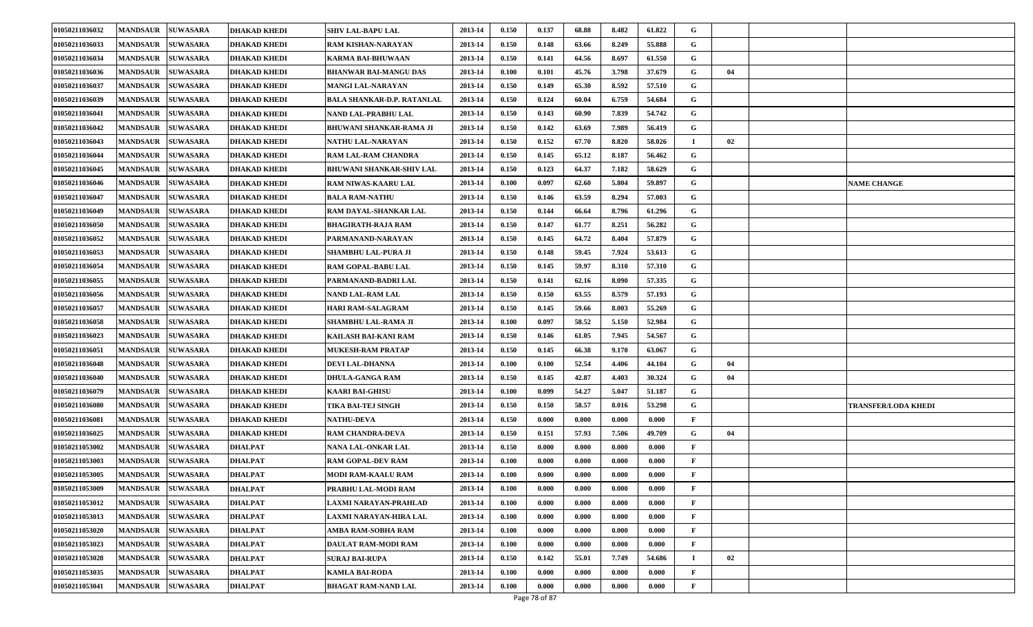| | | | | | | | | | | | | | | |
|---|---|---|---|---|---|---|---|---|---|---|---|---|---|---|
| 01050211036032 | MANDSAUR | SUWASARA | DHAKAD KHEDI | SHIV LAL-BAPU LAL | 2013-14 | 0.150 | 0.137 | 68.88 | 8.482 | 61.822 | G | | | |
| 01050211036033 | MANDSAUR | SUWASARA | DHAKAD KHEDI | RAM KISHAN-NARAYAN | 2013-14 | 0.150 | 0.148 | 63.66 | 8.249 | 55.888 | G | | | |
| 01050211036034 | MANDSAUR | SUWASARA | DHAKAD KHEDI | KARMA BAI-BHUWAAN | 2013-14 | 0.150 | 0.141 | 64.56 | 8.697 | 61.550 | G | | | |
| 01050211036036 | MANDSAUR | SUWASARA | DHAKAD KHEDI | BHANWAR BAI-MANGU DAS | 2013-14 | 0.100 | 0.101 | 45.76 | 3.798 | 37.679 | G | 04 | | |
| 01050211036037 | MANDSAUR | SUWASARA | DHAKAD KHEDI | MANGI LAL-NARAYAN | 2013-14 | 0.150 | 0.149 | 65.30 | 8.592 | 57.510 | G | | | |
| 01050211036039 | MANDSAUR | SUWASARA | DHAKAD KHEDI | BALA SHANKAR-D.P. RATANLAL | 2013-14 | 0.150 | 0.124 | 60.04 | 6.759 | 54.684 | G | | | |
| 01050211036041 | MANDSAUR | SUWASARA | DHAKAD KHEDI | NAND LAL-PRABHU LAL | 2013-14 | 0.150 | 0.143 | 60.90 | 7.839 | 54.742 | G | | | |
| 01050211036042 | MANDSAUR | SUWASARA | DHAKAD KHEDI | BHUWANI SHANKAR-RAMA JI | 2013-14 | 0.150 | 0.142 | 63.69 | 7.989 | 56.419 | G | | | |
| 01050211036043 | MANDSAUR | SUWASARA | DHAKAD KHEDI | NATHU LAL-NARAYAN | 2013-14 | 0.150 | 0.152 | 67.70 | 8.820 | 58.026 | I | 02 | | |
| 01050211036044 | MANDSAUR | SUWASARA | DHAKAD KHEDI | RAM LAL-RAM CHANDRA | 2013-14 | 0.150 | 0.145 | 65.12 | 8.187 | 56.462 | G | | | |
| 01050211036045 | MANDSAUR | SUWASARA | DHAKAD KHEDI | BHUWANI SHANKAR-SHIV LAL | 2013-14 | 0.150 | 0.123 | 64.37 | 7.182 | 58.629 | G | | | |
| 01050211036046 | MANDSAUR | SUWASARA | DHAKAD KHEDI | RAM NIWAS-KAARU LAL | 2013-14 | 0.100 | 0.097 | 62.60 | 5.804 | 59.897 | G | | | NAME CHANGE |
| 01050211036047 | MANDSAUR | SUWASARA | DHAKAD KHEDI | BALA RAM-NATHU | 2013-14 | 0.150 | 0.146 | 63.59 | 8.294 | 57.003 | G | | | |
| 01050211036049 | MANDSAUR | SUWASARA | DHAKAD KHEDI | RAM DAYAL-SHANKAR LAL | 2013-14 | 0.150 | 0.144 | 66.64 | 8.796 | 61.296 | G | | | |
| 01050211036050 | MANDSAUR | SUWASARA | DHAKAD KHEDI | BHAGIRATH-RAJA RAM | 2013-14 | 0.150 | 0.147 | 61.77 | 8.251 | 56.282 | G | | | |
| 01050211036052 | MANDSAUR | SUWASARA | DHAKAD KHEDI | PARMANAND-NARAYAN | 2013-14 | 0.150 | 0.145 | 64.72 | 8.404 | 57.879 | G | | | |
| 01050211036053 | MANDSAUR | SUWASARA | DHAKAD KHEDI | SHAMBHU LAL-PURA JI | 2013-14 | 0.150 | 0.148 | 59.45 | 7.924 | 53.613 | G | | | |
| 01050211036054 | MANDSAUR | SUWASARA | DHAKAD KHEDI | RAM GOPAL-BABU LAL | 2013-14 | 0.150 | 0.145 | 59.97 | 8.310 | 57.310 | G | | | |
| 01050211036055 | MANDSAUR | SUWASARA | DHAKAD KHEDI | PARMANAND-BADRI LAL | 2013-14 | 0.150 | 0.141 | 62.16 | 8.090 | 57.335 | G | | | |
| 01050211036056 | MANDSAUR | SUWASARA | DHAKAD KHEDI | NAND LAL-RAM LAL | 2013-14 | 0.150 | 0.150 | 63.55 | 8.579 | 57.193 | G | | | |
| 01050211036057 | MANDSAUR | SUWASARA | DHAKAD KHEDI | HARI RAM-SALAGRAM | 2013-14 | 0.150 | 0.145 | 59.66 | 8.003 | 55.269 | G | | | |
| 01050211036058 | MANDSAUR | SUWASARA | DHAKAD KHEDI | SHAMBHU LAL-RAMA JI | 2013-14 | 0.100 | 0.097 | 58.52 | 5.150 | 52.984 | G | | | |
| 01050211036023 | MANDSAUR | SUWASARA | DHAKAD KHEDI | KAILASH BAI-KANI RAM | 2013-14 | 0.150 | 0.146 | 61.05 | 7.945 | 54.567 | G | | | |
| 01050211036051 | MANDSAUR | SUWASARA | DHAKAD KHEDI | MUKESH-RAM PRATAP | 2013-14 | 0.150 | 0.145 | 66.38 | 9.170 | 63.067 | G | | | |
| 01050211036048 | MANDSAUR | SUWASARA | DHAKAD KHEDI | DEVI LAL-DHANNA | 2013-14 | 0.100 | 0.100 | 52.54 | 4.406 | 44.104 | G | 04 | | |
| 01050211036040 | MANDSAUR | SUWASARA | DHAKAD KHEDI | DHULA-GANGA RAM | 2013-14 | 0.150 | 0.145 | 42.87 | 4.403 | 30.324 | G | 04 | | |
| 01050211036079 | MANDSAUR | SUWASARA | DHAKAD KHEDI | KAARI BAI-GHISU | 2013-14 | 0.100 | 0.099 | 54.27 | 5.047 | 51.187 | G | | | |
| 01050211036080 | MANDSAUR | SUWASARA | DHAKAD KHEDI | TIKA BAI-TEJ SINGH | 2013-14 | 0.150 | 0.150 | 58.57 | 8.016 | 53.298 | G | | | TRANSFER/LODA KHEDI |
| 01050211036081 | MANDSAUR | SUWASARA | DHAKAD KHEDI | NATHU-DEVA | 2013-14 | 0.150 | 0.000 | 0.000 | 0.000 | 0.000 | F | | | |
| 01050211036025 | MANDSAUR | SUWASARA | DHAKAD KHEDI | RAM CHANDRA-DEVA | 2013-14 | 0.150 | 0.151 | 57.93 | 7.506 | 49.709 | G | 04 | | |
| 01050211053002 | MANDSAUR | SUWASARA | DHALPAT | NANA LAL-ONKAR LAL | 2013-14 | 0.150 | 0.000 | 0.000 | 0.000 | 0.000 | F | | | |
| 01050211053003 | MANDSAUR | SUWASARA | DHALPAT | RAM GOPAL-DEV RAM | 2013-14 | 0.100 | 0.000 | 0.000 | 0.000 | 0.000 | F | | | |
| 01050211053005 | MANDSAUR | SUWASARA | DHALPAT | MODI RAM-KAALU RAM | 2013-14 | 0.100 | 0.000 | 0.000 | 0.000 | 0.000 | F | | | |
| 01050211053009 | MANDSAUR | SUWASARA | DHALPAT | PRABHU LAL-MODI RAM | 2013-14 | 0.100 | 0.000 | 0.000 | 0.000 | 0.000 | F | | | |
| 01050211053012 | MANDSAUR | SUWASARA | DHALPAT | LAXMI NARAYAN-PRAHLAD | 2013-14 | 0.100 | 0.000 | 0.000 | 0.000 | 0.000 | F | | | |
| 01050211053013 | MANDSAUR | SUWASARA | DHALPAT | LAXMI NARAYAN-HIRA LAL | 2013-14 | 0.100 | 0.000 | 0.000 | 0.000 | 0.000 | F | | | |
| 01050211053020 | MANDSAUR | SUWASARA | DHALPAT | AMBA RAM-SOBHA RAM | 2013-14 | 0.100 | 0.000 | 0.000 | 0.000 | 0.000 | F | | | |
| 01050211053023 | MANDSAUR | SUWASARA | DHALPAT | DAULAT RAM-MODI RAM | 2013-14 | 0.100 | 0.000 | 0.000 | 0.000 | 0.000 | F | | | |
| 01050211053028 | MANDSAUR | SUWASARA | DHALPAT | SURAJ BAI-RUPA | 2013-14 | 0.150 | 0.142 | 55.01 | 7.749 | 54.686 | I | 02 | | |
| 01050211053035 | MANDSAUR | SUWASARA | DHALPAT | KAMLA BAI-RODA | 2013-14 | 0.100 | 0.000 | 0.000 | 0.000 | 0.000 | F | | | |
| 01050211053041 | MANDSAUR | SUWASARA | DHALPAT | BHAGAT RAM-NAND LAL | 2013-14 | 0.100 | 0.000 | 0.000 | 0.000 | 0.000 | F | | | |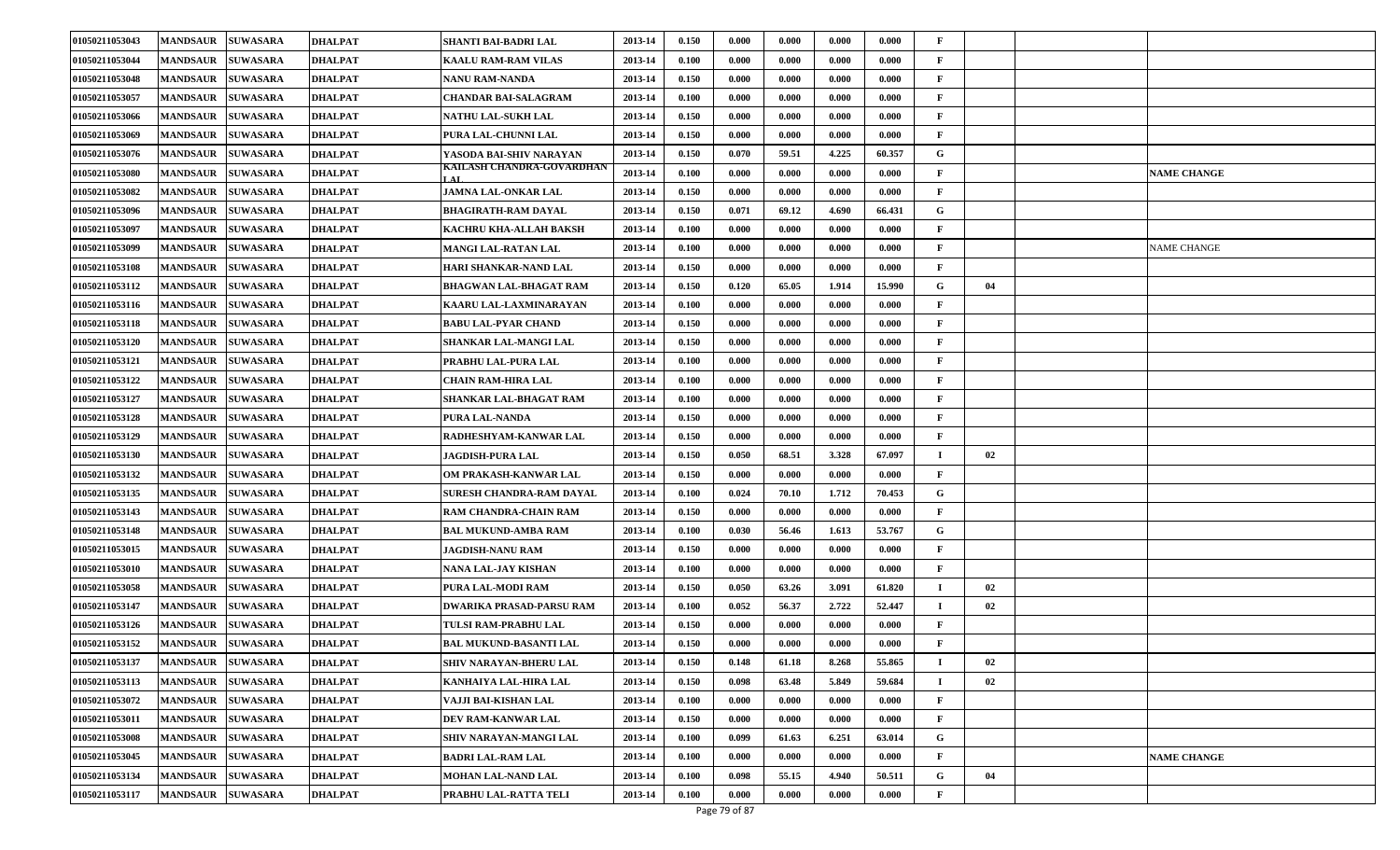| | | | | | | | | | | | | | | | |
|---|---|---|---|---|---|---|---|---|---|---|---|---|---|---|---|
| 01050211053043 | MANDSAUR | SUWASARA | DHALPAT | SHANTI BAI-BADRI LAL | 2013-14 | 0.150 | 0.000 | 0.000 | 0.000 | 0.000 | F | | | |
| 01050211053044 | MANDSAUR | SUWASARA | DHALPAT | KAALU RAM-RAM VILAS | 2013-14 | 0.100 | 0.000 | 0.000 | 0.000 | 0.000 | F | | | |
| 01050211053048 | MANDSAUR | SUWASARA | DHALPAT | NANU RAM-NANDA | 2013-14 | 0.150 | 0.000 | 0.000 | 0.000 | 0.000 | F | | | |
| 01050211053057 | MANDSAUR | SUWASARA | DHALPAT | CHANDAR BAI-SALAGRAM | 2013-14 | 0.100 | 0.000 | 0.000 | 0.000 | 0.000 | F | | | |
| 01050211053066 | MANDSAUR | SUWASARA | DHALPAT | NATHU LAL-SUKH LAL | 2013-14 | 0.150 | 0.000 | 0.000 | 0.000 | 0.000 | F | | | |
| 01050211053069 | MANDSAUR | SUWASARA | DHALPAT | PURA LAL-CHUNNI LAL | 2013-14 | 0.150 | 0.000 | 0.000 | 0.000 | 0.000 | F | | | |
| 01050211053076 | MANDSAUR | SUWASARA | DHALPAT | YASODA BAI-SHIV NARAYAN | 2013-14 | 0.150 | 0.070 | 59.51 | 4.225 | 60.357 | G | | | |
| 01050211053080 | MANDSAUR | SUWASARA | DHALPAT | KAILASH CHANDRA-GOVARDHAN LAL | 2013-14 | 0.100 | 0.000 | 0.000 | 0.000 | 0.000 | F | | | NAME CHANGE |
| 01050211053082 | MANDSAUR | SUWASARA | DHALPAT | JAMNA LAL-ONKAR LAL | 2013-14 | 0.150 | 0.000 | 0.000 | 0.000 | 0.000 | F | | | |
| 01050211053096 | MANDSAUR | SUWASARA | DHALPAT | BHAGIRATH-RAM DAYAL | 2013-14 | 0.150 | 0.071 | 69.12 | 4.690 | 66.431 | G | | | |
| 01050211053097 | MANDSAUR | SUWASARA | DHALPAT | KACHRU KHA-ALLAH BAKSH | 2013-14 | 0.100 | 0.000 | 0.000 | 0.000 | 0.000 | F | | | |
| 01050211053099 | MANDSAUR | SUWASARA | DHALPAT | MANGI LAL-RATAN LAL | 2013-14 | 0.100 | 0.000 | 0.000 | 0.000 | 0.000 | F | | | NAME CHANGE |
| 01050211053108 | MANDSAUR | SUWASARA | DHALPAT | HARI SHANKAR-NAND LAL | 2013-14 | 0.150 | 0.000 | 0.000 | 0.000 | 0.000 | F | | | |
| 01050211053112 | MANDSAUR | SUWASARA | DHALPAT | BHAGWAN LAL-BHAGAT RAM | 2013-14 | 0.150 | 0.120 | 65.05 | 1.914 | 15.990 | G | 04 | | |
| 01050211053116 | MANDSAUR | SUWASARA | DHALPAT | KAARU LAL-LAXMINARAYAN | 2013-14 | 0.100 | 0.000 | 0.000 | 0.000 | 0.000 | F | | | |
| 01050211053118 | MANDSAUR | SUWASARA | DHALPAT | BABU LAL-PYAR CHAND | 2013-14 | 0.150 | 0.000 | 0.000 | 0.000 | 0.000 | F | | | |
| 01050211053120 | MANDSAUR | SUWASARA | DHALPAT | SHANKAR LAL-MANGI LAL | 2013-14 | 0.150 | 0.000 | 0.000 | 0.000 | 0.000 | F | | | |
| 01050211053121 | MANDSAUR | SUWASARA | DHALPAT | PRABHU LAL-PURA LAL | 2013-14 | 0.100 | 0.000 | 0.000 | 0.000 | 0.000 | F | | | |
| 01050211053122 | MANDSAUR | SUWASARA | DHALPAT | CHAIN RAM-HIRA LAL | 2013-14 | 0.100 | 0.000 | 0.000 | 0.000 | 0.000 | F | | | |
| 01050211053127 | MANDSAUR | SUWASARA | DHALPAT | SHANKAR LAL-BHAGAT RAM | 2013-14 | 0.100 | 0.000 | 0.000 | 0.000 | 0.000 | F | | | |
| 01050211053128 | MANDSAUR | SUWASARA | DHALPAT | PURA LAL-NANDA | 2013-14 | 0.150 | 0.000 | 0.000 | 0.000 | 0.000 | F | | | |
| 01050211053129 | MANDSAUR | SUWASARA | DHALPAT | RADHESHYAM-KANWAR LAL | 2013-14 | 0.150 | 0.000 | 0.000 | 0.000 | 0.000 | F | | | |
| 01050211053130 | MANDSAUR | SUWASARA | DHALPAT | JAGDISH-PURA LAL | 2013-14 | 0.150 | 0.050 | 68.51 | 3.328 | 67.097 | I | 02 | | |
| 01050211053132 | MANDSAUR | SUWASARA | DHALPAT | OM PRAKASH-KANWAR LAL | 2013-14 | 0.150 | 0.000 | 0.000 | 0.000 | 0.000 | F | | | |
| 01050211053135 | MANDSAUR | SUWASARA | DHALPAT | SURESH CHANDRA-RAM DAYAL | 2013-14 | 0.100 | 0.024 | 70.10 | 1.712 | 70.453 | G | | | |
| 01050211053143 | MANDSAUR | SUWASARA | DHALPAT | RAM CHANDRA-CHAIN RAM | 2013-14 | 0.150 | 0.000 | 0.000 | 0.000 | 0.000 | F | | | |
| 01050211053148 | MANDSAUR | SUWASARA | DHALPAT | BAL MUKUND-AMBA RAM | 2013-14 | 0.100 | 0.030 | 56.46 | 1.613 | 53.767 | G | | | |
| 01050211053015 | MANDSAUR | SUWASARA | DHALPAT | JAGDISH-NANU RAM | 2013-14 | 0.150 | 0.000 | 0.000 | 0.000 | 0.000 | F | | | |
| 01050211053010 | MANDSAUR | SUWASARA | DHALPAT | NANA LAL-JAY KISHAN | 2013-14 | 0.100 | 0.000 | 0.000 | 0.000 | 0.000 | F | | | |
| 01050211053058 | MANDSAUR | SUWASARA | DHALPAT | PURA LAL-MODI RAM | 2013-14 | 0.150 | 0.050 | 63.26 | 3.091 | 61.820 | I | 02 | | |
| 01050211053147 | MANDSAUR | SUWASARA | DHALPAT | DWARIKA PRASAD-PARSU RAM | 2013-14 | 0.100 | 0.052 | 56.37 | 2.722 | 52.447 | I | 02 | | |
| 01050211053126 | MANDSAUR | SUWASARA | DHALPAT | TULSI RAM-PRABHU LAL | 2013-14 | 0.150 | 0.000 | 0.000 | 0.000 | 0.000 | F | | | |
| 01050211053152 | MANDSAUR | SUWASARA | DHALPAT | BAL MUKUND-BASANTI LAL | 2013-14 | 0.150 | 0.000 | 0.000 | 0.000 | 0.000 | F | | | |
| 01050211053137 | MANDSAUR | SUWASARA | DHALPAT | SHIV NARAYAN-BHERU LAL | 2013-14 | 0.150 | 0.148 | 61.18 | 8.268 | 55.865 | I | 02 | | |
| 01050211053113 | MANDSAUR | SUWASARA | DHALPAT | KANHAIYA LAL-HIRA LAL | 2013-14 | 0.150 | 0.098 | 63.48 | 5.849 | 59.684 | I | 02 | | |
| 01050211053072 | MANDSAUR | SUWASARA | DHALPAT | VAJJI BAI-KISHAN LAL | 2013-14 | 0.100 | 0.000 | 0.000 | 0.000 | 0.000 | F | | | |
| 01050211053011 | MANDSAUR | SUWASARA | DHALPAT | DEV RAM-KANWAR LAL | 2013-14 | 0.150 | 0.000 | 0.000 | 0.000 | 0.000 | F | | | |
| 01050211053008 | MANDSAUR | SUWASARA | DHALPAT | SHIV NARAYAN-MANGI LAL | 2013-14 | 0.100 | 0.099 | 61.63 | 6.251 | 63.014 | G | | | |
| 01050211053045 | MANDSAUR | SUWASARA | DHALPAT | BADRI LAL-RAM LAL | 2013-14 | 0.100 | 0.000 | 0.000 | 0.000 | 0.000 | F | | | NAME CHANGE |
| 01050211053134 | MANDSAUR | SUWASARA | DHALPAT | MOHAN LAL-NAND LAL | 2013-14 | 0.100 | 0.098 | 55.15 | 4.940 | 50.511 | G | 04 | | |
| 01050211053117 | MANDSAUR | SUWASARA | DHALPAT | PRABHU LAL-RATTA TELI | 2013-14 | 0.100 | 0.000 | 0.000 | 0.000 | 0.000 | F | | | |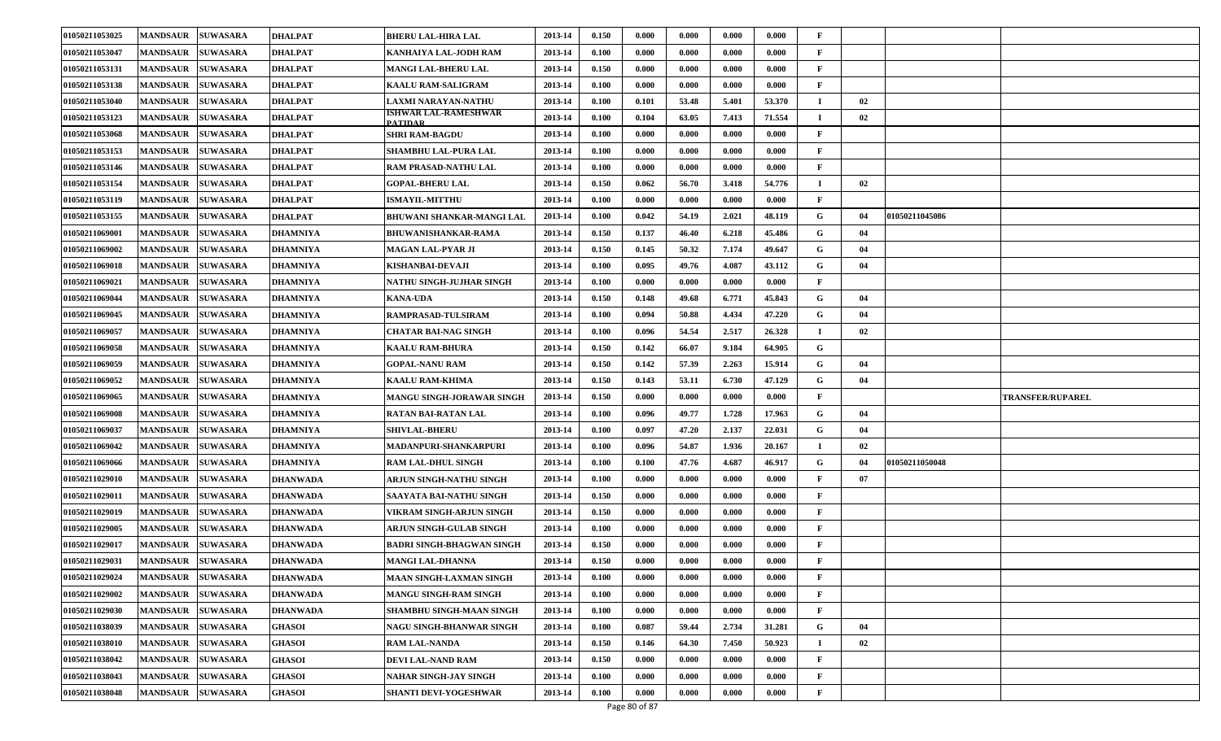| | | | | | | | | | | | | | | | |
|---|---|---|---|---|---|---|---|---|---|---|---|---|---|---|---|
| 01050211053025 | MANDSAUR | SUWASARA | DHALPAT | BHERU LAL-HIRA LAL | 2013-14 | 0.150 | 0.000 | 0.000 | 0.000 | 0.000 | F | | | |
| 01050211053047 | MANDSAUR | SUWASARA | DHALPAT | KANHAIYA LAL-JODH RAM | 2013-14 | 0.100 | 0.000 | 0.000 | 0.000 | 0.000 | F | | | |
| 01050211053131 | MANDSAUR | SUWASARA | DHALPAT | MANGI LAL-BHERU LAL | 2013-14 | 0.150 | 0.000 | 0.000 | 0.000 | 0.000 | F | | | |
| 01050211053138 | MANDSAUR | SUWASARA | DHALPAT | KAALU RAM-SALIGRAM | 2013-14 | 0.100 | 0.000 | 0.000 | 0.000 | 0.000 | F | | | |
| 01050211053040 | MANDSAUR | SUWASARA | DHALPAT | LAXMI NARAYAN-NATHU | 2013-14 | 0.100 | 0.101 | 53.48 | 5.401 | 53.370 | I | 02 | | |
| 01050211053123 | MANDSAUR | SUWASARA | DHALPAT | ISHWAR LAL-RAMESHWAR PATIDAR | 2013-14 | 0.100 | 0.104 | 63.05 | 7.413 | 71.554 | I | 02 | | |
| 01050211053068 | MANDSAUR | SUWASARA | DHALPAT | SHRI RAM-BAGDU | 2013-14 | 0.100 | 0.000 | 0.000 | 0.000 | 0.000 | F | | | |
| 01050211053153 | MANDSAUR | SUWASARA | DHALPAT | SHAMBHU LAL-PURA LAL | 2013-14 | 0.100 | 0.000 | 0.000 | 0.000 | 0.000 | F | | | |
| 01050211053146 | MANDSAUR | SUWASARA | DHALPAT | RAM PRASAD-NATHU LAL | 2013-14 | 0.100 | 0.000 | 0.000 | 0.000 | 0.000 | F | | | |
| 01050211053154 | MANDSAUR | SUWASARA | DHALPAT | GOPAL-BHERU LAL | 2013-14 | 0.150 | 0.062 | 56.70 | 3.418 | 54.776 | I | 02 | | |
| 01050211053119 | MANDSAUR | SUWASARA | DHALPAT | ISMAYIL-MITTHU | 2013-14 | 0.100 | 0.000 | 0.000 | 0.000 | 0.000 | F | | | |
| 01050211053155 | MANDSAUR | SUWASARA | DHALPAT | BHUWANI SHANKAR-MANGI LAL | 2013-14 | 0.100 | 0.042 | 54.19 | 2.021 | 48.119 | G | 04 | 01050211045086 | |
| 01050211069001 | MANDSAUR | SUWASARA | DHAMNIYA | BHUWANISHANKAR-RAMA | 2013-14 | 0.150 | 0.137 | 46.40 | 6.218 | 45.486 | G | 04 | | |
| 01050211069002 | MANDSAUR | SUWASARA | DHAMNIYA | MAGAN LAL-PYAR JI | 2013-14 | 0.150 | 0.145 | 50.32 | 7.174 | 49.647 | G | 04 | | |
| 01050211069018 | MANDSAUR | SUWASARA | DHAMNIYA | KISHANBAI-DEVAJI | 2013-14 | 0.100 | 0.095 | 49.76 | 4.087 | 43.112 | G | 04 | | |
| 01050211069021 | MANDSAUR | SUWASARA | DHAMNIYA | NATHU SINGH-JUJHAR SINGH | 2013-14 | 0.100 | 0.000 | 0.000 | 0.000 | 0.000 | F | | | |
| 01050211069044 | MANDSAUR | SUWASARA | DHAMNIYA | KANA-UDA | 2013-14 | 0.150 | 0.148 | 49.68 | 6.771 | 45.843 | G | 04 | | |
| 01050211069045 | MANDSAUR | SUWASARA | DHAMNIYA | RAMPRASAD-TULSIRAM | 2013-14 | 0.100 | 0.094 | 50.88 | 4.434 | 47.220 | G | 04 | | |
| 01050211069057 | MANDSAUR | SUWASARA | DHAMNIYA | CHATAR BAI-NAG SINGH | 2013-14 | 0.100 | 0.096 | 54.54 | 2.517 | 26.328 | I | 02 | | |
| 01050211069058 | MANDSAUR | SUWASARA | DHAMNIYA | KAALU RAM-BHURA | 2013-14 | 0.150 | 0.142 | 66.07 | 9.184 | 64.905 | G | | | |
| 01050211069059 | MANDSAUR | SUWASARA | DHAMNIYA | GOPAL-NANU RAM | 2013-14 | 0.150 | 0.142 | 57.39 | 2.263 | 15.914 | G | 04 | | |
| 01050211069052 | MANDSAUR | SUWASARA | DHAMNIYA | KAALU RAM-KHIMA | 2013-14 | 0.150 | 0.143 | 53.11 | 6.730 | 47.129 | G | 04 | | |
| 01050211069065 | MANDSAUR | SUWASARA | DHAMNIYA | MANGU SINGH-JORAWAR SINGH | 2013-14 | 0.150 | 0.000 | 0.000 | 0.000 | 0.000 | F | | | TRANSFER/RUPAREL |
| 01050211069008 | MANDSAUR | SUWASARA | DHAMNIYA | RATAN BAI-RATAN LAL | 2013-14 | 0.100 | 0.096 | 49.77 | 1.728 | 17.963 | G | 04 | | |
| 01050211069037 | MANDSAUR | SUWASARA | DHAMNIYA | SHIVLAL-BHERU | 2013-14 | 0.100 | 0.097 | 47.20 | 2.137 | 22.031 | G | 04 | | |
| 01050211069042 | MANDSAUR | SUWASARA | DHAMNIYA | MADANPURI-SHANKARPURI | 2013-14 | 0.100 | 0.096 | 54.87 | 1.936 | 20.167 | I | 02 | | |
| 01050211069066 | MANDSAUR | SUWASARA | DHAMNIYA | RAM LAL-DHUL SINGH | 2013-14 | 0.100 | 0.100 | 47.76 | 4.687 | 46.917 | G | 04 | 01050211050048 | |
| 01050211029010 | MANDSAUR | SUWASARA | DHANWADA | ARJUN SINGH-NATHU SINGH | 2013-14 | 0.100 | 0.000 | 0.000 | 0.000 | 0.000 | F | 07 | | |
| 01050211029011 | MANDSAUR | SUWASARA | DHANWADA | SAAYATA BAI-NATHU SINGH | 2013-14 | 0.150 | 0.000 | 0.000 | 0.000 | 0.000 | F | | | |
| 01050211029019 | MANDSAUR | SUWASARA | DHANWADA | VIKRAM SINGH-ARJUN SINGH | 2013-14 | 0.150 | 0.000 | 0.000 | 0.000 | 0.000 | F | | | |
| 01050211029005 | MANDSAUR | SUWASARA | DHANWADA | ARJUN SINGH-GULAB SINGH | 2013-14 | 0.100 | 0.000 | 0.000 | 0.000 | 0.000 | F | | | |
| 01050211029017 | MANDSAUR | SUWASARA | DHANWADA | BADRI SINGH-BHAGWAN SINGH | 2013-14 | 0.150 | 0.000 | 0.000 | 0.000 | 0.000 | F | | | |
| 01050211029031 | MANDSAUR | SUWASARA | DHANWADA | MANGI LAL-DHANNA | 2013-14 | 0.150 | 0.000 | 0.000 | 0.000 | 0.000 | F | | | |
| 01050211029024 | MANDSAUR | SUWASARA | DHANWADA | MAAN SINGH-LAXMAN SINGH | 2013-14 | 0.100 | 0.000 | 0.000 | 0.000 | 0.000 | F | | | |
| 01050211029002 | MANDSAUR | SUWASARA | DHANWADA | MANGU SINGH-RAM SINGH | 2013-14 | 0.100 | 0.000 | 0.000 | 0.000 | 0.000 | F | | | |
| 01050211029030 | MANDSAUR | SUWASARA | DHANWADA | SHAMBHU SINGH-MAAN SINGH | 2013-14 | 0.100 | 0.000 | 0.000 | 0.000 | 0.000 | F | | | |
| 01050211038039 | MANDSAUR | SUWASARA | GHASOI | NAGU SINGH-BHANWAR SINGH | 2013-14 | 0.100 | 0.087 | 59.44 | 2.734 | 31.281 | G | 04 | | |
| 01050211038010 | MANDSAUR | SUWASARA | GHASOI | RAM LAL-NANDA | 2013-14 | 0.150 | 0.146 | 64.30 | 7.450 | 50.923 | I | 02 | | |
| 01050211038042 | MANDSAUR | SUWASARA | GHASOI | DEVI LAL-NAND RAM | 2013-14 | 0.150 | 0.000 | 0.000 | 0.000 | 0.000 | F | | | |
| 01050211038043 | MANDSAUR | SUWASARA | GHASOI | NAHAR SINGH-JAY SINGH | 2013-14 | 0.100 | 0.000 | 0.000 | 0.000 | 0.000 | F | | | |
| 01050211038048 | MANDSAUR | SUWASARA | GHASOI | SHANTI DEVI-YOGESHWAR | 2013-14 | 0.100 | 0.000 | 0.000 | 0.000 | 0.000 | F | | | |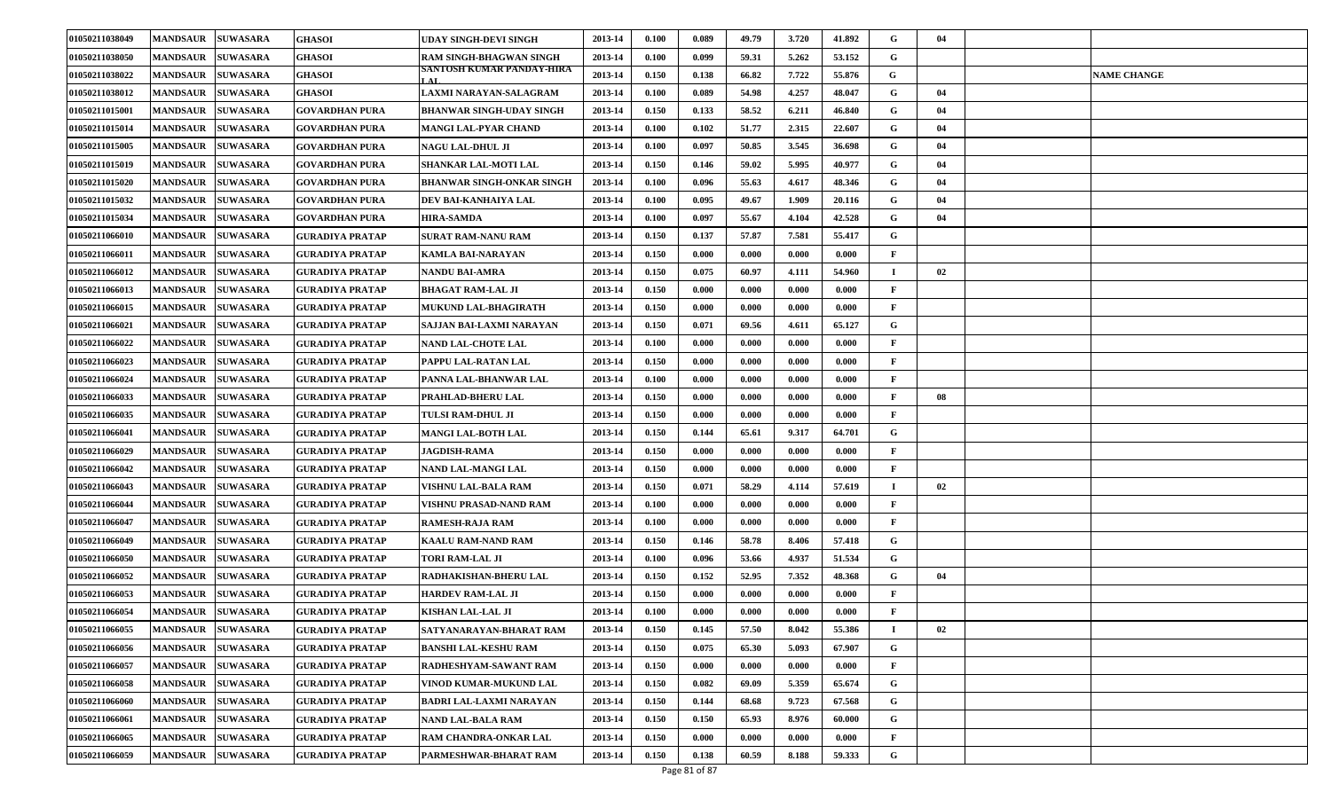| | | | | | | | | | | | | | | |
|---|---|---|---|---|---|---|---|---|---|---|---|---|---|---|
| 01050211038049 | MANDSAUR | SUWASARA | GHASOI | UDAY SINGH-DEVI SINGH | 2013-14 | 0.100 | 0.089 | 49.79 | 3.720 | 41.892 | G | 04 | | |
| 01050211038050 | MANDSAUR | SUWASARA | GHASOI | RAM SINGH-BHAGWAN SINGH | 2013-14 | 0.100 | 0.099 | 59.31 | 5.262 | 53.152 | G | | | |
| 01050211038022 | MANDSAUR | SUWASARA | GHASOI | SANTOSH KUMAR PANDAY-HIRA LAL | 2013-14 | 0.150 | 0.138 | 66.82 | 7.722 | 55.876 | G | | | NAME CHANGE |
| 01050211038012 | MANDSAUR | SUWASARA | GHASOI | LAXMI NARAYAN-SALAGRAM | 2013-14 | 0.100 | 0.089 | 54.98 | 4.257 | 48.047 | G | 04 | | |
| 01050211015001 | MANDSAUR | SUWASARA | GOVARDHAN PURA | BHANWAR SINGH-UDAY SINGH | 2013-14 | 0.150 | 0.133 | 58.52 | 6.211 | 46.840 | G | 04 | | |
| 01050211015014 | MANDSAUR | SUWASARA | GOVARDHAN PURA | MANGI LAL-PYAR CHAND | 2013-14 | 0.100 | 0.102 | 51.77 | 2.315 | 22.607 | G | 04 | | |
| 01050211015005 | MANDSAUR | SUWASARA | GOVARDHAN PURA | NAGU LAL-DHUL JI | 2013-14 | 0.100 | 0.097 | 50.85 | 3.545 | 36.698 | G | 04 | | |
| 01050211015019 | MANDSAUR | SUWASARA | GOVARDHAN PURA | SHANKAR LAL-MOTI LAL | 2013-14 | 0.150 | 0.146 | 59.02 | 5.995 | 40.977 | G | 04 | | |
| 01050211015020 | MANDSAUR | SUWASARA | GOVARDHAN PURA | BHANWAR SINGH-ONKAR SINGH | 2013-14 | 0.100 | 0.096 | 55.63 | 4.617 | 48.346 | G | 04 | | |
| 01050211015032 | MANDSAUR | SUWASARA | GOVARDHAN PURA | DEV BAI-KANHAIYA LAL | 2013-14 | 0.100 | 0.095 | 49.67 | 1.909 | 20.116 | G | 04 | | |
| 01050211015034 | MANDSAUR | SUWASARA | GOVARDHAN PURA | HIRA-SAMDA | 2013-14 | 0.100 | 0.097 | 55.67 | 4.104 | 42.528 | G | 04 | | |
| 01050211066010 | MANDSAUR | SUWASARA | GURADIYA PRATAP | SURAT RAM-NANU RAM | 2013-14 | 0.150 | 0.137 | 57.87 | 7.581 | 55.417 | G | | | |
| 01050211066011 | MANDSAUR | SUWASARA | GURADIYA PRATAP | KAMLA BAI-NARAYAN | 2013-14 | 0.150 | 0.000 | 0.000 | 0.000 | 0.000 | F | | | |
| 01050211066012 | MANDSAUR | SUWASARA | GURADIYA PRATAP | NANDU BAI-AMRA | 2013-14 | 0.150 | 0.075 | 60.97 | 4.111 | 54.960 | I | 02 | | |
| 01050211066013 | MANDSAUR | SUWASARA | GURADIYA PRATAP | BHAGAT RAM-LAL JI | 2013-14 | 0.150 | 0.000 | 0.000 | 0.000 | 0.000 | F | | | |
| 01050211066015 | MANDSAUR | SUWASARA | GURADIYA PRATAP | MUKUND LAL-BHAGIRATH | 2013-14 | 0.150 | 0.000 | 0.000 | 0.000 | 0.000 | F | | | |
| 01050211066021 | MANDSAUR | SUWASARA | GURADIYA PRATAP | SAJJAN BAI-LAXMI NARAYAN | 2013-14 | 0.150 | 0.071 | 69.56 | 4.611 | 65.127 | G | | | |
| 01050211066022 | MANDSAUR | SUWASARA | GURADIYA PRATAP | NAND LAL-CHOTE LAL | 2013-14 | 0.100 | 0.000 | 0.000 | 0.000 | 0.000 | F | | | |
| 01050211066023 | MANDSAUR | SUWASARA | GURADIYA PRATAP | PAPPU LAL-RATAN LAL | 2013-14 | 0.150 | 0.000 | 0.000 | 0.000 | 0.000 | F | | | |
| 01050211066024 | MANDSAUR | SUWASARA | GURADIYA PRATAP | PANNA LAL-BHANWAR LAL | 2013-14 | 0.100 | 0.000 | 0.000 | 0.000 | 0.000 | F | | | |
| 01050211066033 | MANDSAUR | SUWASARA | GURADIYA PRATAP | PRAHLAD-BHERU LAL | 2013-14 | 0.150 | 0.000 | 0.000 | 0.000 | 0.000 | F | 08 | | |
| 01050211066035 | MANDSAUR | SUWASARA | GURADIYA PRATAP | TULSI RAM-DHUL JI | 2013-14 | 0.150 | 0.000 | 0.000 | 0.000 | 0.000 | F | | | |
| 01050211066041 | MANDSAUR | SUWASARA | GURADIYA PRATAP | MANGI LAL-BOTH LAL | 2013-14 | 0.150 | 0.144 | 65.61 | 9.317 | 64.701 | G | | | |
| 01050211066029 | MANDSAUR | SUWASARA | GURADIYA PRATAP | JAGDISH-RAMA | 2013-14 | 0.150 | 0.000 | 0.000 | 0.000 | 0.000 | F | | | |
| 01050211066042 | MANDSAUR | SUWASARA | GURADIYA PRATAP | NAND LAL-MANGI LAL | 2013-14 | 0.150 | 0.000 | 0.000 | 0.000 | 0.000 | F | | | |
| 01050211066043 | MANDSAUR | SUWASARA | GURADIYA PRATAP | VISHNU LAL-BALA RAM | 2013-14 | 0.150 | 0.071 | 58.29 | 4.114 | 57.619 | I | 02 | | |
| 01050211066044 | MANDSAUR | SUWASARA | GURADIYA PRATAP | VISHNU PRASAD-NAND RAM | 2013-14 | 0.100 | 0.000 | 0.000 | 0.000 | 0.000 | F | | | |
| 01050211066047 | MANDSAUR | SUWASARA | GURADIYA PRATAP | RAMESH-RAJA RAM | 2013-14 | 0.100 | 0.000 | 0.000 | 0.000 | 0.000 | F | | | |
| 01050211066049 | MANDSAUR | SUWASARA | GURADIYA PRATAP | KAALU RAM-NAND RAM | 2013-14 | 0.150 | 0.146 | 58.78 | 8.406 | 57.418 | G | | | |
| 01050211066050 | MANDSAUR | SUWASARA | GURADIYA PRATAP | TORI RAM-LAL JI | 2013-14 | 0.100 | 0.096 | 53.66 | 4.937 | 51.534 | G | | | |
| 01050211066052 | MANDSAUR | SUWASARA | GURADIYA PRATAP | RADHAKISHAN-BHERU LAL | 2013-14 | 0.150 | 0.152 | 52.95 | 7.352 | 48.368 | G | 04 | | |
| 01050211066053 | MANDSAUR | SUWASARA | GURADIYA PRATAP | HARDEV RAM-LAL JI | 2013-14 | 0.150 | 0.000 | 0.000 | 0.000 | 0.000 | F | | | |
| 01050211066054 | MANDSAUR | SUWASARA | GURADIYA PRATAP | KISHAN LAL-LAL JI | 2013-14 | 0.100 | 0.000 | 0.000 | 0.000 | 0.000 | F | | | |
| 01050211066055 | MANDSAUR | SUWASARA | GURADIYA PRATAP | SATYANARAYAN-BHARAT RAM | 2013-14 | 0.150 | 0.145 | 57.50 | 8.042 | 55.386 | I | 02 | | |
| 01050211066056 | MANDSAUR | SUWASARA | GURADIYA PRATAP | BANSHI LAL-KESHU RAM | 2013-14 | 0.150 | 0.075 | 65.30 | 5.093 | 67.907 | G | | | |
| 01050211066057 | MANDSAUR | SUWASARA | GURADIYA PRATAP | RADHESHYAM-SAWANT RAM | 2013-14 | 0.150 | 0.000 | 0.000 | 0.000 | 0.000 | F | | | |
| 01050211066058 | MANDSAUR | SUWASARA | GURADIYA PRATAP | VINOD KUMAR-MUKUND LAL | 2013-14 | 0.150 | 0.082 | 69.09 | 5.359 | 65.674 | G | | | |
| 01050211066060 | MANDSAUR | SUWASARA | GURADIYA PRATAP | BADRI LAL-LAXMI NARAYAN | 2013-14 | 0.150 | 0.144 | 68.68 | 9.723 | 67.568 | G | | | |
| 01050211066061 | MANDSAUR | SUWASARA | GURADIYA PRATAP | NAND LAL-BALA RAM | 2013-14 | 0.150 | 0.150 | 65.93 | 8.976 | 60.000 | G | | | |
| 01050211066065 | MANDSAUR | SUWASARA | GURADIYA PRATAP | RAM CHANDRA-ONKAR LAL | 2013-14 | 0.150 | 0.000 | 0.000 | 0.000 | 0.000 | F | | | |
| 01050211066059 | MANDSAUR | SUWASARA | GURADIYA PRATAP | PARMESHWAR-BHARAT RAM | 2013-14 | 0.150 | 0.138 | 60.59 | 8.188 | 59.333 | G | | | |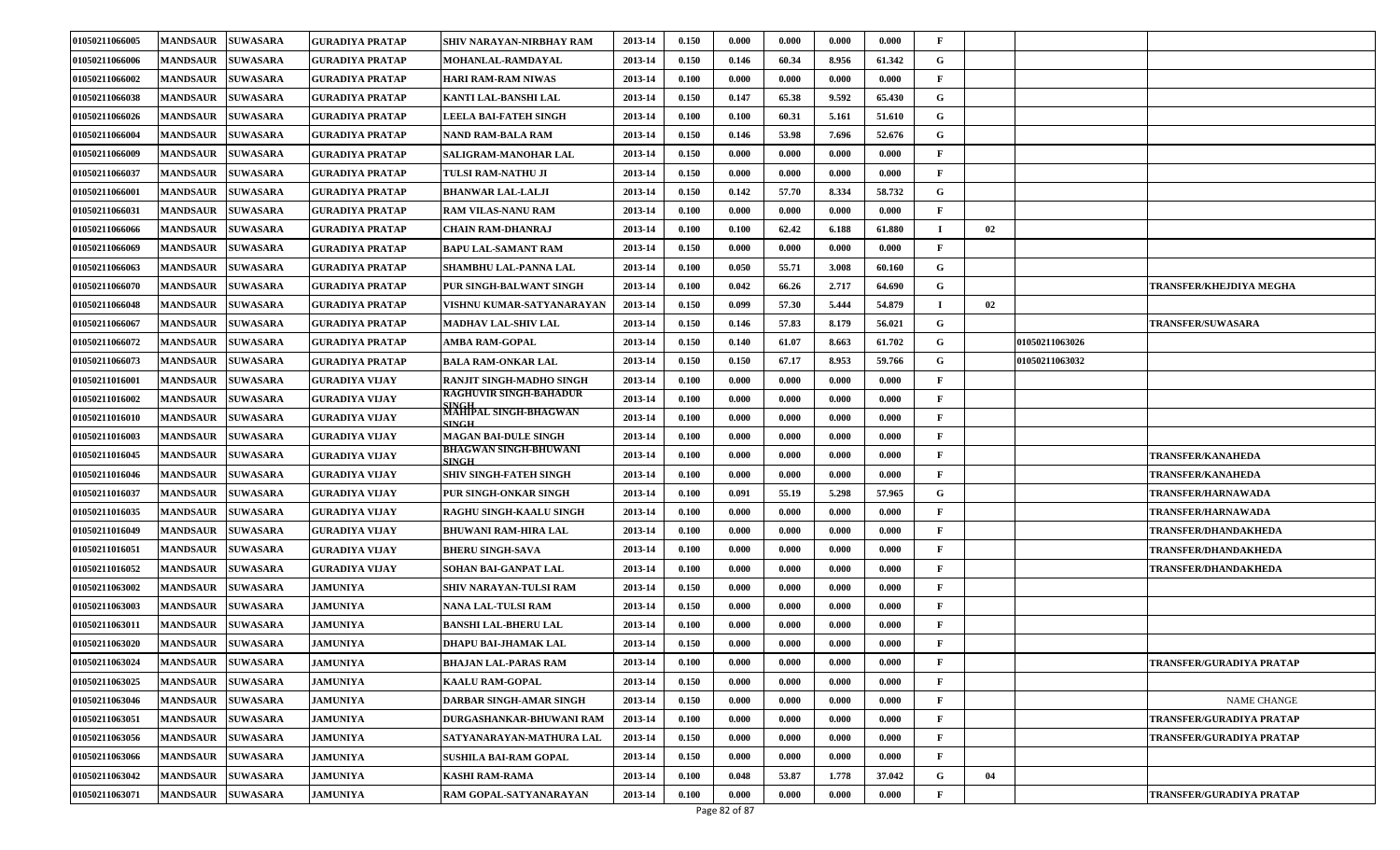| | | | | | | | | | | | | | | |
|---|---|---|---|---|---|---|---|---|---|---|---|---|---|---|
| 01050211066005 | MANDSAUR | SUWASARA | GURADIYA PRATAP | SHIV NARAYAN-NIRBHAY RAM | 2013-14 | 0.150 | 0.000 | 0.000 | 0.000 | 0.000 | F | | | |
| 01050211066006 | MANDSAUR | SUWASARA | GURADIYA PRATAP | MOHANLAL-RAMDAYAL | 2013-14 | 0.150 | 0.146 | 60.34 | 8.956 | 61.342 | G | | | |
| 01050211066002 | MANDSAUR | SUWASARA | GURADIYA PRATAP | HARI RAM-RAM NIWAS | 2013-14 | 0.100 | 0.000 | 0.000 | 0.000 | 0.000 | F | | | |
| 01050211066038 | MANDSAUR | SUWASARA | GURADIYA PRATAP | KANTI LAL-BANSHI LAL | 2013-14 | 0.150 | 0.147 | 65.38 | 9.592 | 65.430 | G | | | |
| 01050211066026 | MANDSAUR | SUWASARA | GURADIYA PRATAP | LEELA BAI-FATEH SINGH | 2013-14 | 0.100 | 0.100 | 60.31 | 5.161 | 51.610 | G | | | |
| 01050211066004 | MANDSAUR | SUWASARA | GURADIYA PRATAP | NAND RAM-BALA RAM | 2013-14 | 0.150 | 0.146 | 53.98 | 7.696 | 52.676 | G | | | |
| 01050211066009 | MANDSAUR | SUWASARA | GURADIYA PRATAP | SALIGRAM-MANOHAR LAL | 2013-14 | 0.150 | 0.000 | 0.000 | 0.000 | 0.000 | F | | | |
| 01050211066037 | MANDSAUR | SUWASARA | GURADIYA PRATAP | TULSI RAM-NATHU JI | 2013-14 | 0.150 | 0.000 | 0.000 | 0.000 | 0.000 | F | | | |
| 01050211066001 | MANDSAUR | SUWASARA | GURADIYA PRATAP | BHANWAR LAL-LALJI | 2013-14 | 0.150 | 0.142 | 57.70 | 8.334 | 58.732 | G | | | |
| 01050211066031 | MANDSAUR | SUWASARA | GURADIYA PRATAP | RAM VILAS-NANU RAM | 2013-14 | 0.100 | 0.000 | 0.000 | 0.000 | 0.000 | F | | | |
| 01050211066066 | MANDSAUR | SUWASARA | GURADIYA PRATAP | CHAIN RAM-DHANRAJ | 2013-14 | 0.100 | 0.100 | 62.42 | 6.188 | 61.880 | I | 02 | | |
| 01050211066069 | MANDSAUR | SUWASARA | GURADIYA PRATAP | BAPU LAL-SAMANT RAM | 2013-14 | 0.150 | 0.000 | 0.000 | 0.000 | 0.000 | F | | | |
| 01050211066063 | MANDSAUR | SUWASARA | GURADIYA PRATAP | SHAMBHU LAL-PANNA LAL | 2013-14 | 0.100 | 0.050 | 55.71 | 3.008 | 60.160 | G | | | |
| 01050211066070 | MANDSAUR | SUWASARA | GURADIYA PRATAP | PUR SINGH-BALWANT SINGH | 2013-14 | 0.100 | 0.042 | 66.26 | 2.717 | 64.690 | G | | | TRANSFER/KHEJDIYA MEGHA |
| 01050211066048 | MANDSAUR | SUWASARA | GURADIYA PRATAP | VISHNU KUMAR-SATYANARAYAN | 2013-14 | 0.150 | 0.099 | 57.30 | 5.444 | 54.879 | I | 02 | | |
| 01050211066067 | MANDSAUR | SUWASARA | GURADIYA PRATAP | MADHAV LAL-SHIV LAL | 2013-14 | 0.150 | 0.146 | 57.83 | 8.179 | 56.021 | G | | | TRANSFER/SUWASARA |
| 01050211066072 | MANDSAUR | SUWASARA | GURADIYA PRATAP | AMBA RAM-GOPAL | 2013-14 | 0.150 | 0.140 | 61.07 | 8.663 | 61.702 | G | | 01050211063026 | |
| 01050211066073 | MANDSAUR | SUWASARA | GURADIYA PRATAP | BALA RAM-ONKAR LAL | 2013-14 | 0.150 | 0.150 | 67.17 | 8.953 | 59.766 | G | | 01050211063032 | |
| 01050211016001 | MANDSAUR | SUWASARA | GURADIYA VIJAY | RANJIT SINGH-MADHO SINGH | 2013-14 | 0.100 | 0.000 | 0.000 | 0.000 | 0.000 | F | | | |
| 01050211016002 | MANDSAUR | SUWASARA | GURADIYA VIJAY | RAGHUVIR SINGH-BAHADUR SINGH | 2013-14 | 0.100 | 0.000 | 0.000 | 0.000 | 0.000 | F | | | |
| 01050211016010 | MANDSAUR | SUWASARA | GURADIYA VIJAY | MAHIPAL SINGH-BHAGWAN SINGH | 2013-14 | 0.100 | 0.000 | 0.000 | 0.000 | 0.000 | F | | | |
| 01050211016003 | MANDSAUR | SUWASARA | GURADIYA VIJAY | MAGAN BAI-DULE SINGH | 2013-14 | 0.100 | 0.000 | 0.000 | 0.000 | 0.000 | F | | | |
| 01050211016045 | MANDSAUR | SUWASARA | GURADIYA VIJAY | BHAGWAN SINGH-BHUWANI SINGH | 2013-14 | 0.100 | 0.000 | 0.000 | 0.000 | 0.000 | F | | | TRANSFER/KANAHEDA |
| 01050211016046 | MANDSAUR | SUWASARA | GURADIYA VIJAY | SHIV SINGH-FATEH SINGH | 2013-14 | 0.100 | 0.000 | 0.000 | 0.000 | 0.000 | F | | | TRANSFER/KANAHEDA |
| 01050211016037 | MANDSAUR | SUWASARA | GURADIYA VIJAY | PUR SINGH-ONKAR SINGH | 2013-14 | 0.100 | 0.091 | 55.19 | 5.298 | 57.965 | G | | | TRANSFER/HARNAWADA |
| 01050211016035 | MANDSAUR | SUWASARA | GURADIYA VIJAY | RAGHU SINGH-KAALU SINGH | 2013-14 | 0.100 | 0.000 | 0.000 | 0.000 | 0.000 | F | | | TRANSFER/HARNAWADA |
| 01050211016049 | MANDSAUR | SUWASARA | GURADIYA VIJAY | BHUWANI RAM-HIRA LAL | 2013-14 | 0.100 | 0.000 | 0.000 | 0.000 | 0.000 | F | | | TRANSFER/DHANDAKHEDA |
| 01050211016051 | MANDSAUR | SUWASARA | GURADIYA VIJAY | BHERU SINGH-SAVA | 2013-14 | 0.100 | 0.000 | 0.000 | 0.000 | 0.000 | F | | | TRANSFER/DHANDAKHEDA |
| 01050211016052 | MANDSAUR | SUWASARA | GURADIYA VIJAY | SOHAN BAI-GANPAT LAL | 2013-14 | 0.100 | 0.000 | 0.000 | 0.000 | 0.000 | F | | | TRANSFER/DHANDAKHEDA |
| 01050211063002 | MANDSAUR | SUWASARA | JAMUNIYA | SHIV NARAYAN-TULSI RAM | 2013-14 | 0.150 | 0.000 | 0.000 | 0.000 | 0.000 | F | | | |
| 01050211063003 | MANDSAUR | SUWASARA | JAMUNIYA | NANA LAL-TULSI RAM | 2013-14 | 0.150 | 0.000 | 0.000 | 0.000 | 0.000 | F | | | |
| 01050211063011 | MANDSAUR | SUWASARA | JAMUNIYA | BANSHI LAL-BHERU LAL | 2013-14 | 0.100 | 0.000 | 0.000 | 0.000 | 0.000 | F | | | |
| 01050211063020 | MANDSAUR | SUWASARA | JAMUNIYA | DHAPU BAI-JHAMAK LAL | 2013-14 | 0.150 | 0.000 | 0.000 | 0.000 | 0.000 | F | | | |
| 01050211063024 | MANDSAUR | SUWASARA | JAMUNIYA | BHAJAN LAL-PARAS RAM | 2013-14 | 0.100 | 0.000 | 0.000 | 0.000 | 0.000 | F | | | TRANSFER/GURADIYA PRATAP |
| 01050211063025 | MANDSAUR | SUWASARA | JAMUNIYA | KAALU RAM-GOPAL | 2013-14 | 0.150 | 0.000 | 0.000 | 0.000 | 0.000 | F | | | |
| 01050211063046 | MANDSAUR | SUWASARA | JAMUNIYA | DARBAR SINGH-AMAR SINGH | 2013-14 | 0.150 | 0.000 | 0.000 | 0.000 | 0.000 | F | | | NAME CHANGE |
| 01050211063051 | MANDSAUR | SUWASARA | JAMUNIYA | DURGASHANKAR-BHUWANI RAM | 2013-14 | 0.100 | 0.000 | 0.000 | 0.000 | 0.000 | F | | | TRANSFER/GURADIYA PRATAP |
| 01050211063056 | MANDSAUR | SUWASARA | JAMUNIYA | SATYANARAYAN-MATHURA LAL | 2013-14 | 0.150 | 0.000 | 0.000 | 0.000 | 0.000 | F | | | TRANSFER/GURADIYA PRATAP |
| 01050211063066 | MANDSAUR | SUWASARA | JAMUNIYA | SUSHILA BAI-RAM GOPAL | 2013-14 | 0.150 | 0.000 | 0.000 | 0.000 | 0.000 | F | | | |
| 01050211063042 | MANDSAUR | SUWASARA | JAMUNIYA | KASHI RAM-RAMA | 2013-14 | 0.100 | 0.048 | 53.87 | 1.778 | 37.042 | G | 04 | | |
| 01050211063071 | MANDSAUR | SUWASARA | JAMUNIYA | RAM GOPAL-SATYANARAYAN | 2013-14 | 0.100 | 0.000 | 0.000 | 0.000 | 0.000 | F | | | TRANSFER/GURADIYA PRATAP |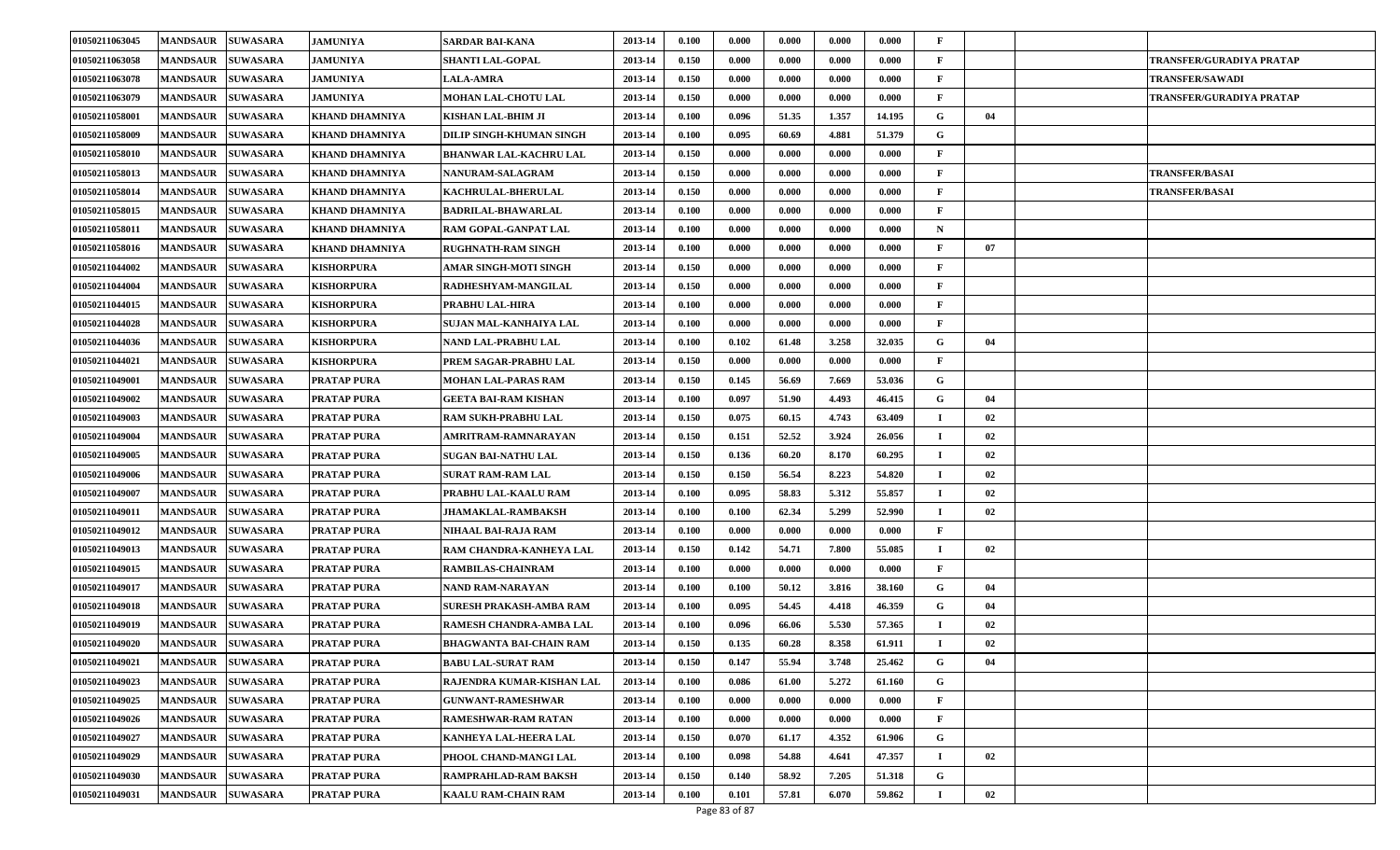| | | | | | | | | | | | | | | |
|---|---|---|---|---|---|---|---|---|---|---|---|---|---|---|
| 01050211063045 | MANDSAUR | SUWASARA | JAMUNIYA | SARDAR BAI-KANA | 2013-14 | 0.100 | 0.000 | 0.000 | 0.000 | 0.000 | F | | | |
| 01050211063058 | MANDSAUR | SUWASARA | JAMUNIYA | SHANTI LAL-GOPAL | 2013-14 | 0.150 | 0.000 | 0.000 | 0.000 | 0.000 | F | | | TRANSFER/GURADIYA PRATAP |
| 01050211063078 | MANDSAUR | SUWASARA | JAMUNIYA | LALA-AMRA | 2013-14 | 0.150 | 0.000 | 0.000 | 0.000 | 0.000 | F | | | TRANSFER/SAWADI |
| 01050211063079 | MANDSAUR | SUWASARA | JAMUNIYA | MOHAN LAL-CHOTU LAL | 2013-14 | 0.150 | 0.000 | 0.000 | 0.000 | 0.000 | F | | | TRANSFER/GURADIYA PRATAP |
| 01050211058001 | MANDSAUR | SUWASARA | KHAND DHAMNIYA | KISHAN LAL-BHIM JI | 2013-14 | 0.100 | 0.096 | 51.35 | 1.357 | 14.195 | G | 04 | | |
| 01050211058009 | MANDSAUR | SUWASARA | KHAND DHAMNIYA | DILIP SINGH-KHUMAN SINGH | 2013-14 | 0.100 | 0.095 | 60.69 | 4.881 | 51.379 | G | | | |
| 01050211058010 | MANDSAUR | SUWASARA | KHAND DHAMNIYA | BHANWAR LAL-KACHRU LAL | 2013-14 | 0.150 | 0.000 | 0.000 | 0.000 | 0.000 | F | | | |
| 01050211058013 | MANDSAUR | SUWASARA | KHAND DHAMNIYA | NANURAM-SALAGRAM | 2013-14 | 0.150 | 0.000 | 0.000 | 0.000 | 0.000 | F | | | TRANSFER/BASAI |
| 01050211058014 | MANDSAUR | SUWASARA | KHAND DHAMNIYA | KACHRULAL-BHERULAL | 2013-14 | 0.150 | 0.000 | 0.000 | 0.000 | 0.000 | F | | | TRANSFER/BASAI |
| 01050211058015 | MANDSAUR | SUWASARA | KHAND DHAMNIYA | BADRILAL-BHAWARLAL | 2013-14 | 0.100 | 0.000 | 0.000 | 0.000 | 0.000 | F | | | |
| 01050211058011 | MANDSAUR | SUWASARA | KHAND DHAMNIYA | RAM GOPAL-GANPAT LAL | 2013-14 | 0.100 | 0.000 | 0.000 | 0.000 | 0.000 | N | | | |
| 01050211058016 | MANDSAUR | SUWASARA | KHAND DHAMNIYA | RUGHNATH-RAM SINGH | 2013-14 | 0.100 | 0.000 | 0.000 | 0.000 | 0.000 | F | 07 | | |
| 01050211044002 | MANDSAUR | SUWASARA | KISHORPURA | AMAR SINGH-MOTI SINGH | 2013-14 | 0.150 | 0.000 | 0.000 | 0.000 | 0.000 | F | | | |
| 01050211044004 | MANDSAUR | SUWASARA | KISHORPURA | RADHESHYAM-MANGILAL | 2013-14 | 0.150 | 0.000 | 0.000 | 0.000 | 0.000 | F | | | |
| 01050211044015 | MANDSAUR | SUWASARA | KISHORPURA | PRABHU LAL-HIRA | 2013-14 | 0.100 | 0.000 | 0.000 | 0.000 | 0.000 | F | | | |
| 01050211044028 | MANDSAUR | SUWASARA | KISHORPURA | SUJAN MAL-KANHAIYA LAL | 2013-14 | 0.100 | 0.000 | 0.000 | 0.000 | 0.000 | F | | | |
| 01050211044036 | MANDSAUR | SUWASARA | KISHORPURA | NAND LAL-PRABHU LAL | 2013-14 | 0.100 | 0.102 | 61.48 | 3.258 | 32.035 | G | 04 | | |
| 01050211044021 | MANDSAUR | SUWASARA | KISHORPURA | PREM SAGAR-PRABHU LAL | 2013-14 | 0.150 | 0.000 | 0.000 | 0.000 | 0.000 | F | | | |
| 01050211049001 | MANDSAUR | SUWASARA | PRATAP PURA | MOHAN LAL-PARAS RAM | 2013-14 | 0.150 | 0.145 | 56.69 | 7.669 | 53.036 | G | | | |
| 01050211049002 | MANDSAUR | SUWASARA | PRATAP PURA | GEETA BAI-RAM KISHAN | 2013-14 | 0.100 | 0.097 | 51.90 | 4.493 | 46.415 | G | 04 | | |
| 01050211049003 | MANDSAUR | SUWASARA | PRATAP PURA | RAM SUKH-PRABHU LAL | 2013-14 | 0.150 | 0.075 | 60.15 | 4.743 | 63.409 | I | 02 | | |
| 01050211049004 | MANDSAUR | SUWASARA | PRATAP PURA | AMRITRAM-RAMNARAYAN | 2013-14 | 0.150 | 0.151 | 52.52 | 3.924 | 26.056 | I | 02 | | |
| 01050211049005 | MANDSAUR | SUWASARA | PRATAP PURA | SUGAN BAI-NATHU LAL | 2013-14 | 0.150 | 0.136 | 60.20 | 8.170 | 60.295 | I | 02 | | |
| 01050211049006 | MANDSAUR | SUWASARA | PRATAP PURA | SURAT RAM-RAM LAL | 2013-14 | 0.150 | 0.150 | 56.54 | 8.223 | 54.820 | I | 02 | | |
| 01050211049007 | MANDSAUR | SUWASARA | PRATAP PURA | PRABHU LAL-KAALU RAM | 2013-14 | 0.100 | 0.095 | 58.83 | 5.312 | 55.857 | I | 02 | | |
| 01050211049011 | MANDSAUR | SUWASARA | PRATAP PURA | JHAMAKLAL-RAMBAKSH | 2013-14 | 0.100 | 0.100 | 62.34 | 5.299 | 52.990 | I | 02 | | |
| 01050211049012 | MANDSAUR | SUWASARA | PRATAP PURA | NIHAAL BAI-RAJA RAM | 2013-14 | 0.100 | 0.000 | 0.000 | 0.000 | 0.000 | F | | | |
| 01050211049013 | MANDSAUR | SUWASARA | PRATAP PURA | RAM CHANDRA-KANHEYA LAL | 2013-14 | 0.150 | 0.142 | 54.71 | 7.800 | 55.085 | I | 02 | | |
| 01050211049015 | MANDSAUR | SUWASARA | PRATAP PURA | RAMBILAS-CHAINRAM | 2013-14 | 0.100 | 0.000 | 0.000 | 0.000 | 0.000 | F | | | |
| 01050211049017 | MANDSAUR | SUWASARA | PRATAP PURA | NAND RAM-NARAYAN | 2013-14 | 0.100 | 0.100 | 50.12 | 3.816 | 38.160 | G | 04 | | |
| 01050211049018 | MANDSAUR | SUWASARA | PRATAP PURA | SURESH PRAKASH-AMBA RAM | 2013-14 | 0.100 | 0.095 | 54.45 | 4.418 | 46.359 | G | 04 | | |
| 01050211049019 | MANDSAUR | SUWASARA | PRATAP PURA | RAMESH CHANDRA-AMBA LAL | 2013-14 | 0.100 | 0.096 | 66.06 | 5.530 | 57.365 | I | 02 | | |
| 01050211049020 | MANDSAUR | SUWASARA | PRATAP PURA | BHAGWANTA BAI-CHAIN RAM | 2013-14 | 0.150 | 0.135 | 60.28 | 8.358 | 61.911 | I | 02 | | |
| 01050211049021 | MANDSAUR | SUWASARA | PRATAP PURA | BABU LAL-SURAT RAM | 2013-14 | 0.150 | 0.147 | 55.94 | 3.748 | 25.462 | G | 04 | | |
| 01050211049023 | MANDSAUR | SUWASARA | PRATAP PURA | RAJENDRA KUMAR-KISHAN LAL | 2013-14 | 0.100 | 0.086 | 61.00 | 5.272 | 61.160 | G | | | |
| 01050211049025 | MANDSAUR | SUWASARA | PRATAP PURA | GUNWANT-RAMESHWAR | 2013-14 | 0.100 | 0.000 | 0.000 | 0.000 | 0.000 | F | | | |
| 01050211049026 | MANDSAUR | SUWASARA | PRATAP PURA | RAMESHWAR-RAM RATAN | 2013-14 | 0.100 | 0.000 | 0.000 | 0.000 | 0.000 | F | | | |
| 01050211049027 | MANDSAUR | SUWASARA | PRATAP PURA | KANHEYA LAL-HEERA LAL | 2013-14 | 0.150 | 0.070 | 61.17 | 4.352 | 61.906 | G | | | |
| 01050211049029 | MANDSAUR | SUWASARA | PRATAP PURA | PHOOL CHAND-MANGI LAL | 2013-14 | 0.100 | 0.098 | 54.88 | 4.641 | 47.357 | I | 02 | | |
| 01050211049030 | MANDSAUR | SUWASARA | PRATAP PURA | RAMPRAHLAD-RAM BAKSH | 2013-14 | 0.150 | 0.140 | 58.92 | 7.205 | 51.318 | G | | | |
| 01050211049031 | MANDSAUR | SUWASARA | PRATAP PURA | KAALU RAM-CHAIN RAM | 2013-14 | 0.100 | 0.101 | 57.81 | 6.070 | 59.862 | I | 02 | | |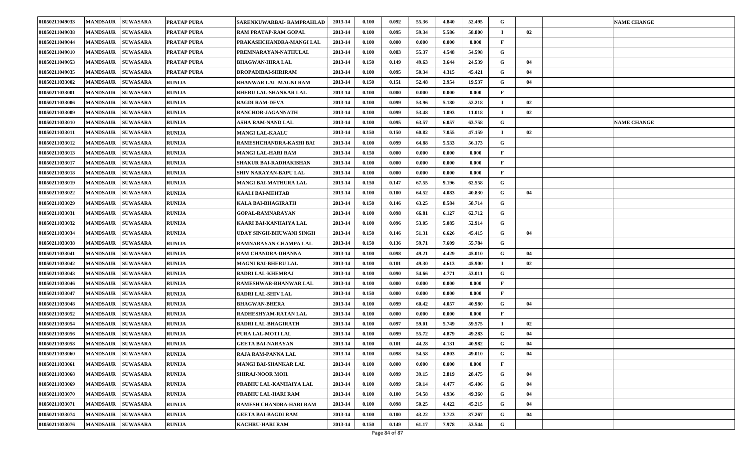| | | | | | | | | | | | | | | |
|---|---|---|---|---|---|---|---|---|---|---|---|---|---|---|
| 01050211049033 | MANDSAUR | SUWASARA | PRATAP PURA | SARENKUWARBAI- RAMPRAHLAD | 2013-14 | 0.100 | 0.092 | 55.36 | 4.840 | 52.495 | G | | | NAME CHANGE |
| 01050211049038 | MANDSAUR | SUWASARA | PRATAP PURA | RAM PRATAP-RAM GOPAL | 2013-14 | 0.100 | 0.095 | 59.34 | 5.586 | 58.800 | I | 02 | | |
| 01050211049044 | MANDSAUR | SUWASARA | PRATAP PURA | PRAKASHCHANDRA-MANGI LAL | 2013-14 | 0.100 | 0.000 | 0.000 | 0.000 | 0.000 | F | | | |
| 01050211049010 | MANDSAUR | SUWASARA | PRATAP PURA | PREMNARAYAN-NATHULAL | 2013-14 | 0.100 | 0.083 | 55.37 | 4.548 | 54.598 | G | | | |
| 01050211049053 | MANDSAUR | SUWASARA | PRATAP PURA | BHAGWAN-HIRA LAL | 2013-14 | 0.150 | 0.149 | 49.63 | 3.644 | 24.539 | G | 04 | | |
| 01050211049035 | MANDSAUR | SUWASARA | PRATAP PURA | DROPADIBAI-SHRIRAM | 2013-14 | 0.100 | 0.095 | 50.34 | 4.315 | 45.421 | G | 04 | | |
| 01050211033002 | MANDSAUR | SUWASARA | RUNIJA | BHANWAR LAL-MAGNI RAM | 2013-14 | 0.150 | 0.151 | 52.48 | 2.954 | 19.537 | G | 04 | | |
| 01050211033001 | MANDSAUR | SUWASARA | RUNIJA | BHERU LAL-SHANKAR LAL | 2013-14 | 0.100 | 0.000 | 0.000 | 0.000 | 0.000 | F | | | |
| 01050211033006 | MANDSAUR | SUWASARA | RUNIJA | BAGDI RAM-DEVA | 2013-14 | 0.100 | 0.099 | 53.96 | 5.180 | 52.218 | I | 02 | | |
| 01050211033009 | MANDSAUR | SUWASARA | RUNIJA | RANCHOR-JAGANNATH | 2013-14 | 0.100 | 0.099 | 53.48 | 1.093 | 11.018 | I | 02 | | |
| 01050211033010 | MANDSAUR | SUWASARA | RUNIJA | ASHA RAM-NAND LAL | 2013-14 | 0.100 | 0.095 | 63.57 | 6.057 | 63.758 | G | | | NAME CHANGE |
| 01050211033011 | MANDSAUR | SUWASARA | RUNIJA | MANGI LAL-KAALU | 2013-14 | 0.150 | 0.150 | 60.82 | 7.055 | 47.159 | I | 02 | | |
| 01050211033012 | MANDSAUR | SUWASARA | RUNIJA | RAMESHCHANDRA-KASHI BAI | 2013-14 | 0.100 | 0.099 | 64.88 | 5.533 | 56.173 | G | | | |
| 01050211033013 | MANDSAUR | SUWASARA | RUNIJA | MANGI LAL-HARI RAM | 2013-14 | 0.150 | 0.000 | 0.000 | 0.000 | 0.000 | F | | | |
| 01050211033017 | MANDSAUR | SUWASARA | RUNIJA | SHAKUR BAI-RADHAKISHAN | 2013-14 | 0.100 | 0.000 | 0.000 | 0.000 | 0.000 | F | | | |
| 01050211033018 | MANDSAUR | SUWASARA | RUNIJA | SHIV NARAYAN-BAPU LAL | 2013-14 | 0.100 | 0.000 | 0.000 | 0.000 | 0.000 | F | | | |
| 01050211033019 | MANDSAUR | SUWASARA | RUNIJA | MANGI BAI-MATHURA LAL | 2013-14 | 0.150 | 0.147 | 67.55 | 9.196 | 62.558 | G | | | |
| 01050211033022 | MANDSAUR | SUWASARA | RUNIJA | KAALI BAI-MEHTAB | 2013-14 | 0.100 | 0.100 | 64.52 | 4.083 | 40.830 | G | 04 | | |
| 01050211033029 | MANDSAUR | SUWASARA | RUNIJA | KALA BAI-BHAGIRATH | 2013-14 | 0.150 | 0.146 | 63.25 | 8.584 | 58.714 | G | | | |
| 01050211033031 | MANDSAUR | SUWASARA | RUNIJA | GOPAL-RAMNARAYAN | 2013-14 | 0.100 | 0.098 | 66.81 | 6.127 | 62.712 | G | | | |
| 01050211033032 | MANDSAUR | SUWASARA | RUNIJA | KAARI BAI-KANHAIYA LAL | 2013-14 | 0.100 | 0.096 | 53.05 | 5.085 | 52.914 | G | | | |
| 01050211033034 | MANDSAUR | SUWASARA | RUNIJA | UDAY SINGH-BHUWANI SINGH | 2013-14 | 0.150 | 0.146 | 51.31 | 6.626 | 45.415 | G | 04 | | |
| 01050211033038 | MANDSAUR | SUWASARA | RUNIJA | RAMNARAYAN-CHAMPA LAL | 2013-14 | 0.150 | 0.136 | 59.71 | 7.609 | 55.784 | G | | | |
| 01050211033041 | MANDSAUR | SUWASARA | RUNIJA | RAM CHANDRA-DHANNA | 2013-14 | 0.100 | 0.098 | 49.21 | 4.429 | 45.010 | G | 04 | | |
| 01050211033042 | MANDSAUR | SUWASARA | RUNIJA | MAGNI BAI-BHERU LAL | 2013-14 | 0.100 | 0.101 | 49.30 | 4.613 | 45.900 | I | 02 | | |
| 01050211033043 | MANDSAUR | SUWASARA | RUNIJA | BADRI LAL-KHEMRAJ | 2013-14 | 0.100 | 0.090 | 54.66 | 4.771 | 53.011 | G | | | |
| 01050211033046 | MANDSAUR | SUWASARA | RUNIJA | RAMESHWAR-BHANWAR LAL | 2013-14 | 0.100 | 0.000 | 0.000 | 0.000 | 0.000 | F | | | |
| 01050211033047 | MANDSAUR | SUWASARA | RUNIJA | BADRI LAL-SHIV LAL | 2013-14 | 0.150 | 0.000 | 0.000 | 0.000 | 0.000 | F | | | |
| 01050211033048 | MANDSAUR | SUWASARA | RUNIJA | BHAGWAN-BHERA | 2013-14 | 0.100 | 0.099 | 60.42 | 4.057 | 40.980 | G | 04 | | |
| 01050211033052 | MANDSAUR | SUWASARA | RUNIJA | RADHESHYAM-RATAN LAL | 2013-14 | 0.100 | 0.000 | 0.000 | 0.000 | 0.000 | F | | | |
| 01050211033054 | MANDSAUR | SUWASARA | RUNIJA | BADRI LAL-BHAGIRATH | 2013-14 | 0.100 | 0.097 | 59.01 | 5.749 | 59.575 | I | 02 | | |
| 01050211033056 | MANDSAUR | SUWASARA | RUNIJA | PURA LAL-MOTI LAL | 2013-14 | 0.100 | 0.099 | 55.72 | 4.879 | 49.283 | G | 04 | | |
| 01050211033058 | MANDSAUR | SUWASARA | RUNIJA | GEETA BAI-NARAYAN | 2013-14 | 0.100 | 0.101 | 44.28 | 4.131 | 40.982 | G | 04 | | |
| 01050211033060 | MANDSAUR | SUWASARA | RUNIJA | RAJA RAM-PANNA LAL | 2013-14 | 0.100 | 0.098 | 54.58 | 4.803 | 49.010 | G | 04 | | |
| 01050211033061 | MANDSAUR | SUWASARA | RUNIJA | MANGI BAI-SHANKAR LAL | 2013-14 | 0.100 | 0.000 | 0.000 | 0.000 | 0.000 | F | | | |
| 01050211033068 | MANDSAUR | SUWASARA | RUNIJA | SHIRAJ-NOOR MOH. | 2013-14 | 0.100 | 0.099 | 39.15 | 2.819 | 28.475 | G | 04 | | |
| 01050211033069 | MANDSAUR | SUWASARA | RUNIJA | PRABHU LAL-KANHAIYA LAL | 2013-14 | 0.100 | 0.099 | 50.14 | 4.477 | 45.406 | G | 04 | | |
| 01050211033070 | MANDSAUR | SUWASARA | RUNIJA | PRABHU LAL-HARI RAM | 2013-14 | 0.100 | 0.100 | 54.58 | 4.936 | 49.360 | G | 04 | | |
| 01050211033071 | MANDSAUR | SUWASARA | RUNIJA | RAMESH CHANDRA-HARI RAM | 2013-14 | 0.100 | 0.098 | 50.25 | 4.422 | 45.215 | G | 04 | | |
| 01050211033074 | MANDSAUR | SUWASARA | RUNIJA | GEETA BAI-BAGDI RAM | 2013-14 | 0.100 | 0.100 | 43.22 | 3.723 | 37.267 | G | 04 | | |
| 01050211033076 | MANDSAUR | SUWASARA | RUNIJA | KACHRU-HARI RAM | 2013-14 | 0.150 | 0.149 | 61.17 | 7.978 | 53.544 | G | | | |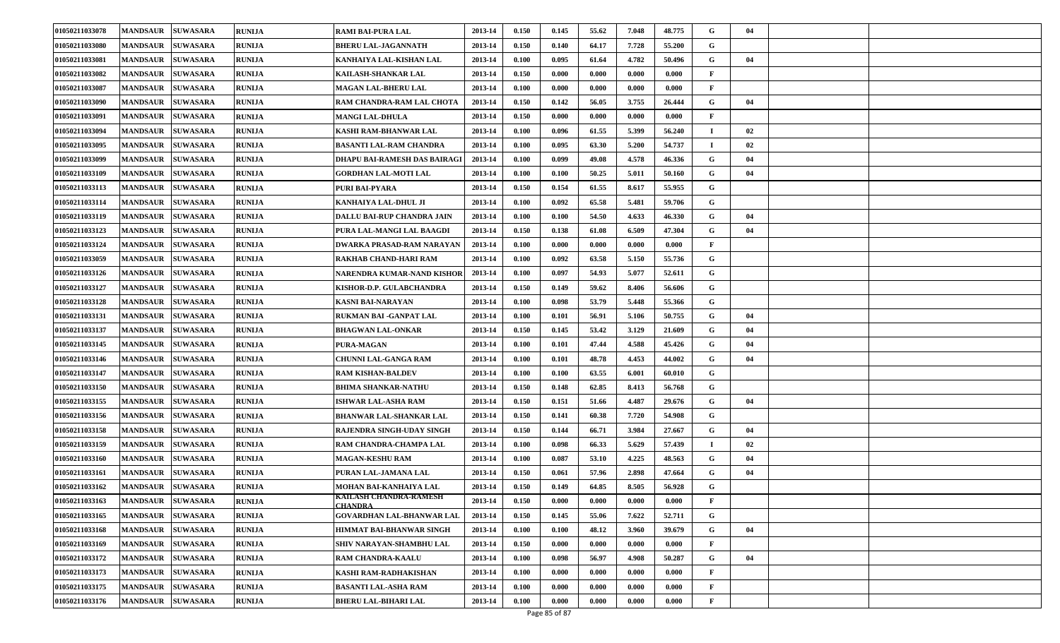| | | | | | | | | | | | | | | |
|---|---|---|---|---|---|---|---|---|---|---|---|---|---|---|
| 01050211033078 | MANDSAUR | SUWASARA | RUNIJA | RAMI BAI-PURA LAL | 2013-14 | 0.150 | 0.145 | 55.62 | 7.048 | 48.775 | G | 04 | | |
| 01050211033080 | MANDSAUR | SUWASARA | RUNIJA | BHERU LAL-JAGANNATH | 2013-14 | 0.150 | 0.140 | 64.17 | 7.728 | 55.200 | G | | | |
| 01050211033081 | MANDSAUR | SUWASARA | RUNIJA | KANHAIYA LAL-KISHAN LAL | 2013-14 | 0.100 | 0.095 | 61.64 | 4.782 | 50.496 | G | 04 | | |
| 01050211033082 | MANDSAUR | SUWASARA | RUNIJA | KAILASH-SHANKAR LAL | 2013-14 | 0.150 | 0.000 | 0.000 | 0.000 | 0.000 | F | | | |
| 01050211033087 | MANDSAUR | SUWASARA | RUNIJA | MAGAN LAL-BHERU LAL | 2013-14 | 0.100 | 0.000 | 0.000 | 0.000 | 0.000 | F | | | |
| 01050211033090 | MANDSAUR | SUWASARA | RUNIJA | RAM CHANDRA-RAM LAL CHOTA | 2013-14 | 0.150 | 0.142 | 56.05 | 3.755 | 26.444 | G | 04 | | |
| 01050211033091 | MANDSAUR | SUWASARA | RUNIJA | MANGI LAL-DHULA | 2013-14 | 0.150 | 0.000 | 0.000 | 0.000 | 0.000 | F | | | |
| 01050211033094 | MANDSAUR | SUWASARA | RUNIJA | KASHI RAM-BHANWAR LAL | 2013-14 | 0.100 | 0.096 | 61.55 | 5.399 | 56.240 | I | 02 | | |
| 01050211033095 | MANDSAUR | SUWASARA | RUNIJA | BASANTI LAL-RAM CHANDRA | 2013-14 | 0.100 | 0.095 | 63.30 | 5.200 | 54.737 | I | 02 | | |
| 01050211033099 | MANDSAUR | SUWASARA | RUNIJA | DHAPU BAI-RAMESH DAS BAIRAGI | 2013-14 | 0.100 | 0.099 | 49.08 | 4.578 | 46.336 | G | 04 | | |
| 01050211033109 | MANDSAUR | SUWASARA | RUNIJA | GORDHAN LAL-MOTI LAL | 2013-14 | 0.100 | 0.100 | 50.25 | 5.011 | 50.160 | G | 04 | | |
| 01050211033113 | MANDSAUR | SUWASARA | RUNIJA | PURI BAI-PYARA | 2013-14 | 0.150 | 0.154 | 61.55 | 8.617 | 55.955 | G | | | |
| 01050211033114 | MANDSAUR | SUWASARA | RUNIJA | KANHAIYA LAL-DHUL JI | 2013-14 | 0.100 | 0.092 | 65.58 | 5.481 | 59.706 | G | | | |
| 01050211033119 | MANDSAUR | SUWASARA | RUNIJA | DALLU BAI-RUP CHANDRA JAIN | 2013-14 | 0.100 | 0.100 | 54.50 | 4.633 | 46.330 | G | 04 | | |
| 01050211033123 | MANDSAUR | SUWASARA | RUNIJA | PURA LAL-MANGI LAL BAAGDI | 2013-14 | 0.150 | 0.138 | 61.08 | 6.509 | 47.304 | G | 04 | | |
| 01050211033124 | MANDSAUR | SUWASARA | RUNIJA | DWARKA PRASAD-RAM NARAYAN | 2013-14 | 0.100 | 0.000 | 0.000 | 0.000 | 0.000 | F | | | |
| 01050211033059 | MANDSAUR | SUWASARA | RUNIJA | RAKHAB CHAND-HARI RAM | 2013-14 | 0.100 | 0.092 | 63.58 | 5.150 | 55.736 | G | | | |
| 01050211033126 | MANDSAUR | SUWASARA | RUNIJA | NARENDRA KUMAR-NAND KISHOR | 2013-14 | 0.100 | 0.097 | 54.93 | 5.077 | 52.611 | G | | | |
| 01050211033127 | MANDSAUR | SUWASARA | RUNIJA | KISHOR-D.P. GULABCHANDRA | 2013-14 | 0.150 | 0.149 | 59.62 | 8.406 | 56.606 | G | | | |
| 01050211033128 | MANDSAUR | SUWASARA | RUNIJA | KASNI BAI-NARAYAN | 2013-14 | 0.100 | 0.098 | 53.79 | 5.448 | 55.366 | G | | | |
| 01050211033131 | MANDSAUR | SUWASARA | RUNIJA | RUKMAN BAI -GANPAT LAL | 2013-14 | 0.100 | 0.101 | 56.91 | 5.106 | 50.755 | G | 04 | | |
| 01050211033137 | MANDSAUR | SUWASARA | RUNIJA | BHAGWAN LAL-ONKAR | 2013-14 | 0.150 | 0.145 | 53.42 | 3.129 | 21.609 | G | 04 | | |
| 01050211033145 | MANDSAUR | SUWASARA | RUNIJA | PURA-MAGAN | 2013-14 | 0.100 | 0.101 | 47.44 | 4.588 | 45.426 | G | 04 | | |
| 01050211033146 | MANDSAUR | SUWASARA | RUNIJA | CHUNNI LAL-GANGA RAM | 2013-14 | 0.100 | 0.101 | 48.78 | 4.453 | 44.002 | G | 04 | | |
| 01050211033147 | MANDSAUR | SUWASARA | RUNIJA | RAM KISHAN-BALDEV | 2013-14 | 0.100 | 0.100 | 63.55 | 6.001 | 60.010 | G | | | |
| 01050211033150 | MANDSAUR | SUWASARA | RUNIJA | BHIMA SHANKAR-NATHU | 2013-14 | 0.150 | 0.148 | 62.85 | 8.413 | 56.768 | G | | | |
| 01050211033155 | MANDSAUR | SUWASARA | RUNIJA | ISHWAR LAL-ASHA RAM | 2013-14 | 0.150 | 0.151 | 51.66 | 4.487 | 29.676 | G | 04 | | |
| 01050211033156 | MANDSAUR | SUWASARA | RUNIJA | BHANWAR LAL-SHANKAR LAL | 2013-14 | 0.150 | 0.141 | 60.38 | 7.720 | 54.908 | G | | | |
| 01050211033158 | MANDSAUR | SUWASARA | RUNIJA | RAJENDRA SINGH-UDAY SINGH | 2013-14 | 0.150 | 0.144 | 66.71 | 3.984 | 27.667 | G | 04 | | |
| 01050211033159 | MANDSAUR | SUWASARA | RUNIJA | RAM CHANDRA-CHAMPA LAL | 2013-14 | 0.100 | 0.098 | 66.33 | 5.629 | 57.439 | I | 02 | | |
| 01050211033160 | MANDSAUR | SUWASARA | RUNIJA | MAGAN-KESHU RAM | 2013-14 | 0.100 | 0.087 | 53.10 | 4.225 | 48.563 | G | 04 | | |
| 01050211033161 | MANDSAUR | SUWASARA | RUNIJA | PURAN LAL-JAMANA LAL | 2013-14 | 0.150 | 0.061 | 57.96 | 2.898 | 47.664 | G | 04 | | |
| 01050211033162 | MANDSAUR | SUWASARA | RUNIJA | MOHAN BAI-KANHAIYA LAL | 2013-14 | 0.150 | 0.149 | 64.85 | 8.505 | 56.928 | G | | | |
| 01050211033163 | MANDSAUR | SUWASARA | RUNIJA | KAILASH CHANDRA-RAMESH CHANDRA | 2013-14 | 0.150 | 0.000 | 0.000 | 0.000 | 0.000 | F | | | |
| 01050211033165 | MANDSAUR | SUWASARA | RUNIJA | GOVARDHAN LAL-BHANWAR LAL | 2013-14 | 0.150 | 0.145 | 55.06 | 7.622 | 52.711 | G | | | |
| 01050211033168 | MANDSAUR | SUWASARA | RUNIJA | HIMMAT BAI-BHANWAR SINGH | 2013-14 | 0.100 | 0.100 | 48.12 | 3.960 | 39.679 | G | 04 | | |
| 01050211033169 | MANDSAUR | SUWASARA | RUNIJA | SHIV NARAYAN-SHAMBHU LAL | 2013-14 | 0.150 | 0.000 | 0.000 | 0.000 | 0.000 | F | | | |
| 01050211033172 | MANDSAUR | SUWASARA | RUNIJA | RAM CHANDRA-KAALU | 2013-14 | 0.100 | 0.098 | 56.97 | 4.908 | 50.287 | G | 04 | | |
| 01050211033173 | MANDSAUR | SUWASARA | RUNIJA | KASHI RAM-RADHAKISHAN | 2013-14 | 0.100 | 0.000 | 0.000 | 0.000 | 0.000 | F | | | |
| 01050211033175 | MANDSAUR | SUWASARA | RUNIJA | BASANTI LAL-ASHA RAM | 2013-14 | 0.100 | 0.000 | 0.000 | 0.000 | 0.000 | F | | | |
| 01050211033176 | MANDSAUR | SUWASARA | RUNIJA | BHERU LAL-BIHARI LAL | 2013-14 | 0.100 | 0.000 | 0.000 | 0.000 | 0.000 | F | | | |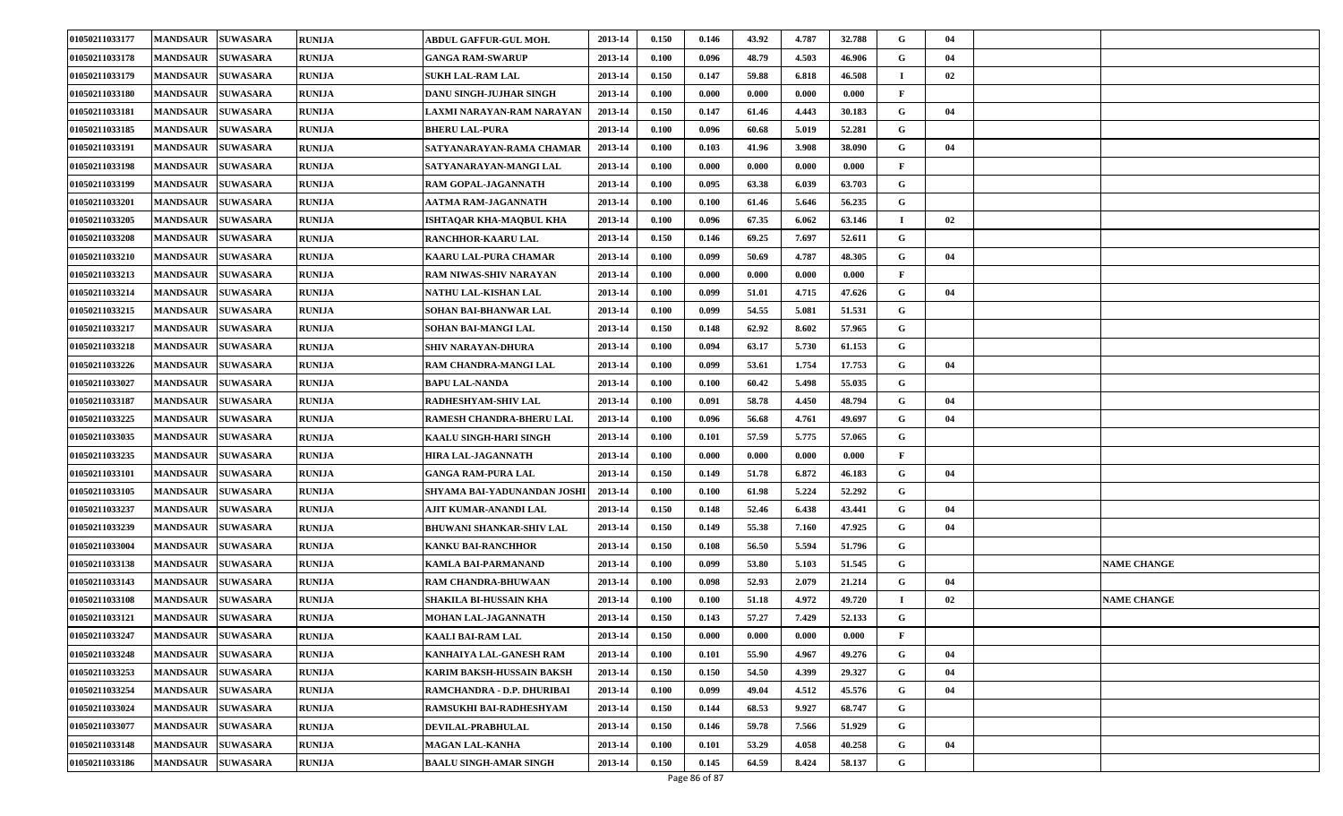| | | | | | | | | | | | | | | | |
|---|---|---|---|---|---|---|---|---|---|---|---|---|---|---|---|
| 01050211033177 | MANDSAUR | SUWASARA | RUNIJA | ABDUL GAFFUR-GUL MOH. | 2013-14 | 0.150 | 0.146 | 43.92 | 4.787 | 32.788 | G | 04 | | | |
| 01050211033178 | MANDSAUR | SUWASARA | RUNIJA | GANGA RAM-SWARUP | 2013-14 | 0.100 | 0.096 | 48.79 | 4.503 | 46.906 | G | 04 | | | |
| 01050211033179 | MANDSAUR | SUWASARA | RUNIJA | SUKH LAL-RAM LAL | 2013-14 | 0.150 | 0.147 | 59.88 | 6.818 | 46.508 | I | 02 | | | |
| 01050211033180 | MANDSAUR | SUWASARA | RUNIJA | DANU SINGH-JUJHAR SINGH | 2013-14 | 0.100 | 0.000 | 0.000 | 0.000 | 0.000 | F | | | | |
| 01050211033181 | MANDSAUR | SUWASARA | RUNIJA | LAXMI NARAYAN-RAM NARAYAN | 2013-14 | 0.150 | 0.147 | 61.46 | 4.443 | 30.183 | G | 04 | | | |
| 01050211033185 | MANDSAUR | SUWASARA | RUNIJA | BHERU LAL-PURA | 2013-14 | 0.100 | 0.096 | 60.68 | 5.019 | 52.281 | G | | | | |
| 01050211033191 | MANDSAUR | SUWASARA | RUNIJA | SATYANARAYAN-RAMA CHAMAR | 2013-14 | 0.100 | 0.103 | 41.96 | 3.908 | 38.090 | G | 04 | | | |
| 01050211033198 | MANDSAUR | SUWASARA | RUNIJA | SATYANARAYAN-MANGI LAL | 2013-14 | 0.100 | 0.000 | 0.000 | 0.000 | 0.000 | F | | | | |
| 01050211033199 | MANDSAUR | SUWASARA | RUNIJA | RAM GOPAL-JAGANNATH | 2013-14 | 0.100 | 0.095 | 63.38 | 6.039 | 63.703 | G | | | | |
| 01050211033201 | MANDSAUR | SUWASARA | RUNIJA | AATMA RAM-JAGANNATH | 2013-14 | 0.100 | 0.100 | 61.46 | 5.646 | 56.235 | G | | | | |
| 01050211033205 | MANDSAUR | SUWASARA | RUNIJA | ISHTAQAR KHA-MAQBUL KHA | 2013-14 | 0.100 | 0.096 | 67.35 | 6.062 | 63.146 | I | 02 | | | |
| 01050211033208 | MANDSAUR | SUWASARA | RUNIJA | RANCHHOR-KAARU LAL | 2013-14 | 0.150 | 0.146 | 69.25 | 7.697 | 52.611 | G | | | | |
| 01050211033210 | MANDSAUR | SUWASARA | RUNIJA | KAARU LAL-PURA CHAMAR | 2013-14 | 0.100 | 0.099 | 50.69 | 4.787 | 48.305 | G | 04 | | | |
| 01050211033213 | MANDSAUR | SUWASARA | RUNIJA | RAM NIWAS-SHIV NARAYAN | 2013-14 | 0.100 | 0.000 | 0.000 | 0.000 | 0.000 | F | | | | |
| 01050211033214 | MANDSAUR | SUWASARA | RUNIJA | NATHU LAL-KISHAN LAL | 2013-14 | 0.100 | 0.099 | 51.01 | 4.715 | 47.626 | G | 04 | | | |
| 01050211033215 | MANDSAUR | SUWASARA | RUNIJA | SOHAN BAI-BHANWAR LAL | 2013-14 | 0.100 | 0.099 | 54.55 | 5.081 | 51.531 | G | | | | |
| 01050211033217 | MANDSAUR | SUWASARA | RUNIJA | SOHAN BAI-MANGI LAL | 2013-14 | 0.150 | 0.148 | 62.92 | 8.602 | 57.965 | G | | | | |
| 01050211033218 | MANDSAUR | SUWASARA | RUNIJA | SHIV NARAYAN-DHURA | 2013-14 | 0.100 | 0.094 | 63.17 | 5.730 | 61.153 | G | | | | |
| 01050211033226 | MANDSAUR | SUWASARA | RUNIJA | RAM CHANDRA-MANGI LAL | 2013-14 | 0.100 | 0.099 | 53.61 | 1.754 | 17.753 | G | 04 | | | |
| 01050211033027 | MANDSAUR | SUWASARA | RUNIJA | BAPU LAL-NANDA | 2013-14 | 0.100 | 0.100 | 60.42 | 5.498 | 55.035 | G | | | | |
| 01050211033187 | MANDSAUR | SUWASARA | RUNIJA | RADHESHYAM-SHIV LAL | 2013-14 | 0.100 | 0.091 | 58.78 | 4.450 | 48.794 | G | 04 | | | |
| 01050211033225 | MANDSAUR | SUWASARA | RUNIJA | RAMESH CHANDRA-BHERU LAL | 2013-14 | 0.100 | 0.096 | 56.68 | 4.761 | 49.697 | G | 04 | | | |
| 01050211033035 | MANDSAUR | SUWASARA | RUNIJA | KAALU SINGH-HARI SINGH | 2013-14 | 0.100 | 0.101 | 57.59 | 5.775 | 57.065 | G | | | | |
| 01050211033235 | MANDSAUR | SUWASARA | RUNIJA | HIRA LAL-JAGANNATH | 2013-14 | 0.100 | 0.000 | 0.000 | 0.000 | 0.000 | F | | | | |
| 01050211033101 | MANDSAUR | SUWASARA | RUNIJA | GANGA RAM-PURA LAL | 2013-14 | 0.150 | 0.149 | 51.78 | 6.872 | 46.183 | G | 04 | | | |
| 01050211033105 | MANDSAUR | SUWASARA | RUNIJA | SHYAMA BAI-YADUNANDAN JOSHI | 2013-14 | 0.100 | 0.100 | 61.98 | 5.224 | 52.292 | G | | | | |
| 01050211033237 | MANDSAUR | SUWASARA | RUNIJA | AJIT KUMAR-ANANDI LAL | 2013-14 | 0.150 | 0.148 | 52.46 | 6.438 | 43.441 | G | 04 | | | |
| 01050211033239 | MANDSAUR | SUWASARA | RUNIJA | BHUWANI SHANKAR-SHIV LAL | 2013-14 | 0.150 | 0.149 | 55.38 | 7.160 | 47.925 | G | 04 | | | |
| 01050211033004 | MANDSAUR | SUWASARA | RUNIJA | KANKU BAI-RANCHHOR | 2013-14 | 0.150 | 0.108 | 56.50 | 5.594 | 51.796 | G | | | | |
| 01050211033138 | MANDSAUR | SUWASARA | RUNIJA | KAMLA BAI-PARMANAND | 2013-14 | 0.100 | 0.099 | 53.80 | 5.103 | 51.545 | G | | | | NAME CHANGE |
| 01050211033143 | MANDSAUR | SUWASARA | RUNIJA | RAM CHANDRA-BHUWAAN | 2013-14 | 0.100 | 0.098 | 52.93 | 2.079 | 21.214 | G | 04 | | | |
| 01050211033108 | MANDSAUR | SUWASARA | RUNIJA | SHAKILA BI-HUSSAIN KHA | 2013-14 | 0.100 | 0.100 | 51.18 | 4.972 | 49.720 | I | 02 | | | NAME CHANGE |
| 01050211033121 | MANDSAUR | SUWASARA | RUNIJA | MOHAN LAL-JAGANNATH | 2013-14 | 0.150 | 0.143 | 57.27 | 7.429 | 52.133 | G | | | | |
| 01050211033247 | MANDSAUR | SUWASARA | RUNIJA | KAALI BAI-RAM LAL | 2013-14 | 0.150 | 0.000 | 0.000 | 0.000 | 0.000 | F | | | | |
| 01050211033248 | MANDSAUR | SUWASARA | RUNIJA | KANHAIYA LAL-GANESH RAM | 2013-14 | 0.100 | 0.101 | 55.90 | 4.967 | 49.276 | G | 04 | | | |
| 01050211033253 | MANDSAUR | SUWASARA | RUNIJA | KARIM BAKSH-HUSSAIN BAKSH | 2013-14 | 0.150 | 0.150 | 54.50 | 4.399 | 29.327 | G | 04 | | | |
| 01050211033254 | MANDSAUR | SUWASARA | RUNIJA | RAMCHANDRA - D.P. DHURIBAI | 2013-14 | 0.100 | 0.099 | 49.04 | 4.512 | 45.576 | G | 04 | | | |
| 01050211033024 | MANDSAUR | SUWASARA | RUNIJA | RAMSUKHI BAI-RADHESHYAM | 2013-14 | 0.150 | 0.144 | 68.53 | 9.927 | 68.747 | G | | | | |
| 01050211033077 | MANDSAUR | SUWASARA | RUNIJA | DEVILAL-PRABHULAL | 2013-14 | 0.150 | 0.146 | 59.78 | 7.566 | 51.929 | G | | | | |
| 01050211033148 | MANDSAUR | SUWASARA | RUNIJA | MAGAN LAL-KANHA | 2013-14 | 0.100 | 0.101 | 53.29 | 4.058 | 40.258 | G | 04 | | | |
| 01050211033186 | MANDSAUR | SUWASARA | RUNIJA | BAALU SINGH-AMAR SINGH | 2013-14 | 0.150 | 0.145 | 64.59 | 8.424 | 58.137 | G | | | | |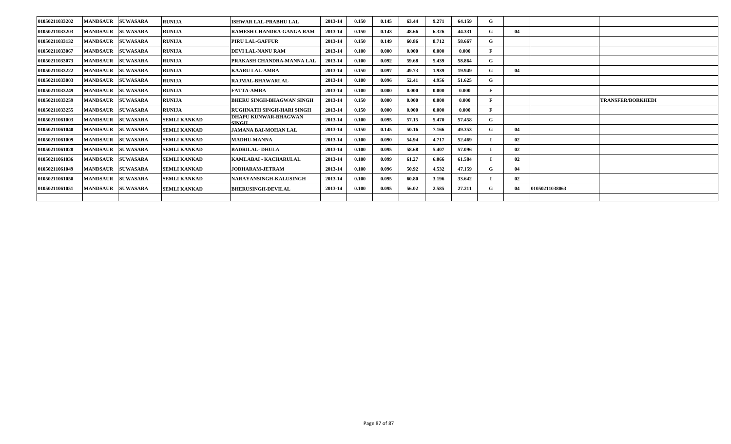| | | | | | | | | | | | | | | |
|---|---|---|---|---|---|---|---|---|---|---|---|---|---|---|
| 01050211033202 | MANDSAUR | SUWASARA | RUNIJA | ISHWAR LAL-PRABHU LAL | 2013-14 | 0.150 | 0.145 | 63.44 | 9.271 | 64.159 | G | | | |
| 01050211033203 | MANDSAUR | SUWASARA | RUNIJA | RAMESH CHANDRA-GANGA RAM | 2013-14 | 0.150 | 0.143 | 48.66 | 6.326 | 44.331 | G | 04 | | |
| 01050211033132 | MANDSAUR | SUWASARA | RUNIJA | PIRU LAL-GAFFUR | 2013-14 | 0.150 | 0.149 | 60.86 | 8.712 | 58.667 | G | | | |
| 01050211033067 | MANDSAUR | SUWASARA | RUNIJA | DEVI LAL-NANU RAM | 2013-14 | 0.100 | 0.000 | 0.000 | 0.000 | 0.000 | F | | | |
| 01050211033073 | MANDSAUR | SUWASARA | RUNIJA | PRAKASH CHANDRA-MANNA LAL | 2013-14 | 0.100 | 0.092 | 59.68 | 5.439 | 58.864 | G | | | |
| 01050211033222 | MANDSAUR | SUWASARA | RUNIJA | KAARU LAL-AMRA | 2013-14 | 0.150 | 0.097 | 49.73 | 1.939 | 19.949 | G | 04 | | |
| 01050211033003 | MANDSAUR | SUWASARA | RUNIJA | RAJMAL-BHAWARLAL | 2013-14 | 0.100 | 0.096 | 52.41 | 4.956 | 51.625 | G | | | |
| 01050211033249 | MANDSAUR | SUWASARA | RUNIJA | FATTA-AMRA | 2013-14 | 0.100 | 0.000 | 0.000 | 0.000 | 0.000 | F | | | |
| 01050211033259 | MANDSAUR | SUWASARA | RUNIJA | BHERU SINGH-BHAGWAN SINGH | 2013-14 | 0.150 | 0.000 | 0.000 | 0.000 | 0.000 | F | | | TRANSFER/BORKHEDI |
| 01050211033255 | MANDSAUR | SUWASARA | RUNIJA | RUGHNATH SINGH-HARI SINGH | 2013-14 | 0.150 | 0.000 | 0.000 | 0.000 | 0.000 | F | | | |
| 01050211061003 | MANDSAUR | SUWASARA | SEMLI KANKAD | DHAPU KUNWAR-BHAGWAN SINGH | 2013-14 | 0.100 | 0.095 | 57.15 | 5.470 | 57.458 | G | | | |
| 01050211061040 | MANDSAUR | SUWASARA | SEMLI KANKAD | JAMANA BAI-MOHAN LAL | 2013-14 | 0.150 | 0.145 | 50.16 | 7.166 | 49.353 | G | 04 | | |
| 01050211061009 | MANDSAUR | SUWASARA | SEMLI KANKAD | MADHU-MANNA | 2013-14 | 0.100 | 0.090 | 54.94 | 4.717 | 52.469 | I | 02 | | |
| 01050211061028 | MANDSAUR | SUWASARA | SEMLI KANKAD | BADRILAL- DHULA | 2013-14 | 0.100 | 0.095 | 58.68 | 5.407 | 57.096 | I | 02 | | |
| 01050211061036 | MANDSAUR | SUWASARA | SEMLI KANKAD | KAMLABAI - KACHARULAL | 2013-14 | 0.100 | 0.099 | 61.27 | 6.066 | 61.584 | I | 02 | | |
| 01050211061049 | MANDSAUR | SUWASARA | SEMLI KANKAD | JODHARAM-JETRAM | 2013-14 | 0.100 | 0.096 | 50.92 | 4.532 | 47.159 | G | 04 | | |
| 01050211061050 | MANDSAUR | SUWASARA | SEMLI KANKAD | NARAYANSINGH-KALUSINGH | 2013-14 | 0.100 | 0.095 | 60.80 | 3.196 | 33.642 | I | 02 | | |
| 01050211061051 | MANDSAUR | SUWASARA | SEMLI KANKAD | BHERUSINGH-DEVILAL | 2013-14 | 0.100 | 0.095 | 56.02 | 2.585 | 27.211 | G | 04 | 01050211038063 | |